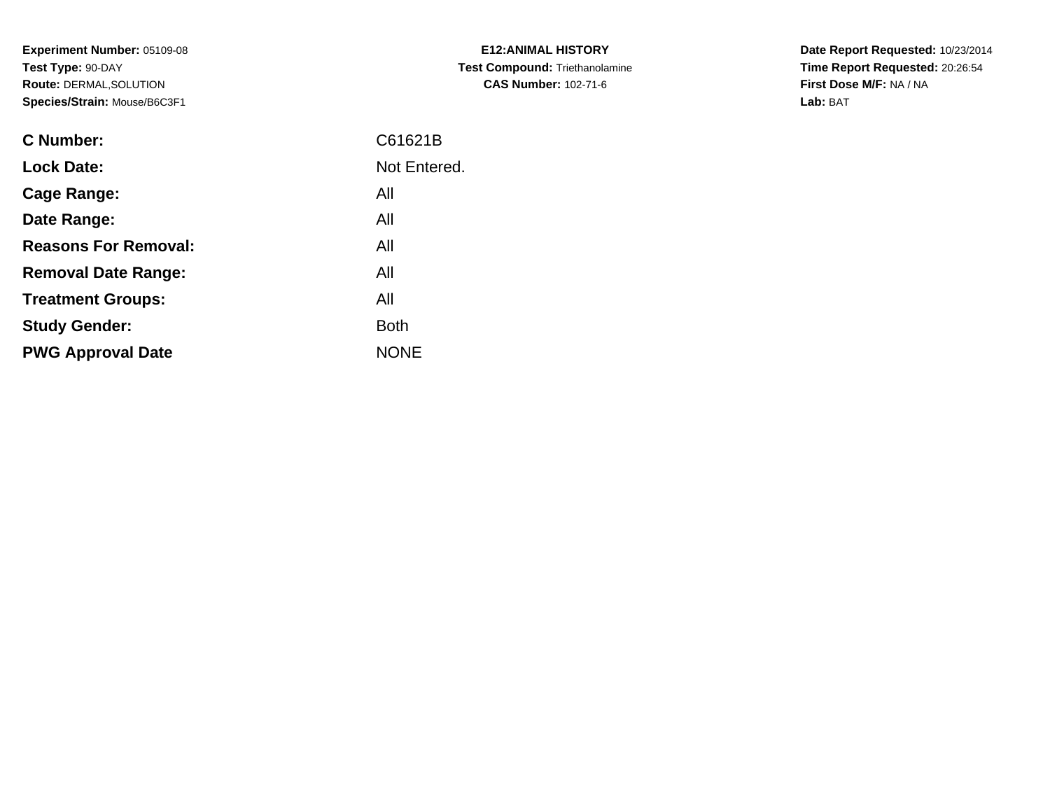**Experiment Number:** 05109-08
**Test Type:** 90-DAY
**Route:** DERMAL,SOLUTION
**Species/Strain:** Mouse/B6C3F1

**E12:ANIMAL HISTORY**
**Test Compound:** Triethanolamine
**CAS Number:** 102-71-6

**Date Report Requested:** 10/23/2014
**Time Report Requested:** 20:26:54
**First Dose M/F:** NA / NA
**Lab:** BAT

| | |
|---|---|
| **C Number:** | C61621B |
| **Lock Date:** | Not Entered. |
| **Cage Range:** | All |
| **Date Range:** | All |
| **Reasons For Removal:** | All |
| **Removal Date Range:** | All |
| **Treatment Groups:** | All |
| **Study Gender:** | Both |
| **PWG Approval Date** | NONE |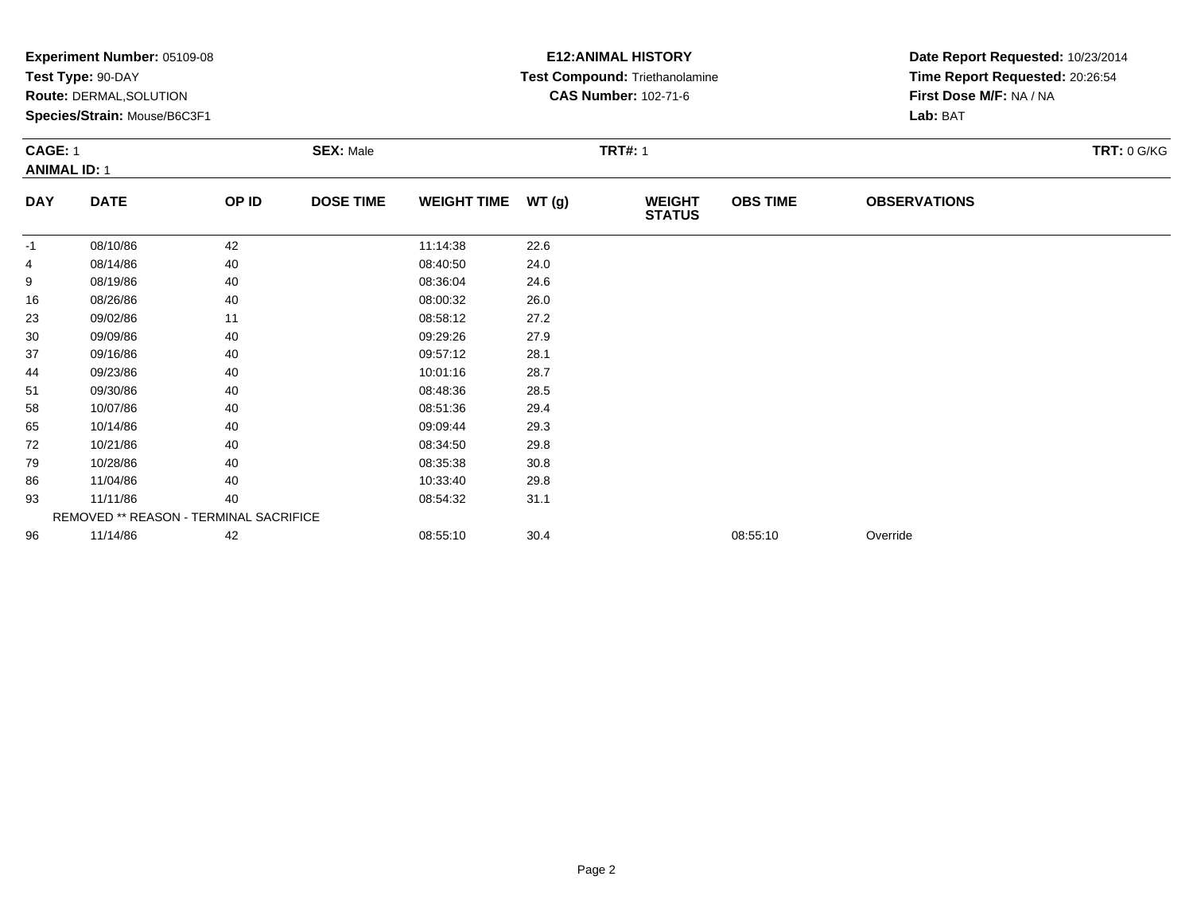**Experiment Number:** 05109-08
**Test Type:** 90-DAY
**Route:** DERMAL,SOLUTION
**Species/Strain:** Mouse/B6C3F1

**E12:ANIMAL HISTORY**
**Test Compound:** Triethanolamine
**CAS Number:** 102-71-6

**Date Report Requested:** 10/23/2014
**Time Report Requested:** 20:26:54
**First Dose M/F:** NA / NA
**Lab:** BAT

**CAGE:** 1 **SEX:** Male **TRT#:** 1 **TRT:** 0 G/KG
**ANIMAL ID:** 1

| DAY | DATE | OP ID | DOSE TIME | WEIGHT TIME | WT (g) | WEIGHT STATUS | OBS TIME | OBSERVATIONS |
|---|---|---|---|---|---|---|---|---|
| -1 | 08/10/86 | 42 | | 11:14:38 | 22.6 | | | |
| 4 | 08/14/86 | 40 | | 08:40:50 | 24.0 | | | |
| 9 | 08/19/86 | 40 | | 08:36:04 | 24.6 | | | |
| 16 | 08/26/86 | 40 | | 08:00:32 | 26.0 | | | |
| 23 | 09/02/86 | 11 | | 08:58:12 | 27.2 | | | |
| 30 | 09/09/86 | 40 | | 09:29:26 | 27.9 | | | |
| 37 | 09/16/86 | 40 | | 09:57:12 | 28.1 | | | |
| 44 | 09/23/86 | 40 | | 10:01:16 | 28.7 | | | |
| 51 | 09/30/86 | 40 | | 08:48:36 | 28.5 | | | |
| 58 | 10/07/86 | 40 | | 08:51:36 | 29.4 | | | |
| 65 | 10/14/86 | 40 | | 09:09:44 | 29.3 | | | |
| 72 | 10/21/86 | 40 | | 08:34:50 | 29.8 | | | |
| 79 | 10/28/86 | 40 | | 08:35:38 | 30.8 | | | |
| 86 | 11/04/86 | 40 | | 10:33:40 | 29.8 | | | |
| 93 | 11/11/86 | 40 | | 08:54:32 | 31.1 | | | |
| | REMOVED ** REASON - TERMINAL SACRIFICE | | | | | | | |
| 96 | 11/14/86 | 42 | | 08:55:10 | 30.4 | | 08:55:10 | Override |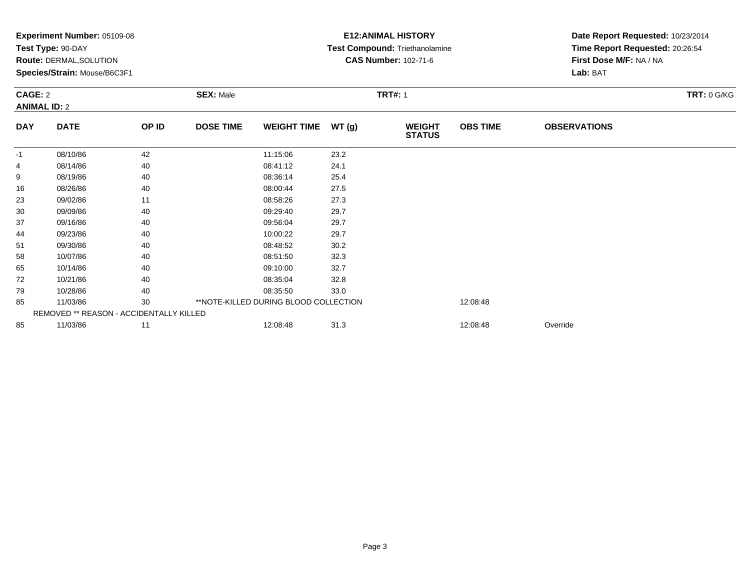**Experiment Number:** 05109-08
**Test Type:** 90-DAY
**Route:** DERMAL,SOLUTION
**Species/Strain:** Mouse/B6C3F1

**E12:ANIMAL HISTORY**
**Test Compound:** Triethanolamine
**CAS Number:** 102-71-6

**Date Report Requested:** 10/23/2014
**Time Report Requested:** 20:26:54
**First Dose M/F:** NA / NA
**Lab:** BAT

**CAGE:** 2 **SEX:** Male **TRT#:** 1 **TRT:** 0 G/KG
**ANIMAL ID:** 2

| DAY | DATE | OP ID | DOSE TIME | WEIGHT TIME | WT (g) | WEIGHT STATUS | OBS TIME | OBSERVATIONS |
|---|---|---|---|---|---|---|---|---|
| -1 | 08/10/86 | 42 | | 11:15:06 | 23.2 | | | |
| 4 | 08/14/86 | 40 | | 08:41:12 | 24.1 | | | |
| 9 | 08/19/86 | 40 | | 08:36:14 | 25.4 | | | |
| 16 | 08/26/86 | 40 | | 08:00:44 | 27.5 | | | |
| 23 | 09/02/86 | 11 | | 08:58:26 | 27.3 | | | |
| 30 | 09/09/86 | 40 | | 09:29:40 | 29.7 | | | |
| 37 | 09/16/86 | 40 | | 09:56:04 | 29.7 | | | |
| 44 | 09/23/86 | 40 | | 10:00:22 | 29.7 | | | |
| 51 | 09/30/86 | 40 | | 08:48:52 | 30.2 | | | |
| 58 | 10/07/86 | 40 | | 08:51:50 | 32.3 | | | |
| 65 | 10/14/86 | 40 | | 09:10:00 | 32.7 | | | |
| 72 | 10/21/86 | 40 | | 08:35:04 | 32.8 | | | |
| 79 | 10/28/86 | 40 | | 08:35:50 | 33.0 | | | |
| 85 | 11/03/86 | 30 | **NOTE-KILLED DURING BLOOD COLLECTION | | | | 12:08:48 | |
| REMOVED ** REASON - ACCIDENTALLY KILLED | | | | | | | | |
| 85 | 11/03/86 | 11 | | 12:08:48 | 31.3 | | 12:08:48 | Override |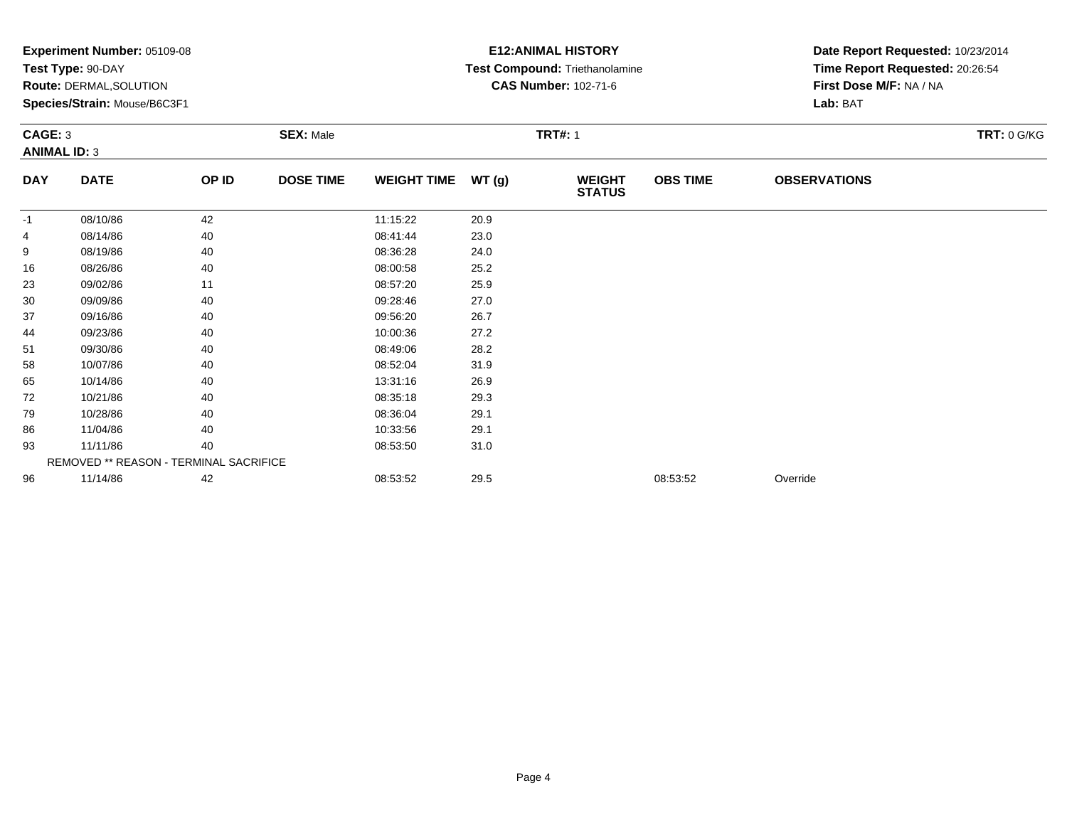**Experiment Number:** 05109-08
**Test Type:** 90-DAY
**Route:** DERMAL,SOLUTION
**Species/Strain:** Mouse/B6C3F1

**E12:ANIMAL HISTORY**
**Test Compound:** Triethanolamine
**CAS Number:** 102-71-6

**Date Report Requested:** 10/23/2014
**Time Report Requested:** 20:26:54
**First Dose M/F:** NA / NA
**Lab:** BAT

**CAGE:** 3 **SEX:** Male **TRT#:** 1 **TRT:** 0 G/KG
**ANIMAL ID:** 3

| DAY | DATE | OP ID | DOSE TIME | WEIGHT TIME | WT (g) | WEIGHT STATUS | OBS TIME | OBSERVATIONS |
|---|---|---|---|---|---|---|---|---|
| -1 | 08/10/86 | 42 | | 11:15:22 | 20.9 | | | |
| 4 | 08/14/86 | 40 | | 08:41:44 | 23.0 | | | |
| 9 | 08/19/86 | 40 | | 08:36:28 | 24.0 | | | |
| 16 | 08/26/86 | 40 | | 08:00:58 | 25.2 | | | |
| 23 | 09/02/86 | 11 | | 08:57:20 | 25.9 | | | |
| 30 | 09/09/86 | 40 | | 09:28:46 | 27.0 | | | |
| 37 | 09/16/86 | 40 | | 09:56:20 | 26.7 | | | |
| 44 | 09/23/86 | 40 | | 10:00:36 | 27.2 | | | |
| 51 | 09/30/86 | 40 | | 08:49:06 | 28.2 | | | |
| 58 | 10/07/86 | 40 | | 08:52:04 | 31.9 | | | |
| 65 | 10/14/86 | 40 | | 13:31:16 | 26.9 | | | |
| 72 | 10/21/86 | 40 | | 08:35:18 | 29.3 | | | |
| 79 | 10/28/86 | 40 | | 08:36:04 | 29.1 | | | |
| 86 | 11/04/86 | 40 | | 10:33:56 | 29.1 | | | |
| 93 | 11/11/86 | 40 | | 08:53:50 | 31.0 | | | |
| | REMOVED ** REASON - TERMINAL SACRIFICE | | | | | | | |
| 96 | 11/14/86 | 42 | | 08:53:52 | 29.5 | | 08:53:52 | Override |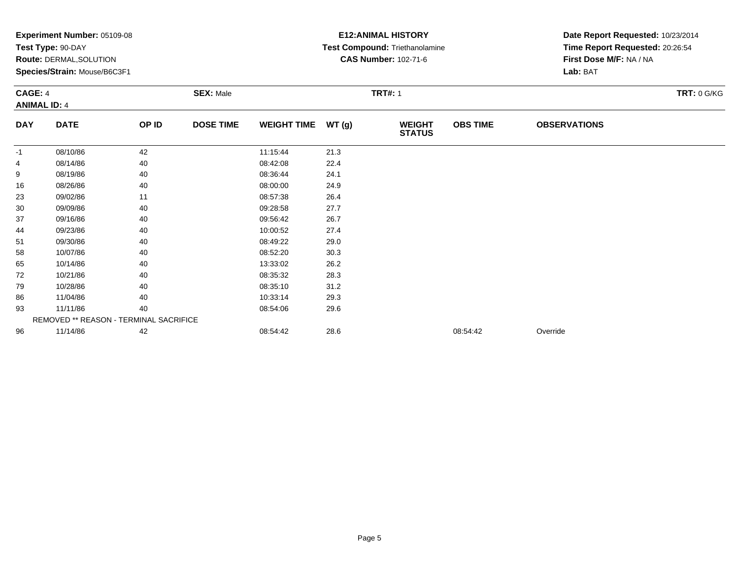**Experiment Number:** 05109-08
**Test Type:** 90-DAY
**Route:** DERMAL,SOLUTION
**Species/Strain:** Mouse/B6C3F1

**E12:ANIMAL HISTORY**
**Test Compound:** Triethanolamine
**CAS Number:** 102-71-6

**Date Report Requested:** 10/23/2014
**Time Report Requested:** 20:26:54
**First Dose M/F:** NA / NA
**Lab:** BAT

**CAGE:** 4 **SEX:** Male **TRT#:** 1 **TRT:** 0 G/KG
**ANIMAL ID:** 4

| DAY | DATE | OP ID | DOSE TIME | WEIGHT TIME | WT (g) | WEIGHT STATUS | OBS TIME | OBSERVATIONS |
|---|---|---|---|---|---|---|---|---|
| -1 | 08/10/86 | 42 | | 11:15:44 | 21.3 | | | |
| 4 | 08/14/86 | 40 | | 08:42:08 | 22.4 | | | |
| 9 | 08/19/86 | 40 | | 08:36:44 | 24.1 | | | |
| 16 | 08/26/86 | 40 | | 08:00:00 | 24.9 | | | |
| 23 | 09/02/86 | 11 | | 08:57:38 | 26.4 | | | |
| 30 | 09/09/86 | 40 | | 09:28:58 | 27.7 | | | |
| 37 | 09/16/86 | 40 | | 09:56:42 | 26.7 | | | |
| 44 | 09/23/86 | 40 | | 10:00:52 | 27.4 | | | |
| 51 | 09/30/86 | 40 | | 08:49:22 | 29.0 | | | |
| 58 | 10/07/86 | 40 | | 08:52:20 | 30.3 | | | |
| 65 | 10/14/86 | 40 | | 13:33:02 | 26.2 | | | |
| 72 | 10/21/86 | 40 | | 08:35:32 | 28.3 | | | |
| 79 | 10/28/86 | 40 | | 08:35:10 | 31.2 | | | |
| 86 | 11/04/86 | 40 | | 10:33:14 | 29.3 | | | |
| 93 | 11/11/86 | 40 | | 08:54:06 | 29.6 | | | |
| | REMOVED ** REASON - TERMINAL SACRIFICE | | | | | | | |
| 96 | 11/14/86 | 42 | | 08:54:42 | 28.6 | | 08:54:42 | Override |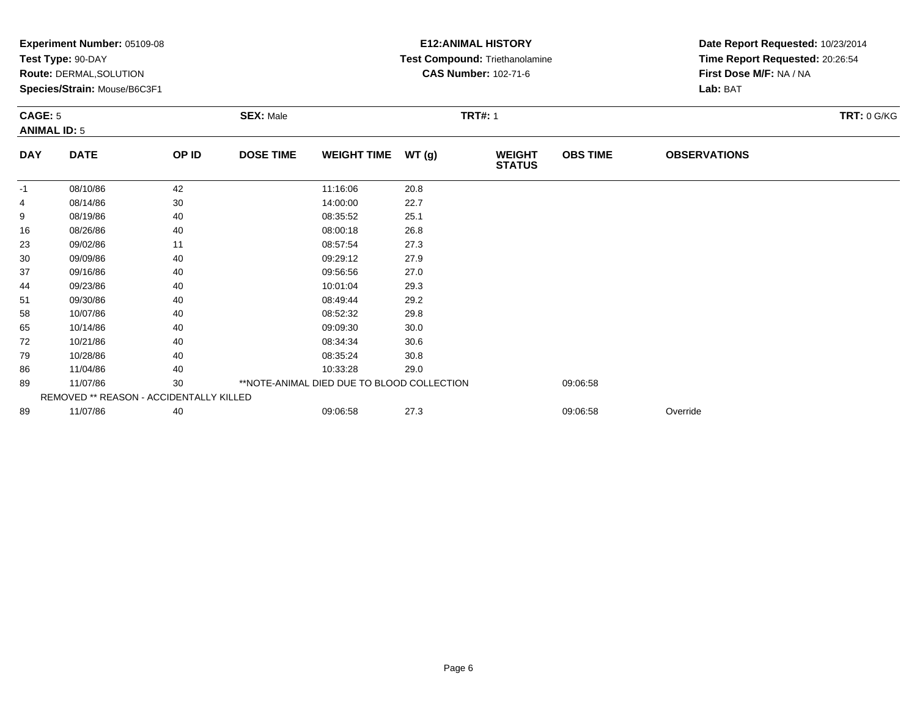**Experiment Number:** 05109-08
**Test Type:** 90-DAY
**Route:** DERMAL,SOLUTION
**Species/Strain:** Mouse/B6C3F1

**E12:ANIMAL HISTORY**
**Test Compound:** Triethanolamine
**CAS Number:** 102-71-6

**Date Report Requested:** 10/23/2014
**Time Report Requested:** 20:26:54
**First Dose M/F:** NA / NA
**Lab:** BAT

**CAGE:** 5
**ANIMAL ID:** 5
**SEX:** Male
**TRT#:** 1
**TRT:** 0 G/KG

| DAY | DATE | OP ID | DOSE TIME | WEIGHT TIME | WT (g) | WEIGHT STATUS | OBS TIME | OBSERVATIONS |
|---|---|---|---|---|---|---|---|---|
| -1 | 08/10/86 | 42 | | 11:16:06 | 20.8 | | | |
| 4 | 08/14/86 | 30 | | 14:00:00 | 22.7 | | | |
| 9 | 08/19/86 | 40 | | 08:35:52 | 25.1 | | | |
| 16 | 08/26/86 | 40 | | 08:00:18 | 26.8 | | | |
| 23 | 09/02/86 | 11 | | 08:57:54 | 27.3 | | | |
| 30 | 09/09/86 | 40 | | 09:29:12 | 27.9 | | | |
| 37 | 09/16/86 | 40 | | 09:56:56 | 27.0 | | | |
| 44 | 09/23/86 | 40 | | 10:01:04 | 29.3 | | | |
| 51 | 09/30/86 | 40 | | 08:49:44 | 29.2 | | | |
| 58 | 10/07/86 | 40 | | 08:52:32 | 29.8 | | | |
| 65 | 10/14/86 | 40 | | 09:09:30 | 30.0 | | | |
| 72 | 10/21/86 | 40 | | 08:34:34 | 30.6 | | | |
| 79 | 10/28/86 | 40 | | 08:35:24 | 30.8 | | | |
| 86 | 11/04/86 | 40 | | 10:33:28 | 29.0 | | | |
| 89 | 11/07/86 | 30 | **NOTE-ANIMAL DIED DUE TO BLOOD COLLECTION | | | | 09:06:58 | |
| REMOVED ** REASON - ACCIDENTALLY KILLED | | | | | | | | |
| 89 | 11/07/86 | 40 | | 09:06:58 | 27.3 | | 09:06:58 | Override |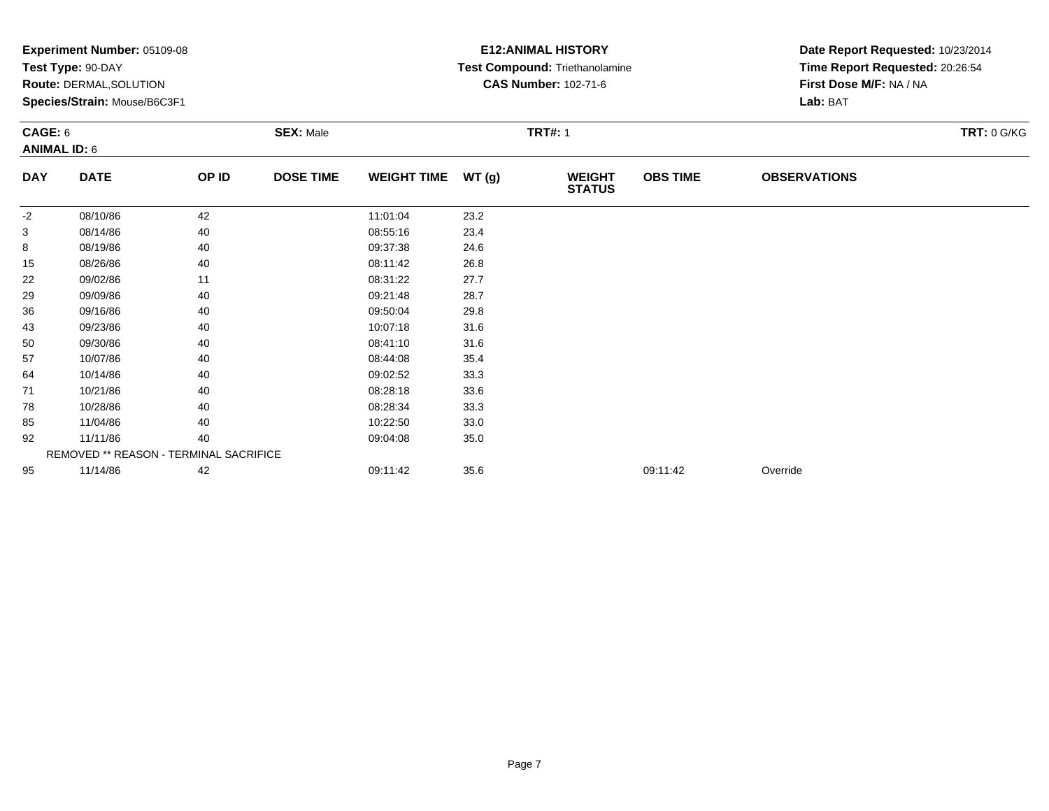**Experiment Number:** 05109-08
**Test Type:** 90-DAY
**Route:** DERMAL,SOLUTION
**Species/Strain:** Mouse/B6C3F1

**E12:ANIMAL HISTORY**
**Test Compound:** Triethanolamine
**CAS Number:** 102-71-6

**Date Report Requested:** 10/23/2014
**Time Report Requested:** 20:26:54
**First Dose M/F:** NA / NA
**Lab:** BAT

**CAGE:** 6 **SEX:** Male **TRT#:** 1 **TRT:** 0 G/KG
**ANIMAL ID:** 6

| DAY | DATE | OP ID | DOSE TIME | WEIGHT TIME | WT (g) | WEIGHT STATUS | OBS TIME | OBSERVATIONS |
|---|---|---|---|---|---|---|---|---|
| -2 | 08/10/86 | 42 | | 11:01:04 | 23.2 | | | |
| 3 | 08/14/86 | 40 | | 08:55:16 | 23.4 | | | |
| 8 | 08/19/86 | 40 | | 09:37:38 | 24.6 | | | |
| 15 | 08/26/86 | 40 | | 08:11:42 | 26.8 | | | |
| 22 | 09/02/86 | 11 | | 08:31:22 | 27.7 | | | |
| 29 | 09/09/86 | 40 | | 09:21:48 | 28.7 | | | |
| 36 | 09/16/86 | 40 | | 09:50:04 | 29.8 | | | |
| 43 | 09/23/86 | 40 | | 10:07:18 | 31.6 | | | |
| 50 | 09/30/86 | 40 | | 08:41:10 | 31.6 | | | |
| 57 | 10/07/86 | 40 | | 08:44:08 | 35.4 | | | |
| 64 | 10/14/86 | 40 | | 09:02:52 | 33.3 | | | |
| 71 | 10/21/86 | 40 | | 08:28:18 | 33.6 | | | |
| 78 | 10/28/86 | 40 | | 08:28:34 | 33.3 | | | |
| 85 | 11/04/86 | 40 | | 10:22:50 | 33.0 | | | |
| 92 | 11/11/86 | 40 | | 09:04:08 | 35.0 | | | |
| | REMOVED ** REASON - TERMINAL SACRIFICE | | | | | | | |
| 95 | 11/14/86 | 42 | | 09:11:42 | 35.6 | | 09:11:42 | Override |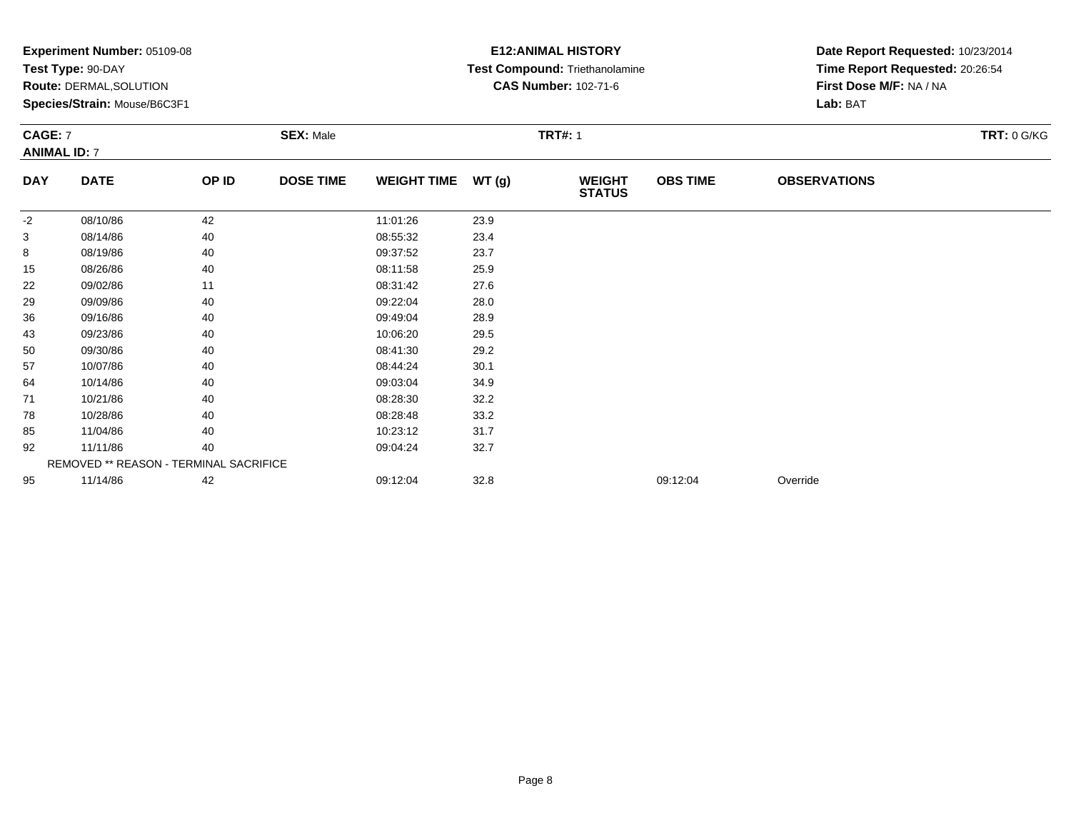**Experiment Number:** 05109-08
**Test Type:** 90-DAY
**Route:** DERMAL,SOLUTION
**Species/Strain:** Mouse/B6C3F1

**E12:ANIMAL HISTORY**
**Test Compound:** Triethanolamine
**CAS Number:** 102-71-6

**Date Report Requested:** 10/23/2014
**Time Report Requested:** 20:26:54
**First Dose M/F:** NA / NA
**Lab:** BAT

**CAGE:** 7 **SEX:** Male **TRT#:** 1 **TRT:** 0 G/KG
**ANIMAL ID:** 7

| DAY | DATE | OP ID | DOSE TIME | WEIGHT TIME | WT (g) | WEIGHT STATUS | OBS TIME | OBSERVATIONS |
|---|---|---|---|---|---|---|---|---|
| -2 | 08/10/86 | 42 | | 11:01:26 | 23.9 | | | |
| 3 | 08/14/86 | 40 | | 08:55:32 | 23.4 | | | |
| 8 | 08/19/86 | 40 | | 09:37:52 | 23.7 | | | |
| 15 | 08/26/86 | 40 | | 08:11:58 | 25.9 | | | |
| 22 | 09/02/86 | 11 | | 08:31:42 | 27.6 | | | |
| 29 | 09/09/86 | 40 | | 09:22:04 | 28.0 | | | |
| 36 | 09/16/86 | 40 | | 09:49:04 | 28.9 | | | |
| 43 | 09/23/86 | 40 | | 10:06:20 | 29.5 | | | |
| 50 | 09/30/86 | 40 | | 08:41:30 | 29.2 | | | |
| 57 | 10/07/86 | 40 | | 08:44:24 | 30.1 | | | |
| 64 | 10/14/86 | 40 | | 09:03:04 | 34.9 | | | |
| 71 | 10/21/86 | 40 | | 08:28:30 | 32.2 | | | |
| 78 | 10/28/86 | 40 | | 08:28:48 | 33.2 | | | |
| 85 | 11/04/86 | 40 | | 10:23:12 | 31.7 | | | |
| 92 | 11/11/86 | 40 | | 09:04:24 | 32.7 | | | |
| | REMOVED ** REASON - TERMINAL SACRIFICE | | | | | | | |
| 95 | 11/14/86 | 42 | | 09:12:04 | 32.8 | | 09:12:04 | Override |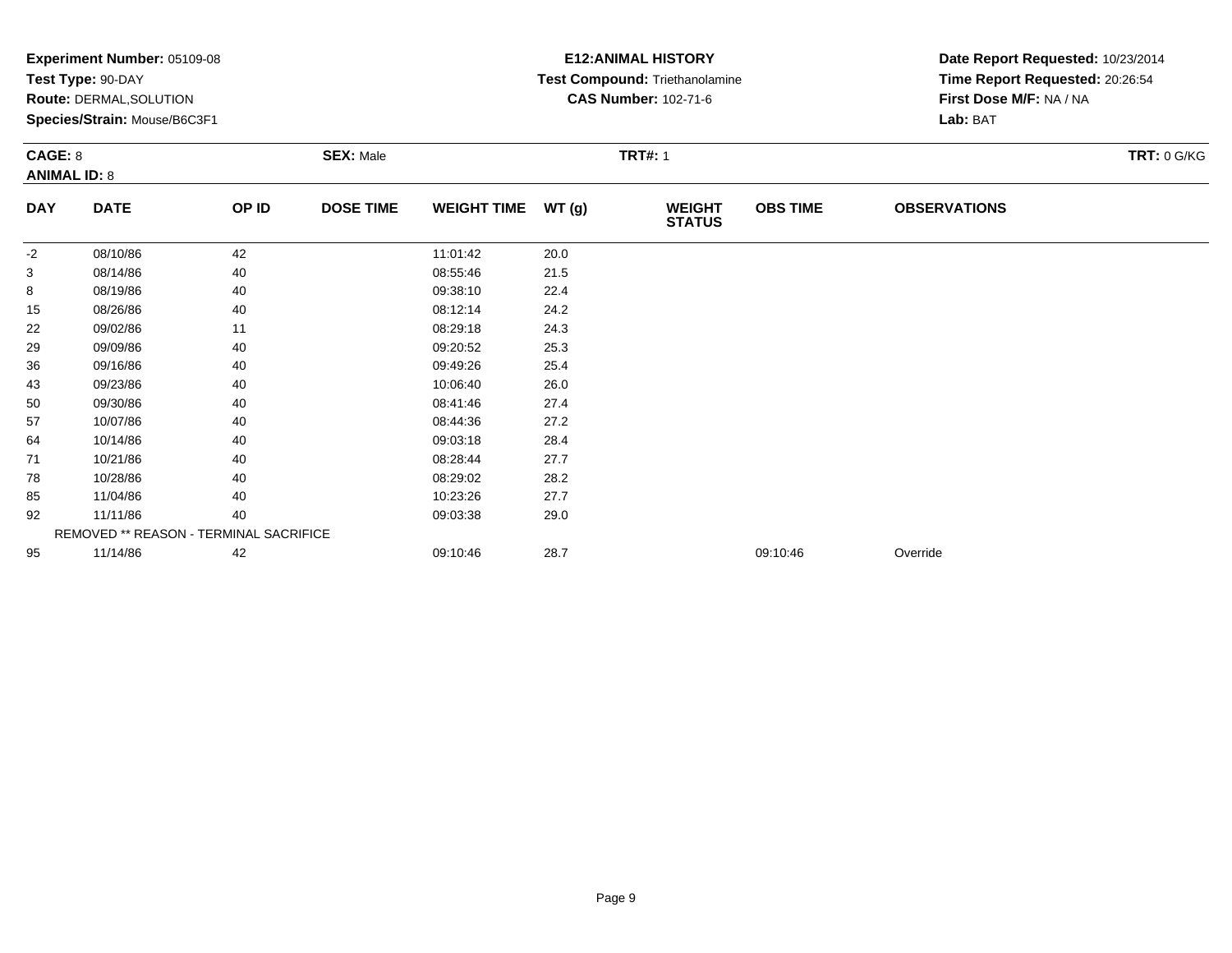**Experiment Number:** 05109-08
**Test Type:** 90-DAY
**Route:** DERMAL,SOLUTION
**Species/Strain:** Mouse/B6C3F1

**E12:ANIMAL HISTORY**
**Test Compound:** Triethanolamine
**CAS Number:** 102-71-6

**Date Report Requested:** 10/23/2014
**Time Report Requested:** 20:26:54
**First Dose M/F:** NA / NA
**Lab:** BAT

**CAGE:** 8
**ANIMAL ID:** 8
**SEX:** Male
**TRT#:** 1
**TRT:** 0 G/KG

| DAY | DATE | OP ID | DOSE TIME | WEIGHT TIME | WT (g) | WEIGHT STATUS | OBS TIME | OBSERVATIONS |
|---|---|---|---|---|---|---|---|---|
| -2 | 08/10/86 | 42 | | 11:01:42 | 20.0 | | | |
| 3 | 08/14/86 | 40 | | 08:55:46 | 21.5 | | | |
| 8 | 08/19/86 | 40 | | 09:38:10 | 22.4 | | | |
| 15 | 08/26/86 | 40 | | 08:12:14 | 24.2 | | | |
| 22 | 09/02/86 | 11 | | 08:29:18 | 24.3 | | | |
| 29 | 09/09/86 | 40 | | 09:20:52 | 25.3 | | | |
| 36 | 09/16/86 | 40 | | 09:49:26 | 25.4 | | | |
| 43 | 09/23/86 | 40 | | 10:06:40 | 26.0 | | | |
| 50 | 09/30/86 | 40 | | 08:41:46 | 27.4 | | | |
| 57 | 10/07/86 | 40 | | 08:44:36 | 27.2 | | | |
| 64 | 10/14/86 | 40 | | 09:03:18 | 28.4 | | | |
| 71 | 10/21/86 | 40 | | 08:28:44 | 27.7 | | | |
| 78 | 10/28/86 | 40 | | 08:29:02 | 28.2 | | | |
| 85 | 11/04/86 | 40 | | 10:23:26 | 27.7 | | | |
| 92 | 11/11/86 | 40 | | 09:03:38 | 29.0 | | | |
| | REMOVED ** REASON - TERMINAL SACRIFICE | | | | | | | |
| 95 | 11/14/86 | 42 | | 09:10:46 | 28.7 | | 09:10:46 | Override |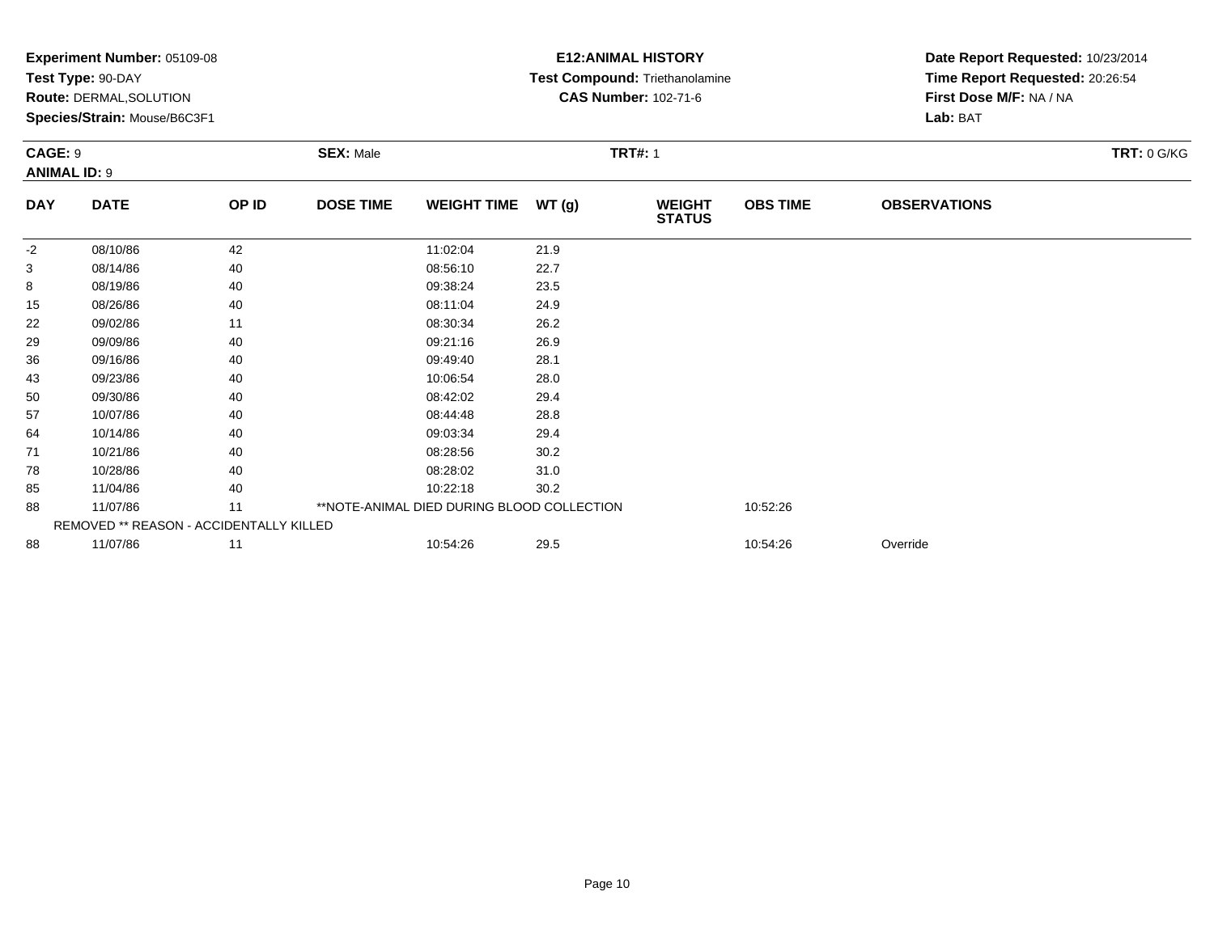**Experiment Number:** 05109-08
**Test Type:** 90-DAY
**Route:** DERMAL,SOLUTION
**Species/Strain:** Mouse/B6C3F1

**E12:ANIMAL HISTORY**
**Test Compound:** Triethanolamine
**CAS Number:** 102-71-6

**Date Report Requested:** 10/23/2014
**Time Report Requested:** 20:26:54
**First Dose M/F:** NA / NA
**Lab:** BAT

**CAGE:** 9 | **SEX:** Male | **TRT#:** 1 | **TRT:** 0 G/KG
**ANIMAL ID:** 9

| DAY | DATE | OP ID | DOSE TIME | WEIGHT TIME | WT (g) | WEIGHT STATUS | OBS TIME | OBSERVATIONS |
|---|---|---|---|---|---|---|---|---|
| -2 | 08/10/86 | 42 | | 11:02:04 | 21.9 | | | |
| 3 | 08/14/86 | 40 | | 08:56:10 | 22.7 | | | |
| 8 | 08/19/86 | 40 | | 09:38:24 | 23.5 | | | |
| 15 | 08/26/86 | 40 | | 08:11:04 | 24.9 | | | |
| 22 | 09/02/86 | 11 | | 08:30:34 | 26.2 | | | |
| 29 | 09/09/86 | 40 | | 09:21:16 | 26.9 | | | |
| 36 | 09/16/86 | 40 | | 09:49:40 | 28.1 | | | |
| 43 | 09/23/86 | 40 | | 10:06:54 | 28.0 | | | |
| 50 | 09/30/86 | 40 | | 08:42:02 | 29.4 | | | |
| 57 | 10/07/86 | 40 | | 08:44:48 | 28.8 | | | |
| 64 | 10/14/86 | 40 | | 09:03:34 | 29.4 | | | |
| 71 | 10/21/86 | 40 | | 08:28:56 | 30.2 | | | |
| 78 | 10/28/86 | 40 | | 08:28:02 | 31.0 | | | |
| 85 | 11/04/86 | 40 | | 10:22:18 | 30.2 | | | |
| 88 | 11/07/86 | 11 | **NOTE-ANIMAL DIED DURING BLOOD COLLECTION | | | | 10:52:26 | |
| REMOVED ** REASON - ACCIDENTALLY KILLED | | | | | | | | |
| 88 | 11/07/86 | 11 | | 10:54:26 | 29.5 | | 10:54:26 | Override |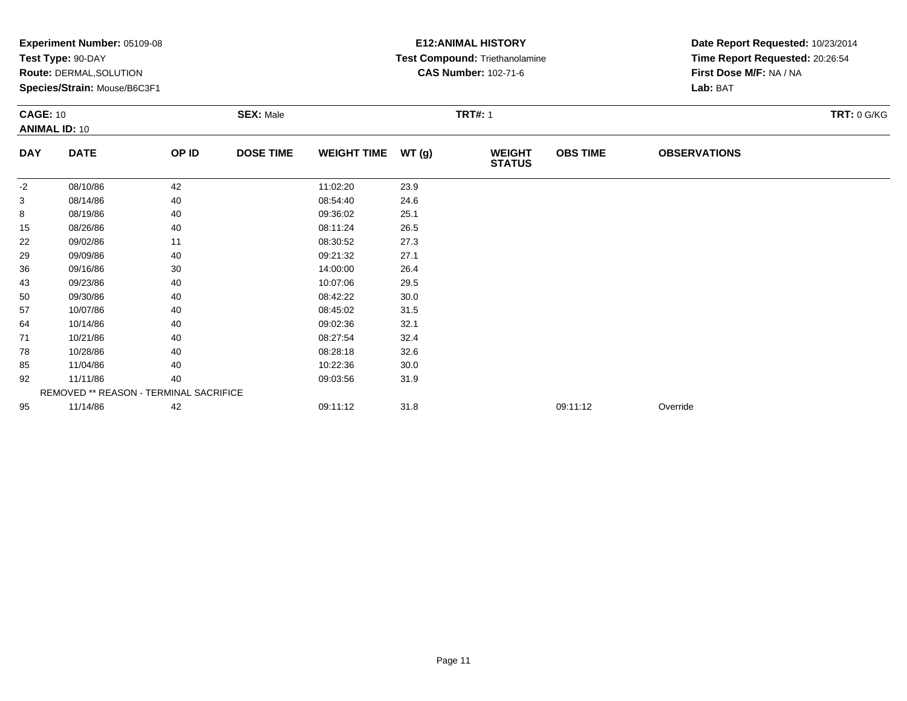**Experiment Number:** 05109-08
**Test Type:** 90-DAY
**Route:** DERMAL,SOLUTION
**Species/Strain:** Mouse/B6C3F1

**E12:ANIMAL HISTORY**
**Test Compound:** Triethanolamine
**CAS Number:** 102-71-6

**Date Report Requested:** 10/23/2014
**Time Report Requested:** 20:26:54
**First Dose M/F:** NA / NA
**Lab:** BAT

**CAGE:** 10 **SEX:** Male **TRT#:** 1 **TRT:** 0 G/KG
**ANIMAL ID:** 10

| DAY | DATE | OP ID | DOSE TIME | WEIGHT TIME | WT (g) | WEIGHT STATUS | OBS TIME | OBSERVATIONS |
|---|---|---|---|---|---|---|---|---|
| -2 | 08/10/86 | 42 | | 11:02:20 | 23.9 | | | |
| 3 | 08/14/86 | 40 | | 08:54:40 | 24.6 | | | |
| 8 | 08/19/86 | 40 | | 09:36:02 | 25.1 | | | |
| 15 | 08/26/86 | 40 | | 08:11:24 | 26.5 | | | |
| 22 | 09/02/86 | 11 | | 08:30:52 | 27.3 | | | |
| 29 | 09/09/86 | 40 | | 09:21:32 | 27.1 | | | |
| 36 | 09/16/86 | 30 | | 14:00:00 | 26.4 | | | |
| 43 | 09/23/86 | 40 | | 10:07:06 | 29.5 | | | |
| 50 | 09/30/86 | 40 | | 08:42:22 | 30.0 | | | |
| 57 | 10/07/86 | 40 | | 08:45:02 | 31.5 | | | |
| 64 | 10/14/86 | 40 | | 09:02:36 | 32.1 | | | |
| 71 | 10/21/86 | 40 | | 08:27:54 | 32.4 | | | |
| 78 | 10/28/86 | 40 | | 08:28:18 | 32.6 | | | |
| 85 | 11/04/86 | 40 | | 10:22:36 | 30.0 | | | |
| 92 | 11/11/86 | 40 | | 09:03:56 | 31.9 | | | |
| | REMOVED ** REASON - TERMINAL SACRIFICE | | | | | | | |
| 95 | 11/14/86 | 42 | | 09:11:12 | 31.8 | | 09:11:12 | Override |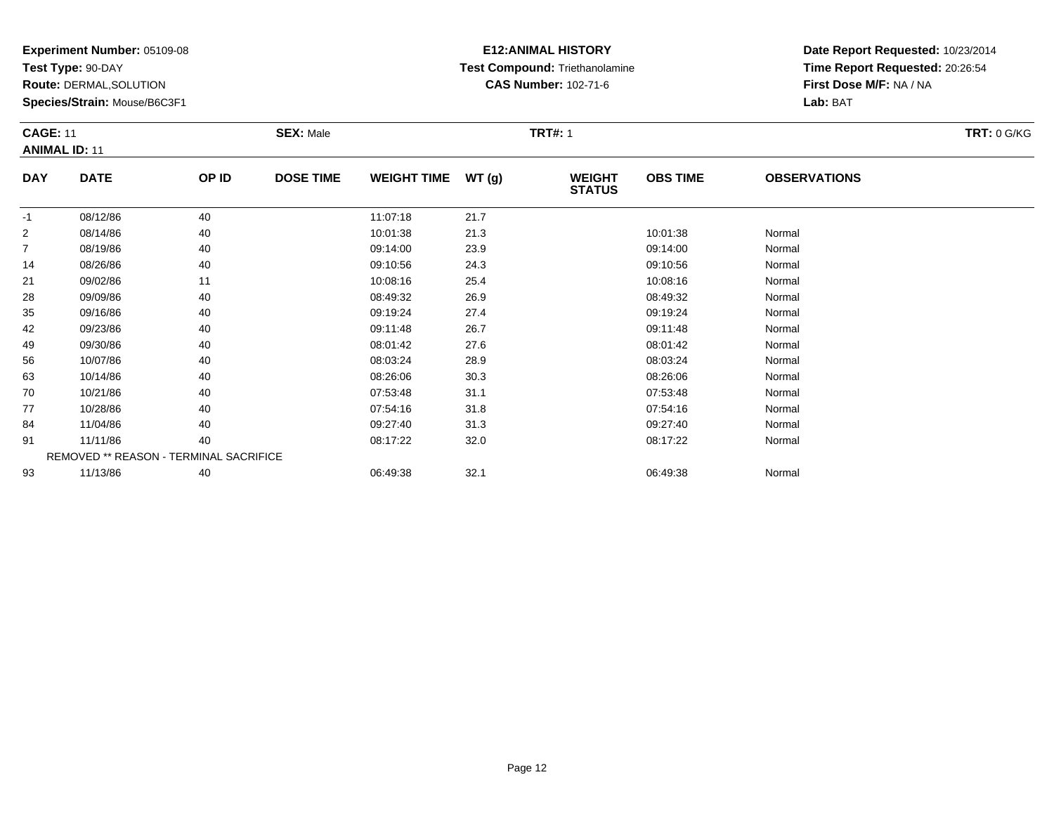**Experiment Number:** 05109-08
**Test Type:** 90-DAY
**Route:** DERMAL,SOLUTION
**Species/Strain:** Mouse/B6C3F1

**E12:ANIMAL HISTORY**
**Test Compound:** Triethanolamine
**CAS Number:** 102-71-6

**Date Report Requested:** 10/23/2014
**Time Report Requested:** 20:26:54
**First Dose M/F:** NA / NA
**Lab:** BAT

**CAGE:** 11 **SEX:** Male **TRT#:** 1 **TRT:** 0 G/KG
**ANIMAL ID:** 11

| DAY | DATE | OP ID | DOSE TIME | WEIGHT TIME | WT (g) | WEIGHT STATUS | OBS TIME | OBSERVATIONS |
|---|---|---|---|---|---|---|---|---|
| -1 | 08/12/86 | 40 | | 11:07:18 | 21.7 | | | |
| 2 | 08/14/86 | 40 | | 10:01:38 | 21.3 | | 10:01:38 | Normal |
| 7 | 08/19/86 | 40 | | 09:14:00 | 23.9 | | 09:14:00 | Normal |
| 14 | 08/26/86 | 40 | | 09:10:56 | 24.3 | | 09:10:56 | Normal |
| 21 | 09/02/86 | 11 | | 10:08:16 | 25.4 | | 10:08:16 | Normal |
| 28 | 09/09/86 | 40 | | 08:49:32 | 26.9 | | 08:49:32 | Normal |
| 35 | 09/16/86 | 40 | | 09:19:24 | 27.4 | | 09:19:24 | Normal |
| 42 | 09/23/86 | 40 | | 09:11:48 | 26.7 | | 09:11:48 | Normal |
| 49 | 09/30/86 | 40 | | 08:01:42 | 27.6 | | 08:01:42 | Normal |
| 56 | 10/07/86 | 40 | | 08:03:24 | 28.9 | | 08:03:24 | Normal |
| 63 | 10/14/86 | 40 | | 08:26:06 | 30.3 | | 08:26:06 | Normal |
| 70 | 10/21/86 | 40 | | 07:53:48 | 31.1 | | 07:53:48 | Normal |
| 77 | 10/28/86 | 40 | | 07:54:16 | 31.8 | | 07:54:16 | Normal |
| 84 | 11/04/86 | 40 | | 09:27:40 | 31.3 | | 09:27:40 | Normal |
| 91 | 11/11/86 | 40 | | 08:17:22 | 32.0 | | 08:17:22 | Normal |
| REMOVED ** REASON - TERMINAL SACRIFICE | | | | | | | | |
| 93 | 11/13/86 | 40 | | 06:49:38 | 32.1 | | 06:49:38 | Normal |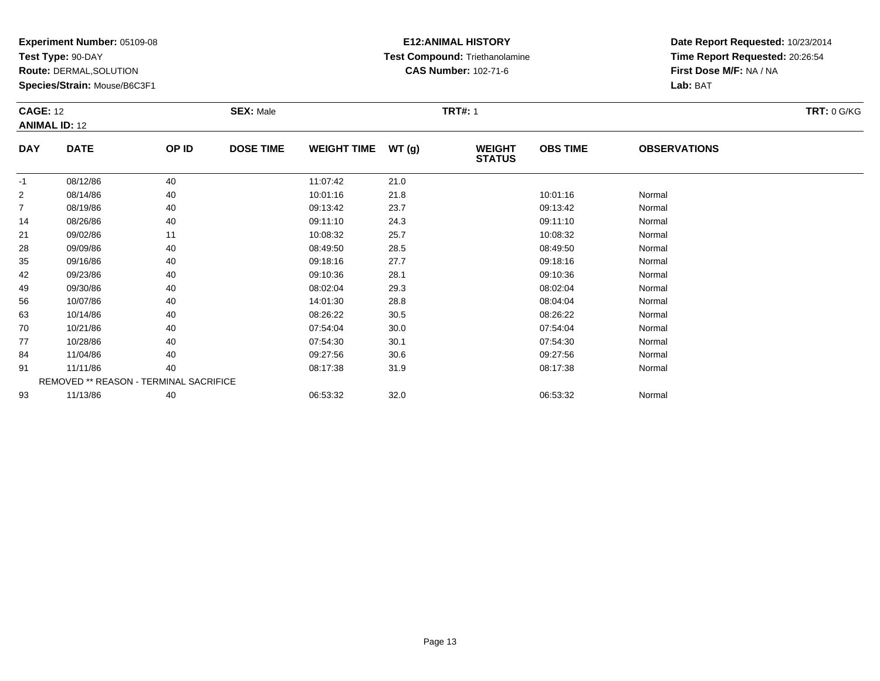**Experiment Number:** 05109-08
**Test Type:** 90-DAY
**Route:** DERMAL,SOLUTION
**Species/Strain:** Mouse/B6C3F1

**E12:ANIMAL HISTORY**
**Test Compound:** Triethanolamine
**CAS Number:** 102-71-6

**Date Report Requested:** 10/23/2014
**Time Report Requested:** 20:26:54
**First Dose M/F:** NA / NA
**Lab:** BAT

**CAGE:** 12 **SEX:** Male **TRT#:** 1 **TRT:** 0 G/KG
**ANIMAL ID:** 12

| DAY | DATE | OP ID | DOSE TIME | WEIGHT TIME | WT (g) | WEIGHT STATUS | OBS TIME | OBSERVATIONS |
|---|---|---|---|---|---|---|---|---|
| -1 | 08/12/86 | 40 | | 11:07:42 | 21.0 | | | |
| 2 | 08/14/86 | 40 | | 10:01:16 | 21.8 | | 10:01:16 | Normal |
| 7 | 08/19/86 | 40 | | 09:13:42 | 23.7 | | 09:13:42 | Normal |
| 14 | 08/26/86 | 40 | | 09:11:10 | 24.3 | | 09:11:10 | Normal |
| 21 | 09/02/86 | 11 | | 10:08:32 | 25.7 | | 10:08:32 | Normal |
| 28 | 09/09/86 | 40 | | 08:49:50 | 28.5 | | 08:49:50 | Normal |
| 35 | 09/16/86 | 40 | | 09:18:16 | 27.7 | | 09:18:16 | Normal |
| 42 | 09/23/86 | 40 | | 09:10:36 | 28.1 | | 09:10:36 | Normal |
| 49 | 09/30/86 | 40 | | 08:02:04 | 29.3 | | 08:02:04 | Normal |
| 56 | 10/07/86 | 40 | | 14:01:30 | 28.8 | | 08:04:04 | Normal |
| 63 | 10/14/86 | 40 | | 08:26:22 | 30.5 | | 08:26:22 | Normal |
| 70 | 10/21/86 | 40 | | 07:54:04 | 30.0 | | 07:54:04 | Normal |
| 77 | 10/28/86 | 40 | | 07:54:30 | 30.1 | | 07:54:30 | Normal |
| 84 | 11/04/86 | 40 | | 09:27:56 | 30.6 | | 09:27:56 | Normal |
| 91 | 11/11/86 | 40 | | 08:17:38 | 31.9 | | 08:17:38 | Normal |
| | REMOVED ** REASON - TERMINAL SACRIFICE | | | | | | | |
| 93 | 11/13/86 | 40 | | 06:53:32 | 32.0 | | 06:53:32 | Normal |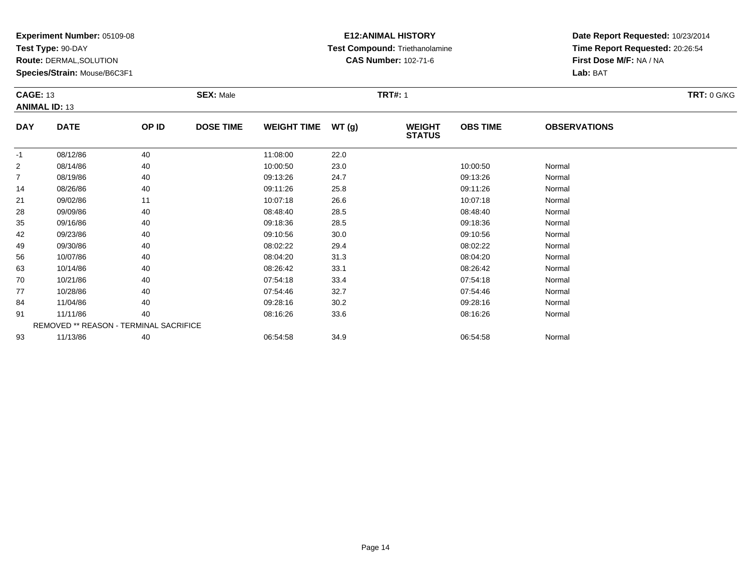**Experiment Number:** 05109-08
**Test Type:** 90-DAY
**Route:** DERMAL,SOLUTION
**Species/Strain:** Mouse/B6C3F1

**E12:ANIMAL HISTORY**
**Test Compound:** Triethanolamine
**CAS Number:** 102-71-6

**Date Report Requested:** 10/23/2014
**Time Report Requested:** 20:26:54
**First Dose M/F:** NA / NA
**Lab:** BAT

**CAGE:** 13
**ANIMAL ID:** 13
**SEX:** Male
**TRT#:** 1
**TRT:** 0 G/KG

| DAY | DATE | OP ID | DOSE TIME | WEIGHT TIME | WT (g) | WEIGHT STATUS | OBS TIME | OBSERVATIONS |
|---|---|---|---|---|---|---|---|---|
| -1 | 08/12/86 | 40 | | 11:08:00 | 22.0 | | | |
| 2 | 08/14/86 | 40 | | 10:00:50 | 23.0 | | 10:00:50 | Normal |
| 7 | 08/19/86 | 40 | | 09:13:26 | 24.7 | | 09:13:26 | Normal |
| 14 | 08/26/86 | 40 | | 09:11:26 | 25.8 | | 09:11:26 | Normal |
| 21 | 09/02/86 | 11 | | 10:07:18 | 26.6 | | 10:07:18 | Normal |
| 28 | 09/09/86 | 40 | | 08:48:40 | 28.5 | | 08:48:40 | Normal |
| 35 | 09/16/86 | 40 | | 09:18:36 | 28.5 | | 09:18:36 | Normal |
| 42 | 09/23/86 | 40 | | 09:10:56 | 30.0 | | 09:10:56 | Normal |
| 49 | 09/30/86 | 40 | | 08:02:22 | 29.4 | | 08:02:22 | Normal |
| 56 | 10/07/86 | 40 | | 08:04:20 | 31.3 | | 08:04:20 | Normal |
| 63 | 10/14/86 | 40 | | 08:26:42 | 33.1 | | 08:26:42 | Normal |
| 70 | 10/21/86 | 40 | | 07:54:18 | 33.4 | | 07:54:18 | Normal |
| 77 | 10/28/86 | 40 | | 07:54:46 | 32.7 | | 07:54:46 | Normal |
| 84 | 11/04/86 | 40 | | 09:28:16 | 30.2 | | 09:28:16 | Normal |
| 91 | 11/11/86 | 40 | | 08:16:26 | 33.6 | | 08:16:26 | Normal |
| | REMOVED ** REASON - TERMINAL SACRIFICE | | | | | | | |
| 93 | 11/13/86 | 40 | | 06:54:58 | 34.9 | | 06:54:58 | Normal |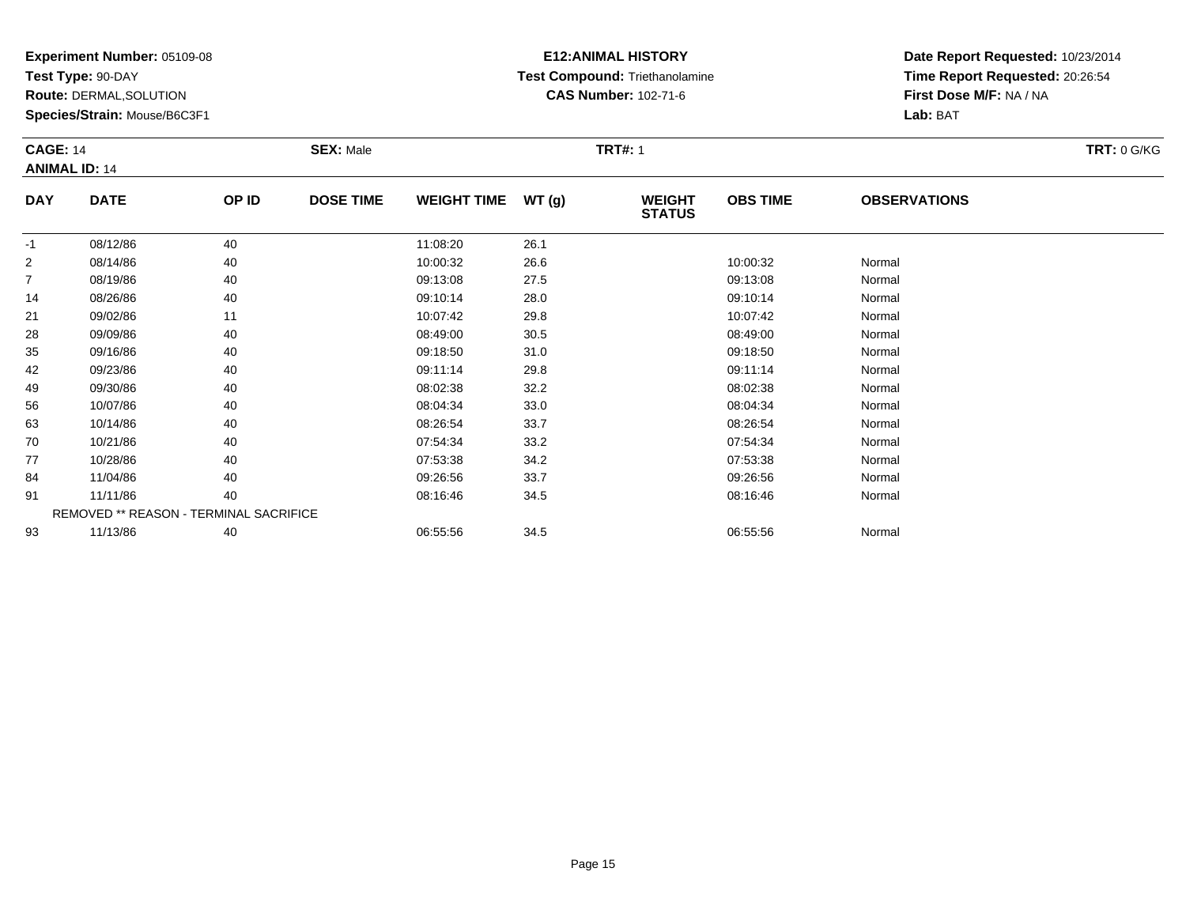**Experiment Number:** 05109-08
**Test Type:** 90-DAY
**Route:** DERMAL,SOLUTION
**Species/Strain:** Mouse/B6C3F1

**E12:ANIMAL HISTORY**
**Test Compound:** Triethanolamine
**CAS Number:** 102-71-6

**Date Report Requested:** 10/23/2014
**Time Report Requested:** 20:26:54
**First Dose M/F:** NA / NA
**Lab:** BAT

**CAGE:** 14 **SEX:** Male **TRT#:** 1 **TRT:** 0 G/KG
**ANIMAL ID:** 14

| DAY | DATE | OP ID | DOSE TIME | WEIGHT TIME | WT (g) | WEIGHT STATUS | OBS TIME | OBSERVATIONS |
|---|---|---|---|---|---|---|---|---|
| -1 | 08/12/86 | 40 | | 11:08:20 | 26.1 | | | |
| 2 | 08/14/86 | 40 | | 10:00:32 | 26.6 | | 10:00:32 | Normal |
| 7 | 08/19/86 | 40 | | 09:13:08 | 27.5 | | 09:13:08 | Normal |
| 14 | 08/26/86 | 40 | | 09:10:14 | 28.0 | | 09:10:14 | Normal |
| 21 | 09/02/86 | 11 | | 10:07:42 | 29.8 | | 10:07:42 | Normal |
| 28 | 09/09/86 | 40 | | 08:49:00 | 30.5 | | 08:49:00 | Normal |
| 35 | 09/16/86 | 40 | | 09:18:50 | 31.0 | | 09:18:50 | Normal |
| 42 | 09/23/86 | 40 | | 09:11:14 | 29.8 | | 09:11:14 | Normal |
| 49 | 09/30/86 | 40 | | 08:02:38 | 32.2 | | 08:02:38 | Normal |
| 56 | 10/07/86 | 40 | | 08:04:34 | 33.0 | | 08:04:34 | Normal |
| 63 | 10/14/86 | 40 | | 08:26:54 | 33.7 | | 08:26:54 | Normal |
| 70 | 10/21/86 | 40 | | 07:54:34 | 33.2 | | 07:54:34 | Normal |
| 77 | 10/28/86 | 40 | | 07:53:38 | 34.2 | | 07:53:38 | Normal |
| 84 | 11/04/86 | 40 | | 09:26:56 | 33.7 | | 09:26:56 | Normal |
| 91 | 11/11/86 | 40 | | 08:16:46 | 34.5 | | 08:16:46 | Normal |
| | REMOVED ** REASON - TERMINAL SACRIFICE | | | | | | | |
| 93 | 11/13/86 | 40 | | 06:55:56 | 34.5 | | 06:55:56 | Normal |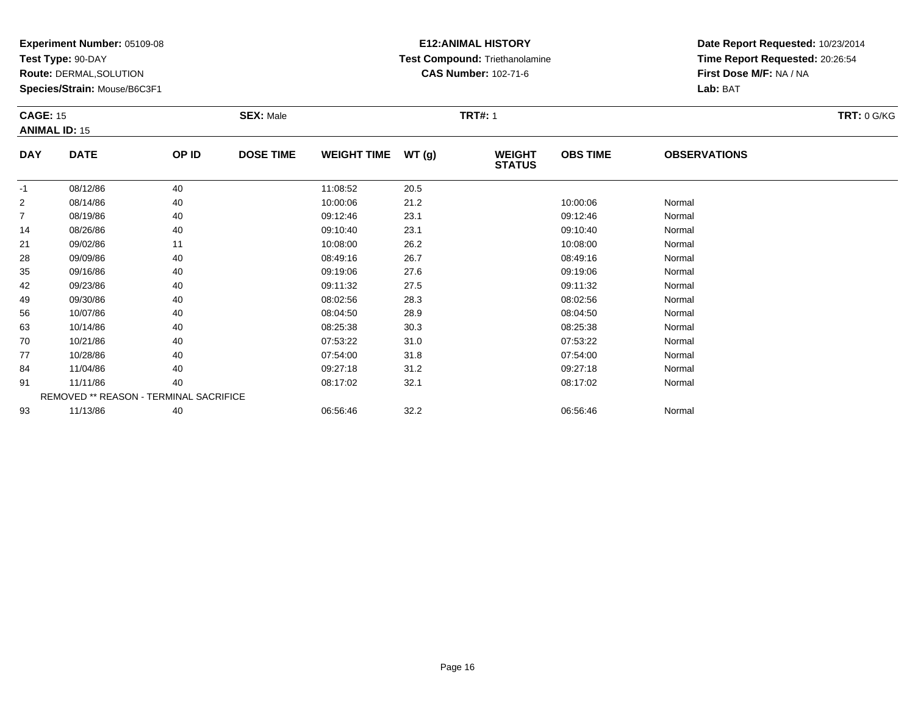**Experiment Number:** 05109-08
**Test Type:** 90-DAY
**Route:** DERMAL,SOLUTION
**Species/Strain:** Mouse/B6C3F1

**E12:ANIMAL HISTORY**
**Test Compound:** Triethanolamine
**CAS Number:** 102-71-6

**Date Report Requested:** 10/23/2014
**Time Report Requested:** 20:26:54
**First Dose M/F:** NA / NA
**Lab:** BAT

**CAGE:** 15
**ANIMAL ID:** 15
**SEX:** Male
**TRT#:** 1
**TRT:** 0 G/KG

| DAY | DATE | OP ID | DOSE TIME | WEIGHT TIME | WT (g) | WEIGHT STATUS | OBS TIME | OBSERVATIONS |
|---|---|---|---|---|---|---|---|---|
| -1 | 08/12/86 | 40 | | 11:08:52 | 20.5 | | | |
| 2 | 08/14/86 | 40 | | 10:00:06 | 21.2 | | 10:00:06 | Normal |
| 7 | 08/19/86 | 40 | | 09:12:46 | 23.1 | | 09:12:46 | Normal |
| 14 | 08/26/86 | 40 | | 09:10:40 | 23.1 | | 09:10:40 | Normal |
| 21 | 09/02/86 | 11 | | 10:08:00 | 26.2 | | 10:08:00 | Normal |
| 28 | 09/09/86 | 40 | | 08:49:16 | 26.7 | | 08:49:16 | Normal |
| 35 | 09/16/86 | 40 | | 09:19:06 | 27.6 | | 09:19:06 | Normal |
| 42 | 09/23/86 | 40 | | 09:11:32 | 27.5 | | 09:11:32 | Normal |
| 49 | 09/30/86 | 40 | | 08:02:56 | 28.3 | | 08:02:56 | Normal |
| 56 | 10/07/86 | 40 | | 08:04:50 | 28.9 | | 08:04:50 | Normal |
| 63 | 10/14/86 | 40 | | 08:25:38 | 30.3 | | 08:25:38 | Normal |
| 70 | 10/21/86 | 40 | | 07:53:22 | 31.0 | | 07:53:22 | Normal |
| 77 | 10/28/86 | 40 | | 07:54:00 | 31.8 | | 07:54:00 | Normal |
| 84 | 11/04/86 | 40 | | 09:27:18 | 31.2 | | 09:27:18 | Normal |
| 91 | 11/11/86 | 40 | | 08:17:02 | 32.1 | | 08:17:02 | Normal |
| REMOVED ** REASON - TERMINAL SACRIFICE | | | | | | | | |
| 93 | 11/13/86 | 40 | | 06:56:46 | 32.2 | | 06:56:46 | Normal |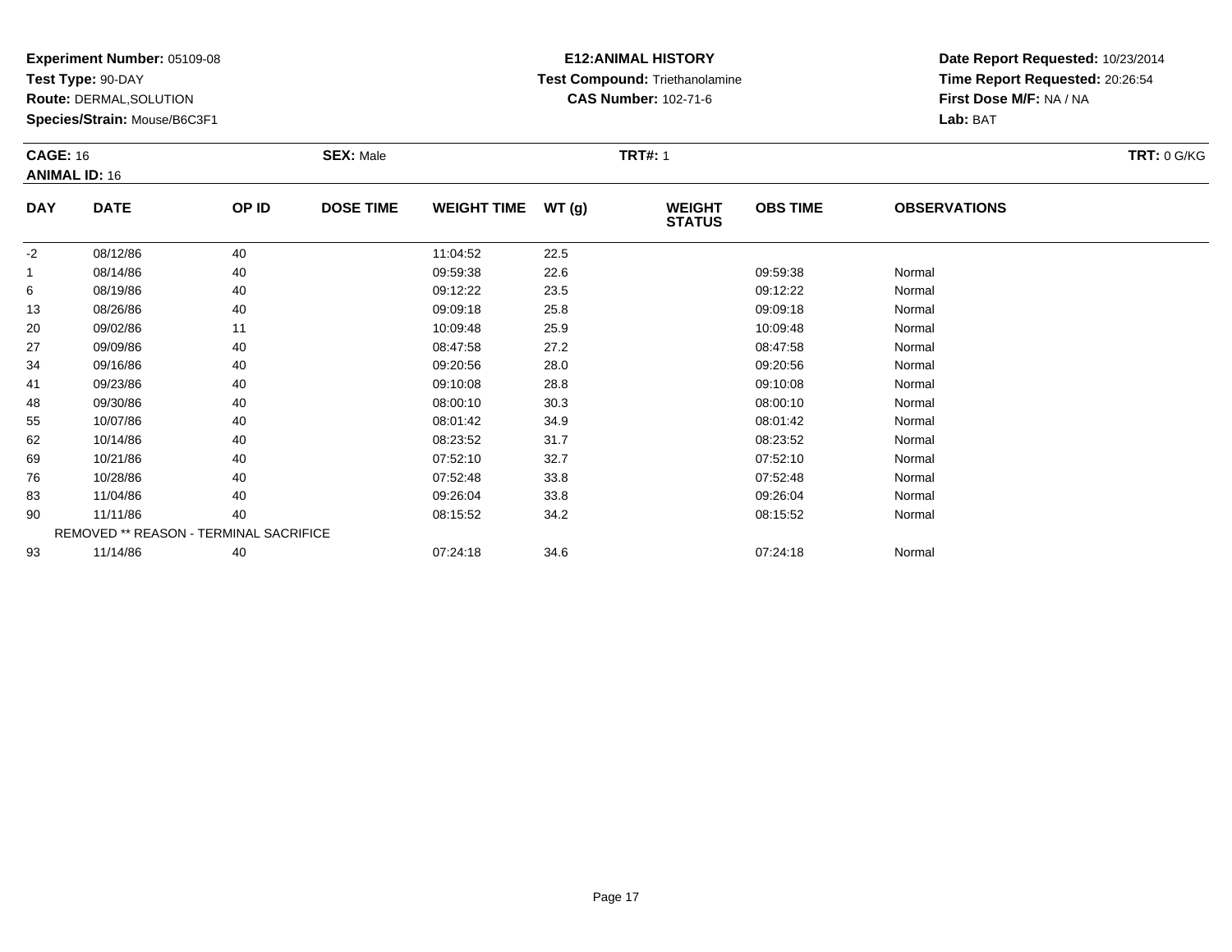**Experiment Number:** 05109-08
**Test Type:** 90-DAY
**Route:** DERMAL,SOLUTION
**Species/Strain:** Mouse/B6C3F1

**E12:ANIMAL HISTORY**
**Test Compound:** Triethanolamine
**CAS Number:** 102-71-6

**Date Report Requested:** 10/23/2014
**Time Report Requested:** 20:26:54
**First Dose M/F:** NA / NA
**Lab:** BAT

**CAGE:** 16 **SEX:** Male **TRT#:** 1 **TRT:** 0 G/KG
**ANIMAL ID:** 16

| DAY | DATE | OP ID | DOSE TIME | WEIGHT TIME | WT (g) | WEIGHT STATUS | OBS TIME | OBSERVATIONS |
|---|---|---|---|---|---|---|---|---|
| -2 | 08/12/86 | 40 | | 11:04:52 | 22.5 | | | |
| 1 | 08/14/86 | 40 | | 09:59:38 | 22.6 | | 09:59:38 | Normal |
| 6 | 08/19/86 | 40 | | 09:12:22 | 23.5 | | 09:12:22 | Normal |
| 13 | 08/26/86 | 40 | | 09:09:18 | 25.8 | | 09:09:18 | Normal |
| 20 | 09/02/86 | 11 | | 10:09:48 | 25.9 | | 10:09:48 | Normal |
| 27 | 09/09/86 | 40 | | 08:47:58 | 27.2 | | 08:47:58 | Normal |
| 34 | 09/16/86 | 40 | | 09:20:56 | 28.0 | | 09:20:56 | Normal |
| 41 | 09/23/86 | 40 | | 09:10:08 | 28.8 | | 09:10:08 | Normal |
| 48 | 09/30/86 | 40 | | 08:00:10 | 30.3 | | 08:00:10 | Normal |
| 55 | 10/07/86 | 40 | | 08:01:42 | 34.9 | | 08:01:42 | Normal |
| 62 | 10/14/86 | 40 | | 08:23:52 | 31.7 | | 08:23:52 | Normal |
| 69 | 10/21/86 | 40 | | 07:52:10 | 32.7 | | 07:52:10 | Normal |
| 76 | 10/28/86 | 40 | | 07:52:48 | 33.8 | | 07:52:48 | Normal |
| 83 | 11/04/86 | 40 | | 09:26:04 | 33.8 | | 09:26:04 | Normal |
| 90 | 11/11/86 | 40 | | 08:15:52 | 34.2 | | 08:15:52 | Normal |
| REMOVED ** REASON - TERMINAL SACRIFICE | | | | | | | | |
| 93 | 11/14/86 | 40 | | 07:24:18 | 34.6 | | 07:24:18 | Normal |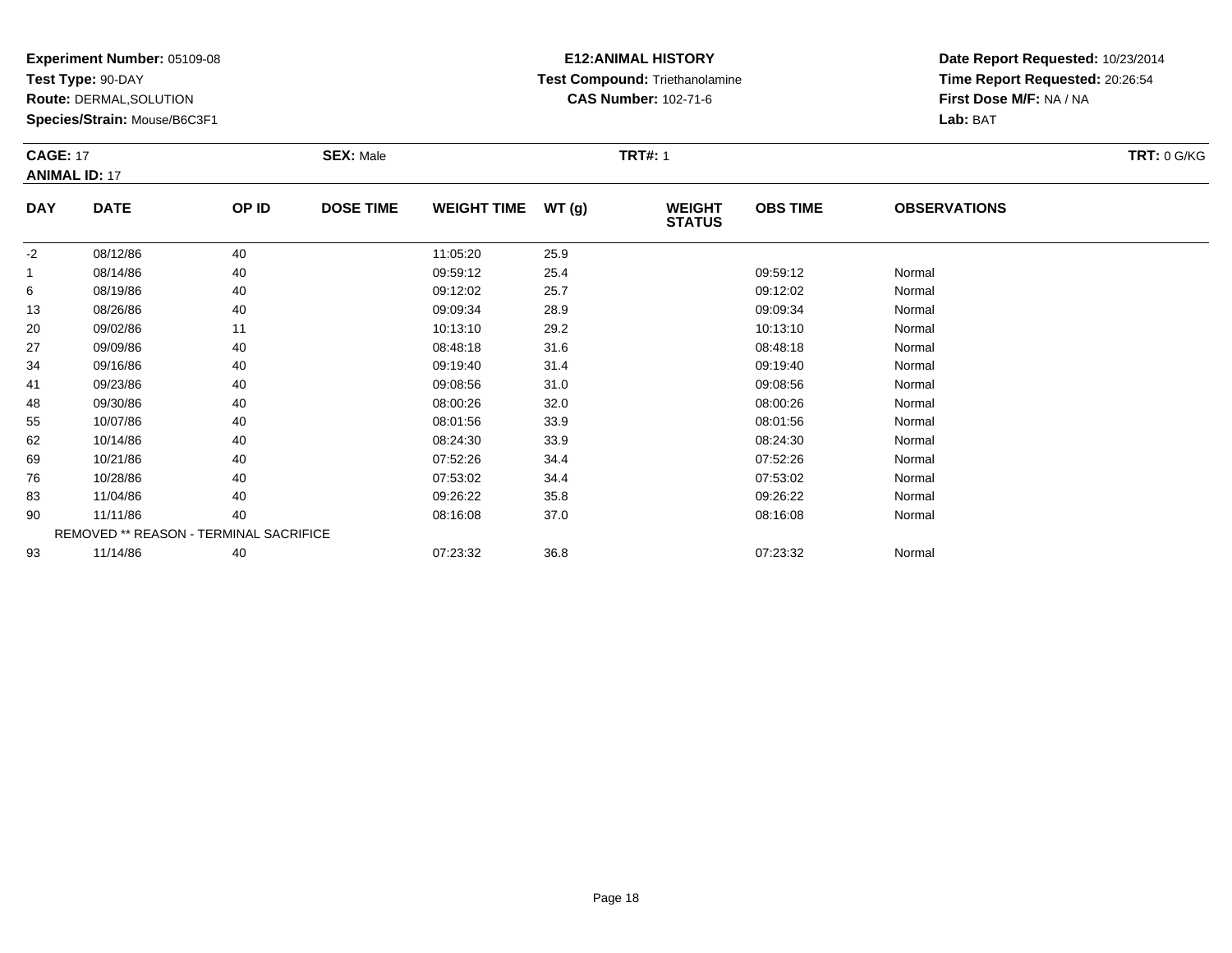**Experiment Number:** 05109-08
**Test Type:** 90-DAY
**Route:** DERMAL,SOLUTION
**Species/Strain:** Mouse/B6C3F1

**E12:ANIMAL HISTORY**
**Test Compound:** Triethanolamine
**CAS Number:** 102-71-6

**Date Report Requested:** 10/23/2014
**Time Report Requested:** 20:26:54
**First Dose M/F:** NA / NA
**Lab:** BAT

**CAGE:** 17
**ANIMAL ID:** 17
**SEX:** Male
**TRT#:** 1
**TRT:** 0 G/KG

| DAY | DATE | OP ID | DOSE TIME | WEIGHT TIME | WT (g) | WEIGHT STATUS | OBS TIME | OBSERVATIONS |
|---|---|---|---|---|---|---|---|---|
| -2 | 08/12/86 | 40 | | 11:05:20 | 25.9 | | | |
| 1 | 08/14/86 | 40 | | 09:59:12 | 25.4 | | 09:59:12 | Normal |
| 6 | 08/19/86 | 40 | | 09:12:02 | 25.7 | | 09:12:02 | Normal |
| 13 | 08/26/86 | 40 | | 09:09:34 | 28.9 | | 09:09:34 | Normal |
| 20 | 09/02/86 | 11 | | 10:13:10 | 29.2 | | 10:13:10 | Normal |
| 27 | 09/09/86 | 40 | | 08:48:18 | 31.6 | | 08:48:18 | Normal |
| 34 | 09/16/86 | 40 | | 09:19:40 | 31.4 | | 09:19:40 | Normal |
| 41 | 09/23/86 | 40 | | 09:08:56 | 31.0 | | 09:08:56 | Normal |
| 48 | 09/30/86 | 40 | | 08:00:26 | 32.0 | | 08:00:26 | Normal |
| 55 | 10/07/86 | 40 | | 08:01:56 | 33.9 | | 08:01:56 | Normal |
| 62 | 10/14/86 | 40 | | 08:24:30 | 33.9 | | 08:24:30 | Normal |
| 69 | 10/21/86 | 40 | | 07:52:26 | 34.4 | | 07:52:26 | Normal |
| 76 | 10/28/86 | 40 | | 07:53:02 | 34.4 | | 07:53:02 | Normal |
| 83 | 11/04/86 | 40 | | 09:26:22 | 35.8 | | 09:26:22 | Normal |
| 90 | 11/11/86 | 40 | | 08:16:08 | 37.0 | | 08:16:08 | Normal |
| REMOVED ** REASON - TERMINAL SACRIFICE | | | | | | | | |
| 93 | 11/14/86 | 40 | | 07:23:32 | 36.8 | | 07:23:32 | Normal |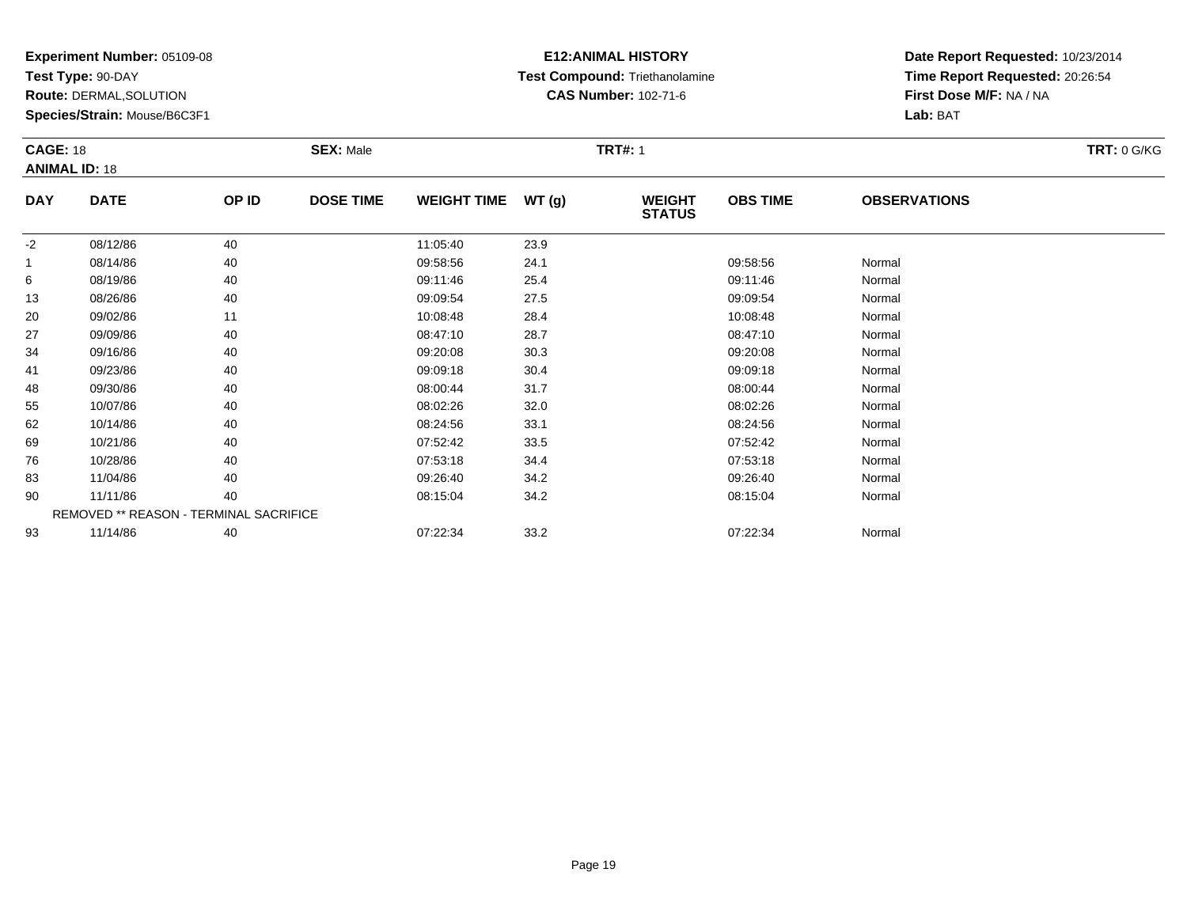**Experiment Number:** 05109-08
**Test Type:** 90-DAY
**Route:** DERMAL,SOLUTION
**Species/Strain:** Mouse/B6C3F1

**E12:ANIMAL HISTORY**
**Test Compound:** Triethanolamine
**CAS Number:** 102-71-6

**Date Report Requested:** 10/23/2014
**Time Report Requested:** 20:26:54
**First Dose M/F:** NA / NA
**Lab:** BAT

**CAGE:** 18 **SEX:** Male **TRT#:** 1 **TRT:** 0 G/KG
**ANIMAL ID:** 18

| DAY | DATE | OP ID | DOSE TIME | WEIGHT TIME | WT (g) | WEIGHT STATUS | OBS TIME | OBSERVATIONS |
|---|---|---|---|---|---|---|---|---|
| -2 | 08/12/86 | 40 | | 11:05:40 | 23.9 | | | |
| 1 | 08/14/86 | 40 | | 09:58:56 | 24.1 | | 09:58:56 | Normal |
| 6 | 08/19/86 | 40 | | 09:11:46 | 25.4 | | 09:11:46 | Normal |
| 13 | 08/26/86 | 40 | | 09:09:54 | 27.5 | | 09:09:54 | Normal |
| 20 | 09/02/86 | 11 | | 10:08:48 | 28.4 | | 10:08:48 | Normal |
| 27 | 09/09/86 | 40 | | 08:47:10 | 28.7 | | 08:47:10 | Normal |
| 34 | 09/16/86 | 40 | | 09:20:08 | 30.3 | | 09:20:08 | Normal |
| 41 | 09/23/86 | 40 | | 09:09:18 | 30.4 | | 09:09:18 | Normal |
| 48 | 09/30/86 | 40 | | 08:00:44 | 31.7 | | 08:00:44 | Normal |
| 55 | 10/07/86 | 40 | | 08:02:26 | 32.0 | | 08:02:26 | Normal |
| 62 | 10/14/86 | 40 | | 08:24:56 | 33.1 | | 08:24:56 | Normal |
| 69 | 10/21/86 | 40 | | 07:52:42 | 33.5 | | 07:52:42 | Normal |
| 76 | 10/28/86 | 40 | | 07:53:18 | 34.4 | | 07:53:18 | Normal |
| 83 | 11/04/86 | 40 | | 09:26:40 | 34.2 | | 09:26:40 | Normal |
| 90 | 11/11/86 | 40 | | 08:15:04 | 34.2 | | 08:15:04 | Normal |
| | REMOVED ** REASON - TERMINAL SACRIFICE | | | | | | | |
| 93 | 11/14/86 | 40 | | 07:22:34 | 33.2 | | 07:22:34 | Normal |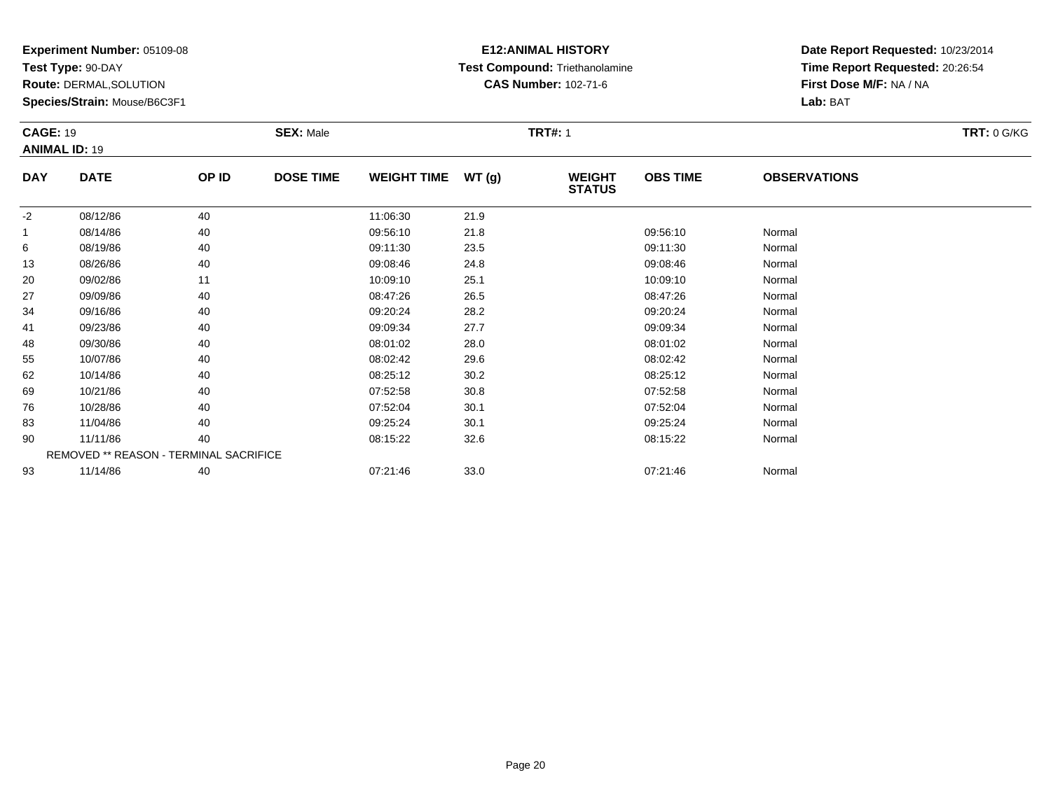**Experiment Number:** 05109-08
**Test Type:** 90-DAY
**Route:** DERMAL,SOLUTION
**Species/Strain:** Mouse/B6C3F1

**E12:ANIMAL HISTORY**
**Test Compound:** Triethanolamine
**CAS Number:** 102-71-6

**Date Report Requested:** 10/23/2014
**Time Report Requested:** 20:26:54
**First Dose M/F:** NA / NA
**Lab:** BAT

**CAGE:** 19
**ANIMAL ID:** 19
**SEX:** Male
**TRT#:** 1
**TRT:** 0 G/KG

| DAY | DATE | OP ID | DOSE TIME | WEIGHT TIME | WT (g) | WEIGHT STATUS | OBS TIME | OBSERVATIONS |
|---|---|---|---|---|---|---|---|---|
| -2 | 08/12/86 | 40 | | 11:06:30 | 21.9 | | | |
| 1 | 08/14/86 | 40 | | 09:56:10 | 21.8 | | 09:56:10 | Normal |
| 6 | 08/19/86 | 40 | | 09:11:30 | 23.5 | | 09:11:30 | Normal |
| 13 | 08/26/86 | 40 | | 09:08:46 | 24.8 | | 09:08:46 | Normal |
| 20 | 09/02/86 | 11 | | 10:09:10 | 25.1 | | 10:09:10 | Normal |
| 27 | 09/09/86 | 40 | | 08:47:26 | 26.5 | | 08:47:26 | Normal |
| 34 | 09/16/86 | 40 | | 09:20:24 | 28.2 | | 09:20:24 | Normal |
| 41 | 09/23/86 | 40 | | 09:09:34 | 27.7 | | 09:09:34 | Normal |
| 48 | 09/30/86 | 40 | | 08:01:02 | 28.0 | | 08:01:02 | Normal |
| 55 | 10/07/86 | 40 | | 08:02:42 | 29.6 | | 08:02:42 | Normal |
| 62 | 10/14/86 | 40 | | 08:25:12 | 30.2 | | 08:25:12 | Normal |
| 69 | 10/21/86 | 40 | | 07:52:58 | 30.8 | | 07:52:58 | Normal |
| 76 | 10/28/86 | 40 | | 07:52:04 | 30.1 | | 07:52:04 | Normal |
| 83 | 11/04/86 | 40 | | 09:25:24 | 30.1 | | 09:25:24 | Normal |
| 90 | 11/11/86 | 40 | | 08:15:22 | 32.6 | | 08:15:22 | Normal |
| | REMOVED ** REASON - TERMINAL SACRIFICE | | | | | | | |
| 93 | 11/14/86 | 40 | | 07:21:46 | 33.0 | | 07:21:46 | Normal |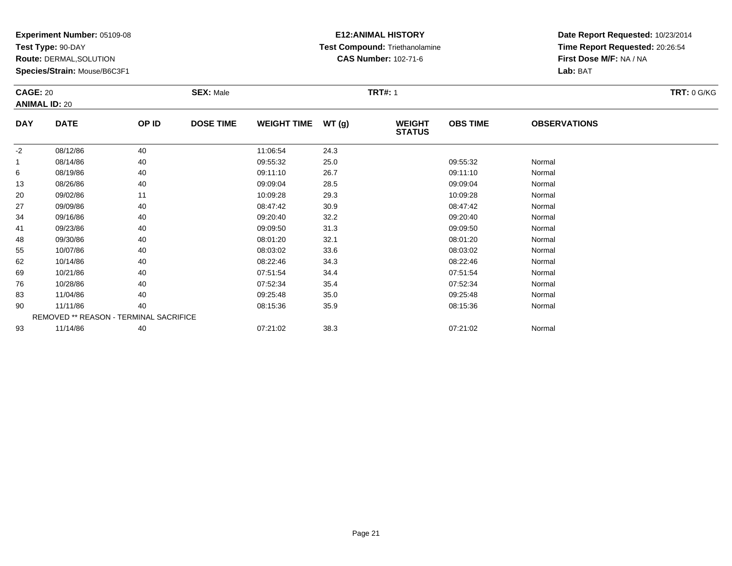**Experiment Number:** 05109-08
**Test Type:** 90-DAY
**Route:** DERMAL,SOLUTION
**Species/Strain:** Mouse/B6C3F1

**E12:ANIMAL HISTORY**
**Test Compound:** Triethanolamine
**CAS Number:** 102-71-6

**Date Report Requested:** 10/23/2014
**Time Report Requested:** 20:26:54
**First Dose M/F:** NA / NA
**Lab:** BAT

**CAGE:** 20 **SEX:** Male **TRT#:** 1 **TRT:** 0 G/KG
**ANIMAL ID:** 20

| DAY | DATE | OP ID | DOSE TIME | WEIGHT TIME | WT (g) | WEIGHT STATUS | OBS TIME | OBSERVATIONS |
|---|---|---|---|---|---|---|---|---|
| -2 | 08/12/86 | 40 | | 11:06:54 | 24.3 | | | |
| 1 | 08/14/86 | 40 | | 09:55:32 | 25.0 | | 09:55:32 | Normal |
| 6 | 08/19/86 | 40 | | 09:11:10 | 26.7 | | 09:11:10 | Normal |
| 13 | 08/26/86 | 40 | | 09:09:04 | 28.5 | | 09:09:04 | Normal |
| 20 | 09/02/86 | 11 | | 10:09:28 | 29.3 | | 10:09:28 | Normal |
| 27 | 09/09/86 | 40 | | 08:47:42 | 30.9 | | 08:47:42 | Normal |
| 34 | 09/16/86 | 40 | | 09:20:40 | 32.2 | | 09:20:40 | Normal |
| 41 | 09/23/86 | 40 | | 09:09:50 | 31.3 | | 09:09:50 | Normal |
| 48 | 09/30/86 | 40 | | 08:01:20 | 32.1 | | 08:01:20 | Normal |
| 55 | 10/07/86 | 40 | | 08:03:02 | 33.6 | | 08:03:02 | Normal |
| 62 | 10/14/86 | 40 | | 08:22:46 | 34.3 | | 08:22:46 | Normal |
| 69 | 10/21/86 | 40 | | 07:51:54 | 34.4 | | 07:51:54 | Normal |
| 76 | 10/28/86 | 40 | | 07:52:34 | 35.4 | | 07:52:34 | Normal |
| 83 | 11/04/86 | 40 | | 09:25:48 | 35.0 | | 09:25:48 | Normal |
| 90 | 11/11/86 | 40 | | 08:15:36 | 35.9 | | 08:15:36 | Normal |
| | REMOVED ** REASON - TERMINAL SACRIFICE | | | | | | | |
| 93 | 11/14/86 | 40 | | 07:21:02 | 38.3 | | 07:21:02 | Normal |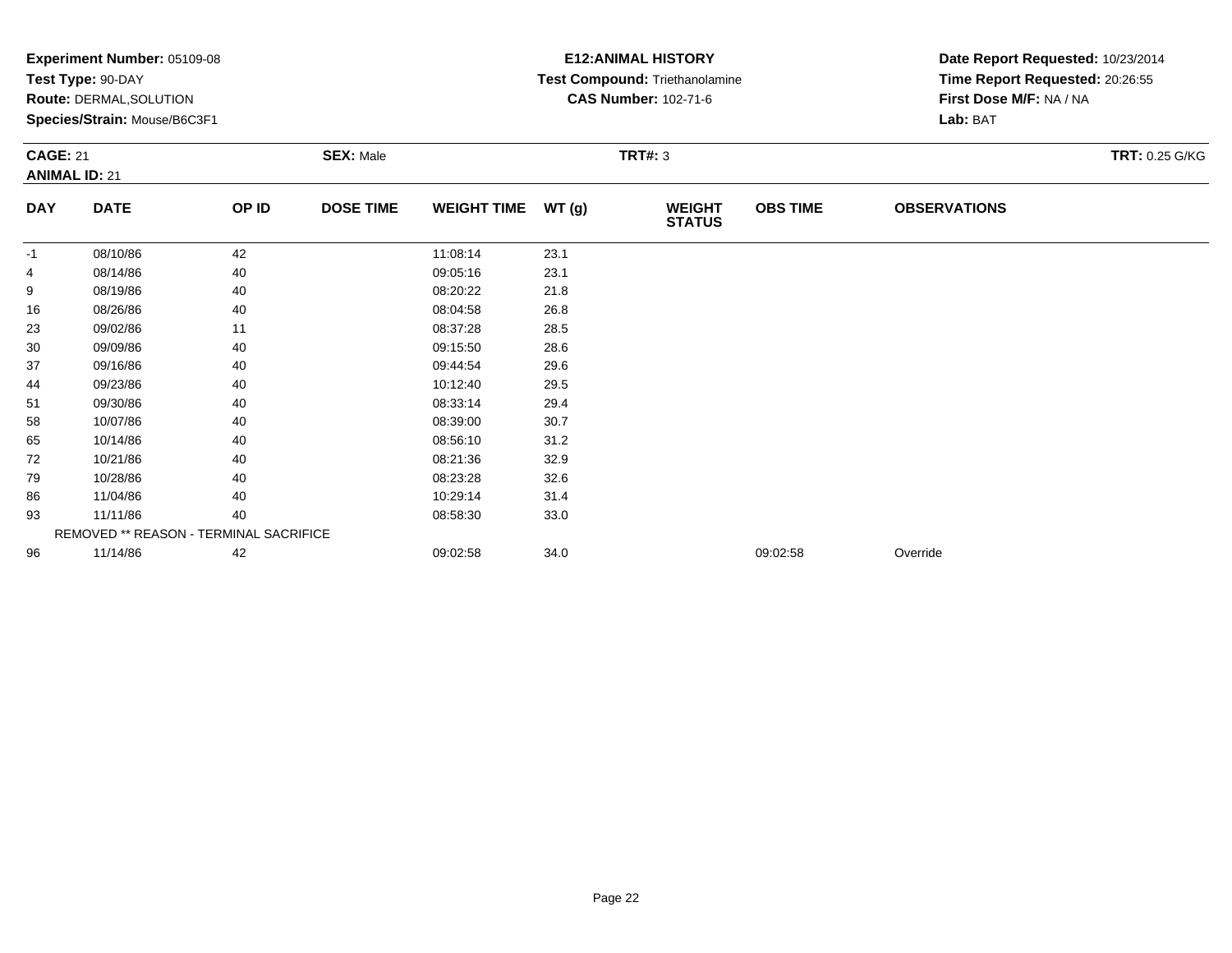**Experiment Number:** 05109-08
**Test Type:** 90-DAY
**Route:** DERMAL,SOLUTION
**Species/Strain:** Mouse/B6C3F1

**E12:ANIMAL HISTORY**
**Test Compound:** Triethanolamine
**CAS Number:** 102-71-6

**Date Report Requested:** 10/23/2014
**Time Report Requested:** 20:26:55
**First Dose M/F:** NA / NA
**Lab:** BAT

**CAGE:** 21
**ANIMAL ID:** 21
**SEX:** Male
**TRT#:** 3
**TRT:** 0.25 G/KG

| DAY | DATE | OP ID | DOSE TIME | WEIGHT TIME | WT (g) | WEIGHT STATUS | OBS TIME | OBSERVATIONS |
|---|---|---|---|---|---|---|---|---|
| -1 | 08/10/86 | 42 | | 11:08:14 | 23.1 | | | |
| 4 | 08/14/86 | 40 | | 09:05:16 | 23.1 | | | |
| 9 | 08/19/86 | 40 | | 08:20:22 | 21.8 | | | |
| 16 | 08/26/86 | 40 | | 08:04:58 | 26.8 | | | |
| 23 | 09/02/86 | 11 | | 08:37:28 | 28.5 | | | |
| 30 | 09/09/86 | 40 | | 09:15:50 | 28.6 | | | |
| 37 | 09/16/86 | 40 | | 09:44:54 | 29.6 | | | |
| 44 | 09/23/86 | 40 | | 10:12:40 | 29.5 | | | |
| 51 | 09/30/86 | 40 | | 08:33:14 | 29.4 | | | |
| 58 | 10/07/86 | 40 | | 08:39:00 | 30.7 | | | |
| 65 | 10/14/86 | 40 | | 08:56:10 | 31.2 | | | |
| 72 | 10/21/86 | 40 | | 08:21:36 | 32.9 | | | |
| 79 | 10/28/86 | 40 | | 08:23:28 | 32.6 | | | |
| 86 | 11/04/86 | 40 | | 10:29:14 | 31.4 | | | |
| 93 | 11/11/86 | 40 | | 08:58:30 | 33.0 | | | |
| | REMOVED ** REASON - TERMINAL SACRIFICE | | | | | | | |
| 96 | 11/14/86 | 42 | | 09:02:58 | 34.0 | | 09:02:58 | Override |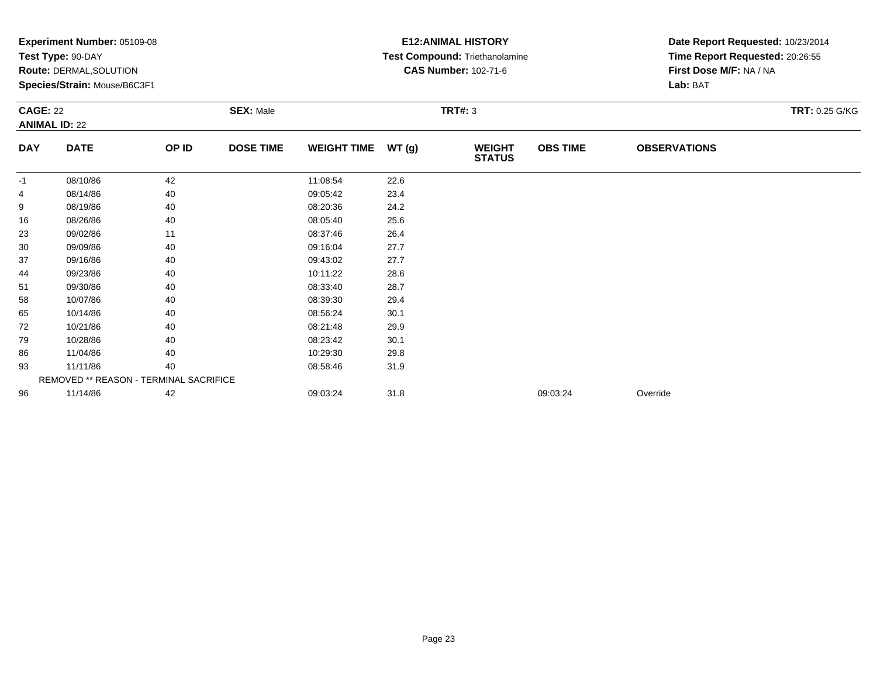**Experiment Number:** 05109-08
**Test Type:** 90-DAY
**Route:** DERMAL,SOLUTION
**Species/Strain:** Mouse/B6C3F1

**E12:ANIMAL HISTORY**
**Test Compound:** Triethanolamine
**CAS Number:** 102-71-6

**Date Report Requested:** 10/23/2014
**Time Report Requested:** 20:26:55
**First Dose M/F:** NA / NA
**Lab:** BAT

**CAGE:** 22 **SEX:** Male **TRT#:** 3 **TRT:** 0.25 G/KG
**ANIMAL ID:** 22

| DAY | DATE | OP ID | DOSE TIME | WEIGHT TIME | WT (g) | WEIGHT STATUS | OBS TIME | OBSERVATIONS |
|---|---|---|---|---|---|---|---|---|
| -1 | 08/10/86 | 42 | | 11:08:54 | 22.6 | | | |
| 4 | 08/14/86 | 40 | | 09:05:42 | 23.4 | | | |
| 9 | 08/19/86 | 40 | | 08:20:36 | 24.2 | | | |
| 16 | 08/26/86 | 40 | | 08:05:40 | 25.6 | | | |
| 23 | 09/02/86 | 11 | | 08:37:46 | 26.4 | | | |
| 30 | 09/09/86 | 40 | | 09:16:04 | 27.7 | | | |
| 37 | 09/16/86 | 40 | | 09:43:02 | 27.7 | | | |
| 44 | 09/23/86 | 40 | | 10:11:22 | 28.6 | | | |
| 51 | 09/30/86 | 40 | | 08:33:40 | 28.7 | | | |
| 58 | 10/07/86 | 40 | | 08:39:30 | 29.4 | | | |
| 65 | 10/14/86 | 40 | | 08:56:24 | 30.1 | | | |
| 72 | 10/21/86 | 40 | | 08:21:48 | 29.9 | | | |
| 79 | 10/28/86 | 40 | | 08:23:42 | 30.1 | | | |
| 86 | 11/04/86 | 40 | | 10:29:30 | 29.8 | | | |
| 93 | 11/11/86 | 40 | | 08:58:46 | 31.9 | | | |
| | REMOVED ** REASON - TERMINAL SACRIFICE | | | | | | | |
| 96 | 11/14/86 | 42 | | 09:03:24 | 31.8 | | 09:03:24 | Override |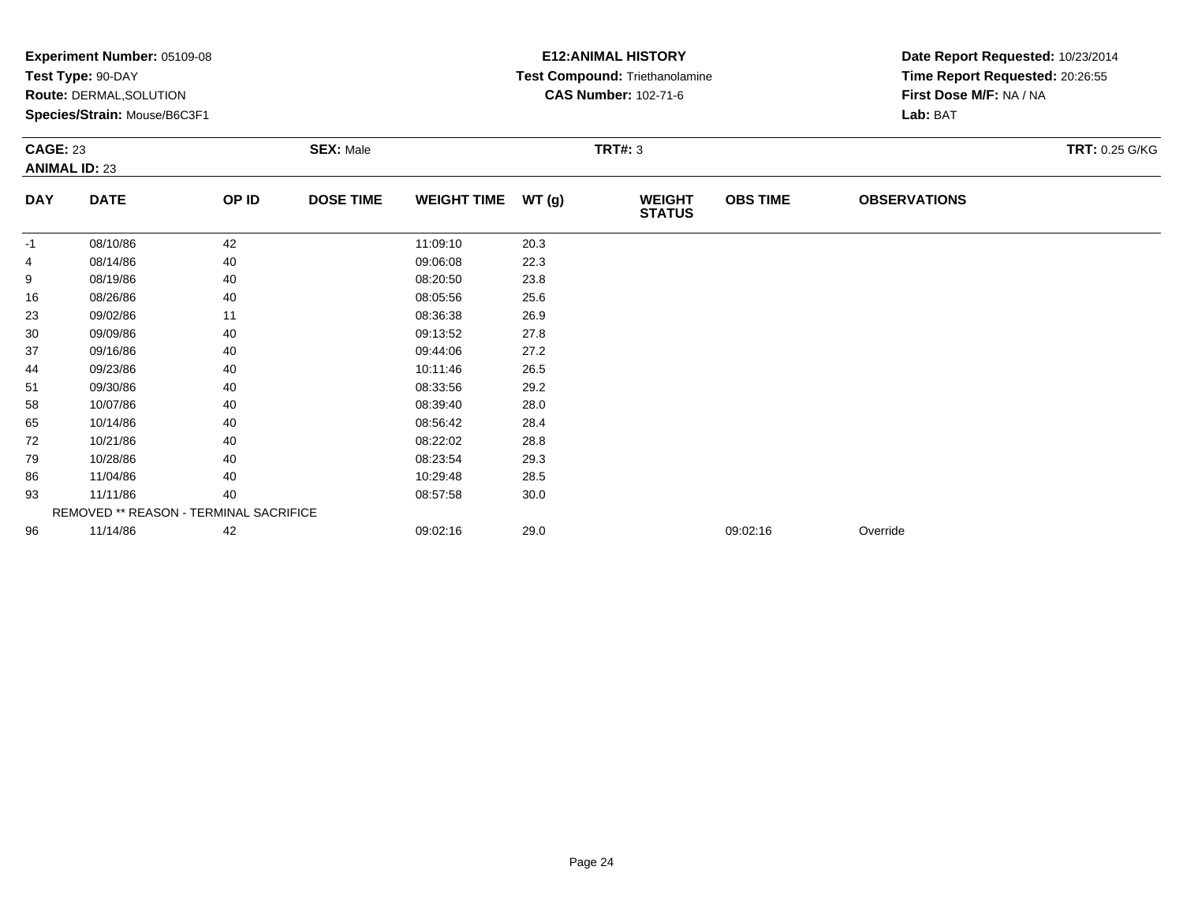**Experiment Number:** 05109-08
**Test Type:** 90-DAY
**Route:** DERMAL,SOLUTION
**Species/Strain:** Mouse/B6C3F1

**E12:ANIMAL HISTORY**
**Test Compound:** Triethanolamine
**CAS Number:** 102-71-6

**Date Report Requested:** 10/23/2014
**Time Report Requested:** 20:26:55
**First Dose M/F:** NA / NA
**Lab:** BAT

**CAGE:** 23
**ANIMAL ID:** 23
**SEX:** Male
**TRT#:** 3
**TRT:** 0.25 G/KG

| DAY | DATE | OP ID | DOSE TIME | WEIGHT TIME | WT (g) | WEIGHT STATUS | OBS TIME | OBSERVATIONS |
|---|---|---|---|---|---|---|---|---|
| -1 | 08/10/86 | 42 | | 11:09:10 | 20.3 | | | |
| 4 | 08/14/86 | 40 | | 09:06:08 | 22.3 | | | |
| 9 | 08/19/86 | 40 | | 08:20:50 | 23.8 | | | |
| 16 | 08/26/86 | 40 | | 08:05:56 | 25.6 | | | |
| 23 | 09/02/86 | 11 | | 08:36:38 | 26.9 | | | |
| 30 | 09/09/86 | 40 | | 09:13:52 | 27.8 | | | |
| 37 | 09/16/86 | 40 | | 09:44:06 | 27.2 | | | |
| 44 | 09/23/86 | 40 | | 10:11:46 | 26.5 | | | |
| 51 | 09/30/86 | 40 | | 08:33:56 | 29.2 | | | |
| 58 | 10/07/86 | 40 | | 08:39:40 | 28.0 | | | |
| 65 | 10/14/86 | 40 | | 08:56:42 | 28.4 | | | |
| 72 | 10/21/86 | 40 | | 08:22:02 | 28.8 | | | |
| 79 | 10/28/86 | 40 | | 08:23:54 | 29.3 | | | |
| 86 | 11/04/86 | 40 | | 10:29:48 | 28.5 | | | |
| 93 | 11/11/86 | 40 | | 08:57:58 | 30.0 | | | |
| | REMOVED ** REASON - TERMINAL SACRIFICE | | | | | | | |
| 96 | 11/14/86 | 42 | | 09:02:16 | 29.0 | | 09:02:16 | Override |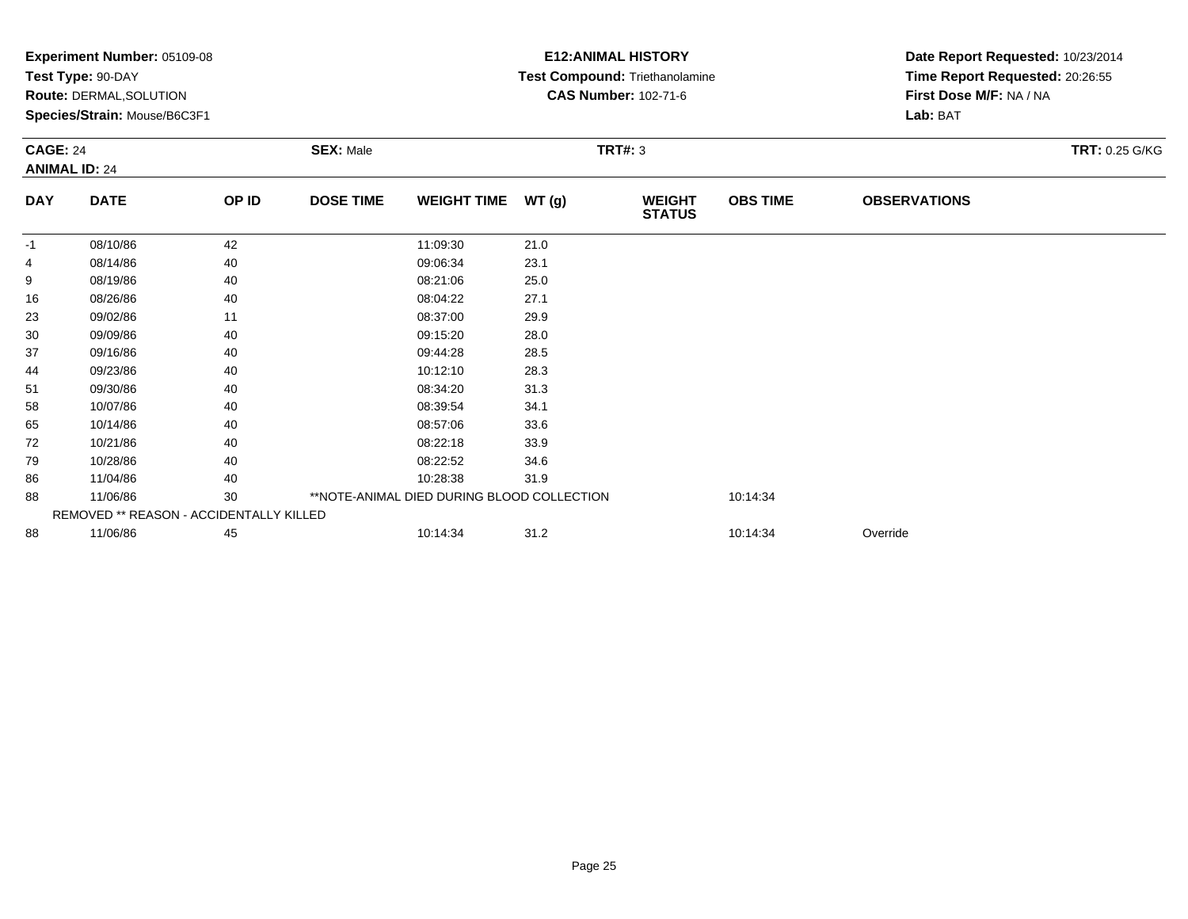**Experiment Number:** 05109-08
**Test Type:** 90-DAY
**Route:** DERMAL,SOLUTION
**Species/Strain:** Mouse/B6C3F1

**E12:ANIMAL HISTORY**
**Test Compound:** Triethanolamine
**CAS Number:** 102-71-6

**Date Report Requested:** 10/23/2014
**Time Report Requested:** 20:26:55
**First Dose M/F:** NA / NA
**Lab:** BAT

**CAGE:** 24 **SEX:** Male **TRT#:** 3 **TRT:** 0.25 G/KG
**ANIMAL ID:** 24

| DAY | DATE | OP ID | DOSE TIME | WEIGHT TIME | WT (g) | WEIGHT STATUS | OBS TIME | OBSERVATIONS |
|---|---|---|---|---|---|---|---|---|
| -1 | 08/10/86 | 42 | | 11:09:30 | 21.0 | | | |
| 4 | 08/14/86 | 40 | | 09:06:34 | 23.1 | | | |
| 9 | 08/19/86 | 40 | | 08:21:06 | 25.0 | | | |
| 16 | 08/26/86 | 40 | | 08:04:22 | 27.1 | | | |
| 23 | 09/02/86 | 11 | | 08:37:00 | 29.9 | | | |
| 30 | 09/09/86 | 40 | | 09:15:20 | 28.0 | | | |
| 37 | 09/16/86 | 40 | | 09:44:28 | 28.5 | | | |
| 44 | 09/23/86 | 40 | | 10:12:10 | 28.3 | | | |
| 51 | 09/30/86 | 40 | | 08:34:20 | 31.3 | | | |
| 58 | 10/07/86 | 40 | | 08:39:54 | 34.1 | | | |
| 65 | 10/14/86 | 40 | | 08:57:06 | 33.6 | | | |
| 72 | 10/21/86 | 40 | | 08:22:18 | 33.9 | | | |
| 79 | 10/28/86 | 40 | | 08:22:52 | 34.6 | | | |
| 86 | 11/04/86 | 40 | | 10:28:38 | 31.9 | | | |
| 88 | 11/06/86 | 30 | **NOTE-ANIMAL DIED DURING BLOOD COLLECTION | | | | 10:14:34 | |
| REMOVED ** REASON - ACCIDENTALLY KILLED | | | | | | | | |
| 88 | 11/06/86 | 45 | | 10:14:34 | 31.2 | | 10:14:34 | Override |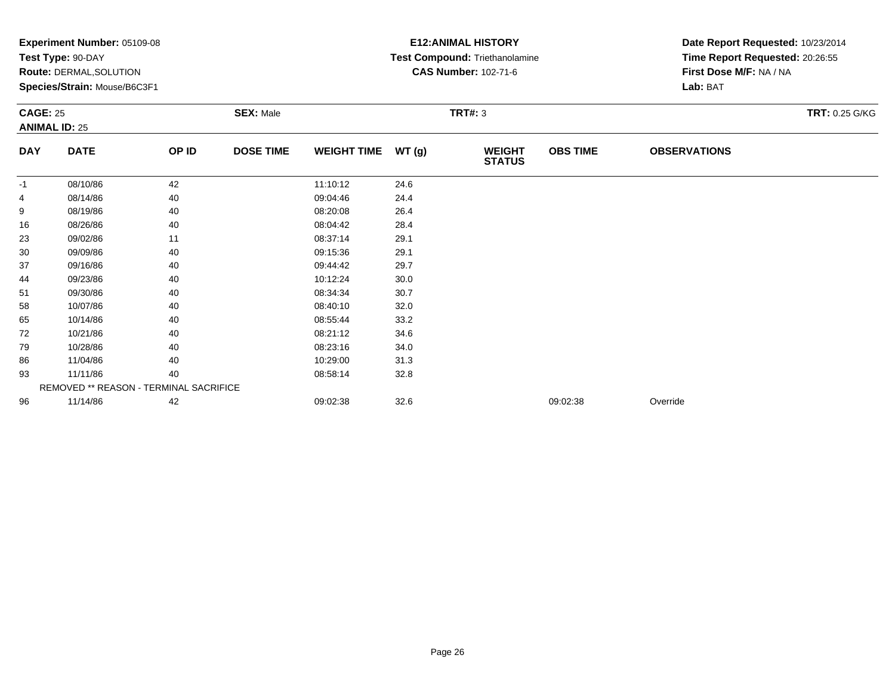**Experiment Number:** 05109-08
**Test Type:** 90-DAY
**Route:** DERMAL,SOLUTION
**Species/Strain:** Mouse/B6C3F1

**E12:ANIMAL HISTORY**
**Test Compound:** Triethanolamine
**CAS Number:** 102-71-6

**Date Report Requested:** 10/23/2014
**Time Report Requested:** 20:26:55
**First Dose M/F:** NA / NA
**Lab:** BAT

**CAGE:** 25 **SEX:** Male **TRT#:** 3 **TRT:** 0.25 G/KG
**ANIMAL ID:** 25

| DAY | DATE | OP ID | DOSE TIME | WEIGHT TIME | WT (g) | WEIGHT STATUS | OBS TIME | OBSERVATIONS |
|---|---|---|---|---|---|---|---|---|
| -1 | 08/10/86 | 42 | | 11:10:12 | 24.6 | | | |
| 4 | 08/14/86 | 40 | | 09:04:46 | 24.4 | | | |
| 9 | 08/19/86 | 40 | | 08:20:08 | 26.4 | | | |
| 16 | 08/26/86 | 40 | | 08:04:42 | 28.4 | | | |
| 23 | 09/02/86 | 11 | | 08:37:14 | 29.1 | | | |
| 30 | 09/09/86 | 40 | | 09:15:36 | 29.1 | | | |
| 37 | 09/16/86 | 40 | | 09:44:42 | 29.7 | | | |
| 44 | 09/23/86 | 40 | | 10:12:24 | 30.0 | | | |
| 51 | 09/30/86 | 40 | | 08:34:34 | 30.7 | | | |
| 58 | 10/07/86 | 40 | | 08:40:10 | 32.0 | | | |
| 65 | 10/14/86 | 40 | | 08:55:44 | 33.2 | | | |
| 72 | 10/21/86 | 40 | | 08:21:12 | 34.6 | | | |
| 79 | 10/28/86 | 40 | | 08:23:16 | 34.0 | | | |
| 86 | 11/04/86 | 40 | | 10:29:00 | 31.3 | | | |
| 93 | 11/11/86 | 40 | | 08:58:14 | 32.8 | | | |
| | REMOVED ** REASON - TERMINAL SACRIFICE | | | | | | | |
| 96 | 11/14/86 | 42 | | 09:02:38 | 32.6 | | 09:02:38 | Override |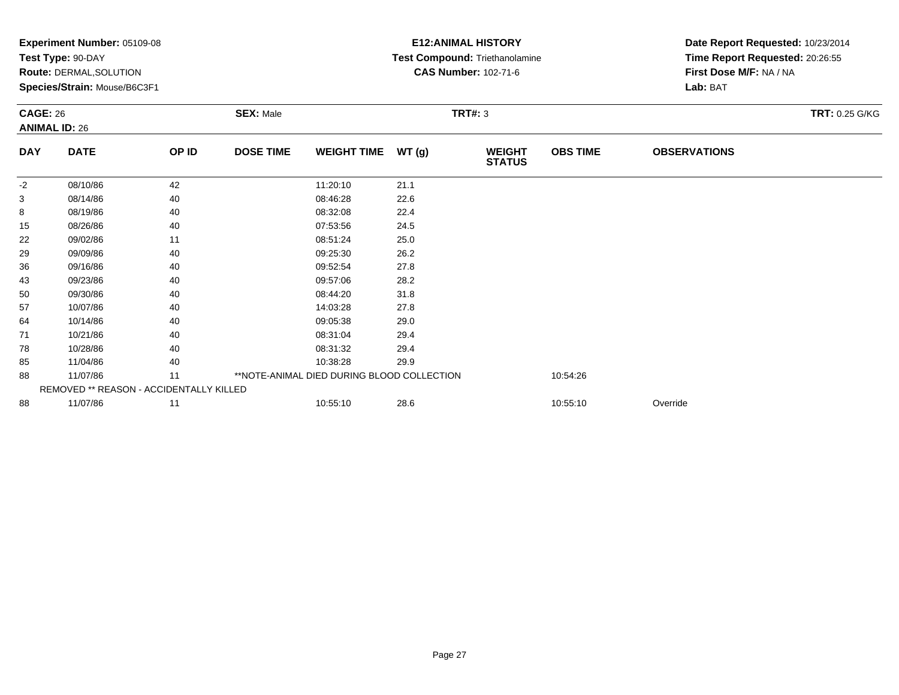**Experiment Number:** 05109-08
**Test Type:** 90-DAY
**Route:** DERMAL,SOLUTION
**Species/Strain:** Mouse/B6C3F1

**E12:ANIMAL HISTORY**
**Test Compound:** Triethanolamine
**CAS Number:** 102-71-6

**Date Report Requested:** 10/23/2014
**Time Report Requested:** 20:26:55
**First Dose M/F:** NA / NA
**Lab:** BAT

**CAGE:** 26
**ANIMAL ID:** 26
**SEX:** Male
**TRT#:** 3
**TRT:** 0.25 G/KG

| DAY | DATE | OP ID | DOSE TIME | WEIGHT TIME | WT (g) | WEIGHT STATUS | OBS TIME | OBSERVATIONS |
|---|---|---|---|---|---|---|---|---|
| -2 | 08/10/86 | 42 | | 11:20:10 | 21.1 | | | |
| 3 | 08/14/86 | 40 | | 08:46:28 | 22.6 | | | |
| 8 | 08/19/86 | 40 | | 08:32:08 | 22.4 | | | |
| 15 | 08/26/86 | 40 | | 07:53:56 | 24.5 | | | |
| 22 | 09/02/86 | 11 | | 08:51:24 | 25.0 | | | |
| 29 | 09/09/86 | 40 | | 09:25:30 | 26.2 | | | |
| 36 | 09/16/86 | 40 | | 09:52:54 | 27.8 | | | |
| 43 | 09/23/86 | 40 | | 09:57:06 | 28.2 | | | |
| 50 | 09/30/86 | 40 | | 08:44:20 | 31.8 | | | |
| 57 | 10/07/86 | 40 | | 14:03:28 | 27.8 | | | |
| 64 | 10/14/86 | 40 | | 09:05:38 | 29.0 | | | |
| 71 | 10/21/86 | 40 | | 08:31:04 | 29.4 | | | |
| 78 | 10/28/86 | 40 | | 08:31:32 | 29.4 | | | |
| 85 | 11/04/86 | 40 | | 10:38:28 | 29.9 | | | |
| 88 | 11/07/86 | 11 | **NOTE-ANIMAL DIED DURING BLOOD COLLECTION | | | | 10:54:26 | |
| REMOVED ** REASON - ACCIDENTALLY KILLED | | | | | | | | |
| 88 | 11/07/86 | 11 | | 10:55:10 | 28.6 | | 10:55:10 | Override |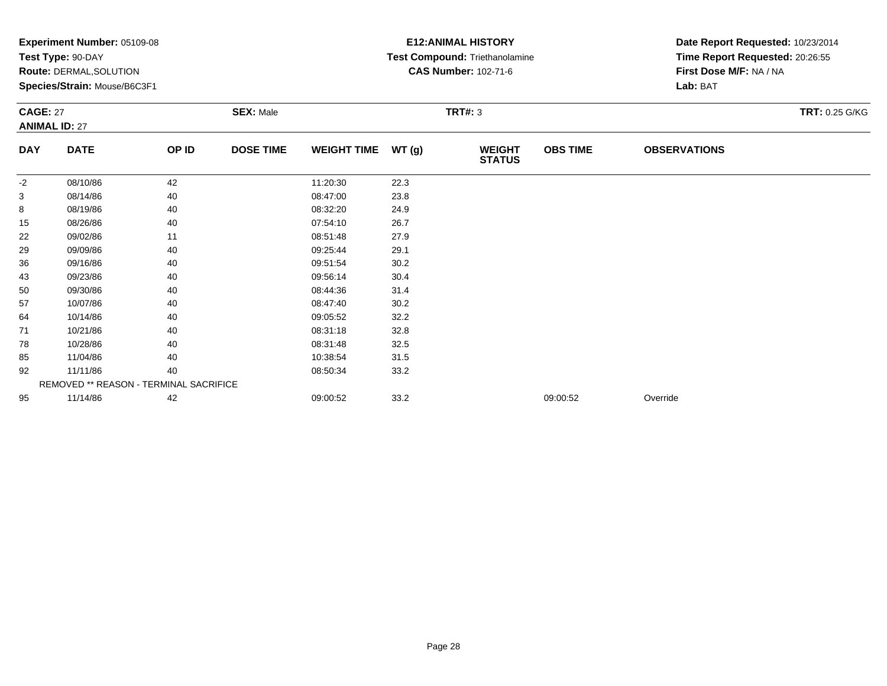**Experiment Number:** 05109-08
**Test Type:** 90-DAY
**Route:** DERMAL,SOLUTION
**Species/Strain:** Mouse/B6C3F1

**E12:ANIMAL HISTORY**
**Test Compound:** Triethanolamine
**CAS Number:** 102-71-6

**Date Report Requested:** 10/23/2014
**Time Report Requested:** 20:26:55
**First Dose M/F:** NA / NA
**Lab:** BAT

**CAGE:** 27
**ANIMAL ID:** 27
**SEX:** Male
**TRT#:** 3
**TRT:** 0.25 G/KG

| DAY | DATE | OP ID | DOSE TIME | WEIGHT TIME | WT (g) | WEIGHT STATUS | OBS TIME | OBSERVATIONS |
|---|---|---|---|---|---|---|---|---|
| -2 | 08/10/86 | 42 | | 11:20:30 | 22.3 | | | |
| 3 | 08/14/86 | 40 | | 08:47:00 | 23.8 | | | |
| 8 | 08/19/86 | 40 | | 08:32:20 | 24.9 | | | |
| 15 | 08/26/86 | 40 | | 07:54:10 | 26.7 | | | |
| 22 | 09/02/86 | 11 | | 08:51:48 | 27.9 | | | |
| 29 | 09/09/86 | 40 | | 09:25:44 | 29.1 | | | |
| 36 | 09/16/86 | 40 | | 09:51:54 | 30.2 | | | |
| 43 | 09/23/86 | 40 | | 09:56:14 | 30.4 | | | |
| 50 | 09/30/86 | 40 | | 08:44:36 | 31.4 | | | |
| 57 | 10/07/86 | 40 | | 08:47:40 | 30.2 | | | |
| 64 | 10/14/86 | 40 | | 09:05:52 | 32.2 | | | |
| 71 | 10/21/86 | 40 | | 08:31:18 | 32.8 | | | |
| 78 | 10/28/86 | 40 | | 08:31:48 | 32.5 | | | |
| 85 | 11/04/86 | 40 | | 10:38:54 | 31.5 | | | |
| 92 | 11/11/86 | 40 | | 08:50:34 | 33.2 | | | |
| | REMOVED ** REASON - TERMINAL SACRIFICE | | | | | | | |
| 95 | 11/14/86 | 42 | | 09:00:52 | 33.2 | | 09:00:52 | Override |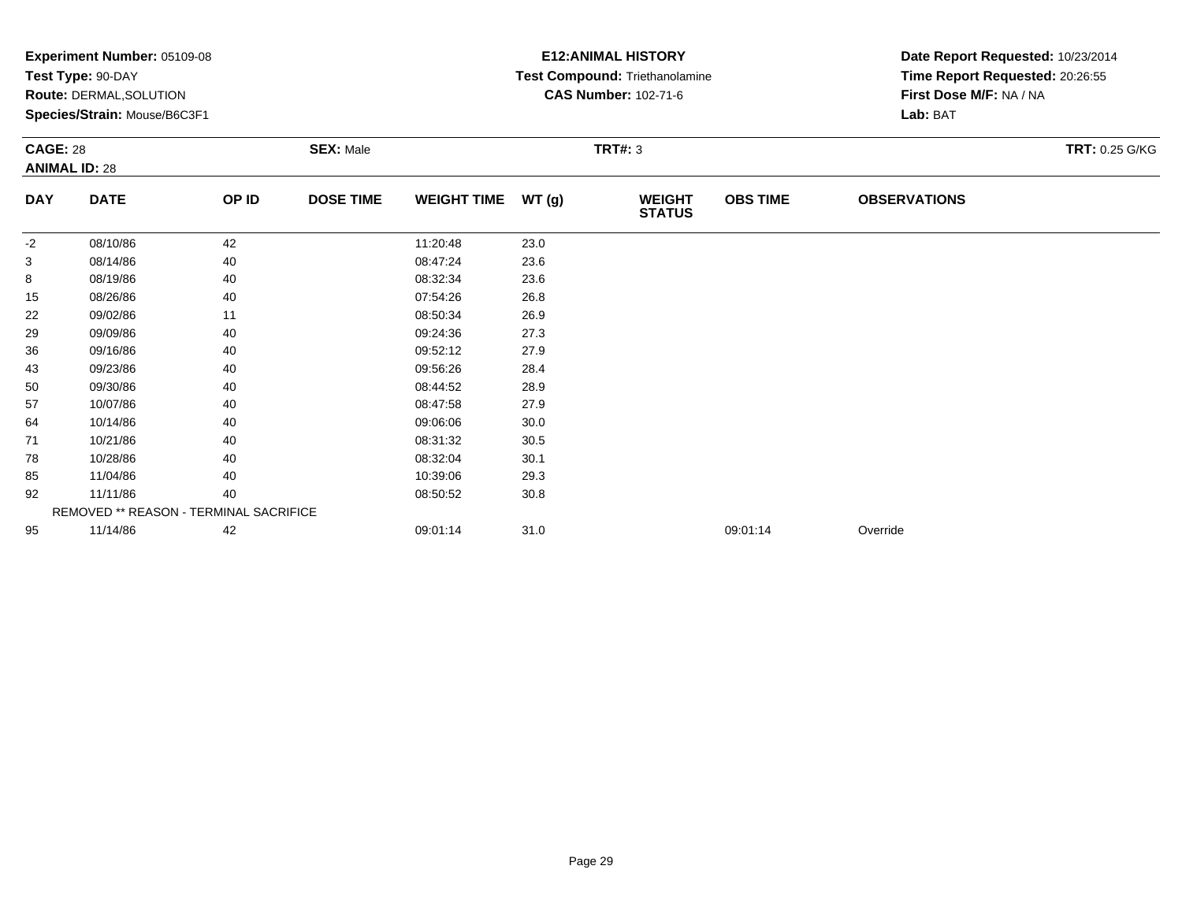**Experiment Number:** 05109-08
**Test Type:** 90-DAY
**Route:** DERMAL,SOLUTION
**Species/Strain:** Mouse/B6C3F1

**E12:ANIMAL HISTORY**
**Test Compound:** Triethanolamine
**CAS Number:** 102-71-6

**Date Report Requested:** 10/23/2014
**Time Report Requested:** 20:26:55
**First Dose M/F:** NA / NA
**Lab:** BAT

**CAGE:** 28
**ANIMAL ID:** 28
**SEX:** Male
**TRT#:** 3
**TRT:** 0.25 G/KG

| DAY | DATE | OP ID | DOSE TIME | WEIGHT TIME | WT (g) | WEIGHT STATUS | OBS TIME | OBSERVATIONS |
|---|---|---|---|---|---|---|---|---|
| -2 | 08/10/86 | 42 | | 11:20:48 | 23.0 | | | |
| 3 | 08/14/86 | 40 | | 08:47:24 | 23.6 | | | |
| 8 | 08/19/86 | 40 | | 08:32:34 | 23.6 | | | |
| 15 | 08/26/86 | 40 | | 07:54:26 | 26.8 | | | |
| 22 | 09/02/86 | 11 | | 08:50:34 | 26.9 | | | |
| 29 | 09/09/86 | 40 | | 09:24:36 | 27.3 | | | |
| 36 | 09/16/86 | 40 | | 09:52:12 | 27.9 | | | |
| 43 | 09/23/86 | 40 | | 09:56:26 | 28.4 | | | |
| 50 | 09/30/86 | 40 | | 08:44:52 | 28.9 | | | |
| 57 | 10/07/86 | 40 | | 08:47:58 | 27.9 | | | |
| 64 | 10/14/86 | 40 | | 09:06:06 | 30.0 | | | |
| 71 | 10/21/86 | 40 | | 08:31:32 | 30.5 | | | |
| 78 | 10/28/86 | 40 | | 08:32:04 | 30.1 | | | |
| 85 | 11/04/86 | 40 | | 10:39:06 | 29.3 | | | |
| 92 | 11/11/86 | 40 | | 08:50:52 | 30.8 | | | |
| | REMOVED ** REASON - TERMINAL SACRIFICE | | | | | | | |
| 95 | 11/14/86 | 42 | | 09:01:14 | 31.0 | | 09:01:14 | Override |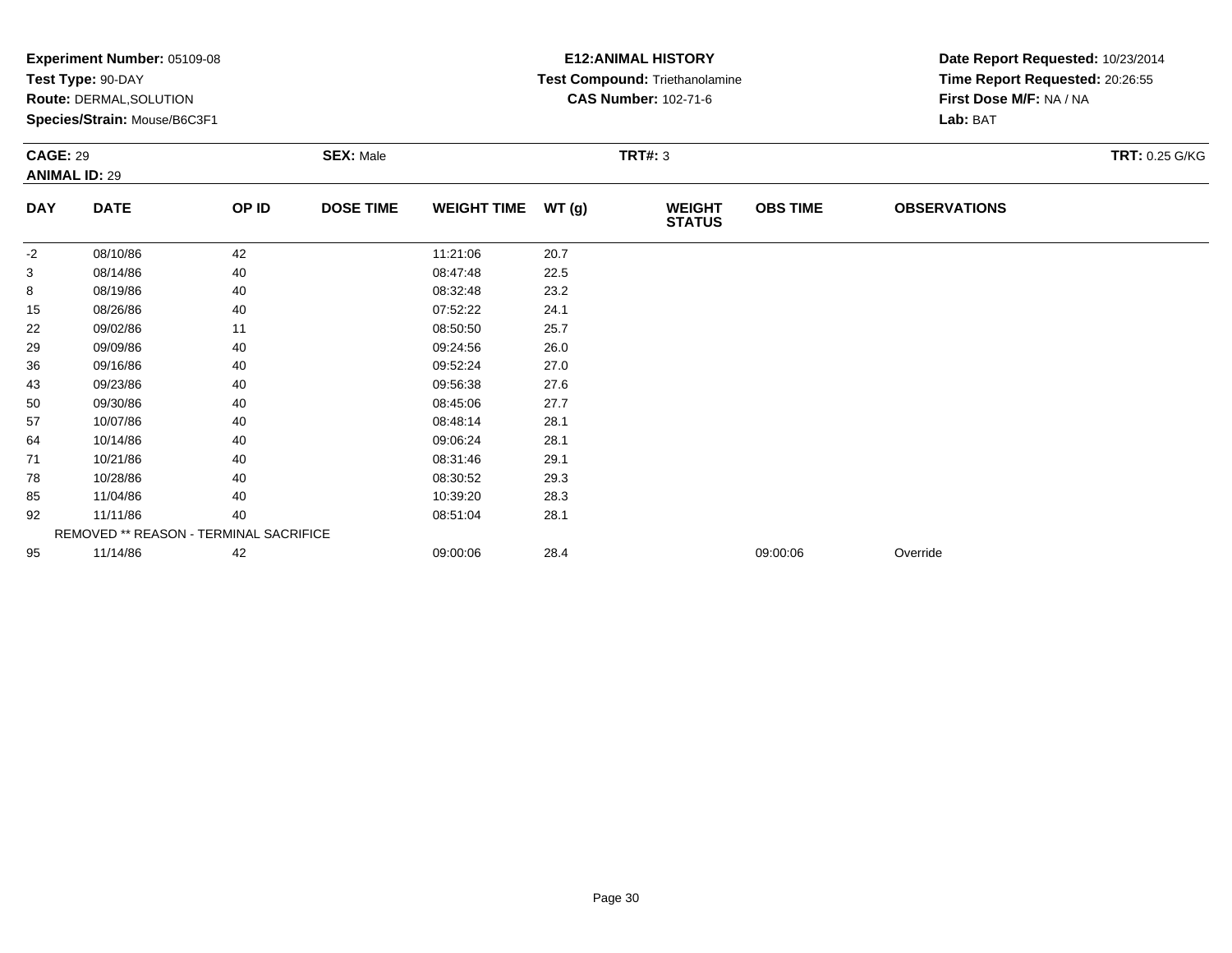**Experiment Number:** 05109-08
**Test Type:** 90-DAY
**Route:** DERMAL,SOLUTION
**Species/Strain:** Mouse/B6C3F1

**E12:ANIMAL HISTORY**
**Test Compound:** Triethanolamine
**CAS Number:** 102-71-6

**Date Report Requested:** 10/23/2014
**Time Report Requested:** 20:26:55
**First Dose M/F:** NA / NA
**Lab:** BAT

**CAGE:** 29 **SEX:** Male **TRT#:** 3 **TRT:** 0.25 G/KG
**ANIMAL ID:** 29

| DAY | DATE | OP ID | DOSE TIME | WEIGHT TIME | WT (g) | WEIGHT STATUS | OBS TIME | OBSERVATIONS |
|---|---|---|---|---|---|---|---|---|
| -2 | 08/10/86 | 42 | | 11:21:06 | 20.7 | | | |
| 3 | 08/14/86 | 40 | | 08:47:48 | 22.5 | | | |
| 8 | 08/19/86 | 40 | | 08:32:48 | 23.2 | | | |
| 15 | 08/26/86 | 40 | | 07:52:22 | 24.1 | | | |
| 22 | 09/02/86 | 11 | | 08:50:50 | 25.7 | | | |
| 29 | 09/09/86 | 40 | | 09:24:56 | 26.0 | | | |
| 36 | 09/16/86 | 40 | | 09:52:24 | 27.0 | | | |
| 43 | 09/23/86 | 40 | | 09:56:38 | 27.6 | | | |
| 50 | 09/30/86 | 40 | | 08:45:06 | 27.7 | | | |
| 57 | 10/07/86 | 40 | | 08:48:14 | 28.1 | | | |
| 64 | 10/14/86 | 40 | | 09:06:24 | 28.1 | | | |
| 71 | 10/21/86 | 40 | | 08:31:46 | 29.1 | | | |
| 78 | 10/28/86 | 40 | | 08:30:52 | 29.3 | | | |
| 85 | 11/04/86 | 40 | | 10:39:20 | 28.3 | | | |
| 92 | 11/11/86 | 40 | | 08:51:04 | 28.1 | | | |
| | REMOVED ** REASON - TERMINAL SACRIFICE | | | | | | | |
| 95 | 11/14/86 | 42 | | 09:00:06 | 28.4 | | 09:00:06 | Override |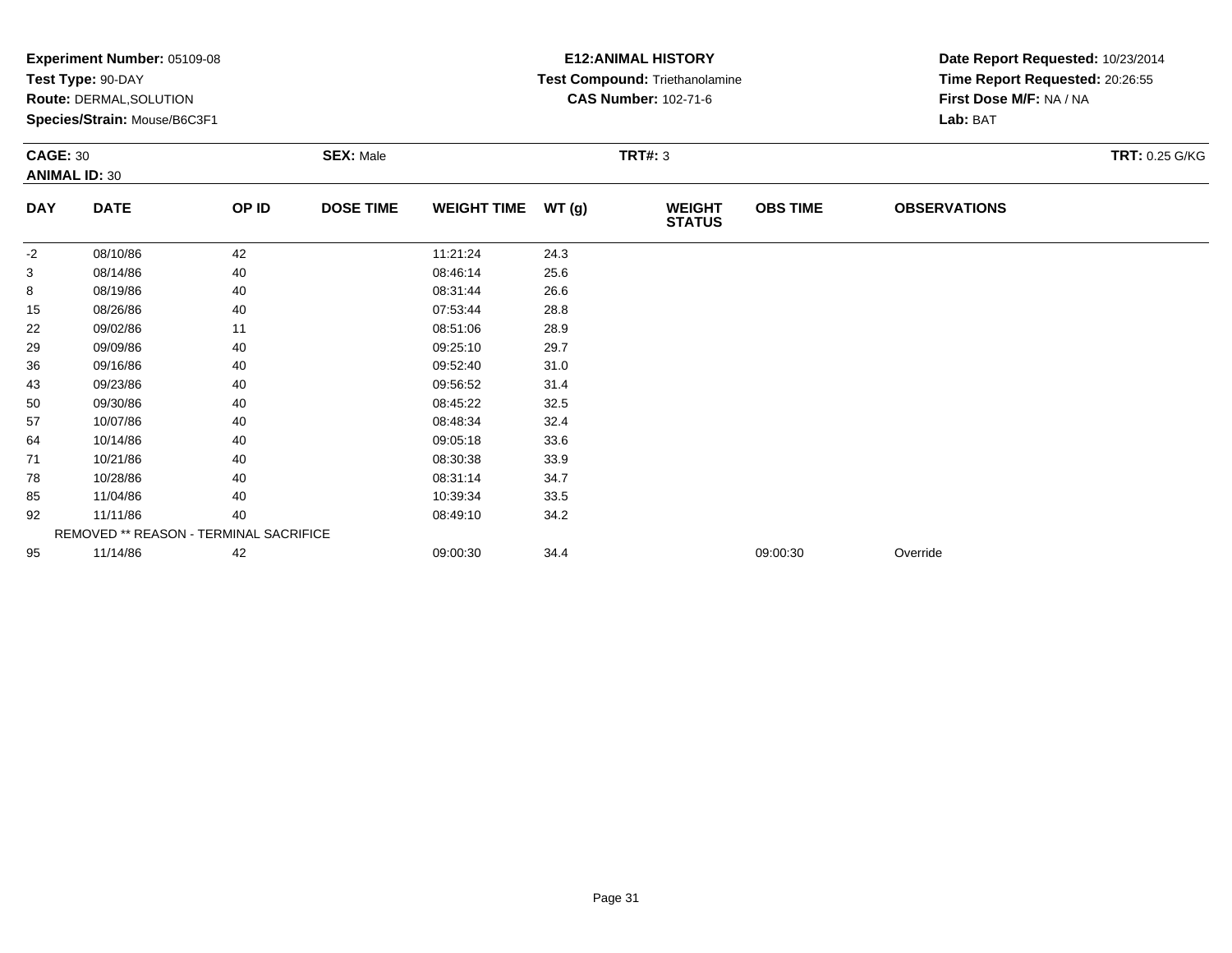**Experiment Number:** 05109-08
**Test Type:** 90-DAY
**Route:** DERMAL,SOLUTION
**Species/Strain:** Mouse/B6C3F1

**E12:ANIMAL HISTORY**
**Test Compound:** Triethanolamine
**CAS Number:** 102-71-6

**Date Report Requested:** 10/23/2014
**Time Report Requested:** 20:26:55
**First Dose M/F:** NA / NA
**Lab:** BAT

**CAGE:** 30
**ANIMAL ID:** 30
**SEX:** Male
**TRT#:** 3
**TRT:** 0.25 G/KG

| DAY | DATE | OP ID | DOSE TIME | WEIGHT TIME | WT (g) | WEIGHT STATUS | OBS TIME | OBSERVATIONS |
|---|---|---|---|---|---|---|---|---|
| -2 | 08/10/86 | 42 | | 11:21:24 | 24.3 | | | |
| 3 | 08/14/86 | 40 | | 08:46:14 | 25.6 | | | |
| 8 | 08/19/86 | 40 | | 08:31:44 | 26.6 | | | |
| 15 | 08/26/86 | 40 | | 07:53:44 | 28.8 | | | |
| 22 | 09/02/86 | 11 | | 08:51:06 | 28.9 | | | |
| 29 | 09/09/86 | 40 | | 09:25:10 | 29.7 | | | |
| 36 | 09/16/86 | 40 | | 09:52:40 | 31.0 | | | |
| 43 | 09/23/86 | 40 | | 09:56:52 | 31.4 | | | |
| 50 | 09/30/86 | 40 | | 08:45:22 | 32.5 | | | |
| 57 | 10/07/86 | 40 | | 08:48:34 | 32.4 | | | |
| 64 | 10/14/86 | 40 | | 09:05:18 | 33.6 | | | |
| 71 | 10/21/86 | 40 | | 08:30:38 | 33.9 | | | |
| 78 | 10/28/86 | 40 | | 08:31:14 | 34.7 | | | |
| 85 | 11/04/86 | 40 | | 10:39:34 | 33.5 | | | |
| 92 | 11/11/86 | 40 | | 08:49:10 | 34.2 | | | |
| | REMOVED ** REASON - TERMINAL SACRIFICE | | | | | | | |
| 95 | 11/14/86 | 42 | | 09:00:30 | 34.4 | | 09:00:30 | Override |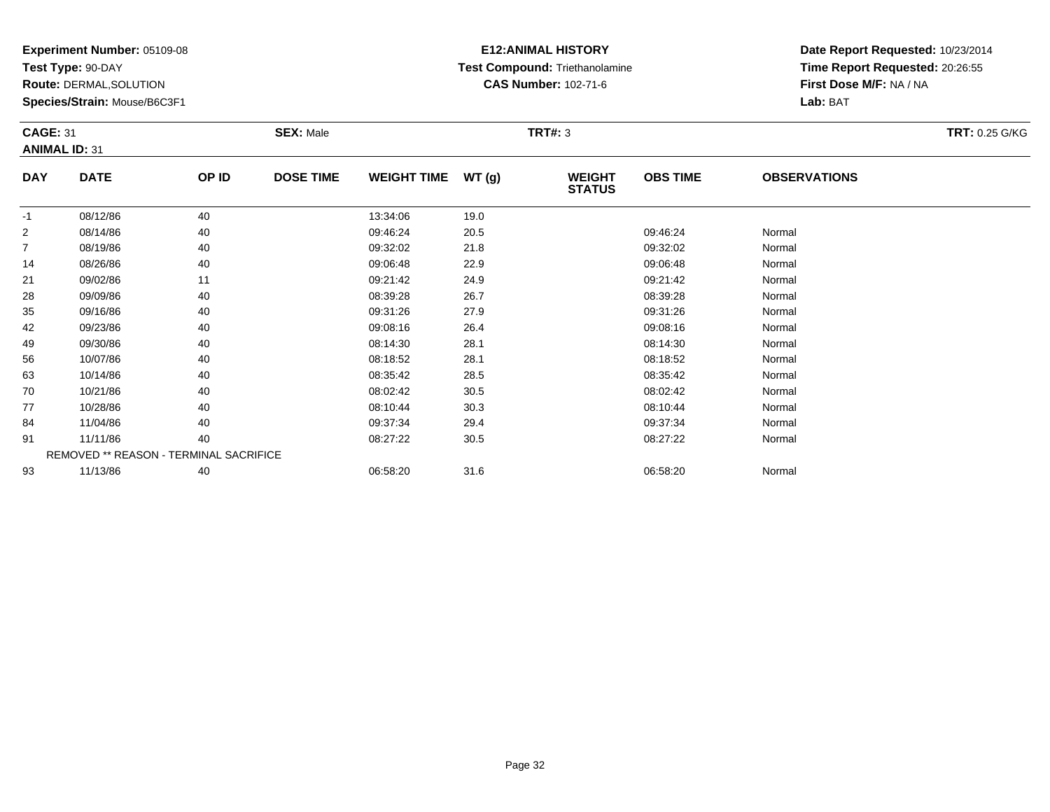**Experiment Number:** 05109-08
**Test Type:** 90-DAY
**Route:** DERMAL,SOLUTION
**Species/Strain:** Mouse/B6C3F1

**E12:ANIMAL HISTORY**
**Test Compound:** Triethanolamine
**CAS Number:** 102-71-6

**Date Report Requested:** 10/23/2014
**Time Report Requested:** 20:26:55
**First Dose M/F:** NA / NA
**Lab:** BAT

**CAGE:** 31
**ANIMAL ID:** 31
**SEX:** Male
**TRT#:** 3
**TRT:** 0.25 G/KG

| DAY | DATE | OP ID | DOSE TIME | WEIGHT TIME | WT (g) | WEIGHT STATUS | OBS TIME | OBSERVATIONS |
|---|---|---|---|---|---|---|---|---|
| -1 | 08/12/86 | 40 | | 13:34:06 | 19.0 | | | |
| 2 | 08/14/86 | 40 | | 09:46:24 | 20.5 | | 09:46:24 | Normal |
| 7 | 08/19/86 | 40 | | 09:32:02 | 21.8 | | 09:32:02 | Normal |
| 14 | 08/26/86 | 40 | | 09:06:48 | 22.9 | | 09:06:48 | Normal |
| 21 | 09/02/86 | 11 | | 09:21:42 | 24.9 | | 09:21:42 | Normal |
| 28 | 09/09/86 | 40 | | 08:39:28 | 26.7 | | 08:39:28 | Normal |
| 35 | 09/16/86 | 40 | | 09:31:26 | 27.9 | | 09:31:26 | Normal |
| 42 | 09/23/86 | 40 | | 09:08:16 | 26.4 | | 09:08:16 | Normal |
| 49 | 09/30/86 | 40 | | 08:14:30 | 28.1 | | 08:14:30 | Normal |
| 56 | 10/07/86 | 40 | | 08:18:52 | 28.1 | | 08:18:52 | Normal |
| 63 | 10/14/86 | 40 | | 08:35:42 | 28.5 | | 08:35:42 | Normal |
| 70 | 10/21/86 | 40 | | 08:02:42 | 30.5 | | 08:02:42 | Normal |
| 77 | 10/28/86 | 40 | | 08:10:44 | 30.3 | | 08:10:44 | Normal |
| 84 | 11/04/86 | 40 | | 09:37:34 | 29.4 | | 09:37:34 | Normal |
| 91 | 11/11/86 | 40 | | 08:27:22 | 30.5 | | 08:27:22 | Normal |
| | REMOVED ** REASON - TERMINAL SACRIFICE | | | | | | | |
| 93 | 11/13/86 | 40 | | 06:58:20 | 31.6 | | 06:58:20 | Normal |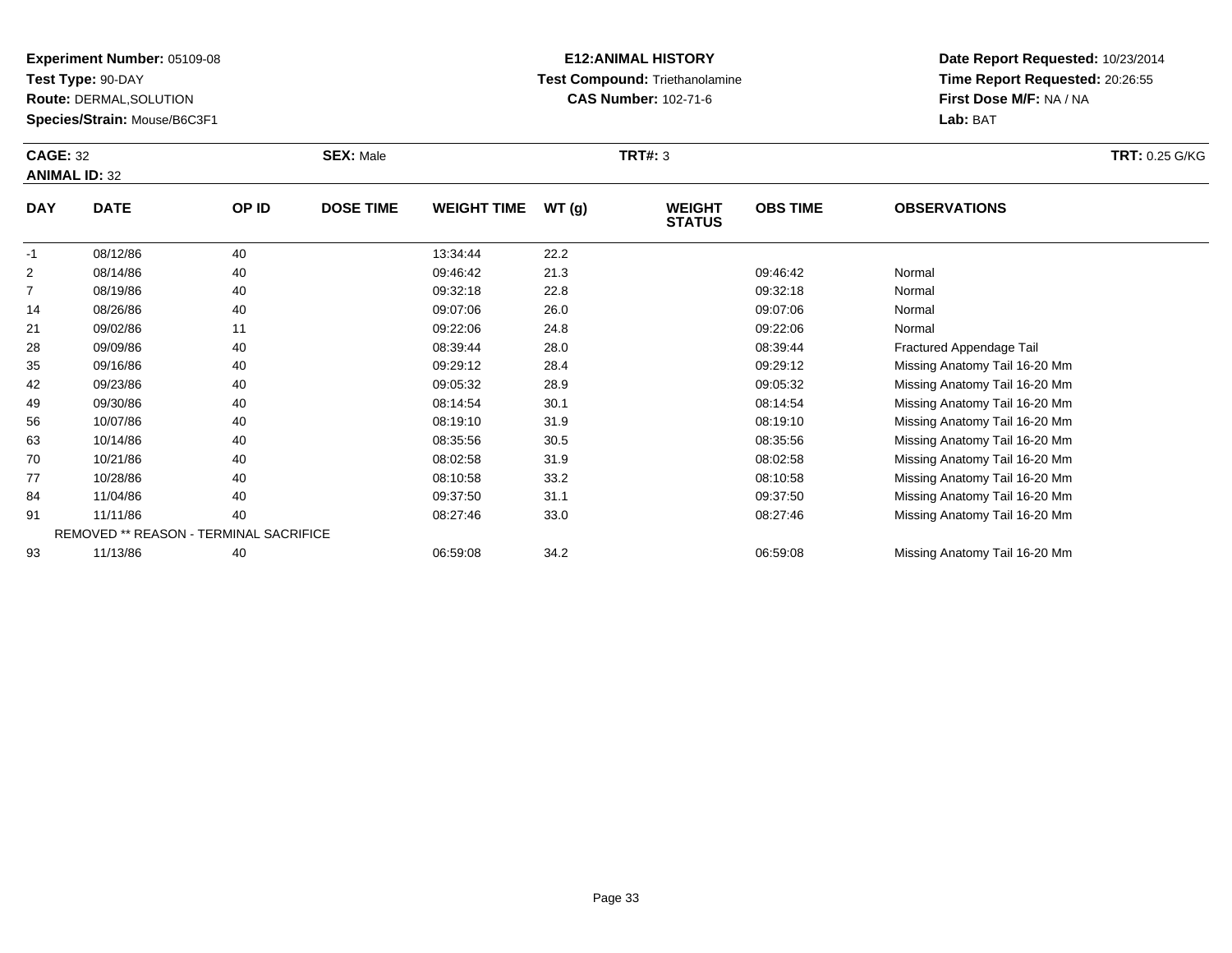**Experiment Number:** 05109-08
**Test Type:** 90-DAY
**Route:** DERMAL,SOLUTION
**Species/Strain:** Mouse/B6C3F1

**E12:ANIMAL HISTORY**
**Test Compound:** Triethanolamine
**CAS Number:** 102-71-6

**Date Report Requested:** 10/23/2014
**Time Report Requested:** 20:26:55
**First Dose M/F:** NA / NA
**Lab:** BAT

**CAGE:** 32 **SEX:** Male **TRT#:** 3 **TRT:** 0.25 G/KG
**ANIMAL ID:** 32

| DAY | DATE | OP ID | DOSE TIME | WEIGHT TIME | WT (g) | WEIGHT STATUS | OBS TIME | OBSERVATIONS |
|---|---|---|---|---|---|---|---|---|
| -1 | 08/12/86 | 40 | | 13:34:44 | 22.2 | | | |
| 2 | 08/14/86 | 40 | | 09:46:42 | 21.3 | | 09:46:42 | Normal |
| 7 | 08/19/86 | 40 | | 09:32:18 | 22.8 | | 09:32:18 | Normal |
| 14 | 08/26/86 | 40 | | 09:07:06 | 26.0 | | 09:07:06 | Normal |
| 21 | 09/02/86 | 11 | | 09:22:06 | 24.8 | | 09:22:06 | Normal |
| 28 | 09/09/86 | 40 | | 08:39:44 | 28.0 | | 08:39:44 | Fractured Appendage Tail |
| 35 | 09/16/86 | 40 | | 09:29:12 | 28.4 | | 09:29:12 | Missing Anatomy Tail 16-20 Mm |
| 42 | 09/23/86 | 40 | | 09:05:32 | 28.9 | | 09:05:32 | Missing Anatomy Tail 16-20 Mm |
| 49 | 09/30/86 | 40 | | 08:14:54 | 30.1 | | 08:14:54 | Missing Anatomy Tail 16-20 Mm |
| 56 | 10/07/86 | 40 | | 08:19:10 | 31.9 | | 08:19:10 | Missing Anatomy Tail 16-20 Mm |
| 63 | 10/14/86 | 40 | | 08:35:56 | 30.5 | | 08:35:56 | Missing Anatomy Tail 16-20 Mm |
| 70 | 10/21/86 | 40 | | 08:02:58 | 31.9 | | 08:02:58 | Missing Anatomy Tail 16-20 Mm |
| 77 | 10/28/86 | 40 | | 08:10:58 | 33.2 | | 08:10:58 | Missing Anatomy Tail 16-20 Mm |
| 84 | 11/04/86 | 40 | | 09:37:50 | 31.1 | | 09:37:50 | Missing Anatomy Tail 16-20 Mm |
| 91 | 11/11/86 | 40 | | 08:27:46 | 33.0 | | 08:27:46 | Missing Anatomy Tail 16-20 Mm |
| | REMOVED ** REASON - TERMINAL SACRIFICE | | | | | | | |
| 93 | 11/13/86 | 40 | | 06:59:08 | 34.2 | | 06:59:08 | Missing Anatomy Tail 16-20 Mm |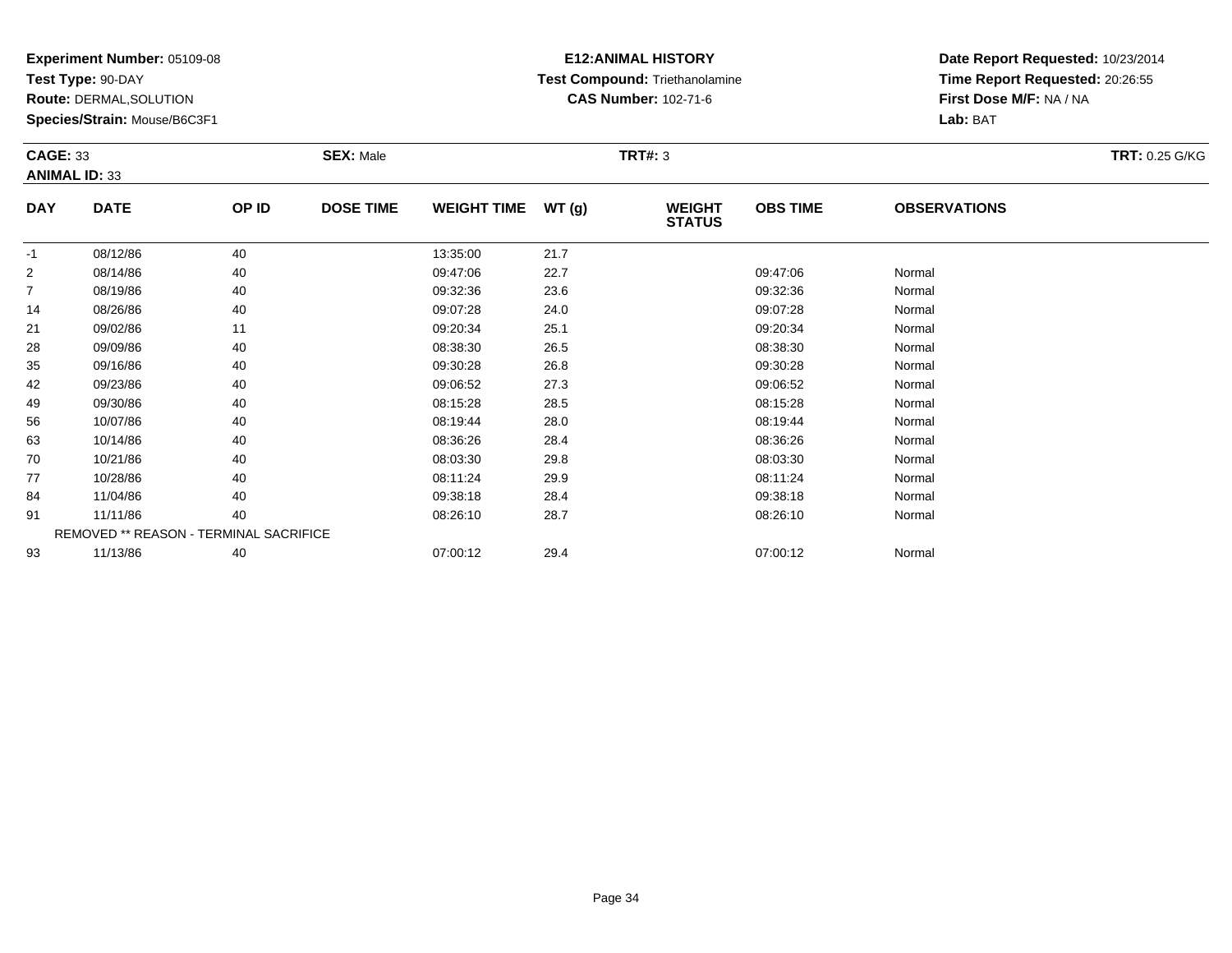**Experiment Number:** 05109-08
**Test Type:** 90-DAY
**Route:** DERMAL,SOLUTION
**Species/Strain:** Mouse/B6C3F1

**E12:ANIMAL HISTORY**
**Test Compound:** Triethanolamine
**CAS Number:** 102-71-6

**Date Report Requested:** 10/23/2014
**Time Report Requested:** 20:26:55
**First Dose M/F:** NA / NA
**Lab:** BAT

**CAGE:** 33 **SEX:** Male **TRT#:** 3 **TRT:** 0.25 G/KG
**ANIMAL ID:** 33

| DAY | DATE | OP ID | DOSE TIME | WEIGHT TIME | WT (g) | WEIGHT STATUS | OBS TIME | OBSERVATIONS |
|---|---|---|---|---|---|---|---|---|
| -1 | 08/12/86 | 40 | | 13:35:00 | 21.7 | | | |
| 2 | 08/14/86 | 40 | | 09:47:06 | 22.7 | | 09:47:06 | Normal |
| 7 | 08/19/86 | 40 | | 09:32:36 | 23.6 | | 09:32:36 | Normal |
| 14 | 08/26/86 | 40 | | 09:07:28 | 24.0 | | 09:07:28 | Normal |
| 21 | 09/02/86 | 11 | | 09:20:34 | 25.1 | | 09:20:34 | Normal |
| 28 | 09/09/86 | 40 | | 08:38:30 | 26.5 | | 08:38:30 | Normal |
| 35 | 09/16/86 | 40 | | 09:30:28 | 26.8 | | 09:30:28 | Normal |
| 42 | 09/23/86 | 40 | | 09:06:52 | 27.3 | | 09:06:52 | Normal |
| 49 | 09/30/86 | 40 | | 08:15:28 | 28.5 | | 08:15:28 | Normal |
| 56 | 10/07/86 | 40 | | 08:19:44 | 28.0 | | 08:19:44 | Normal |
| 63 | 10/14/86 | 40 | | 08:36:26 | 28.4 | | 08:36:26 | Normal |
| 70 | 10/21/86 | 40 | | 08:03:30 | 29.8 | | 08:03:30 | Normal |
| 77 | 10/28/86 | 40 | | 08:11:24 | 29.9 | | 08:11:24 | Normal |
| 84 | 11/04/86 | 40 | | 09:38:18 | 28.4 | | 09:38:18 | Normal |
| 91 | 11/11/86 | 40 | | 08:26:10 | 28.7 | | 08:26:10 | Normal |
| | REMOVED ** REASON - TERMINAL SACRIFICE | | | | | | | |
| 93 | 11/13/86 | 40 | | 07:00:12 | 29.4 | | 07:00:12 | Normal |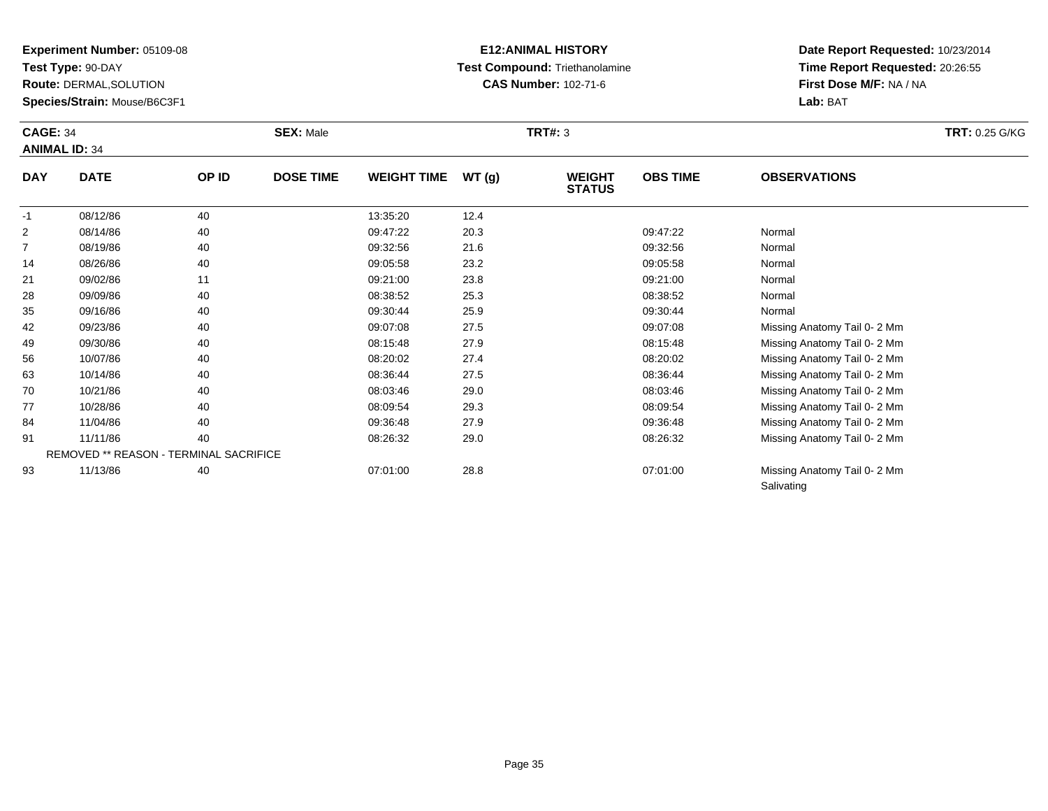**Experiment Number:** 05109-08
**Test Type:** 90-DAY
**Route:** DERMAL,SOLUTION
**Species/Strain:** Mouse/B6C3F1

**E12:ANIMAL HISTORY**
**Test Compound:** Triethanolamine
**CAS Number:** 102-71-6

**Date Report Requested:** 10/23/2014
**Time Report Requested:** 20:26:55
**First Dose M/F:** NA / NA
**Lab:** BAT

**CAGE:** 34
**ANIMAL ID:** 34
**SEX:** Male
**TRT#:** 3
**TRT:** 0.25 G/KG

| DAY | DATE | OP ID | DOSE TIME | WEIGHT TIME | WT (g) | WEIGHT STATUS | OBS TIME | OBSERVATIONS |
|---|---|---|---|---|---|---|---|---|
| -1 | 08/12/86 | 40 | | 13:35:20 | 12.4 | | | |
| 2 | 08/14/86 | 40 | | 09:47:22 | 20.3 | | 09:47:22 | Normal |
| 7 | 08/19/86 | 40 | | 09:32:56 | 21.6 | | 09:32:56 | Normal |
| 14 | 08/26/86 | 40 | | 09:05:58 | 23.2 | | 09:05:58 | Normal |
| 21 | 09/02/86 | 11 | | 09:21:00 | 23.8 | | 09:21:00 | Normal |
| 28 | 09/09/86 | 40 | | 08:38:52 | 25.3 | | 08:38:52 | Normal |
| 35 | 09/16/86 | 40 | | 09:30:44 | 25.9 | | 09:30:44 | Normal |
| 42 | 09/23/86 | 40 | | 09:07:08 | 27.5 | | 09:07:08 | Missing Anatomy Tail 0- 2 Mm |
| 49 | 09/30/86 | 40 | | 08:15:48 | 27.9 | | 08:15:48 | Missing Anatomy Tail 0- 2 Mm |
| 56 | 10/07/86 | 40 | | 08:20:02 | 27.4 | | 08:20:02 | Missing Anatomy Tail 0- 2 Mm |
| 63 | 10/14/86 | 40 | | 08:36:44 | 27.5 | | 08:36:44 | Missing Anatomy Tail 0- 2 Mm |
| 70 | 10/21/86 | 40 | | 08:03:46 | 29.0 | | 08:03:46 | Missing Anatomy Tail 0- 2 Mm |
| 77 | 10/28/86 | 40 | | 08:09:54 | 29.3 | | 08:09:54 | Missing Anatomy Tail 0- 2 Mm |
| 84 | 11/04/86 | 40 | | 09:36:48 | 27.9 | | 09:36:48 | Missing Anatomy Tail 0- 2 Mm |
| 91 | 11/11/86 | 40 | | 08:26:32 | 29.0 | | 08:26:32 | Missing Anatomy Tail 0- 2 Mm |
| | REMOVED ** REASON - TERMINAL SACRIFICE | | | | | | | |
| 93 | 11/13/86 | 40 | | 07:01:00 | 28.8 | | 07:01:00 | Missing Anatomy Tail 0- 2 Mm<br>Salivating |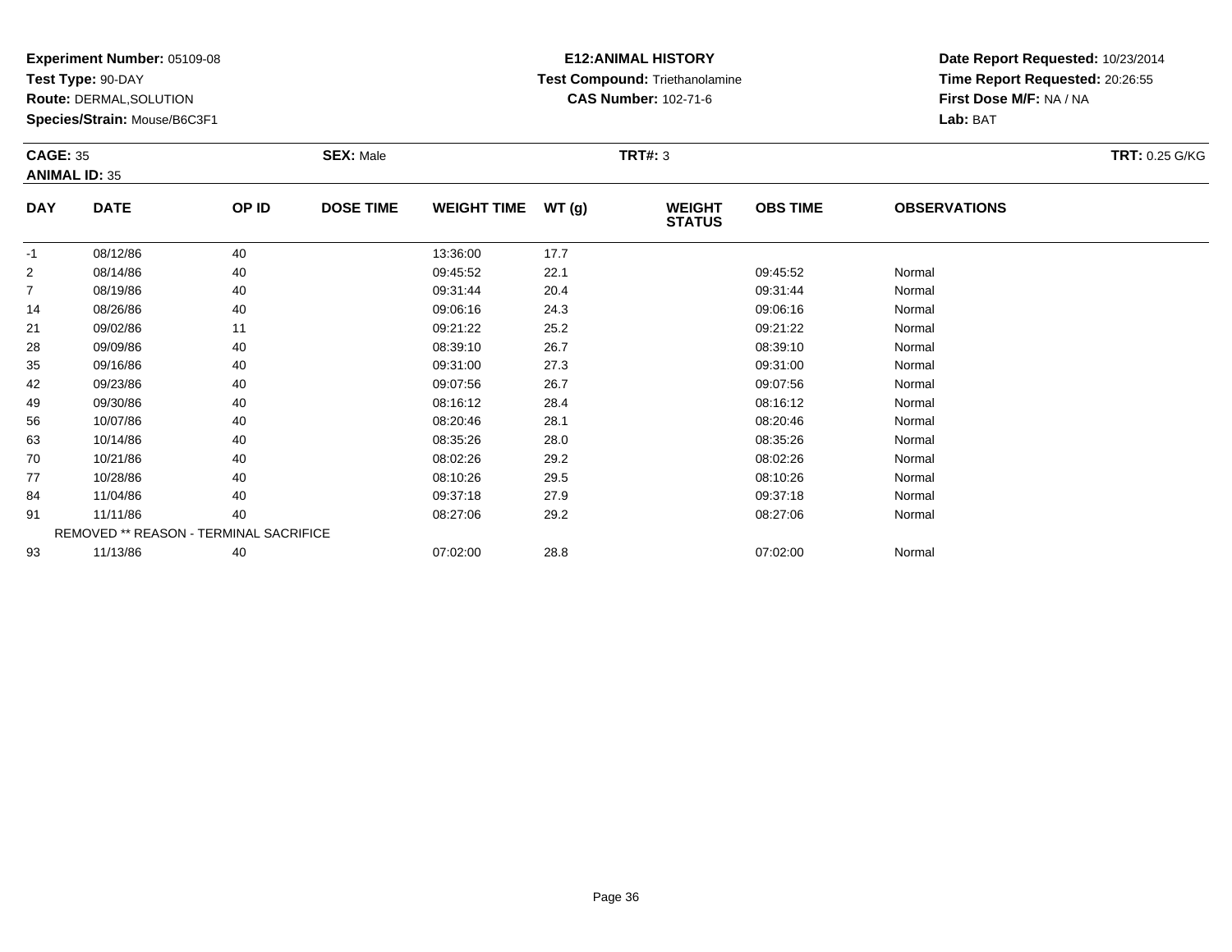**Experiment Number:** 05109-08
**Test Type:** 90-DAY
**Route:** DERMAL,SOLUTION
**Species/Strain:** Mouse/B6C3F1

**E12:ANIMAL HISTORY**
**Test Compound:** Triethanolamine
**CAS Number:** 102-71-6

**Date Report Requested:** 10/23/2014
**Time Report Requested:** 20:26:55
**First Dose M/F:** NA / NA
**Lab:** BAT

**CAGE:** 35
**ANIMAL ID:** 35
**SEX:** Male
**TRT#:** 3
**TRT:** 0.25 G/KG

| DAY | DATE | OP ID | DOSE TIME | WEIGHT TIME | WT (g) | WEIGHT STATUS | OBS TIME | OBSERVATIONS |
|---|---|---|---|---|---|---|---|---|
| -1 | 08/12/86 | 40 | | 13:36:00 | 17.7 | | | |
| 2 | 08/14/86 | 40 | | 09:45:52 | 22.1 | | 09:45:52 | Normal |
| 7 | 08/19/86 | 40 | | 09:31:44 | 20.4 | | 09:31:44 | Normal |
| 14 | 08/26/86 | 40 | | 09:06:16 | 24.3 | | 09:06:16 | Normal |
| 21 | 09/02/86 | 11 | | 09:21:22 | 25.2 | | 09:21:22 | Normal |
| 28 | 09/09/86 | 40 | | 08:39:10 | 26.7 | | 08:39:10 | Normal |
| 35 | 09/16/86 | 40 | | 09:31:00 | 27.3 | | 09:31:00 | Normal |
| 42 | 09/23/86 | 40 | | 09:07:56 | 26.7 | | 09:07:56 | Normal |
| 49 | 09/30/86 | 40 | | 08:16:12 | 28.4 | | 08:16:12 | Normal |
| 56 | 10/07/86 | 40 | | 08:20:46 | 28.1 | | 08:20:46 | Normal |
| 63 | 10/14/86 | 40 | | 08:35:26 | 28.0 | | 08:35:26 | Normal |
| 70 | 10/21/86 | 40 | | 08:02:26 | 29.2 | | 08:02:26 | Normal |
| 77 | 10/28/86 | 40 | | 08:10:26 | 29.5 | | 08:10:26 | Normal |
| 84 | 11/04/86 | 40 | | 09:37:18 | 27.9 | | 09:37:18 | Normal |
| 91 | 11/11/86 | 40 | | 08:27:06 | 29.2 | | 08:27:06 | Normal |
| | REMOVED ** REASON - TERMINAL SACRIFICE | | | | | | | |
| 93 | 11/13/86 | 40 | | 07:02:00 | 28.8 | | 07:02:00 | Normal |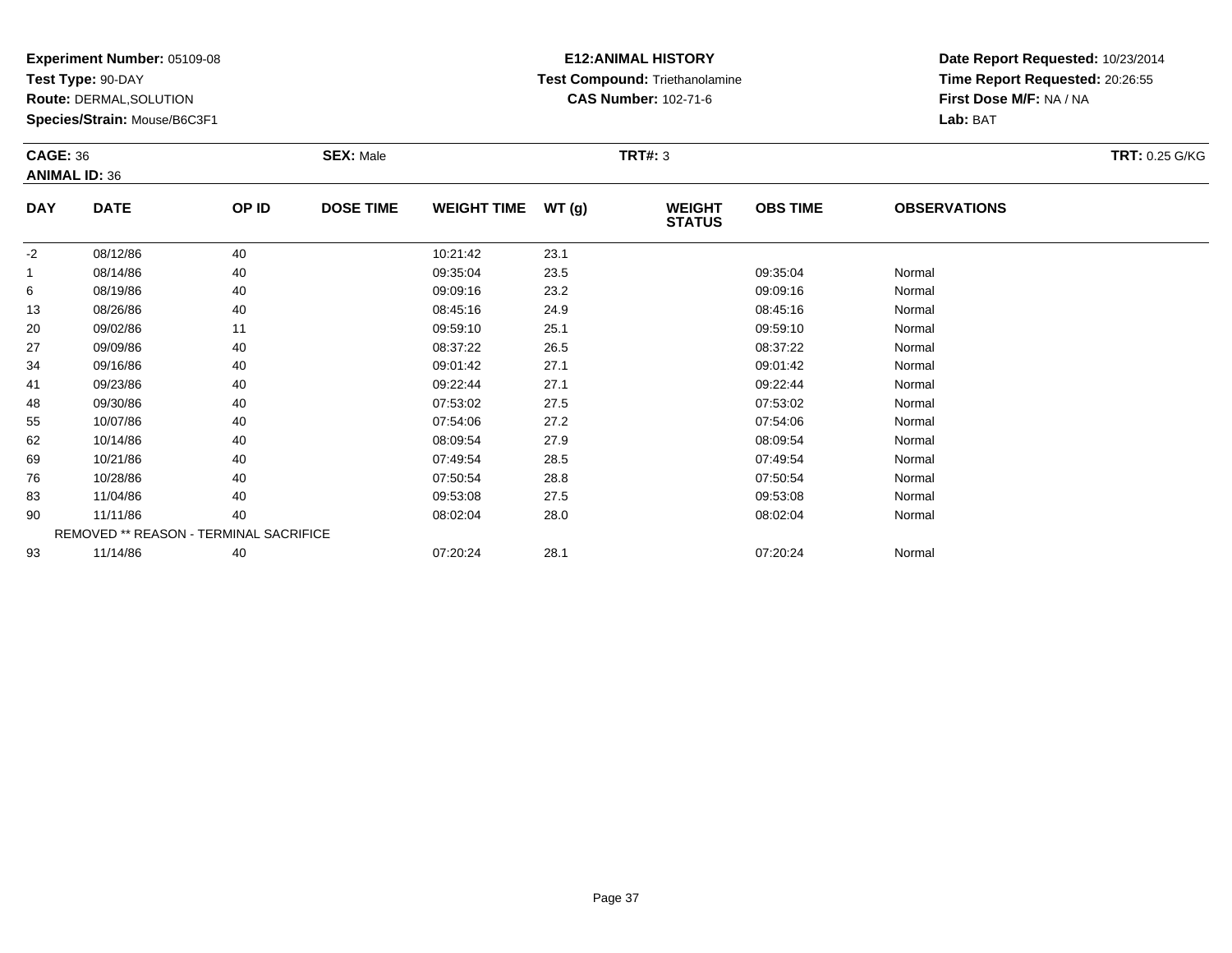**Experiment Number:** 05109-08
**Test Type:** 90-DAY
**Route:** DERMAL,SOLUTION
**Species/Strain:** Mouse/B6C3F1

**E12:ANIMAL HISTORY**
**Test Compound:** Triethanolamine
**CAS Number:** 102-71-6

**Date Report Requested:** 10/23/2014
**Time Report Requested:** 20:26:55
**First Dose M/F:** NA / NA
**Lab:** BAT

**CAGE:** 36 **SEX:** Male **TRT#:** 3 **TRT:** 0.25 G/KG
**ANIMAL ID:** 36

| DAY | DATE | OP ID | DOSE TIME | WEIGHT TIME | WT (g) | WEIGHT STATUS | OBS TIME | OBSERVATIONS |
|---|---|---|---|---|---|---|---|---|
| -2 | 08/12/86 | 40 | | 10:21:42 | 23.1 | | | |
| 1 | 08/14/86 | 40 | | 09:35:04 | 23.5 | | 09:35:04 | Normal |
| 6 | 08/19/86 | 40 | | 09:09:16 | 23.2 | | 09:09:16 | Normal |
| 13 | 08/26/86 | 40 | | 08:45:16 | 24.9 | | 08:45:16 | Normal |
| 20 | 09/02/86 | 11 | | 09:59:10 | 25.1 | | 09:59:10 | Normal |
| 27 | 09/09/86 | 40 | | 08:37:22 | 26.5 | | 08:37:22 | Normal |
| 34 | 09/16/86 | 40 | | 09:01:42 | 27.1 | | 09:01:42 | Normal |
| 41 | 09/23/86 | 40 | | 09:22:44 | 27.1 | | 09:22:44 | Normal |
| 48 | 09/30/86 | 40 | | 07:53:02 | 27.5 | | 07:53:02 | Normal |
| 55 | 10/07/86 | 40 | | 07:54:06 | 27.2 | | 07:54:06 | Normal |
| 62 | 10/14/86 | 40 | | 08:09:54 | 27.9 | | 08:09:54 | Normal |
| 69 | 10/21/86 | 40 | | 07:49:54 | 28.5 | | 07:49:54 | Normal |
| 76 | 10/28/86 | 40 | | 07:50:54 | 28.8 | | 07:50:54 | Normal |
| 83 | 11/04/86 | 40 | | 09:53:08 | 27.5 | | 09:53:08 | Normal |
| 90 | 11/11/86 | 40 | | 08:02:04 | 28.0 | | 08:02:04 | Normal |
| | REMOVED ** REASON - TERMINAL SACRIFICE | | | | | | | |
| 93 | 11/14/86 | 40 | | 07:20:24 | 28.1 | | 07:20:24 | Normal |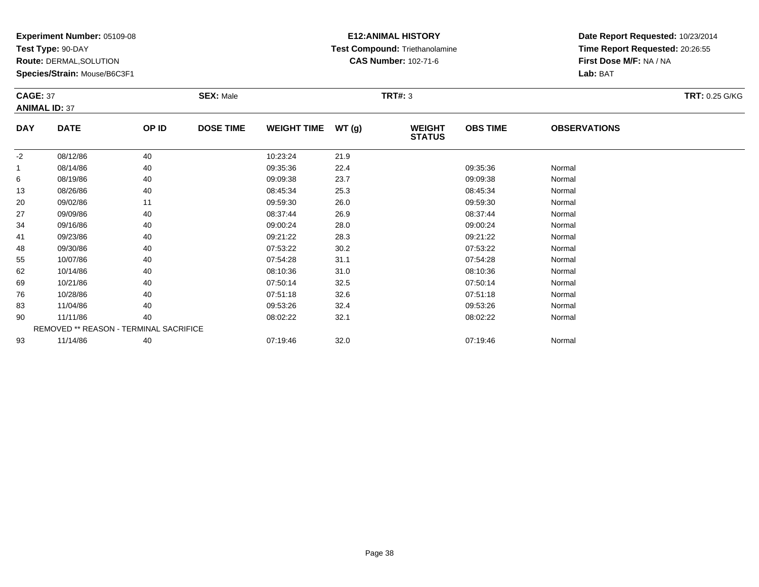**Experiment Number:** 05109-08
**Test Type:** 90-DAY
**Route:** DERMAL,SOLUTION
**Species/Strain:** Mouse/B6C3F1

**E12:ANIMAL HISTORY**
**Test Compound:** Triethanolamine
**CAS Number:** 102-71-6

**Date Report Requested:** 10/23/2014
**Time Report Requested:** 20:26:55
**First Dose M/F:** NA / NA
**Lab:** BAT

**CAGE:** 37
**ANIMAL ID:** 37
**SEX:** Male
**TRT#:** 3
**TRT:** 0.25 G/KG

| DAY | DATE | OP ID | DOSE TIME | WEIGHT TIME | WT (g) | WEIGHT STATUS | OBS TIME | OBSERVATIONS |
|---|---|---|---|---|---|---|---|---|
| -2 | 08/12/86 | 40 | | 10:23:24 | 21.9 | | | |
| 1 | 08/14/86 | 40 | | 09:35:36 | 22.4 | | 09:35:36 | Normal |
| 6 | 08/19/86 | 40 | | 09:09:38 | 23.7 | | 09:09:38 | Normal |
| 13 | 08/26/86 | 40 | | 08:45:34 | 25.3 | | 08:45:34 | Normal |
| 20 | 09/02/86 | 11 | | 09:59:30 | 26.0 | | 09:59:30 | Normal |
| 27 | 09/09/86 | 40 | | 08:37:44 | 26.9 | | 08:37:44 | Normal |
| 34 | 09/16/86 | 40 | | 09:00:24 | 28.0 | | 09:00:24 | Normal |
| 41 | 09/23/86 | 40 | | 09:21:22 | 28.3 | | 09:21:22 | Normal |
| 48 | 09/30/86 | 40 | | 07:53:22 | 30.2 | | 07:53:22 | Normal |
| 55 | 10/07/86 | 40 | | 07:54:28 | 31.1 | | 07:54:28 | Normal |
| 62 | 10/14/86 | 40 | | 08:10:36 | 31.0 | | 08:10:36 | Normal |
| 69 | 10/21/86 | 40 | | 07:50:14 | 32.5 | | 07:50:14 | Normal |
| 76 | 10/28/86 | 40 | | 07:51:18 | 32.6 | | 07:51:18 | Normal |
| 83 | 11/04/86 | 40 | | 09:53:26 | 32.4 | | 09:53:26 | Normal |
| 90 | 11/11/86 | 40 | | 08:02:22 | 32.1 | | 08:02:22 | Normal |
| | REMOVED ** REASON - TERMINAL SACRIFICE | | | | | | | |
| 93 | 11/14/86 | 40 | | 07:19:46 | 32.0 | | 07:19:46 | Normal |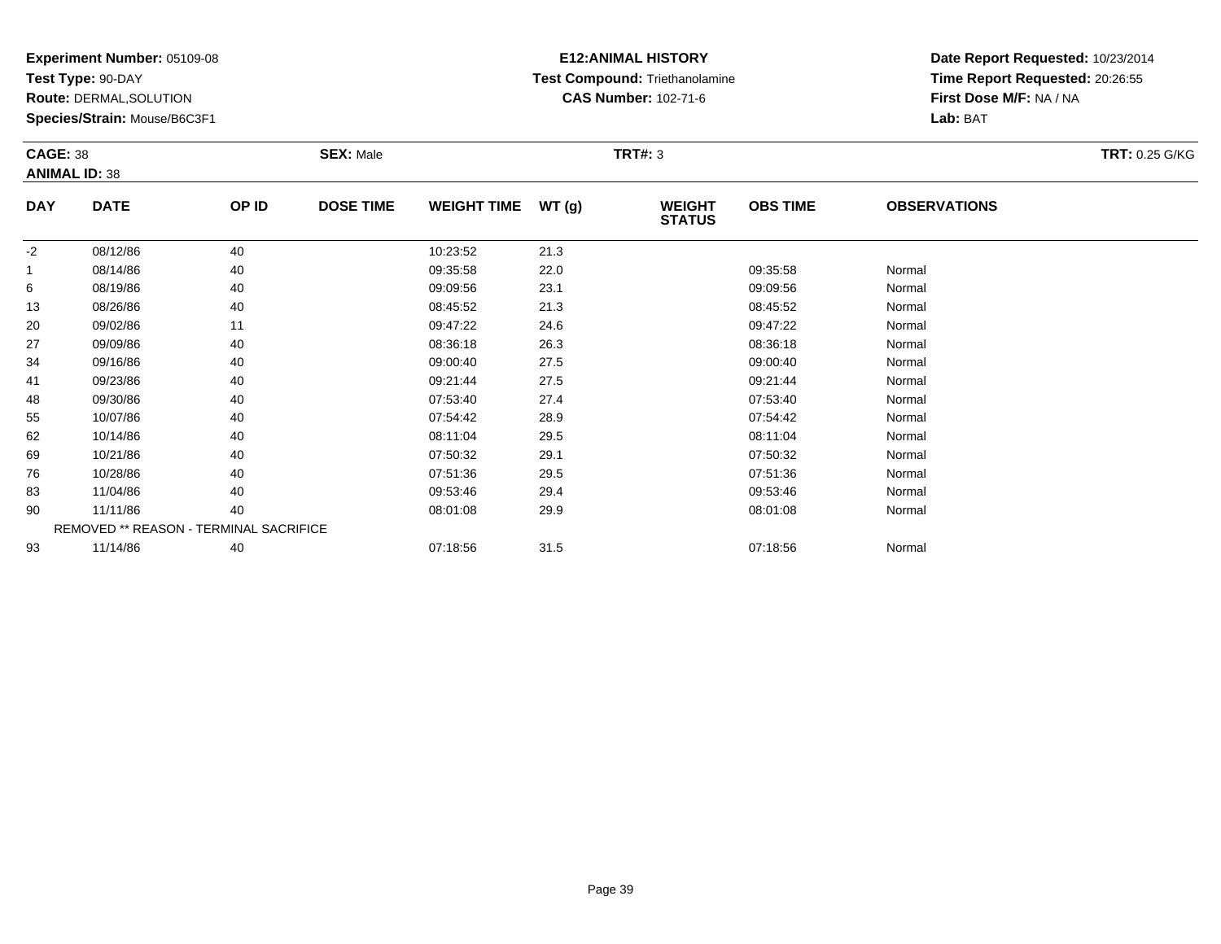**Experiment Number:** 05109-08
**Test Type:** 90-DAY
**Route:** DERMAL,SOLUTION
**Species/Strain:** Mouse/B6C3F1

**E12:ANIMAL HISTORY**
**Test Compound:** Triethanolamine
**CAS Number:** 102-71-6

**Date Report Requested:** 10/23/2014
**Time Report Requested:** 20:26:55
**First Dose M/F:** NA / NA
**Lab:** BAT

**CAGE:** 38 **SEX:** Male **TRT#:** 3 **TRT:** 0.25 G/KG
**ANIMAL ID:** 38

| DAY | DATE | OP ID | DOSE TIME | WEIGHT TIME | WT (g) | WEIGHT STATUS | OBS TIME | OBSERVATIONS |
|---|---|---|---|---|---|---|---|---|
| -2 | 08/12/86 | 40 | | 10:23:52 | 21.3 | | | |
| 1 | 08/14/86 | 40 | | 09:35:58 | 22.0 | | 09:35:58 | Normal |
| 6 | 08/19/86 | 40 | | 09:09:56 | 23.1 | | 09:09:56 | Normal |
| 13 | 08/26/86 | 40 | | 08:45:52 | 21.3 | | 08:45:52 | Normal |
| 20 | 09/02/86 | 11 | | 09:47:22 | 24.6 | | 09:47:22 | Normal |
| 27 | 09/09/86 | 40 | | 08:36:18 | 26.3 | | 08:36:18 | Normal |
| 34 | 09/16/86 | 40 | | 09:00:40 | 27.5 | | 09:00:40 | Normal |
| 41 | 09/23/86 | 40 | | 09:21:44 | 27.5 | | 09:21:44 | Normal |
| 48 | 09/30/86 | 40 | | 07:53:40 | 27.4 | | 07:53:40 | Normal |
| 55 | 10/07/86 | 40 | | 07:54:42 | 28.9 | | 07:54:42 | Normal |
| 62 | 10/14/86 | 40 | | 08:11:04 | 29.5 | | 08:11:04 | Normal |
| 69 | 10/21/86 | 40 | | 07:50:32 | 29.1 | | 07:50:32 | Normal |
| 76 | 10/28/86 | 40 | | 07:51:36 | 29.5 | | 07:51:36 | Normal |
| 83 | 11/04/86 | 40 | | 09:53:46 | 29.4 | | 09:53:46 | Normal |
| 90 | 11/11/86 | 40 | | 08:01:08 | 29.9 | | 08:01:08 | Normal |
| | REMOVED ** REASON - TERMINAL SACRIFICE | | | | | | | |
| 93 | 11/14/86 | 40 | | 07:18:56 | 31.5 | | 07:18:56 | Normal |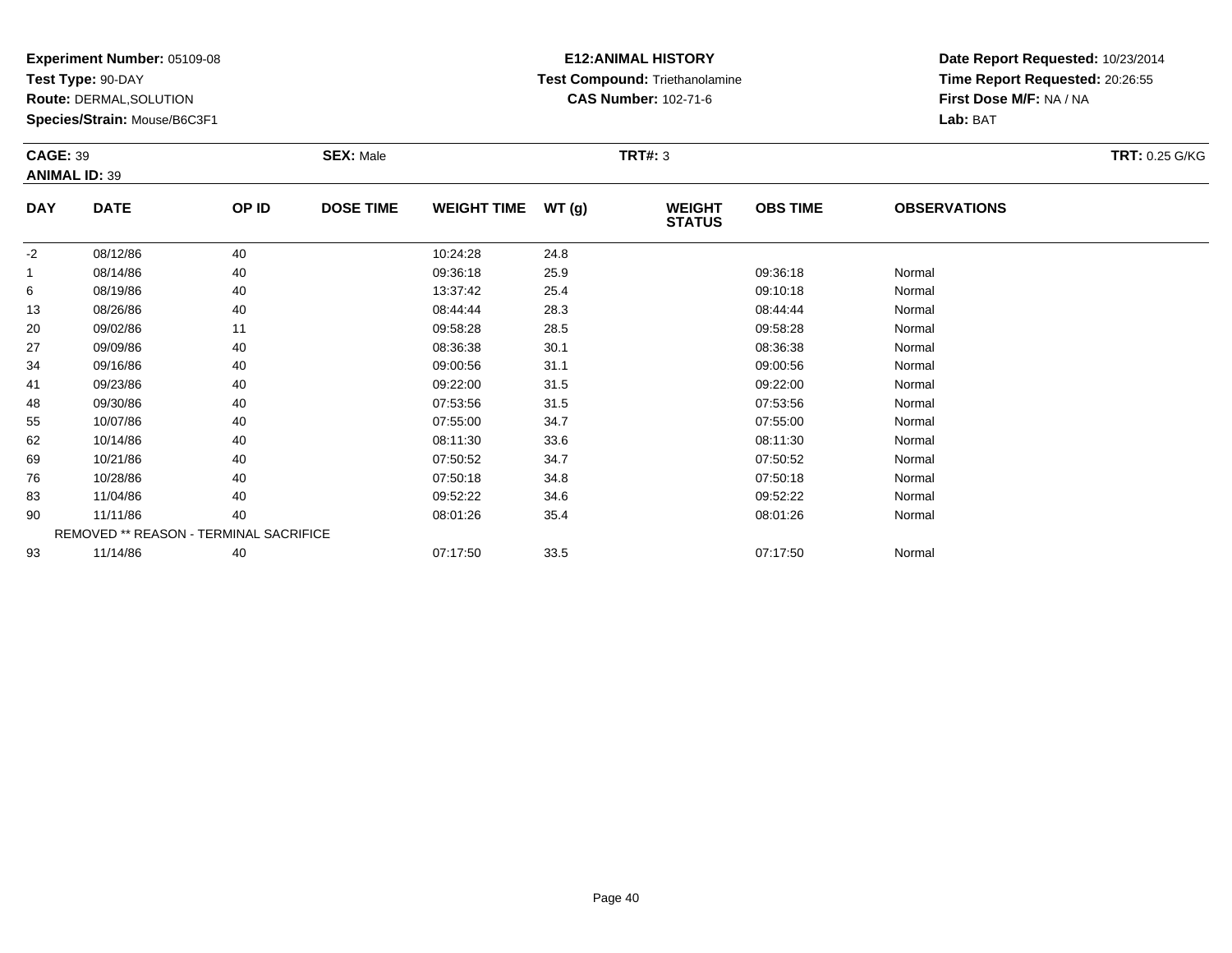**Experiment Number:** 05109-08
**Test Type:** 90-DAY
**Route:** DERMAL,SOLUTION
**Species/Strain:** Mouse/B6C3F1

**E12:ANIMAL HISTORY**
**Test Compound:** Triethanolamine
**CAS Number:** 102-71-6

**Date Report Requested:** 10/23/2014
**Time Report Requested:** 20:26:55
**First Dose M/F:** NA / NA
**Lab:** BAT

**CAGE:** 39
**ANIMAL ID:** 39

**SEX:** Male

**TRT#:** 3

**TRT:** 0.25 G/KG

| DAY | DATE | OP ID | DOSE TIME | WEIGHT TIME | WT (g) | WEIGHT STATUS | OBS TIME | OBSERVATIONS |
|---|---|---|---|---|---|---|---|---|
| -2 | 08/12/86 | 40 | | 10:24:28 | 24.8 | | | |
| 1 | 08/14/86 | 40 | | 09:36:18 | 25.9 | | 09:36:18 | Normal |
| 6 | 08/19/86 | 40 | | 13:37:42 | 25.4 | | 09:10:18 | Normal |
| 13 | 08/26/86 | 40 | | 08:44:44 | 28.3 | | 08:44:44 | Normal |
| 20 | 09/02/86 | 11 | | 09:58:28 | 28.5 | | 09:58:28 | Normal |
| 27 | 09/09/86 | 40 | | 08:36:38 | 30.1 | | 08:36:38 | Normal |
| 34 | 09/16/86 | 40 | | 09:00:56 | 31.1 | | 09:00:56 | Normal |
| 41 | 09/23/86 | 40 | | 09:22:00 | 31.5 | | 09:22:00 | Normal |
| 48 | 09/30/86 | 40 | | 07:53:56 | 31.5 | | 07:53:56 | Normal |
| 55 | 10/07/86 | 40 | | 07:55:00 | 34.7 | | 07:55:00 | Normal |
| 62 | 10/14/86 | 40 | | 08:11:30 | 33.6 | | 08:11:30 | Normal |
| 69 | 10/21/86 | 40 | | 07:50:52 | 34.7 | | 07:50:52 | Normal |
| 76 | 10/28/86 | 40 | | 07:50:18 | 34.8 | | 07:50:18 | Normal |
| 83 | 11/04/86 | 40 | | 09:52:22 | 34.6 | | 09:52:22 | Normal |
| 90 | 11/11/86 | 40 | | 08:01:26 | 35.4 | | 08:01:26 | Normal |
| | REMOVED ** REASON - TERMINAL SACRIFICE | | | | | | | |
| 93 | 11/14/86 | 40 | | 07:17:50 | 33.5 | | 07:17:50 | Normal |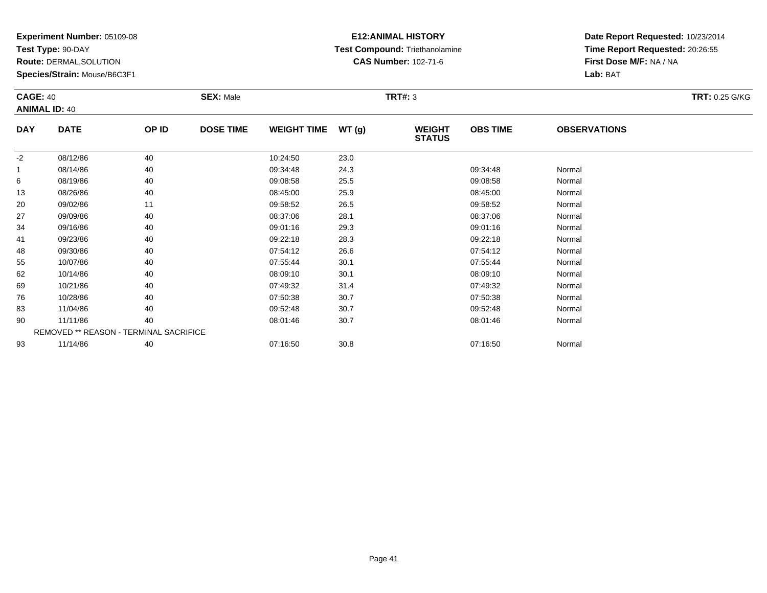**Experiment Number:** 05109-08
**Test Type:** 90-DAY
**Route:** DERMAL,SOLUTION
**Species/Strain:** Mouse/B6C3F1

**E12:ANIMAL HISTORY**
**Test Compound:** Triethanolamine
**CAS Number:** 102-71-6

**Date Report Requested:** 10/23/2014
**Time Report Requested:** 20:26:55
**First Dose M/F:** NA / NA
**Lab:** BAT

**CAGE:** 40
**ANIMAL ID:** 40
**SEX:** Male
**TRT#:** 3
**TRT:** 0.25 G/KG

| DAY | DATE | OP ID | DOSE TIME | WEIGHT TIME | WT (g) | WEIGHT STATUS | OBS TIME | OBSERVATIONS |
|---|---|---|---|---|---|---|---|---|
| -2 | 08/12/86 | 40 | | 10:24:50 | 23.0 | | | |
| 1 | 08/14/86 | 40 | | 09:34:48 | 24.3 | | 09:34:48 | Normal |
| 6 | 08/19/86 | 40 | | 09:08:58 | 25.5 | | 09:08:58 | Normal |
| 13 | 08/26/86 | 40 | | 08:45:00 | 25.9 | | 08:45:00 | Normal |
| 20 | 09/02/86 | 11 | | 09:58:52 | 26.5 | | 09:58:52 | Normal |
| 27 | 09/09/86 | 40 | | 08:37:06 | 28.1 | | 08:37:06 | Normal |
| 34 | 09/16/86 | 40 | | 09:01:16 | 29.3 | | 09:01:16 | Normal |
| 41 | 09/23/86 | 40 | | 09:22:18 | 28.3 | | 09:22:18 | Normal |
| 48 | 09/30/86 | 40 | | 07:54:12 | 26.6 | | 07:54:12 | Normal |
| 55 | 10/07/86 | 40 | | 07:55:44 | 30.1 | | 07:55:44 | Normal |
| 62 | 10/14/86 | 40 | | 08:09:10 | 30.1 | | 08:09:10 | Normal |
| 69 | 10/21/86 | 40 | | 07:49:32 | 31.4 | | 07:49:32 | Normal |
| 76 | 10/28/86 | 40 | | 07:50:38 | 30.7 | | 07:50:38 | Normal |
| 83 | 11/04/86 | 40 | | 09:52:48 | 30.7 | | 09:52:48 | Normal |
| 90 | 11/11/86 | 40 | | 08:01:46 | 30.7 | | 08:01:46 | Normal |
| REMOVED ** REASON - TERMINAL SACRIFICE | | | | | | | | |
| 93 | 11/14/86 | 40 | | 07:16:50 | 30.8 | | 07:16:50 | Normal |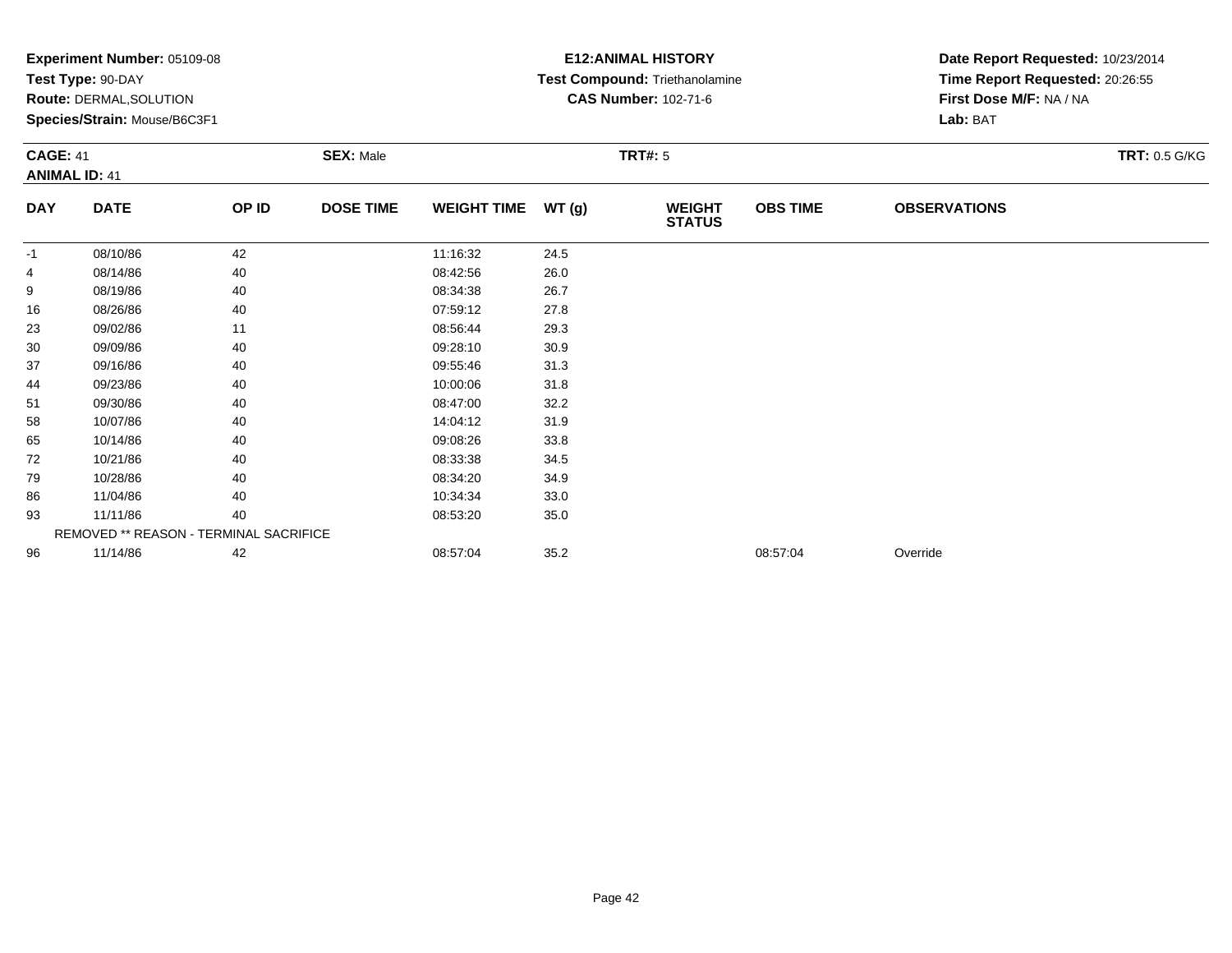**Experiment Number:** 05109-08
**Test Type:** 90-DAY
**Route:** DERMAL,SOLUTION
**Species/Strain:** Mouse/B6C3F1

**E12:ANIMAL HISTORY**
**Test Compound:** Triethanolamine
**CAS Number:** 102-71-6

**Date Report Requested:** 10/23/2014
**Time Report Requested:** 20:26:55
**First Dose M/F:** NA / NA
**Lab:** BAT

**CAGE:** 41
**ANIMAL ID:** 41
**SEX:** Male
**TRT#:** 5
**TRT:** 0.5 G/KG

| DAY | DATE | OP ID | DOSE TIME | WEIGHT TIME | WT (g) | WEIGHT STATUS | OBS TIME | OBSERVATIONS |
|---|---|---|---|---|---|---|---|---|
| -1 | 08/10/86 | 42 | | 11:16:32 | 24.5 | | | |
| 4 | 08/14/86 | 40 | | 08:42:56 | 26.0 | | | |
| 9 | 08/19/86 | 40 | | 08:34:38 | 26.7 | | | |
| 16 | 08/26/86 | 40 | | 07:59:12 | 27.8 | | | |
| 23 | 09/02/86 | 11 | | 08:56:44 | 29.3 | | | |
| 30 | 09/09/86 | 40 | | 09:28:10 | 30.9 | | | |
| 37 | 09/16/86 | 40 | | 09:55:46 | 31.3 | | | |
| 44 | 09/23/86 | 40 | | 10:00:06 | 31.8 | | | |
| 51 | 09/30/86 | 40 | | 08:47:00 | 32.2 | | | |
| 58 | 10/07/86 | 40 | | 14:04:12 | 31.9 | | | |
| 65 | 10/14/86 | 40 | | 09:08:26 | 33.8 | | | |
| 72 | 10/21/86 | 40 | | 08:33:38 | 34.5 | | | |
| 79 | 10/28/86 | 40 | | 08:34:20 | 34.9 | | | |
| 86 | 11/04/86 | 40 | | 10:34:34 | 33.0 | | | |
| 93 | 11/11/86 | 40 | | 08:53:20 | 35.0 | | | |
| | REMOVED ** REASON - TERMINAL SACRIFICE | | | | | | | |
| 96 | 11/14/86 | 42 | | 08:57:04 | 35.2 | | 08:57:04 | Override |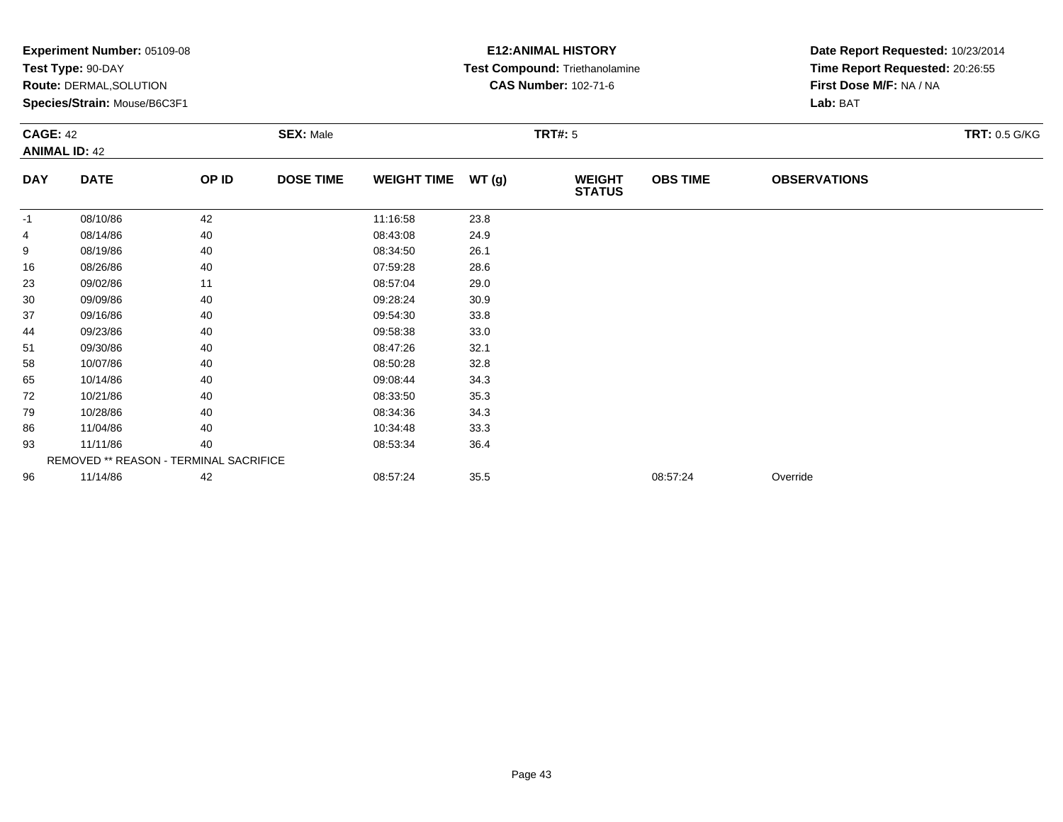**Experiment Number:** 05109-08
**Test Type:** 90-DAY
**Route:** DERMAL,SOLUTION
**Species/Strain:** Mouse/B6C3F1

**E12:ANIMAL HISTORY**
**Test Compound:** Triethanolamine
**CAS Number:** 102-71-6

**Date Report Requested:** 10/23/2014
**Time Report Requested:** 20:26:55
**First Dose M/F:** NA / NA
**Lab:** BAT

**CAGE:** 42
**ANIMAL ID:** 42
**SEX:** Male
**TRT#:** 5
**TRT:** 0.5 G/KG

| DAY | DATE | OP ID | DOSE TIME | WEIGHT TIME | WT (g) | WEIGHT STATUS | OBS TIME | OBSERVATIONS |
|---|---|---|---|---|---|---|---|---|
| -1 | 08/10/86 | 42 | | 11:16:58 | 23.8 | | | |
| 4 | 08/14/86 | 40 | | 08:43:08 | 24.9 | | | |
| 9 | 08/19/86 | 40 | | 08:34:50 | 26.1 | | | |
| 16 | 08/26/86 | 40 | | 07:59:28 | 28.6 | | | |
| 23 | 09/02/86 | 11 | | 08:57:04 | 29.0 | | | |
| 30 | 09/09/86 | 40 | | 09:28:24 | 30.9 | | | |
| 37 | 09/16/86 | 40 | | 09:54:30 | 33.8 | | | |
| 44 | 09/23/86 | 40 | | 09:58:38 | 33.0 | | | |
| 51 | 09/30/86 | 40 | | 08:47:26 | 32.1 | | | |
| 58 | 10/07/86 | 40 | | 08:50:28 | 32.8 | | | |
| 65 | 10/14/86 | 40 | | 09:08:44 | 34.3 | | | |
| 72 | 10/21/86 | 40 | | 08:33:50 | 35.3 | | | |
| 79 | 10/28/86 | 40 | | 08:34:36 | 34.3 | | | |
| 86 | 11/04/86 | 40 | | 10:34:48 | 33.3 | | | |
| 93 | 11/11/86 | 40 | | 08:53:34 | 36.4 | | | |
| | REMOVED ** REASON - TERMINAL SACRIFICE | | | | | | | |
| 96 | 11/14/86 | 42 | | 08:57:24 | 35.5 | | 08:57:24 | Override |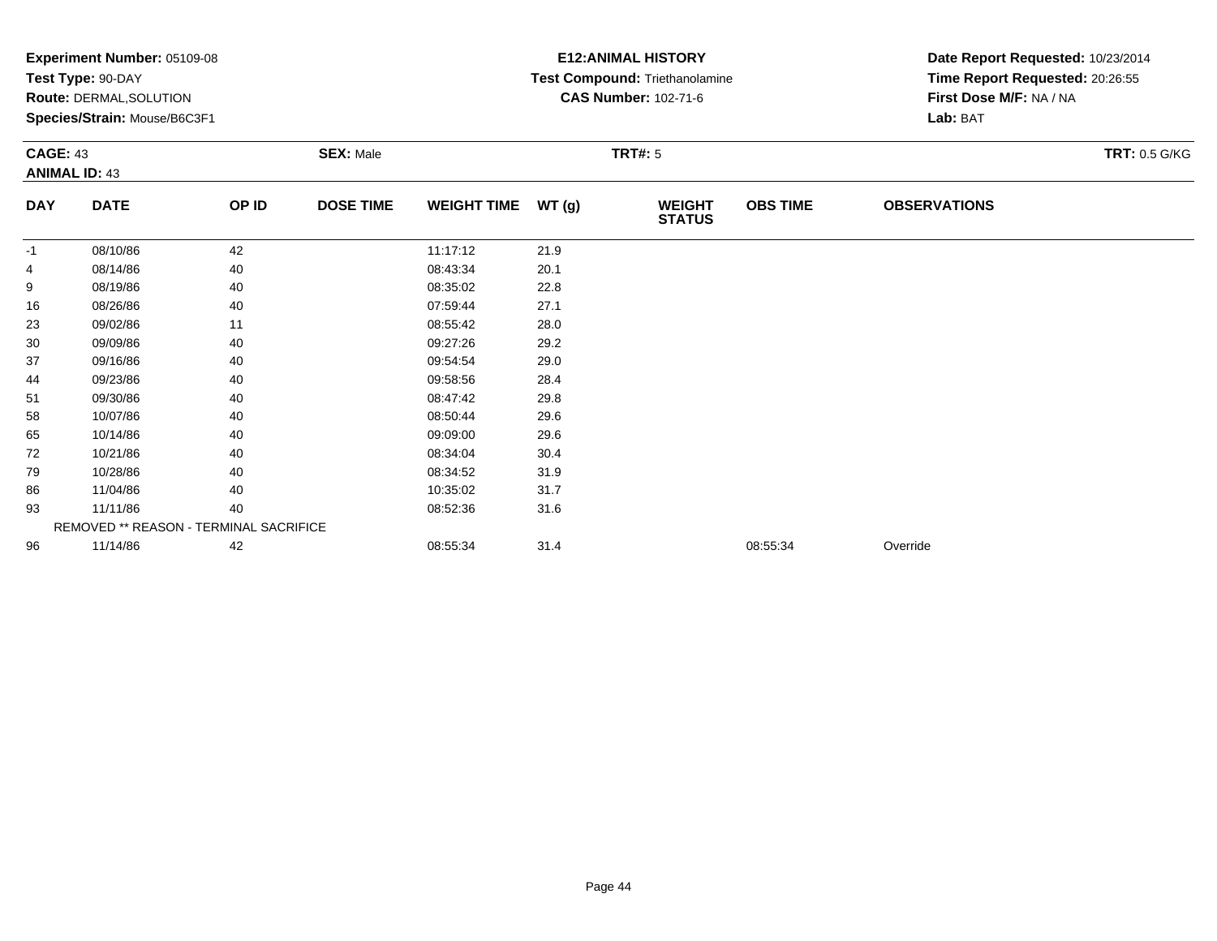**Experiment Number:** 05109-08
**Test Type:** 90-DAY
**Route:** DERMAL,SOLUTION
**Species/Strain:** Mouse/B6C3F1

**E12:ANIMAL HISTORY**
**Test Compound:** Triethanolamine
**CAS Number:** 102-71-6

**Date Report Requested:** 10/23/2014
**Time Report Requested:** 20:26:55
**First Dose M/F:** NA / NA
**Lab:** BAT

**CAGE:** 43
**ANIMAL ID:** 43
**SEX:** Male
**TRT#:** 5
**TRT:** 0.5 G/KG

| DAY | DATE | OP ID | DOSE TIME | WEIGHT TIME | WT (g) | WEIGHT STATUS | OBS TIME | OBSERVATIONS |
|---|---|---|---|---|---|---|---|---|
| -1 | 08/10/86 | 42 | | 11:17:12 | 21.9 | | | |
| 4 | 08/14/86 | 40 | | 08:43:34 | 20.1 | | | |
| 9 | 08/19/86 | 40 | | 08:35:02 | 22.8 | | | |
| 16 | 08/26/86 | 40 | | 07:59:44 | 27.1 | | | |
| 23 | 09/02/86 | 11 | | 08:55:42 | 28.0 | | | |
| 30 | 09/09/86 | 40 | | 09:27:26 | 29.2 | | | |
| 37 | 09/16/86 | 40 | | 09:54:54 | 29.0 | | | |
| 44 | 09/23/86 | 40 | | 09:58:56 | 28.4 | | | |
| 51 | 09/30/86 | 40 | | 08:47:42 | 29.8 | | | |
| 58 | 10/07/86 | 40 | | 08:50:44 | 29.6 | | | |
| 65 | 10/14/86 | 40 | | 09:09:00 | 29.6 | | | |
| 72 | 10/21/86 | 40 | | 08:34:04 | 30.4 | | | |
| 79 | 10/28/86 | 40 | | 08:34:52 | 31.9 | | | |
| 86 | 11/04/86 | 40 | | 10:35:02 | 31.7 | | | |
| 93 | 11/11/86 | 40 | | 08:52:36 | 31.6 | | | |
| | REMOVED ** REASON - TERMINAL SACRIFICE | | | | | | | |
| 96 | 11/14/86 | 42 | | 08:55:34 | 31.4 | | 08:55:34 | Override |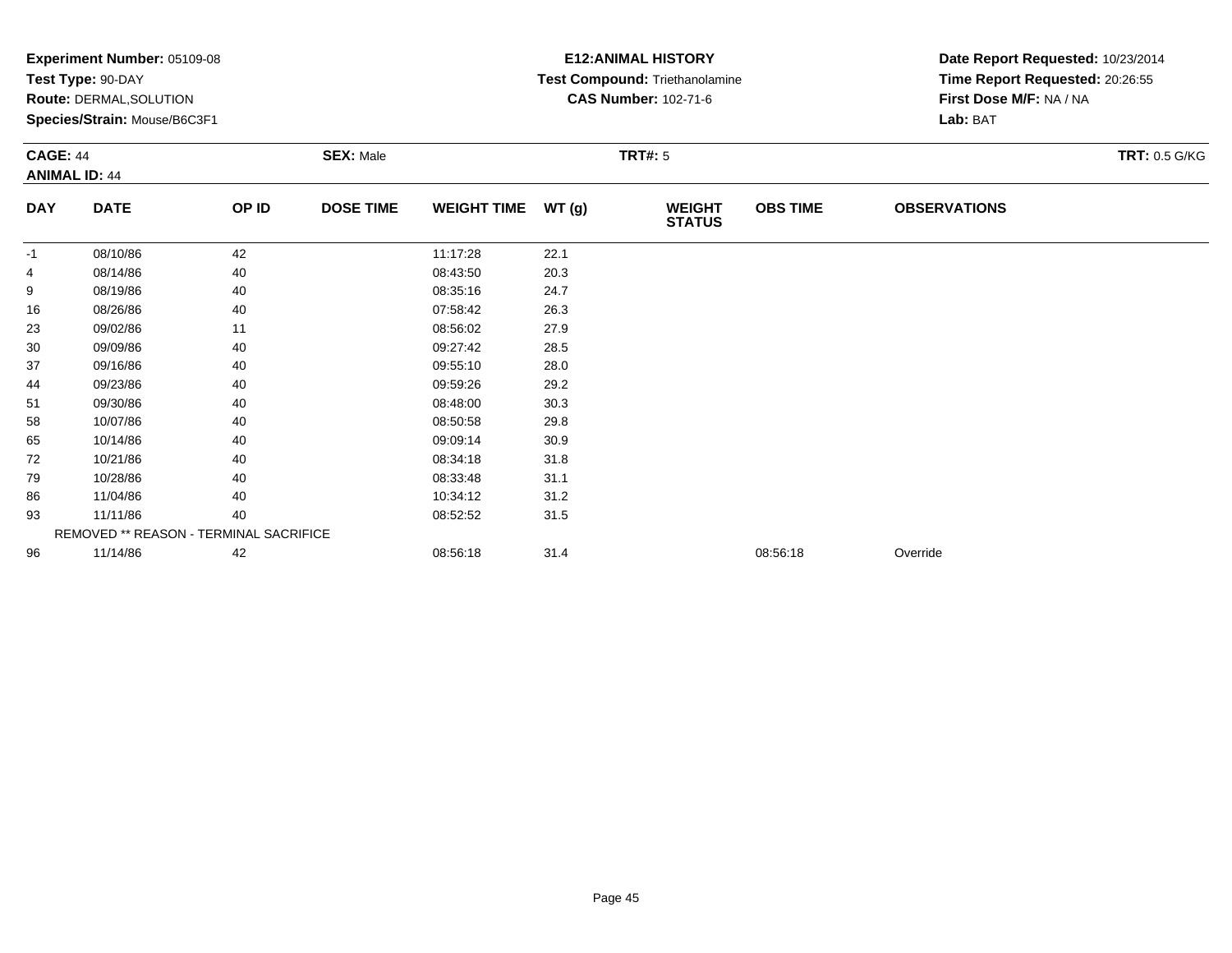**Experiment Number:** 05109-08
**Test Type:** 90-DAY
**Route:** DERMAL,SOLUTION
**Species/Strain:** Mouse/B6C3F1

**E12:ANIMAL HISTORY**
**Test Compound:** Triethanolamine
**CAS Number:** 102-71-6

**Date Report Requested:** 10/23/2014
**Time Report Requested:** 20:26:55
**First Dose M/F:** NA / NA
**Lab:** BAT

**CAGE:** 44
**ANIMAL ID:** 44
**SEX:** Male
**TRT#:** 5
**TRT:** 0.5 G/KG

| DAY | DATE | OP ID | DOSE TIME | WEIGHT TIME | WT (g) | WEIGHT STATUS | OBS TIME | OBSERVATIONS |
|---|---|---|---|---|---|---|---|---|
| -1 | 08/10/86 | 42 | | 11:17:28 | 22.1 | | | |
| 4 | 08/14/86 | 40 | | 08:43:50 | 20.3 | | | |
| 9 | 08/19/86 | 40 | | 08:35:16 | 24.7 | | | |
| 16 | 08/26/86 | 40 | | 07:58:42 | 26.3 | | | |
| 23 | 09/02/86 | 11 | | 08:56:02 | 27.9 | | | |
| 30 | 09/09/86 | 40 | | 09:27:42 | 28.5 | | | |
| 37 | 09/16/86 | 40 | | 09:55:10 | 28.0 | | | |
| 44 | 09/23/86 | 40 | | 09:59:26 | 29.2 | | | |
| 51 | 09/30/86 | 40 | | 08:48:00 | 30.3 | | | |
| 58 | 10/07/86 | 40 | | 08:50:58 | 29.8 | | | |
| 65 | 10/14/86 | 40 | | 09:09:14 | 30.9 | | | |
| 72 | 10/21/86 | 40 | | 08:34:18 | 31.8 | | | |
| 79 | 10/28/86 | 40 | | 08:33:48 | 31.1 | | | |
| 86 | 11/04/86 | 40 | | 10:34:12 | 31.2 | | | |
| 93 | 11/11/86 | 40 | | 08:52:52 | 31.5 | | | |
| | REMOVED ** REASON - TERMINAL SACRIFICE | | | | | | | |
| 96 | 11/14/86 | 42 | | 08:56:18 | 31.4 | | 08:56:18 | Override |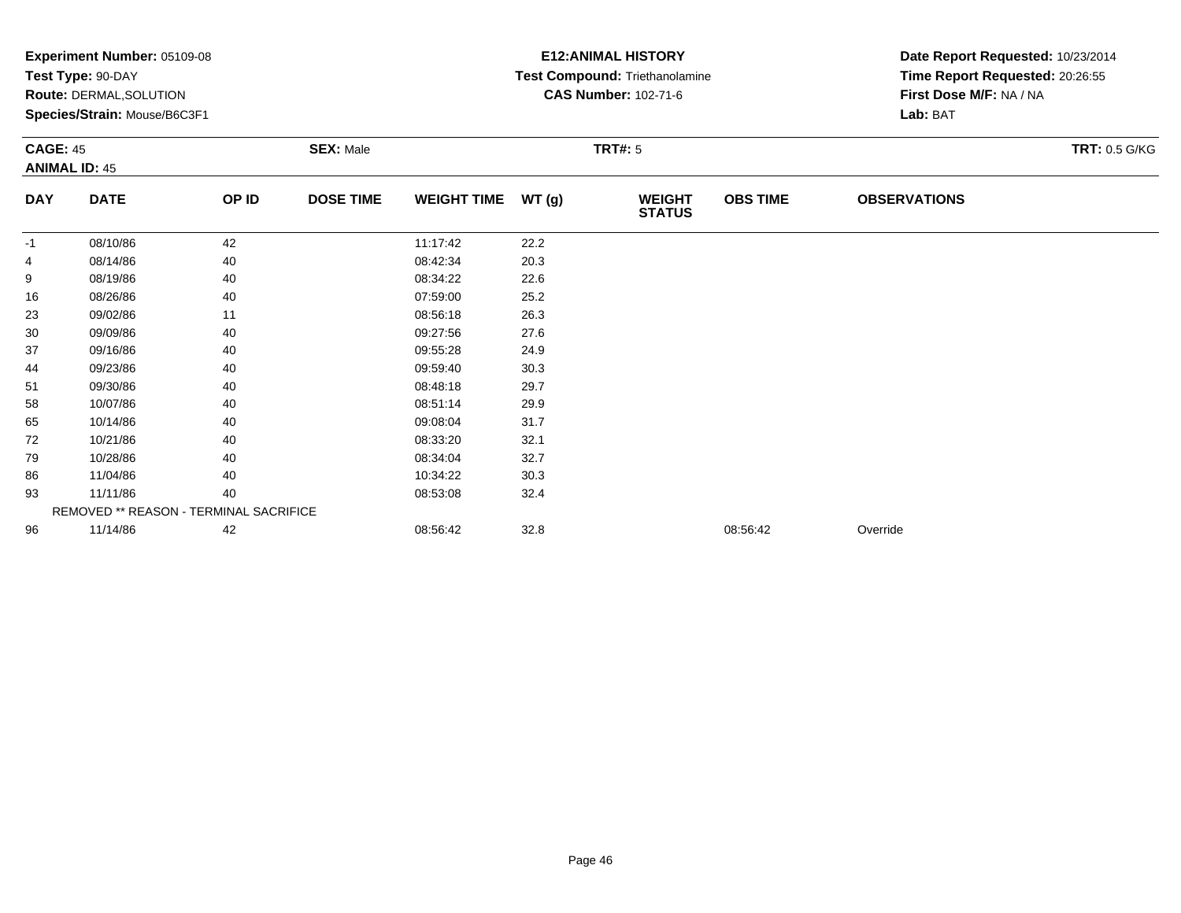**Experiment Number:** 05109-08
**Test Type:** 90-DAY
**Route:** DERMAL,SOLUTION
**Species/Strain:** Mouse/B6C3F1

**E12:ANIMAL HISTORY**
**Test Compound:** Triethanolamine
**CAS Number:** 102-71-6

**Date Report Requested:** 10/23/2014
**Time Report Requested:** 20:26:55
**First Dose M/F:** NA / NA
**Lab:** BAT

**CAGE:** 45
**ANIMAL ID:** 45
**SEX:** Male
**TRT#:** 5
**TRT:** 0.5 G/KG

| DAY | DATE | OP ID | DOSE TIME | WEIGHT TIME | WT (g) | WEIGHT STATUS | OBS TIME | OBSERVATIONS |
|---|---|---|---|---|---|---|---|---|
| -1 | 08/10/86 | 42 | | 11:17:42 | 22.2 | | | |
| 4 | 08/14/86 | 40 | | 08:42:34 | 20.3 | | | |
| 9 | 08/19/86 | 40 | | 08:34:22 | 22.6 | | | |
| 16 | 08/26/86 | 40 | | 07:59:00 | 25.2 | | | |
| 23 | 09/02/86 | 11 | | 08:56:18 | 26.3 | | | |
| 30 | 09/09/86 | 40 | | 09:27:56 | 27.6 | | | |
| 37 | 09/16/86 | 40 | | 09:55:28 | 24.9 | | | |
| 44 | 09/23/86 | 40 | | 09:59:40 | 30.3 | | | |
| 51 | 09/30/86 | 40 | | 08:48:18 | 29.7 | | | |
| 58 | 10/07/86 | 40 | | 08:51:14 | 29.9 | | | |
| 65 | 10/14/86 | 40 | | 09:08:04 | 31.7 | | | |
| 72 | 10/21/86 | 40 | | 08:33:20 | 32.1 | | | |
| 79 | 10/28/86 | 40 | | 08:34:04 | 32.7 | | | |
| 86 | 11/04/86 | 40 | | 10:34:22 | 30.3 | | | |
| 93 | 11/11/86 | 40 | | 08:53:08 | 32.4 | | | |
| | REMOVED ** REASON - TERMINAL SACRIFICE | | | | | | | |
| 96 | 11/14/86 | 42 | | 08:56:42 | 32.8 | | 08:56:42 | Override |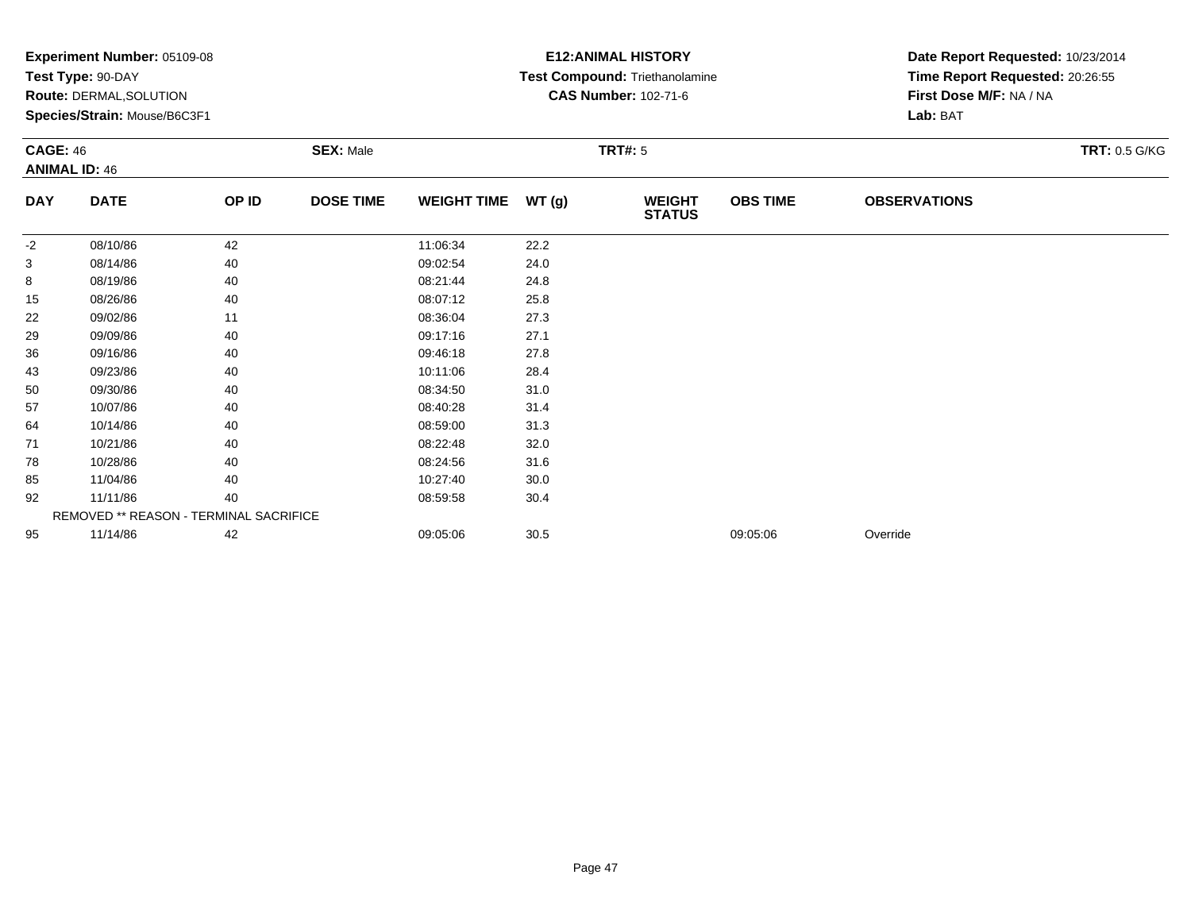**Experiment Number:** 05109-08
**Test Type:** 90-DAY
**Route:** DERMAL,SOLUTION
**Species/Strain:** Mouse/B6C3F1

**E12:ANIMAL HISTORY**
**Test Compound:** Triethanolamine
**CAS Number:** 102-71-6

**Date Report Requested:** 10/23/2014
**Time Report Requested:** 20:26:55
**First Dose M/F:** NA / NA
**Lab:** BAT

**CAGE:** 46 **SEX:** Male **TRT#:** 5 **TRT:** 0.5 G/KG
**ANIMAL ID:** 46

| DAY | DATE | OP ID | DOSE TIME | WEIGHT TIME | WT (g) | WEIGHT STATUS | OBS TIME | OBSERVATIONS |
|---|---|---|---|---|---|---|---|---|
| -2 | 08/10/86 | 42 | | 11:06:34 | 22.2 | | | |
| 3 | 08/14/86 | 40 | | 09:02:54 | 24.0 | | | |
| 8 | 08/19/86 | 40 | | 08:21:44 | 24.8 | | | |
| 15 | 08/26/86 | 40 | | 08:07:12 | 25.8 | | | |
| 22 | 09/02/86 | 11 | | 08:36:04 | 27.3 | | | |
| 29 | 09/09/86 | 40 | | 09:17:16 | 27.1 | | | |
| 36 | 09/16/86 | 40 | | 09:46:18 | 27.8 | | | |
| 43 | 09/23/86 | 40 | | 10:11:06 | 28.4 | | | |
| 50 | 09/30/86 | 40 | | 08:34:50 | 31.0 | | | |
| 57 | 10/07/86 | 40 | | 08:40:28 | 31.4 | | | |
| 64 | 10/14/86 | 40 | | 08:59:00 | 31.3 | | | |
| 71 | 10/21/86 | 40 | | 08:22:48 | 32.0 | | | |
| 78 | 10/28/86 | 40 | | 08:24:56 | 31.6 | | | |
| 85 | 11/04/86 | 40 | | 10:27:40 | 30.0 | | | |
| 92 | 11/11/86 | 40 | | 08:59:58 | 30.4 | | | |
| | REMOVED ** REASON - TERMINAL SACRIFICE | | | | | | | |
| 95 | 11/14/86 | 42 | | 09:05:06 | 30.5 | | 09:05:06 | Override |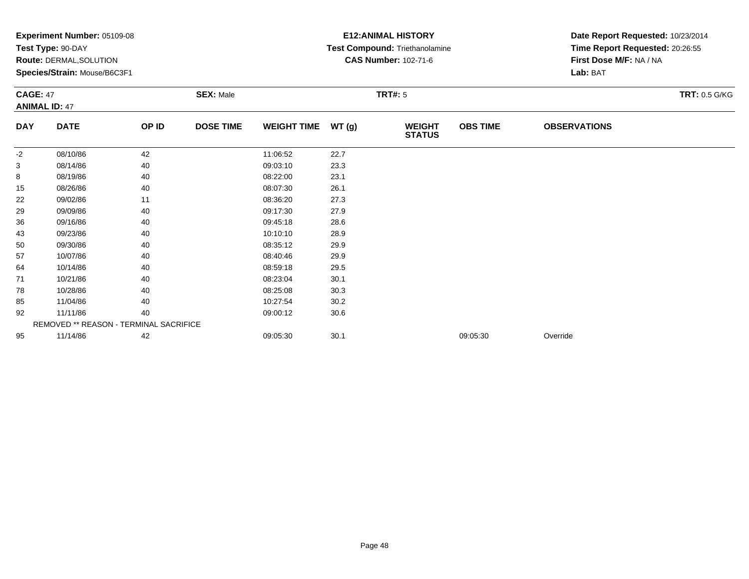**Experiment Number:** 05109-08
**Test Type:** 90-DAY
**Route:** DERMAL,SOLUTION
**Species/Strain:** Mouse/B6C3F1

**E12:ANIMAL HISTORY**
**Test Compound:** Triethanolamine
**CAS Number:** 102-71-6

**Date Report Requested:** 10/23/2014
**Time Report Requested:** 20:26:55
**First Dose M/F:** NA / NA
**Lab:** BAT

**CAGE:** 47
**ANIMAL ID:** 47
**SEX:** Male
**TRT#:** 5
**TRT:** 0.5 G/KG

| DAY | DATE | OP ID | DOSE TIME | WEIGHT TIME | WT (g) | WEIGHT STATUS | OBS TIME | OBSERVATIONS |
|---|---|---|---|---|---|---|---|---|
| -2 | 08/10/86 | 42 | | 11:06:52 | 22.7 | | | |
| 3 | 08/14/86 | 40 | | 09:03:10 | 23.3 | | | |
| 8 | 08/19/86 | 40 | | 08:22:00 | 23.1 | | | |
| 15 | 08/26/86 | 40 | | 08:07:30 | 26.1 | | | |
| 22 | 09/02/86 | 11 | | 08:36:20 | 27.3 | | | |
| 29 | 09/09/86 | 40 | | 09:17:30 | 27.9 | | | |
| 36 | 09/16/86 | 40 | | 09:45:18 | 28.6 | | | |
| 43 | 09/23/86 | 40 | | 10:10:10 | 28.9 | | | |
| 50 | 09/30/86 | 40 | | 08:35:12 | 29.9 | | | |
| 57 | 10/07/86 | 40 | | 08:40:46 | 29.9 | | | |
| 64 | 10/14/86 | 40 | | 08:59:18 | 29.5 | | | |
| 71 | 10/21/86 | 40 | | 08:23:04 | 30.1 | | | |
| 78 | 10/28/86 | 40 | | 08:25:08 | 30.3 | | | |
| 85 | 11/04/86 | 40 | | 10:27:54 | 30.2 | | | |
| 92 | 11/11/86 | 40 | | 09:00:12 | 30.6 | | | |
| | REMOVED ** REASON - TERMINAL SACRIFICE | | | | | | | |
| 95 | 11/14/86 | 42 | | 09:05:30 | 30.1 | | 09:05:30 | Override |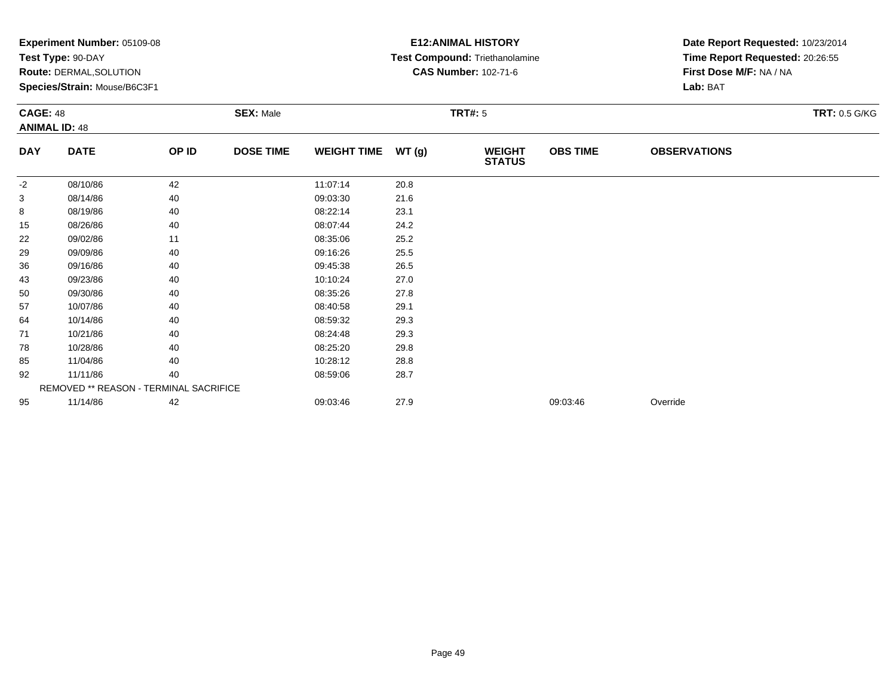**Experiment Number:** 05109-08
**Test Type:** 90-DAY
**Route:** DERMAL,SOLUTION
**Species/Strain:** Mouse/B6C3F1

**E12:ANIMAL HISTORY**
**Test Compound:** Triethanolamine
**CAS Number:** 102-71-6

**Date Report Requested:** 10/23/2014
**Time Report Requested:** 20:26:55
**First Dose M/F:** NA / NA
**Lab:** BAT

**CAGE:** 48
**ANIMAL ID:** 48
**SEX:** Male
**TRT#:** 5
**TRT:** 0.5 G/KG

| DAY | DATE | OP ID | DOSE TIME | WEIGHT TIME | WT (g) | WEIGHT STATUS | OBS TIME | OBSERVATIONS |
|---|---|---|---|---|---|---|---|---|
| -2 | 08/10/86 | 42 | | 11:07:14 | 20.8 | | | |
| 3 | 08/14/86 | 40 | | 09:03:30 | 21.6 | | | |
| 8 | 08/19/86 | 40 | | 08:22:14 | 23.1 | | | |
| 15 | 08/26/86 | 40 | | 08:07:44 | 24.2 | | | |
| 22 | 09/02/86 | 11 | | 08:35:06 | 25.2 | | | |
| 29 | 09/09/86 | 40 | | 09:16:26 | 25.5 | | | |
| 36 | 09/16/86 | 40 | | 09:45:38 | 26.5 | | | |
| 43 | 09/23/86 | 40 | | 10:10:24 | 27.0 | | | |
| 50 | 09/30/86 | 40 | | 08:35:26 | 27.8 | | | |
| 57 | 10/07/86 | 40 | | 08:40:58 | 29.1 | | | |
| 64 | 10/14/86 | 40 | | 08:59:32 | 29.3 | | | |
| 71 | 10/21/86 | 40 | | 08:24:48 | 29.3 | | | |
| 78 | 10/28/86 | 40 | | 08:25:20 | 29.8 | | | |
| 85 | 11/04/86 | 40 | | 10:28:12 | 28.8 | | | |
| 92 | 11/11/86 | 40 | | 08:59:06 | 28.7 | | | |
| | REMOVED ** REASON - TERMINAL SACRIFICE | | | | | | | |
| 95 | 11/14/86 | 42 | | 09:03:46 | 27.9 | | 09:03:46 | Override |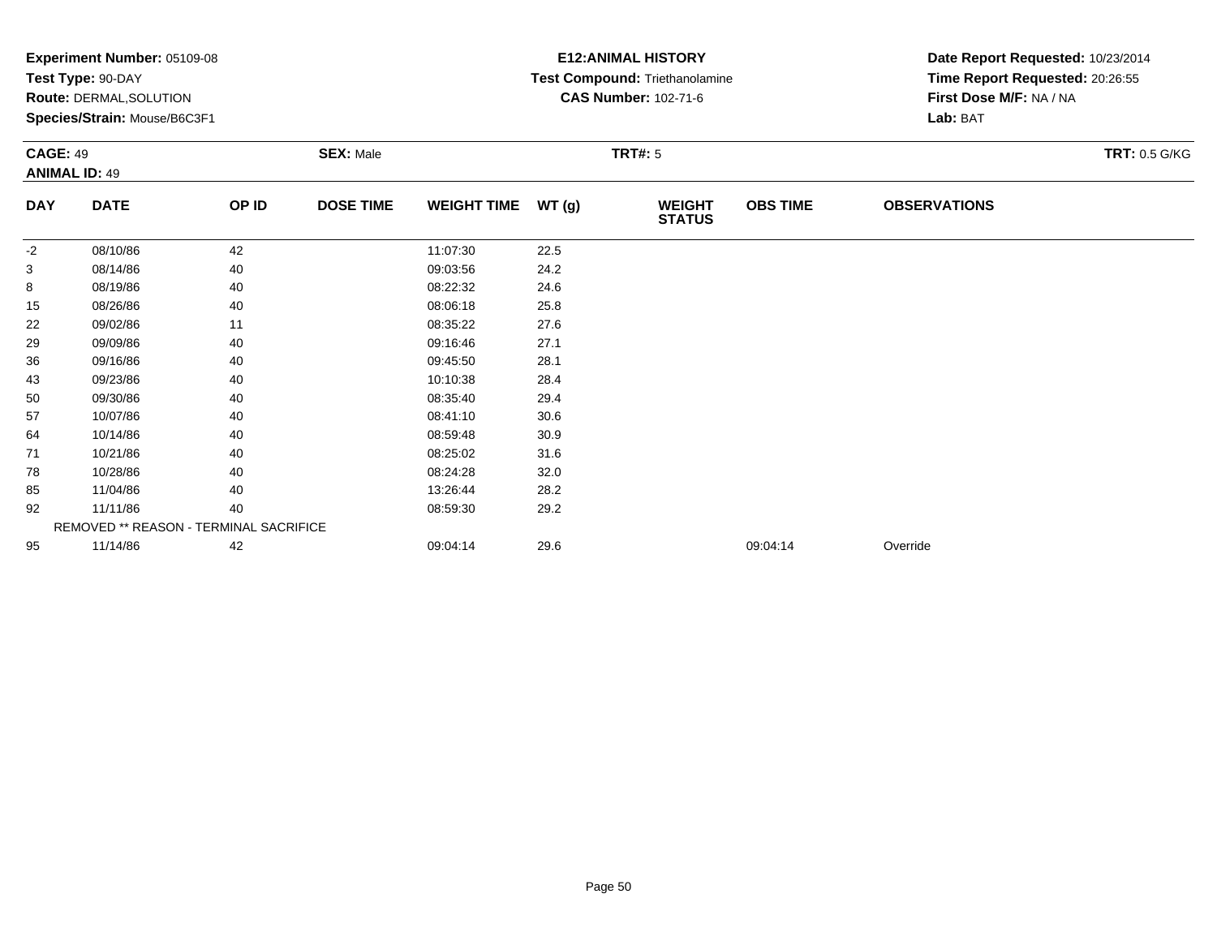**Experiment Number:** 05109-08
**Test Type:** 90-DAY
**Route:** DERMAL,SOLUTION
**Species/Strain:** Mouse/B6C3F1

**E12:ANIMAL HISTORY**
**Test Compound:** Triethanolamine
**CAS Number:** 102-71-6

**Date Report Requested:** 10/23/2014
**Time Report Requested:** 20:26:55
**First Dose M/F:** NA / NA
**Lab:** BAT

**CAGE:** 49 **SEX:** Male **TRT#:** 5 **TRT:** 0.5 G/KG
**ANIMAL ID:** 49

| DAY | DATE | OP ID | DOSE TIME | WEIGHT TIME | WT (g) | WEIGHT STATUS | OBS TIME | OBSERVATIONS |
|---|---|---|---|---|---|---|---|---|
| -2 | 08/10/86 | 42 | | 11:07:30 | 22.5 | | | |
| 3 | 08/14/86 | 40 | | 09:03:56 | 24.2 | | | |
| 8 | 08/19/86 | 40 | | 08:22:32 | 24.6 | | | |
| 15 | 08/26/86 | 40 | | 08:06:18 | 25.8 | | | |
| 22 | 09/02/86 | 11 | | 08:35:22 | 27.6 | | | |
| 29 | 09/09/86 | 40 | | 09:16:46 | 27.1 | | | |
| 36 | 09/16/86 | 40 | | 09:45:50 | 28.1 | | | |
| 43 | 09/23/86 | 40 | | 10:10:38 | 28.4 | | | |
| 50 | 09/30/86 | 40 | | 08:35:40 | 29.4 | | | |
| 57 | 10/07/86 | 40 | | 08:41:10 | 30.6 | | | |
| 64 | 10/14/86 | 40 | | 08:59:48 | 30.9 | | | |
| 71 | 10/21/86 | 40 | | 08:25:02 | 31.6 | | | |
| 78 | 10/28/86 | 40 | | 08:24:28 | 32.0 | | | |
| 85 | 11/04/86 | 40 | | 13:26:44 | 28.2 | | | |
| 92 | 11/11/86 | 40 | | 08:59:30 | 29.2 | | | |
| REMOVED ** REASON - TERMINAL SACRIFICE | | | | | | | | |
| 95 | 11/14/86 | 42 | | 09:04:14 | 29.6 | | 09:04:14 | Override |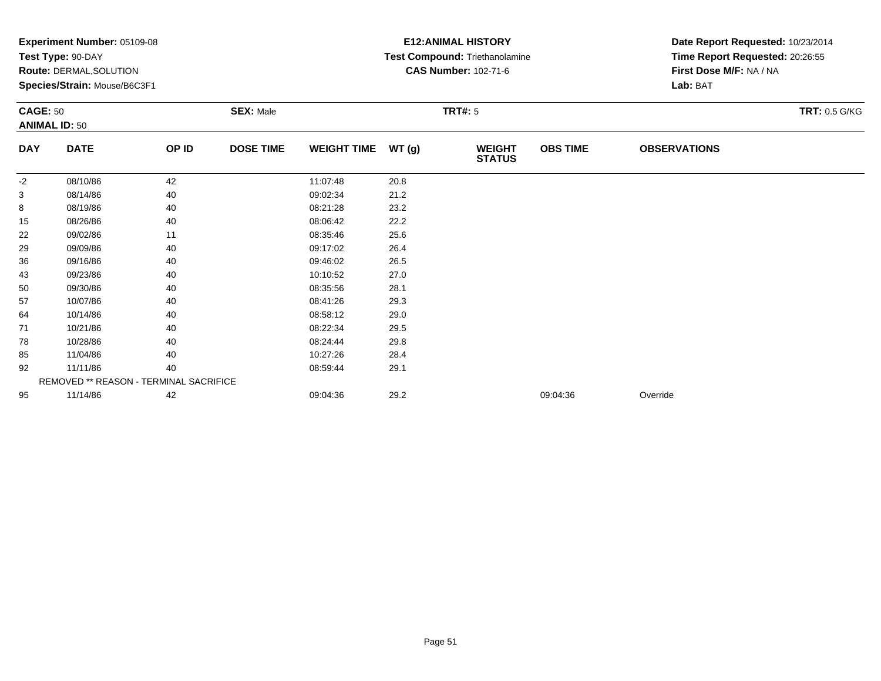**Experiment Number:** 05109-08
**Test Type:** 90-DAY
**Route:** DERMAL,SOLUTION
**Species/Strain:** Mouse/B6C3F1

**E12:ANIMAL HISTORY**
**Test Compound:** Triethanolamine
**CAS Number:** 102-71-6

**Date Report Requested:** 10/23/2014
**Time Report Requested:** 20:26:55
**First Dose M/F:** NA / NA
**Lab:** BAT

**CAGE:** 50
**ANIMAL ID:** 50
**SEX:** Male
**TRT#:** 5
**TRT:** 0.5 G/KG

| DAY | DATE | OP ID | DOSE TIME | WEIGHT TIME | WT (g) | WEIGHT STATUS | OBS TIME | OBSERVATIONS |
|---|---|---|---|---|---|---|---|---|
| -2 | 08/10/86 | 42 | | 11:07:48 | 20.8 | | | |
| 3 | 08/14/86 | 40 | | 09:02:34 | 21.2 | | | |
| 8 | 08/19/86 | 40 | | 08:21:28 | 23.2 | | | |
| 15 | 08/26/86 | 40 | | 08:06:42 | 22.2 | | | |
| 22 | 09/02/86 | 11 | | 08:35:46 | 25.6 | | | |
| 29 | 09/09/86 | 40 | | 09:17:02 | 26.4 | | | |
| 36 | 09/16/86 | 40 | | 09:46:02 | 26.5 | | | |
| 43 | 09/23/86 | 40 | | 10:10:52 | 27.0 | | | |
| 50 | 09/30/86 | 40 | | 08:35:56 | 28.1 | | | |
| 57 | 10/07/86 | 40 | | 08:41:26 | 29.3 | | | |
| 64 | 10/14/86 | 40 | | 08:58:12 | 29.0 | | | |
| 71 | 10/21/86 | 40 | | 08:22:34 | 29.5 | | | |
| 78 | 10/28/86 | 40 | | 08:24:44 | 29.8 | | | |
| 85 | 11/04/86 | 40 | | 10:27:26 | 28.4 | | | |
| 92 | 11/11/86 | 40 | | 08:59:44 | 29.1 | | | |
| | REMOVED ** REASON - TERMINAL SACRIFICE | | | | | | | |
| 95 | 11/14/86 | 42 | | 09:04:36 | 29.2 | | 09:04:36 | Override |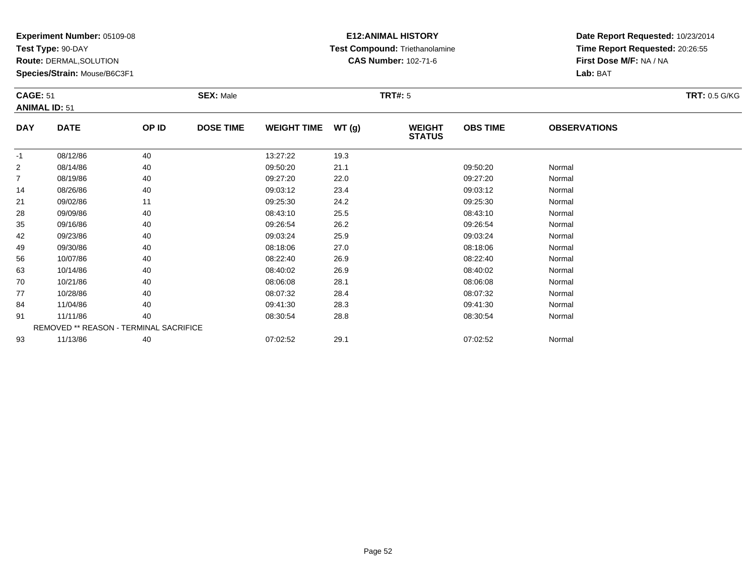**Experiment Number:** 05109-08
**Test Type:** 90-DAY
**Route:** DERMAL,SOLUTION
**Species/Strain:** Mouse/B6C3F1

**E12:ANIMAL HISTORY**
**Test Compound:** Triethanolamine
**CAS Number:** 102-71-6

**Date Report Requested:** 10/23/2014
**Time Report Requested:** 20:26:55
**First Dose M/F:** NA / NA
**Lab:** BAT

**CAGE:** 51
**ANIMAL ID:** 51
**SEX:** Male
**TRT#:** 5
**TRT:** 0.5 G/KG

| DAY | DATE | OP ID | DOSE TIME | WEIGHT TIME | WT (g) | WEIGHT STATUS | OBS TIME | OBSERVATIONS |
|---|---|---|---|---|---|---|---|---|
| -1 | 08/12/86 | 40 | | 13:27:22 | 19.3 | | | |
| 2 | 08/14/86 | 40 | | 09:50:20 | 21.1 | | 09:50:20 | Normal |
| 7 | 08/19/86 | 40 | | 09:27:20 | 22.0 | | 09:27:20 | Normal |
| 14 | 08/26/86 | 40 | | 09:03:12 | 23.4 | | 09:03:12 | Normal |
| 21 | 09/02/86 | 11 | | 09:25:30 | 24.2 | | 09:25:30 | Normal |
| 28 | 09/09/86 | 40 | | 08:43:10 | 25.5 | | 08:43:10 | Normal |
| 35 | 09/16/86 | 40 | | 09:26:54 | 26.2 | | 09:26:54 | Normal |
| 42 | 09/23/86 | 40 | | 09:03:24 | 25.9 | | 09:03:24 | Normal |
| 49 | 09/30/86 | 40 | | 08:18:06 | 27.0 | | 08:18:06 | Normal |
| 56 | 10/07/86 | 40 | | 08:22:40 | 26.9 | | 08:22:40 | Normal |
| 63 | 10/14/86 | 40 | | 08:40:02 | 26.9 | | 08:40:02 | Normal |
| 70 | 10/21/86 | 40 | | 08:06:08 | 28.1 | | 08:06:08 | Normal |
| 77 | 10/28/86 | 40 | | 08:07:32 | 28.4 | | 08:07:32 | Normal |
| 84 | 11/04/86 | 40 | | 09:41:30 | 28.3 | | 09:41:30 | Normal |
| 91 | 11/11/86 | 40 | | 08:30:54 | 28.8 | | 08:30:54 | Normal |
| REMOVED ** REASON - TERMINAL SACRIFICE | | | | | | | | |
| 93 | 11/13/86 | 40 | | 07:02:52 | 29.1 | | 07:02:52 | Normal |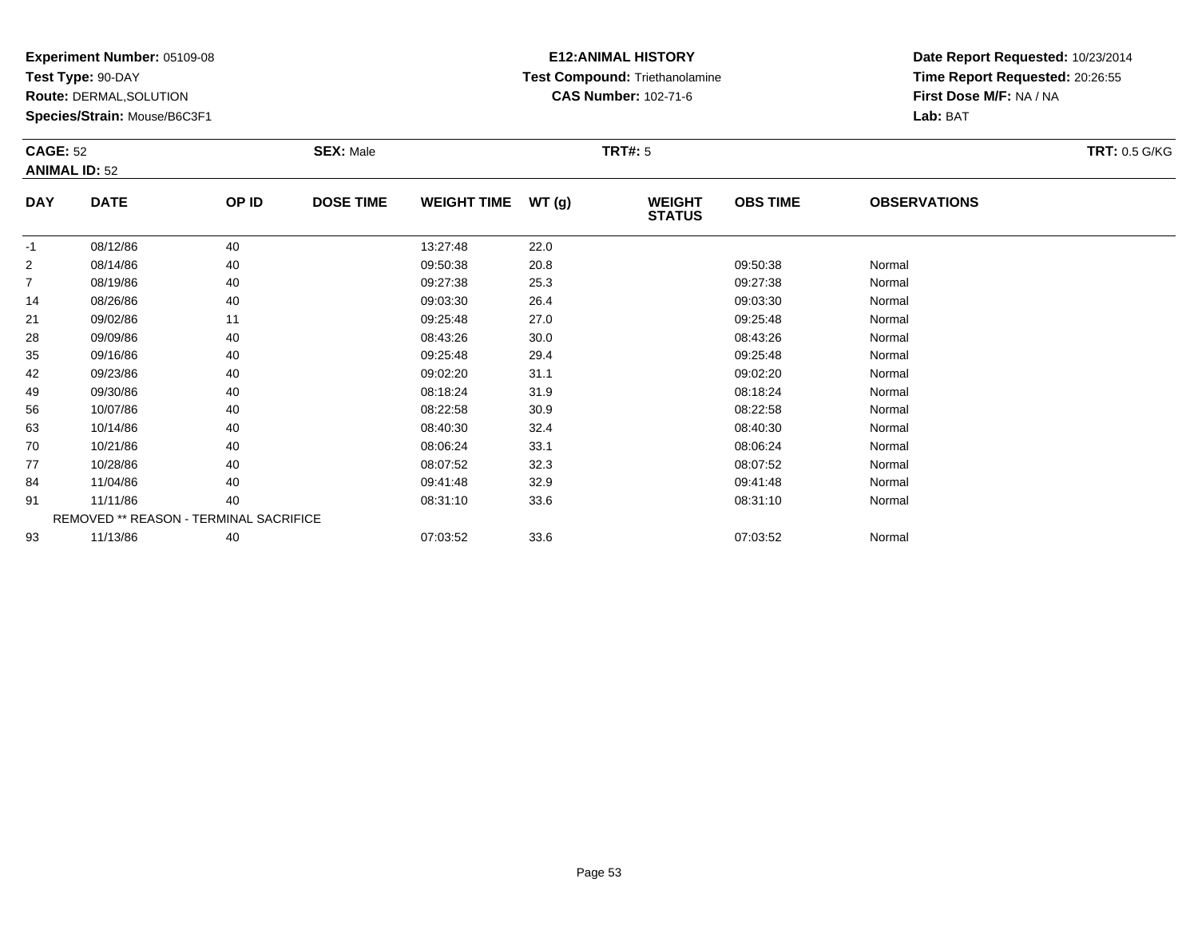**Experiment Number:** 05109-08
**Test Type:** 90-DAY
**Route:** DERMAL,SOLUTION
**Species/Strain:** Mouse/B6C3F1

**E12:ANIMAL HISTORY**
**Test Compound:** Triethanolamine
**CAS Number:** 102-71-6

**Date Report Requested:** 10/23/2014
**Time Report Requested:** 20:26:55
**First Dose M/F:** NA / NA
**Lab:** BAT

**CAGE:** 52 **SEX:** Male **TRT#:** 5 **TRT:** 0.5 G/KG
**ANIMAL ID:** 52

| DAY | DATE | OP ID | DOSE TIME | WEIGHT TIME | WT (g) | WEIGHT STATUS | OBS TIME | OBSERVATIONS |
|---|---|---|---|---|---|---|---|---|
| -1 | 08/12/86 | 40 | | 13:27:48 | 22.0 | | | |
| 2 | 08/14/86 | 40 | | 09:50:38 | 20.8 | | 09:50:38 | Normal |
| 7 | 08/19/86 | 40 | | 09:27:38 | 25.3 | | 09:27:38 | Normal |
| 14 | 08/26/86 | 40 | | 09:03:30 | 26.4 | | 09:03:30 | Normal |
| 21 | 09/02/86 | 11 | | 09:25:48 | 27.0 | | 09:25:48 | Normal |
| 28 | 09/09/86 | 40 | | 08:43:26 | 30.0 | | 08:43:26 | Normal |
| 35 | 09/16/86 | 40 | | 09:25:48 | 29.4 | | 09:25:48 | Normal |
| 42 | 09/23/86 | 40 | | 09:02:20 | 31.1 | | 09:02:20 | Normal |
| 49 | 09/30/86 | 40 | | 08:18:24 | 31.9 | | 08:18:24 | Normal |
| 56 | 10/07/86 | 40 | | 08:22:58 | 30.9 | | 08:22:58 | Normal |
| 63 | 10/14/86 | 40 | | 08:40:30 | 32.4 | | 08:40:30 | Normal |
| 70 | 10/21/86 | 40 | | 08:06:24 | 33.1 | | 08:06:24 | Normal |
| 77 | 10/28/86 | 40 | | 08:07:52 | 32.3 | | 08:07:52 | Normal |
| 84 | 11/04/86 | 40 | | 09:41:48 | 32.9 | | 09:41:48 | Normal |
| 91 | 11/11/86 | 40 | | 08:31:10 | 33.6 | | 08:31:10 | Normal |
| REMOVED ** REASON - TERMINAL SACRIFICE | | | | | | | | |
| 93 | 11/13/86 | 40 | | 07:03:52 | 33.6 | | 07:03:52 | Normal |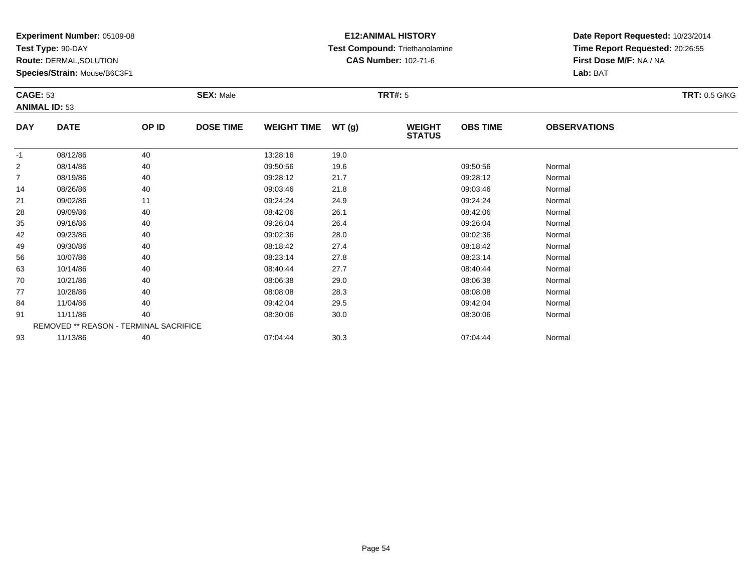**Experiment Number:** 05109-08
**Test Type:** 90-DAY
**Route:** DERMAL,SOLUTION
**Species/Strain:** Mouse/B6C3F1

**E12:ANIMAL HISTORY**
**Test Compound:** Triethanolamine
**CAS Number:** 102-71-6

**Date Report Requested:** 10/23/2014
**Time Report Requested:** 20:26:55
**First Dose M/F:** NA / NA
**Lab:** BAT

**CAGE:** 53 **SEX:** Male **TRT#:** 5 **TRT:** 0.5 G/KG
**ANIMAL ID:** 53

| DAY | DATE | OP ID | DOSE TIME | WEIGHT TIME | WT (g) | WEIGHT STATUS | OBS TIME | OBSERVATIONS |
|---|---|---|---|---|---|---|---|---|
| -1 | 08/12/86 | 40 | | 13:28:16 | 19.0 | | | |
| 2 | 08/14/86 | 40 | | 09:50:56 | 19.6 | | 09:50:56 | Normal |
| 7 | 08/19/86 | 40 | | 09:28:12 | 21.7 | | 09:28:12 | Normal |
| 14 | 08/26/86 | 40 | | 09:03:46 | 21.8 | | 09:03:46 | Normal |
| 21 | 09/02/86 | 11 | | 09:24:24 | 24.9 | | 09:24:24 | Normal |
| 28 | 09/09/86 | 40 | | 08:42:06 | 26.1 | | 08:42:06 | Normal |
| 35 | 09/16/86 | 40 | | 09:26:04 | 26.4 | | 09:26:04 | Normal |
| 42 | 09/23/86 | 40 | | 09:02:36 | 28.0 | | 09:02:36 | Normal |
| 49 | 09/30/86 | 40 | | 08:18:42 | 27.4 | | 08:18:42 | Normal |
| 56 | 10/07/86 | 40 | | 08:23:14 | 27.8 | | 08:23:14 | Normal |
| 63 | 10/14/86 | 40 | | 08:40:44 | 27.7 | | 08:40:44 | Normal |
| 70 | 10/21/86 | 40 | | 08:06:38 | 29.0 | | 08:06:38 | Normal |
| 77 | 10/28/86 | 40 | | 08:08:08 | 28.3 | | 08:08:08 | Normal |
| 84 | 11/04/86 | 40 | | 09:42:04 | 29.5 | | 09:42:04 | Normal |
| 91 | 11/11/86 | 40 | | 08:30:06 | 30.0 | | 08:30:06 | Normal |
| | REMOVED ** REASON - TERMINAL SACRIFICE | | | | | | | |
| 93 | 11/13/86 | 40 | | 07:04:44 | 30.3 | | 07:04:44 | Normal |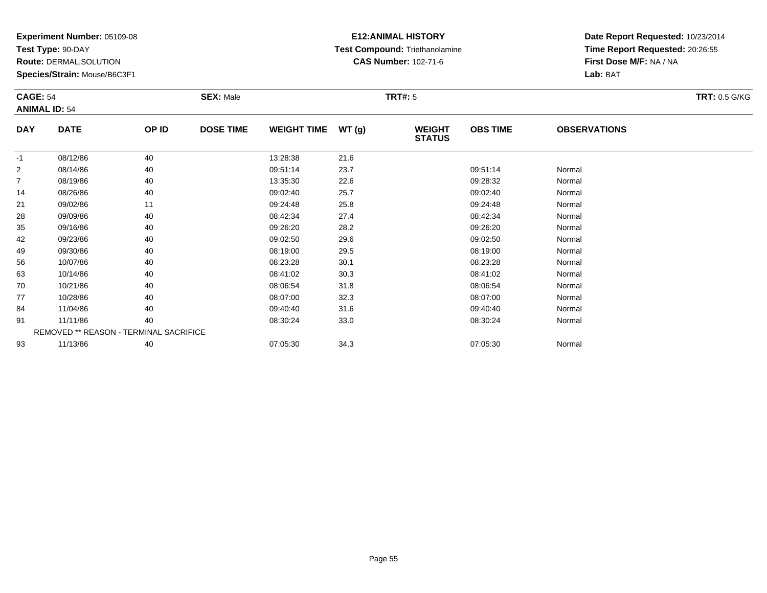**Experiment Number:** 05109-08
**Test Type:** 90-DAY
**Route:** DERMAL,SOLUTION
**Species/Strain:** Mouse/B6C3F1

**E12:ANIMAL HISTORY**
**Test Compound:** Triethanolamine
**CAS Number:** 102-71-6

**Date Report Requested:** 10/23/2014
**Time Report Requested:** 20:26:55
**First Dose M/F:** NA / NA
**Lab:** BAT

**CAGE:** 54
**ANIMAL ID:** 54
**SEX:** Male
**TRT#:** 5
**TRT:** 0.5 G/KG

| DAY | DATE | OP ID | DOSE TIME | WEIGHT TIME | WT (g) | WEIGHT STATUS | OBS TIME | OBSERVATIONS |
|---|---|---|---|---|---|---|---|---|
| -1 | 08/12/86 | 40 | | 13:28:38 | 21.6 | | | |
| 2 | 08/14/86 | 40 | | 09:51:14 | 23.7 | | 09:51:14 | Normal |
| 7 | 08/19/86 | 40 | | 13:35:30 | 22.6 | | 09:28:32 | Normal |
| 14 | 08/26/86 | 40 | | 09:02:40 | 25.7 | | 09:02:40 | Normal |
| 21 | 09/02/86 | 11 | | 09:24:48 | 25.8 | | 09:24:48 | Normal |
| 28 | 09/09/86 | 40 | | 08:42:34 | 27.4 | | 08:42:34 | Normal |
| 35 | 09/16/86 | 40 | | 09:26:20 | 28.2 | | 09:26:20 | Normal |
| 42 | 09/23/86 | 40 | | 09:02:50 | 29.6 | | 09:02:50 | Normal |
| 49 | 09/30/86 | 40 | | 08:19:00 | 29.5 | | 08:19:00 | Normal |
| 56 | 10/07/86 | 40 | | 08:23:28 | 30.1 | | 08:23:28 | Normal |
| 63 | 10/14/86 | 40 | | 08:41:02 | 30.3 | | 08:41:02 | Normal |
| 70 | 10/21/86 | 40 | | 08:06:54 | 31.8 | | 08:06:54 | Normal |
| 77 | 10/28/86 | 40 | | 08:07:00 | 32.3 | | 08:07:00 | Normal |
| 84 | 11/04/86 | 40 | | 09:40:40 | 31.6 | | 09:40:40 | Normal |
| 91 | 11/11/86 | 40 | | 08:30:24 | 33.0 | | 08:30:24 | Normal |
| | REMOVED ** REASON - TERMINAL SACRIFICE | | | | | | | |
| 93 | 11/13/86 | 40 | | 07:05:30 | 34.3 | | 07:05:30 | Normal |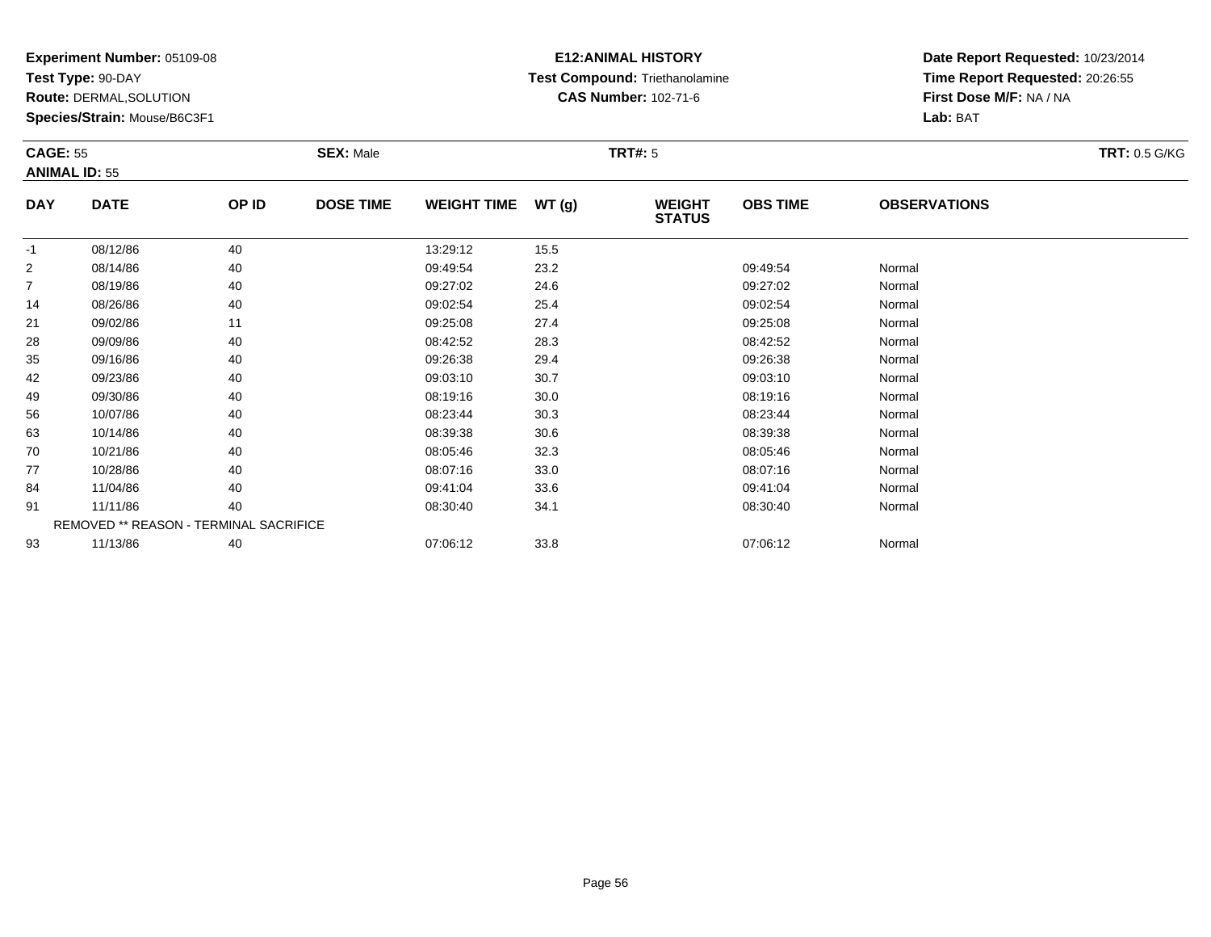**Experiment Number:** 05109-08
**Test Type:** 90-DAY
**Route:** DERMAL,SOLUTION
**Species/Strain:** Mouse/B6C3F1

**E12:ANIMAL HISTORY**
**Test Compound:** Triethanolamine
**CAS Number:** 102-71-6

**Date Report Requested:** 10/23/2014
**Time Report Requested:** 20:26:55
**First Dose M/F:** NA / NA
**Lab:** BAT

**CAGE:** 55
**ANIMAL ID:** 55
**SEX:** Male
**TRT#:** 5
**TRT:** 0.5 G/KG

| DAY | DATE | OP ID | DOSE TIME | WEIGHT TIME | WT (g) | WEIGHT STATUS | OBS TIME | OBSERVATIONS |
|---|---|---|---|---|---|---|---|---|
| -1 | 08/12/86 | 40 | | 13:29:12 | 15.5 | | | |
| 2 | 08/14/86 | 40 | | 09:49:54 | 23.2 | | 09:49:54 | Normal |
| 7 | 08/19/86 | 40 | | 09:27:02 | 24.6 | | 09:27:02 | Normal |
| 14 | 08/26/86 | 40 | | 09:02:54 | 25.4 | | 09:02:54 | Normal |
| 21 | 09/02/86 | 11 | | 09:25:08 | 27.4 | | 09:25:08 | Normal |
| 28 | 09/09/86 | 40 | | 08:42:52 | 28.3 | | 08:42:52 | Normal |
| 35 | 09/16/86 | 40 | | 09:26:38 | 29.4 | | 09:26:38 | Normal |
| 42 | 09/23/86 | 40 | | 09:03:10 | 30.7 | | 09:03:10 | Normal |
| 49 | 09/30/86 | 40 | | 08:19:16 | 30.0 | | 08:19:16 | Normal |
| 56 | 10/07/86 | 40 | | 08:23:44 | 30.3 | | 08:23:44 | Normal |
| 63 | 10/14/86 | 40 | | 08:39:38 | 30.6 | | 08:39:38 | Normal |
| 70 | 10/21/86 | 40 | | 08:05:46 | 32.3 | | 08:05:46 | Normal |
| 77 | 10/28/86 | 40 | | 08:07:16 | 33.0 | | 08:07:16 | Normal |
| 84 | 11/04/86 | 40 | | 09:41:04 | 33.6 | | 09:41:04 | Normal |
| 91 | 11/11/86 | 40 | | 08:30:40 | 34.1 | | 08:30:40 | Normal |
| REMOVED ** REASON - TERMINAL SACRIFICE | | | | | | | | |
| 93 | 11/13/86 | 40 | | 07:06:12 | 33.8 | | 07:06:12 | Normal |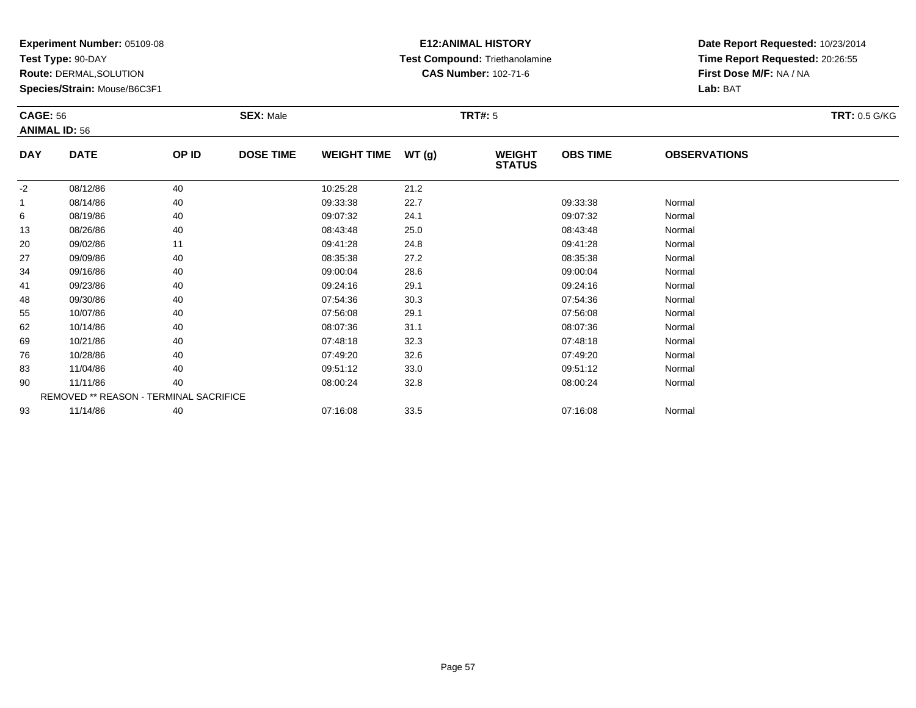**Experiment Number:** 05109-08
**Test Type:** 90-DAY
**Route:** DERMAL,SOLUTION
**Species/Strain:** Mouse/B6C3F1

**E12:ANIMAL HISTORY**
**Test Compound:** Triethanolamine
**CAS Number:** 102-71-6

**Date Report Requested:** 10/23/2014
**Time Report Requested:** 20:26:55
**First Dose M/F:** NA / NA
**Lab:** BAT

**CAGE:** 56
**ANIMAL ID:** 56
**SEX:** Male
**TRT#:** 5
**TRT:** 0.5 G/KG

| DAY | DATE | OP ID | DOSE TIME | WEIGHT TIME | WT (g) | WEIGHT STATUS | OBS TIME | OBSERVATIONS |
|---|---|---|---|---|---|---|---|---|
| -2 | 08/12/86 | 40 | | 10:25:28 | 21.2 | | | |
| 1 | 08/14/86 | 40 | | 09:33:38 | 22.7 | | 09:33:38 | Normal |
| 6 | 08/19/86 | 40 | | 09:07:32 | 24.1 | | 09:07:32 | Normal |
| 13 | 08/26/86 | 40 | | 08:43:48 | 25.0 | | 08:43:48 | Normal |
| 20 | 09/02/86 | 11 | | 09:41:28 | 24.8 | | 09:41:28 | Normal |
| 27 | 09/09/86 | 40 | | 08:35:38 | 27.2 | | 08:35:38 | Normal |
| 34 | 09/16/86 | 40 | | 09:00:04 | 28.6 | | 09:00:04 | Normal |
| 41 | 09/23/86 | 40 | | 09:24:16 | 29.1 | | 09:24:16 | Normal |
| 48 | 09/30/86 | 40 | | 07:54:36 | 30.3 | | 07:54:36 | Normal |
| 55 | 10/07/86 | 40 | | 07:56:08 | 29.1 | | 07:56:08 | Normal |
| 62 | 10/14/86 | 40 | | 08:07:36 | 31.1 | | 08:07:36 | Normal |
| 69 | 10/21/86 | 40 | | 07:48:18 | 32.3 | | 07:48:18 | Normal |
| 76 | 10/28/86 | 40 | | 07:49:20 | 32.6 | | 07:49:20 | Normal |
| 83 | 11/04/86 | 40 | | 09:51:12 | 33.0 | | 09:51:12 | Normal |
| 90 | 11/11/86 | 40 | | 08:00:24 | 32.8 | | 08:00:24 | Normal |
| | REMOVED ** REASON - TERMINAL SACRIFICE | | | | | | | |
| 93 | 11/14/86 | 40 | | 07:16:08 | 33.5 | | 07:16:08 | Normal |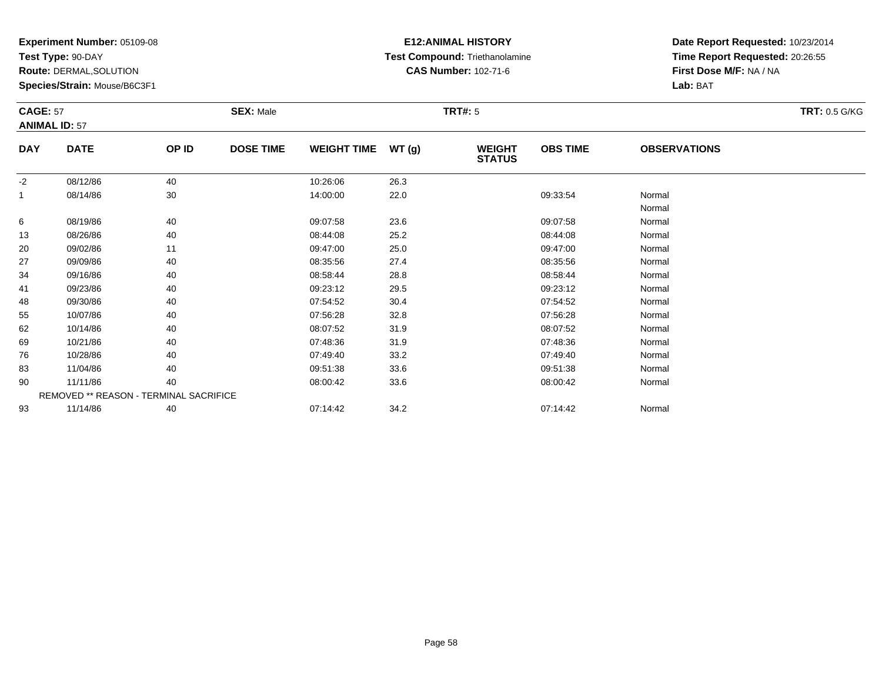**Experiment Number:** 05109-08
**Test Type:** 90-DAY
**Route:** DERMAL,SOLUTION
**Species/Strain:** Mouse/B6C3F1

**E12:ANIMAL HISTORY**
**Test Compound:** Triethanolamine
**CAS Number:** 102-71-6

**Date Report Requested:** 10/23/2014
**Time Report Requested:** 20:26:55
**First Dose M/F:** NA / NA
**Lab:** BAT

**CAGE:** 57 **SEX:** Male **TRT#:** 5 **TRT:** 0.5 G/KG
**ANIMAL ID:** 57

| DAY | DATE | OP ID | DOSE TIME | WEIGHT TIME | WT (g) | WEIGHT STATUS | OBS TIME | OBSERVATIONS |
|---|---|---|---|---|---|---|---|---|
| -2 | 08/12/86 | 40 | | 10:26:06 | 26.3 | | | |
| 1 | 08/14/86 | 30 | | 14:00:00 | 22.0 | | 09:33:54 | Normal |
| | | | | | | | | Normal |
| 6 | 08/19/86 | 40 | | 09:07:58 | 23.6 | | 09:07:58 | Normal |
| 13 | 08/26/86 | 40 | | 08:44:08 | 25.2 | | 08:44:08 | Normal |
| 20 | 09/02/86 | 11 | | 09:47:00 | 25.0 | | 09:47:00 | Normal |
| 27 | 09/09/86 | 40 | | 08:35:56 | 27.4 | | 08:35:56 | Normal |
| 34 | 09/16/86 | 40 | | 08:58:44 | 28.8 | | 08:58:44 | Normal |
| 41 | 09/23/86 | 40 | | 09:23:12 | 29.5 | | 09:23:12 | Normal |
| 48 | 09/30/86 | 40 | | 07:54:52 | 30.4 | | 07:54:52 | Normal |
| 55 | 10/07/86 | 40 | | 07:56:28 | 32.8 | | 07:56:28 | Normal |
| 62 | 10/14/86 | 40 | | 08:07:52 | 31.9 | | 08:07:52 | Normal |
| 69 | 10/21/86 | 40 | | 07:48:36 | 31.9 | | 07:48:36 | Normal |
| 76 | 10/28/86 | 40 | | 07:49:40 | 33.2 | | 07:49:40 | Normal |
| 83 | 11/04/86 | 40 | | 09:51:38 | 33.6 | | 09:51:38 | Normal |
| 90 | 11/11/86 | 40 | | 08:00:42 | 33.6 | | 08:00:42 | Normal |
| REMOVED ** REASON - TERMINAL SACRIFICE | | | | | | | | |
| 93 | 11/14/86 | 40 | | 07:14:42 | 34.2 | | 07:14:42 | Normal |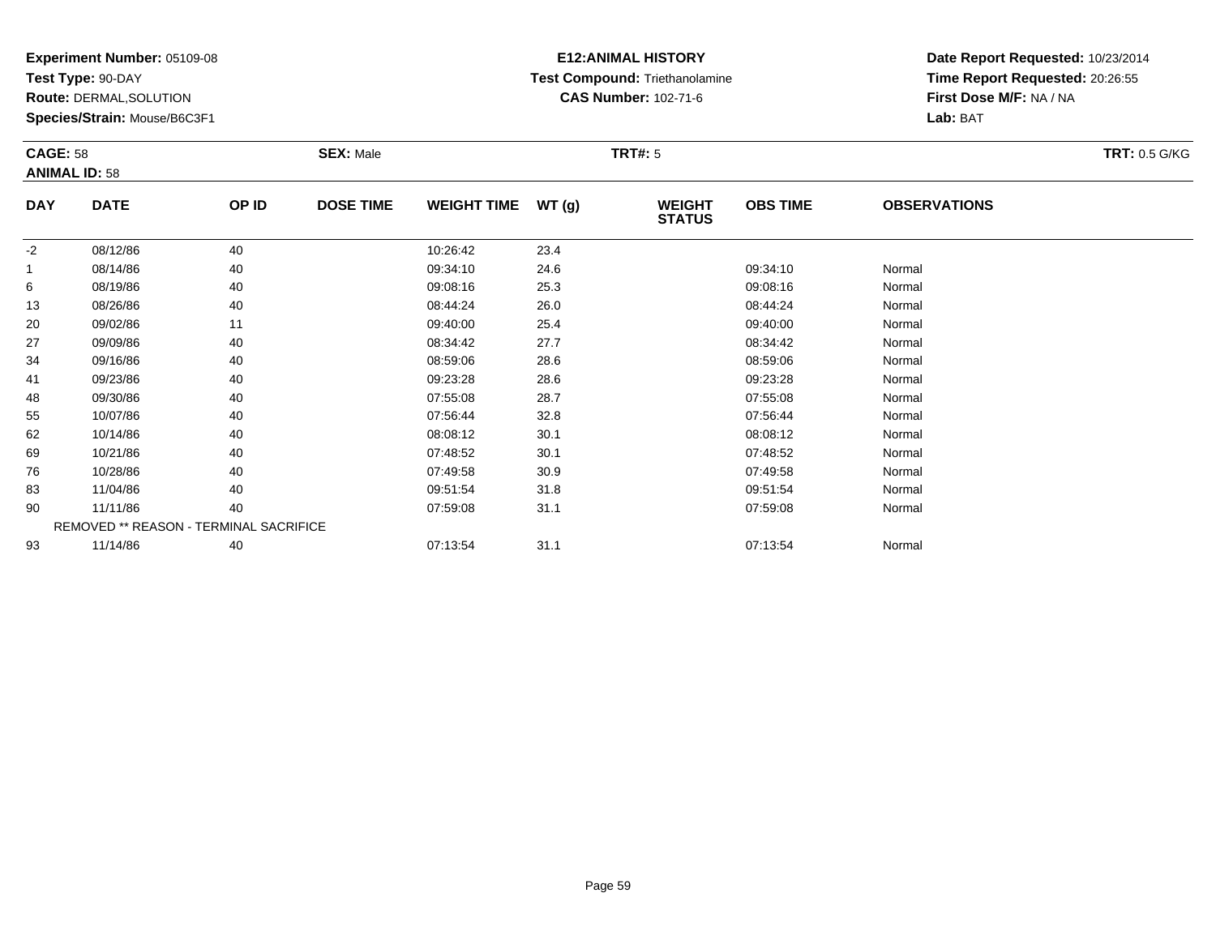**Experiment Number:** 05109-08
**Test Type:** 90-DAY
**Route:** DERMAL,SOLUTION
**Species/Strain:** Mouse/B6C3F1

**E12:ANIMAL HISTORY**
**Test Compound:** Triethanolamine
**CAS Number:** 102-71-6

**Date Report Requested:** 10/23/2014
**Time Report Requested:** 20:26:55
**First Dose M/F:** NA / NA
**Lab:** BAT

**CAGE:** 58
**ANIMAL ID:** 58
**SEX:** Male
**TRT#:** 5
**TRT:** 0.5 G/KG

| DAY | DATE | OP ID | DOSE TIME | WEIGHT TIME | WT (g) | WEIGHT STATUS | OBS TIME | OBSERVATIONS |
|---|---|---|---|---|---|---|---|---|
| -2 | 08/12/86 | 40 | | 10:26:42 | 23.4 | | | |
| 1 | 08/14/86 | 40 | | 09:34:10 | 24.6 | | 09:34:10 | Normal |
| 6 | 08/19/86 | 40 | | 09:08:16 | 25.3 | | 09:08:16 | Normal |
| 13 | 08/26/86 | 40 | | 08:44:24 | 26.0 | | 08:44:24 | Normal |
| 20 | 09/02/86 | 11 | | 09:40:00 | 25.4 | | 09:40:00 | Normal |
| 27 | 09/09/86 | 40 | | 08:34:42 | 27.7 | | 08:34:42 | Normal |
| 34 | 09/16/86 | 40 | | 08:59:06 | 28.6 | | 08:59:06 | Normal |
| 41 | 09/23/86 | 40 | | 09:23:28 | 28.6 | | 09:23:28 | Normal |
| 48 | 09/30/86 | 40 | | 07:55:08 | 28.7 | | 07:55:08 | Normal |
| 55 | 10/07/86 | 40 | | 07:56:44 | 32.8 | | 07:56:44 | Normal |
| 62 | 10/14/86 | 40 | | 08:08:12 | 30.1 | | 08:08:12 | Normal |
| 69 | 10/21/86 | 40 | | 07:48:52 | 30.1 | | 07:48:52 | Normal |
| 76 | 10/28/86 | 40 | | 07:49:58 | 30.9 | | 07:49:58 | Normal |
| 83 | 11/04/86 | 40 | | 09:51:54 | 31.8 | | 09:51:54 | Normal |
| 90 | 11/11/86 | 40 | | 07:59:08 | 31.1 | | 07:59:08 | Normal |
| REMOVED ** REASON - TERMINAL SACRIFICE | | | | | | | | |
| 93 | 11/14/86 | 40 | | 07:13:54 | 31.1 | | 07:13:54 | Normal |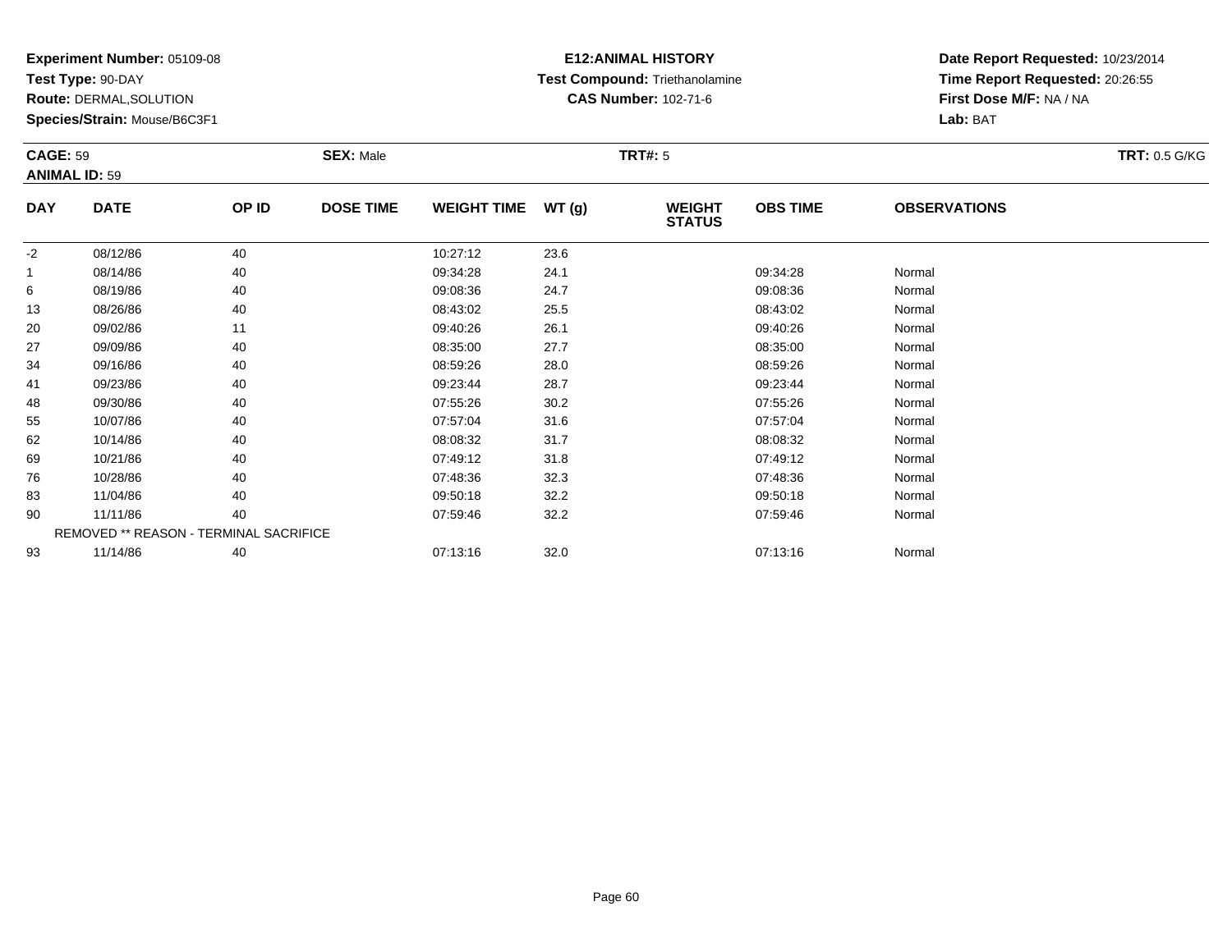**Experiment Number:** 05109-08
**Test Type:** 90-DAY
**Route:** DERMAL,SOLUTION
**Species/Strain:** Mouse/B6C3F1

**E12:ANIMAL HISTORY**
**Test Compound:** Triethanolamine
**CAS Number:** 102-71-6

**Date Report Requested:** 10/23/2014
**Time Report Requested:** 20:26:55
**First Dose M/F:** NA / NA
**Lab:** BAT

**CAGE:** 59
**ANIMAL ID:** 59
**SEX:** Male
**TRT#:** 5
**TRT:** 0.5 G/KG

| DAY | DATE | OP ID | DOSE TIME | WEIGHT TIME | WT (g) | WEIGHT STATUS | OBS TIME | OBSERVATIONS |
|---|---|---|---|---|---|---|---|---|
| -2 | 08/12/86 | 40 | | 10:27:12 | 23.6 | | | |
| 1 | 08/14/86 | 40 | | 09:34:28 | 24.1 | | 09:34:28 | Normal |
| 6 | 08/19/86 | 40 | | 09:08:36 | 24.7 | | 09:08:36 | Normal |
| 13 | 08/26/86 | 40 | | 08:43:02 | 25.5 | | 08:43:02 | Normal |
| 20 | 09/02/86 | 11 | | 09:40:26 | 26.1 | | 09:40:26 | Normal |
| 27 | 09/09/86 | 40 | | 08:35:00 | 27.7 | | 08:35:00 | Normal |
| 34 | 09/16/86 | 40 | | 08:59:26 | 28.0 | | 08:59:26 | Normal |
| 41 | 09/23/86 | 40 | | 09:23:44 | 28.7 | | 09:23:44 | Normal |
| 48 | 09/30/86 | 40 | | 07:55:26 | 30.2 | | 07:55:26 | Normal |
| 55 | 10/07/86 | 40 | | 07:57:04 | 31.6 | | 07:57:04 | Normal |
| 62 | 10/14/86 | 40 | | 08:08:32 | 31.7 | | 08:08:32 | Normal |
| 69 | 10/21/86 | 40 | | 07:49:12 | 31.8 | | 07:49:12 | Normal |
| 76 | 10/28/86 | 40 | | 07:48:36 | 32.3 | | 07:48:36 | Normal |
| 83 | 11/04/86 | 40 | | 09:50:18 | 32.2 | | 09:50:18 | Normal |
| 90 | 11/11/86 | 40 | | 07:59:46 | 32.2 | | 07:59:46 | Normal |
| | REMOVED ** REASON - TERMINAL SACRIFICE | | | | | | | |
| 93 | 11/14/86 | 40 | | 07:13:16 | 32.0 | | 07:13:16 | Normal |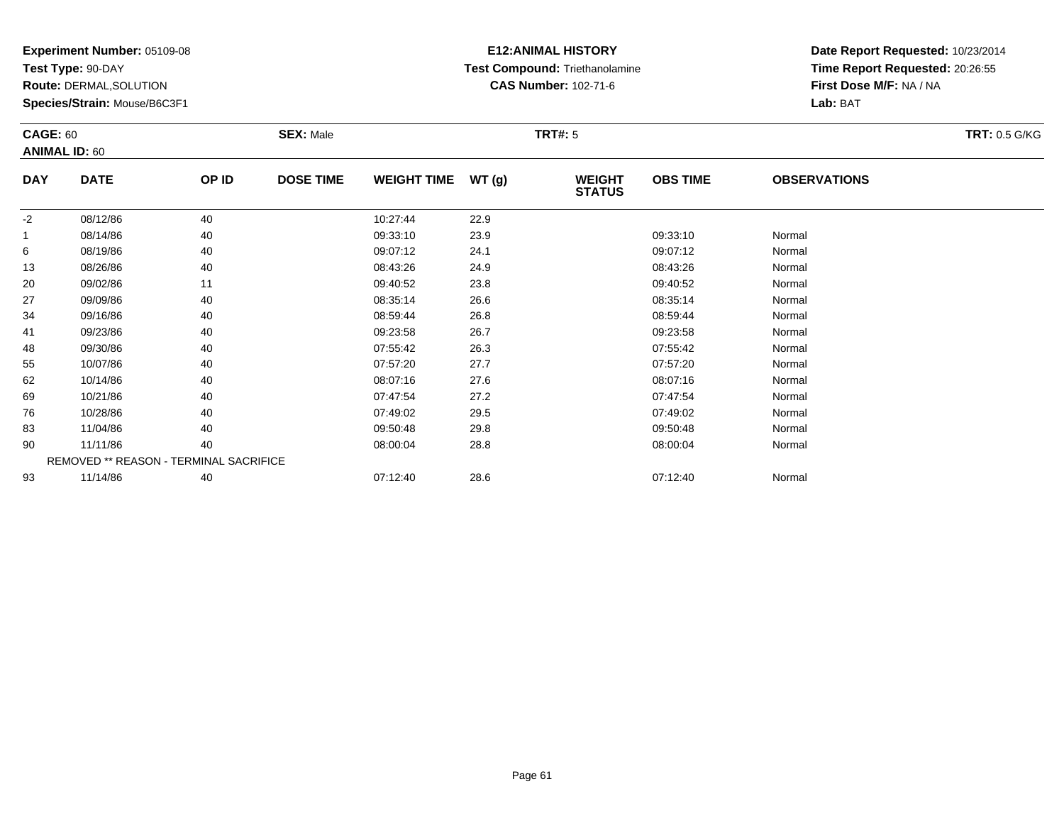**Experiment Number:** 05109-08
**Test Type:** 90-DAY
**Route:** DERMAL,SOLUTION
**Species/Strain:** Mouse/B6C3F1

**E12:ANIMAL HISTORY**
**Test Compound:** Triethanolamine
**CAS Number:** 102-71-6

**Date Report Requested:** 10/23/2014
**Time Report Requested:** 20:26:55
**First Dose M/F:** NA / NA
**Lab:** BAT

**CAGE:** 60
**ANIMAL ID:** 60
**SEX:** Male
**TRT#:** 5
**TRT:** 0.5 G/KG

| DAY | DATE | OP ID | DOSE TIME | WEIGHT TIME | WT (g) | WEIGHT STATUS | OBS TIME | OBSERVATIONS |
|---|---|---|---|---|---|---|---|---|
| -2 | 08/12/86 | 40 | | 10:27:44 | 22.9 | | | |
| 1 | 08/14/86 | 40 | | 09:33:10 | 23.9 | | 09:33:10 | Normal |
| 6 | 08/19/86 | 40 | | 09:07:12 | 24.1 | | 09:07:12 | Normal |
| 13 | 08/26/86 | 40 | | 08:43:26 | 24.9 | | 08:43:26 | Normal |
| 20 | 09/02/86 | 11 | | 09:40:52 | 23.8 | | 09:40:52 | Normal |
| 27 | 09/09/86 | 40 | | 08:35:14 | 26.6 | | 08:35:14 | Normal |
| 34 | 09/16/86 | 40 | | 08:59:44 | 26.8 | | 08:59:44 | Normal |
| 41 | 09/23/86 | 40 | | 09:23:58 | 26.7 | | 09:23:58 | Normal |
| 48 | 09/30/86 | 40 | | 07:55:42 | 26.3 | | 07:55:42 | Normal |
| 55 | 10/07/86 | 40 | | 07:57:20 | 27.7 | | 07:57:20 | Normal |
| 62 | 10/14/86 | 40 | | 08:07:16 | 27.6 | | 08:07:16 | Normal |
| 69 | 10/21/86 | 40 | | 07:47:54 | 27.2 | | 07:47:54 | Normal |
| 76 | 10/28/86 | 40 | | 07:49:02 | 29.5 | | 07:49:02 | Normal |
| 83 | 11/04/86 | 40 | | 09:50:48 | 29.8 | | 09:50:48 | Normal |
| 90 | 11/11/86 | 40 | | 08:00:04 | 28.8 | | 08:00:04 | Normal |
| REMOVED ** REASON - TERMINAL SACRIFICE | | | | | | | | |
| 93 | 11/14/86 | 40 | | 07:12:40 | 28.6 | | 07:12:40 | Normal |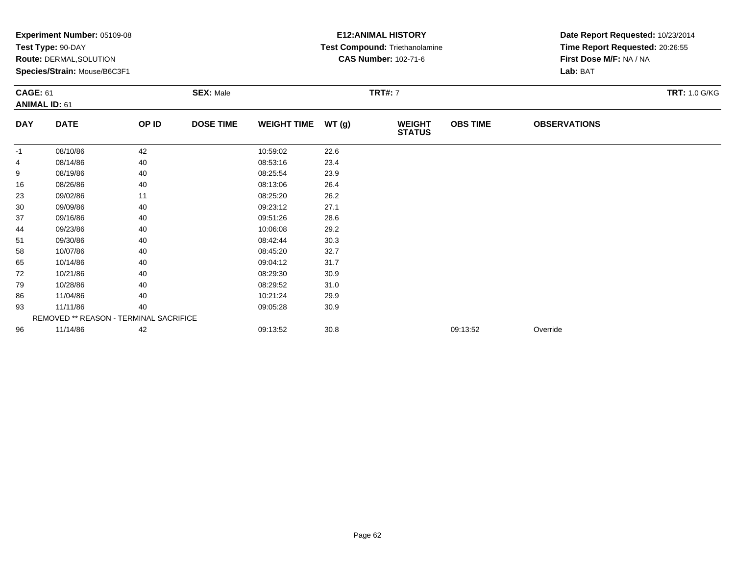**Experiment Number:** 05109-08
**Test Type:** 90-DAY
**Route:** DERMAL,SOLUTION
**Species/Strain:** Mouse/B6C3F1

**E12:ANIMAL HISTORY**
**Test Compound:** Triethanolamine
**CAS Number:** 102-71-6

**Date Report Requested:** 10/23/2014
**Time Report Requested:** 20:26:55
**First Dose M/F:** NA / NA
**Lab:** BAT

**CAGE:** 61
**ANIMAL ID:** 61

**SEX:** Male

**TRT#:** 7

**TRT:** 1.0 G/KG

| DAY | DATE | OP ID | DOSE TIME | WEIGHT TIME | WT (g) | WEIGHT STATUS | OBS TIME | OBSERVATIONS |
|---|---|---|---|---|---|---|---|---|
| -1 | 08/10/86 | 42 | | 10:59:02 | 22.6 | | | |
| 4 | 08/14/86 | 40 | | 08:53:16 | 23.4 | | | |
| 9 | 08/19/86 | 40 | | 08:25:54 | 23.9 | | | |
| 16 | 08/26/86 | 40 | | 08:13:06 | 26.4 | | | |
| 23 | 09/02/86 | 11 | | 08:25:20 | 26.2 | | | |
| 30 | 09/09/86 | 40 | | 09:23:12 | 27.1 | | | |
| 37 | 09/16/86 | 40 | | 09:51:26 | 28.6 | | | |
| 44 | 09/23/86 | 40 | | 10:06:08 | 29.2 | | | |
| 51 | 09/30/86 | 40 | | 08:42:44 | 30.3 | | | |
| 58 | 10/07/86 | 40 | | 08:45:20 | 32.7 | | | |
| 65 | 10/14/86 | 40 | | 09:04:12 | 31.7 | | | |
| 72 | 10/21/86 | 40 | | 08:29:30 | 30.9 | | | |
| 79 | 10/28/86 | 40 | | 08:29:52 | 31.0 | | | |
| 86 | 11/04/86 | 40 | | 10:21:24 | 29.9 | | | |
| 93 | 11/11/86 | 40 | | 09:05:28 | 30.9 | | | |
| | REMOVED ** REASON - TERMINAL SACRIFICE | | | | | | | |
| 96 | 11/14/86 | 42 | | 09:13:52 | 30.8 | | 09:13:52 | Override |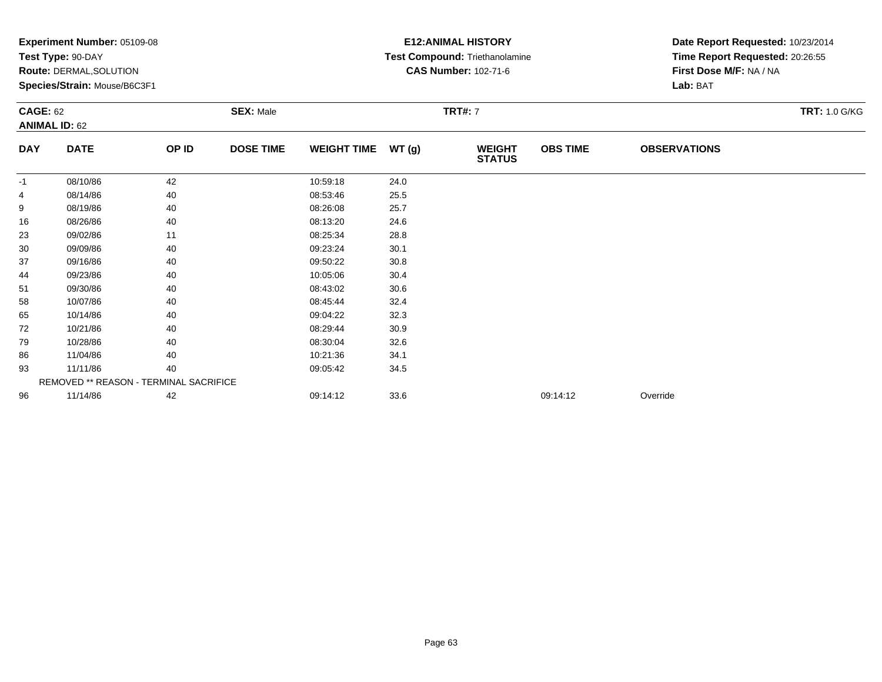**Experiment Number:** 05109-08
**Test Type:** 90-DAY
**Route:** DERMAL,SOLUTION
**Species/Strain:** Mouse/B6C3F1

**E12:ANIMAL HISTORY**
**Test Compound:** Triethanolamine
**CAS Number:** 102-71-6

**Date Report Requested:** 10/23/2014
**Time Report Requested:** 20:26:55
**First Dose M/F:** NA / NA
**Lab:** BAT

**CAGE:** 62 **SEX:** Male **TRT#:** 7 **TRT:** 1.0 G/KG
**ANIMAL ID:** 62

| DAY | DATE | OP ID | DOSE TIME | WEIGHT TIME | WT (g) | WEIGHT STATUS | OBS TIME | OBSERVATIONS |
|---|---|---|---|---|---|---|---|---|
| -1 | 08/10/86 | 42 | | 10:59:18 | 24.0 | | | |
| 4 | 08/14/86 | 40 | | 08:53:46 | 25.5 | | | |
| 9 | 08/19/86 | 40 | | 08:26:08 | 25.7 | | | |
| 16 | 08/26/86 | 40 | | 08:13:20 | 24.6 | | | |
| 23 | 09/02/86 | 11 | | 08:25:34 | 28.8 | | | |
| 30 | 09/09/86 | 40 | | 09:23:24 | 30.1 | | | |
| 37 | 09/16/86 | 40 | | 09:50:22 | 30.8 | | | |
| 44 | 09/23/86 | 40 | | 10:05:06 | 30.4 | | | |
| 51 | 09/30/86 | 40 | | 08:43:02 | 30.6 | | | |
| 58 | 10/07/86 | 40 | | 08:45:44 | 32.4 | | | |
| 65 | 10/14/86 | 40 | | 09:04:22 | 32.3 | | | |
| 72 | 10/21/86 | 40 | | 08:29:44 | 30.9 | | | |
| 79 | 10/28/86 | 40 | | 08:30:04 | 32.6 | | | |
| 86 | 11/04/86 | 40 | | 10:21:36 | 34.1 | | | |
| 93 | 11/11/86 | 40 | | 09:05:42 | 34.5 | | | |
| | REMOVED ** REASON - TERMINAL SACRIFICE | | | | | | | |
| 96 | 11/14/86 | 42 | | 09:14:12 | 33.6 | | 09:14:12 | Override |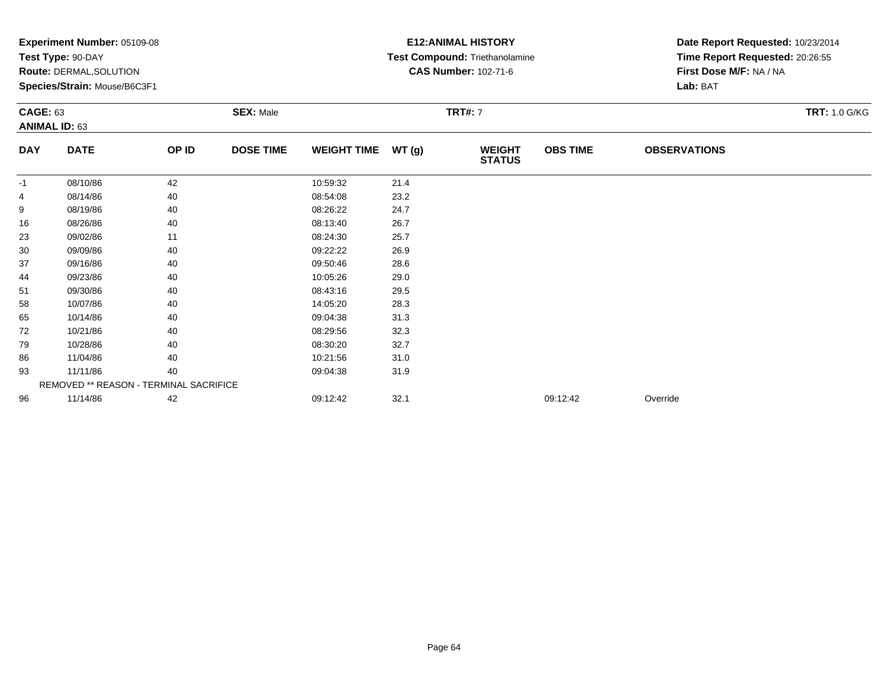**Experiment Number:** 05109-08
**Test Type:** 90-DAY
**Route:** DERMAL,SOLUTION
**Species/Strain:** Mouse/B6C3F1

**E12:ANIMAL HISTORY**
**Test Compound:** Triethanolamine
**CAS Number:** 102-71-6

**Date Report Requested:** 10/23/2014
**Time Report Requested:** 20:26:55
**First Dose M/F:** NA / NA
**Lab:** BAT

**CAGE:** 63
**ANIMAL ID:** 63
**SEX:** Male
**TRT#:** 7
**TRT:** 1.0 G/KG

| DAY | DATE | OP ID | DOSE TIME | WEIGHT TIME | WT (g) | WEIGHT STATUS | OBS TIME | OBSERVATIONS |
|---|---|---|---|---|---|---|---|---|
| -1 | 08/10/86 | 42 | | 10:59:32 | 21.4 | | | |
| 4 | 08/14/86 | 40 | | 08:54:08 | 23.2 | | | |
| 9 | 08/19/86 | 40 | | 08:26:22 | 24.7 | | | |
| 16 | 08/26/86 | 40 | | 08:13:40 | 26.7 | | | |
| 23 | 09/02/86 | 11 | | 08:24:30 | 25.7 | | | |
| 30 | 09/09/86 | 40 | | 09:22:22 | 26.9 | | | |
| 37 | 09/16/86 | 40 | | 09:50:46 | 28.6 | | | |
| 44 | 09/23/86 | 40 | | 10:05:26 | 29.0 | | | |
| 51 | 09/30/86 | 40 | | 08:43:16 | 29.5 | | | |
| 58 | 10/07/86 | 40 | | 14:05:20 | 28.3 | | | |
| 65 | 10/14/86 | 40 | | 09:04:38 | 31.3 | | | |
| 72 | 10/21/86 | 40 | | 08:29:56 | 32.3 | | | |
| 79 | 10/28/86 | 40 | | 08:30:20 | 32.7 | | | |
| 86 | 11/04/86 | 40 | | 10:21:56 | 31.0 | | | |
| 93 | 11/11/86 | 40 | | 09:04:38 | 31.9 | | | |
| | REMOVED ** REASON - TERMINAL SACRIFICE | | | | | | | |
| 96 | 11/14/86 | 42 | | 09:12:42 | 32.1 | | 09:12:42 | Override |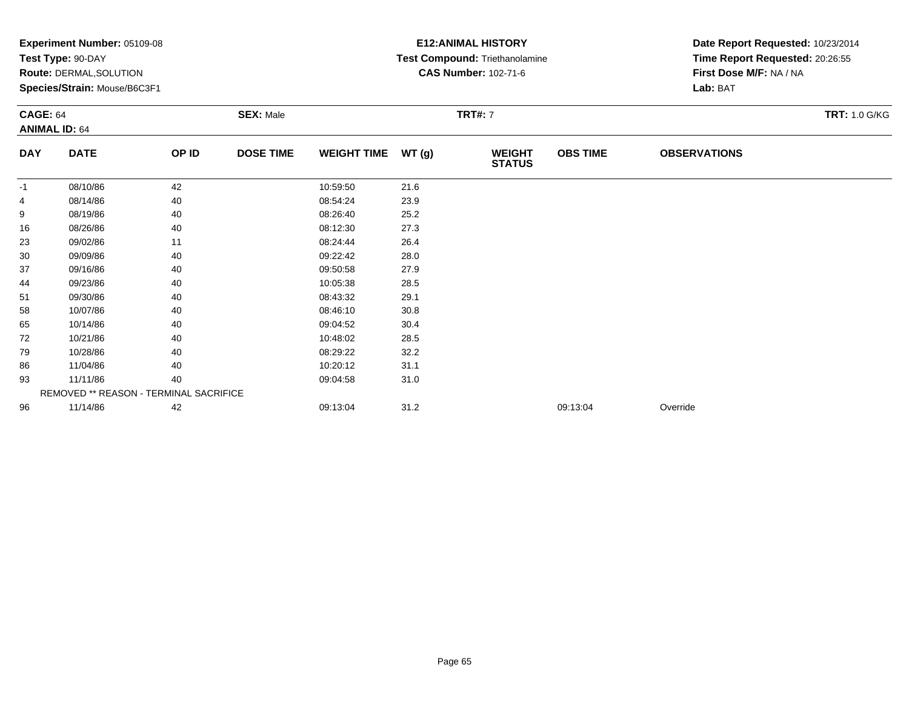**Experiment Number:** 05109-08
**Test Type:** 90-DAY
**Route:** DERMAL,SOLUTION
**Species/Strain:** Mouse/B6C3F1

**E12:ANIMAL HISTORY**
**Test Compound:** Triethanolamine
**CAS Number:** 102-71-6

**Date Report Requested:** 10/23/2014
**Time Report Requested:** 20:26:55
**First Dose M/F:** NA / NA
**Lab:** BAT

**CAGE:** 64
**ANIMAL ID:** 64
**SEX:** Male
**TRT#:** 7
**TRT:** 1.0 G/KG

| DAY | DATE | OP ID | DOSE TIME | WEIGHT TIME | WT (g) | WEIGHT STATUS | OBS TIME | OBSERVATIONS |
|---|---|---|---|---|---|---|---|---|
| -1 | 08/10/86 | 42 | | 10:59:50 | 21.6 | | | |
| 4 | 08/14/86 | 40 | | 08:54:24 | 23.9 | | | |
| 9 | 08/19/86 | 40 | | 08:26:40 | 25.2 | | | |
| 16 | 08/26/86 | 40 | | 08:12:30 | 27.3 | | | |
| 23 | 09/02/86 | 11 | | 08:24:44 | 26.4 | | | |
| 30 | 09/09/86 | 40 | | 09:22:42 | 28.0 | | | |
| 37 | 09/16/86 | 40 | | 09:50:58 | 27.9 | | | |
| 44 | 09/23/86 | 40 | | 10:05:38 | 28.5 | | | |
| 51 | 09/30/86 | 40 | | 08:43:32 | 29.1 | | | |
| 58 | 10/07/86 | 40 | | 08:46:10 | 30.8 | | | |
| 65 | 10/14/86 | 40 | | 09:04:52 | 30.4 | | | |
| 72 | 10/21/86 | 40 | | 10:48:02 | 28.5 | | | |
| 79 | 10/28/86 | 40 | | 08:29:22 | 32.2 | | | |
| 86 | 11/04/86 | 40 | | 10:20:12 | 31.1 | | | |
| 93 | 11/11/86 | 40 | | 09:04:58 | 31.0 | | | |
| | REMOVED ** REASON - TERMINAL SACRIFICE | | | | | | | |
| 96 | 11/14/86 | 42 | | 09:13:04 | 31.2 | | 09:13:04 | Override |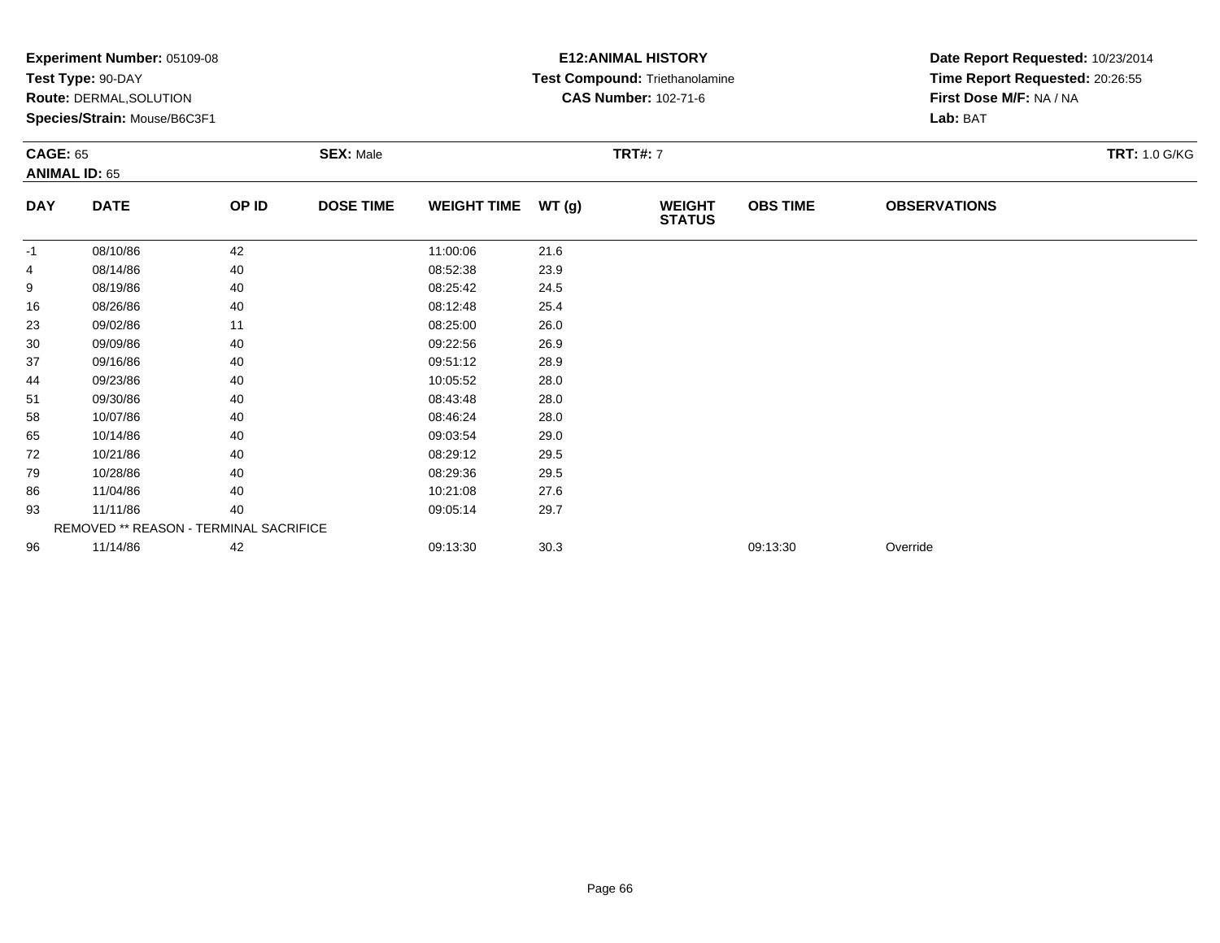**Experiment Number:** 05109-08
**Test Type:** 90-DAY
**Route:** DERMAL,SOLUTION
**Species/Strain:** Mouse/B6C3F1

**E12:ANIMAL HISTORY**
**Test Compound:** Triethanolamine
**CAS Number:** 102-71-6

**Date Report Requested:** 10/23/2014
**Time Report Requested:** 20:26:55
**First Dose M/F:** NA / NA
**Lab:** BAT

**CAGE:** 65 **SEX:** Male **TRT#:** 7 **TRT:** 1.0 G/KG
**ANIMAL ID:** 65

| DAY | DATE | OP ID | DOSE TIME | WEIGHT TIME | WT (g) | WEIGHT STATUS | OBS TIME | OBSERVATIONS |
|---|---|---|---|---|---|---|---|---|
| -1 | 08/10/86 | 42 | | 11:00:06 | 21.6 | | | |
| 4 | 08/14/86 | 40 | | 08:52:38 | 23.9 | | | |
| 9 | 08/19/86 | 40 | | 08:25:42 | 24.5 | | | |
| 16 | 08/26/86 | 40 | | 08:12:48 | 25.4 | | | |
| 23 | 09/02/86 | 11 | | 08:25:00 | 26.0 | | | |
| 30 | 09/09/86 | 40 | | 09:22:56 | 26.9 | | | |
| 37 | 09/16/86 | 40 | | 09:51:12 | 28.9 | | | |
| 44 | 09/23/86 | 40 | | 10:05:52 | 28.0 | | | |
| 51 | 09/30/86 | 40 | | 08:43:48 | 28.0 | | | |
| 58 | 10/07/86 | 40 | | 08:46:24 | 28.0 | | | |
| 65 | 10/14/86 | 40 | | 09:03:54 | 29.0 | | | |
| 72 | 10/21/86 | 40 | | 08:29:12 | 29.5 | | | |
| 79 | 10/28/86 | 40 | | 08:29:36 | 29.5 | | | |
| 86 | 11/04/86 | 40 | | 10:21:08 | 27.6 | | | |
| 93 | 11/11/86 | 40 | | 09:05:14 | 29.7 | | | |
| | REMOVED ** REASON - TERMINAL SACRIFICE | | | | | | | |
| 96 | 11/14/86 | 42 | | 09:13:30 | 30.3 | | 09:13:30 | Override |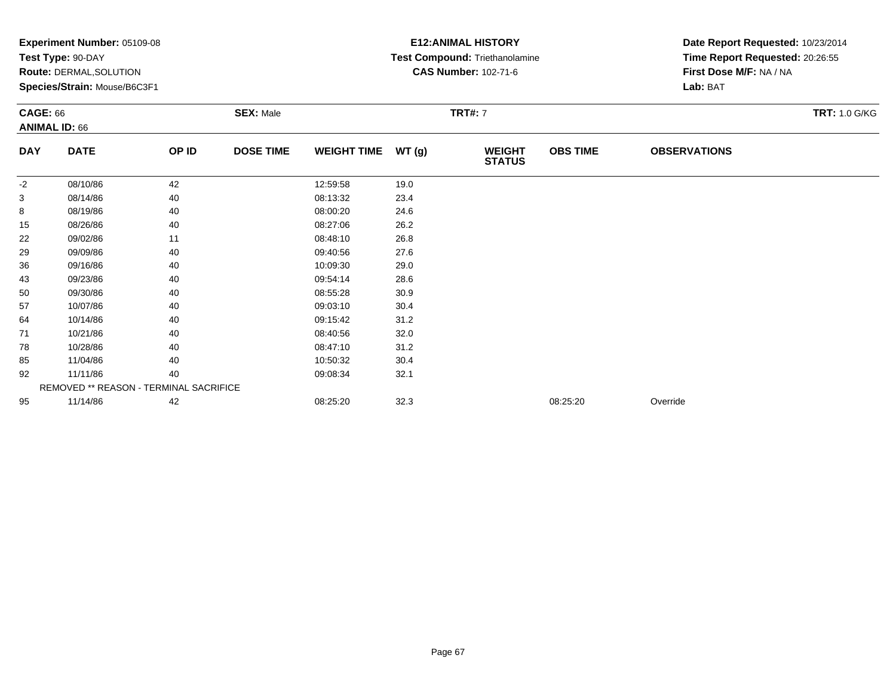**Experiment Number:** 05109-08
**Test Type:** 90-DAY
**Route:** DERMAL,SOLUTION
**Species/Strain:** Mouse/B6C3F1

**E12:ANIMAL HISTORY**
**Test Compound:** Triethanolamine
**CAS Number:** 102-71-6

**Date Report Requested:** 10/23/2014
**Time Report Requested:** 20:26:55
**First Dose M/F:** NA / NA
**Lab:** BAT

**CAGE:** 66 **SEX:** Male **TRT#:** 7 **TRT:** 1.0 G/KG
**ANIMAL ID:** 66

| DAY | DATE | OP ID | DOSE TIME | WEIGHT TIME | WT (g) | WEIGHT STATUS | OBS TIME | OBSERVATIONS |
|---|---|---|---|---|---|---|---|---|
| -2 | 08/10/86 | 42 | | 12:59:58 | 19.0 | | | |
| 3 | 08/14/86 | 40 | | 08:13:32 | 23.4 | | | |
| 8 | 08/19/86 | 40 | | 08:00:20 | 24.6 | | | |
| 15 | 08/26/86 | 40 | | 08:27:06 | 26.2 | | | |
| 22 | 09/02/86 | 11 | | 08:48:10 | 26.8 | | | |
| 29 | 09/09/86 | 40 | | 09:40:56 | 27.6 | | | |
| 36 | 09/16/86 | 40 | | 10:09:30 | 29.0 | | | |
| 43 | 09/23/86 | 40 | | 09:54:14 | 28.6 | | | |
| 50 | 09/30/86 | 40 | | 08:55:28 | 30.9 | | | |
| 57 | 10/07/86 | 40 | | 09:03:10 | 30.4 | | | |
| 64 | 10/14/86 | 40 | | 09:15:42 | 31.2 | | | |
| 71 | 10/21/86 | 40 | | 08:40:56 | 32.0 | | | |
| 78 | 10/28/86 | 40 | | 08:47:10 | 31.2 | | | |
| 85 | 11/04/86 | 40 | | 10:50:32 | 30.4 | | | |
| 92 | 11/11/86 | 40 | | 09:08:34 | 32.1 | | | |
| | REMOVED ** REASON - TERMINAL SACRIFICE | | | | | | | |
| 95 | 11/14/86 | 42 | | 08:25:20 | 32.3 | | 08:25:20 | Override |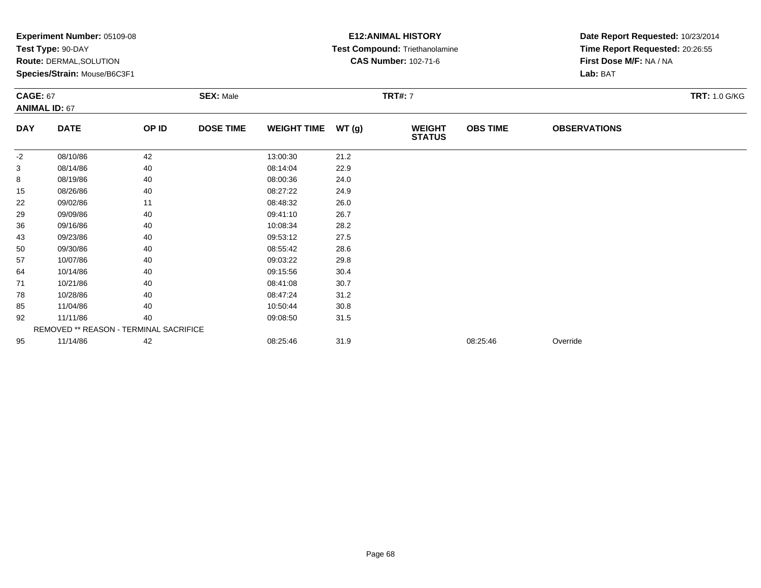**Experiment Number:** 05109-08
**Test Type:** 90-DAY
**Route:** DERMAL,SOLUTION
**Species/Strain:** Mouse/B6C3F1

**E12:ANIMAL HISTORY**
**Test Compound:** Triethanolamine
**CAS Number:** 102-71-6

**Date Report Requested:** 10/23/2014
**Time Report Requested:** 20:26:55
**First Dose M/F:** NA / NA
**Lab:** BAT

**CAGE:** 67
**ANIMAL ID:** 67
**SEX:** Male
**TRT#:** 7
**TRT:** 1.0 G/KG

| DAY | DATE | OP ID | DOSE TIME | WEIGHT TIME | WT (g) | WEIGHT STATUS | OBS TIME | OBSERVATIONS |
|---|---|---|---|---|---|---|---|---|
| -2 | 08/10/86 | 42 | | 13:00:30 | 21.2 | | | |
| 3 | 08/14/86 | 40 | | 08:14:04 | 22.9 | | | |
| 8 | 08/19/86 | 40 | | 08:00:36 | 24.0 | | | |
| 15 | 08/26/86 | 40 | | 08:27:22 | 24.9 | | | |
| 22 | 09/02/86 | 11 | | 08:48:32 | 26.0 | | | |
| 29 | 09/09/86 | 40 | | 09:41:10 | 26.7 | | | |
| 36 | 09/16/86 | 40 | | 10:08:34 | 28.2 | | | |
| 43 | 09/23/86 | 40 | | 09:53:12 | 27.5 | | | |
| 50 | 09/30/86 | 40 | | 08:55:42 | 28.6 | | | |
| 57 | 10/07/86 | 40 | | 09:03:22 | 29.8 | | | |
| 64 | 10/14/86 | 40 | | 09:15:56 | 30.4 | | | |
| 71 | 10/21/86 | 40 | | 08:41:08 | 30.7 | | | |
| 78 | 10/28/86 | 40 | | 08:47:24 | 31.2 | | | |
| 85 | 11/04/86 | 40 | | 10:50:44 | 30.8 | | | |
| 92 | 11/11/86 | 40 | | 09:08:50 | 31.5 | | | |
| | REMOVED ** REASON - TERMINAL SACRIFICE | | | | | | | |
| 95 | 11/14/86 | 42 | | 08:25:46 | 31.9 | | 08:25:46 | Override |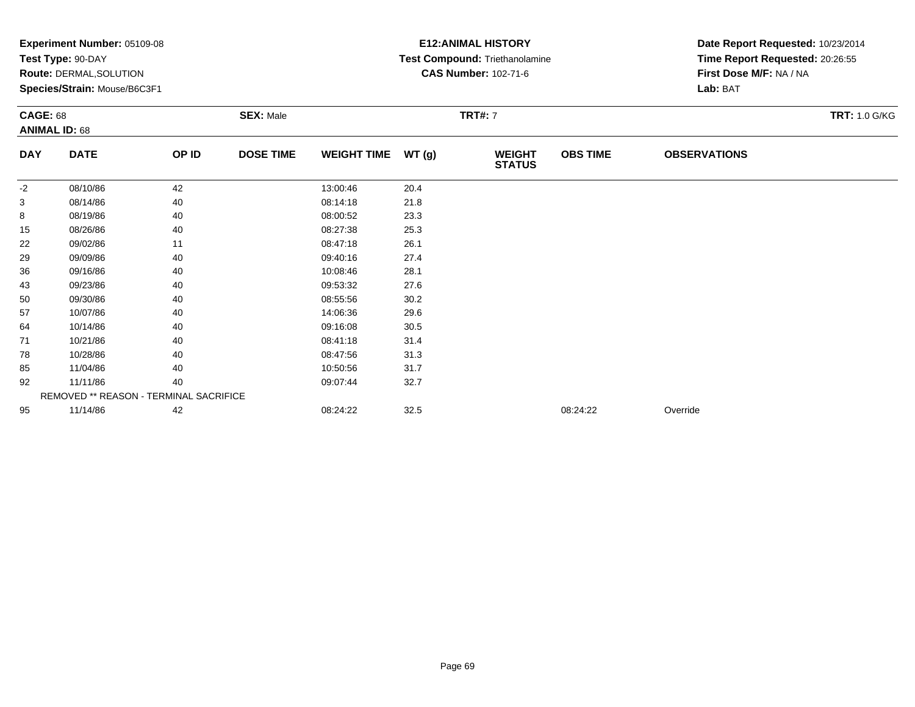**Experiment Number:** 05109-08
**Test Type:** 90-DAY
**Route:** DERMAL,SOLUTION
**Species/Strain:** Mouse/B6C3F1

**E12:ANIMAL HISTORY**
**Test Compound:** Triethanolamine
**CAS Number:** 102-71-6

**Date Report Requested:** 10/23/2014
**Time Report Requested:** 20:26:55
**First Dose M/F:** NA / NA
**Lab:** BAT

**CAGE:** 68
**ANIMAL ID:** 68
**SEX:** Male
**TRT#:** 7
**TRT:** 1.0 G/KG

| DAY | DATE | OP ID | DOSE TIME | WEIGHT TIME | WT (g) | WEIGHT STATUS | OBS TIME | OBSERVATIONS |
|---|---|---|---|---|---|---|---|---|
| -2 | 08/10/86 | 42 | | 13:00:46 | 20.4 | | | |
| 3 | 08/14/86 | 40 | | 08:14:18 | 21.8 | | | |
| 8 | 08/19/86 | 40 | | 08:00:52 | 23.3 | | | |
| 15 | 08/26/86 | 40 | | 08:27:38 | 25.3 | | | |
| 22 | 09/02/86 | 11 | | 08:47:18 | 26.1 | | | |
| 29 | 09/09/86 | 40 | | 09:40:16 | 27.4 | | | |
| 36 | 09/16/86 | 40 | | 10:08:46 | 28.1 | | | |
| 43 | 09/23/86 | 40 | | 09:53:32 | 27.6 | | | |
| 50 | 09/30/86 | 40 | | 08:55:56 | 30.2 | | | |
| 57 | 10/07/86 | 40 | | 14:06:36 | 29.6 | | | |
| 64 | 10/14/86 | 40 | | 09:16:08 | 30.5 | | | |
| 71 | 10/21/86 | 40 | | 08:41:18 | 31.4 | | | |
| 78 | 10/28/86 | 40 | | 08:47:56 | 31.3 | | | |
| 85 | 11/04/86 | 40 | | 10:50:56 | 31.7 | | | |
| 92 | 11/11/86 | 40 | | 09:07:44 | 32.7 | | | |
| | REMOVED ** REASON - TERMINAL SACRIFICE | | | | | | | |
| 95 | 11/14/86 | 42 | | 08:24:22 | 32.5 | | 08:24:22 | Override |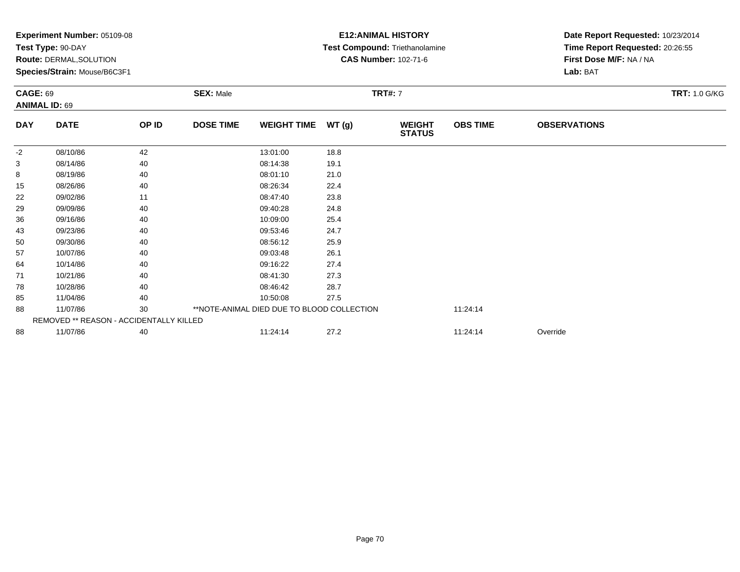**Experiment Number:** 05109-08
**Test Type:** 90-DAY
**Route:** DERMAL,SOLUTION
**Species/Strain:** Mouse/B6C3F1

**E12:ANIMAL HISTORY**
**Test Compound:** Triethanolamine
**CAS Number:** 102-71-6

**Date Report Requested:** 10/23/2014
**Time Report Requested:** 20:26:55
**First Dose M/F:** NA / NA
**Lab:** BAT

**CAGE:** 69 | **SEX:** Male | **TRT#:** 7 | **TRT:** 1.0 G/KG
**ANIMAL ID:** 69

| DAY | DATE | OP ID | DOSE TIME | WEIGHT TIME | WT (g) | WEIGHT STATUS | OBS TIME | OBSERVATIONS |
|---|---|---|---|---|---|---|---|---|
| -2 | 08/10/86 | 42 | | 13:01:00 | 18.8 | | | |
| 3 | 08/14/86 | 40 | | 08:14:38 | 19.1 | | | |
| 8 | 08/19/86 | 40 | | 08:01:10 | 21.0 | | | |
| 15 | 08/26/86 | 40 | | 08:26:34 | 22.4 | | | |
| 22 | 09/02/86 | 11 | | 08:47:40 | 23.8 | | | |
| 29 | 09/09/86 | 40 | | 09:40:28 | 24.8 | | | |
| 36 | 09/16/86 | 40 | | 10:09:00 | 25.4 | | | |
| 43 | 09/23/86 | 40 | | 09:53:46 | 24.7 | | | |
| 50 | 09/30/86 | 40 | | 08:56:12 | 25.9 | | | |
| 57 | 10/07/86 | 40 | | 09:03:48 | 26.1 | | | |
| 64 | 10/14/86 | 40 | | 09:16:22 | 27.4 | | | |
| 71 | 10/21/86 | 40 | | 08:41:30 | 27.3 | | | |
| 78 | 10/28/86 | 40 | | 08:46:42 | 28.7 | | | |
| 85 | 11/04/86 | 40 | | 10:50:08 | 27.5 | | | |
| 88 | 11/07/86 | 30 | **NOTE-ANIMAL DIED DUE TO BLOOD COLLECTION | | | | 11:24:14 | |
| REMOVED ** REASON - ACCIDENTALLY KILLED | | | | | | | | |
| 88 | 11/07/86 | 40 | | 11:24:14 | 27.2 | | 11:24:14 | Override |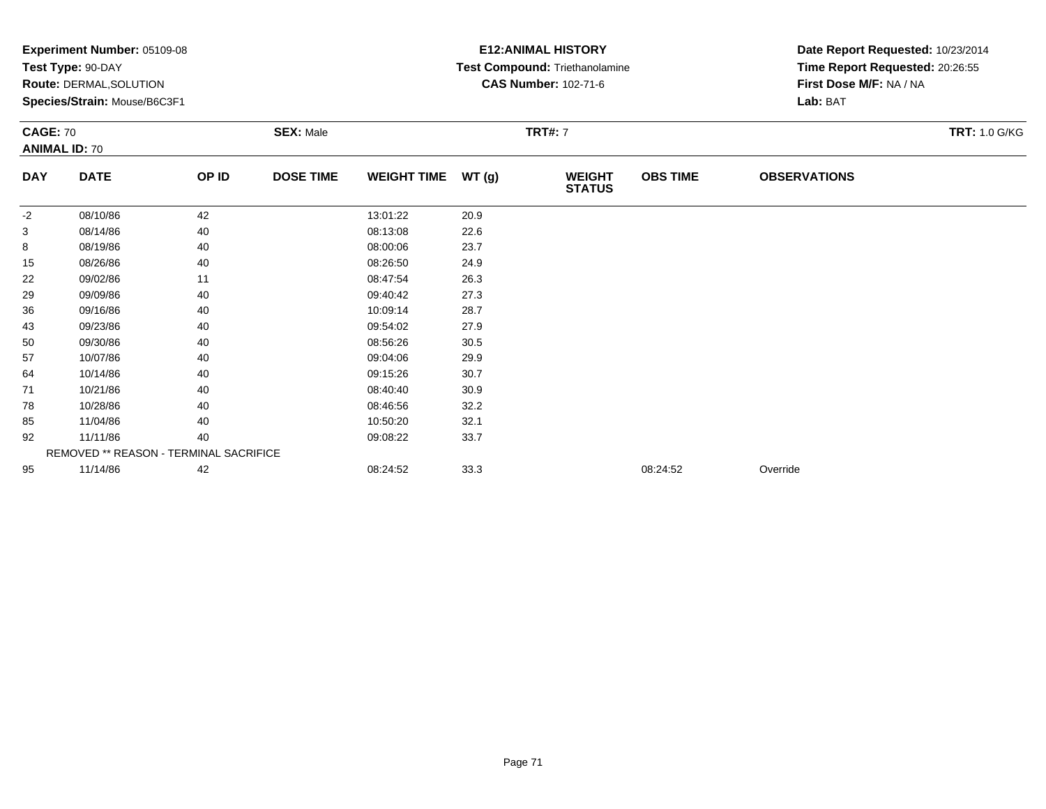**Experiment Number:** 05109-08
**Test Type:** 90-DAY
**Route:** DERMAL,SOLUTION
**Species/Strain:** Mouse/B6C3F1

**E12:ANIMAL HISTORY**
**Test Compound:** Triethanolamine
**CAS Number:** 102-71-6

**Date Report Requested:** 10/23/2014
**Time Report Requested:** 20:26:55
**First Dose M/F:** NA / NA
**Lab:** BAT

**CAGE:** 70 **SEX:** Male **TRT#:** 7 **TRT:** 1.0 G/KG
**ANIMAL ID:** 70

| DAY | DATE | OP ID | DOSE TIME | WEIGHT TIME | WT (g) | WEIGHT STATUS | OBS TIME | OBSERVATIONS |
|---|---|---|---|---|---|---|---|---|
| -2 | 08/10/86 | 42 | | 13:01:22 | 20.9 | | | |
| 3 | 08/14/86 | 40 | | 08:13:08 | 22.6 | | | |
| 8 | 08/19/86 | 40 | | 08:00:06 | 23.7 | | | |
| 15 | 08/26/86 | 40 | | 08:26:50 | 24.9 | | | |
| 22 | 09/02/86 | 11 | | 08:47:54 | 26.3 | | | |
| 29 | 09/09/86 | 40 | | 09:40:42 | 27.3 | | | |
| 36 | 09/16/86 | 40 | | 10:09:14 | 28.7 | | | |
| 43 | 09/23/86 | 40 | | 09:54:02 | 27.9 | | | |
| 50 | 09/30/86 | 40 | | 08:56:26 | 30.5 | | | |
| 57 | 10/07/86 | 40 | | 09:04:06 | 29.9 | | | |
| 64 | 10/14/86 | 40 | | 09:15:26 | 30.7 | | | |
| 71 | 10/21/86 | 40 | | 08:40:40 | 30.9 | | | |
| 78 | 10/28/86 | 40 | | 08:46:56 | 32.2 | | | |
| 85 | 11/04/86 | 40 | | 10:50:20 | 32.1 | | | |
| 92 | 11/11/86 | 40 | | 09:08:22 | 33.7 | | | |
| | REMOVED ** REASON - TERMINAL SACRIFICE | | | | | | | |
| 95 | 11/14/86 | 42 | | 08:24:52 | 33.3 | | 08:24:52 | Override |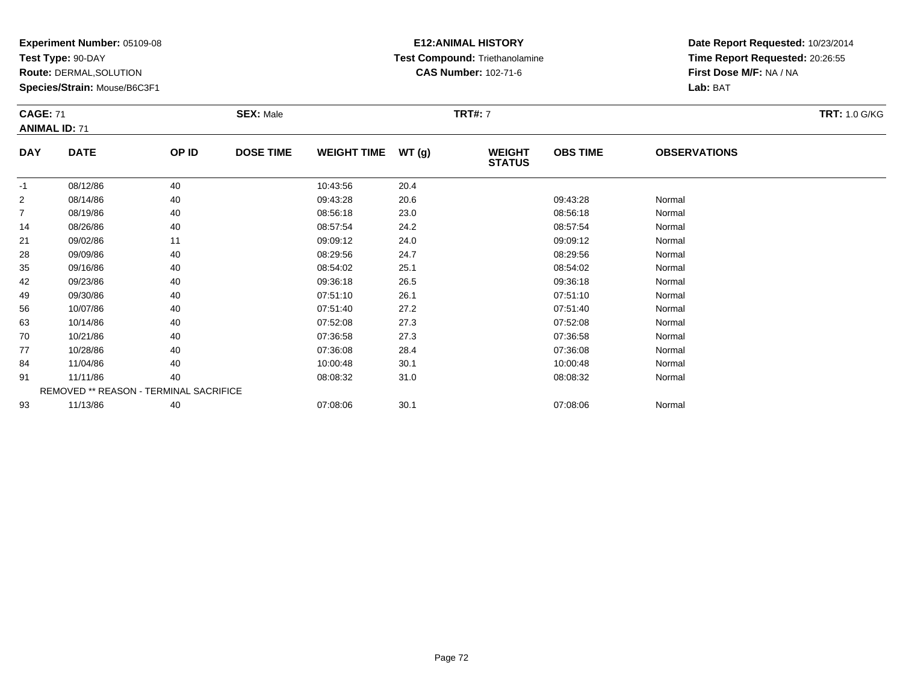**Experiment Number:** 05109-08
**Test Type:** 90-DAY
**Route:** DERMAL,SOLUTION
**Species/Strain:** Mouse/B6C3F1

**E12:ANIMAL HISTORY**
**Test Compound:** Triethanolamine
**CAS Number:** 102-71-6

**Date Report Requested:** 10/23/2014
**Time Report Requested:** 20:26:55
**First Dose M/F:** NA / NA
**Lab:** BAT

**CAGE:** 71
**ANIMAL ID:** 71
**SEX:** Male
**TRT#:** 7
**TRT:** 1.0 G/KG

| DAY | DATE | OP ID | DOSE TIME | WEIGHT TIME | WT (g) | WEIGHT STATUS | OBS TIME | OBSERVATIONS |
|---|---|---|---|---|---|---|---|---|
| -1 | 08/12/86 | 40 | | 10:43:56 | 20.4 | | | |
| 2 | 08/14/86 | 40 | | 09:43:28 | 20.6 | | 09:43:28 | Normal |
| 7 | 08/19/86 | 40 | | 08:56:18 | 23.0 | | 08:56:18 | Normal |
| 14 | 08/26/86 | 40 | | 08:57:54 | 24.2 | | 08:57:54 | Normal |
| 21 | 09/02/86 | 11 | | 09:09:12 | 24.0 | | 09:09:12 | Normal |
| 28 | 09/09/86 | 40 | | 08:29:56 | 24.7 | | 08:29:56 | Normal |
| 35 | 09/16/86 | 40 | | 08:54:02 | 25.1 | | 08:54:02 | Normal |
| 42 | 09/23/86 | 40 | | 09:36:18 | 26.5 | | 09:36:18 | Normal |
| 49 | 09/30/86 | 40 | | 07:51:10 | 26.1 | | 07:51:10 | Normal |
| 56 | 10/07/86 | 40 | | 07:51:40 | 27.2 | | 07:51:40 | Normal |
| 63 | 10/14/86 | 40 | | 07:52:08 | 27.3 | | 07:52:08 | Normal |
| 70 | 10/21/86 | 40 | | 07:36:58 | 27.3 | | 07:36:58 | Normal |
| 77 | 10/28/86 | 40 | | 07:36:08 | 28.4 | | 07:36:08 | Normal |
| 84 | 11/04/86 | 40 | | 10:00:48 | 30.1 | | 10:00:48 | Normal |
| 91 | 11/11/86 | 40 | | 08:08:32 | 31.0 | | 08:08:32 | Normal |
| | REMOVED ** REASON - TERMINAL SACRIFICE | | | | | | | |
| 93 | 11/13/86 | 40 | | 07:08:06 | 30.1 | | 07:08:06 | Normal |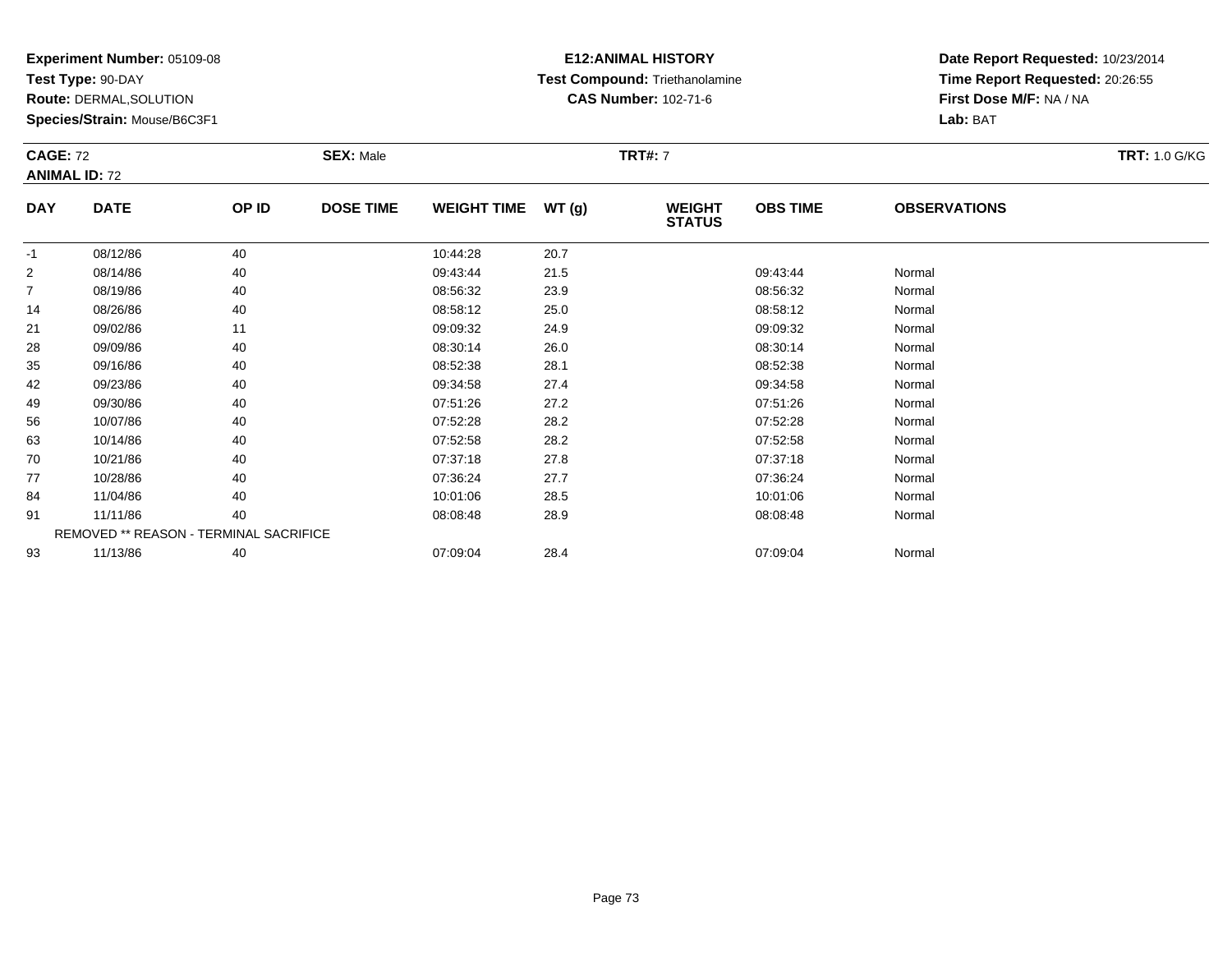**Experiment Number:** 05109-08
**Test Type:** 90-DAY
**Route:** DERMAL,SOLUTION
**Species/Strain:** Mouse/B6C3F1

**E12:ANIMAL HISTORY**
**Test Compound:** Triethanolamine
**CAS Number:** 102-71-6

**Date Report Requested:** 10/23/2014
**Time Report Requested:** 20:26:55
**First Dose M/F:** NA / NA
**Lab:** BAT

**CAGE:** 72 **SEX:** Male **TRT#:** 7 **TRT:** 1.0 G/KG
**ANIMAL ID:** 72

| DAY | DATE | OP ID | DOSE TIME | WEIGHT TIME | WT (g) | WEIGHT STATUS | OBS TIME | OBSERVATIONS |
|---|---|---|---|---|---|---|---|---|
| -1 | 08/12/86 | 40 | | 10:44:28 | 20.7 | | | |
| 2 | 08/14/86 | 40 | | 09:43:44 | 21.5 | | 09:43:44 | Normal |
| 7 | 08/19/86 | 40 | | 08:56:32 | 23.9 | | 08:56:32 | Normal |
| 14 | 08/26/86 | 40 | | 08:58:12 | 25.0 | | 08:58:12 | Normal |
| 21 | 09/02/86 | 11 | | 09:09:32 | 24.9 | | 09:09:32 | Normal |
| 28 | 09/09/86 | 40 | | 08:30:14 | 26.0 | | 08:30:14 | Normal |
| 35 | 09/16/86 | 40 | | 08:52:38 | 28.1 | | 08:52:38 | Normal |
| 42 | 09/23/86 | 40 | | 09:34:58 | 27.4 | | 09:34:58 | Normal |
| 49 | 09/30/86 | 40 | | 07:51:26 | 27.2 | | 07:51:26 | Normal |
| 56 | 10/07/86 | 40 | | 07:52:28 | 28.2 | | 07:52:28 | Normal |
| 63 | 10/14/86 | 40 | | 07:52:58 | 28.2 | | 07:52:58 | Normal |
| 70 | 10/21/86 | 40 | | 07:37:18 | 27.8 | | 07:37:18 | Normal |
| 77 | 10/28/86 | 40 | | 07:36:24 | 27.7 | | 07:36:24 | Normal |
| 84 | 11/04/86 | 40 | | 10:01:06 | 28.5 | | 10:01:06 | Normal |
| 91 | 11/11/86 | 40 | | 08:08:48 | 28.9 | | 08:08:48 | Normal |
| | REMOVED ** REASON - TERMINAL SACRIFICE | | | | | | | |
| 93 | 11/13/86 | 40 | | 07:09:04 | 28.4 | | 07:09:04 | Normal |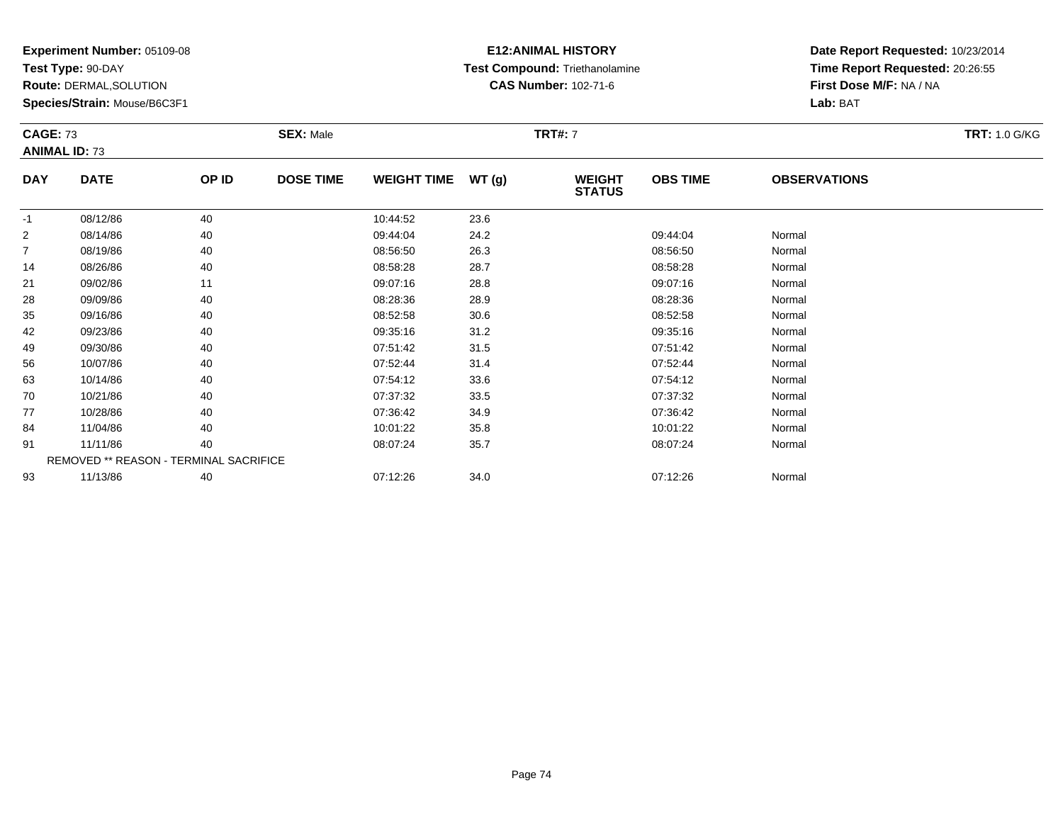**Experiment Number:** 05109-08
**Test Type:** 90-DAY
**Route:** DERMAL,SOLUTION
**Species/Strain:** Mouse/B6C3F1

**E12:ANIMAL HISTORY**
**Test Compound:** Triethanolamine
**CAS Number:** 102-71-6

**Date Report Requested:** 10/23/2014
**Time Report Requested:** 20:26:55
**First Dose M/F:** NA / NA
**Lab:** BAT

**CAGE:** 73
**ANIMAL ID:** 73
**SEX:** Male
**TRT#:** 7
**TRT:** 1.0 G/KG

| DAY | DATE | OP ID | DOSE TIME | WEIGHT TIME | WT (g) | WEIGHT STATUS | OBS TIME | OBSERVATIONS |
|---|---|---|---|---|---|---|---|---|
| -1 | 08/12/86 | 40 | | 10:44:52 | 23.6 | | | |
| 2 | 08/14/86 | 40 | | 09:44:04 | 24.2 | | 09:44:04 | Normal |
| 7 | 08/19/86 | 40 | | 08:56:50 | 26.3 | | 08:56:50 | Normal |
| 14 | 08/26/86 | 40 | | 08:58:28 | 28.7 | | 08:58:28 | Normal |
| 21 | 09/02/86 | 11 | | 09:07:16 | 28.8 | | 09:07:16 | Normal |
| 28 | 09/09/86 | 40 | | 08:28:36 | 28.9 | | 08:28:36 | Normal |
| 35 | 09/16/86 | 40 | | 08:52:58 | 30.6 | | 08:52:58 | Normal |
| 42 | 09/23/86 | 40 | | 09:35:16 | 31.2 | | 09:35:16 | Normal |
| 49 | 09/30/86 | 40 | | 07:51:42 | 31.5 | | 07:51:42 | Normal |
| 56 | 10/07/86 | 40 | | 07:52:44 | 31.4 | | 07:52:44 | Normal |
| 63 | 10/14/86 | 40 | | 07:54:12 | 33.6 | | 07:54:12 | Normal |
| 70 | 10/21/86 | 40 | | 07:37:32 | 33.5 | | 07:37:32 | Normal |
| 77 | 10/28/86 | 40 | | 07:36:42 | 34.9 | | 07:36:42 | Normal |
| 84 | 11/04/86 | 40 | | 10:01:22 | 35.8 | | 10:01:22 | Normal |
| 91 | 11/11/86 | 40 | | 08:07:24 | 35.7 | | 08:07:24 | Normal |
| REMOVED ** REASON - TERMINAL SACRIFICE | | | | | | | | |
| 93 | 11/13/86 | 40 | | 07:12:26 | 34.0 | | 07:12:26 | Normal |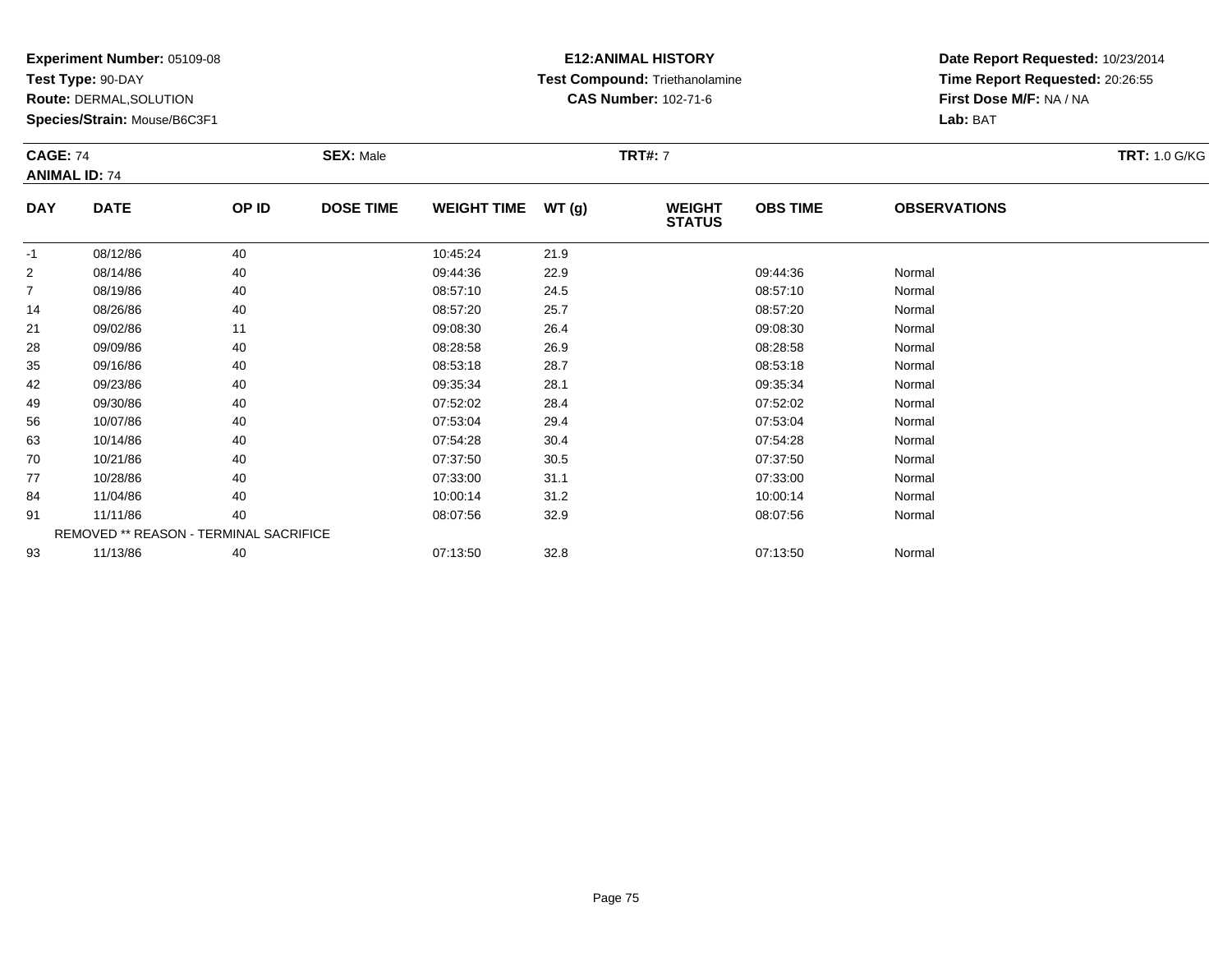**Experiment Number:** 05109-08
**Test Type:** 90-DAY
**Route:** DERMAL,SOLUTION
**Species/Strain:** Mouse/B6C3F1

**E12:ANIMAL HISTORY**
**Test Compound:** Triethanolamine
**CAS Number:** 102-71-6

**Date Report Requested:** 10/23/2014
**Time Report Requested:** 20:26:55
**First Dose M/F:** NA / NA
**Lab:** BAT

**CAGE:** 74 **SEX:** Male **TRT#:** 7 **TRT:** 1.0 G/KG
**ANIMAL ID:** 74

| DAY | DATE | OP ID | DOSE TIME | WEIGHT TIME | WT (g) | WEIGHT STATUS | OBS TIME | OBSERVATIONS |
|---|---|---|---|---|---|---|---|---|
| -1 | 08/12/86 | 40 | | 10:45:24 | 21.9 | | | |
| 2 | 08/14/86 | 40 | | 09:44:36 | 22.9 | | 09:44:36 | Normal |
| 7 | 08/19/86 | 40 | | 08:57:10 | 24.5 | | 08:57:10 | Normal |
| 14 | 08/26/86 | 40 | | 08:57:20 | 25.7 | | 08:57:20 | Normal |
| 21 | 09/02/86 | 11 | | 09:08:30 | 26.4 | | 09:08:30 | Normal |
| 28 | 09/09/86 | 40 | | 08:28:58 | 26.9 | | 08:28:58 | Normal |
| 35 | 09/16/86 | 40 | | 08:53:18 | 28.7 | | 08:53:18 | Normal |
| 42 | 09/23/86 | 40 | | 09:35:34 | 28.1 | | 09:35:34 | Normal |
| 49 | 09/30/86 | 40 | | 07:52:02 | 28.4 | | 07:52:02 | Normal |
| 56 | 10/07/86 | 40 | | 07:53:04 | 29.4 | | 07:53:04 | Normal |
| 63 | 10/14/86 | 40 | | 07:54:28 | 30.4 | | 07:54:28 | Normal |
| 70 | 10/21/86 | 40 | | 07:37:50 | 30.5 | | 07:37:50 | Normal |
| 77 | 10/28/86 | 40 | | 07:33:00 | 31.1 | | 07:33:00 | Normal |
| 84 | 11/04/86 | 40 | | 10:00:14 | 31.2 | | 10:00:14 | Normal |
| 91 | 11/11/86 | 40 | | 08:07:56 | 32.9 | | 08:07:56 | Normal |
| | REMOVED ** REASON - TERMINAL SACRIFICE | | | | | | | |
| 93 | 11/13/86 | 40 | | 07:13:50 | 32.8 | | 07:13:50 | Normal |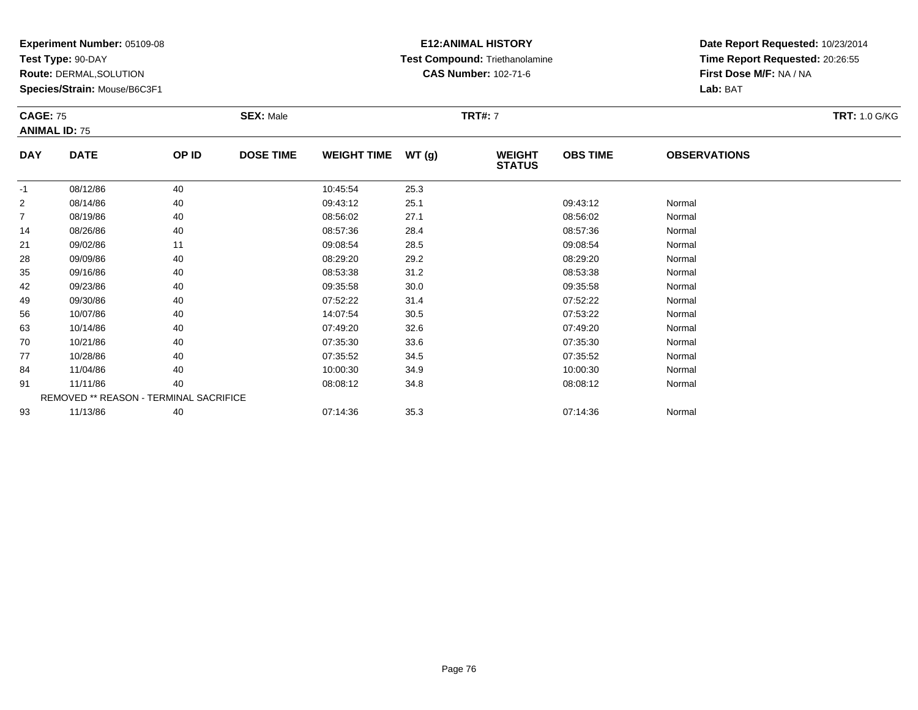**Experiment Number:** 05109-08
**Test Type:** 90-DAY
**Route:** DERMAL,SOLUTION
**Species/Strain:** Mouse/B6C3F1

**E12:ANIMAL HISTORY**
**Test Compound:** Triethanolamine
**CAS Number:** 102-71-6

**Date Report Requested:** 10/23/2014
**Time Report Requested:** 20:26:55
**First Dose M/F:** NA / NA
**Lab:** BAT

**CAGE:** 75
**ANIMAL ID:** 75
**SEX:** Male
**TRT#:** 7
**TRT:** 1.0 G/KG

| DAY | DATE | OP ID | DOSE TIME | WEIGHT TIME | WT (g) | WEIGHT STATUS | OBS TIME | OBSERVATIONS |
|---|---|---|---|---|---|---|---|---|
| -1 | 08/12/86 | 40 | | 10:45:54 | 25.3 | | | |
| 2 | 08/14/86 | 40 | | 09:43:12 | 25.1 | | 09:43:12 | Normal |
| 7 | 08/19/86 | 40 | | 08:56:02 | 27.1 | | 08:56:02 | Normal |
| 14 | 08/26/86 | 40 | | 08:57:36 | 28.4 | | 08:57:36 | Normal |
| 21 | 09/02/86 | 11 | | 09:08:54 | 28.5 | | 09:08:54 | Normal |
| 28 | 09/09/86 | 40 | | 08:29:20 | 29.2 | | 08:29:20 | Normal |
| 35 | 09/16/86 | 40 | | 08:53:38 | 31.2 | | 08:53:38 | Normal |
| 42 | 09/23/86 | 40 | | 09:35:58 | 30.0 | | 09:35:58 | Normal |
| 49 | 09/30/86 | 40 | | 07:52:22 | 31.4 | | 07:52:22 | Normal |
| 56 | 10/07/86 | 40 | | 14:07:54 | 30.5 | | 07:53:22 | Normal |
| 63 | 10/14/86 | 40 | | 07:49:20 | 32.6 | | 07:49:20 | Normal |
| 70 | 10/21/86 | 40 | | 07:35:30 | 33.6 | | 07:35:30 | Normal |
| 77 | 10/28/86 | 40 | | 07:35:52 | 34.5 | | 07:35:52 | Normal |
| 84 | 11/04/86 | 40 | | 10:00:30 | 34.9 | | 10:00:30 | Normal |
| 91 | 11/11/86 | 40 | | 08:08:12 | 34.8 | | 08:08:12 | Normal |
| REMOVED ** REASON - TERMINAL SACRIFICE | | | | | | | | |
| 93 | 11/13/86 | 40 | | 07:14:36 | 35.3 | | 07:14:36 | Normal |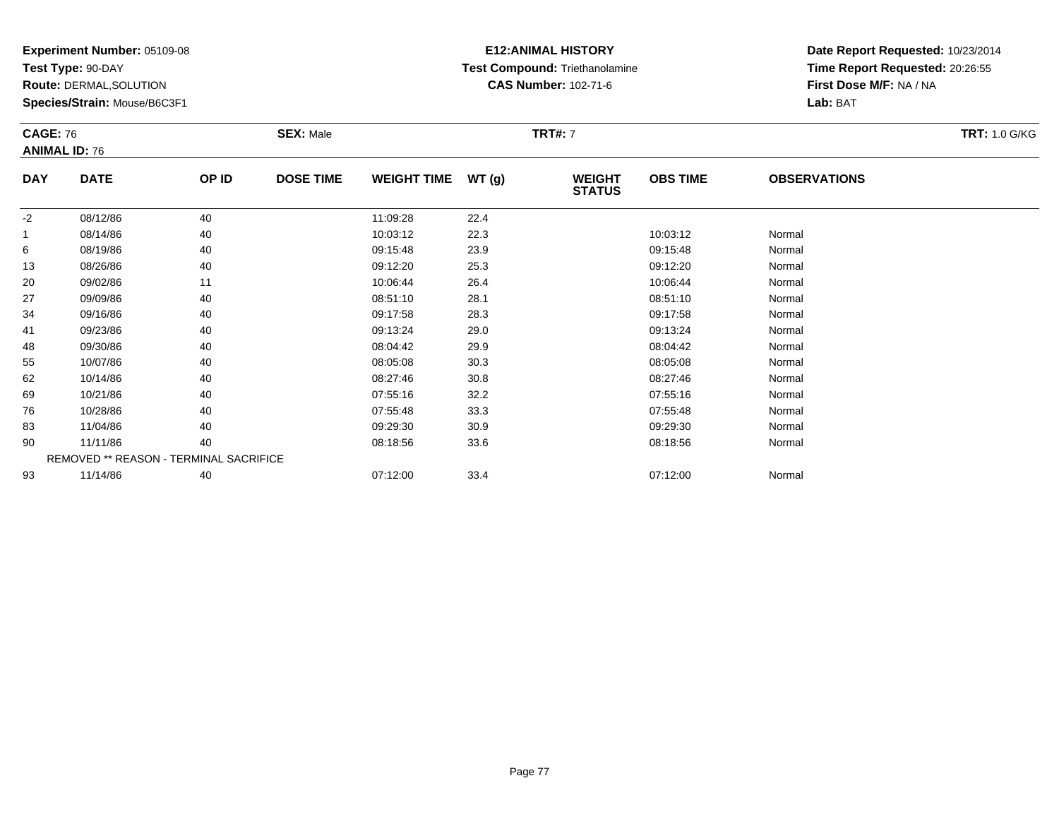**Experiment Number:** 05109-08
**Test Type:** 90-DAY
**Route:** DERMAL,SOLUTION
**Species/Strain:** Mouse/B6C3F1

**E12:ANIMAL HISTORY**
**Test Compound:** Triethanolamine
**CAS Number:** 102-71-6

**Date Report Requested:** 10/23/2014
**Time Report Requested:** 20:26:55
**First Dose M/F:** NA / NA
**Lab:** BAT

**CAGE:** 76
**ANIMAL ID:** 76
**SEX:** Male
**TRT#:** 7
**TRT:** 1.0 G/KG

| DAY | DATE | OP ID | DOSE TIME | WEIGHT TIME | WT (g) | WEIGHT STATUS | OBS TIME | OBSERVATIONS |
|---|---|---|---|---|---|---|---|---|
| -2 | 08/12/86 | 40 | | 11:09:28 | 22.4 | | | |
| 1 | 08/14/86 | 40 | | 10:03:12 | 22.3 | | 10:03:12 | Normal |
| 6 | 08/19/86 | 40 | | 09:15:48 | 23.9 | | 09:15:48 | Normal |
| 13 | 08/26/86 | 40 | | 09:12:20 | 25.3 | | 09:12:20 | Normal |
| 20 | 09/02/86 | 11 | | 10:06:44 | 26.4 | | 10:06:44 | Normal |
| 27 | 09/09/86 | 40 | | 08:51:10 | 28.1 | | 08:51:10 | Normal |
| 34 | 09/16/86 | 40 | | 09:17:58 | 28.3 | | 09:17:58 | Normal |
| 41 | 09/23/86 | 40 | | 09:13:24 | 29.0 | | 09:13:24 | Normal |
| 48 | 09/30/86 | 40 | | 08:04:42 | 29.9 | | 08:04:42 | Normal |
| 55 | 10/07/86 | 40 | | 08:05:08 | 30.3 | | 08:05:08 | Normal |
| 62 | 10/14/86 | 40 | | 08:27:46 | 30.8 | | 08:27:46 | Normal |
| 69 | 10/21/86 | 40 | | 07:55:16 | 32.2 | | 07:55:16 | Normal |
| 76 | 10/28/86 | 40 | | 07:55:48 | 33.3 | | 07:55:48 | Normal |
| 83 | 11/04/86 | 40 | | 09:29:30 | 30.9 | | 09:29:30 | Normal |
| 90 | 11/11/86 | 40 | | 08:18:56 | 33.6 | | 08:18:56 | Normal |
| | REMOVED ** REASON - TERMINAL SACRIFICE | | | | | | | |
| 93 | 11/14/86 | 40 | | 07:12:00 | 33.4 | | 07:12:00 | Normal |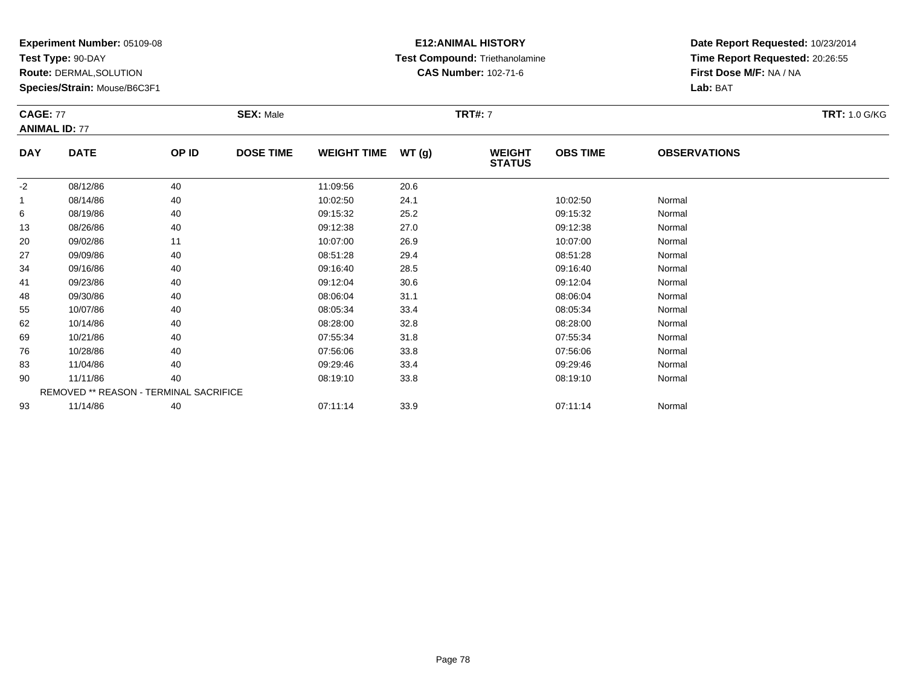**Experiment Number:** 05109-08
**Test Type:** 90-DAY
**Route:** DERMAL,SOLUTION
**Species/Strain:** Mouse/B6C3F1

**E12:ANIMAL HISTORY**
**Test Compound:** Triethanolamine
**CAS Number:** 102-71-6

**Date Report Requested:** 10/23/2014
**Time Report Requested:** 20:26:55
**First Dose M/F:** NA / NA
**Lab:** BAT

**CAGE:** 77 **SEX:** Male **TRT#:** 7 **TRT:** 1.0 G/KG
**ANIMAL ID:** 77

| DAY | DATE | OP ID | DOSE TIME | WEIGHT TIME | WT (g) | WEIGHT STATUS | OBS TIME | OBSERVATIONS |
|---|---|---|---|---|---|---|---|---|
| -2 | 08/12/86 | 40 | | 11:09:56 | 20.6 | | | |
| 1 | 08/14/86 | 40 | | 10:02:50 | 24.1 | | 10:02:50 | Normal |
| 6 | 08/19/86 | 40 | | 09:15:32 | 25.2 | | 09:15:32 | Normal |
| 13 | 08/26/86 | 40 | | 09:12:38 | 27.0 | | 09:12:38 | Normal |
| 20 | 09/02/86 | 11 | | 10:07:00 | 26.9 | | 10:07:00 | Normal |
| 27 | 09/09/86 | 40 | | 08:51:28 | 29.4 | | 08:51:28 | Normal |
| 34 | 09/16/86 | 40 | | 09:16:40 | 28.5 | | 09:16:40 | Normal |
| 41 | 09/23/86 | 40 | | 09:12:04 | 30.6 | | 09:12:04 | Normal |
| 48 | 09/30/86 | 40 | | 08:06:04 | 31.1 | | 08:06:04 | Normal |
| 55 | 10/07/86 | 40 | | 08:05:34 | 33.4 | | 08:05:34 | Normal |
| 62 | 10/14/86 | 40 | | 08:28:00 | 32.8 | | 08:28:00 | Normal |
| 69 | 10/21/86 | 40 | | 07:55:34 | 31.8 | | 07:55:34 | Normal |
| 76 | 10/28/86 | 40 | | 07:56:06 | 33.8 | | 07:56:06 | Normal |
| 83 | 11/04/86 | 40 | | 09:29:46 | 33.4 | | 09:29:46 | Normal |
| 90 | 11/11/86 | 40 | | 08:19:10 | 33.8 | | 08:19:10 | Normal |
| | REMOVED ** REASON - TERMINAL SACRIFICE | | | | | | | |
| 93 | 11/14/86 | 40 | | 07:11:14 | 33.9 | | 07:11:14 | Normal |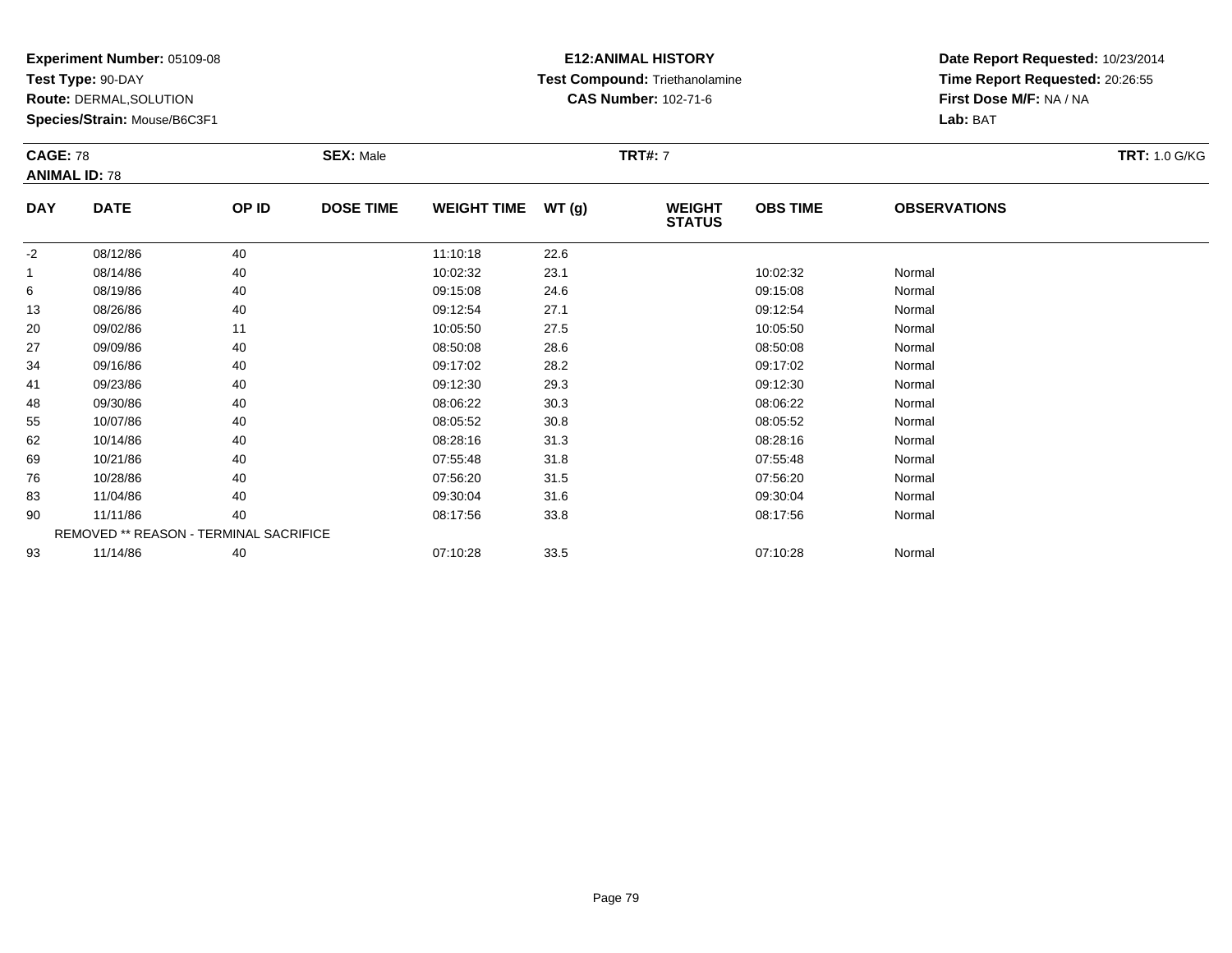**Experiment Number:** 05109-08
**Test Type:** 90-DAY
**Route:** DERMAL,SOLUTION
**Species/Strain:** Mouse/B6C3F1

**E12:ANIMAL HISTORY**
**Test Compound:** Triethanolamine
**CAS Number:** 102-71-6

**Date Report Requested:** 10/23/2014
**Time Report Requested:** 20:26:55
**First Dose M/F:** NA / NA
**Lab:** BAT

**CAGE:** 78 **SEX:** Male **TRT#:** 7 **TRT:** 1.0 G/KG
**ANIMAL ID:** 78

| DAY | DATE | OP ID | DOSE TIME | WEIGHT TIME | WT (g) | WEIGHT STATUS | OBS TIME | OBSERVATIONS |
|---|---|---|---|---|---|---|---|---|
| -2 | 08/12/86 | 40 | | 11:10:18 | 22.6 | | | |
| 1 | 08/14/86 | 40 | | 10:02:32 | 23.1 | | 10:02:32 | Normal |
| 6 | 08/19/86 | 40 | | 09:15:08 | 24.6 | | 09:15:08 | Normal |
| 13 | 08/26/86 | 40 | | 09:12:54 | 27.1 | | 09:12:54 | Normal |
| 20 | 09/02/86 | 11 | | 10:05:50 | 27.5 | | 10:05:50 | Normal |
| 27 | 09/09/86 | 40 | | 08:50:08 | 28.6 | | 08:50:08 | Normal |
| 34 | 09/16/86 | 40 | | 09:17:02 | 28.2 | | 09:17:02 | Normal |
| 41 | 09/23/86 | 40 | | 09:12:30 | 29.3 | | 09:12:30 | Normal |
| 48 | 09/30/86 | 40 | | 08:06:22 | 30.3 | | 08:06:22 | Normal |
| 55 | 10/07/86 | 40 | | 08:05:52 | 30.8 | | 08:05:52 | Normal |
| 62 | 10/14/86 | 40 | | 08:28:16 | 31.3 | | 08:28:16 | Normal |
| 69 | 10/21/86 | 40 | | 07:55:48 | 31.8 | | 07:55:48 | Normal |
| 76 | 10/28/86 | 40 | | 07:56:20 | 31.5 | | 07:56:20 | Normal |
| 83 | 11/04/86 | 40 | | 09:30:04 | 31.6 | | 09:30:04 | Normal |
| 90 | 11/11/86 | 40 | | 08:17:56 | 33.8 | | 08:17:56 | Normal |
| REMOVED ** REASON - TERMINAL SACRIFICE | | | | | | | | |
| 93 | 11/14/86 | 40 | | 07:10:28 | 33.5 | | 07:10:28 | Normal |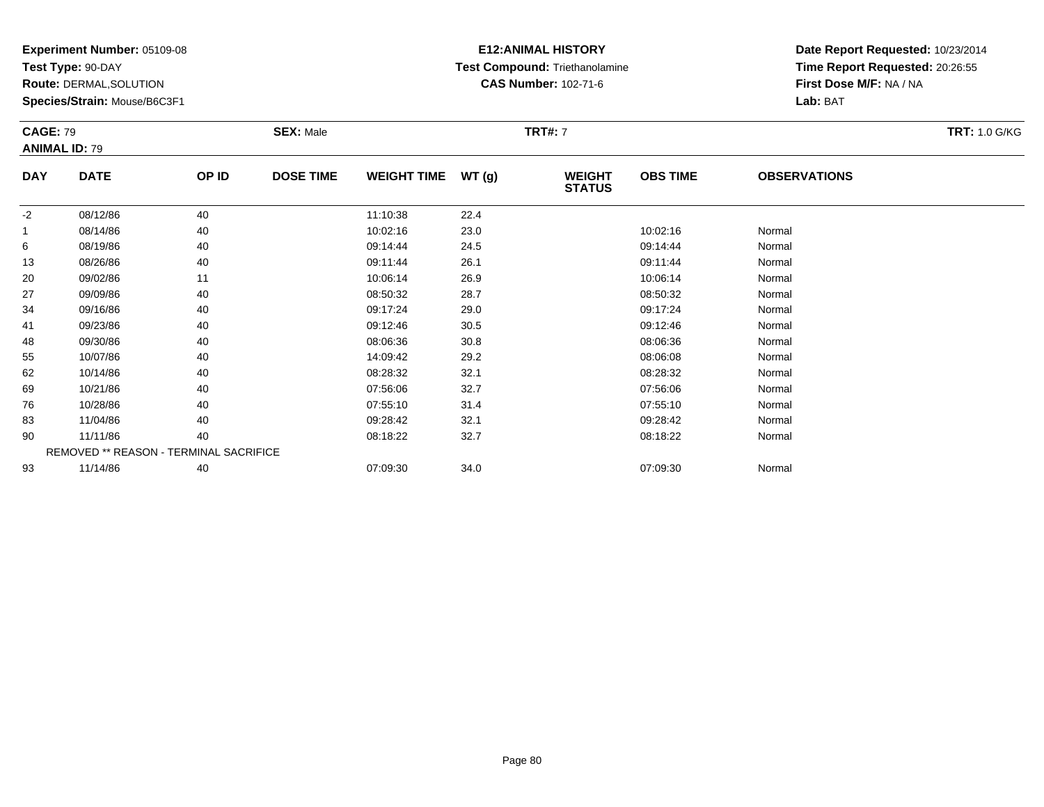**Experiment Number:** 05109-08
**Test Type:** 90-DAY
**Route:** DERMAL,SOLUTION
**Species/Strain:** Mouse/B6C3F1

**E12:ANIMAL HISTORY**
**Test Compound:** Triethanolamine
**CAS Number:** 102-71-6

**Date Report Requested:** 10/23/2014
**Time Report Requested:** 20:26:55
**First Dose M/F:** NA / NA
**Lab:** BAT

**CAGE:** 79 **SEX:** Male **TRT#:** 7 **TRT:** 1.0 G/KG
**ANIMAL ID:** 79

| DAY | DATE | OP ID | DOSE TIME | WEIGHT TIME | WT (g) | WEIGHT STATUS | OBS TIME | OBSERVATIONS |
|---|---|---|---|---|---|---|---|---|
| -2 | 08/12/86 | 40 | | 11:10:38 | 22.4 | | | |
| 1 | 08/14/86 | 40 | | 10:02:16 | 23.0 | | 10:02:16 | Normal |
| 6 | 08/19/86 | 40 | | 09:14:44 | 24.5 | | 09:14:44 | Normal |
| 13 | 08/26/86 | 40 | | 09:11:44 | 26.1 | | 09:11:44 | Normal |
| 20 | 09/02/86 | 11 | | 10:06:14 | 26.9 | | 10:06:14 | Normal |
| 27 | 09/09/86 | 40 | | 08:50:32 | 28.7 | | 08:50:32 | Normal |
| 34 | 09/16/86 | 40 | | 09:17:24 | 29.0 | | 09:17:24 | Normal |
| 41 | 09/23/86 | 40 | | 09:12:46 | 30.5 | | 09:12:46 | Normal |
| 48 | 09/30/86 | 40 | | 08:06:36 | 30.8 | | 08:06:36 | Normal |
| 55 | 10/07/86 | 40 | | 14:09:42 | 29.2 | | 08:06:08 | Normal |
| 62 | 10/14/86 | 40 | | 08:28:32 | 32.1 | | 08:28:32 | Normal |
| 69 | 10/21/86 | 40 | | 07:56:06 | 32.7 | | 07:56:06 | Normal |
| 76 | 10/28/86 | 40 | | 07:55:10 | 31.4 | | 07:55:10 | Normal |
| 83 | 11/04/86 | 40 | | 09:28:42 | 32.1 | | 09:28:42 | Normal |
| 90 | 11/11/86 | 40 | | 08:18:22 | 32.7 | | 08:18:22 | Normal |
| | REMOVED ** REASON - TERMINAL SACRIFICE | | | | | | | |
| 93 | 11/14/86 | 40 | | 07:09:30 | 34.0 | | 07:09:30 | Normal |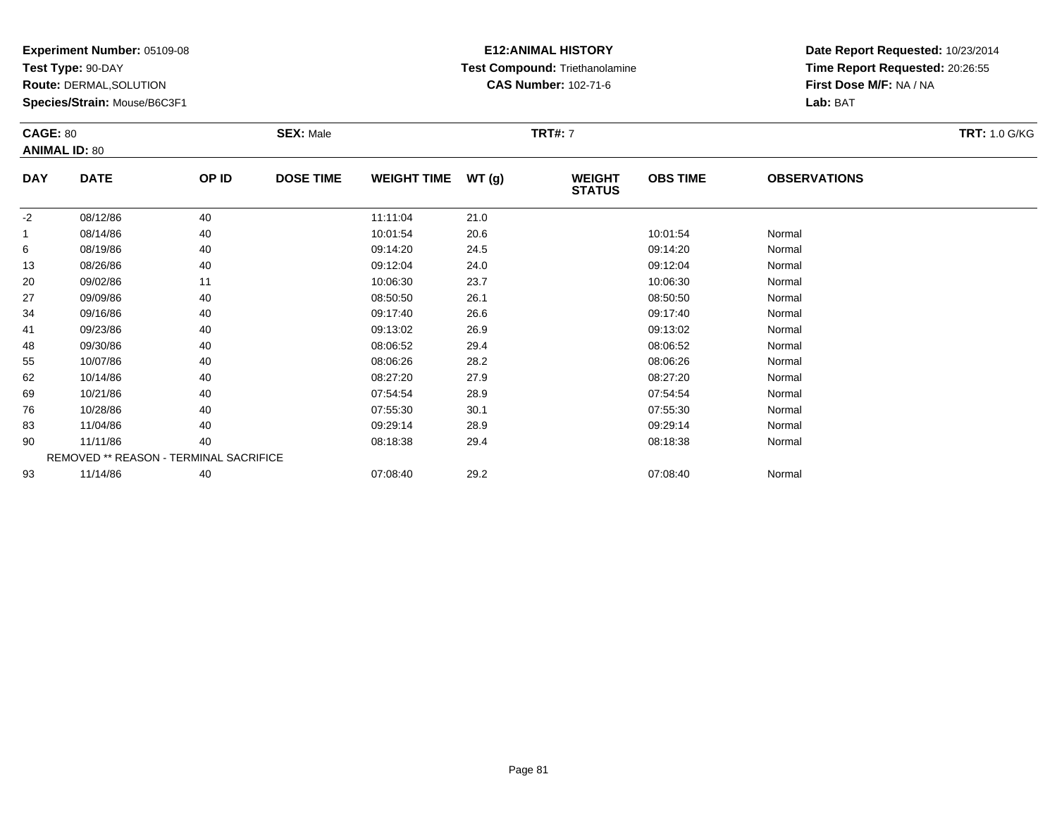**Experiment Number:** 05109-08
**Test Type:** 90-DAY
**Route:** DERMAL,SOLUTION
**Species/Strain:** Mouse/B6C3F1

**E12:ANIMAL HISTORY**
**Test Compound:** Triethanolamine
**CAS Number:** 102-71-6

**Date Report Requested:** 10/23/2014
**Time Report Requested:** 20:26:55
**First Dose M/F:** NA / NA
**Lab:** BAT

**CAGE:** 80 **SEX:** Male **TRT#:** 7 **TRT:** 1.0 G/KG
**ANIMAL ID:** 80

| DAY | DATE | OP ID | DOSE TIME | WEIGHT TIME | WT (g) | WEIGHT STATUS | OBS TIME | OBSERVATIONS |
|---|---|---|---|---|---|---|---|---|
| -2 | 08/12/86 | 40 | | 11:11:04 | 21.0 | | | |
| 1 | 08/14/86 | 40 | | 10:01:54 | 20.6 | | 10:01:54 | Normal |
| 6 | 08/19/86 | 40 | | 09:14:20 | 24.5 | | 09:14:20 | Normal |
| 13 | 08/26/86 | 40 | | 09:12:04 | 24.0 | | 09:12:04 | Normal |
| 20 | 09/02/86 | 11 | | 10:06:30 | 23.7 | | 10:06:30 | Normal |
| 27 | 09/09/86 | 40 | | 08:50:50 | 26.1 | | 08:50:50 | Normal |
| 34 | 09/16/86 | 40 | | 09:17:40 | 26.6 | | 09:17:40 | Normal |
| 41 | 09/23/86 | 40 | | 09:13:02 | 26.9 | | 09:13:02 | Normal |
| 48 | 09/30/86 | 40 | | 08:06:52 | 29.4 | | 08:06:52 | Normal |
| 55 | 10/07/86 | 40 | | 08:06:26 | 28.2 | | 08:06:26 | Normal |
| 62 | 10/14/86 | 40 | | 08:27:20 | 27.9 | | 08:27:20 | Normal |
| 69 | 10/21/86 | 40 | | 07:54:54 | 28.9 | | 07:54:54 | Normal |
| 76 | 10/28/86 | 40 | | 07:55:30 | 30.1 | | 07:55:30 | Normal |
| 83 | 11/04/86 | 40 | | 09:29:14 | 28.9 | | 09:29:14 | Normal |
| 90 | 11/11/86 | 40 | | 08:18:38 | 29.4 | | 08:18:38 | Normal |
| | REMOVED ** REASON - TERMINAL SACRIFICE | | | | | | | |
| 93 | 11/14/86 | 40 | | 07:08:40 | 29.2 | | 07:08:40 | Normal |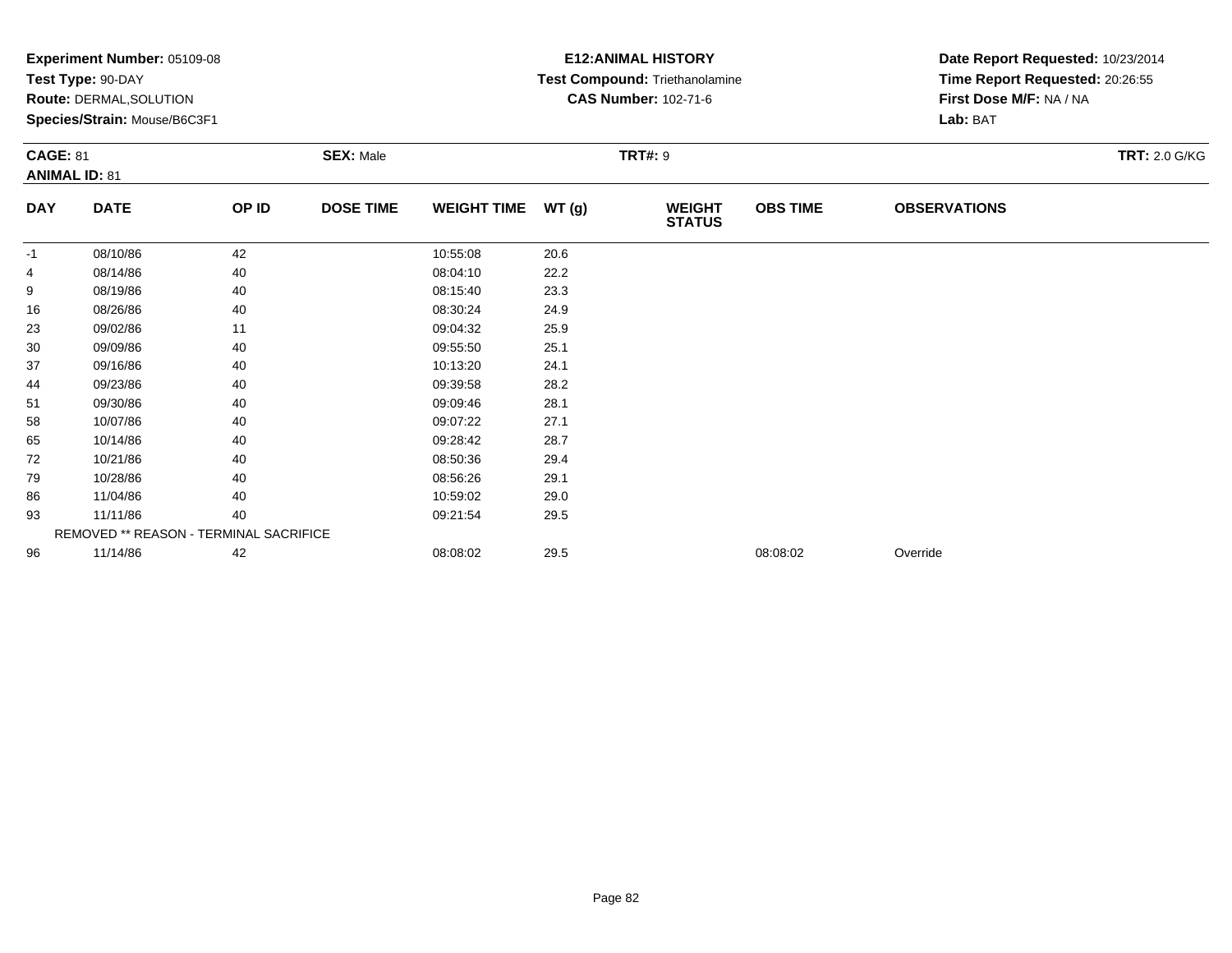**Experiment Number:** 05109-08
**Test Type:** 90-DAY
**Route:** DERMAL,SOLUTION
**Species/Strain:** Mouse/B6C3F1

**E12:ANIMAL HISTORY**
**Test Compound:** Triethanolamine
**CAS Number:** 102-71-6

**Date Report Requested:** 10/23/2014
**Time Report Requested:** 20:26:55
**First Dose M/F:** NA / NA
**Lab:** BAT

**CAGE:** 81 **SEX:** Male **TRT#:** 9 **TRT:** 2.0 G/KG
**ANIMAL ID:** 81

| DAY | DATE | OP ID | DOSE TIME | WEIGHT TIME | WT (g) | WEIGHT STATUS | OBS TIME | OBSERVATIONS |
|---|---|---|---|---|---|---|---|---|
| -1 | 08/10/86 | 42 | | 10:55:08 | 20.6 | | | |
| 4 | 08/14/86 | 40 | | 08:04:10 | 22.2 | | | |
| 9 | 08/19/86 | 40 | | 08:15:40 | 23.3 | | | |
| 16 | 08/26/86 | 40 | | 08:30:24 | 24.9 | | | |
| 23 | 09/02/86 | 11 | | 09:04:32 | 25.9 | | | |
| 30 | 09/09/86 | 40 | | 09:55:50 | 25.1 | | | |
| 37 | 09/16/86 | 40 | | 10:13:20 | 24.1 | | | |
| 44 | 09/23/86 | 40 | | 09:39:58 | 28.2 | | | |
| 51 | 09/30/86 | 40 | | 09:09:46 | 28.1 | | | |
| 58 | 10/07/86 | 40 | | 09:07:22 | 27.1 | | | |
| 65 | 10/14/86 | 40 | | 09:28:42 | 28.7 | | | |
| 72 | 10/21/86 | 40 | | 08:50:36 | 29.4 | | | |
| 79 | 10/28/86 | 40 | | 08:56:26 | 29.1 | | | |
| 86 | 11/04/86 | 40 | | 10:59:02 | 29.0 | | | |
| 93 | 11/11/86 | 40 | | 09:21:54 | 29.5 | | | |
| | REMOVED ** REASON - TERMINAL SACRIFICE | | | | | | | |
| 96 | 11/14/86 | 42 | | 08:08:02 | 29.5 | | 08:08:02 | Override |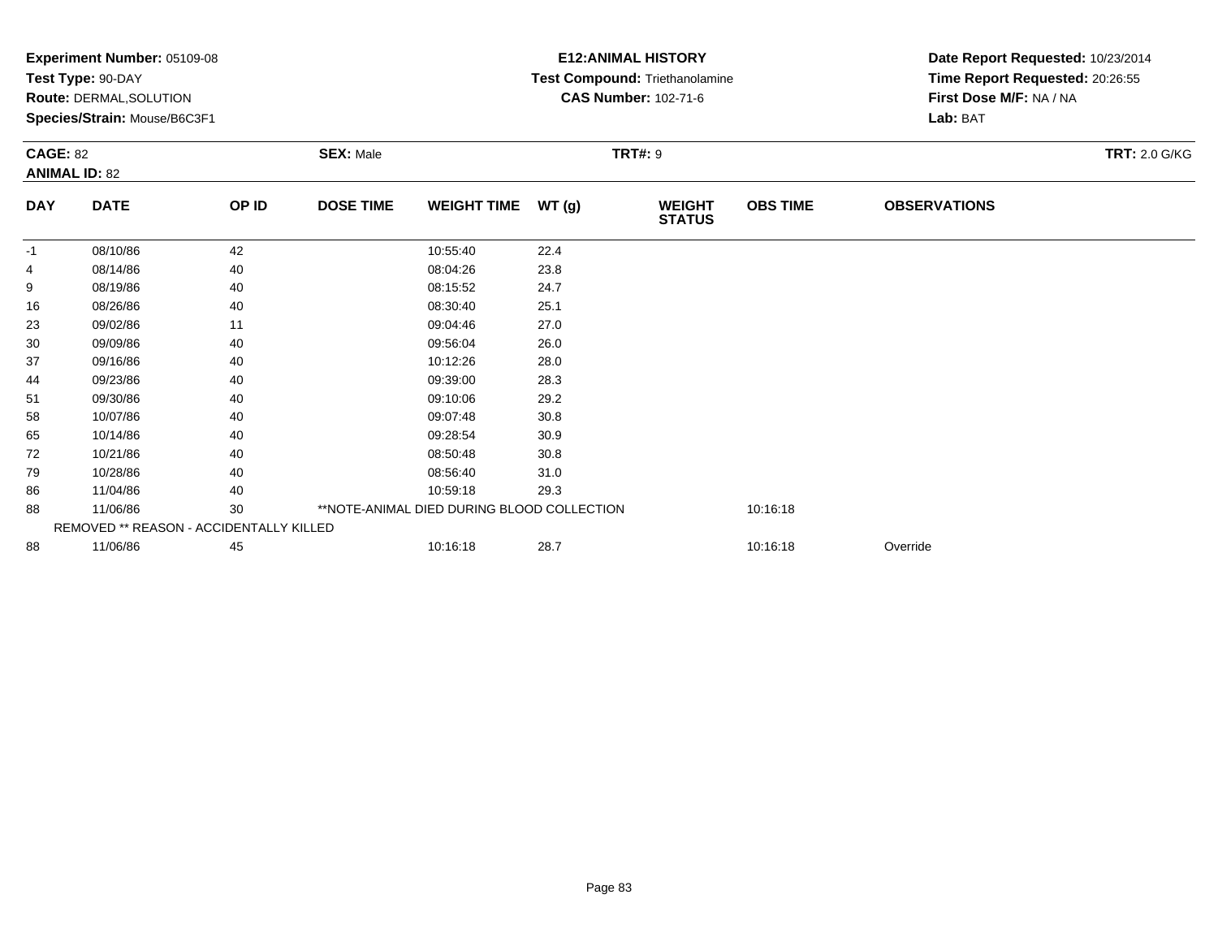**Experiment Number:** 05109-08
**Test Type:** 90-DAY
**Route:** DERMAL,SOLUTION
**Species/Strain:** Mouse/B6C3F1

**E12:ANIMAL HISTORY**
**Test Compound:** Triethanolamine
**CAS Number:** 102-71-6

**Date Report Requested:** 10/23/2014
**Time Report Requested:** 20:26:55
**First Dose M/F:** NA / NA
**Lab:** BAT

**CAGE:** 82
**ANIMAL ID:** 82
**SEX:** Male
**TRT#:** 9
**TRT:** 2.0 G/KG

| DAY | DATE | OP ID | DOSE TIME | WEIGHT TIME | WT (g) | WEIGHT STATUS | OBS TIME | OBSERVATIONS |
|---|---|---|---|---|---|---|---|---|
| -1 | 08/10/86 | 42 | | 10:55:40 | 22.4 | | | |
| 4 | 08/14/86 | 40 | | 08:04:26 | 23.8 | | | |
| 9 | 08/19/86 | 40 | | 08:15:52 | 24.7 | | | |
| 16 | 08/26/86 | 40 | | 08:30:40 | 25.1 | | | |
| 23 | 09/02/86 | 11 | | 09:04:46 | 27.0 | | | |
| 30 | 09/09/86 | 40 | | 09:56:04 | 26.0 | | | |
| 37 | 09/16/86 | 40 | | 10:12:26 | 28.0 | | | |
| 44 | 09/23/86 | 40 | | 09:39:00 | 28.3 | | | |
| 51 | 09/30/86 | 40 | | 09:10:06 | 29.2 | | | |
| 58 | 10/07/86 | 40 | | 09:07:48 | 30.8 | | | |
| 65 | 10/14/86 | 40 | | 09:28:54 | 30.9 | | | |
| 72 | 10/21/86 | 40 | | 08:50:48 | 30.8 | | | |
| 79 | 10/28/86 | 40 | | 08:56:40 | 31.0 | | | |
| 86 | 11/04/86 | 40 | | 10:59:18 | 29.3 | | | |
| 88 | 11/06/86 | 30 | **NOTE-ANIMAL DIED DURING BLOOD COLLECTION | | | | 10:16:18 | |
| REMOVED ** REASON - ACCIDENTALLY KILLED | | | | | | | | |
| 88 | 11/06/86 | 45 | | 10:16:18 | 28.7 | | 10:16:18 | Override |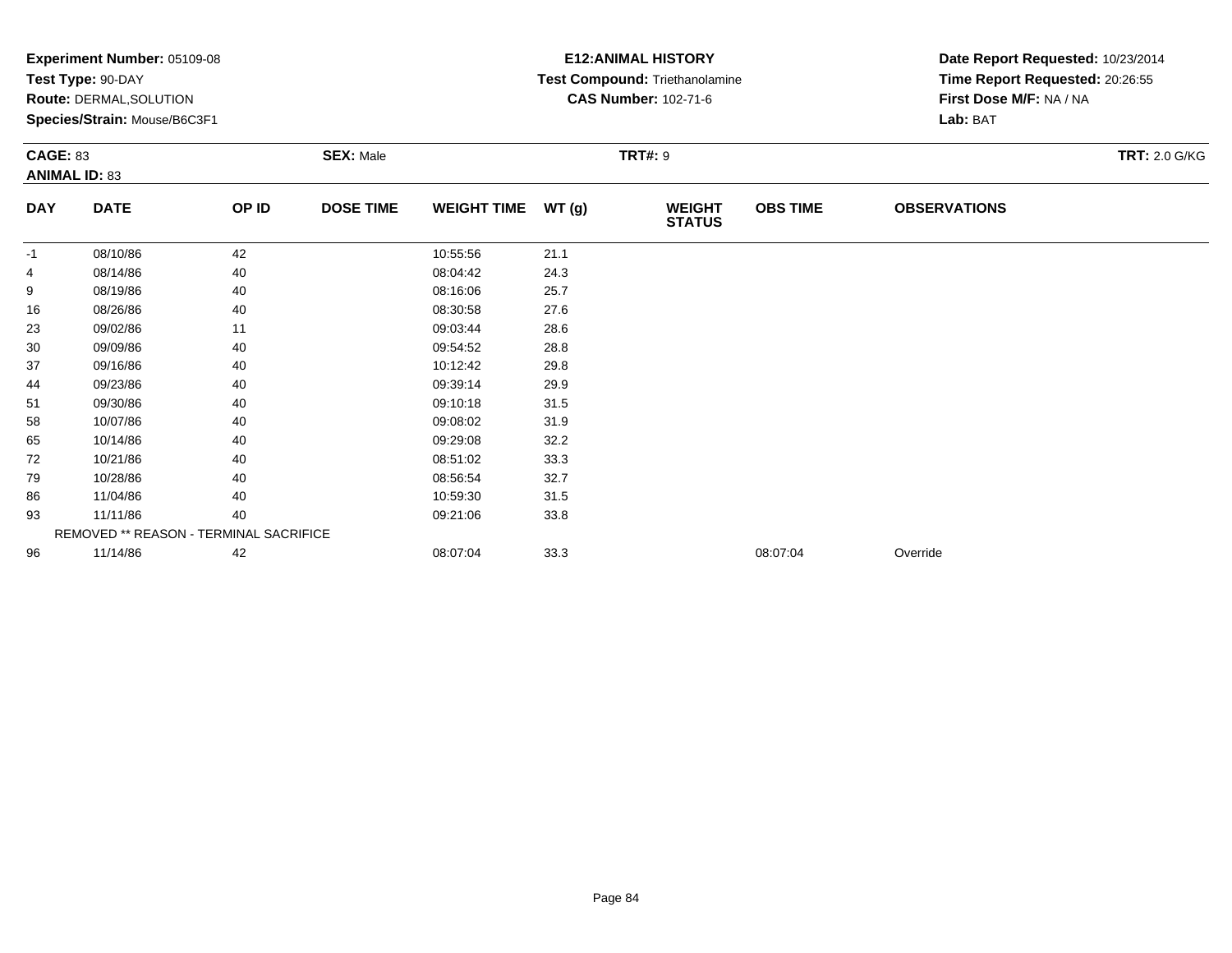**Experiment Number:** 05109-08
**Test Type:** 90-DAY
**Route:** DERMAL,SOLUTION
**Species/Strain:** Mouse/B6C3F1

**E12:ANIMAL HISTORY**
**Test Compound:** Triethanolamine
**CAS Number:** 102-71-6

**Date Report Requested:** 10/23/2014
**Time Report Requested:** 20:26:55
**First Dose M/F:** NA / NA
**Lab:** BAT

**CAGE:** 83 **SEX:** Male **TRT#:** 9 **TRT:** 2.0 G/KG
**ANIMAL ID:** 83

| DAY | DATE | OP ID | DOSE TIME | WEIGHT TIME | WT (g) | WEIGHT STATUS | OBS TIME | OBSERVATIONS |
|---|---|---|---|---|---|---|---|---|
| -1 | 08/10/86 | 42 | | 10:55:56 | 21.1 | | | |
| 4 | 08/14/86 | 40 | | 08:04:42 | 24.3 | | | |
| 9 | 08/19/86 | 40 | | 08:16:06 | 25.7 | | | |
| 16 | 08/26/86 | 40 | | 08:30:58 | 27.6 | | | |
| 23 | 09/02/86 | 11 | | 09:03:44 | 28.6 | | | |
| 30 | 09/09/86 | 40 | | 09:54:52 | 28.8 | | | |
| 37 | 09/16/86 | 40 | | 10:12:42 | 29.8 | | | |
| 44 | 09/23/86 | 40 | | 09:39:14 | 29.9 | | | |
| 51 | 09/30/86 | 40 | | 09:10:18 | 31.5 | | | |
| 58 | 10/07/86 | 40 | | 09:08:02 | 31.9 | | | |
| 65 | 10/14/86 | 40 | | 09:29:08 | 32.2 | | | |
| 72 | 10/21/86 | 40 | | 08:51:02 | 33.3 | | | |
| 79 | 10/28/86 | 40 | | 08:56:54 | 32.7 | | | |
| 86 | 11/04/86 | 40 | | 10:59:30 | 31.5 | | | |
| 93 | 11/11/86 | 40 | | 09:21:06 | 33.8 | | | |
| | REMOVED ** REASON - TERMINAL SACRIFICE | | | | | | | |
| 96 | 11/14/86 | 42 | | 08:07:04 | 33.3 | | 08:07:04 | Override |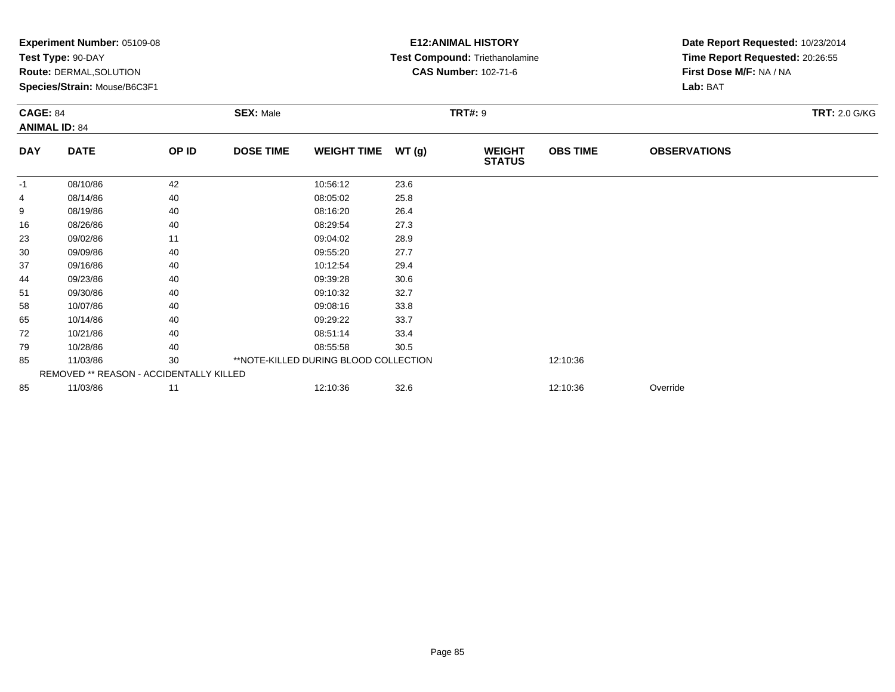**Experiment Number:** 05109-08
**Test Type:** 90-DAY
**Route:** DERMAL,SOLUTION
**Species/Strain:** Mouse/B6C3F1

**E12:ANIMAL HISTORY**
**Test Compound:** Triethanolamine
**CAS Number:** 102-71-6

**Date Report Requested:** 10/23/2014
**Time Report Requested:** 20:26:55
**First Dose M/F:** NA / NA
**Lab:** BAT

**CAGE:** 84
**ANIMAL ID:** 84
**SEX:** Male
**TRT#:** 9
**TRT:** 2.0 G/KG

| DAY | DATE | OP ID | DOSE TIME | WEIGHT TIME | WT (g) | WEIGHT STATUS | OBS TIME | OBSERVATIONS |
|---|---|---|---|---|---|---|---|---|
| -1 | 08/10/86 | 42 | | 10:56:12 | 23.6 | | | |
| 4 | 08/14/86 | 40 | | 08:05:02 | 25.8 | | | |
| 9 | 08/19/86 | 40 | | 08:16:20 | 26.4 | | | |
| 16 | 08/26/86 | 40 | | 08:29:54 | 27.3 | | | |
| 23 | 09/02/86 | 11 | | 09:04:02 | 28.9 | | | |
| 30 | 09/09/86 | 40 | | 09:55:20 | 27.7 | | | |
| 37 | 09/16/86 | 40 | | 10:12:54 | 29.4 | | | |
| 44 | 09/23/86 | 40 | | 09:39:28 | 30.6 | | | |
| 51 | 09/30/86 | 40 | | 09:10:32 | 32.7 | | | |
| 58 | 10/07/86 | 40 | | 09:08:16 | 33.8 | | | |
| 65 | 10/14/86 | 40 | | 09:29:22 | 33.7 | | | |
| 72 | 10/21/86 | 40 | | 08:51:14 | 33.4 | | | |
| 79 | 10/28/86 | 40 | | 08:55:58 | 30.5 | | | |
| 85 | 11/03/86 | 30 | **NOTE-KILLED DURING BLOOD COLLECTION | | | | 12:10:36 | |
| REMOVED ** REASON - ACCIDENTALLY KILLED | | | | | | | | |
| 85 | 11/03/86 | 11 | | 12:10:36 | 32.6 | | 12:10:36 | Override |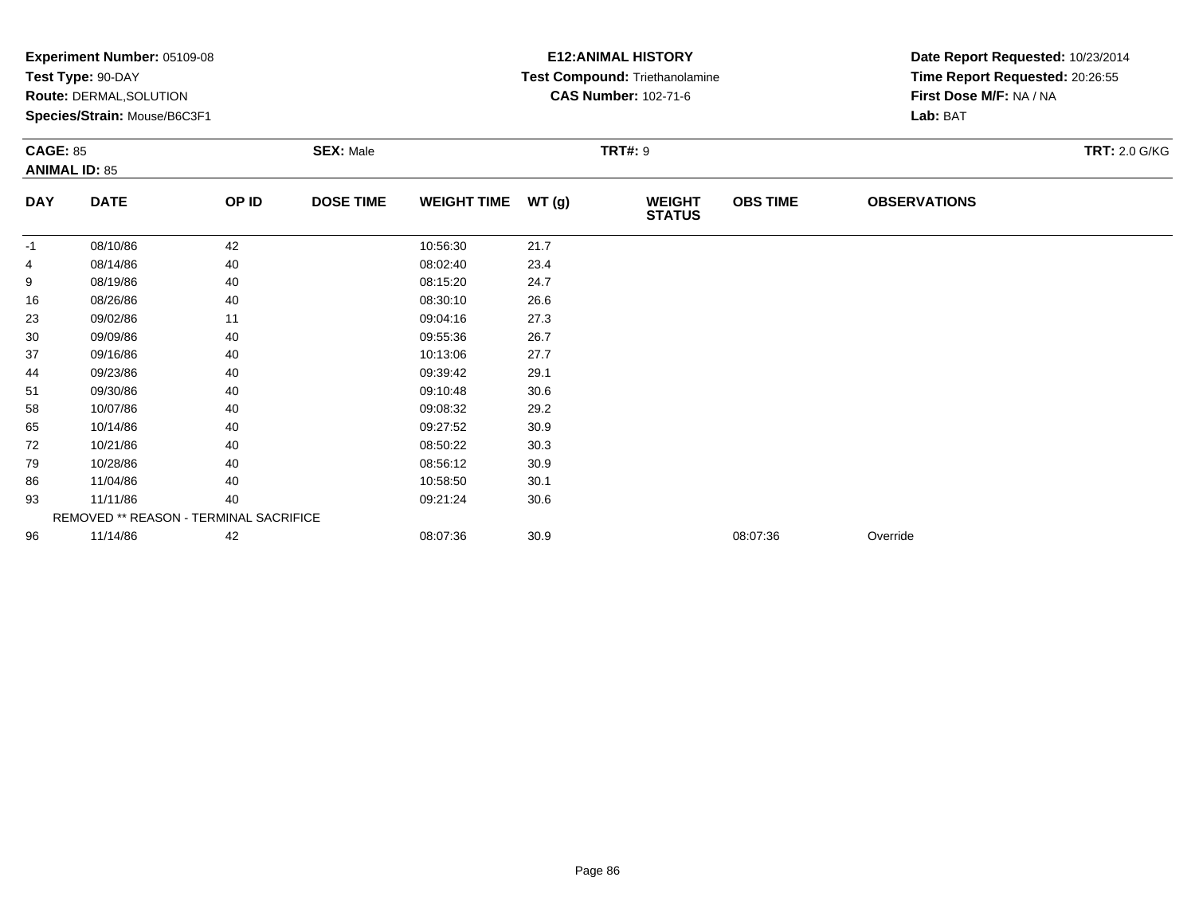**Experiment Number:** 05109-08
**Test Type:** 90-DAY
**Route:** DERMAL,SOLUTION
**Species/Strain:** Mouse/B6C3F1

**E12:ANIMAL HISTORY**
**Test Compound:** Triethanolamine
**CAS Number:** 102-71-6

**Date Report Requested:** 10/23/2014
**Time Report Requested:** 20:26:55
**First Dose M/F:** NA / NA
**Lab:** BAT

**CAGE:** 85 **SEX:** Male **TRT#:** 9 **TRT:** 2.0 G/KG
**ANIMAL ID:** 85

| DAY | DATE | OP ID | DOSE TIME | WEIGHT TIME | WT (g) | WEIGHT STATUS | OBS TIME | OBSERVATIONS |
|---|---|---|---|---|---|---|---|---|
| -1 | 08/10/86 | 42 | | 10:56:30 | 21.7 | | | |
| 4 | 08/14/86 | 40 | | 08:02:40 | 23.4 | | | |
| 9 | 08/19/86 | 40 | | 08:15:20 | 24.7 | | | |
| 16 | 08/26/86 | 40 | | 08:30:10 | 26.6 | | | |
| 23 | 09/02/86 | 11 | | 09:04:16 | 27.3 | | | |
| 30 | 09/09/86 | 40 | | 09:55:36 | 26.7 | | | |
| 37 | 09/16/86 | 40 | | 10:13:06 | 27.7 | | | |
| 44 | 09/23/86 | 40 | | 09:39:42 | 29.1 | | | |
| 51 | 09/30/86 | 40 | | 09:10:48 | 30.6 | | | |
| 58 | 10/07/86 | 40 | | 09:08:32 | 29.2 | | | |
| 65 | 10/14/86 | 40 | | 09:27:52 | 30.9 | | | |
| 72 | 10/21/86 | 40 | | 08:50:22 | 30.3 | | | |
| 79 | 10/28/86 | 40 | | 08:56:12 | 30.9 | | | |
| 86 | 11/04/86 | 40 | | 10:58:50 | 30.1 | | | |
| 93 | 11/11/86 | 40 | | 09:21:24 | 30.6 | | | |
| | REMOVED ** REASON - TERMINAL SACRIFICE | | | | | | | |
| 96 | 11/14/86 | 42 | | 08:07:36 | 30.9 | | 08:07:36 | Override |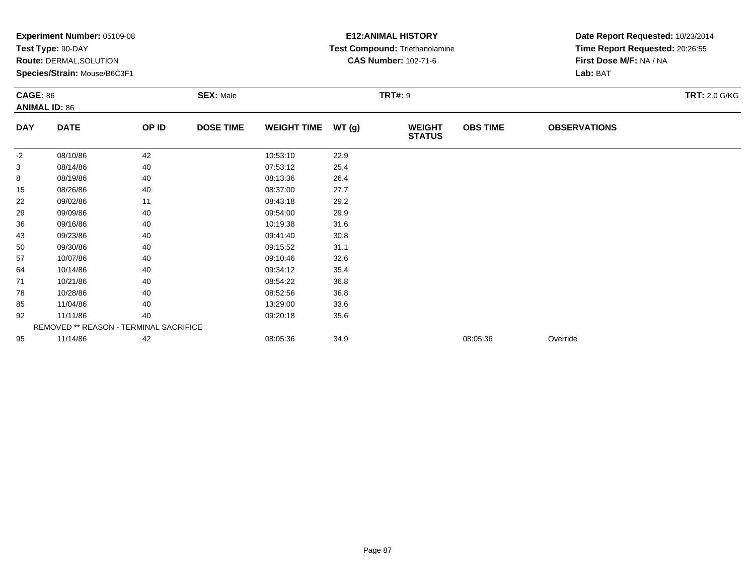**Experiment Number:** 05109-08
**Test Type:** 90-DAY
**Route:** DERMAL,SOLUTION
**Species/Strain:** Mouse/B6C3F1

**E12:ANIMAL HISTORY**
**Test Compound:** Triethanolamine
**CAS Number:** 102-71-6

**Date Report Requested:** 10/23/2014
**Time Report Requested:** 20:26:55
**First Dose M/F:** NA / NA
**Lab:** BAT

**CAGE:** 86
**ANIMAL ID:** 86
**SEX:** Male
**TRT#:** 9
**TRT:** 2.0 G/KG

| DAY | DATE | OP ID | DOSE TIME | WEIGHT TIME | WT (g) | WEIGHT STATUS | OBS TIME | OBSERVATIONS |
|---|---|---|---|---|---|---|---|---|
| -2 | 08/10/86 | 42 | | 10:53:10 | 22.9 | | | |
| 3 | 08/14/86 | 40 | | 07:53:12 | 25.4 | | | |
| 8 | 08/19/86 | 40 | | 08:13:36 | 26.4 | | | |
| 15 | 08/26/86 | 40 | | 08:37:00 | 27.7 | | | |
| 22 | 09/02/86 | 11 | | 08:43:18 | 29.2 | | | |
| 29 | 09/09/86 | 40 | | 09:54:00 | 29.9 | | | |
| 36 | 09/16/86 | 40 | | 10:19:38 | 31.6 | | | |
| 43 | 09/23/86 | 40 | | 09:41:40 | 30.8 | | | |
| 50 | 09/30/86 | 40 | | 09:15:52 | 31.1 | | | |
| 57 | 10/07/86 | 40 | | 09:10:46 | 32.6 | | | |
| 64 | 10/14/86 | 40 | | 09:34:12 | 35.4 | | | |
| 71 | 10/21/86 | 40 | | 08:54:22 | 36.8 | | | |
| 78 | 10/28/86 | 40 | | 08:52:56 | 36.8 | | | |
| 85 | 11/04/86 | 40 | | 13:29:00 | 33.6 | | | |
| 92 | 11/11/86 | 40 | | 09:20:18 | 35.6 | | | |
| REMOVED ** REASON - TERMINAL SACRIFICE | | | | | | | | |
| 95 | 11/14/86 | 42 | | 08:05:36 | 34.9 | | 08:05:36 | Override |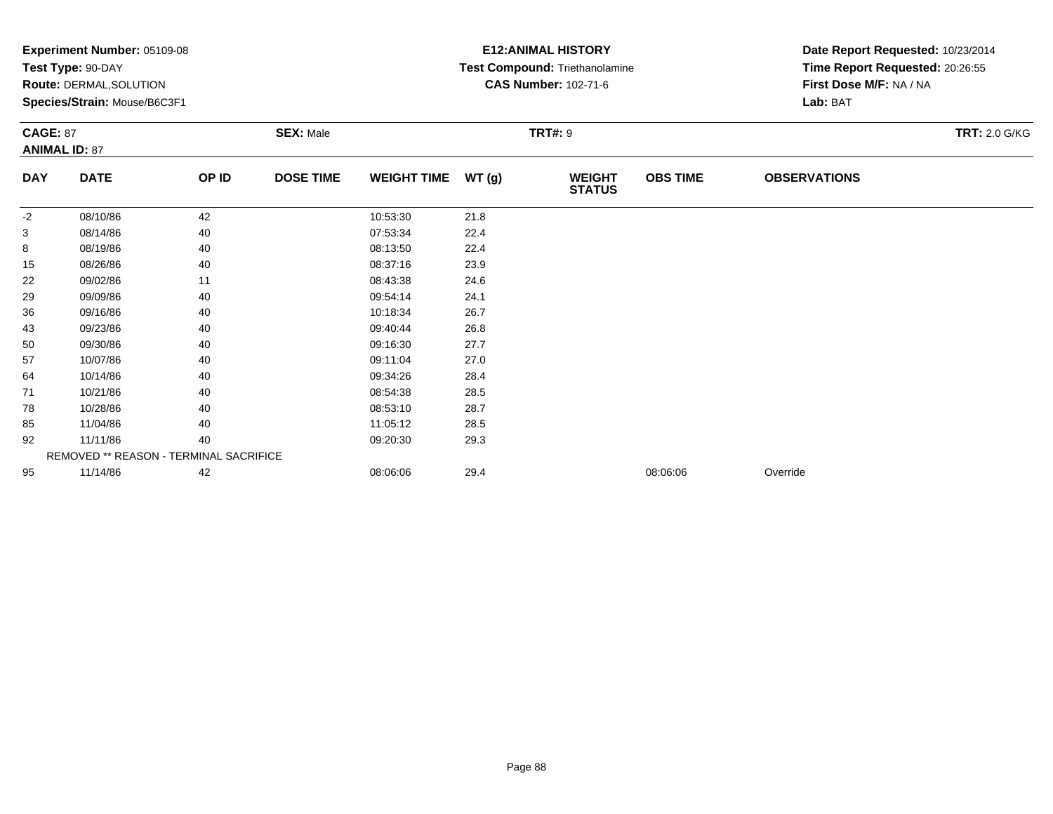**Experiment Number:** 05109-08
**Test Type:** 90-DAY
**Route:** DERMAL,SOLUTION
**Species/Strain:** Mouse/B6C3F1

**E12:ANIMAL HISTORY**
**Test Compound:** Triethanolamine
**CAS Number:** 102-71-6

**Date Report Requested:** 10/23/2014
**Time Report Requested:** 20:26:55
**First Dose M/F:** NA / NA
**Lab:** BAT

**CAGE:** 87
**ANIMAL ID:** 87
**SEX:** Male
**TRT#:** 9
**TRT:** 2.0 G/KG

| DAY | DATE | OP ID | DOSE TIME | WEIGHT TIME | WT (g) | WEIGHT STATUS | OBS TIME | OBSERVATIONS |
|---|---|---|---|---|---|---|---|---|
| -2 | 08/10/86 | 42 | | 10:53:30 | 21.8 | | | |
| 3 | 08/14/86 | 40 | | 07:53:34 | 22.4 | | | |
| 8 | 08/19/86 | 40 | | 08:13:50 | 22.4 | | | |
| 15 | 08/26/86 | 40 | | 08:37:16 | 23.9 | | | |
| 22 | 09/02/86 | 11 | | 08:43:38 | 24.6 | | | |
| 29 | 09/09/86 | 40 | | 09:54:14 | 24.1 | | | |
| 36 | 09/16/86 | 40 | | 10:18:34 | 26.7 | | | |
| 43 | 09/23/86 | 40 | | 09:40:44 | 26.8 | | | |
| 50 | 09/30/86 | 40 | | 09:16:30 | 27.7 | | | |
| 57 | 10/07/86 | 40 | | 09:11:04 | 27.0 | | | |
| 64 | 10/14/86 | 40 | | 09:34:26 | 28.4 | | | |
| 71 | 10/21/86 | 40 | | 08:54:38 | 28.5 | | | |
| 78 | 10/28/86 | 40 | | 08:53:10 | 28.7 | | | |
| 85 | 11/04/86 | 40 | | 11:05:12 | 28.5 | | | |
| 92 | 11/11/86 | 40 | | 09:20:30 | 29.3 | | | |
| | REMOVED ** REASON - TERMINAL SACRIFICE | | | | | | | |
| 95 | 11/14/86 | 42 | | 08:06:06 | 29.4 | | 08:06:06 | Override |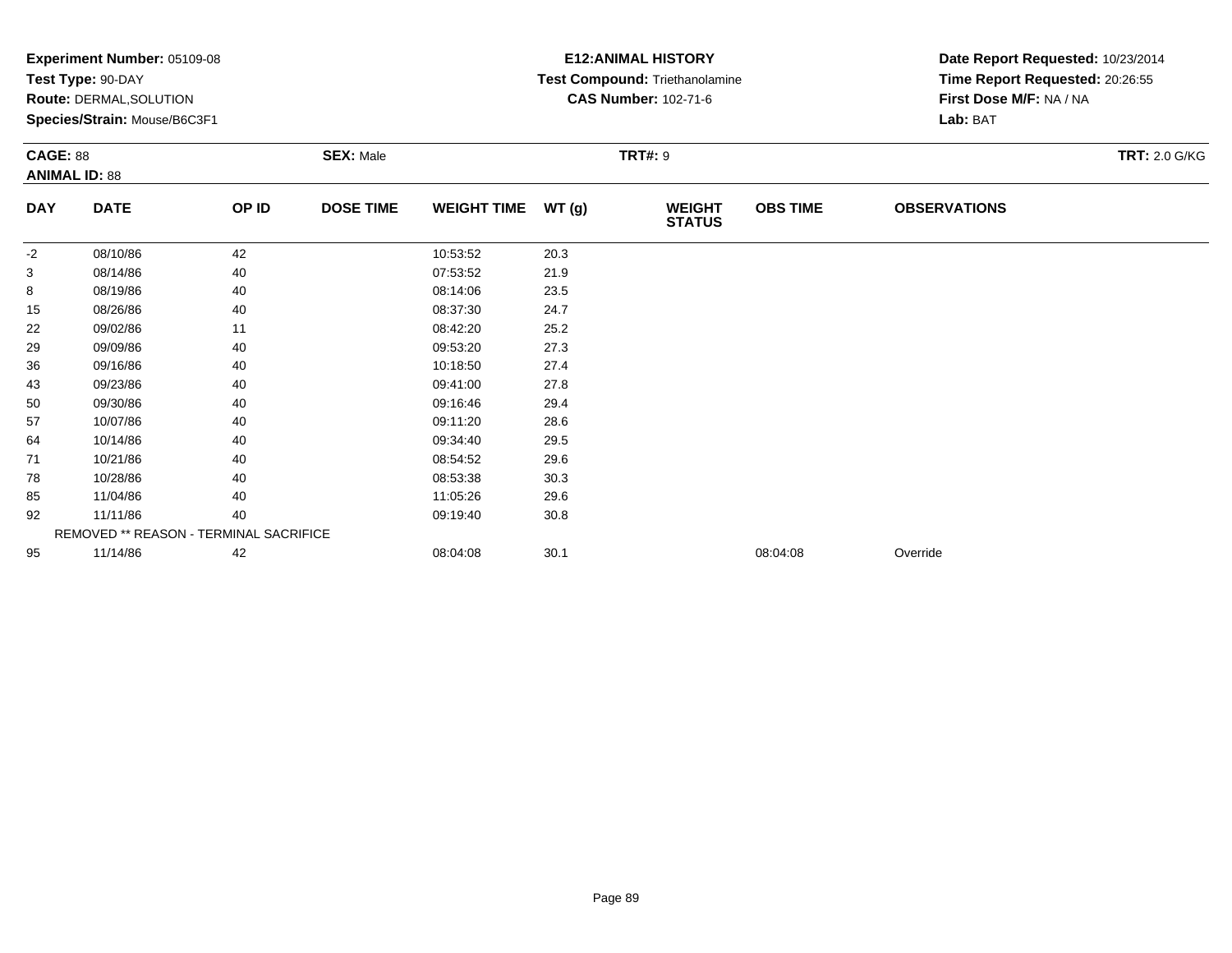**Experiment Number:** 05109-08
**Test Type:** 90-DAY
**Route:** DERMAL,SOLUTION
**Species/Strain:** Mouse/B6C3F1

**E12:ANIMAL HISTORY**
**Test Compound:** Triethanolamine
**CAS Number:** 102-71-6

**Date Report Requested:** 10/23/2014
**Time Report Requested:** 20:26:55
**First Dose M/F:** NA / NA
**Lab:** BAT

**CAGE:** 88 **SEX:** Male **TRT#:** 9 **TRT:** 2.0 G/KG
**ANIMAL ID:** 88

| DAY | DATE | OP ID | DOSE TIME | WEIGHT TIME | WT (g) | WEIGHT STATUS | OBS TIME | OBSERVATIONS |
|---|---|---|---|---|---|---|---|---|
| -2 | 08/10/86 | 42 | | 10:53:52 | 20.3 | | | |
| 3 | 08/14/86 | 40 | | 07:53:52 | 21.9 | | | |
| 8 | 08/19/86 | 40 | | 08:14:06 | 23.5 | | | |
| 15 | 08/26/86 | 40 | | 08:37:30 | 24.7 | | | |
| 22 | 09/02/86 | 11 | | 08:42:20 | 25.2 | | | |
| 29 | 09/09/86 | 40 | | 09:53:20 | 27.3 | | | |
| 36 | 09/16/86 | 40 | | 10:18:50 | 27.4 | | | |
| 43 | 09/23/86 | 40 | | 09:41:00 | 27.8 | | | |
| 50 | 09/30/86 | 40 | | 09:16:46 | 29.4 | | | |
| 57 | 10/07/86 | 40 | | 09:11:20 | 28.6 | | | |
| 64 | 10/14/86 | 40 | | 09:34:40 | 29.5 | | | |
| 71 | 10/21/86 | 40 | | 08:54:52 | 29.6 | | | |
| 78 | 10/28/86 | 40 | | 08:53:38 | 30.3 | | | |
| 85 | 11/04/86 | 40 | | 11:05:26 | 29.6 | | | |
| 92 | 11/11/86 | 40 | | 09:19:40 | 30.8 | | | |
| | REMOVED ** REASON - TERMINAL SACRIFICE | | | | | | | |
| 95 | 11/14/86 | 42 | | 08:04:08 | 30.1 | | 08:04:08 | Override |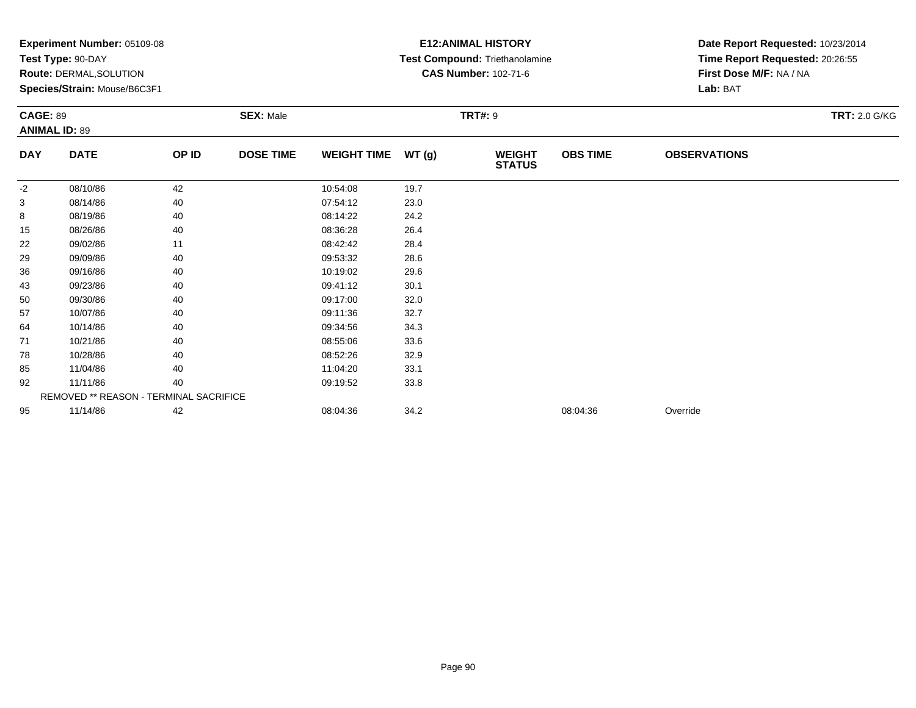**Experiment Number:** 05109-08
**Test Type:** 90-DAY
**Route:** DERMAL,SOLUTION
**Species/Strain:** Mouse/B6C3F1

**E12:ANIMAL HISTORY**
**Test Compound:** Triethanolamine
**CAS Number:** 102-71-6

**Date Report Requested:** 10/23/2014
**Time Report Requested:** 20:26:55
**First Dose M/F:** NA / NA
**Lab:** BAT

**CAGE:** 89
**ANIMAL ID:** 89
**SEX:** Male
**TRT#:** 9
**TRT:** 2.0 G/KG

| DAY | DATE | OP ID | DOSE TIME | WEIGHT TIME | WT (g) | WEIGHT STATUS | OBS TIME | OBSERVATIONS |
|---|---|---|---|---|---|---|---|---|
| -2 | 08/10/86 | 42 | | 10:54:08 | 19.7 | | | |
| 3 | 08/14/86 | 40 | | 07:54:12 | 23.0 | | | |
| 8 | 08/19/86 | 40 | | 08:14:22 | 24.2 | | | |
| 15 | 08/26/86 | 40 | | 08:36:28 | 26.4 | | | |
| 22 | 09/02/86 | 11 | | 08:42:42 | 28.4 | | | |
| 29 | 09/09/86 | 40 | | 09:53:32 | 28.6 | | | |
| 36 | 09/16/86 | 40 | | 10:19:02 | 29.6 | | | |
| 43 | 09/23/86 | 40 | | 09:41:12 | 30.1 | | | |
| 50 | 09/30/86 | 40 | | 09:17:00 | 32.0 | | | |
| 57 | 10/07/86 | 40 | | 09:11:36 | 32.7 | | | |
| 64 | 10/14/86 | 40 | | 09:34:56 | 34.3 | | | |
| 71 | 10/21/86 | 40 | | 08:55:06 | 33.6 | | | |
| 78 | 10/28/86 | 40 | | 08:52:26 | 32.9 | | | |
| 85 | 11/04/86 | 40 | | 11:04:20 | 33.1 | | | |
| 92 | 11/11/86 | 40 | | 09:19:52 | 33.8 | | | |
| | REMOVED ** REASON - TERMINAL SACRIFICE | | | | | | | |
| 95 | 11/14/86 | 42 | | 08:04:36 | 34.2 | | 08:04:36 | Override |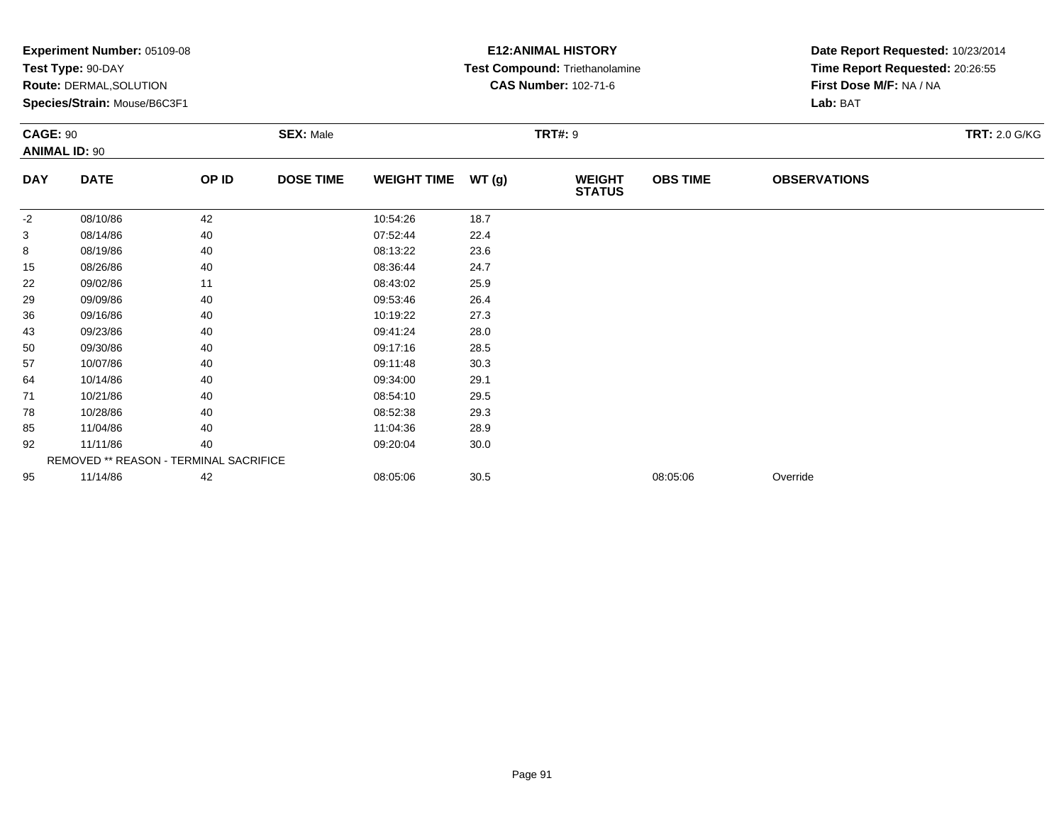**Experiment Number:** 05109-08
**Test Type:** 90-DAY
**Route:** DERMAL,SOLUTION
**Species/Strain:** Mouse/B6C3F1

**E12:ANIMAL HISTORY**
**Test Compound:** Triethanolamine
**CAS Number:** 102-71-6

**Date Report Requested:** 10/23/2014
**Time Report Requested:** 20:26:55
**First Dose M/F:** NA / NA
**Lab:** BAT

**CAGE:** 90 **SEX:** Male **TRT#:** 9 **TRT:** 2.0 G/KG
**ANIMAL ID:** 90

| DAY | DATE | OP ID | DOSE TIME | WEIGHT TIME | WT (g) | WEIGHT STATUS | OBS TIME | OBSERVATIONS |
|---|---|---|---|---|---|---|---|---|
| -2 | 08/10/86 | 42 | | 10:54:26 | 18.7 | | | |
| 3 | 08/14/86 | 40 | | 07:52:44 | 22.4 | | | |
| 8 | 08/19/86 | 40 | | 08:13:22 | 23.6 | | | |
| 15 | 08/26/86 | 40 | | 08:36:44 | 24.7 | | | |
| 22 | 09/02/86 | 11 | | 08:43:02 | 25.9 | | | |
| 29 | 09/09/86 | 40 | | 09:53:46 | 26.4 | | | |
| 36 | 09/16/86 | 40 | | 10:19:22 | 27.3 | | | |
| 43 | 09/23/86 | 40 | | 09:41:24 | 28.0 | | | |
| 50 | 09/30/86 | 40 | | 09:17:16 | 28.5 | | | |
| 57 | 10/07/86 | 40 | | 09:11:48 | 30.3 | | | |
| 64 | 10/14/86 | 40 | | 09:34:00 | 29.1 | | | |
| 71 | 10/21/86 | 40 | | 08:54:10 | 29.5 | | | |
| 78 | 10/28/86 | 40 | | 08:52:38 | 29.3 | | | |
| 85 | 11/04/86 | 40 | | 11:04:36 | 28.9 | | | |
| 92 | 11/11/86 | 40 | | 09:20:04 | 30.0 | | | |
| | REMOVED ** REASON - TERMINAL SACRIFICE | | | | | | | |
| 95 | 11/14/86 | 42 | | 08:05:06 | 30.5 | | 08:05:06 | Override |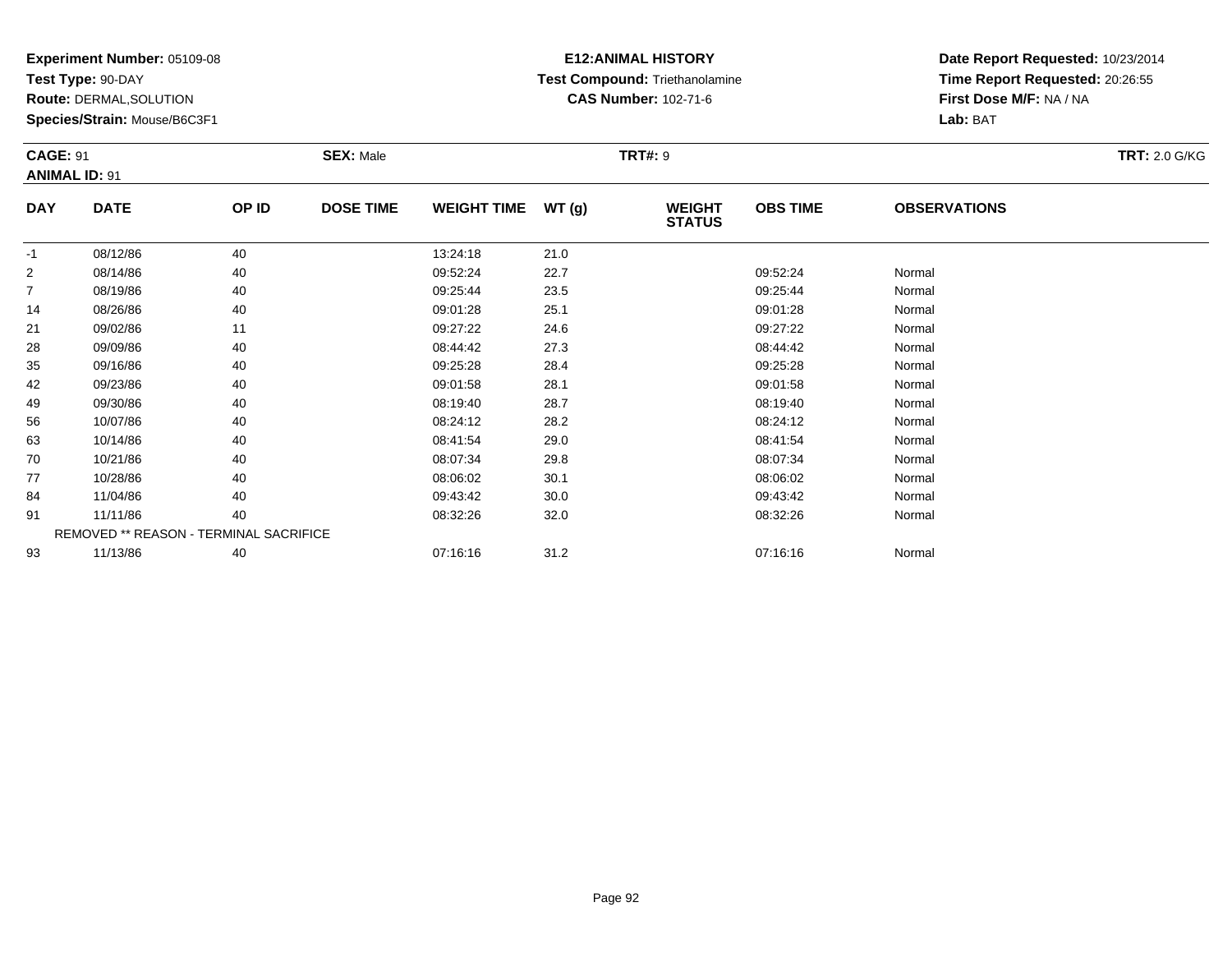**Experiment Number:** 05109-08
**Test Type:** 90-DAY
**Route:** DERMAL,SOLUTION
**Species/Strain:** Mouse/B6C3F1

**E12:ANIMAL HISTORY**
**Test Compound:** Triethanolamine
**CAS Number:** 102-71-6

**Date Report Requested:** 10/23/2014
**Time Report Requested:** 20:26:55
**First Dose M/F:** NA / NA
**Lab:** BAT

**CAGE:** 91 **SEX:** Male **TRT#:** 9 **TRT:** 2.0 G/KG
**ANIMAL ID:** 91

| DAY | DATE | OP ID | DOSE TIME | WEIGHT TIME | WT (g) | WEIGHT STATUS | OBS TIME | OBSERVATIONS |
|---|---|---|---|---|---|---|---|---|
| -1 | 08/12/86 | 40 | | 13:24:18 | 21.0 | | | |
| 2 | 08/14/86 | 40 | | 09:52:24 | 22.7 | | 09:52:24 | Normal |
| 7 | 08/19/86 | 40 | | 09:25:44 | 23.5 | | 09:25:44 | Normal |
| 14 | 08/26/86 | 40 | | 09:01:28 | 25.1 | | 09:01:28 | Normal |
| 21 | 09/02/86 | 11 | | 09:27:22 | 24.6 | | 09:27:22 | Normal |
| 28 | 09/09/86 | 40 | | 08:44:42 | 27.3 | | 08:44:42 | Normal |
| 35 | 09/16/86 | 40 | | 09:25:28 | 28.4 | | 09:25:28 | Normal |
| 42 | 09/23/86 | 40 | | 09:01:58 | 28.1 | | 09:01:58 | Normal |
| 49 | 09/30/86 | 40 | | 08:19:40 | 28.7 | | 08:19:40 | Normal |
| 56 | 10/07/86 | 40 | | 08:24:12 | 28.2 | | 08:24:12 | Normal |
| 63 | 10/14/86 | 40 | | 08:41:54 | 29.0 | | 08:41:54 | Normal |
| 70 | 10/21/86 | 40 | | 08:07:34 | 29.8 | | 08:07:34 | Normal |
| 77 | 10/28/86 | 40 | | 08:06:02 | 30.1 | | 08:06:02 | Normal |
| 84 | 11/04/86 | 40 | | 09:43:42 | 30.0 | | 09:43:42 | Normal |
| 91 | 11/11/86 | 40 | | 08:32:26 | 32.0 | | 08:32:26 | Normal |
| | REMOVED ** REASON - TERMINAL SACRIFICE | | | | | | | |
| 93 | 11/13/86 | 40 | | 07:16:16 | 31.2 | | 07:16:16 | Normal |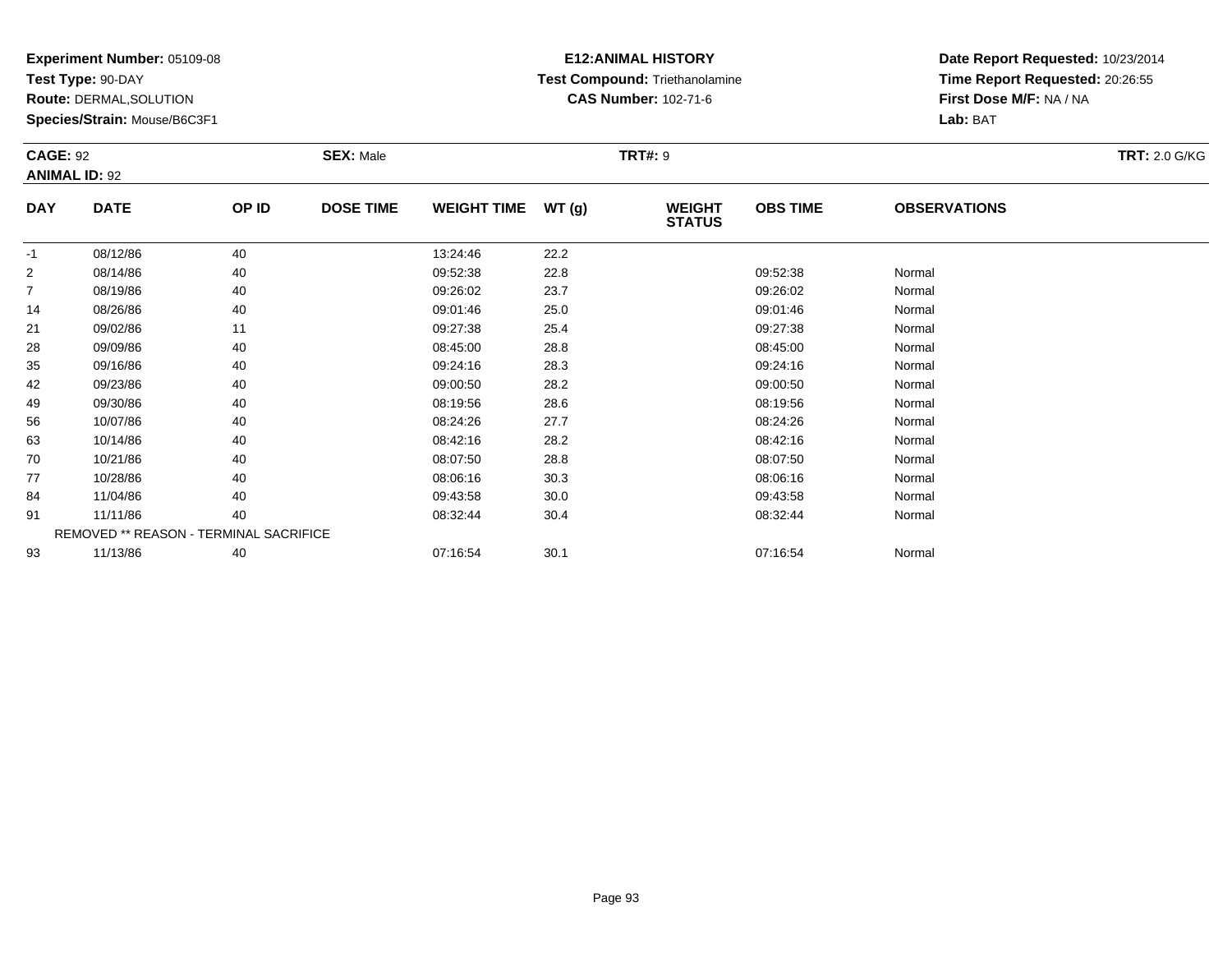**Experiment Number:** 05109-08
**Test Type:** 90-DAY
**Route:** DERMAL,SOLUTION
**Species/Strain:** Mouse/B6C3F1

**E12:ANIMAL HISTORY**
**Test Compound:** Triethanolamine
**CAS Number:** 102-71-6

**Date Report Requested:** 10/23/2014
**Time Report Requested:** 20:26:55
**First Dose M/F:** NA / NA
**Lab:** BAT

**CAGE:** 92 **SEX:** Male **TRT#:** 9 **TRT:** 2.0 G/KG
**ANIMAL ID:** 92

| DAY | DATE | OP ID | DOSE TIME | WEIGHT TIME | WT (g) | WEIGHT STATUS | OBS TIME | OBSERVATIONS |
|---|---|---|---|---|---|---|---|---|
| -1 | 08/12/86 | 40 | | 13:24:46 | 22.2 | | | |
| 2 | 08/14/86 | 40 | | 09:52:38 | 22.8 | | 09:52:38 | Normal |
| 7 | 08/19/86 | 40 | | 09:26:02 | 23.7 | | 09:26:02 | Normal |
| 14 | 08/26/86 | 40 | | 09:01:46 | 25.0 | | 09:01:46 | Normal |
| 21 | 09/02/86 | 11 | | 09:27:38 | 25.4 | | 09:27:38 | Normal |
| 28 | 09/09/86 | 40 | | 08:45:00 | 28.8 | | 08:45:00 | Normal |
| 35 | 09/16/86 | 40 | | 09:24:16 | 28.3 | | 09:24:16 | Normal |
| 42 | 09/23/86 | 40 | | 09:00:50 | 28.2 | | 09:00:50 | Normal |
| 49 | 09/30/86 | 40 | | 08:19:56 | 28.6 | | 08:19:56 | Normal |
| 56 | 10/07/86 | 40 | | 08:24:26 | 27.7 | | 08:24:26 | Normal |
| 63 | 10/14/86 | 40 | | 08:42:16 | 28.2 | | 08:42:16 | Normal |
| 70 | 10/21/86 | 40 | | 08:07:50 | 28.8 | | 08:07:50 | Normal |
| 77 | 10/28/86 | 40 | | 08:06:16 | 30.3 | | 08:06:16 | Normal |
| 84 | 11/04/86 | 40 | | 09:43:58 | 30.0 | | 09:43:58 | Normal |
| 91 | 11/11/86 | 40 | | 08:32:44 | 30.4 | | 08:32:44 | Normal |
| | REMOVED ** REASON - TERMINAL SACRIFICE | | | | | | | |
| 93 | 11/13/86 | 40 | | 07:16:54 | 30.1 | | 07:16:54 | Normal |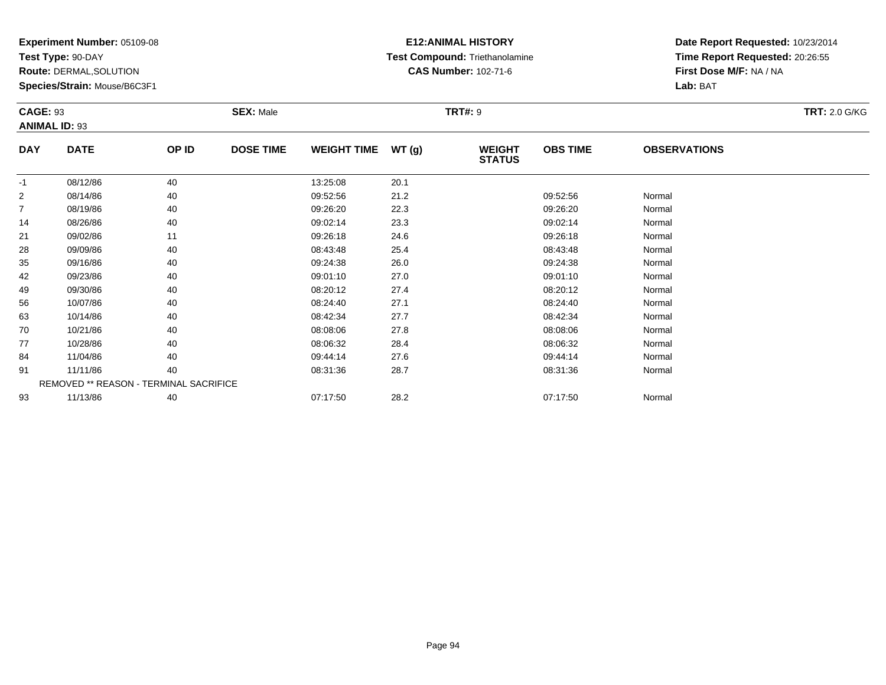**Experiment Number:** 05109-08
**Test Type:** 90-DAY
**Route:** DERMAL,SOLUTION
**Species/Strain:** Mouse/B6C3F1

**E12:ANIMAL HISTORY**
**Test Compound:** Triethanolamine
**CAS Number:** 102-71-6

**Date Report Requested:** 10/23/2014
**Time Report Requested:** 20:26:55
**First Dose M/F:** NA / NA
**Lab:** BAT

**CAGE:** 93 **SEX:** Male **TRT#:** 9 **TRT:** 2.0 G/KG
**ANIMAL ID:** 93

| DAY | DATE | OP ID | DOSE TIME | WEIGHT TIME | WT (g) | WEIGHT STATUS | OBS TIME | OBSERVATIONS |
|---|---|---|---|---|---|---|---|---|
| -1 | 08/12/86 | 40 | | 13:25:08 | 20.1 | | | |
| 2 | 08/14/86 | 40 | | 09:52:56 | 21.2 | | 09:52:56 | Normal |
| 7 | 08/19/86 | 40 | | 09:26:20 | 22.3 | | 09:26:20 | Normal |
| 14 | 08/26/86 | 40 | | 09:02:14 | 23.3 | | 09:02:14 | Normal |
| 21 | 09/02/86 | 11 | | 09:26:18 | 24.6 | | 09:26:18 | Normal |
| 28 | 09/09/86 | 40 | | 08:43:48 | 25.4 | | 08:43:48 | Normal |
| 35 | 09/16/86 | 40 | | 09:24:38 | 26.0 | | 09:24:38 | Normal |
| 42 | 09/23/86 | 40 | | 09:01:10 | 27.0 | | 09:01:10 | Normal |
| 49 | 09/30/86 | 40 | | 08:20:12 | 27.4 | | 08:20:12 | Normal |
| 56 | 10/07/86 | 40 | | 08:24:40 | 27.1 | | 08:24:40 | Normal |
| 63 | 10/14/86 | 40 | | 08:42:34 | 27.7 | | 08:42:34 | Normal |
| 70 | 10/21/86 | 40 | | 08:08:06 | 27.8 | | 08:08:06 | Normal |
| 77 | 10/28/86 | 40 | | 08:06:32 | 28.4 | | 08:06:32 | Normal |
| 84 | 11/04/86 | 40 | | 09:44:14 | 27.6 | | 09:44:14 | Normal |
| 91 | 11/11/86 | 40 | | 08:31:36 | 28.7 | | 08:31:36 | Normal |
| | REMOVED ** REASON - TERMINAL SACRIFICE | | | | | | | |
| 93 | 11/13/86 | 40 | | 07:17:50 | 28.2 | | 07:17:50 | Normal |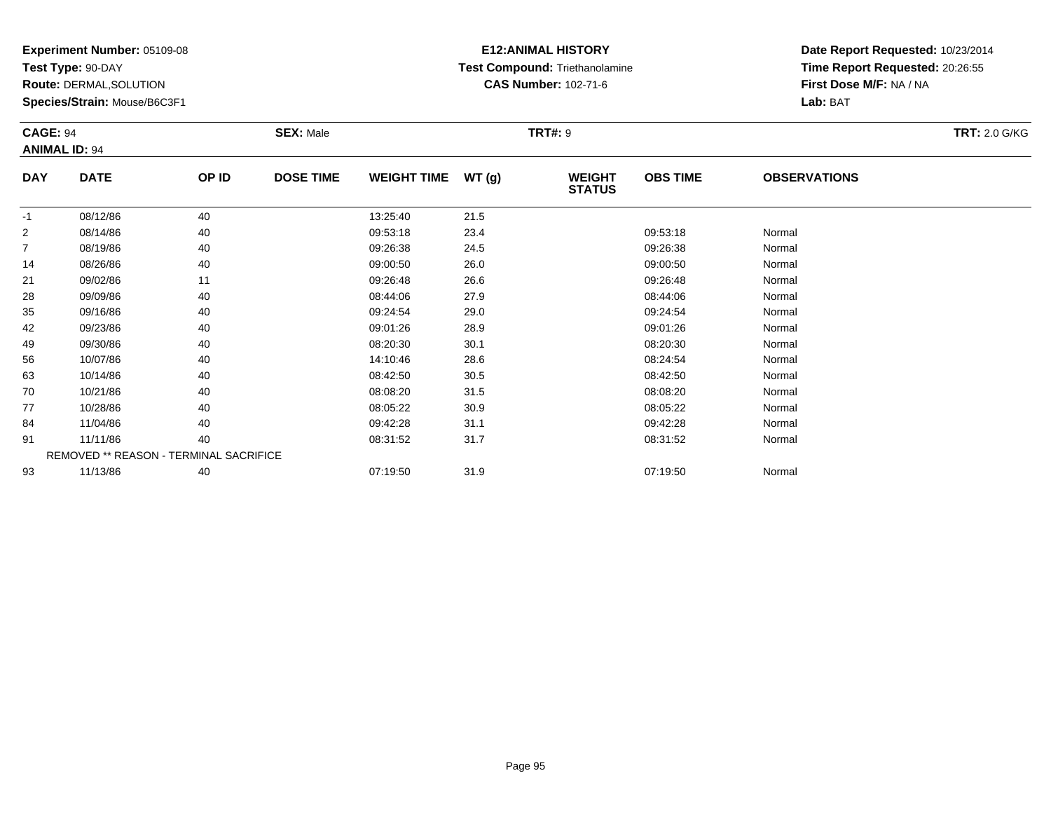**Experiment Number:** 05109-08
**Test Type:** 90-DAY
**Route:** DERMAL,SOLUTION
**Species/Strain:** Mouse/B6C3F1

**E12:ANIMAL HISTORY**
**Test Compound:** Triethanolamine
**CAS Number:** 102-71-6

**Date Report Requested:** 10/23/2014
**Time Report Requested:** 20:26:55
**First Dose M/F:** NA / NA
**Lab:** BAT

**CAGE:** 94
**ANIMAL ID:** 94
**SEX:** Male
**TRT#:** 9
**TRT:** 2.0 G/KG

| DAY | DATE | OP ID | DOSE TIME | WEIGHT TIME | WT (g) | WEIGHT STATUS | OBS TIME | OBSERVATIONS |
|---|---|---|---|---|---|---|---|---|
| -1 | 08/12/86 | 40 | | 13:25:40 | 21.5 | | | |
| 2 | 08/14/86 | 40 | | 09:53:18 | 23.4 | | 09:53:18 | Normal |
| 7 | 08/19/86 | 40 | | 09:26:38 | 24.5 | | 09:26:38 | Normal |
| 14 | 08/26/86 | 40 | | 09:00:50 | 26.0 | | 09:00:50 | Normal |
| 21 | 09/02/86 | 11 | | 09:26:48 | 26.6 | | 09:26:48 | Normal |
| 28 | 09/09/86 | 40 | | 08:44:06 | 27.9 | | 08:44:06 | Normal |
| 35 | 09/16/86 | 40 | | 09:24:54 | 29.0 | | 09:24:54 | Normal |
| 42 | 09/23/86 | 40 | | 09:01:26 | 28.9 | | 09:01:26 | Normal |
| 49 | 09/30/86 | 40 | | 08:20:30 | 30.1 | | 08:20:30 | Normal |
| 56 | 10/07/86 | 40 | | 14:10:46 | 28.6 | | 08:24:54 | Normal |
| 63 | 10/14/86 | 40 | | 08:42:50 | 30.5 | | 08:42:50 | Normal |
| 70 | 10/21/86 | 40 | | 08:08:20 | 31.5 | | 08:08:20 | Normal |
| 77 | 10/28/86 | 40 | | 08:05:22 | 30.9 | | 08:05:22 | Normal |
| 84 | 11/04/86 | 40 | | 09:42:28 | 31.1 | | 09:42:28 | Normal |
| 91 | 11/11/86 | 40 | | 08:31:52 | 31.7 | | 08:31:52 | Normal |
| REMOVED ** REASON - TERMINAL SACRIFICE | | | | | | | | |
| 93 | 11/13/86 | 40 | | 07:19:50 | 31.9 | | 07:19:50 | Normal |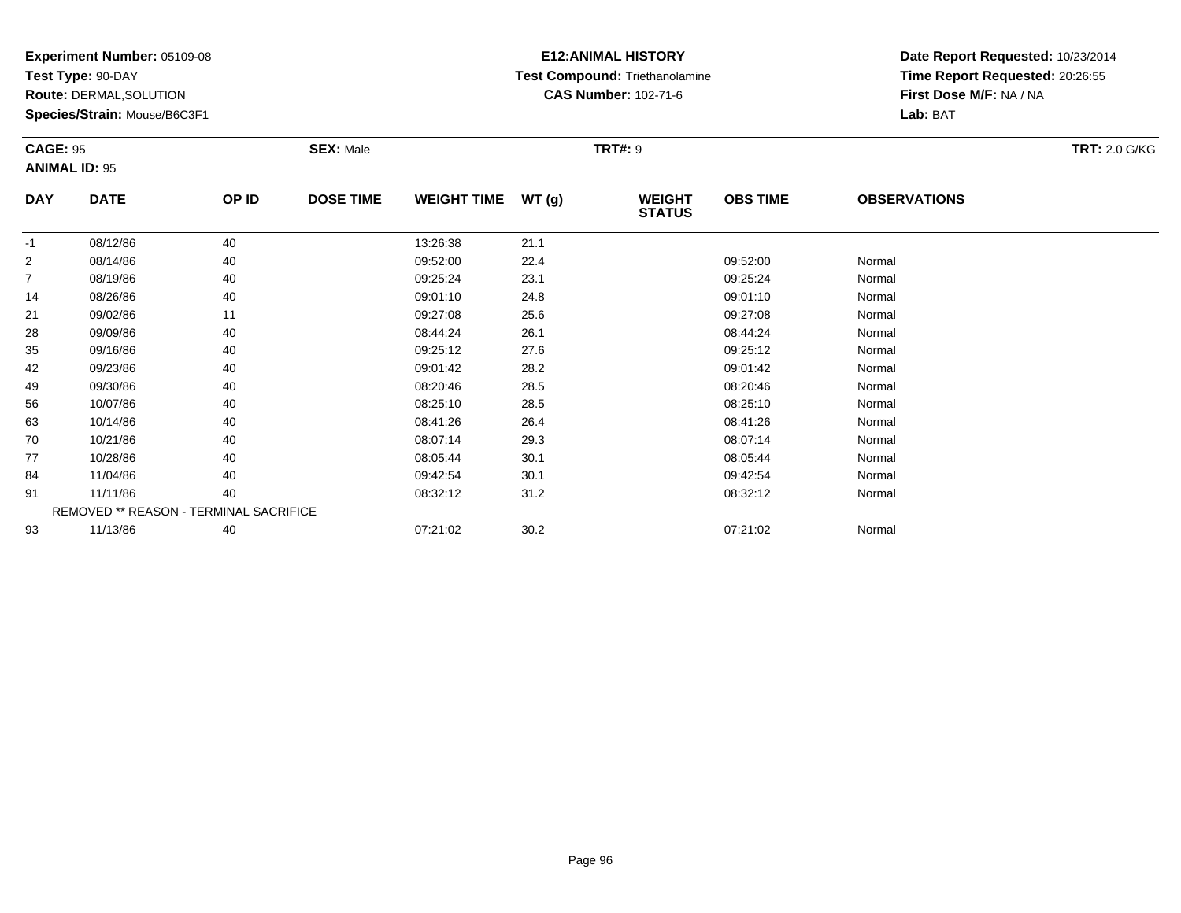**Experiment Number:** 05109-08
**Test Type:** 90-DAY
**Route:** DERMAL,SOLUTION
**Species/Strain:** Mouse/B6C3F1

**E12:ANIMAL HISTORY**
**Test Compound:** Triethanolamine
**CAS Number:** 102-71-6

**Date Report Requested:** 10/23/2014
**Time Report Requested:** 20:26:55
**First Dose M/F:** NA / NA
**Lab:** BAT

**CAGE:** 95
**ANIMAL ID:** 95
**SEX:** Male
**TRT#:** 9
**TRT:** 2.0 G/KG

| DAY | DATE | OP ID | DOSE TIME | WEIGHT TIME | WT (g) | WEIGHT STATUS | OBS TIME | OBSERVATIONS |
|---|---|---|---|---|---|---|---|---|
| -1 | 08/12/86 | 40 | | 13:26:38 | 21.1 | | | |
| 2 | 08/14/86 | 40 | | 09:52:00 | 22.4 | | 09:52:00 | Normal |
| 7 | 08/19/86 | 40 | | 09:25:24 | 23.1 | | 09:25:24 | Normal |
| 14 | 08/26/86 | 40 | | 09:01:10 | 24.8 | | 09:01:10 | Normal |
| 21 | 09/02/86 | 11 | | 09:27:08 | 25.6 | | 09:27:08 | Normal |
| 28 | 09/09/86 | 40 | | 08:44:24 | 26.1 | | 08:44:24 | Normal |
| 35 | 09/16/86 | 40 | | 09:25:12 | 27.6 | | 09:25:12 | Normal |
| 42 | 09/23/86 | 40 | | 09:01:42 | 28.2 | | 09:01:42 | Normal |
| 49 | 09/30/86 | 40 | | 08:20:46 | 28.5 | | 08:20:46 | Normal |
| 56 | 10/07/86 | 40 | | 08:25:10 | 28.5 | | 08:25:10 | Normal |
| 63 | 10/14/86 | 40 | | 08:41:26 | 26.4 | | 08:41:26 | Normal |
| 70 | 10/21/86 | 40 | | 08:07:14 | 29.3 | | 08:07:14 | Normal |
| 77 | 10/28/86 | 40 | | 08:05:44 | 30.1 | | 08:05:44 | Normal |
| 84 | 11/04/86 | 40 | | 09:42:54 | 30.1 | | 09:42:54 | Normal |
| 91 | 11/11/86 | 40 | | 08:32:12 | 31.2 | | 08:32:12 | Normal |
| | REMOVED ** REASON - TERMINAL SACRIFICE | | | | | | | |
| 93 | 11/13/86 | 40 | | 07:21:02 | 30.2 | | 07:21:02 | Normal |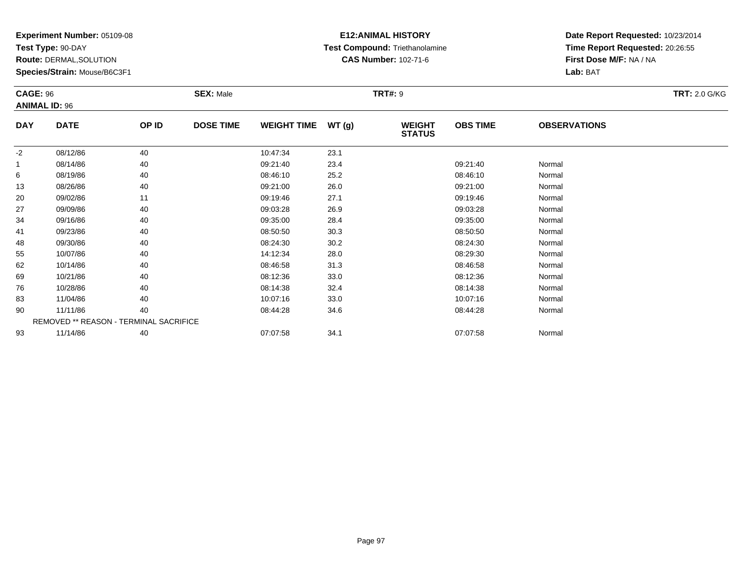**Experiment Number:** 05109-08
**Test Type:** 90-DAY
**Route:** DERMAL,SOLUTION
**Species/Strain:** Mouse/B6C3F1

**E12:ANIMAL HISTORY**
**Test Compound:** Triethanolamine
**CAS Number:** 102-71-6

**Date Report Requested:** 10/23/2014
**Time Report Requested:** 20:26:55
**First Dose M/F:** NA / NA
**Lab:** BAT

**CAGE:** 96
**ANIMAL ID:** 96
**SEX:** Male
**TRT#:** 9
**TRT:** 2.0 G/KG

| DAY | DATE | OP ID | DOSE TIME | WEIGHT TIME | WT (g) | WEIGHT STATUS | OBS TIME | OBSERVATIONS |
|---|---|---|---|---|---|---|---|---|
| -2 | 08/12/86 | 40 | | 10:47:34 | 23.1 | | | |
| 1 | 08/14/86 | 40 | | 09:21:40 | 23.4 | | 09:21:40 | Normal |
| 6 | 08/19/86 | 40 | | 08:46:10 | 25.2 | | 08:46:10 | Normal |
| 13 | 08/26/86 | 40 | | 09:21:00 | 26.0 | | 09:21:00 | Normal |
| 20 | 09/02/86 | 11 | | 09:19:46 | 27.1 | | 09:19:46 | Normal |
| 27 | 09/09/86 | 40 | | 09:03:28 | 26.9 | | 09:03:28 | Normal |
| 34 | 09/16/86 | 40 | | 09:35:00 | 28.4 | | 09:35:00 | Normal |
| 41 | 09/23/86 | 40 | | 08:50:50 | 30.3 | | 08:50:50 | Normal |
| 48 | 09/30/86 | 40 | | 08:24:30 | 30.2 | | 08:24:30 | Normal |
| 55 | 10/07/86 | 40 | | 14:12:34 | 28.0 | | 08:29:30 | Normal |
| 62 | 10/14/86 | 40 | | 08:46:58 | 31.3 | | 08:46:58 | Normal |
| 69 | 10/21/86 | 40 | | 08:12:36 | 33.0 | | 08:12:36 | Normal |
| 76 | 10/28/86 | 40 | | 08:14:38 | 32.4 | | 08:14:38 | Normal |
| 83 | 11/04/86 | 40 | | 10:07:16 | 33.0 | | 10:07:16 | Normal |
| 90 | 11/11/86 | 40 | | 08:44:28 | 34.6 | | 08:44:28 | Normal |
| REMOVED ** REASON - TERMINAL SACRIFICE | | | | | | | | |
| 93 | 11/14/86 | 40 | | 07:07:58 | 34.1 | | 07:07:58 | Normal |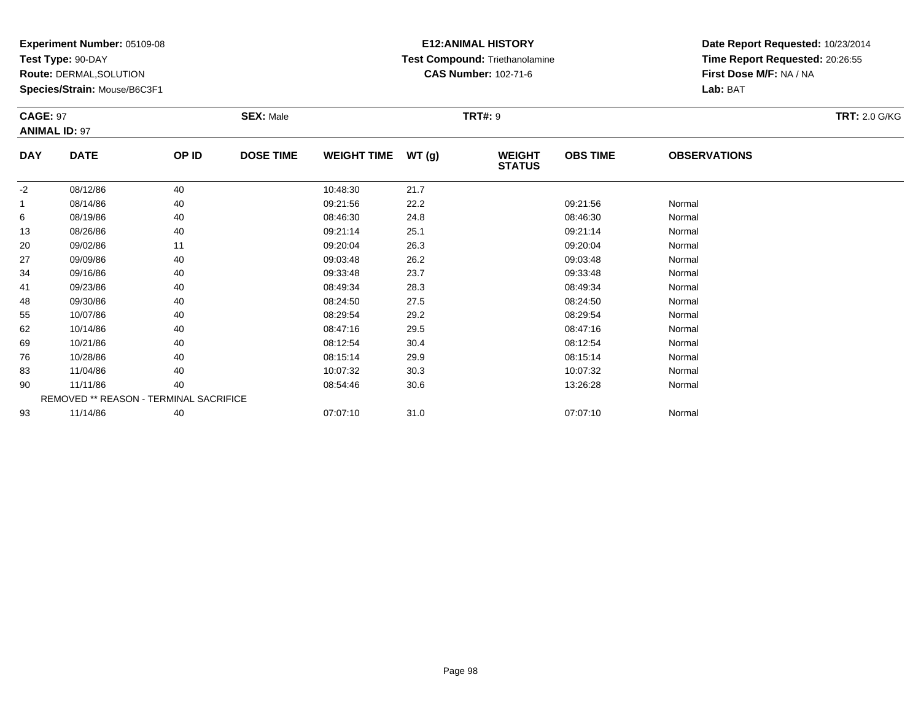**Experiment Number:** 05109-08
**Test Type:** 90-DAY
**Route:** DERMAL,SOLUTION
**Species/Strain:** Mouse/B6C3F1

**E12:ANIMAL HISTORY**
**Test Compound:** Triethanolamine
**CAS Number:** 102-71-6

**Date Report Requested:** 10/23/2014
**Time Report Requested:** 20:26:55
**First Dose M/F:** NA / NA
**Lab:** BAT

**CAGE:** 97 **SEX:** Male **TRT#:** 9 **TRT:** 2.0 G/KG
**ANIMAL ID:** 97

| DAY | DATE | OP ID | DOSE TIME | WEIGHT TIME | WT (g) | WEIGHT STATUS | OBS TIME | OBSERVATIONS |
|---|---|---|---|---|---|---|---|---|
| -2 | 08/12/86 | 40 | | 10:48:30 | 21.7 | | | |
| 1 | 08/14/86 | 40 | | 09:21:56 | 22.2 | | 09:21:56 | Normal |
| 6 | 08/19/86 | 40 | | 08:46:30 | 24.8 | | 08:46:30 | Normal |
| 13 | 08/26/86 | 40 | | 09:21:14 | 25.1 | | 09:21:14 | Normal |
| 20 | 09/02/86 | 11 | | 09:20:04 | 26.3 | | 09:20:04 | Normal |
| 27 | 09/09/86 | 40 | | 09:03:48 | 26.2 | | 09:03:48 | Normal |
| 34 | 09/16/86 | 40 | | 09:33:48 | 23.7 | | 09:33:48 | Normal |
| 41 | 09/23/86 | 40 | | 08:49:34 | 28.3 | | 08:49:34 | Normal |
| 48 | 09/30/86 | 40 | | 08:24:50 | 27.5 | | 08:24:50 | Normal |
| 55 | 10/07/86 | 40 | | 08:29:54 | 29.2 | | 08:29:54 | Normal |
| 62 | 10/14/86 | 40 | | 08:47:16 | 29.5 | | 08:47:16 | Normal |
| 69 | 10/21/86 | 40 | | 08:12:54 | 30.4 | | 08:12:54 | Normal |
| 76 | 10/28/86 | 40 | | 08:15:14 | 29.9 | | 08:15:14 | Normal |
| 83 | 11/04/86 | 40 | | 10:07:32 | 30.3 | | 10:07:32 | Normal |
| 90 | 11/11/86 | 40 | | 08:54:46 | 30.6 | | 13:26:28 | Normal |
| | REMOVED ** REASON - TERMINAL SACRIFICE | | | | | | | |
| 93 | 11/14/86 | 40 | | 07:07:10 | 31.0 | | 07:07:10 | Normal |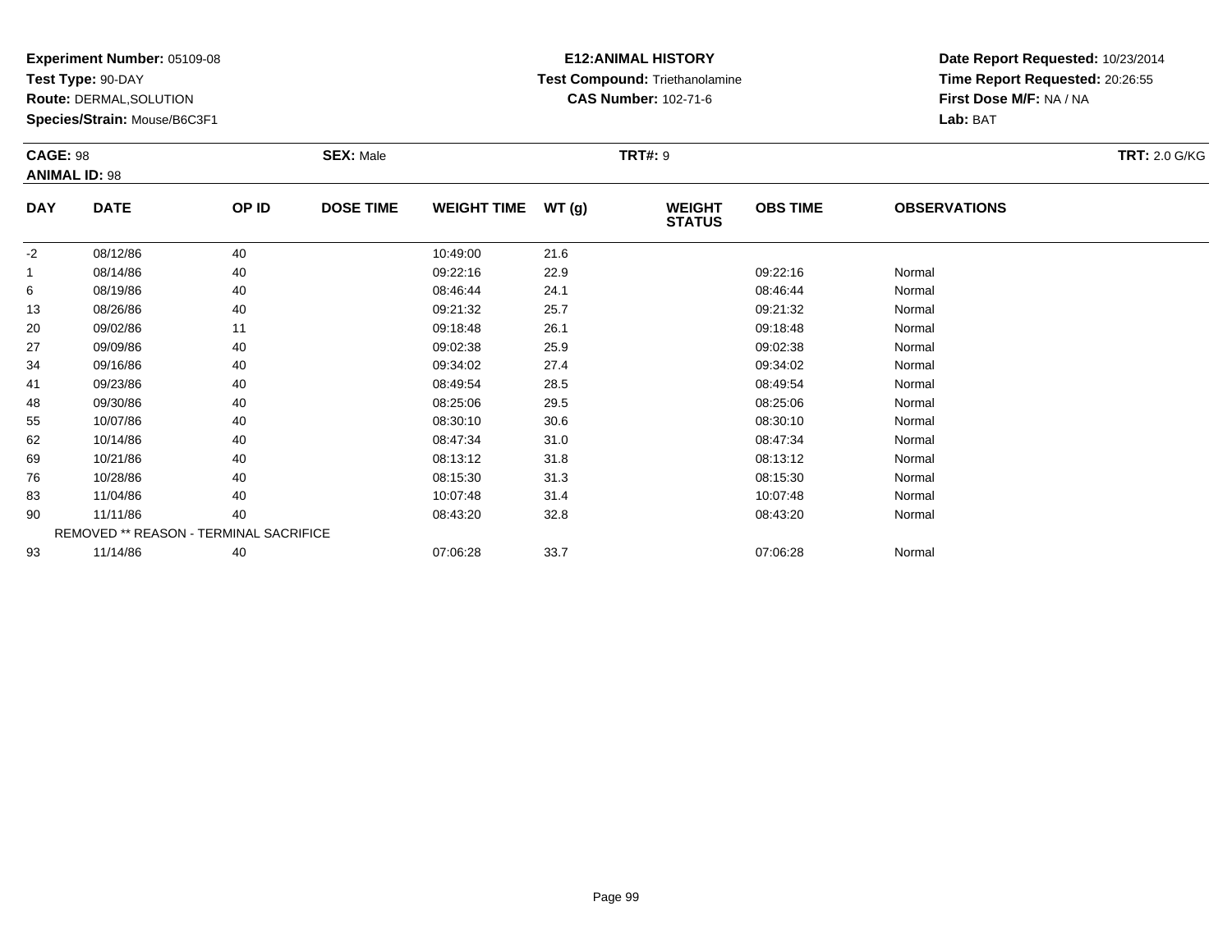**Experiment Number:** 05109-08
**Test Type:** 90-DAY
**Route:** DERMAL,SOLUTION
**Species/Strain:** Mouse/B6C3F1

**E12:ANIMAL HISTORY**
**Test Compound:** Triethanolamine
**CAS Number:** 102-71-6

**Date Report Requested:** 10/23/2014
**Time Report Requested:** 20:26:55
**First Dose M/F:** NA / NA
**Lab:** BAT

**CAGE:** 98
**ANIMAL ID:** 98
**SEX:** Male
**TRT#:** 9
**TRT:** 2.0 G/KG

| DAY | DATE | OP ID | DOSE TIME | WEIGHT TIME | WT (g) | WEIGHT STATUS | OBS TIME | OBSERVATIONS |
|---|---|---|---|---|---|---|---|---|
| -2 | 08/12/86 | 40 | | 10:49:00 | 21.6 | | | |
| 1 | 08/14/86 | 40 | | 09:22:16 | 22.9 | | 09:22:16 | Normal |
| 6 | 08/19/86 | 40 | | 08:46:44 | 24.1 | | 08:46:44 | Normal |
| 13 | 08/26/86 | 40 | | 09:21:32 | 25.7 | | 09:21:32 | Normal |
| 20 | 09/02/86 | 11 | | 09:18:48 | 26.1 | | 09:18:48 | Normal |
| 27 | 09/09/86 | 40 | | 09:02:38 | 25.9 | | 09:02:38 | Normal |
| 34 | 09/16/86 | 40 | | 09:34:02 | 27.4 | | 09:34:02 | Normal |
| 41 | 09/23/86 | 40 | | 08:49:54 | 28.5 | | 08:49:54 | Normal |
| 48 | 09/30/86 | 40 | | 08:25:06 | 29.5 | | 08:25:06 | Normal |
| 55 | 10/07/86 | 40 | | 08:30:10 | 30.6 | | 08:30:10 | Normal |
| 62 | 10/14/86 | 40 | | 08:47:34 | 31.0 | | 08:47:34 | Normal |
| 69 | 10/21/86 | 40 | | 08:13:12 | 31.8 | | 08:13:12 | Normal |
| 76 | 10/28/86 | 40 | | 08:15:30 | 31.3 | | 08:15:30 | Normal |
| 83 | 11/04/86 | 40 | | 10:07:48 | 31.4 | | 10:07:48 | Normal |
| 90 | 11/11/86 | 40 | | 08:43:20 | 32.8 | | 08:43:20 | Normal |
| REMOVED ** REASON - TERMINAL SACRIFICE | | | | | | | | |
| 93 | 11/14/86 | 40 | | 07:06:28 | 33.7 | | 07:06:28 | Normal |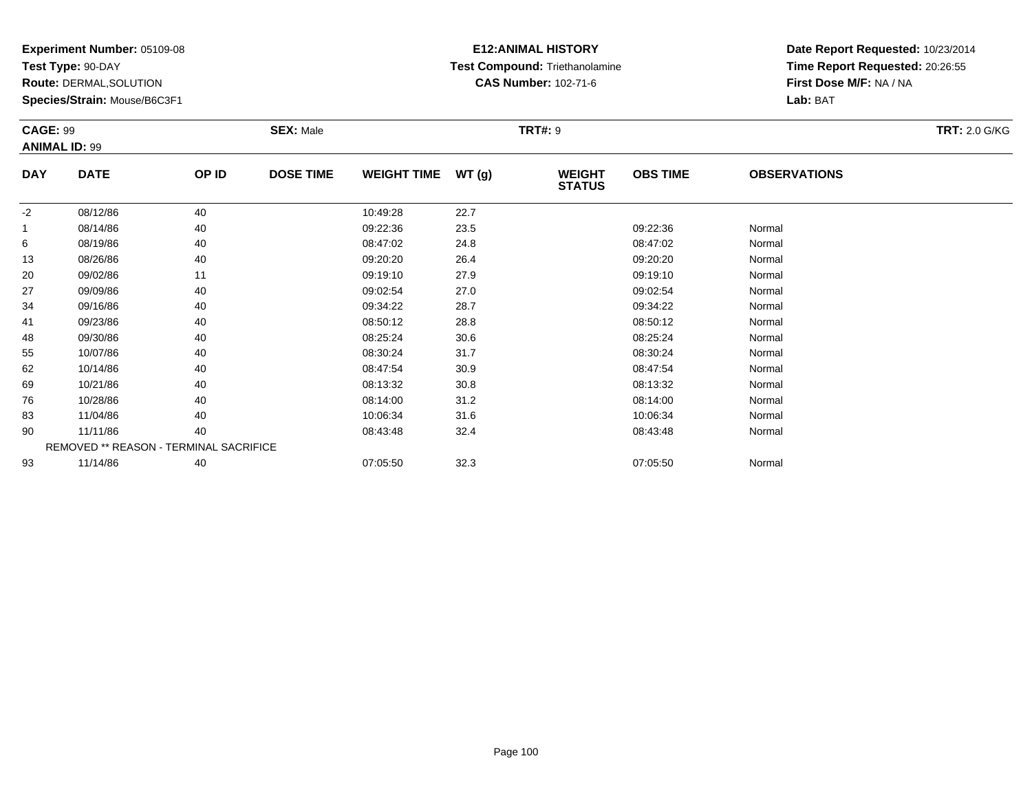**Experiment Number:** 05109-08
**Test Type:** 90-DAY
**Route:** DERMAL,SOLUTION
**Species/Strain:** Mouse/B6C3F1

**E12:ANIMAL HISTORY**
**Test Compound:** Triethanolamine
**CAS Number:** 102-71-6

**Date Report Requested:** 10/23/2014
**Time Report Requested:** 20:26:55
**First Dose M/F:** NA / NA
**Lab:** BAT

**CAGE:** 99
**ANIMAL ID:** 99
**SEX:** Male
**TRT#:** 9
**TRT:** 2.0 G/KG

| DAY | DATE | OP ID | DOSE TIME | WEIGHT TIME | WT (g) | WEIGHT STATUS | OBS TIME | OBSERVATIONS |
|---|---|---|---|---|---|---|---|---|
| -2 | 08/12/86 | 40 | | 10:49:28 | 22.7 | | | |
| 1 | 08/14/86 | 40 | | 09:22:36 | 23.5 | | 09:22:36 | Normal |
| 6 | 08/19/86 | 40 | | 08:47:02 | 24.8 | | 08:47:02 | Normal |
| 13 | 08/26/86 | 40 | | 09:20:20 | 26.4 | | 09:20:20 | Normal |
| 20 | 09/02/86 | 11 | | 09:19:10 | 27.9 | | 09:19:10 | Normal |
| 27 | 09/09/86 | 40 | | 09:02:54 | 27.0 | | 09:02:54 | Normal |
| 34 | 09/16/86 | 40 | | 09:34:22 | 28.7 | | 09:34:22 | Normal |
| 41 | 09/23/86 | 40 | | 08:50:12 | 28.8 | | 08:50:12 | Normal |
| 48 | 09/30/86 | 40 | | 08:25:24 | 30.6 | | 08:25:24 | Normal |
| 55 | 10/07/86 | 40 | | 08:30:24 | 31.7 | | 08:30:24 | Normal |
| 62 | 10/14/86 | 40 | | 08:47:54 | 30.9 | | 08:47:54 | Normal |
| 69 | 10/21/86 | 40 | | 08:13:32 | 30.8 | | 08:13:32 | Normal |
| 76 | 10/28/86 | 40 | | 08:14:00 | 31.2 | | 08:14:00 | Normal |
| 83 | 11/04/86 | 40 | | 10:06:34 | 31.6 | | 10:06:34 | Normal |
| 90 | 11/11/86 | 40 | | 08:43:48 | 32.4 | | 08:43:48 | Normal |
| | REMOVED ** REASON - TERMINAL SACRIFICE | | | | | | | |
| 93 | 11/14/86 | 40 | | 07:05:50 | 32.3 | | 07:05:50 | Normal |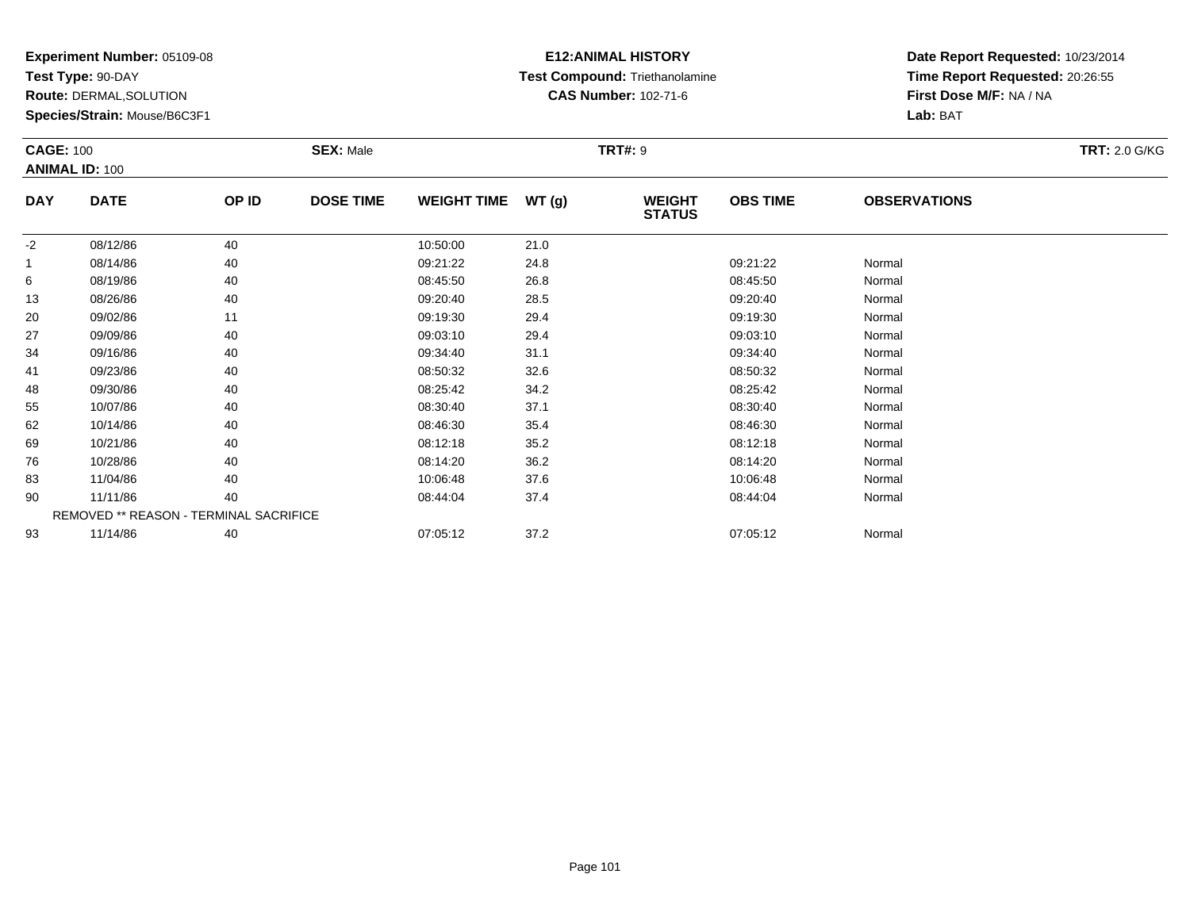**Experiment Number:** 05109-08
**Test Type:** 90-DAY
**Route:** DERMAL,SOLUTION
**Species/Strain:** Mouse/B6C3F1

**E12:ANIMAL HISTORY**
**Test Compound:** Triethanolamine
**CAS Number:** 102-71-6

**Date Report Requested:** 10/23/2014
**Time Report Requested:** 20:26:55
**First Dose M/F:** NA / NA
**Lab:** BAT

**CAGE:** 100 **SEX:** Male **TRT#:** 9 **TRT:** 2.0 G/KG
**ANIMAL ID:** 100

| DAY | DATE | OP ID | DOSE TIME | WEIGHT TIME | WT (g) | WEIGHT STATUS | OBS TIME | OBSERVATIONS |
|---|---|---|---|---|---|---|---|---|
| -2 | 08/12/86 | 40 | | 10:50:00 | 21.0 | | | |
| 1 | 08/14/86 | 40 | | 09:21:22 | 24.8 | | 09:21:22 | Normal |
| 6 | 08/19/86 | 40 | | 08:45:50 | 26.8 | | 08:45:50 | Normal |
| 13 | 08/26/86 | 40 | | 09:20:40 | 28.5 | | 09:20:40 | Normal |
| 20 | 09/02/86 | 11 | | 09:19:30 | 29.4 | | 09:19:30 | Normal |
| 27 | 09/09/86 | 40 | | 09:03:10 | 29.4 | | 09:03:10 | Normal |
| 34 | 09/16/86 | 40 | | 09:34:40 | 31.1 | | 09:34:40 | Normal |
| 41 | 09/23/86 | 40 | | 08:50:32 | 32.6 | | 08:50:32 | Normal |
| 48 | 09/30/86 | 40 | | 08:25:42 | 34.2 | | 08:25:42 | Normal |
| 55 | 10/07/86 | 40 | | 08:30:40 | 37.1 | | 08:30:40 | Normal |
| 62 | 10/14/86 | 40 | | 08:46:30 | 35.4 | | 08:46:30 | Normal |
| 69 | 10/21/86 | 40 | | 08:12:18 | 35.2 | | 08:12:18 | Normal |
| 76 | 10/28/86 | 40 | | 08:14:20 | 36.2 | | 08:14:20 | Normal |
| 83 | 11/04/86 | 40 | | 10:06:48 | 37.6 | | 10:06:48 | Normal |
| 90 | 11/11/86 | 40 | | 08:44:04 | 37.4 | | 08:44:04 | Normal |
| | REMOVED ** REASON - TERMINAL SACRIFICE | | | | | | | |
| 93 | 11/14/86 | 40 | | 07:05:12 | 37.2 | | 07:05:12 | Normal |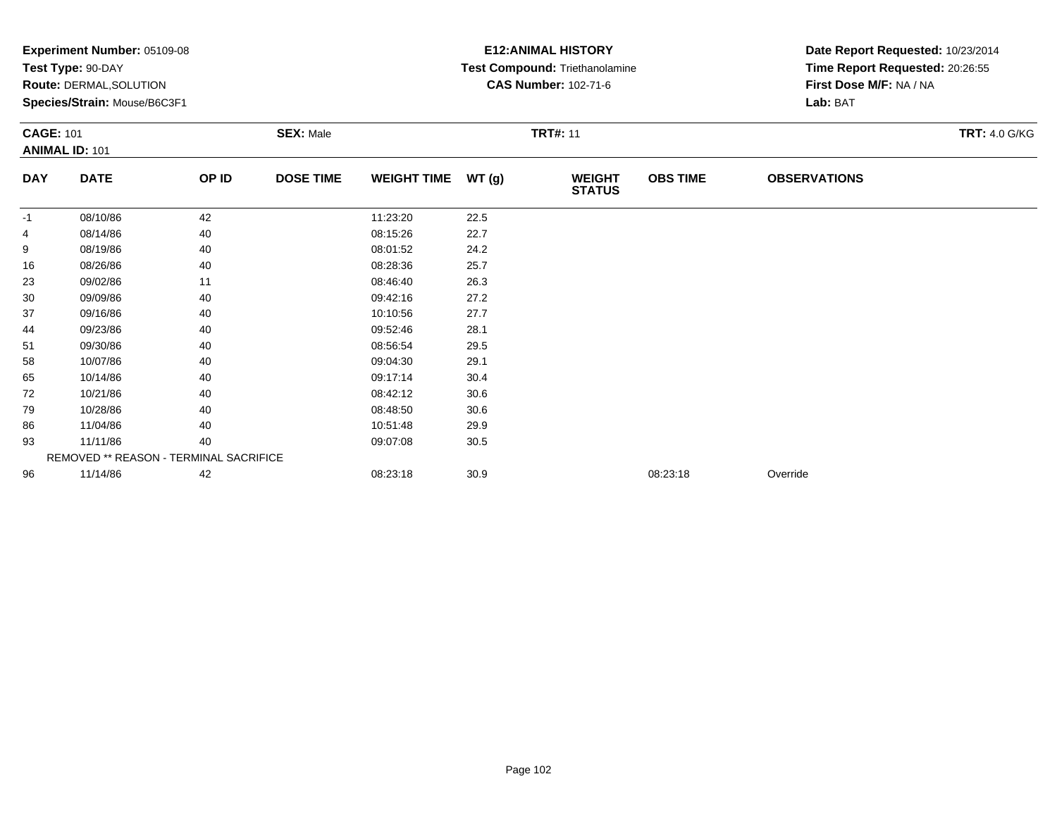**Experiment Number:** 05109-08
**Test Type:** 90-DAY
**Route:** DERMAL,SOLUTION
**Species/Strain:** Mouse/B6C3F1

**E12:ANIMAL HISTORY**
**Test Compound:** Triethanolamine
**CAS Number:** 102-71-6

**Date Report Requested:** 10/23/2014
**Time Report Requested:** 20:26:55
**First Dose M/F:** NA / NA
**Lab:** BAT

**CAGE:** 101 | **SEX:** Male | **TRT#:** 11 | **TRT:** 4.0 G/KG

**ANIMAL ID:** 101

| DAY | DATE | OP ID | DOSE TIME | WEIGHT TIME | WT (g) | WEIGHT STATUS | OBS TIME | OBSERVATIONS |
|---|---|---|---|---|---|---|---|---|
| -1 | 08/10/86 | 42 | | 11:23:20 | 22.5 | | | |
| 4 | 08/14/86 | 40 | | 08:15:26 | 22.7 | | | |
| 9 | 08/19/86 | 40 | | 08:01:52 | 24.2 | | | |
| 16 | 08/26/86 | 40 | | 08:28:36 | 25.7 | | | |
| 23 | 09/02/86 | 11 | | 08:46:40 | 26.3 | | | |
| 30 | 09/09/86 | 40 | | 09:42:16 | 27.2 | | | |
| 37 | 09/16/86 | 40 | | 10:10:56 | 27.7 | | | |
| 44 | 09/23/86 | 40 | | 09:52:46 | 28.1 | | | |
| 51 | 09/30/86 | 40 | | 08:56:54 | 29.5 | | | |
| 58 | 10/07/86 | 40 | | 09:04:30 | 29.1 | | | |
| 65 | 10/14/86 | 40 | | 09:17:14 | 30.4 | | | |
| 72 | 10/21/86 | 40 | | 08:42:12 | 30.6 | | | |
| 79 | 10/28/86 | 40 | | 08:48:50 | 30.6 | | | |
| 86 | 11/04/86 | 40 | | 10:51:48 | 29.9 | | | |
| 93 | 11/11/86 | 40 | | 09:07:08 | 30.5 | | | |
| | REMOVED ** REASON - TERMINAL SACRIFICE | | | | | | | |
| 96 | 11/14/86 | 42 | | 08:23:18 | 30.9 | | 08:23:18 | Override |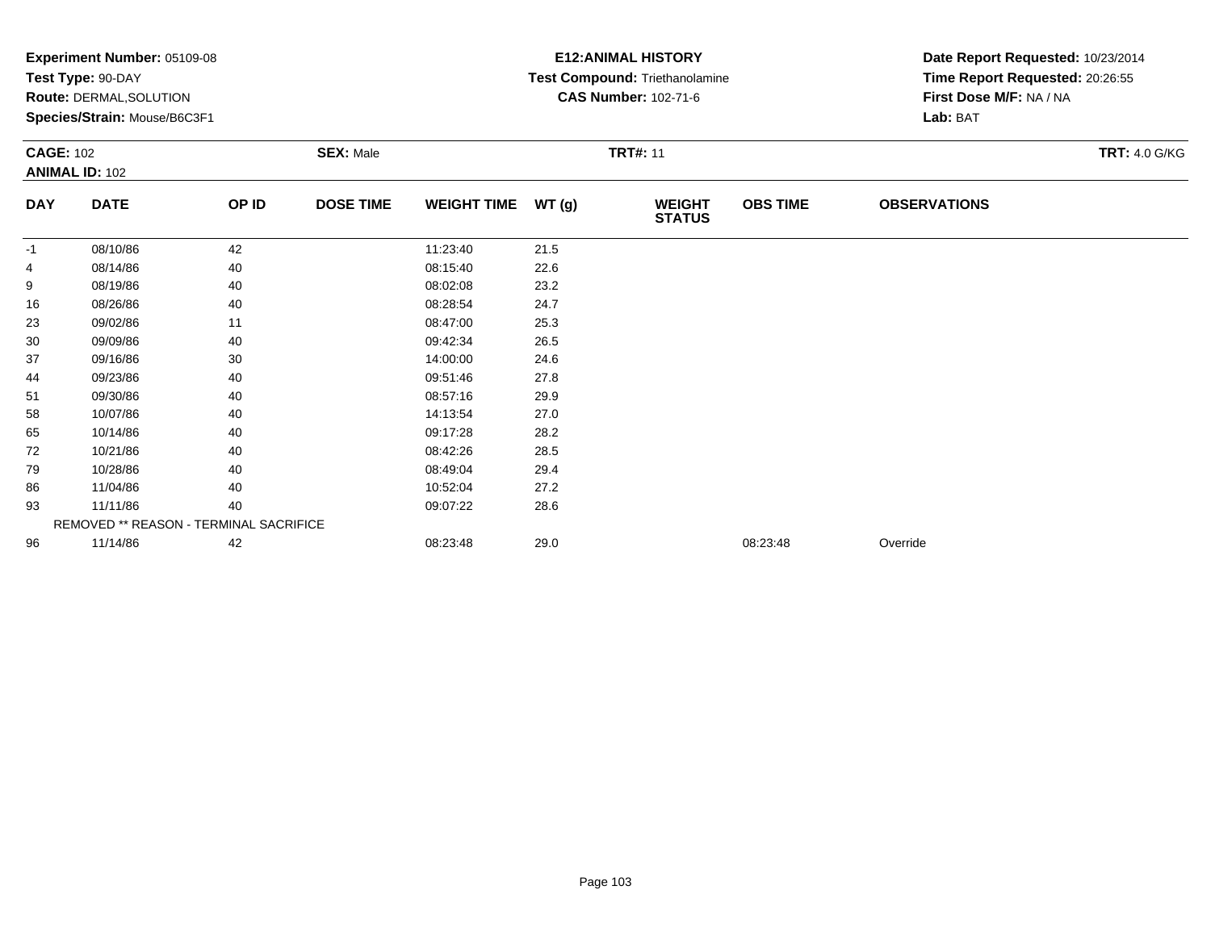**Experiment Number:** 05109-08
**Test Type:** 90-DAY
**Route:** DERMAL,SOLUTION
**Species/Strain:** Mouse/B6C3F1

**E12:ANIMAL HISTORY**
**Test Compound:** Triethanolamine
**CAS Number:** 102-71-6

**Date Report Requested:** 10/23/2014
**Time Report Requested:** 20:26:55
**First Dose M/F:** NA / NA
**Lab:** BAT

**CAGE:** 102
**ANIMAL ID:** 102
**SEX:** Male
**TRT#:** 11
**TRT:** 4.0 G/KG

| DAY | DATE | OP ID | DOSE TIME | WEIGHT TIME | WT (g) | WEIGHT STATUS | OBS TIME | OBSERVATIONS |
|---|---|---|---|---|---|---|---|---|
| -1 | 08/10/86 | 42 | | 11:23:40 | 21.5 | | | |
| 4 | 08/14/86 | 40 | | 08:15:40 | 22.6 | | | |
| 9 | 08/19/86 | 40 | | 08:02:08 | 23.2 | | | |
| 16 | 08/26/86 | 40 | | 08:28:54 | 24.7 | | | |
| 23 | 09/02/86 | 11 | | 08:47:00 | 25.3 | | | |
| 30 | 09/09/86 | 40 | | 09:42:34 | 26.5 | | | |
| 37 | 09/16/86 | 30 | | 14:00:00 | 24.6 | | | |
| 44 | 09/23/86 | 40 | | 09:51:46 | 27.8 | | | |
| 51 | 09/30/86 | 40 | | 08:57:16 | 29.9 | | | |
| 58 | 10/07/86 | 40 | | 14:13:54 | 27.0 | | | |
| 65 | 10/14/86 | 40 | | 09:17:28 | 28.2 | | | |
| 72 | 10/21/86 | 40 | | 08:42:26 | 28.5 | | | |
| 79 | 10/28/86 | 40 | | 08:49:04 | 29.4 | | | |
| 86 | 11/04/86 | 40 | | 10:52:04 | 27.2 | | | |
| 93 | 11/11/86 | 40 | | 09:07:22 | 28.6 | | | |
| | REMOVED ** REASON - TERMINAL SACRIFICE | | | | | | | |
| 96 | 11/14/86 | 42 | | 08:23:48 | 29.0 | | 08:23:48 | Override |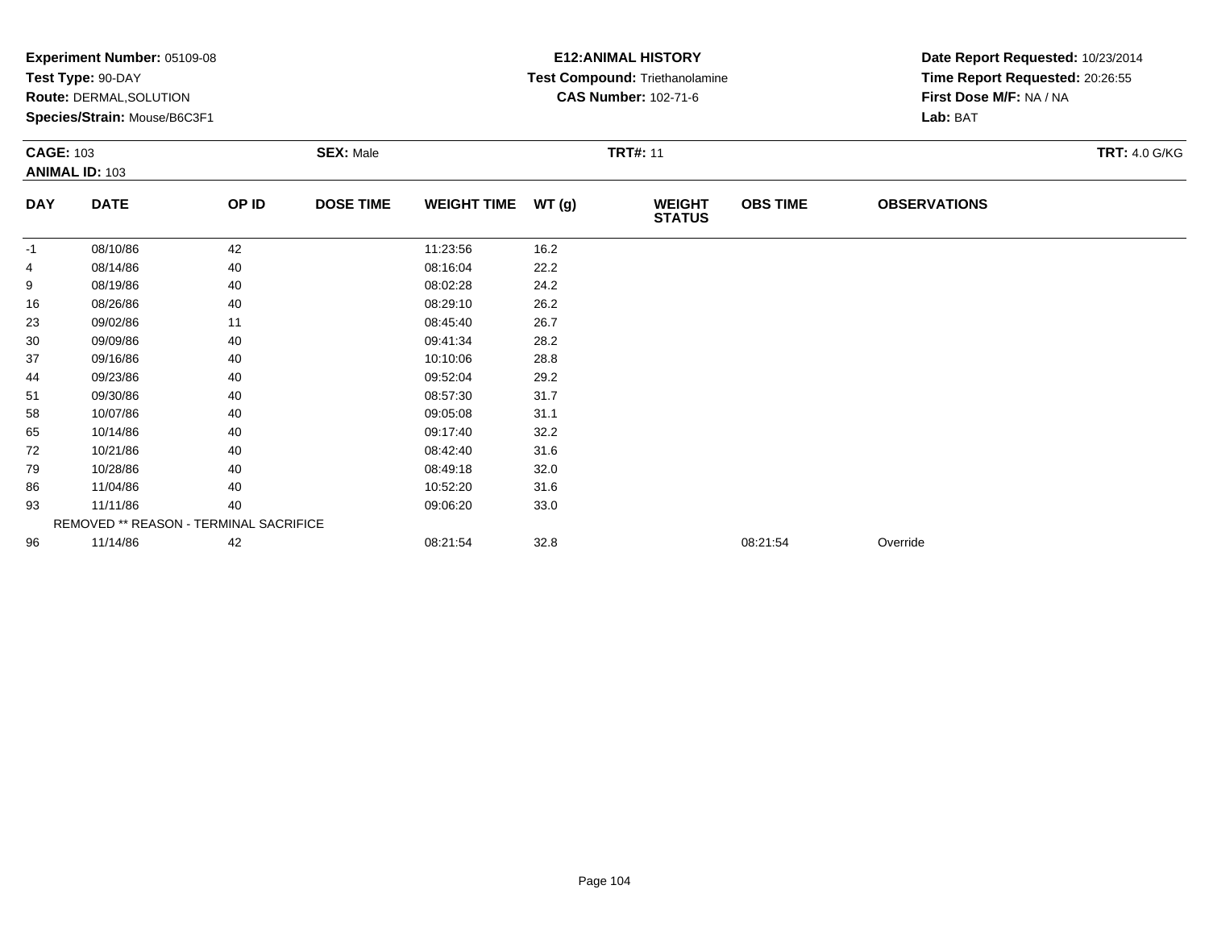**Experiment Number:** 05109-08
**Test Type:** 90-DAY
**Route:** DERMAL,SOLUTION
**Species/Strain:** Mouse/B6C3F1

**E12:ANIMAL HISTORY**
**Test Compound:** Triethanolamine
**CAS Number:** 102-71-6

**Date Report Requested:** 10/23/2014
**Time Report Requested:** 20:26:55
**First Dose M/F:** NA / NA
**Lab:** BAT

**CAGE:** 103
**ANIMAL ID:** 103
**SEX:** Male
**TRT#:** 11
**TRT:** 4.0 G/KG

| DAY | DATE | OP ID | DOSE TIME | WEIGHT TIME | WT (g) | WEIGHT STATUS | OBS TIME | OBSERVATIONS |
|---|---|---|---|---|---|---|---|---|
| -1 | 08/10/86 | 42 | | 11:23:56 | 16.2 | | | |
| 4 | 08/14/86 | 40 | | 08:16:04 | 22.2 | | | |
| 9 | 08/19/86 | 40 | | 08:02:28 | 24.2 | | | |
| 16 | 08/26/86 | 40 | | 08:29:10 | 26.2 | | | |
| 23 | 09/02/86 | 11 | | 08:45:40 | 26.7 | | | |
| 30 | 09/09/86 | 40 | | 09:41:34 | 28.2 | | | |
| 37 | 09/16/86 | 40 | | 10:10:06 | 28.8 | | | |
| 44 | 09/23/86 | 40 | | 09:52:04 | 29.2 | | | |
| 51 | 09/30/86 | 40 | | 08:57:30 | 31.7 | | | |
| 58 | 10/07/86 | 40 | | 09:05:08 | 31.1 | | | |
| 65 | 10/14/86 | 40 | | 09:17:40 | 32.2 | | | |
| 72 | 10/21/86 | 40 | | 08:42:40 | 31.6 | | | |
| 79 | 10/28/86 | 40 | | 08:49:18 | 32.0 | | | |
| 86 | 11/04/86 | 40 | | 10:52:20 | 31.6 | | | |
| 93 | 11/11/86 | 40 | | 09:06:20 | 33.0 | | | |
| | REMOVED ** REASON - TERMINAL SACRIFICE | | | | | | | |
| 96 | 11/14/86 | 42 | | 08:21:54 | 32.8 | | 08:21:54 | Override |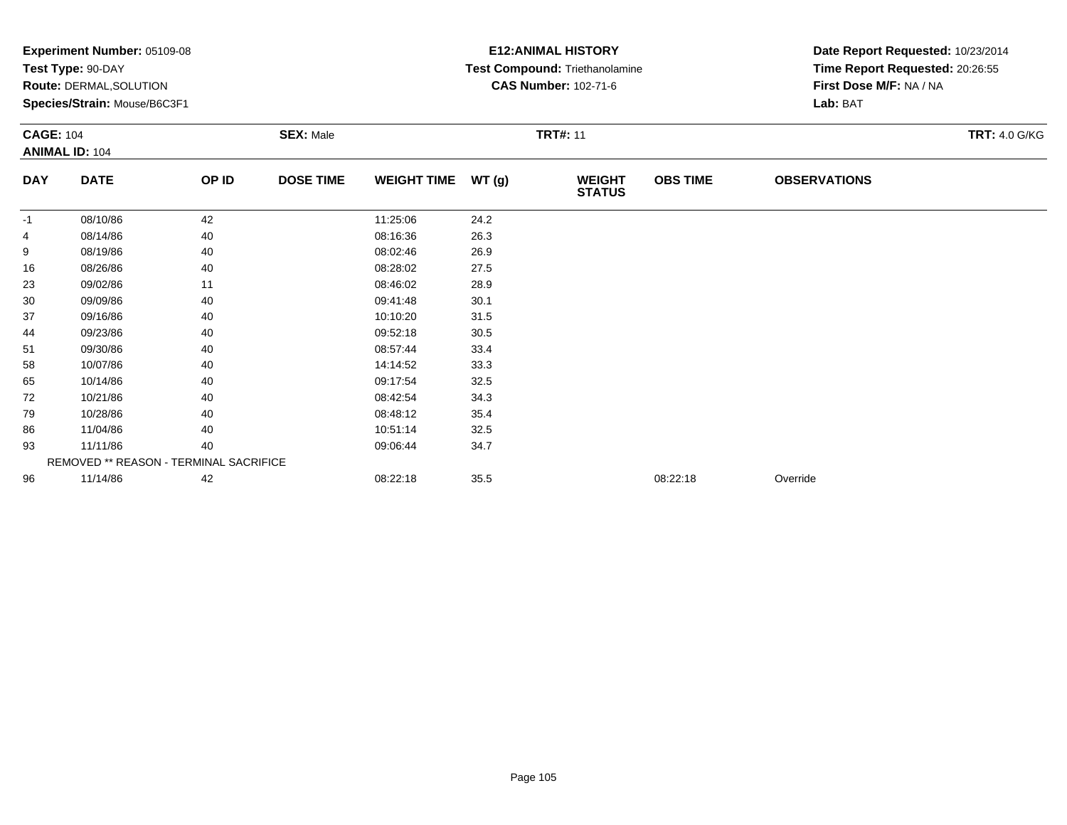**Experiment Number:** 05109-08
**Test Type:** 90-DAY
**Route:** DERMAL,SOLUTION
**Species/Strain:** Mouse/B6C3F1

**E12:ANIMAL HISTORY**
**Test Compound:** Triethanolamine
**CAS Number:** 102-71-6

**Date Report Requested:** 10/23/2014
**Time Report Requested:** 20:26:55
**First Dose M/F:** NA / NA
**Lab:** BAT

**CAGE:** 104 **SEX:** Male **TRT#:** 11 **TRT:** 4.0 G/KG
**ANIMAL ID:** 104

| DAY | DATE | OP ID | DOSE TIME | WEIGHT TIME | WT (g) | WEIGHT STATUS | OBS TIME | OBSERVATIONS |
|---|---|---|---|---|---|---|---|---|
| -1 | 08/10/86 | 42 | | 11:25:06 | 24.2 | | | |
| 4 | 08/14/86 | 40 | | 08:16:36 | 26.3 | | | |
| 9 | 08/19/86 | 40 | | 08:02:46 | 26.9 | | | |
| 16 | 08/26/86 | 40 | | 08:28:02 | 27.5 | | | |
| 23 | 09/02/86 | 11 | | 08:46:02 | 28.9 | | | |
| 30 | 09/09/86 | 40 | | 09:41:48 | 30.1 | | | |
| 37 | 09/16/86 | 40 | | 10:10:20 | 31.5 | | | |
| 44 | 09/23/86 | 40 | | 09:52:18 | 30.5 | | | |
| 51 | 09/30/86 | 40 | | 08:57:44 | 33.4 | | | |
| 58 | 10/07/86 | 40 | | 14:14:52 | 33.3 | | | |
| 65 | 10/14/86 | 40 | | 09:17:54 | 32.5 | | | |
| 72 | 10/21/86 | 40 | | 08:42:54 | 34.3 | | | |
| 79 | 10/28/86 | 40 | | 08:48:12 | 35.4 | | | |
| 86 | 11/04/86 | 40 | | 10:51:14 | 32.5 | | | |
| 93 | 11/11/86 | 40 | | 09:06:44 | 34.7 | | | |
| REMOVED ** REASON - TERMINAL SACRIFICE | | | | | | | | |
| 96 | 11/14/86 | 42 | | 08:22:18 | 35.5 | | 08:22:18 | Override |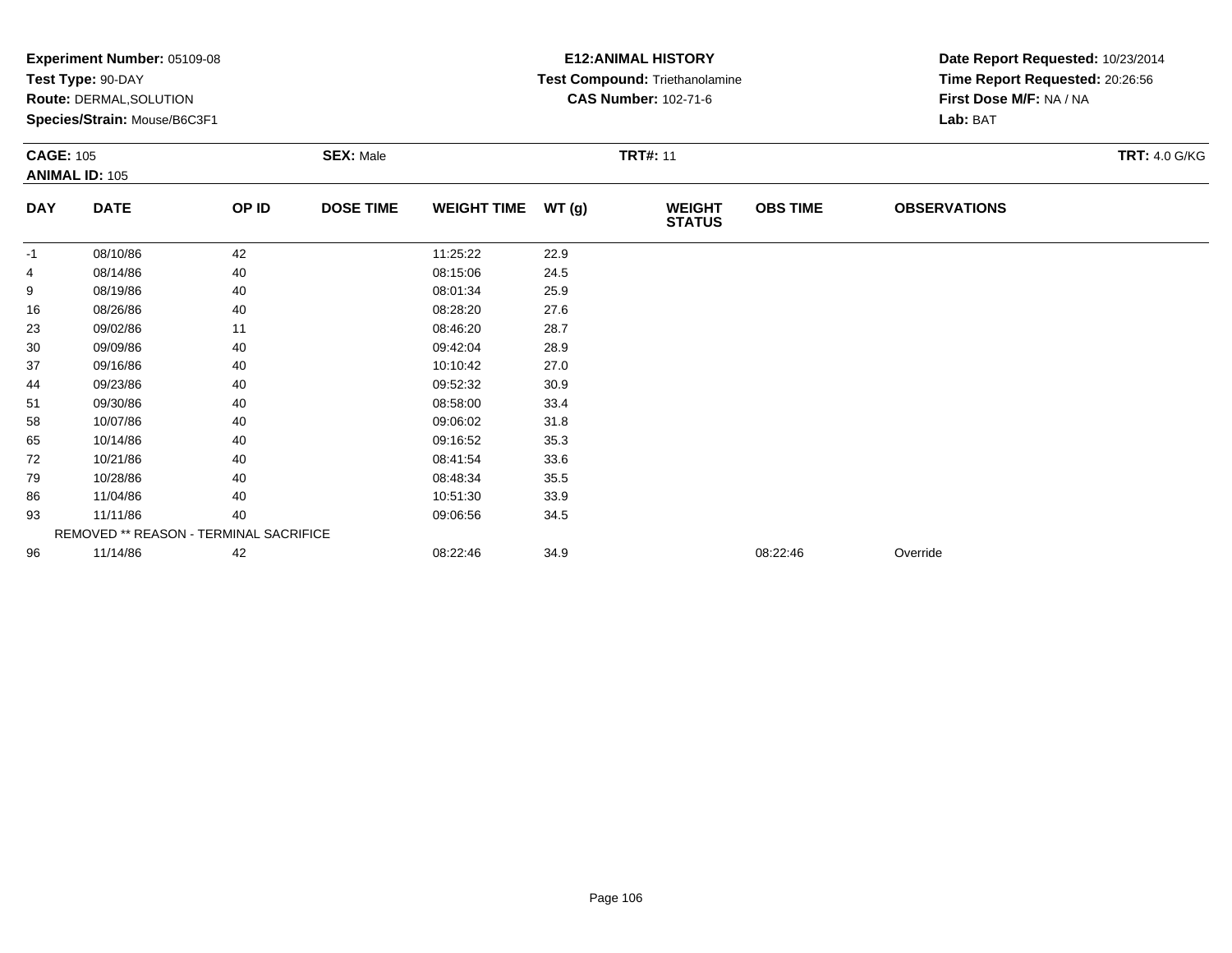**Experiment Number:** 05109-08
**Test Type:** 90-DAY
**Route:** DERMAL,SOLUTION
**Species/Strain:** Mouse/B6C3F1

**E12:ANIMAL HISTORY**
**Test Compound:** Triethanolamine
**CAS Number:** 102-71-6

**Date Report Requested:** 10/23/2014
**Time Report Requested:** 20:26:56
**First Dose M/F:** NA / NA
**Lab:** BAT

**CAGE:** 105
**ANIMAL ID:** 105
**SEX:** Male
**TRT#:** 11
**TRT:** 4.0 G/KG

| DAY | DATE | OP ID | DOSE TIME | WEIGHT TIME | WT (g) | WEIGHT STATUS | OBS TIME | OBSERVATIONS |
|---|---|---|---|---|---|---|---|---|
| -1 | 08/10/86 | 42 | | 11:25:22 | 22.9 | | | |
| 4 | 08/14/86 | 40 | | 08:15:06 | 24.5 | | | |
| 9 | 08/19/86 | 40 | | 08:01:34 | 25.9 | | | |
| 16 | 08/26/86 | 40 | | 08:28:20 | 27.6 | | | |
| 23 | 09/02/86 | 11 | | 08:46:20 | 28.7 | | | |
| 30 | 09/09/86 | 40 | | 09:42:04 | 28.9 | | | |
| 37 | 09/16/86 | 40 | | 10:10:42 | 27.0 | | | |
| 44 | 09/23/86 | 40 | | 09:52:32 | 30.9 | | | |
| 51 | 09/30/86 | 40 | | 08:58:00 | 33.4 | | | |
| 58 | 10/07/86 | 40 | | 09:06:02 | 31.8 | | | |
| 65 | 10/14/86 | 40 | | 09:16:52 | 35.3 | | | |
| 72 | 10/21/86 | 40 | | 08:41:54 | 33.6 | | | |
| 79 | 10/28/86 | 40 | | 08:48:34 | 35.5 | | | |
| 86 | 11/04/86 | 40 | | 10:51:30 | 33.9 | | | |
| 93 | 11/11/86 | 40 | | 09:06:56 | 34.5 | | | |
| | REMOVED ** REASON - TERMINAL SACRIFICE | | | | | | | |
| 96 | 11/14/86 | 42 | | 08:22:46 | 34.9 | | 08:22:46 | Override |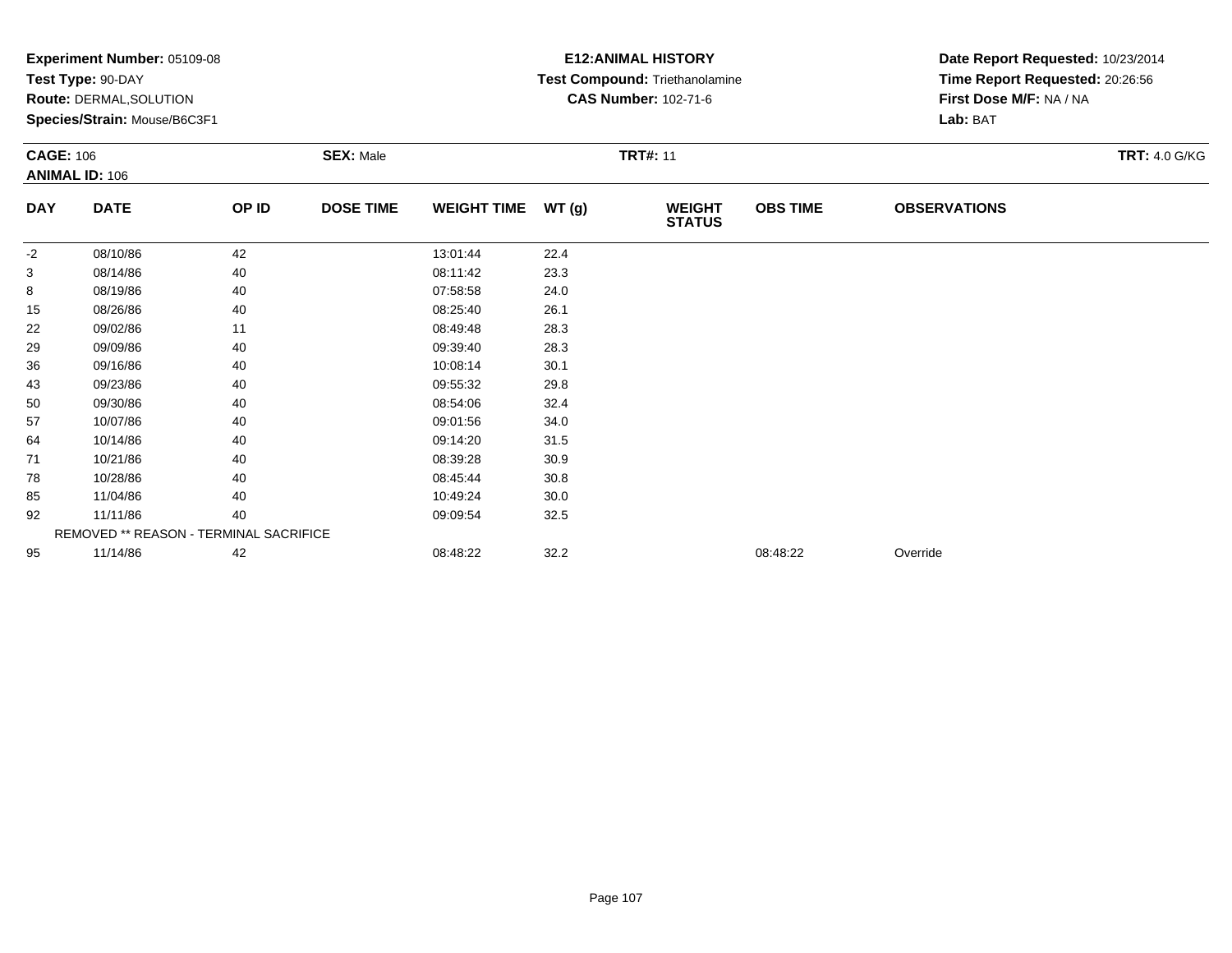**Experiment Number:** 05109-08
**Test Type:** 90-DAY
**Route:** DERMAL,SOLUTION
**Species/Strain:** Mouse/B6C3F1

**E12:ANIMAL HISTORY**
**Test Compound:** Triethanolamine
**CAS Number:** 102-71-6

**Date Report Requested:** 10/23/2014
**Time Report Requested:** 20:26:56
**First Dose M/F:** NA / NA
**Lab:** BAT

**CAGE:** 106 **SEX:** Male **TRT#:** 11 **TRT:** 4.0 G/KG
**ANIMAL ID:** 106

| DAY | DATE | OP ID | DOSE TIME | WEIGHT TIME | WT (g) | WEIGHT STATUS | OBS TIME | OBSERVATIONS |
|---|---|---|---|---|---|---|---|---|
| -2 | 08/10/86 | 42 | | 13:01:44 | 22.4 | | | |
| 3 | 08/14/86 | 40 | | 08:11:42 | 23.3 | | | |
| 8 | 08/19/86 | 40 | | 07:58:58 | 24.0 | | | |
| 15 | 08/26/86 | 40 | | 08:25:40 | 26.1 | | | |
| 22 | 09/02/86 | 11 | | 08:49:48 | 28.3 | | | |
| 29 | 09/09/86 | 40 | | 09:39:40 | 28.3 | | | |
| 36 | 09/16/86 | 40 | | 10:08:14 | 30.1 | | | |
| 43 | 09/23/86 | 40 | | 09:55:32 | 29.8 | | | |
| 50 | 09/30/86 | 40 | | 08:54:06 | 32.4 | | | |
| 57 | 10/07/86 | 40 | | 09:01:56 | 34.0 | | | |
| 64 | 10/14/86 | 40 | | 09:14:20 | 31.5 | | | |
| 71 | 10/21/86 | 40 | | 08:39:28 | 30.9 | | | |
| 78 | 10/28/86 | 40 | | 08:45:44 | 30.8 | | | |
| 85 | 11/04/86 | 40 | | 10:49:24 | 30.0 | | | |
| 92 | 11/11/86 | 40 | | 09:09:54 | 32.5 | | | |
| REMOVED ** REASON - TERMINAL SACRIFICE | | | | | | | | |
| 95 | 11/14/86 | 42 | | 08:48:22 | 32.2 | | 08:48:22 | Override |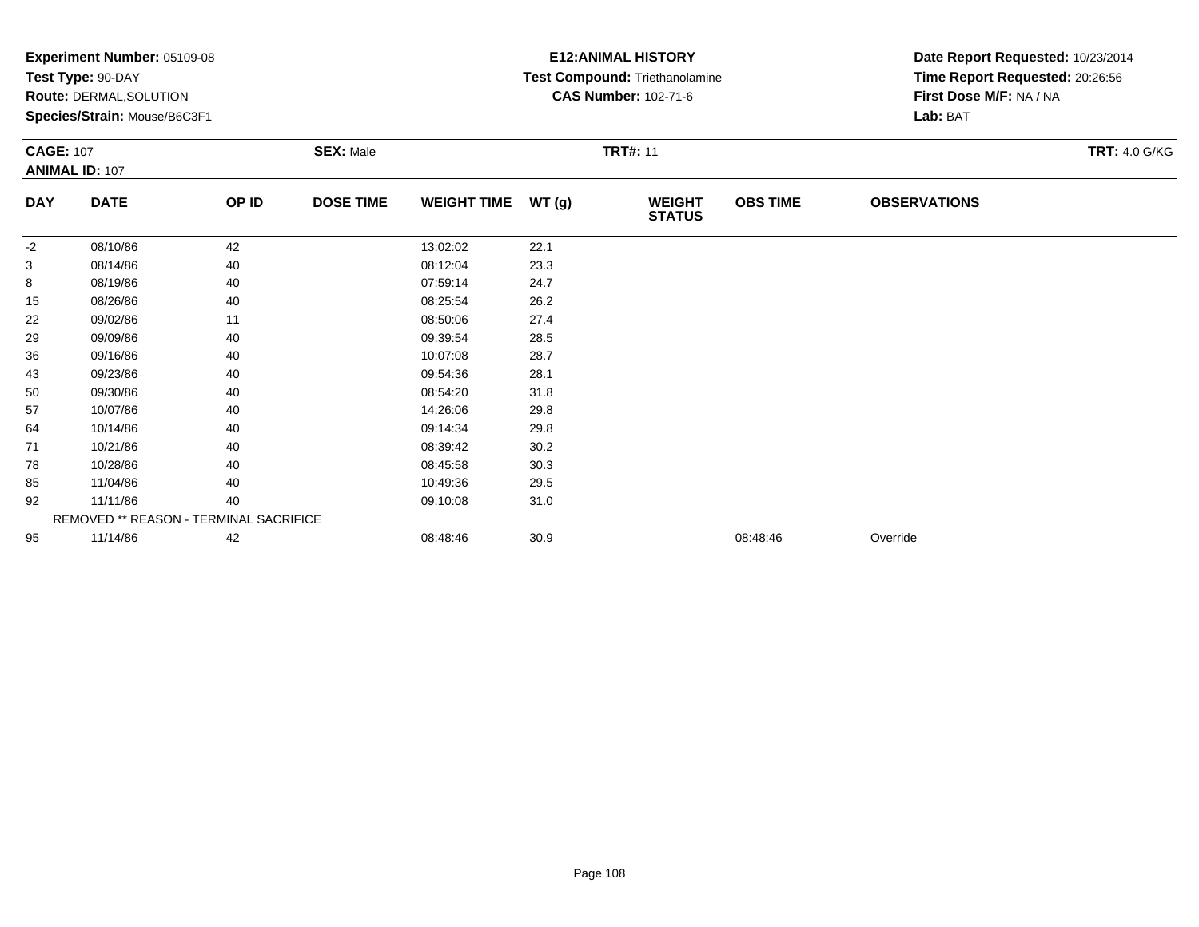**Experiment Number:** 05109-08
**Test Type:** 90-DAY
**Route:** DERMAL,SOLUTION
**Species/Strain:** Mouse/B6C3F1

**E12:ANIMAL HISTORY**
**Test Compound:** Triethanolamine
**CAS Number:** 102-71-6

**Date Report Requested:** 10/23/2014
**Time Report Requested:** 20:26:56
**First Dose M/F:** NA / NA
**Lab:** BAT

**CAGE:** 107
**ANIMAL ID:** 107
**SEX:** Male
**TRT#:** 11
**TRT:** 4.0 G/KG

| DAY | DATE | OP ID | DOSE TIME | WEIGHT TIME | WT (g) | WEIGHT STATUS | OBS TIME | OBSERVATIONS |
|---|---|---|---|---|---|---|---|---|
| -2 | 08/10/86 | 42 | | 13:02:02 | 22.1 | | | |
| 3 | 08/14/86 | 40 | | 08:12:04 | 23.3 | | | |
| 8 | 08/19/86 | 40 | | 07:59:14 | 24.7 | | | |
| 15 | 08/26/86 | 40 | | 08:25:54 | 26.2 | | | |
| 22 | 09/02/86 | 11 | | 08:50:06 | 27.4 | | | |
| 29 | 09/09/86 | 40 | | 09:39:54 | 28.5 | | | |
| 36 | 09/16/86 | 40 | | 10:07:08 | 28.7 | | | |
| 43 | 09/23/86 | 40 | | 09:54:36 | 28.1 | | | |
| 50 | 09/30/86 | 40 | | 08:54:20 | 31.8 | | | |
| 57 | 10/07/86 | 40 | | 14:26:06 | 29.8 | | | |
| 64 | 10/14/86 | 40 | | 09:14:34 | 29.8 | | | |
| 71 | 10/21/86 | 40 | | 08:39:42 | 30.2 | | | |
| 78 | 10/28/86 | 40 | | 08:45:58 | 30.3 | | | |
| 85 | 11/04/86 | 40 | | 10:49:36 | 29.5 | | | |
| 92 | 11/11/86 | 40 | | 09:10:08 | 31.0 | | | |
| REMOVED ** REASON - TERMINAL SACRIFICE | | | | | | | | |
| 95 | 11/14/86 | 42 | | 08:48:46 | 30.9 | | 08:48:46 | Override |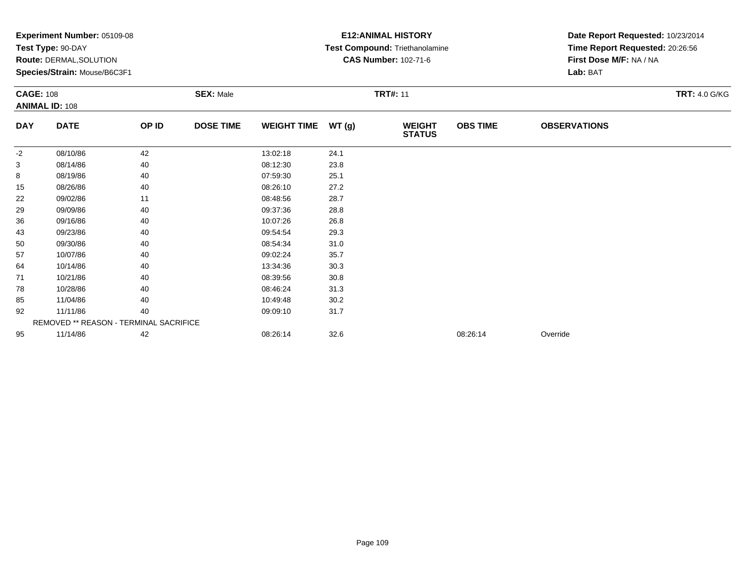**Experiment Number:** 05109-08
**Test Type:** 90-DAY
**Route:** DERMAL,SOLUTION
**Species/Strain:** Mouse/B6C3F1

**E12:ANIMAL HISTORY**
**Test Compound:** Triethanolamine
**CAS Number:** 102-71-6

**Date Report Requested:** 10/23/2014
**Time Report Requested:** 20:26:56
**First Dose M/F:** NA / NA
**Lab:** BAT

**CAGE:** 108
**ANIMAL ID:** 108
**SEX:** Male
**TRT#:** 11
**TRT:** 4.0 G/KG

| DAY | DATE | OP ID | DOSE TIME | WEIGHT TIME | WT (g) | WEIGHT STATUS | OBS TIME | OBSERVATIONS |
|---|---|---|---|---|---|---|---|---|
| -2 | 08/10/86 | 42 | | 13:02:18 | 24.1 | | | |
| 3 | 08/14/86 | 40 | | 08:12:30 | 23.8 | | | |
| 8 | 08/19/86 | 40 | | 07:59:30 | 25.1 | | | |
| 15 | 08/26/86 | 40 | | 08:26:10 | 27.2 | | | |
| 22 | 09/02/86 | 11 | | 08:48:56 | 28.7 | | | |
| 29 | 09/09/86 | 40 | | 09:37:36 | 28.8 | | | |
| 36 | 09/16/86 | 40 | | 10:07:26 | 26.8 | | | |
| 43 | 09/23/86 | 40 | | 09:54:54 | 29.3 | | | |
| 50 | 09/30/86 | 40 | | 08:54:34 | 31.0 | | | |
| 57 | 10/07/86 | 40 | | 09:02:24 | 35.7 | | | |
| 64 | 10/14/86 | 40 | | 13:34:36 | 30.3 | | | |
| 71 | 10/21/86 | 40 | | 08:39:56 | 30.8 | | | |
| 78 | 10/28/86 | 40 | | 08:46:24 | 31.3 | | | |
| 85 | 11/04/86 | 40 | | 10:49:48 | 30.2 | | | |
| 92 | 11/11/86 | 40 | | 09:09:10 | 31.7 | | | |
| REMOVED ** REASON - TERMINAL SACRIFICE | | | | | | | | |
| 95 | 11/14/86 | 42 | | 08:26:14 | 32.6 | | 08:26:14 | Override |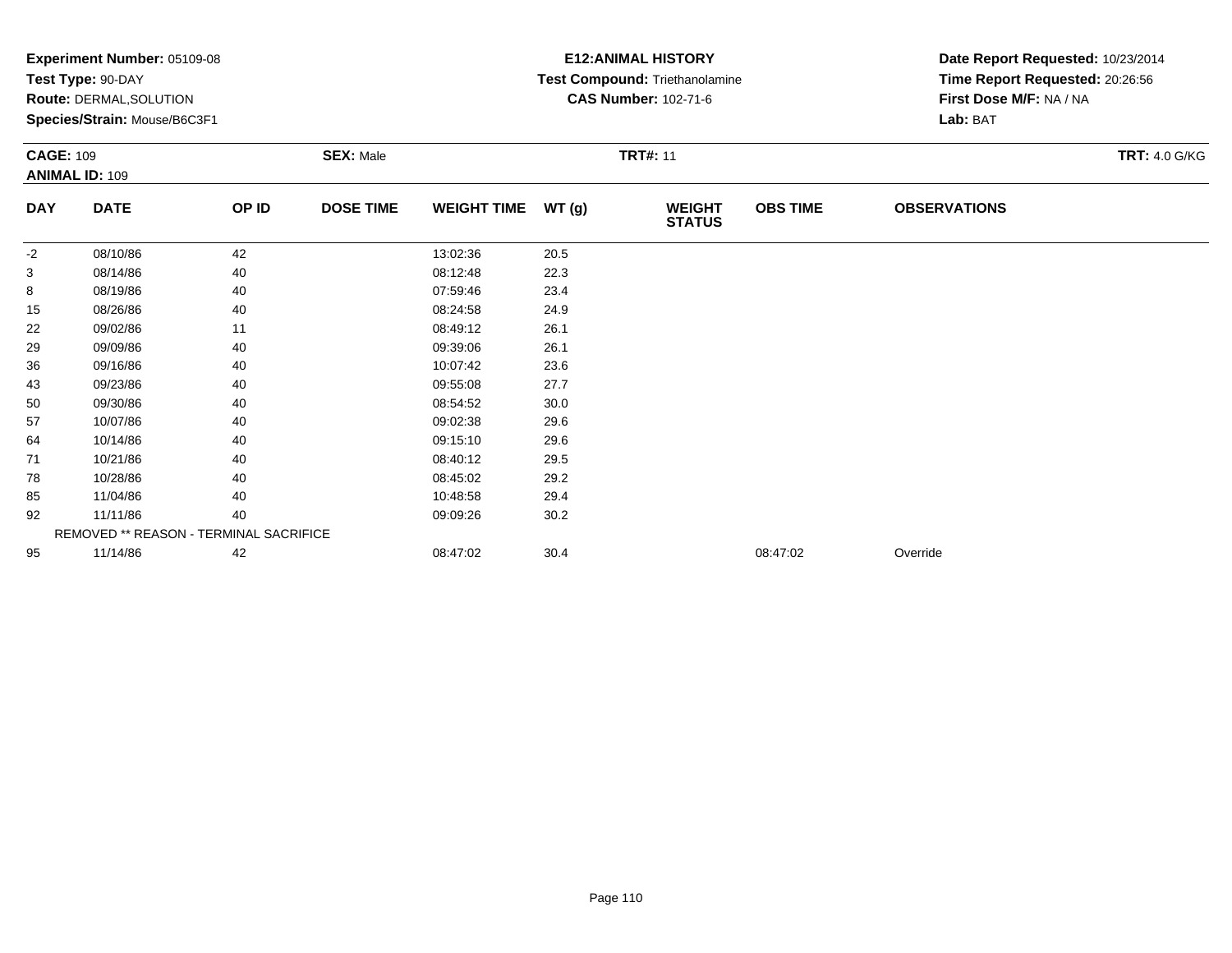**Experiment Number:** 05109-08
**Test Type:** 90-DAY
**Route:** DERMAL,SOLUTION
**Species/Strain:** Mouse/B6C3F1

**E12:ANIMAL HISTORY**
**Test Compound:** Triethanolamine
**CAS Number:** 102-71-6

**Date Report Requested:** 10/23/2014
**Time Report Requested:** 20:26:56
**First Dose M/F:** NA / NA
**Lab:** BAT

**CAGE:** 109
**ANIMAL ID:** 109
**SEX:** Male
**TRT#:** 11
**TRT:** 4.0 G/KG

| DAY | DATE | OP ID | DOSE TIME | WEIGHT TIME | WT (g) | WEIGHT STATUS | OBS TIME | OBSERVATIONS |
|---|---|---|---|---|---|---|---|---|
| -2 | 08/10/86 | 42 | | 13:02:36 | 20.5 | | | |
| 3 | 08/14/86 | 40 | | 08:12:48 | 22.3 | | | |
| 8 | 08/19/86 | 40 | | 07:59:46 | 23.4 | | | |
| 15 | 08/26/86 | 40 | | 08:24:58 | 24.9 | | | |
| 22 | 09/02/86 | 11 | | 08:49:12 | 26.1 | | | |
| 29 | 09/09/86 | 40 | | 09:39:06 | 26.1 | | | |
| 36 | 09/16/86 | 40 | | 10:07:42 | 23.6 | | | |
| 43 | 09/23/86 | 40 | | 09:55:08 | 27.7 | | | |
| 50 | 09/30/86 | 40 | | 08:54:52 | 30.0 | | | |
| 57 | 10/07/86 | 40 | | 09:02:38 | 29.6 | | | |
| 64 | 10/14/86 | 40 | | 09:15:10 | 29.6 | | | |
| 71 | 10/21/86 | 40 | | 08:40:12 | 29.5 | | | |
| 78 | 10/28/86 | 40 | | 08:45:02 | 29.2 | | | |
| 85 | 11/04/86 | 40 | | 10:48:58 | 29.4 | | | |
| 92 | 11/11/86 | 40 | | 09:09:26 | 30.2 | | | |
| REMOVED ** REASON - TERMINAL SACRIFICE | | | | | | | | |
| 95 | 11/14/86 | 42 | | 08:47:02 | 30.4 | | 08:47:02 | Override |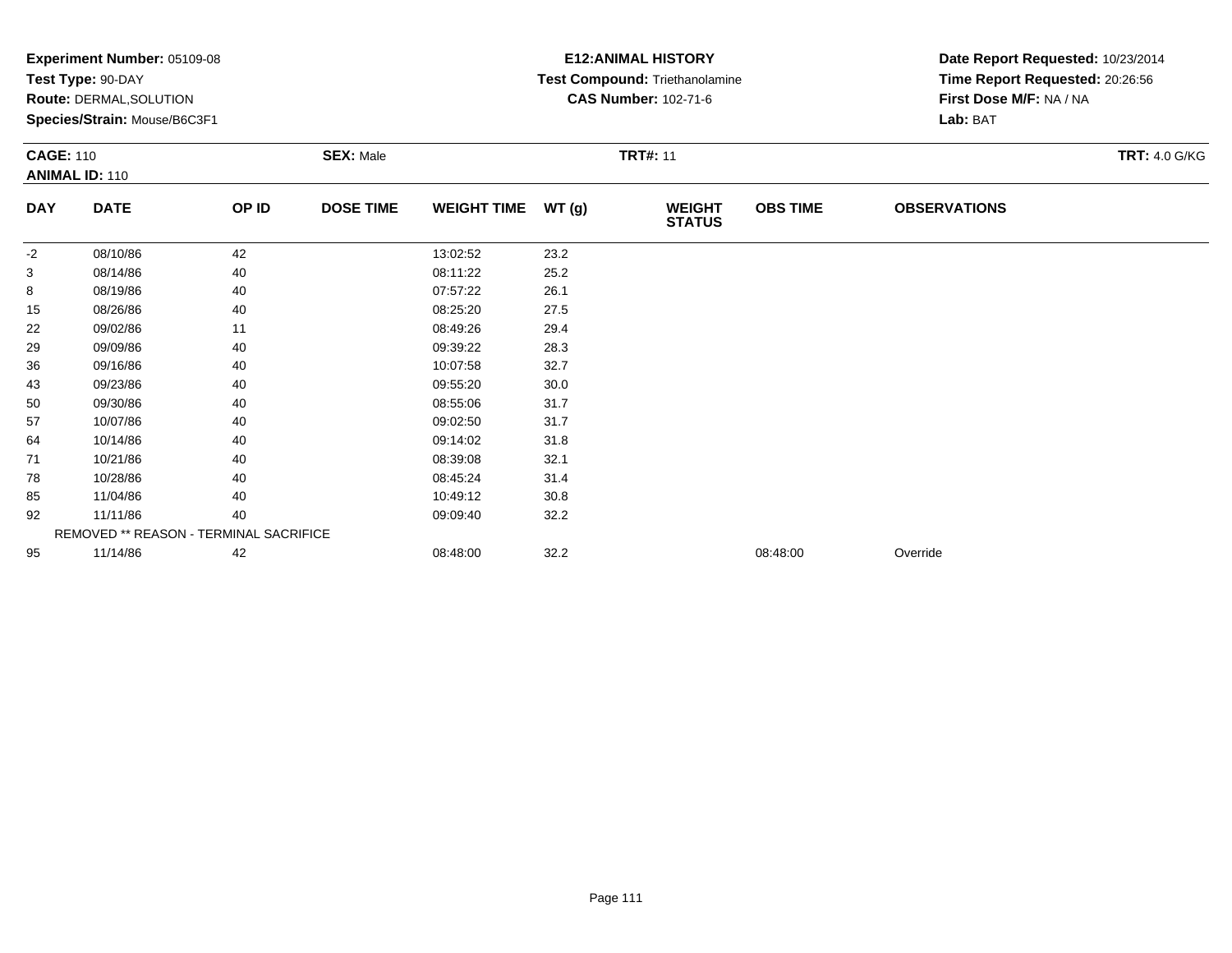**Experiment Number:** 05109-08
**Test Type:** 90-DAY
**Route:** DERMAL,SOLUTION
**Species/Strain:** Mouse/B6C3F1

**E12:ANIMAL HISTORY**
**Test Compound:** Triethanolamine
**CAS Number:** 102-71-6

**Date Report Requested:** 10/23/2014
**Time Report Requested:** 20:26:56
**First Dose M/F:** NA / NA
**Lab:** BAT

**CAGE:** 110
**ANIMAL ID:** 110
**SEX:** Male
**TRT#:** 11
**TRT:** 4.0 G/KG

| DAY | DATE | OP ID | DOSE TIME | WEIGHT TIME | WT (g) | WEIGHT STATUS | OBS TIME | OBSERVATIONS |
|---|---|---|---|---|---|---|---|---|
| -2 | 08/10/86 | 42 | | 13:02:52 | 23.2 | | | |
| 3 | 08/14/86 | 40 | | 08:11:22 | 25.2 | | | |
| 8 | 08/19/86 | 40 | | 07:57:22 | 26.1 | | | |
| 15 | 08/26/86 | 40 | | 08:25:20 | 27.5 | | | |
| 22 | 09/02/86 | 11 | | 08:49:26 | 29.4 | | | |
| 29 | 09/09/86 | 40 | | 09:39:22 | 28.3 | | | |
| 36 | 09/16/86 | 40 | | 10:07:58 | 32.7 | | | |
| 43 | 09/23/86 | 40 | | 09:55:20 | 30.0 | | | |
| 50 | 09/30/86 | 40 | | 08:55:06 | 31.7 | | | |
| 57 | 10/07/86 | 40 | | 09:02:50 | 31.7 | | | |
| 64 | 10/14/86 | 40 | | 09:14:02 | 31.8 | | | |
| 71 | 10/21/86 | 40 | | 08:39:08 | 32.1 | | | |
| 78 | 10/28/86 | 40 | | 08:45:24 | 31.4 | | | |
| 85 | 11/04/86 | 40 | | 10:49:12 | 30.8 | | | |
| 92 | 11/11/86 | 40 | | 09:09:40 | 32.2 | | | |
| | REMOVED ** REASON - TERMINAL SACRIFICE | | | | | | | |
| 95 | 11/14/86 | 42 | | 08:48:00 | 32.2 | | 08:48:00 | Override |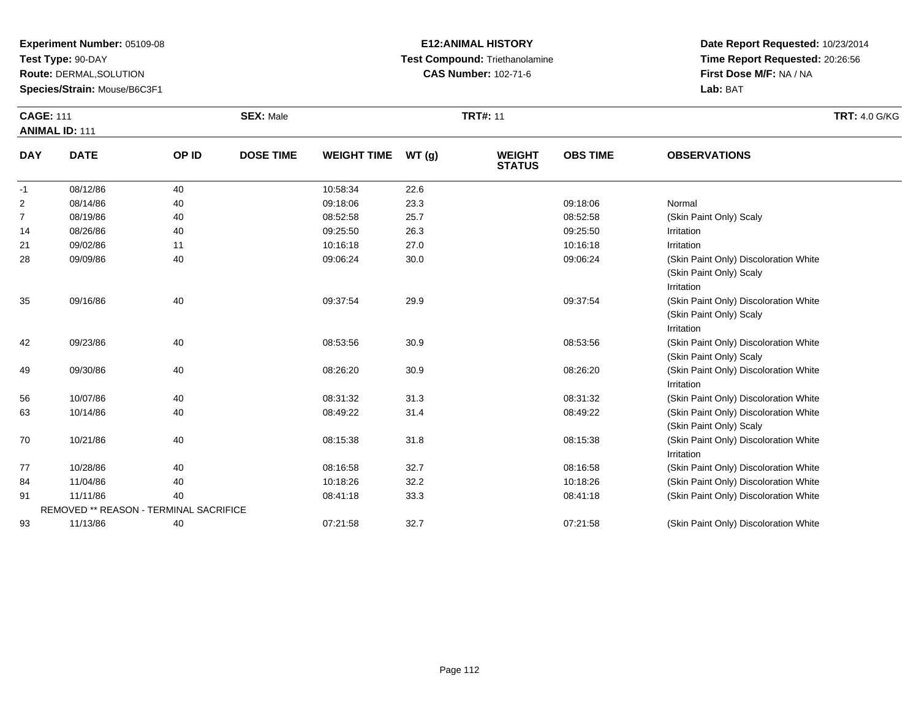**Experiment Number:** 05109-08
**Test Type:** 90-DAY
**Route:** DERMAL,SOLUTION
**Species/Strain:** Mouse/B6C3F1

**E12:ANIMAL HISTORY**
**Test Compound:** Triethanolamine
**CAS Number:** 102-71-6

**Date Report Requested:** 10/23/2014
**Time Report Requested:** 20:26:56
**First Dose M/F:** NA / NA
**Lab:** BAT

**CAGE:** 111 **SEX:** Male **TRT#:** 11 **TRT:** 4.0 G/KG
**ANIMAL ID:** 111

| DAY | DATE | OP ID | DOSE TIME | WEIGHT TIME | WT (g) | WEIGHT STATUS | OBS TIME | OBSERVATIONS |
|---|---|---|---|---|---|---|---|---|
| -1 | 08/12/86 | 40 | | 10:58:34 | 22.6 | | | |
| 2 | 08/14/86 | 40 | | 09:18:06 | 23.3 | | 09:18:06 | Normal |
| 7 | 08/19/86 | 40 | | 08:52:58 | 25.7 | | 08:52:58 | (Skin Paint Only) Scaly |
| 14 | 08/26/86 | 40 | | 09:25:50 | 26.3 | | 09:25:50 | Irritation |
| 21 | 09/02/86 | 11 | | 10:16:18 | 27.0 | | 10:16:18 | Irritation |
| 28 | 09/09/86 | 40 | | 09:06:24 | 30.0 | | 09:06:24 | (Skin Paint Only) Discoloration White<br>(Skin Paint Only) Scaly<br>Irritation |
| 35 | 09/16/86 | 40 | | 09:37:54 | 29.9 | | 09:37:54 | (Skin Paint Only) Discoloration White<br>(Skin Paint Only) Scaly<br>Irritation |
| 42 | 09/23/86 | 40 | | 08:53:56 | 30.9 | | 08:53:56 | (Skin Paint Only) Discoloration White<br>(Skin Paint Only) Scaly |
| 49 | 09/30/86 | 40 | | 08:26:20 | 30.9 | | 08:26:20 | (Skin Paint Only) Discoloration White<br>Irritation |
| 56 | 10/07/86 | 40 | | 08:31:32 | 31.3 | | 08:31:32 | (Skin Paint Only) Discoloration White |
| 63 | 10/14/86 | 40 | | 08:49:22 | 31.4 | | 08:49:22 | (Skin Paint Only) Discoloration White<br>(Skin Paint Only) Scaly |
| 70 | 10/21/86 | 40 | | 08:15:38 | 31.8 | | 08:15:38 | (Skin Paint Only) Discoloration White<br>Irritation |
| 77 | 10/28/86 | 40 | | 08:16:58 | 32.7 | | 08:16:58 | (Skin Paint Only) Discoloration White |
| 84 | 11/04/86 | 40 | | 10:18:26 | 32.2 | | 10:18:26 | (Skin Paint Only) Discoloration White |
| 91 | 11/11/86 | 40 | | 08:41:18 | 33.3 | | 08:41:18 | (Skin Paint Only) Discoloration White |
| | REMOVED ** REASON - TERMINAL SACRIFICE | | | | | | | |
| 93 | 11/13/86 | 40 | | 07:21:58 | 32.7 | | 07:21:58 | (Skin Paint Only) Discoloration White |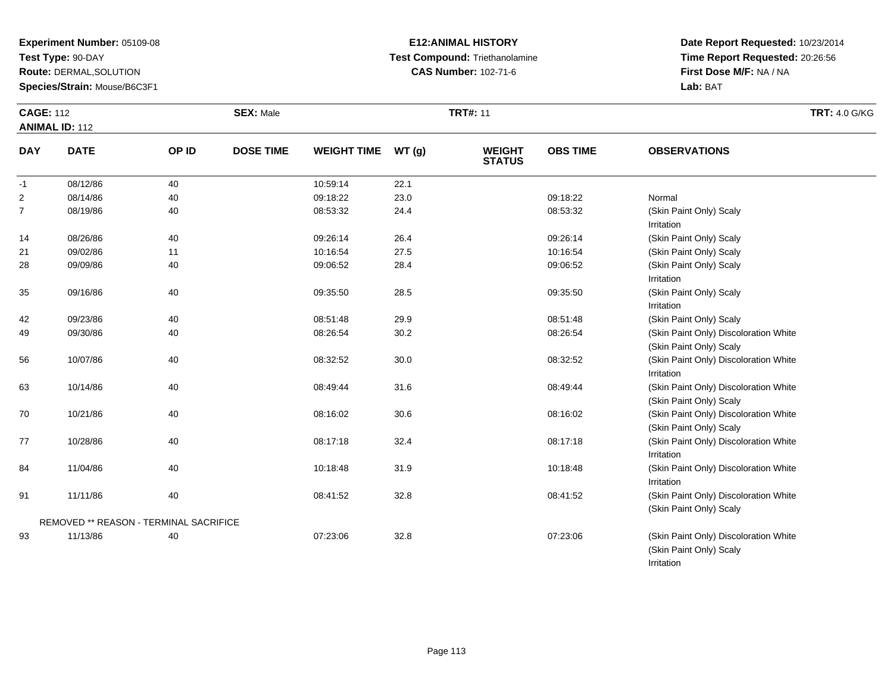**Experiment Number:** 05109-08
**Test Type:** 90-DAY
**Route:** DERMAL,SOLUTION
**Species/Strain:** Mouse/B6C3F1

**E12:ANIMAL HISTORY**
**Test Compound:** Triethanolamine
**CAS Number:** 102-71-6

**Date Report Requested:** 10/23/2014
**Time Report Requested:** 20:26:56
**First Dose M/F:** NA / NA
**Lab:** BAT

**CAGE:** 112 **SEX:** Male **TRT#:** 11 **TRT:** 4.0 G/KG
**ANIMAL ID:** 112

| DAY | DATE | OP ID | DOSE TIME | WEIGHT TIME | WT (g) | WEIGHT STATUS | OBS TIME | OBSERVATIONS |
|---|---|---|---|---|---|---|---|---|
| -1 | 08/12/86 | 40 | | 10:59:14 | 22.1 | | | |
| 2 | 08/14/86 | 40 | | 09:18:22 | 23.0 | | 09:18:22 | Normal |
| 7 | 08/19/86 | 40 | | 08:53:32 | 24.4 | | 08:53:32 | (Skin Paint Only) Scaly<br>Irritation |
| 14 | 08/26/86 | 40 | | 09:26:14 | 26.4 | | 09:26:14 | (Skin Paint Only) Scaly |
| 21 | 09/02/86 | 11 | | 10:16:54 | 27.5 | | 10:16:54 | (Skin Paint Only) Scaly |
| 28 | 09/09/86 | 40 | | 09:06:52 | 28.4 | | 09:06:52 | (Skin Paint Only) Scaly<br>Irritation |
| 35 | 09/16/86 | 40 | | 09:35:50 | 28.5 | | 09:35:50 | (Skin Paint Only) Scaly<br>Irritation |
| 42 | 09/23/86 | 40 | | 08:51:48 | 29.9 | | 08:51:48 | (Skin Paint Only) Scaly |
| 49 | 09/30/86 | 40 | | 08:26:54 | 30.2 | | 08:26:54 | (Skin Paint Only) Discoloration White<br>(Skin Paint Only) Scaly |
| 56 | 10/07/86 | 40 | | 08:32:52 | 30.0 | | 08:32:52 | (Skin Paint Only) Discoloration White<br>Irritation |
| 63 | 10/14/86 | 40 | | 08:49:44 | 31.6 | | 08:49:44 | (Skin Paint Only) Discoloration White<br>(Skin Paint Only) Scaly |
| 70 | 10/21/86 | 40 | | 08:16:02 | 30.6 | | 08:16:02 | (Skin Paint Only) Discoloration White<br>(Skin Paint Only) Scaly |
| 77 | 10/28/86 | 40 | | 08:17:18 | 32.4 | | 08:17:18 | (Skin Paint Only) Discoloration White<br>Irritation |
| 84 | 11/04/86 | 40 | | 10:18:48 | 31.9 | | 10:18:48 | (Skin Paint Only) Discoloration White<br>Irritation |
| 91 | 11/11/86 | 40 | | 08:41:52 | 32.8 | | 08:41:52 | (Skin Paint Only) Discoloration White<br>(Skin Paint Only) Scaly |
| REMOVED ** REASON - TERMINAL SACRIFICE | | | | | | | | |
| 93 | 11/13/86 | 40 | | 07:23:06 | 32.8 | | 07:23:06 | (Skin Paint Only) Discoloration White<br>(Skin Paint Only) Scaly<br>Irritation |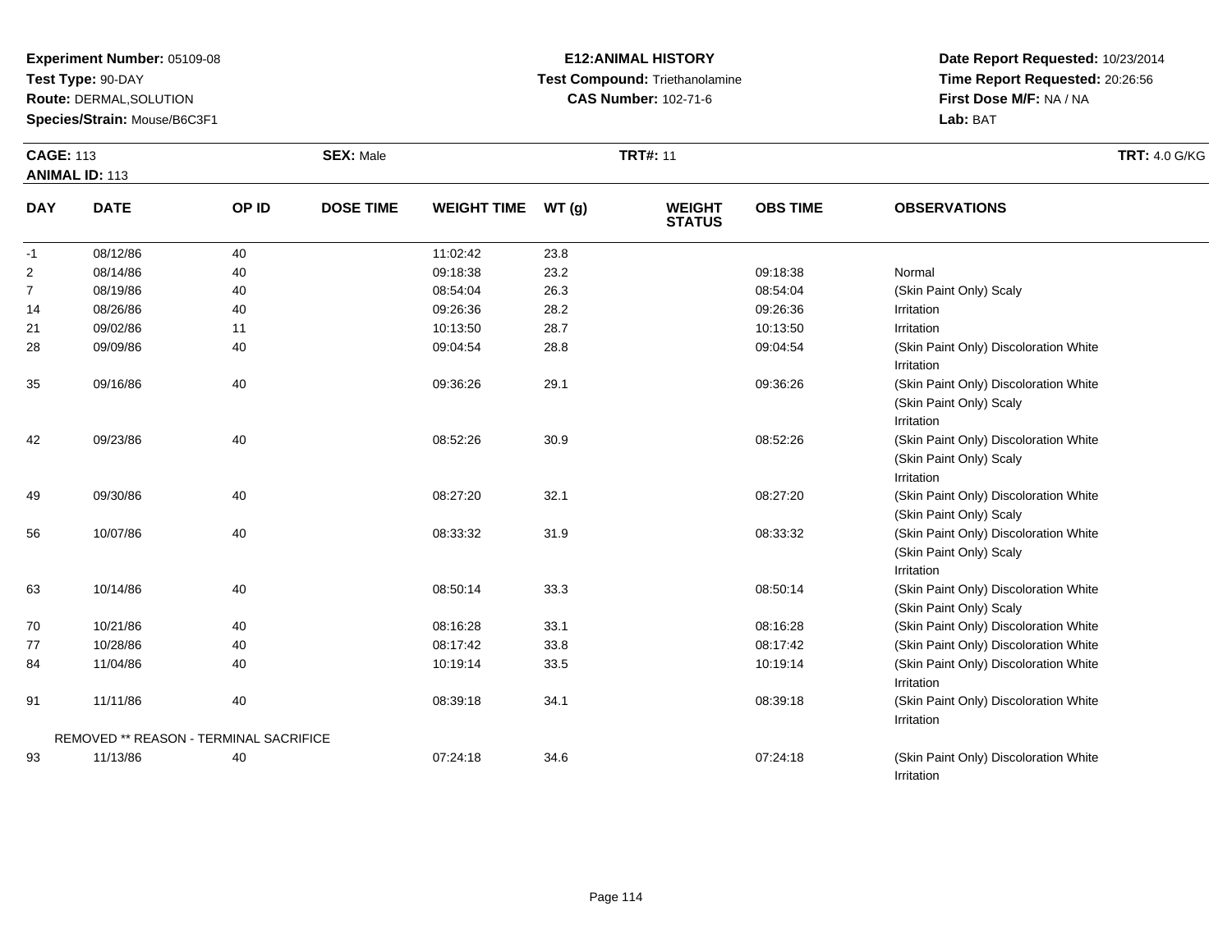**Experiment Number:** 05109-08
**Test Type:** 90-DAY
**Route:** DERMAL,SOLUTION
**Species/Strain:** Mouse/B6C3F1

**E12:ANIMAL HISTORY**
**Test Compound:** Triethanolamine
**CAS Number:** 102-71-6

**Date Report Requested:** 10/23/2014
**Time Report Requested:** 20:26:56
**First Dose M/F:** NA / NA
**Lab:** BAT

**CAGE:** 113 **SEX:** Male **TRT#:** 11 **TRT:** 4.0 G/KG
**ANIMAL ID:** 113

| DAY | DATE | OP ID | DOSE TIME | WEIGHT TIME | WT (g) | WEIGHT STATUS | OBS TIME | OBSERVATIONS |
|---|---|---|---|---|---|---|---|---|
| -1 | 08/12/86 | 40 | | 11:02:42 | 23.8 | | | |
| 2 | 08/14/86 | 40 | | 09:18:38 | 23.2 | | 09:18:38 | Normal |
| 7 | 08/19/86 | 40 | | 08:54:04 | 26.3 | | 08:54:04 | (Skin Paint Only) Scaly |
| 14 | 08/26/86 | 40 | | 09:26:36 | 28.2 | | 09:26:36 | Irritation |
| 21 | 09/02/86 | 11 | | 10:13:50 | 28.7 | | 10:13:50 | Irritation |
| 28 | 09/09/86 | 40 | | 09:04:54 | 28.8 | | 09:04:54 | (Skin Paint Only) Discoloration White<br>Irritation |
| 35 | 09/16/86 | 40 | | 09:36:26 | 29.1 | | 09:36:26 | (Skin Paint Only) Discoloration White<br>(Skin Paint Only) Scaly<br>Irritation |
| 42 | 09/23/86 | 40 | | 08:52:26 | 30.9 | | 08:52:26 | (Skin Paint Only) Discoloration White<br>(Skin Paint Only) Scaly<br>Irritation |
| 49 | 09/30/86 | 40 | | 08:27:20 | 32.1 | | 08:27:20 | (Skin Paint Only) Discoloration White<br>(Skin Paint Only) Scaly |
| 56 | 10/07/86 | 40 | | 08:33:32 | 31.9 | | 08:33:32 | (Skin Paint Only) Discoloration White<br>(Skin Paint Only) Scaly<br>Irritation |
| 63 | 10/14/86 | 40 | | 08:50:14 | 33.3 | | 08:50:14 | (Skin Paint Only) Discoloration White<br>(Skin Paint Only) Scaly |
| 70 | 10/21/86 | 40 | | 08:16:28 | 33.1 | | 08:16:28 | (Skin Paint Only) Discoloration White |
| 77 | 10/28/86 | 40 | | 08:17:42 | 33.8 | | 08:17:42 | (Skin Paint Only) Discoloration White |
| 84 | 11/04/86 | 40 | | 10:19:14 | 33.5 | | 10:19:14 | (Skin Paint Only) Discoloration White<br>Irritation |
| 91 | 11/11/86 | 40 | | 08:39:18 | 34.1 | | 08:39:18 | (Skin Paint Only) Discoloration White<br>Irritation |
| | REMOVED ** REASON - TERMINAL SACRIFICE | | | | | | | |
| 93 | 11/13/86 | 40 | | 07:24:18 | 34.6 | | 07:24:18 | (Skin Paint Only) Discoloration White<br>Irritation |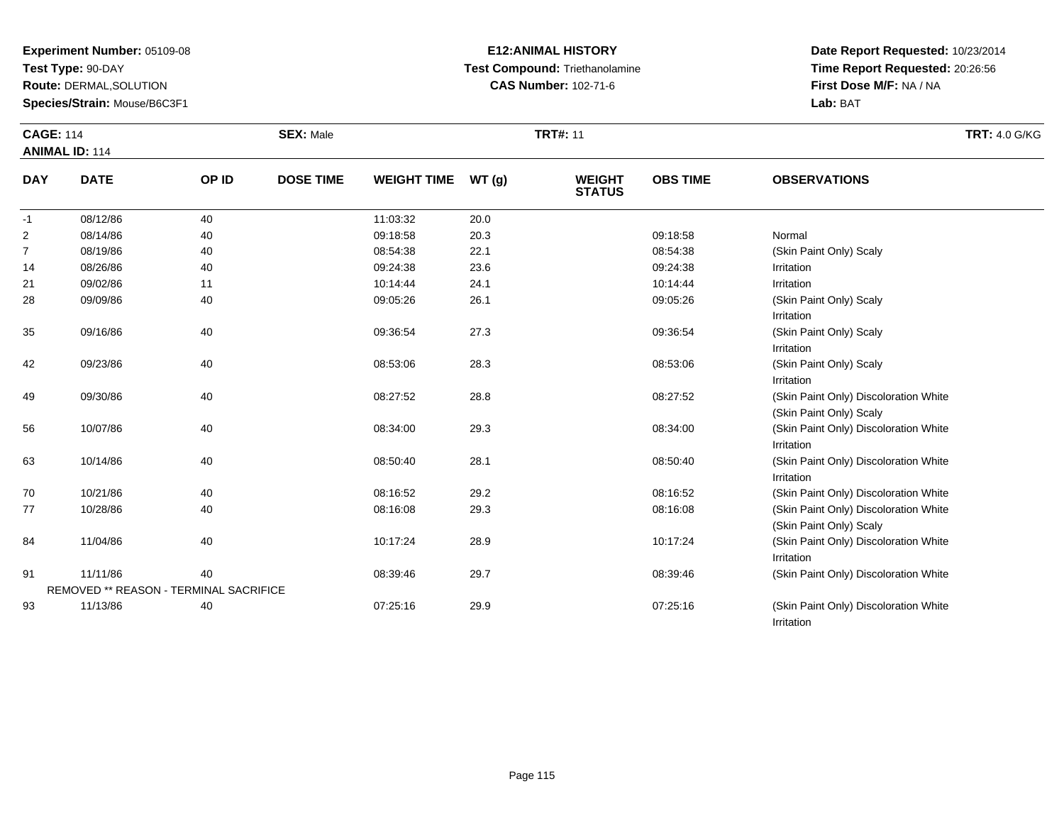**Experiment Number:** 05109-08
**Test Type:** 90-DAY
**Route:** DERMAL,SOLUTION
**Species/Strain:** Mouse/B6C3F1

**E12:ANIMAL HISTORY**
**Test Compound:** Triethanolamine
**CAS Number:** 102-71-6

**Date Report Requested:** 10/23/2014
**Time Report Requested:** 20:26:56
**First Dose M/F:** NA / NA
**Lab:** BAT

**CAGE:** 114
**ANIMAL ID:** 114
**SEX:** Male
**TRT#:** 11
**TRT:** 4.0 G/KG

| DAY | DATE | OP ID | DOSE TIME | WEIGHT TIME | WT (g) | WEIGHT STATUS | OBS TIME | OBSERVATIONS |
|---|---|---|---|---|---|---|---|---|
| -1 | 08/12/86 | 40 | | 11:03:32 | 20.0 | | | |
| 2 | 08/14/86 | 40 | | 09:18:58 | 20.3 | | 09:18:58 | Normal |
| 7 | 08/19/86 | 40 | | 08:54:38 | 22.1 | | 08:54:38 | (Skin Paint Only) Scaly |
| 14 | 08/26/86 | 40 | | 09:24:38 | 23.6 | | 09:24:38 | Irritation |
| 21 | 09/02/86 | 11 | | 10:14:44 | 24.1 | | 10:14:44 | Irritation |
| 28 | 09/09/86 | 40 | | 09:05:26 | 26.1 | | 09:05:26 | (Skin Paint Only) Scaly<br>Irritation |
| 35 | 09/16/86 | 40 | | 09:36:54 | 27.3 | | 09:36:54 | (Skin Paint Only) Scaly<br>Irritation |
| 42 | 09/23/86 | 40 | | 08:53:06 | 28.3 | | 08:53:06 | (Skin Paint Only) Scaly<br>Irritation |
| 49 | 09/30/86 | 40 | | 08:27:52 | 28.8 | | 08:27:52 | (Skin Paint Only) Discoloration White<br>(Skin Paint Only) Scaly |
| 56 | 10/07/86 | 40 | | 08:34:00 | 29.3 | | 08:34:00 | (Skin Paint Only) Discoloration White<br>Irritation |
| 63 | 10/14/86 | 40 | | 08:50:40 | 28.1 | | 08:50:40 | (Skin Paint Only) Discoloration White<br>Irritation |
| 70 | 10/21/86 | 40 | | 08:16:52 | 29.2 | | 08:16:52 | (Skin Paint Only) Discoloration White |
| 77 | 10/28/86 | 40 | | 08:16:08 | 29.3 | | 08:16:08 | (Skin Paint Only) Discoloration White<br>(Skin Paint Only) Scaly |
| 84 | 11/04/86 | 40 | | 10:17:24 | 28.9 | | 10:17:24 | (Skin Paint Only) Discoloration White<br>Irritation |
| 91 | 11/11/86 | 40 | | 08:39:46 | 29.7 | | 08:39:46 | (Skin Paint Only) Discoloration White |
| | REMOVED ** REASON - TERMINAL SACRIFICE | | | | | | | |
| 93 | 11/13/86 | 40 | | 07:25:16 | 29.9 | | 07:25:16 | (Skin Paint Only) Discoloration White<br>Irritation |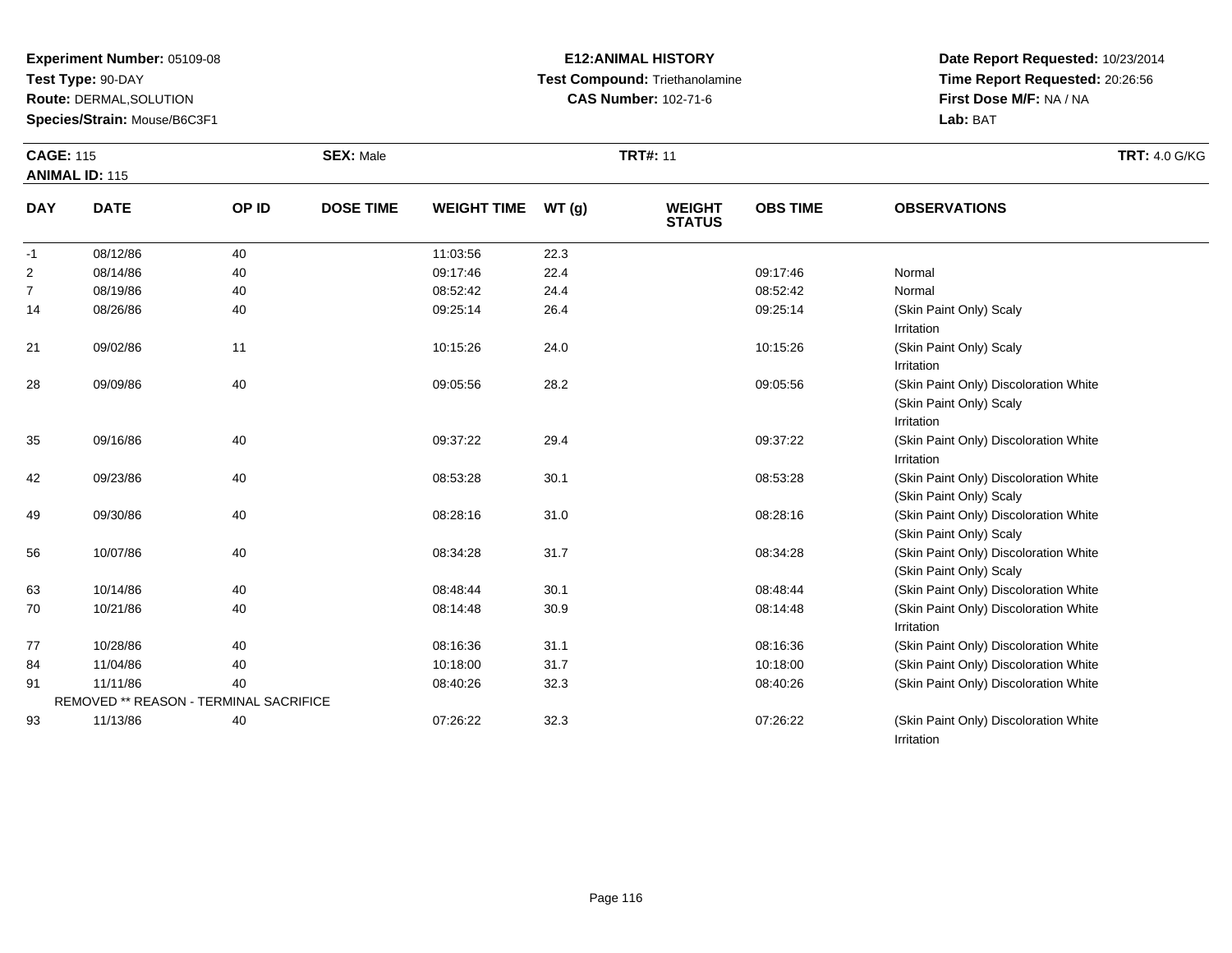**Experiment Number:** 05109-08
**Test Type:** 90-DAY
**Route:** DERMAL,SOLUTION
**Species/Strain:** Mouse/B6C3F1

**E12:ANIMAL HISTORY**
**Test Compound:** Triethanolamine
**CAS Number:** 102-71-6

**Date Report Requested:** 10/23/2014
**Time Report Requested:** 20:26:56
**First Dose M/F:** NA / NA
**Lab:** BAT

**CAGE:** 115 **SEX:** Male **TRT#:** 11 **TRT:** 4.0 G/KG
**ANIMAL ID:** 115

| DAY | DATE | OP ID | DOSE TIME | WEIGHT TIME | WT (g) | WEIGHT STATUS | OBS TIME | OBSERVATIONS |
|---|---|---|---|---|---|---|---|---|
| -1 | 08/12/86 | 40 | | 11:03:56 | 22.3 | | | |
| 2 | 08/14/86 | 40 | | 09:17:46 | 22.4 | | 09:17:46 | Normal |
| 7 | 08/19/86 | 40 | | 08:52:42 | 24.4 | | 08:52:42 | Normal |
| 14 | 08/26/86 | 40 | | 09:25:14 | 26.4 | | 09:25:14 | (Skin Paint Only) Scaly<br>Irritation |
| 21 | 09/02/86 | 11 | | 10:15:26 | 24.0 | | 10:15:26 | (Skin Paint Only) Scaly<br>Irritation |
| 28 | 09/09/86 | 40 | | 09:05:56 | 28.2 | | 09:05:56 | (Skin Paint Only) Discoloration White<br>(Skin Paint Only) Scaly<br>Irritation |
| 35 | 09/16/86 | 40 | | 09:37:22 | 29.4 | | 09:37:22 | (Skin Paint Only) Discoloration White<br>Irritation |
| 42 | 09/23/86 | 40 | | 08:53:28 | 30.1 | | 08:53:28 | (Skin Paint Only) Discoloration White<br>(Skin Paint Only) Scaly |
| 49 | 09/30/86 | 40 | | 08:28:16 | 31.0 | | 08:28:16 | (Skin Paint Only) Discoloration White<br>(Skin Paint Only) Scaly |
| 56 | 10/07/86 | 40 | | 08:34:28 | 31.7 | | 08:34:28 | (Skin Paint Only) Discoloration White<br>(Skin Paint Only) Scaly |
| 63 | 10/14/86 | 40 | | 08:48:44 | 30.1 | | 08:48:44 | (Skin Paint Only) Discoloration White |
| 70 | 10/21/86 | 40 | | 08:14:48 | 30.9 | | 08:14:48 | (Skin Paint Only) Discoloration White<br>Irritation |
| 77 | 10/28/86 | 40 | | 08:16:36 | 31.1 | | 08:16:36 | (Skin Paint Only) Discoloration White |
| 84 | 11/04/86 | 40 | | 10:18:00 | 31.7 | | 10:18:00 | (Skin Paint Only) Discoloration White |
| 91 | 11/11/86 | 40 | | 08:40:26 | 32.3 | | 08:40:26 | (Skin Paint Only) Discoloration White |
| | REMOVED ** REASON - TERMINAL SACRIFICE | | | | | | | |
| 93 | 11/13/86 | 40 | | 07:26:22 | 32.3 | | 07:26:22 | (Skin Paint Only) Discoloration White<br>Irritation |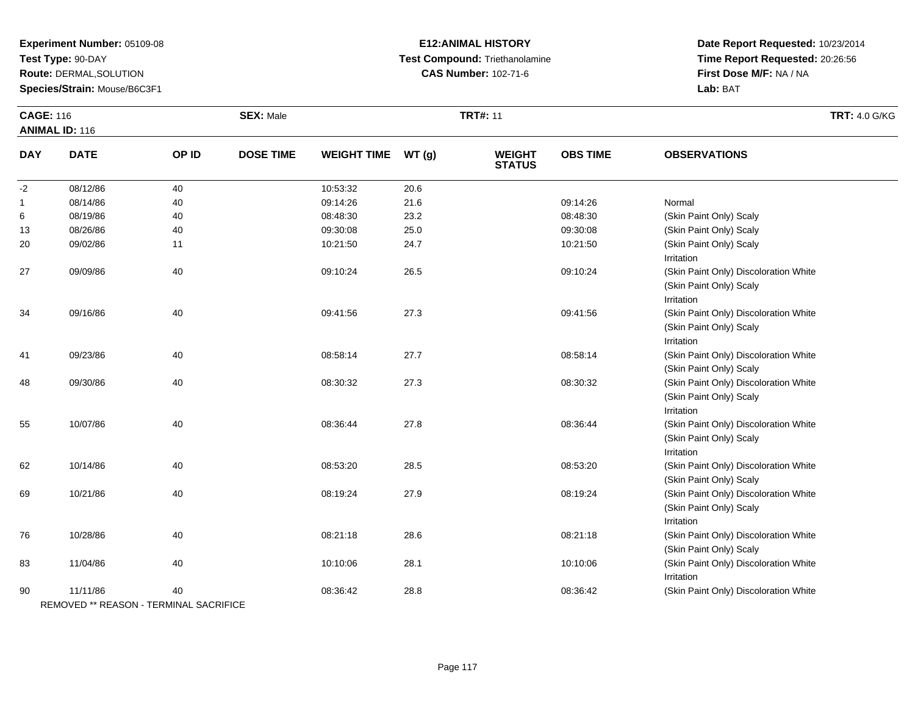**Experiment Number:** 05109-08
**Test Type:** 90-DAY
**Route:** DERMAL,SOLUTION
**Species/Strain:** Mouse/B6C3F1

**E12:ANIMAL HISTORY**
**Test Compound:** Triethanolamine
**CAS Number:** 102-71-6

**Date Report Requested:** 10/23/2014
**Time Report Requested:** 20:26:56
**First Dose M/F:** NA / NA
**Lab:** BAT

**CAGE:** 116
**ANIMAL ID:** 116
**SEX:** Male
**TRT#:** 11
**TRT:** 4.0 G/KG

| DAY | DATE | OP ID | DOSE TIME | WEIGHT TIME | WT (g) | WEIGHT STATUS | OBS TIME | OBSERVATIONS |
|---|---|---|---|---|---|---|---|---|
| -2 | 08/12/86 | 40 | | 10:53:32 | 20.6 | | | |
| 1 | 08/14/86 | 40 | | 09:14:26 | 21.6 | | 09:14:26 | Normal |
| 6 | 08/19/86 | 40 | | 08:48:30 | 23.2 | | 08:48:30 | (Skin Paint Only) Scaly |
| 13 | 08/26/86 | 40 | | 09:30:08 | 25.0 | | 09:30:08 | (Skin Paint Only) Scaly |
| 20 | 09/02/86 | 11 | | 10:21:50 | 24.7 | | 10:21:50 | (Skin Paint Only) Scaly<br>Irritation |
| 27 | 09/09/86 | 40 | | 09:10:24 | 26.5 | | 09:10:24 | (Skin Paint Only) Discoloration White<br>(Skin Paint Only) Scaly<br>Irritation |
| 34 | 09/16/86 | 40 | | 09:41:56 | 27.3 | | 09:41:56 | (Skin Paint Only) Discoloration White<br>(Skin Paint Only) Scaly<br>Irritation |
| 41 | 09/23/86 | 40 | | 08:58:14 | 27.7 | | 08:58:14 | (Skin Paint Only) Discoloration White<br>(Skin Paint Only) Scaly |
| 48 | 09/30/86 | 40 | | 08:30:32 | 27.3 | | 08:30:32 | (Skin Paint Only) Discoloration White<br>(Skin Paint Only) Scaly<br>Irritation |
| 55 | 10/07/86 | 40 | | 08:36:44 | 27.8 | | 08:36:44 | (Skin Paint Only) Discoloration White<br>(Skin Paint Only) Scaly<br>Irritation |
| 62 | 10/14/86 | 40 | | 08:53:20 | 28.5 | | 08:53:20 | (Skin Paint Only) Discoloration White<br>(Skin Paint Only) Scaly |
| 69 | 10/21/86 | 40 | | 08:19:24 | 27.9 | | 08:19:24 | (Skin Paint Only) Discoloration White<br>(Skin Paint Only) Scaly<br>Irritation |
| 76 | 10/28/86 | 40 | | 08:21:18 | 28.6 | | 08:21:18 | (Skin Paint Only) Discoloration White<br>(Skin Paint Only) Scaly |
| 83 | 11/04/86 | 40 | | 10:10:06 | 28.1 | | 10:10:06 | (Skin Paint Only) Discoloration White<br>Irritation |
| 90 | 11/11/86 | 40 | | 08:36:42 | 28.8 | | 08:36:42 | (Skin Paint Only) Discoloration White |

REMOVED ** REASON - TERMINAL SACRIFICE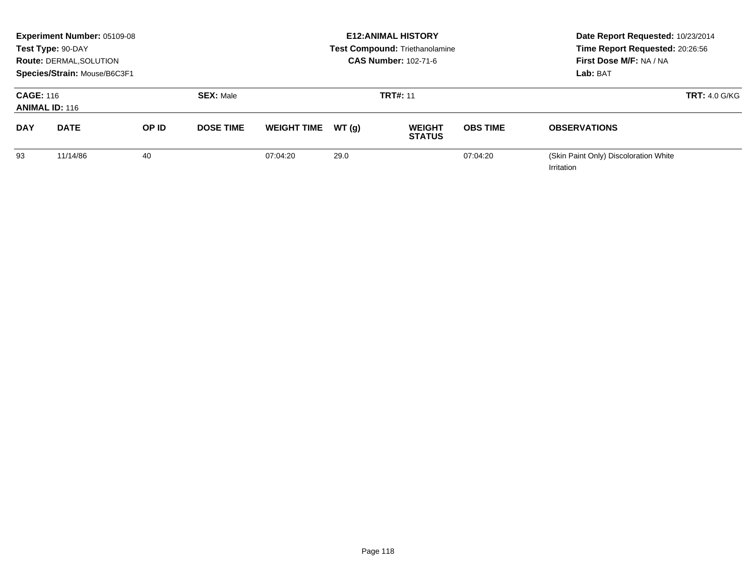**Experiment Number:** 05109-08
**Test Type:** 90-DAY
**Route:** DERMAL,SOLUTION
**Species/Strain:** Mouse/B6C3F1

**E12:ANIMAL HISTORY**
**Test Compound:** Triethanolamine
**CAS Number:** 102-71-6

**Date Report Requested:** 10/23/2014
**Time Report Requested:** 20:26:56
**First Dose M/F:** NA / NA
**Lab:** BAT

**CAGE:** 116
**ANIMAL ID:** 116
**SEX:** Male
**TRT#:** 11
**TRT:** 4.0 G/KG

| DAY | DATE | OP ID | DOSE TIME | WEIGHT TIME | WT (g) | WEIGHT STATUS | OBS TIME | OBSERVATIONS |
|---|---|---|---|---|---|---|---|---|
| 93 | 11/14/86 | 40 | | 07:04:20 | 29.0 | | 07:04:20 | (Skin Paint Only) Discoloration White<br>Irritation |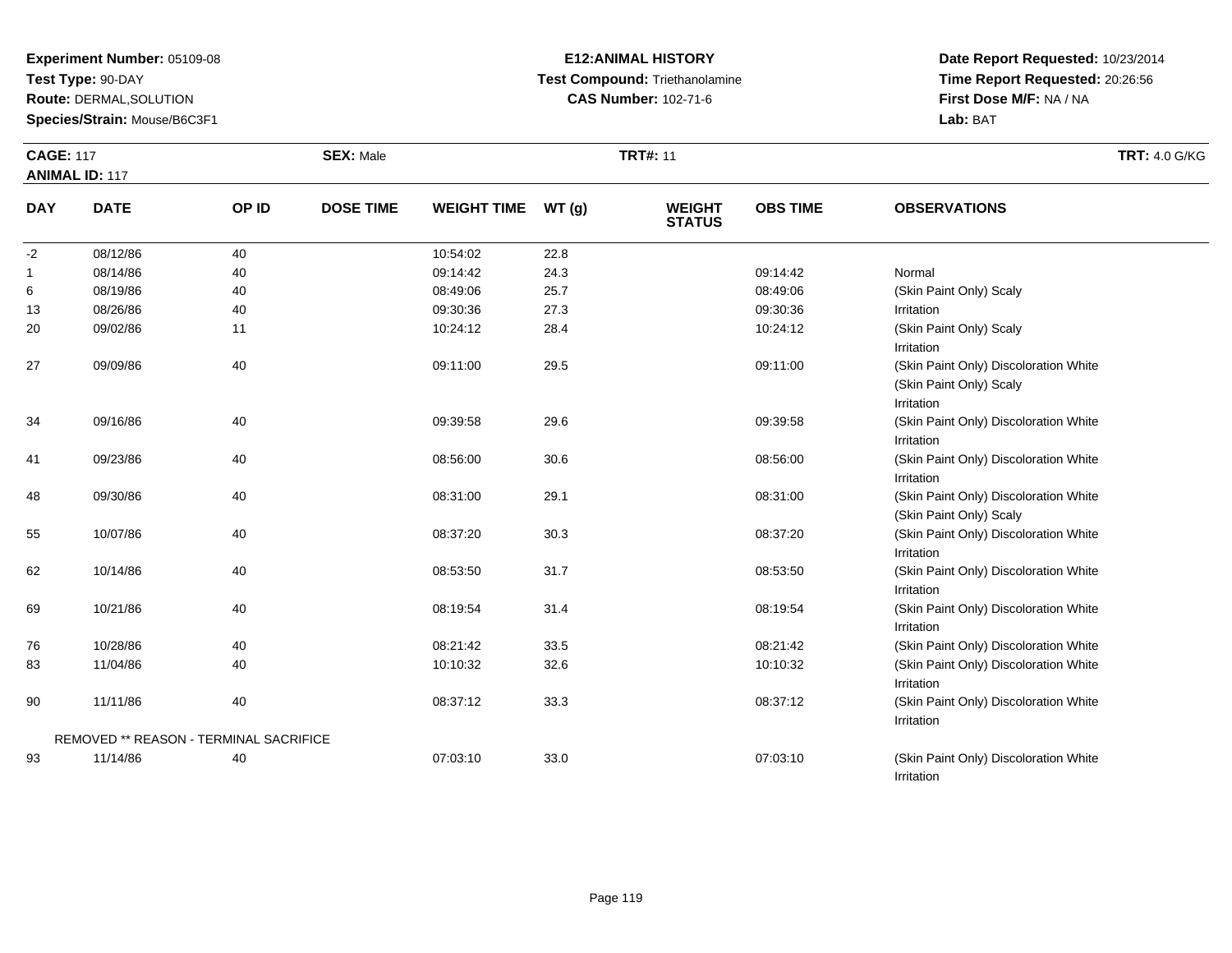**Experiment Number:** 05109-08
**Test Type:** 90-DAY
**Route:** DERMAL,SOLUTION
**Species/Strain:** Mouse/B6C3F1

**E12:ANIMAL HISTORY**
**Test Compound:** Triethanolamine
**CAS Number:** 102-71-6

**Date Report Requested:** 10/23/2014
**Time Report Requested:** 20:26:56
**First Dose M/F:** NA / NA
**Lab:** BAT

**CAGE:** 117
**ANIMAL ID:** 117
**SEX:** Male
**TRT#:** 11
**TRT:** 4.0 G/KG

| DAY | DATE | OP ID | DOSE TIME | WEIGHT TIME | WT (g) | WEIGHT STATUS | OBS TIME | OBSERVATIONS |
|---|---|---|---|---|---|---|---|---|
| -2 | 08/12/86 | 40 | | 10:54:02 | 22.8 | | | |
| 1 | 08/14/86 | 40 | | 09:14:42 | 24.3 | | 09:14:42 | Normal |
| 6 | 08/19/86 | 40 | | 08:49:06 | 25.7 | | 08:49:06 | (Skin Paint Only) Scaly |
| 13 | 08/26/86 | 40 | | 09:30:36 | 27.3 | | 09:30:36 | Irritation |
| 20 | 09/02/86 | 11 | | 10:24:12 | 28.4 | | 10:24:12 | (Skin Paint Only) Scaly<br>Irritation |
| 27 | 09/09/86 | 40 | | 09:11:00 | 29.5 | | 09:11:00 | (Skin Paint Only) Discoloration White<br>(Skin Paint Only) Scaly<br>Irritation |
| 34 | 09/16/86 | 40 | | 09:39:58 | 29.6 | | 09:39:58 | (Skin Paint Only) Discoloration White<br>Irritation |
| 41 | 09/23/86 | 40 | | 08:56:00 | 30.6 | | 08:56:00 | (Skin Paint Only) Discoloration White<br>Irritation |
| 48 | 09/30/86 | 40 | | 08:31:00 | 29.1 | | 08:31:00 | (Skin Paint Only) Discoloration White<br>(Skin Paint Only) Scaly |
| 55 | 10/07/86 | 40 | | 08:37:20 | 30.3 | | 08:37:20 | (Skin Paint Only) Discoloration White<br>Irritation |
| 62 | 10/14/86 | 40 | | 08:53:50 | 31.7 | | 08:53:50 | (Skin Paint Only) Discoloration White<br>Irritation |
| 69 | 10/21/86 | 40 | | 08:19:54 | 31.4 | | 08:19:54 | (Skin Paint Only) Discoloration White<br>Irritation |
| 76 | 10/28/86 | 40 | | 08:21:42 | 33.5 | | 08:21:42 | (Skin Paint Only) Discoloration White |
| 83 | 11/04/86 | 40 | | 10:10:32 | 32.6 | | 10:10:32 | (Skin Paint Only) Discoloration White<br>Irritation |
| 90 | 11/11/86 | 40 | | 08:37:12 | 33.3 | | 08:37:12 | (Skin Paint Only) Discoloration White<br>Irritation |
| REMOVED ** REASON - TERMINAL SACRIFICE | | | | | | | | |
| 93 | 11/14/86 | 40 | | 07:03:10 | 33.0 | | 07:03:10 | (Skin Paint Only) Discoloration White<br>Irritation |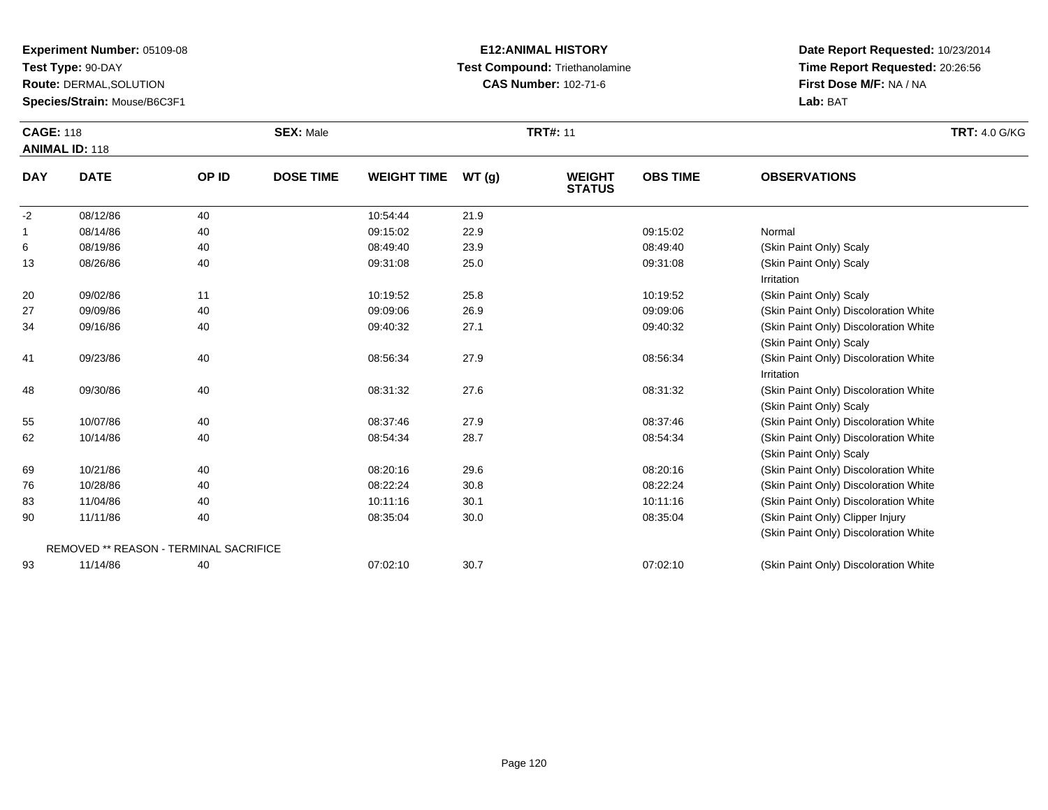**Experiment Number:** 05109-08
**Test Type:** 90-DAY
**Route:** DERMAL,SOLUTION
**Species/Strain:** Mouse/B6C3F1

**E12:ANIMAL HISTORY**
**Test Compound:** Triethanolamine
**CAS Number:** 102-71-6

**Date Report Requested:** 10/23/2014
**Time Report Requested:** 20:26:56
**First Dose M/F:** NA / NA
**Lab:** BAT

**CAGE:** 118 **SEX:** Male **TRT#:** 11 **TRT:** 4.0 G/KG
**ANIMAL ID:** 118

| DAY | DATE | OP ID | DOSE TIME | WEIGHT TIME | WT (g) | WEIGHT STATUS | OBS TIME | OBSERVATIONS |
|---|---|---|---|---|---|---|---|---|
| -2 | 08/12/86 | 40 | | 10:54:44 | 21.9 | | | |
| 1 | 08/14/86 | 40 | | 09:15:02 | 22.9 | | 09:15:02 | Normal |
| 6 | 08/19/86 | 40 | | 08:49:40 | 23.9 | | 08:49:40 | (Skin Paint Only) Scaly |
| 13 | 08/26/86 | 40 | | 09:31:08 | 25.0 | | 09:31:08 | (Skin Paint Only) Scaly<br>Irritation |
| 20 | 09/02/86 | 11 | | 10:19:52 | 25.8 | | 10:19:52 | (Skin Paint Only) Scaly |
| 27 | 09/09/86 | 40 | | 09:09:06 | 26.9 | | 09:09:06 | (Skin Paint Only) Discoloration White |
| 34 | 09/16/86 | 40 | | 09:40:32 | 27.1 | | 09:40:32 | (Skin Paint Only) Discoloration White<br>(Skin Paint Only) Scaly |
| 41 | 09/23/86 | 40 | | 08:56:34 | 27.9 | | 08:56:34 | (Skin Paint Only) Discoloration White<br>Irritation |
| 48 | 09/30/86 | 40 | | 08:31:32 | 27.6 | | 08:31:32 | (Skin Paint Only) Discoloration White<br>(Skin Paint Only) Scaly |
| 55 | 10/07/86 | 40 | | 08:37:46 | 27.9 | | 08:37:46 | (Skin Paint Only) Discoloration White |
| 62 | 10/14/86 | 40 | | 08:54:34 | 28.7 | | 08:54:34 | (Skin Paint Only) Discoloration White<br>(Skin Paint Only) Scaly |
| 69 | 10/21/86 | 40 | | 08:20:16 | 29.6 | | 08:20:16 | (Skin Paint Only) Discoloration White |
| 76 | 10/28/86 | 40 | | 08:22:24 | 30.8 | | 08:22:24 | (Skin Paint Only) Discoloration White |
| 83 | 11/04/86 | 40 | | 10:11:16 | 30.1 | | 10:11:16 | (Skin Paint Only) Discoloration White |
| 90 | 11/11/86 | 40 | | 08:35:04 | 30.0 | | 08:35:04 | (Skin Paint Only) Clipper Injury<br>(Skin Paint Only) Discoloration White |
| | REMOVED ** REASON - TERMINAL SACRIFICE | | | | | | | |
| 93 | 11/14/86 | 40 | | 07:02:10 | 30.7 | | 07:02:10 | (Skin Paint Only) Discoloration White |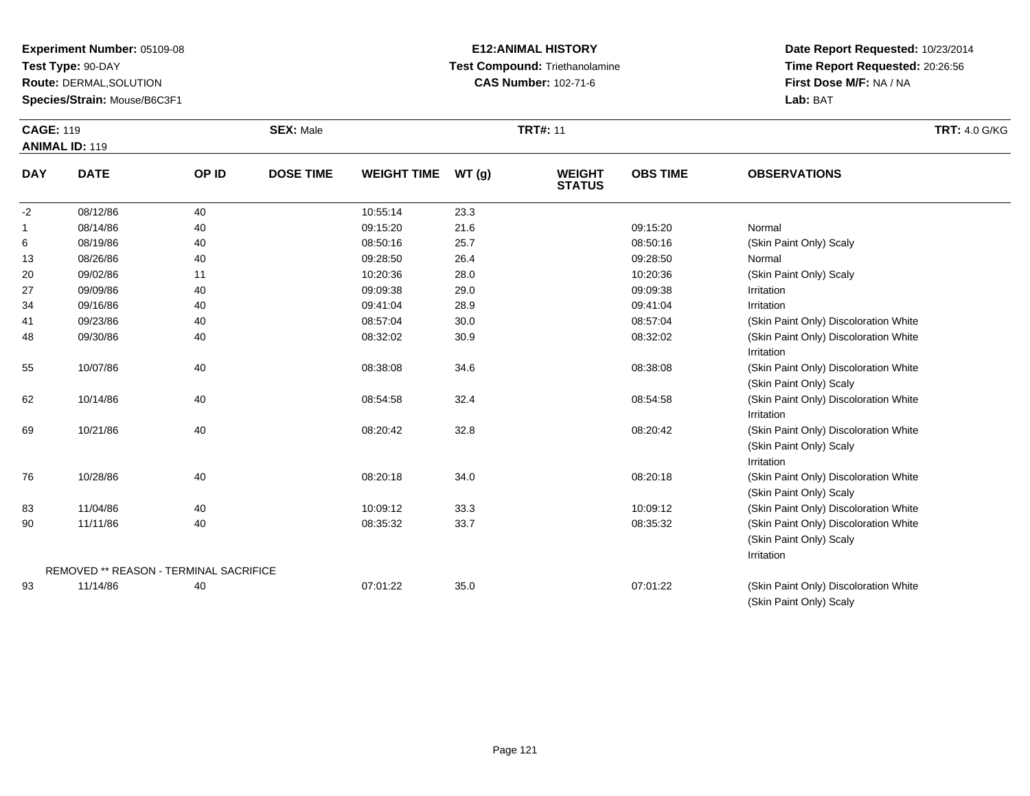**Experiment Number:** 05109-08
**Test Type:** 90-DAY
**Route:** DERMAL,SOLUTION
**Species/Strain:** Mouse/B6C3F1

**E12:ANIMAL HISTORY**
**Test Compound:** Triethanolamine
**CAS Number:** 102-71-6

**Date Report Requested:** 10/23/2014
**Time Report Requested:** 20:26:56
**First Dose M/F:** NA / NA
**Lab:** BAT

**CAGE:** 119
**ANIMAL ID:** 119
**SEX:** Male
**TRT#:** 11
**TRT:** 4.0 G/KG

| DAY | DATE | OP ID | DOSE TIME | WEIGHT TIME | WT (g) | WEIGHT STATUS | OBS TIME | OBSERVATIONS |
|---|---|---|---|---|---|---|---|---|
| -2 | 08/12/86 | 40 | | 10:55:14 | 23.3 | | | |
| 1 | 08/14/86 | 40 | | 09:15:20 | 21.6 | | 09:15:20 | Normal |
| 6 | 08/19/86 | 40 | | 08:50:16 | 25.7 | | 08:50:16 | (Skin Paint Only) Scaly |
| 13 | 08/26/86 | 40 | | 09:28:50 | 26.4 | | 09:28:50 | Normal |
| 20 | 09/02/86 | 11 | | 10:20:36 | 28.0 | | 10:20:36 | (Skin Paint Only) Scaly |
| 27 | 09/09/86 | 40 | | 09:09:38 | 29.0 | | 09:09:38 | Irritation |
| 34 | 09/16/86 | 40 | | 09:41:04 | 28.9 | | 09:41:04 | Irritation |
| 41 | 09/23/86 | 40 | | 08:57:04 | 30.0 | | 08:57:04 | (Skin Paint Only) Discoloration White |
| 48 | 09/30/86 | 40 | | 08:32:02 | 30.9 | | 08:32:02 | (Skin Paint Only) Discoloration White<br>Irritation |
| 55 | 10/07/86 | 40 | | 08:38:08 | 34.6 | | 08:38:08 | (Skin Paint Only) Discoloration White<br>(Skin Paint Only) Scaly |
| 62 | 10/14/86 | 40 | | 08:54:58 | 32.4 | | 08:54:58 | (Skin Paint Only) Discoloration White<br>Irritation |
| 69 | 10/21/86 | 40 | | 08:20:42 | 32.8 | | 08:20:42 | (Skin Paint Only) Discoloration White<br>(Skin Paint Only) Scaly<br>Irritation |
| 76 | 10/28/86 | 40 | | 08:20:18 | 34.0 | | 08:20:18 | (Skin Paint Only) Discoloration White<br>(Skin Paint Only) Scaly |
| 83 | 11/04/86 | 40 | | 10:09:12 | 33.3 | | 10:09:12 | (Skin Paint Only) Discoloration White |
| 90 | 11/11/86 | 40 | | 08:35:32 | 33.7 | | 08:35:32 | (Skin Paint Only) Discoloration White<br>(Skin Paint Only) Scaly<br>Irritation |
| | REMOVED ** REASON - TERMINAL SACRIFICE | | | | | | | |
| 93 | 11/14/86 | 40 | | 07:01:22 | 35.0 | | 07:01:22 | (Skin Paint Only) Discoloration White<br>(Skin Paint Only) Scaly |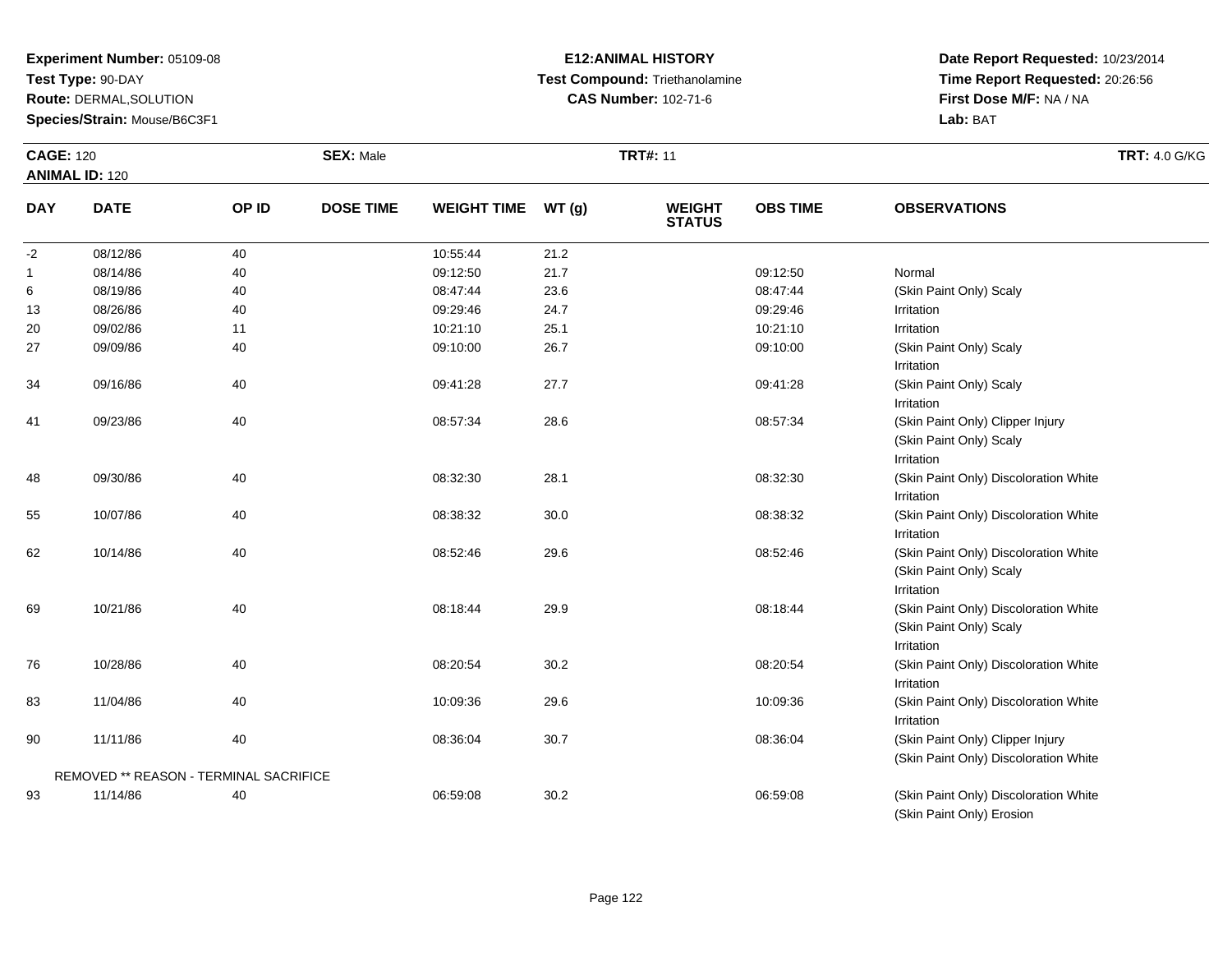**Experiment Number:** 05109-08
**Test Type:** 90-DAY
**Route:** DERMAL,SOLUTION
**Species/Strain:** Mouse/B6C3F1

**E12:ANIMAL HISTORY**
**Test Compound:** Triethanolamine
**CAS Number:** 102-71-6

**Date Report Requested:** 10/23/2014
**Time Report Requested:** 20:26:56
**First Dose M/F:** NA / NA
**Lab:** BAT

**CAGE:** 120
**ANIMAL ID:** 120
**SEX:** Male
**TRT#:** 11
**TRT:** 4.0 G/KG

| DAY | DATE | OP ID | DOSE TIME | WEIGHT TIME | WT (g) | WEIGHT STATUS | OBS TIME | OBSERVATIONS |
|---|---|---|---|---|---|---|---|---|
| -2 | 08/12/86 | 40 | | 10:55:44 | 21.2 | | | |
| 1 | 08/14/86 | 40 | | 09:12:50 | 21.7 | | 09:12:50 | Normal |
| 6 | 08/19/86 | 40 | | 08:47:44 | 23.6 | | 08:47:44 | (Skin Paint Only) Scaly |
| 13 | 08/26/86 | 40 | | 09:29:46 | 24.7 | | 09:29:46 | Irritation |
| 20 | 09/02/86 | 11 | | 10:21:10 | 25.1 | | 10:21:10 | Irritation |
| 27 | 09/09/86 | 40 | | 09:10:00 | 26.7 | | 09:10:00 | (Skin Paint Only) Scaly<br>Irritation |
| 34 | 09/16/86 | 40 | | 09:41:28 | 27.7 | | 09:41:28 | (Skin Paint Only) Scaly<br>Irritation |
| 41 | 09/23/86 | 40 | | 08:57:34 | 28.6 | | 08:57:34 | (Skin Paint Only) Clipper Injury<br>(Skin Paint Only) Scaly<br>Irritation |
| 48 | 09/30/86 | 40 | | 08:32:30 | 28.1 | | 08:32:30 | (Skin Paint Only) Discoloration White<br>Irritation |
| 55 | 10/07/86 | 40 | | 08:38:32 | 30.0 | | 08:38:32 | (Skin Paint Only) Discoloration White<br>Irritation |
| 62 | 10/14/86 | 40 | | 08:52:46 | 29.6 | | 08:52:46 | (Skin Paint Only) Discoloration White<br>(Skin Paint Only) Scaly<br>Irritation |
| 69 | 10/21/86 | 40 | | 08:18:44 | 29.9 | | 08:18:44 | (Skin Paint Only) Discoloration White<br>(Skin Paint Only) Scaly<br>Irritation |
| 76 | 10/28/86 | 40 | | 08:20:54 | 30.2 | | 08:20:54 | (Skin Paint Only) Discoloration White<br>Irritation |
| 83 | 11/04/86 | 40 | | 10:09:36 | 29.6 | | 10:09:36 | (Skin Paint Only) Discoloration White<br>Irritation |
| 90 | 11/11/86 | 40 | | 08:36:04 | 30.7 | | 08:36:04 | (Skin Paint Only) Clipper Injury<br>(Skin Paint Only) Discoloration White |
| | REMOVED ** REASON - TERMINAL SACRIFICE | | | | | | | |
| 93 | 11/14/86 | 40 | | 06:59:08 | 30.2 | | 06:59:08 | (Skin Paint Only) Discoloration White<br>(Skin Paint Only) Erosion |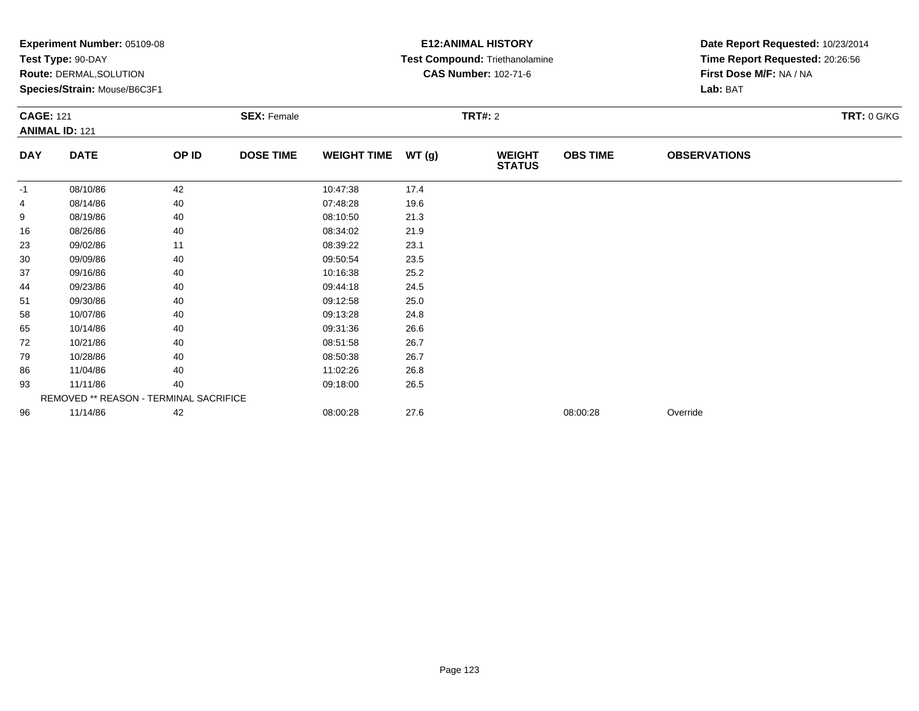**Experiment Number:** 05109-08
**Test Type:** 90-DAY
**Route:** DERMAL,SOLUTION
**Species/Strain:** Mouse/B6C3F1

**E12:ANIMAL HISTORY**
**Test Compound:** Triethanolamine
**CAS Number:** 102-71-6

**Date Report Requested:** 10/23/2014
**Time Report Requested:** 20:26:56
**First Dose M/F:** NA / NA
**Lab:** BAT

**CAGE:** 121
**ANIMAL ID:** 121
**SEX:** Female
**TRT#:** 2
**TRT:** 0 G/KG

| DAY | DATE | OP ID | DOSE TIME | WEIGHT TIME | WT (g) | WEIGHT STATUS | OBS TIME | OBSERVATIONS |
|---|---|---|---|---|---|---|---|---|
| -1 | 08/10/86 | 42 | | 10:47:38 | 17.4 | | | |
| 4 | 08/14/86 | 40 | | 07:48:28 | 19.6 | | | |
| 9 | 08/19/86 | 40 | | 08:10:50 | 21.3 | | | |
| 16 | 08/26/86 | 40 | | 08:34:02 | 21.9 | | | |
| 23 | 09/02/86 | 11 | | 08:39:22 | 23.1 | | | |
| 30 | 09/09/86 | 40 | | 09:50:54 | 23.5 | | | |
| 37 | 09/16/86 | 40 | | 10:16:38 | 25.2 | | | |
| 44 | 09/23/86 | 40 | | 09:44:18 | 24.5 | | | |
| 51 | 09/30/86 | 40 | | 09:12:58 | 25.0 | | | |
| 58 | 10/07/86 | 40 | | 09:13:28 | 24.8 | | | |
| 65 | 10/14/86 | 40 | | 09:31:36 | 26.6 | | | |
| 72 | 10/21/86 | 40 | | 08:51:58 | 26.7 | | | |
| 79 | 10/28/86 | 40 | | 08:50:38 | 26.7 | | | |
| 86 | 11/04/86 | 40 | | 11:02:26 | 26.8 | | | |
| 93 | 11/11/86 | 40 | | 09:18:00 | 26.5 | | | |
| | REMOVED ** REASON - TERMINAL SACRIFICE | | | | | | | |
| 96 | 11/14/86 | 42 | | 08:00:28 | 27.6 | | 08:00:28 | Override |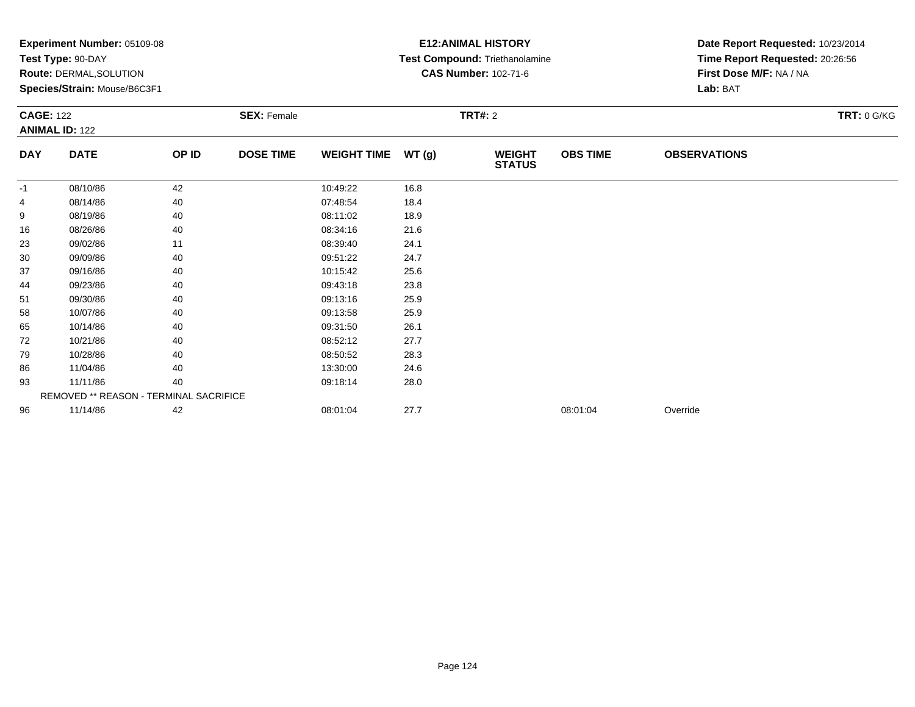**Experiment Number:** 05109-08
**Test Type:** 90-DAY
**Route:** DERMAL,SOLUTION
**Species/Strain:** Mouse/B6C3F1

**E12:ANIMAL HISTORY**
**Test Compound:** Triethanolamine
**CAS Number:** 102-71-6

**Date Report Requested:** 10/23/2014
**Time Report Requested:** 20:26:56
**First Dose M/F:** NA / NA
**Lab:** BAT

**CAGE:** 122
**ANIMAL ID:** 122
**SEX:** Female
**TRT#:** 2
**TRT:** 0 G/KG

| DAY | DATE | OP ID | DOSE TIME | WEIGHT TIME | WT (g) | WEIGHT STATUS | OBS TIME | OBSERVATIONS |
|---|---|---|---|---|---|---|---|---|
| -1 | 08/10/86 | 42 | | 10:49:22 | 16.8 | | | |
| 4 | 08/14/86 | 40 | | 07:48:54 | 18.4 | | | |
| 9 | 08/19/86 | 40 | | 08:11:02 | 18.9 | | | |
| 16 | 08/26/86 | 40 | | 08:34:16 | 21.6 | | | |
| 23 | 09/02/86 | 11 | | 08:39:40 | 24.1 | | | |
| 30 | 09/09/86 | 40 | | 09:51:22 | 24.7 | | | |
| 37 | 09/16/86 | 40 | | 10:15:42 | 25.6 | | | |
| 44 | 09/23/86 | 40 | | 09:43:18 | 23.8 | | | |
| 51 | 09/30/86 | 40 | | 09:13:16 | 25.9 | | | |
| 58 | 10/07/86 | 40 | | 09:13:58 | 25.9 | | | |
| 65 | 10/14/86 | 40 | | 09:31:50 | 26.1 | | | |
| 72 | 10/21/86 | 40 | | 08:52:12 | 27.7 | | | |
| 79 | 10/28/86 | 40 | | 08:50:52 | 28.3 | | | |
| 86 | 11/04/86 | 40 | | 13:30:00 | 24.6 | | | |
| 93 | 11/11/86 | 40 | | 09:18:14 | 28.0 | | | |
| | REMOVED ** REASON - TERMINAL SACRIFICE | | | | | | | |
| 96 | 11/14/86 | 42 | | 08:01:04 | 27.7 | | 08:01:04 | Override |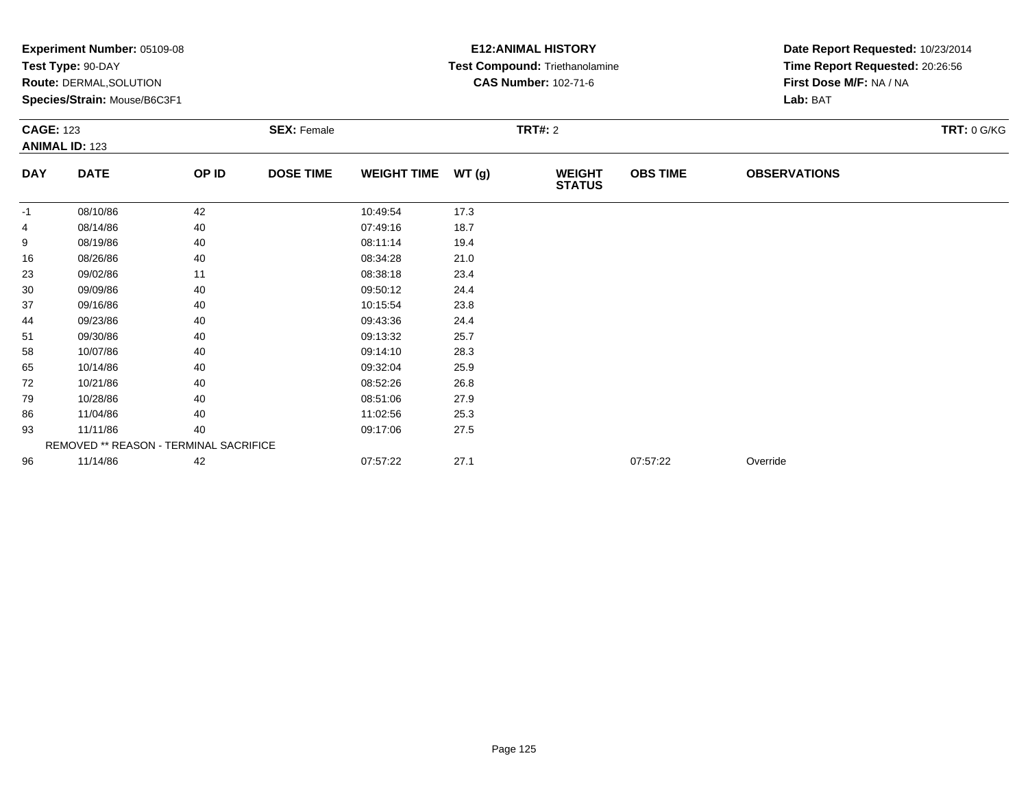**Experiment Number:** 05109-08
**Test Type:** 90-DAY
**Route:** DERMAL,SOLUTION
**Species/Strain:** Mouse/B6C3F1

**E12:ANIMAL HISTORY**
**Test Compound:** Triethanolamine
**CAS Number:** 102-71-6

**Date Report Requested:** 10/23/2014
**Time Report Requested:** 20:26:56
**First Dose M/F:** NA / NA
**Lab:** BAT

**CAGE:** 123 **SEX:** Female **TRT#:** 2 **TRT:** 0 G/KG
**ANIMAL ID:** 123

| DAY | DATE | OP ID | DOSE TIME | WEIGHT TIME | WT (g) | WEIGHT STATUS | OBS TIME | OBSERVATIONS |
|---|---|---|---|---|---|---|---|---|
| -1 | 08/10/86 | 42 | | 10:49:54 | 17.3 | | | |
| 4 | 08/14/86 | 40 | | 07:49:16 | 18.7 | | | |
| 9 | 08/19/86 | 40 | | 08:11:14 | 19.4 | | | |
| 16 | 08/26/86 | 40 | | 08:34:28 | 21.0 | | | |
| 23 | 09/02/86 | 11 | | 08:38:18 | 23.4 | | | |
| 30 | 09/09/86 | 40 | | 09:50:12 | 24.4 | | | |
| 37 | 09/16/86 | 40 | | 10:15:54 | 23.8 | | | |
| 44 | 09/23/86 | 40 | | 09:43:36 | 24.4 | | | |
| 51 | 09/30/86 | 40 | | 09:13:32 | 25.7 | | | |
| 58 | 10/07/86 | 40 | | 09:14:10 | 28.3 | | | |
| 65 | 10/14/86 | 40 | | 09:32:04 | 25.9 | | | |
| 72 | 10/21/86 | 40 | | 08:52:26 | 26.8 | | | |
| 79 | 10/28/86 | 40 | | 08:51:06 | 27.9 | | | |
| 86 | 11/04/86 | 40 | | 11:02:56 | 25.3 | | | |
| 93 | 11/11/86 | 40 | | 09:17:06 | 27.5 | | | |
| | REMOVED ** REASON - TERMINAL SACRIFICE | | | | | | | |
| 96 | 11/14/86 | 42 | | 07:57:22 | 27.1 | | 07:57:22 | Override |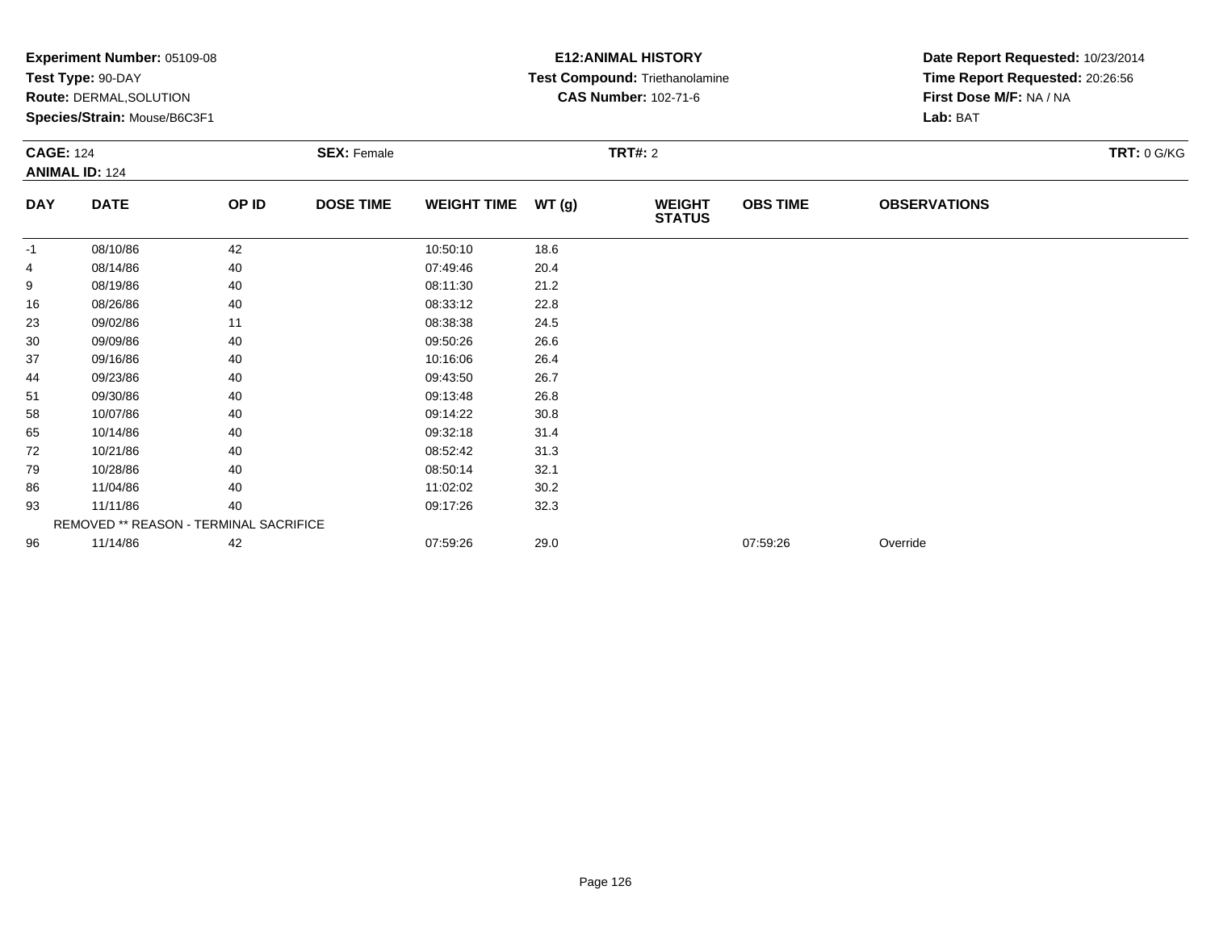**Experiment Number:** 05109-08
**Test Type:** 90-DAY
**Route:** DERMAL,SOLUTION
**Species/Strain:** Mouse/B6C3F1

**E12:ANIMAL HISTORY**
**Test Compound:** Triethanolamine
**CAS Number:** 102-71-6

**Date Report Requested:** 10/23/2014
**Time Report Requested:** 20:26:56
**First Dose M/F:** NA / NA
**Lab:** BAT

**CAGE:** 124
**ANIMAL ID:** 124
**SEX:** Female
**TRT#:** 2
**TRT:** 0 G/KG

| DAY | DATE | OP ID | DOSE TIME | WEIGHT TIME | WT (g) | WEIGHT STATUS | OBS TIME | OBSERVATIONS |
|---|---|---|---|---|---|---|---|---|
| -1 | 08/10/86 | 42 | | 10:50:10 | 18.6 | | | |
| 4 | 08/14/86 | 40 | | 07:49:46 | 20.4 | | | |
| 9 | 08/19/86 | 40 | | 08:11:30 | 21.2 | | | |
| 16 | 08/26/86 | 40 | | 08:33:12 | 22.8 | | | |
| 23 | 09/02/86 | 11 | | 08:38:38 | 24.5 | | | |
| 30 | 09/09/86 | 40 | | 09:50:26 | 26.6 | | | |
| 37 | 09/16/86 | 40 | | 10:16:06 | 26.4 | | | |
| 44 | 09/23/86 | 40 | | 09:43:50 | 26.7 | | | |
| 51 | 09/30/86 | 40 | | 09:13:48 | 26.8 | | | |
| 58 | 10/07/86 | 40 | | 09:14:22 | 30.8 | | | |
| 65 | 10/14/86 | 40 | | 09:32:18 | 31.4 | | | |
| 72 | 10/21/86 | 40 | | 08:52:42 | 31.3 | | | |
| 79 | 10/28/86 | 40 | | 08:50:14 | 32.1 | | | |
| 86 | 11/04/86 | 40 | | 11:02:02 | 30.2 | | | |
| 93 | 11/11/86 | 40 | | 09:17:26 | 32.3 | | | |
| | REMOVED ** REASON - TERMINAL SACRIFICE | | | | | | | |
| 96 | 11/14/86 | 42 | | 07:59:26 | 29.0 | | 07:59:26 | Override |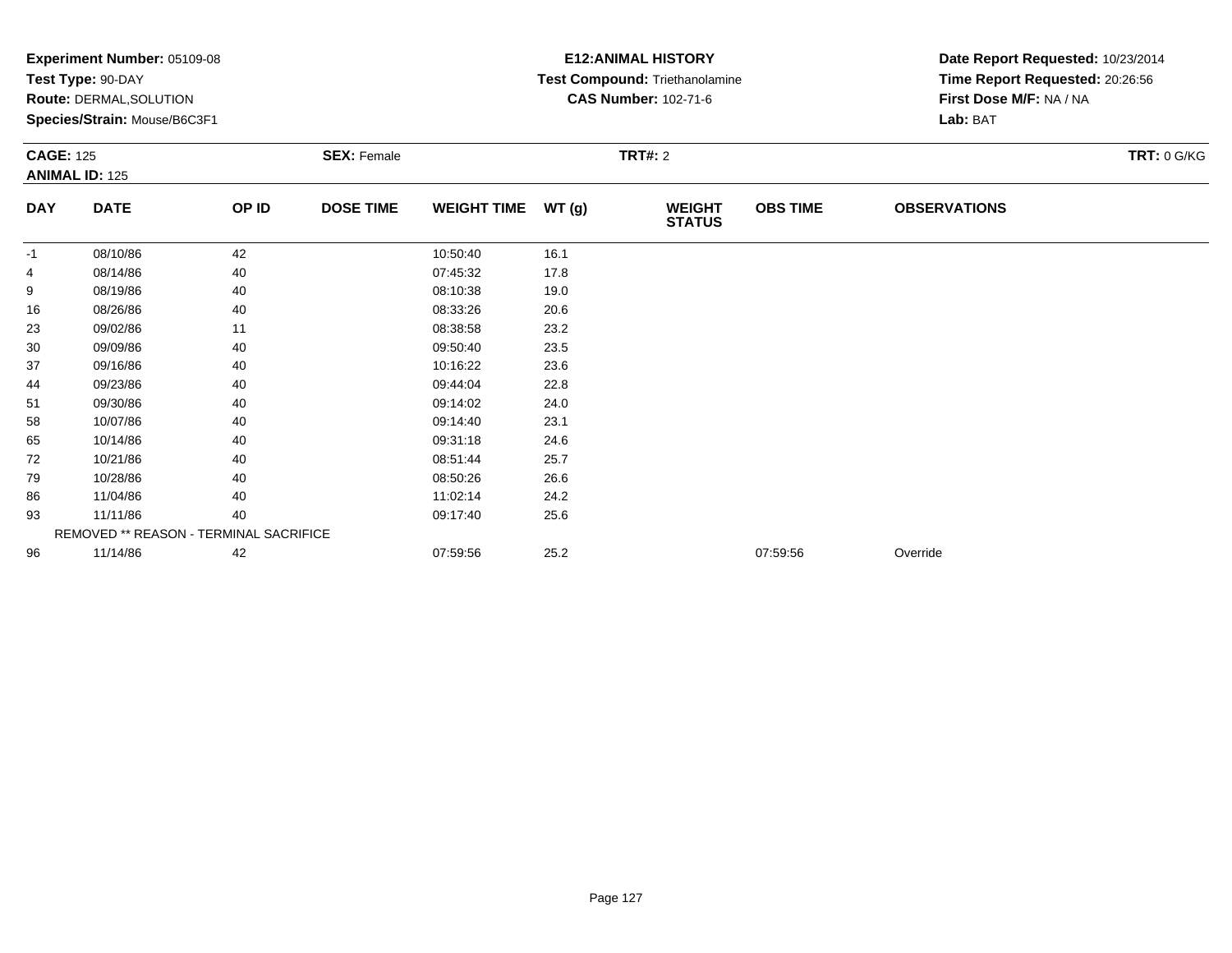**Experiment Number:** 05109-08
**Test Type:** 90-DAY
**Route:** DERMAL,SOLUTION
**Species/Strain:** Mouse/B6C3F1

**E12:ANIMAL HISTORY**
**Test Compound:** Triethanolamine
**CAS Number:** 102-71-6

**Date Report Requested:** 10/23/2014
**Time Report Requested:** 20:26:56
**First Dose M/F:** NA / NA
**Lab:** BAT

**CAGE:** 125
**ANIMAL ID:** 125
**SEX:** Female
**TRT#:** 2
**TRT:** 0 G/KG

| DAY | DATE | OP ID | DOSE TIME | WEIGHT TIME | WT (g) | WEIGHT STATUS | OBS TIME | OBSERVATIONS |
|---|---|---|---|---|---|---|---|---|
| -1 | 08/10/86 | 42 | | 10:50:40 | 16.1 | | | |
| 4 | 08/14/86 | 40 | | 07:45:32 | 17.8 | | | |
| 9 | 08/19/86 | 40 | | 08:10:38 | 19.0 | | | |
| 16 | 08/26/86 | 40 | | 08:33:26 | 20.6 | | | |
| 23 | 09/02/86 | 11 | | 08:38:58 | 23.2 | | | |
| 30 | 09/09/86 | 40 | | 09:50:40 | 23.5 | | | |
| 37 | 09/16/86 | 40 | | 10:16:22 | 23.6 | | | |
| 44 | 09/23/86 | 40 | | 09:44:04 | 22.8 | | | |
| 51 | 09/30/86 | 40 | | 09:14:02 | 24.0 | | | |
| 58 | 10/07/86 | 40 | | 09:14:40 | 23.1 | | | |
| 65 | 10/14/86 | 40 | | 09:31:18 | 24.6 | | | |
| 72 | 10/21/86 | 40 | | 08:51:44 | 25.7 | | | |
| 79 | 10/28/86 | 40 | | 08:50:26 | 26.6 | | | |
| 86 | 11/04/86 | 40 | | 11:02:14 | 24.2 | | | |
| 93 | 11/11/86 | 40 | | 09:17:40 | 25.6 | | | |
| | REMOVED ** REASON - TERMINAL SACRIFICE | | | | | | | |
| 96 | 11/14/86 | 42 | | 07:59:56 | 25.2 | | 07:59:56 | Override |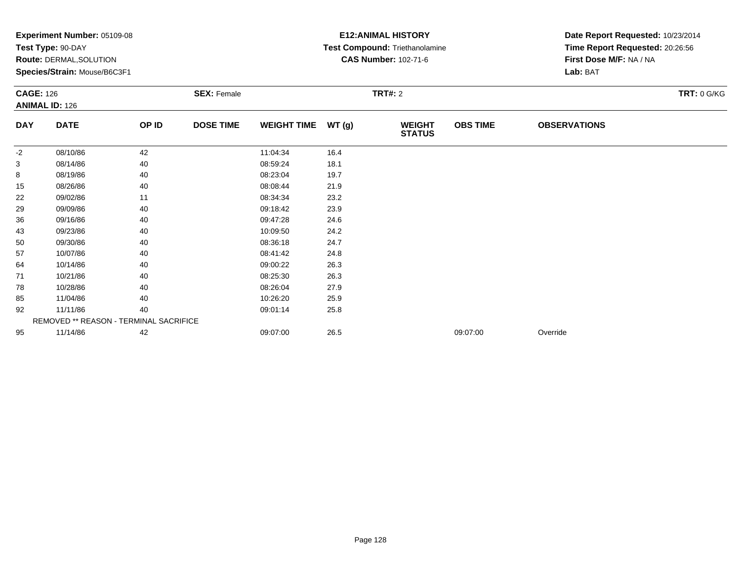**Experiment Number:** 05109-08
**Test Type:** 90-DAY
**Route:** DERMAL,SOLUTION
**Species/Strain:** Mouse/B6C3F1

**E12:ANIMAL HISTORY**
**Test Compound:** Triethanolamine
**CAS Number:** 102-71-6

**Date Report Requested:** 10/23/2014
**Time Report Requested:** 20:26:56
**First Dose M/F:** NA / NA
**Lab:** BAT

**CAGE:** 126
**ANIMAL ID:** 126
**SEX:** Female
**TRT#:** 2
**TRT:** 0 G/KG

| DAY | DATE | OP ID | DOSE TIME | WEIGHT TIME | WT (g) | WEIGHT STATUS | OBS TIME | OBSERVATIONS |
|---|---|---|---|---|---|---|---|---|
| -2 | 08/10/86 | 42 | | 11:04:34 | 16.4 | | | |
| 3 | 08/14/86 | 40 | | 08:59:24 | 18.1 | | | |
| 8 | 08/19/86 | 40 | | 08:23:04 | 19.7 | | | |
| 15 | 08/26/86 | 40 | | 08:08:44 | 21.9 | | | |
| 22 | 09/02/86 | 11 | | 08:34:34 | 23.2 | | | |
| 29 | 09/09/86 | 40 | | 09:18:42 | 23.9 | | | |
| 36 | 09/16/86 | 40 | | 09:47:28 | 24.6 | | | |
| 43 | 09/23/86 | 40 | | 10:09:50 | 24.2 | | | |
| 50 | 09/30/86 | 40 | | 08:36:18 | 24.7 | | | |
| 57 | 10/07/86 | 40 | | 08:41:42 | 24.8 | | | |
| 64 | 10/14/86 | 40 | | 09:00:22 | 26.3 | | | |
| 71 | 10/21/86 | 40 | | 08:25:30 | 26.3 | | | |
| 78 | 10/28/86 | 40 | | 08:26:04 | 27.9 | | | |
| 85 | 11/04/86 | 40 | | 10:26:20 | 25.9 | | | |
| 92 | 11/11/86 | 40 | | 09:01:14 | 25.8 | | | |
| | REMOVED ** REASON - TERMINAL SACRIFICE | | | | | | | |
| 95 | 11/14/86 | 42 | | 09:07:00 | 26.5 | | 09:07:00 | Override |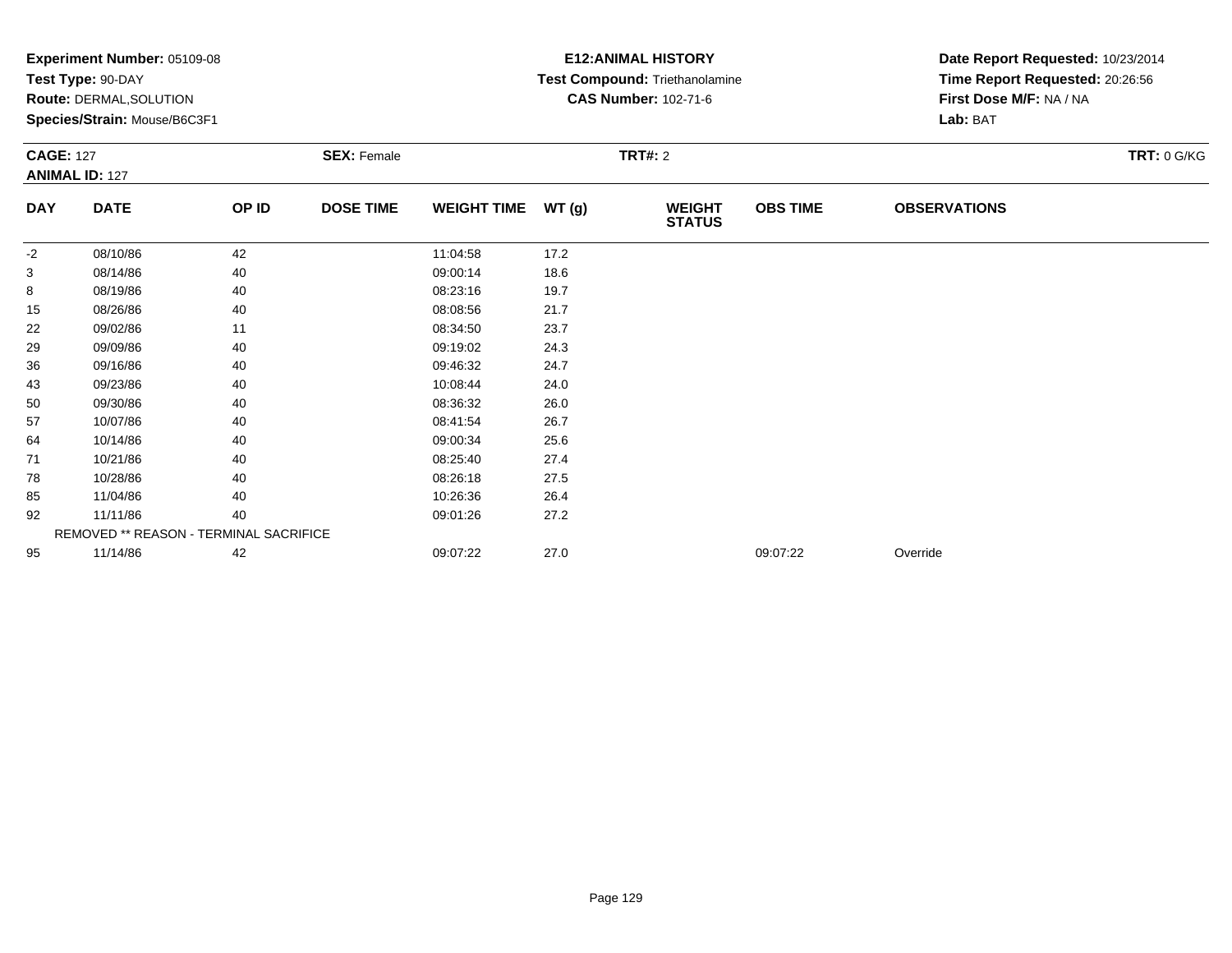**Experiment Number:** 05109-08
**Test Type:** 90-DAY
**Route:** DERMAL,SOLUTION
**Species/Strain:** Mouse/B6C3F1

**E12:ANIMAL HISTORY**
**Test Compound:** Triethanolamine
**CAS Number:** 102-71-6

**Date Report Requested:** 10/23/2014
**Time Report Requested:** 20:26:56
**First Dose M/F:** NA / NA
**Lab:** BAT

**CAGE:** 127
**ANIMAL ID:** 127
**SEX:** Female
**TRT#:** 2
**TRT:** 0 G/KG

| DAY | DATE | OP ID | DOSE TIME | WEIGHT TIME | WT (g) | WEIGHT STATUS | OBS TIME | OBSERVATIONS |
|---|---|---|---|---|---|---|---|---|
| -2 | 08/10/86 | 42 | | 11:04:58 | 17.2 | | | |
| 3 | 08/14/86 | 40 | | 09:00:14 | 18.6 | | | |
| 8 | 08/19/86 | 40 | | 08:23:16 | 19.7 | | | |
| 15 | 08/26/86 | 40 | | 08:08:56 | 21.7 | | | |
| 22 | 09/02/86 | 11 | | 08:34:50 | 23.7 | | | |
| 29 | 09/09/86 | 40 | | 09:19:02 | 24.3 | | | |
| 36 | 09/16/86 | 40 | | 09:46:32 | 24.7 | | | |
| 43 | 09/23/86 | 40 | | 10:08:44 | 24.0 | | | |
| 50 | 09/30/86 | 40 | | 08:36:32 | 26.0 | | | |
| 57 | 10/07/86 | 40 | | 08:41:54 | 26.7 | | | |
| 64 | 10/14/86 | 40 | | 09:00:34 | 25.6 | | | |
| 71 | 10/21/86 | 40 | | 08:25:40 | 27.4 | | | |
| 78 | 10/28/86 | 40 | | 08:26:18 | 27.5 | | | |
| 85 | 11/04/86 | 40 | | 10:26:36 | 26.4 | | | |
| 92 | 11/11/86 | 40 | | 09:01:26 | 27.2 | | | |
| | REMOVED ** REASON - TERMINAL SACRIFICE | | | | | | | |
| 95 | 11/14/86 | 42 | | 09:07:22 | 27.0 | | 09:07:22 | Override |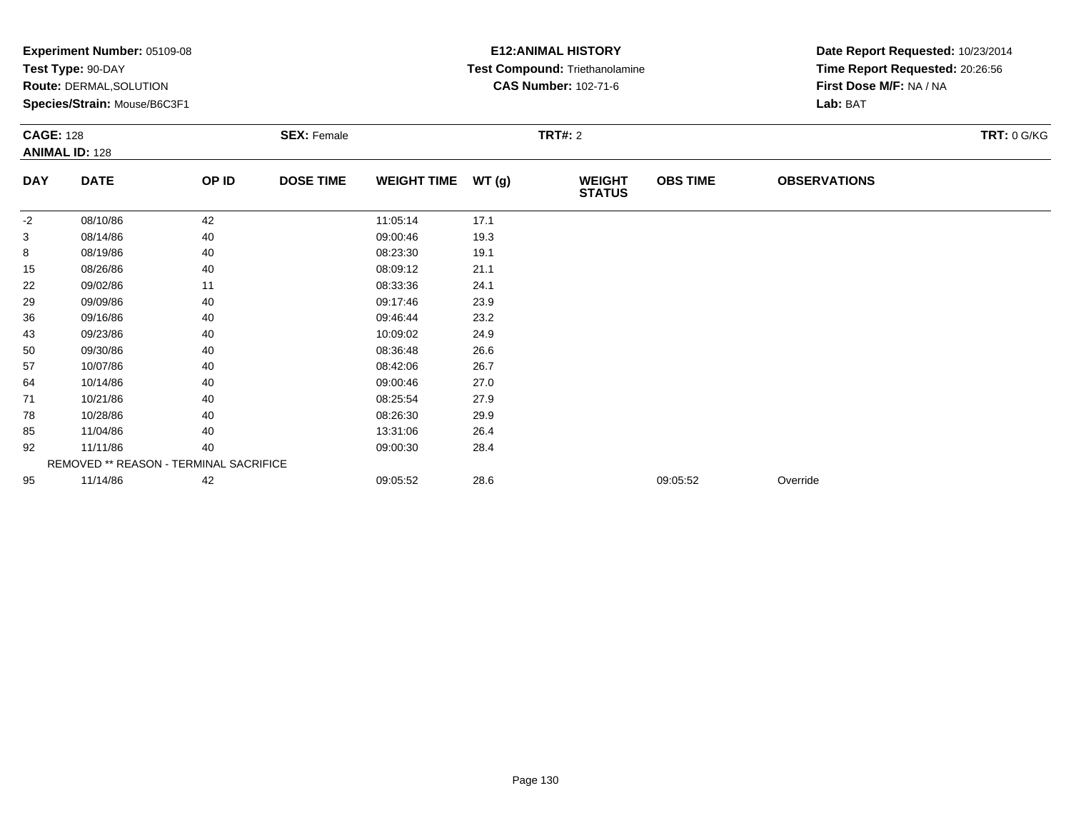**Experiment Number:** 05109-08
**Test Type:** 90-DAY
**Route:** DERMAL,SOLUTION
**Species/Strain:** Mouse/B6C3F1

**E12:ANIMAL HISTORY**
**Test Compound:** Triethanolamine
**CAS Number:** 102-71-6

**Date Report Requested:** 10/23/2014
**Time Report Requested:** 20:26:56
**First Dose M/F:** NA / NA
**Lab:** BAT

**CAGE:** 128
**ANIMAL ID:** 128
**SEX:** Female
**TRT#:** 2
**TRT:** 0 G/KG

| DAY | DATE | OP ID | DOSE TIME | WEIGHT TIME | WT (g) | WEIGHT STATUS | OBS TIME | OBSERVATIONS |
|---|---|---|---|---|---|---|---|---|
| -2 | 08/10/86 | 42 | | 11:05:14 | 17.1 | | | |
| 3 | 08/14/86 | 40 | | 09:00:46 | 19.3 | | | |
| 8 | 08/19/86 | 40 | | 08:23:30 | 19.1 | | | |
| 15 | 08/26/86 | 40 | | 08:09:12 | 21.1 | | | |
| 22 | 09/02/86 | 11 | | 08:33:36 | 24.1 | | | |
| 29 | 09/09/86 | 40 | | 09:17:46 | 23.9 | | | |
| 36 | 09/16/86 | 40 | | 09:46:44 | 23.2 | | | |
| 43 | 09/23/86 | 40 | | 10:09:02 | 24.9 | | | |
| 50 | 09/30/86 | 40 | | 08:36:48 | 26.6 | | | |
| 57 | 10/07/86 | 40 | | 08:42:06 | 26.7 | | | |
| 64 | 10/14/86 | 40 | | 09:00:46 | 27.0 | | | |
| 71 | 10/21/86 | 40 | | 08:25:54 | 27.9 | | | |
| 78 | 10/28/86 | 40 | | 08:26:30 | 29.9 | | | |
| 85 | 11/04/86 | 40 | | 13:31:06 | 26.4 | | | |
| 92 | 11/11/86 | 40 | | 09:00:30 | 28.4 | | | |
| | REMOVED ** REASON - TERMINAL SACRIFICE | | | | | | | |
| 95 | 11/14/86 | 42 | | 09:05:52 | 28.6 | | 09:05:52 | Override |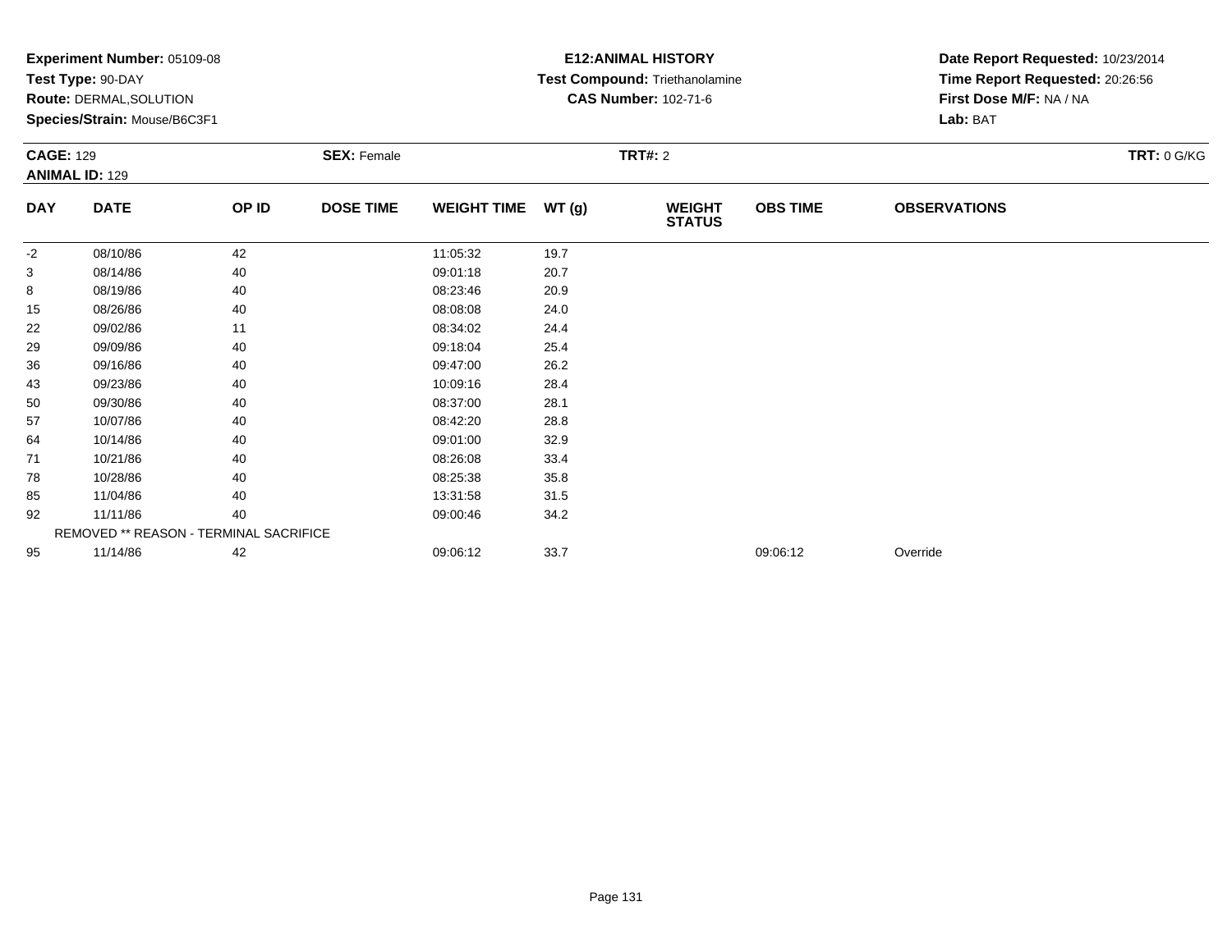**Experiment Number:** 05109-08
**Test Type:** 90-DAY
**Route:** DERMAL,SOLUTION
**Species/Strain:** Mouse/B6C3F1

**E12:ANIMAL HISTORY**
**Test Compound:** Triethanolamine
**CAS Number:** 102-71-6

**Date Report Requested:** 10/23/2014
**Time Report Requested:** 20:26:56
**First Dose M/F:** NA / NA
**Lab:** BAT

**CAGE:** 129
**ANIMAL ID:** 129
**SEX:** Female
**TRT#:** 2
**TRT:** 0 G/KG

| DAY | DATE | OP ID | DOSE TIME | WEIGHT TIME | WT (g) | WEIGHT STATUS | OBS TIME | OBSERVATIONS |
|---|---|---|---|---|---|---|---|---|
| -2 | 08/10/86 | 42 | | 11:05:32 | 19.7 | | | |
| 3 | 08/14/86 | 40 | | 09:01:18 | 20.7 | | | |
| 8 | 08/19/86 | 40 | | 08:23:46 | 20.9 | | | |
| 15 | 08/26/86 | 40 | | 08:08:08 | 24.0 | | | |
| 22 | 09/02/86 | 11 | | 08:34:02 | 24.4 | | | |
| 29 | 09/09/86 | 40 | | 09:18:04 | 25.4 | | | |
| 36 | 09/16/86 | 40 | | 09:47:00 | 26.2 | | | |
| 43 | 09/23/86 | 40 | | 10:09:16 | 28.4 | | | |
| 50 | 09/30/86 | 40 | | 08:37:00 | 28.1 | | | |
| 57 | 10/07/86 | 40 | | 08:42:20 | 28.8 | | | |
| 64 | 10/14/86 | 40 | | 09:01:00 | 32.9 | | | |
| 71 | 10/21/86 | 40 | | 08:26:08 | 33.4 | | | |
| 78 | 10/28/86 | 40 | | 08:25:38 | 35.8 | | | |
| 85 | 11/04/86 | 40 | | 13:31:58 | 31.5 | | | |
| 92 | 11/11/86 | 40 | | 09:00:46 | 34.2 | | | |
| | REMOVED ** REASON - TERMINAL SACRIFICE | | | | | | | |
| 95 | 11/14/86 | 42 | | 09:06:12 | 33.7 | | 09:06:12 | Override |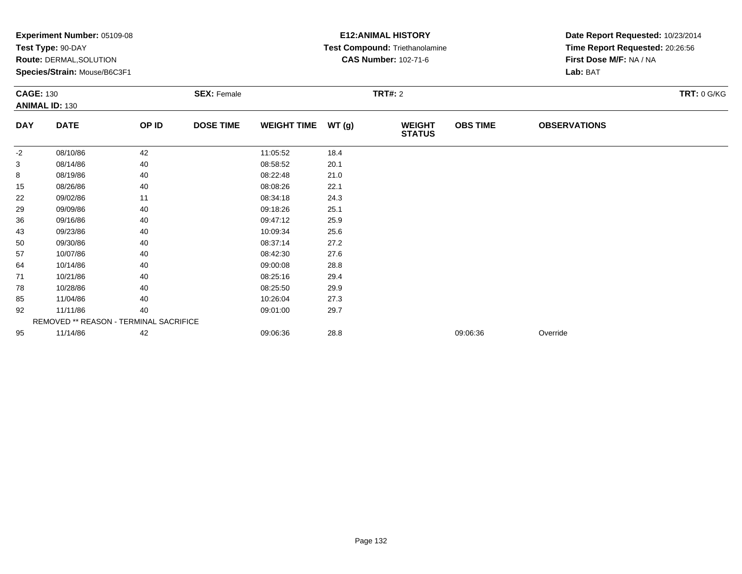**Experiment Number:** 05109-08
**Test Type:** 90-DAY
**Route:** DERMAL,SOLUTION
**Species/Strain:** Mouse/B6C3F1

**E12:ANIMAL HISTORY**
**Test Compound:** Triethanolamine
**CAS Number:** 102-71-6

**Date Report Requested:** 10/23/2014
**Time Report Requested:** 20:26:56
**First Dose M/F:** NA / NA
**Lab:** BAT

**CAGE:** 130 **SEX:** Female **TRT#:** 2 **TRT:** 0 G/KG
**ANIMAL ID:** 130

| DAY | DATE | OP ID | DOSE TIME | WEIGHT TIME | WT (g) | WEIGHT STATUS | OBS TIME | OBSERVATIONS |
|---|---|---|---|---|---|---|---|---|
| -2 | 08/10/86 | 42 | | 11:05:52 | 18.4 | | | |
| 3 | 08/14/86 | 40 | | 08:58:52 | 20.1 | | | |
| 8 | 08/19/86 | 40 | | 08:22:48 | 21.0 | | | |
| 15 | 08/26/86 | 40 | | 08:08:26 | 22.1 | | | |
| 22 | 09/02/86 | 11 | | 08:34:18 | 24.3 | | | |
| 29 | 09/09/86 | 40 | | 09:18:26 | 25.1 | | | |
| 36 | 09/16/86 | 40 | | 09:47:12 | 25.9 | | | |
| 43 | 09/23/86 | 40 | | 10:09:34 | 25.6 | | | |
| 50 | 09/30/86 | 40 | | 08:37:14 | 27.2 | | | |
| 57 | 10/07/86 | 40 | | 08:42:30 | 27.6 | | | |
| 64 | 10/14/86 | 40 | | 09:00:08 | 28.8 | | | |
| 71 | 10/21/86 | 40 | | 08:25:16 | 29.4 | | | |
| 78 | 10/28/86 | 40 | | 08:25:50 | 29.9 | | | |
| 85 | 11/04/86 | 40 | | 10:26:04 | 27.3 | | | |
| 92 | 11/11/86 | 40 | | 09:01:00 | 29.7 | | | |
| REMOVED ** REASON - TERMINAL SACRIFICE | | | | | | | | |
| 95 | 11/14/86 | 42 | | 09:06:36 | 28.8 | | 09:06:36 | Override |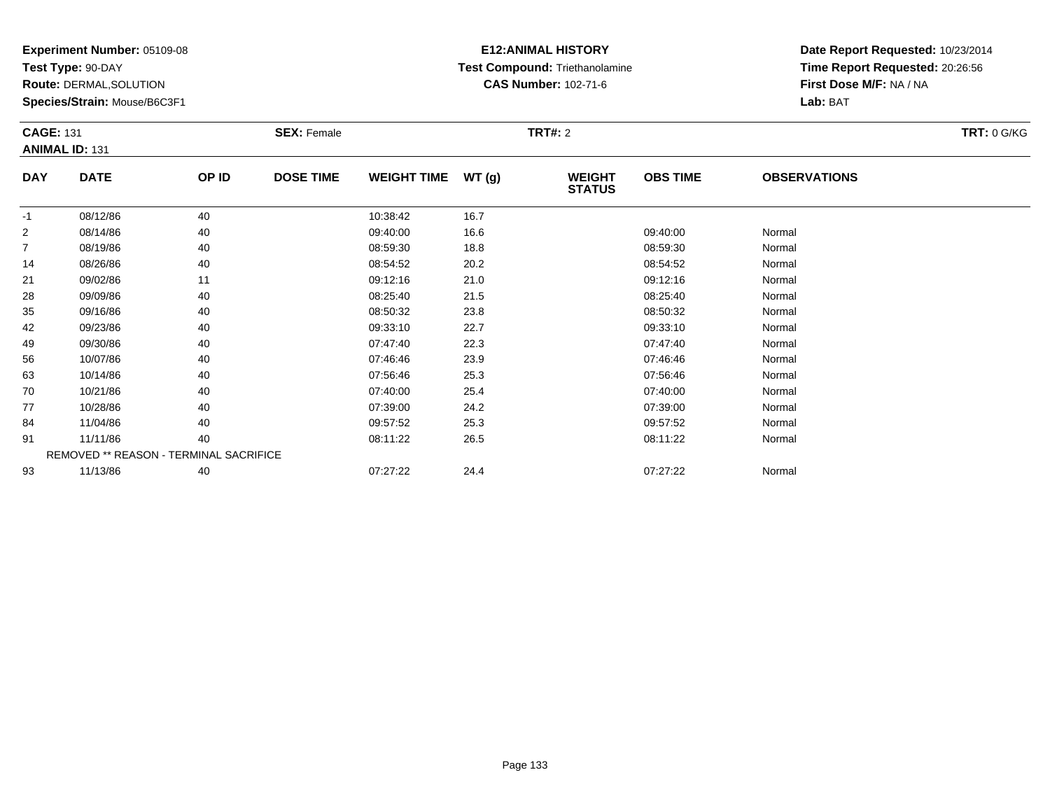**Experiment Number:** 05109-08
**Test Type:** 90-DAY
**Route:** DERMAL,SOLUTION
**Species/Strain:** Mouse/B6C3F1

**E12:ANIMAL HISTORY**
**Test Compound:** Triethanolamine
**CAS Number:** 102-71-6

**Date Report Requested:** 10/23/2014
**Time Report Requested:** 20:26:56
**First Dose M/F:** NA / NA
**Lab:** BAT

**CAGE:** 131
**ANIMAL ID:** 131
**SEX:** Female
**TRT#:** 2
**TRT:** 0 G/KG

| DAY | DATE | OP ID | DOSE TIME | WEIGHT TIME | WT (g) | WEIGHT STATUS | OBS TIME | OBSERVATIONS |
|---|---|---|---|---|---|---|---|---|
| -1 | 08/12/86 | 40 | | 10:38:42 | 16.7 | | | |
| 2 | 08/14/86 | 40 | | 09:40:00 | 16.6 | | 09:40:00 | Normal |
| 7 | 08/19/86 | 40 | | 08:59:30 | 18.8 | | 08:59:30 | Normal |
| 14 | 08/26/86 | 40 | | 08:54:52 | 20.2 | | 08:54:52 | Normal |
| 21 | 09/02/86 | 11 | | 09:12:16 | 21.0 | | 09:12:16 | Normal |
| 28 | 09/09/86 | 40 | | 08:25:40 | 21.5 | | 08:25:40 | Normal |
| 35 | 09/16/86 | 40 | | 08:50:32 | 23.8 | | 08:50:32 | Normal |
| 42 | 09/23/86 | 40 | | 09:33:10 | 22.7 | | 09:33:10 | Normal |
| 49 | 09/30/86 | 40 | | 07:47:40 | 22.3 | | 07:47:40 | Normal |
| 56 | 10/07/86 | 40 | | 07:46:46 | 23.9 | | 07:46:46 | Normal |
| 63 | 10/14/86 | 40 | | 07:56:46 | 25.3 | | 07:56:46 | Normal |
| 70 | 10/21/86 | 40 | | 07:40:00 | 25.4 | | 07:40:00 | Normal |
| 77 | 10/28/86 | 40 | | 07:39:00 | 24.2 | | 07:39:00 | Normal |
| 84 | 11/04/86 | 40 | | 09:57:52 | 25.3 | | 09:57:52 | Normal |
| 91 | 11/11/86 | 40 | | 08:11:22 | 26.5 | | 08:11:22 | Normal |
| | REMOVED ** REASON - TERMINAL SACRIFICE | | | | | | | |
| 93 | 11/13/86 | 40 | | 07:27:22 | 24.4 | | 07:27:22 | Normal |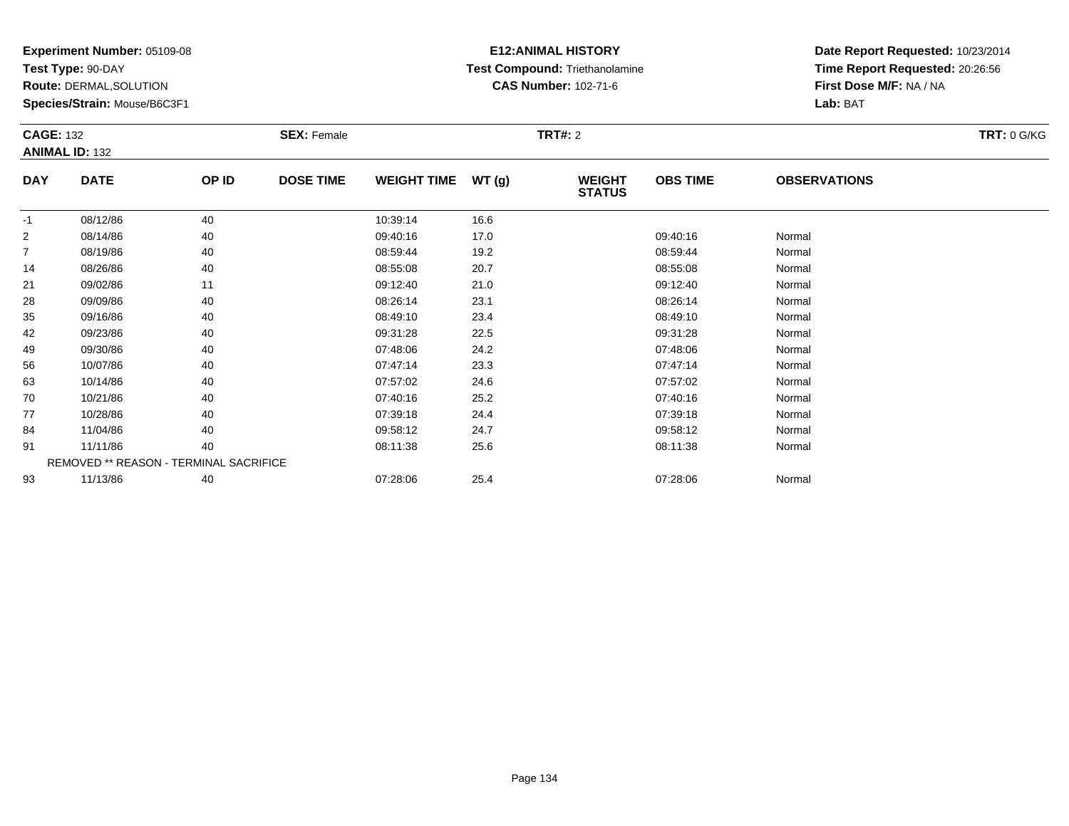**Experiment Number:** 05109-08
**Test Type:** 90-DAY
**Route:** DERMAL,SOLUTION
**Species/Strain:** Mouse/B6C3F1

**E12:ANIMAL HISTORY**
**Test Compound:** Triethanolamine
**CAS Number:** 102-71-6

**Date Report Requested:** 10/23/2014
**Time Report Requested:** 20:26:56
**First Dose M/F:** NA / NA
**Lab:** BAT

**CAGE:** 132
**ANIMAL ID:** 132
**SEX:** Female
**TRT#:** 2
**TRT:** 0 G/KG

| DAY | DATE | OP ID | DOSE TIME | WEIGHT TIME | WT (g) | WEIGHT STATUS | OBS TIME | OBSERVATIONS |
|---|---|---|---|---|---|---|---|---|
| -1 | 08/12/86 | 40 | | 10:39:14 | 16.6 | | | |
| 2 | 08/14/86 | 40 | | 09:40:16 | 17.0 | | 09:40:16 | Normal |
| 7 | 08/19/86 | 40 | | 08:59:44 | 19.2 | | 08:59:44 | Normal |
| 14 | 08/26/86 | 40 | | 08:55:08 | 20.7 | | 08:55:08 | Normal |
| 21 | 09/02/86 | 11 | | 09:12:40 | 21.0 | | 09:12:40 | Normal |
| 28 | 09/09/86 | 40 | | 08:26:14 | 23.1 | | 08:26:14 | Normal |
| 35 | 09/16/86 | 40 | | 08:49:10 | 23.4 | | 08:49:10 | Normal |
| 42 | 09/23/86 | 40 | | 09:31:28 | 22.5 | | 09:31:28 | Normal |
| 49 | 09/30/86 | 40 | | 07:48:06 | 24.2 | | 07:48:06 | Normal |
| 56 | 10/07/86 | 40 | | 07:47:14 | 23.3 | | 07:47:14 | Normal |
| 63 | 10/14/86 | 40 | | 07:57:02 | 24.6 | | 07:57:02 | Normal |
| 70 | 10/21/86 | 40 | | 07:40:16 | 25.2 | | 07:40:16 | Normal |
| 77 | 10/28/86 | 40 | | 07:39:18 | 24.4 | | 07:39:18 | Normal |
| 84 | 11/04/86 | 40 | | 09:58:12 | 24.7 | | 09:58:12 | Normal |
| 91 | 11/11/86 | 40 | | 08:11:38 | 25.6 | | 08:11:38 | Normal |
| REMOVED ** REASON - TERMINAL SACRIFICE | | | | | | | | |
| 93 | 11/13/86 | 40 | | 07:28:06 | 25.4 | | 07:28:06 | Normal |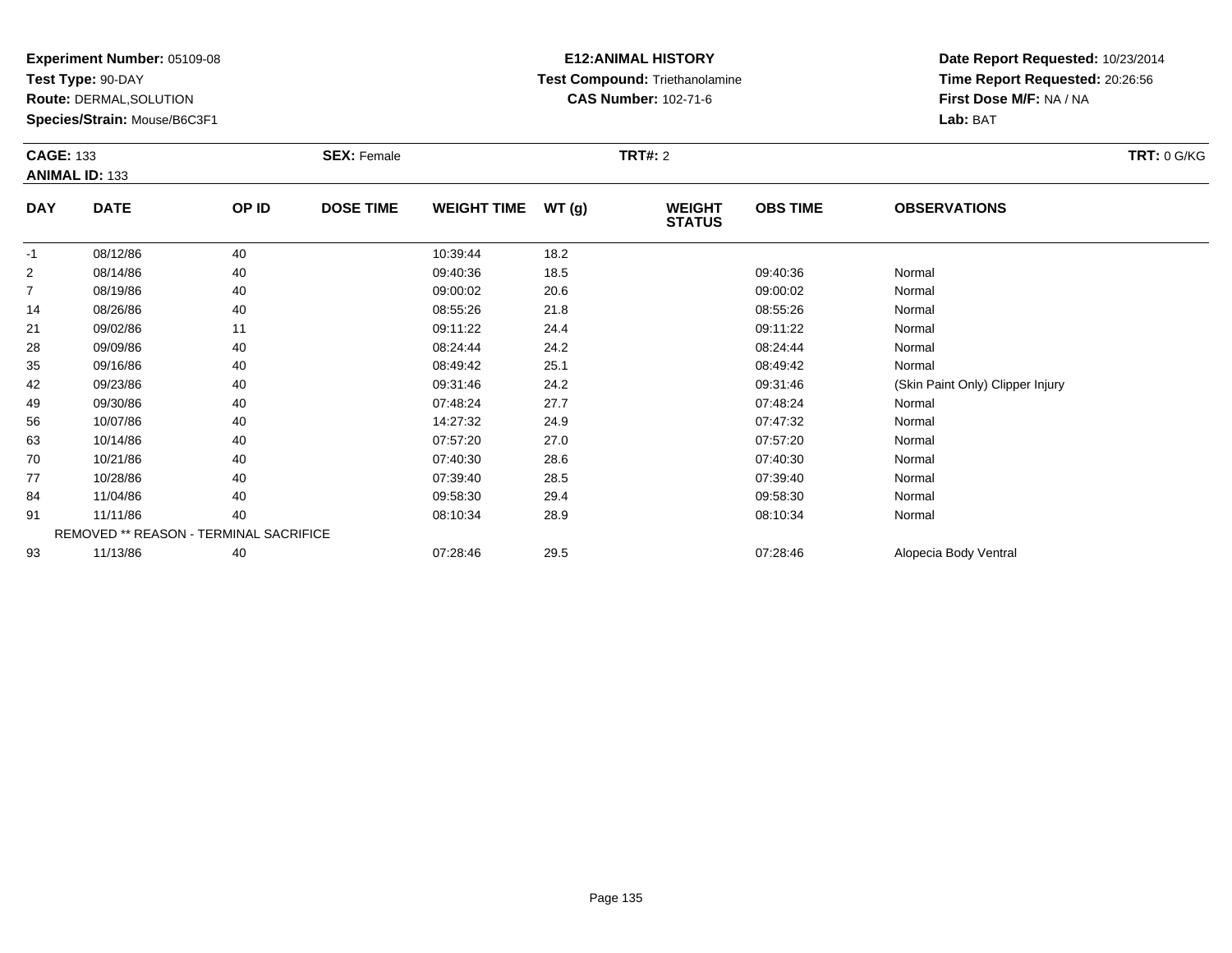**Experiment Number:** 05109-08
**Test Type:** 90-DAY
**Route:** DERMAL,SOLUTION
**Species/Strain:** Mouse/B6C3F1

**E12:ANIMAL HISTORY**
**Test Compound:** Triethanolamine
**CAS Number:** 102-71-6

**Date Report Requested:** 10/23/2014
**Time Report Requested:** 20:26:56
**First Dose M/F:** NA / NA
**Lab:** BAT

**CAGE:** 133
**ANIMAL ID:** 133
**SEX:** Female
**TRT#:** 2
**TRT:** 0 G/KG

| DAY | DATE | OP ID | DOSE TIME | WEIGHT TIME | WT (g) | WEIGHT STATUS | OBS TIME | OBSERVATIONS |
|---|---|---|---|---|---|---|---|---|
| -1 | 08/12/86 | 40 | | 10:39:44 | 18.2 | | | |
| 2 | 08/14/86 | 40 | | 09:40:36 | 18.5 | | 09:40:36 | Normal |
| 7 | 08/19/86 | 40 | | 09:00:02 | 20.6 | | 09:00:02 | Normal |
| 14 | 08/26/86 | 40 | | 08:55:26 | 21.8 | | 08:55:26 | Normal |
| 21 | 09/02/86 | 11 | | 09:11:22 | 24.4 | | 09:11:22 | Normal |
| 28 | 09/09/86 | 40 | | 08:24:44 | 24.2 | | 08:24:44 | Normal |
| 35 | 09/16/86 | 40 | | 08:49:42 | 25.1 | | 08:49:42 | Normal |
| 42 | 09/23/86 | 40 | | 09:31:46 | 24.2 | | 09:31:46 | (Skin Paint Only) Clipper Injury |
| 49 | 09/30/86 | 40 | | 07:48:24 | 27.7 | | 07:48:24 | Normal |
| 56 | 10/07/86 | 40 | | 14:27:32 | 24.9 | | 07:47:32 | Normal |
| 63 | 10/14/86 | 40 | | 07:57:20 | 27.0 | | 07:57:20 | Normal |
| 70 | 10/21/86 | 40 | | 07:40:30 | 28.6 | | 07:40:30 | Normal |
| 77 | 10/28/86 | 40 | | 07:39:40 | 28.5 | | 07:39:40 | Normal |
| 84 | 11/04/86 | 40 | | 09:58:30 | 29.4 | | 09:58:30 | Normal |
| 91 | 11/11/86 | 40 | | 08:10:34 | 28.9 | | 08:10:34 | Normal |
| | REMOVED ** REASON - TERMINAL SACRIFICE | | | | | | | |
| 93 | 11/13/86 | 40 | | 07:28:46 | 29.5 | | 07:28:46 | Alopecia Body Ventral |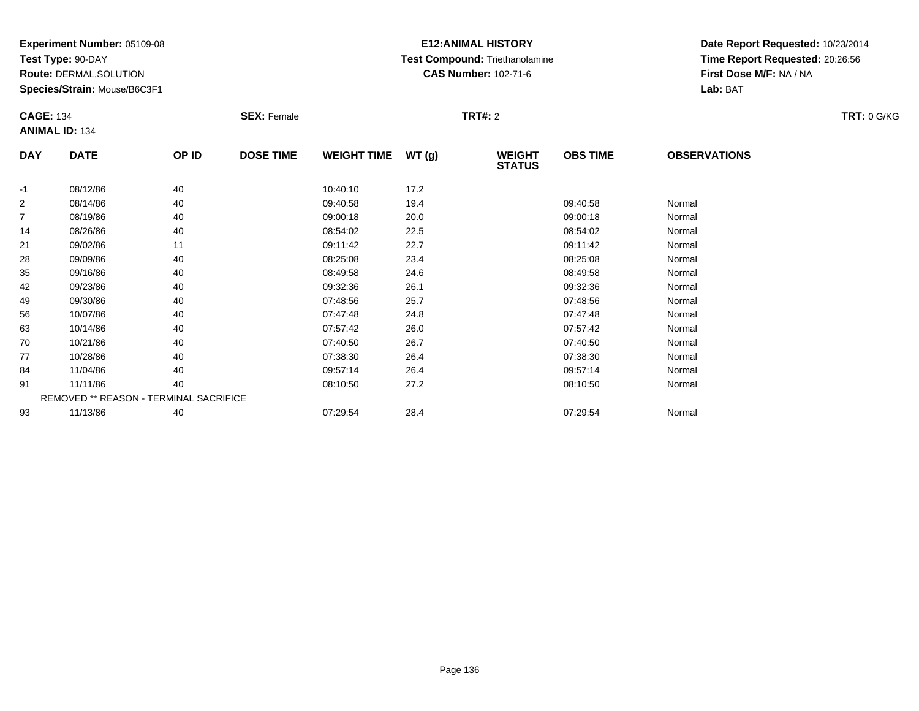**Experiment Number:** 05109-08
**Test Type:** 90-DAY
**Route:** DERMAL,SOLUTION
**Species/Strain:** Mouse/B6C3F1

**E12:ANIMAL HISTORY**
**Test Compound:** Triethanolamine
**CAS Number:** 102-71-6

**Date Report Requested:** 10/23/2014
**Time Report Requested:** 20:26:56
**First Dose M/F:** NA / NA
**Lab:** BAT

**CAGE:** 134
**ANIMAL ID:** 134
**SEX:** Female
**TRT#:** 2
**TRT:** 0 G/KG

| DAY | DATE | OP ID | DOSE TIME | WEIGHT TIME | WT (g) | WEIGHT STATUS | OBS TIME | OBSERVATIONS |
|---|---|---|---|---|---|---|---|---|
| -1 | 08/12/86 | 40 | | 10:40:10 | 17.2 | | | |
| 2 | 08/14/86 | 40 | | 09:40:58 | 19.4 | | 09:40:58 | Normal |
| 7 | 08/19/86 | 40 | | 09:00:18 | 20.0 | | 09:00:18 | Normal |
| 14 | 08/26/86 | 40 | | 08:54:02 | 22.5 | | 08:54:02 | Normal |
| 21 | 09/02/86 | 11 | | 09:11:42 | 22.7 | | 09:11:42 | Normal |
| 28 | 09/09/86 | 40 | | 08:25:08 | 23.4 | | 08:25:08 | Normal |
| 35 | 09/16/86 | 40 | | 08:49:58 | 24.6 | | 08:49:58 | Normal |
| 42 | 09/23/86 | 40 | | 09:32:36 | 26.1 | | 09:32:36 | Normal |
| 49 | 09/30/86 | 40 | | 07:48:56 | 25.7 | | 07:48:56 | Normal |
| 56 | 10/07/86 | 40 | | 07:47:48 | 24.8 | | 07:47:48 | Normal |
| 63 | 10/14/86 | 40 | | 07:57:42 | 26.0 | | 07:57:42 | Normal |
| 70 | 10/21/86 | 40 | | 07:40:50 | 26.7 | | 07:40:50 | Normal |
| 77 | 10/28/86 | 40 | | 07:38:30 | 26.4 | | 07:38:30 | Normal |
| 84 | 11/04/86 | 40 | | 09:57:14 | 26.4 | | 09:57:14 | Normal |
| 91 | 11/11/86 | 40 | | 08:10:50 | 27.2 | | 08:10:50 | Normal |
| | REMOVED ** REASON - TERMINAL SACRIFICE | | | | | | | |
| 93 | 11/13/86 | 40 | | 07:29:54 | 28.4 | | 07:29:54 | Normal |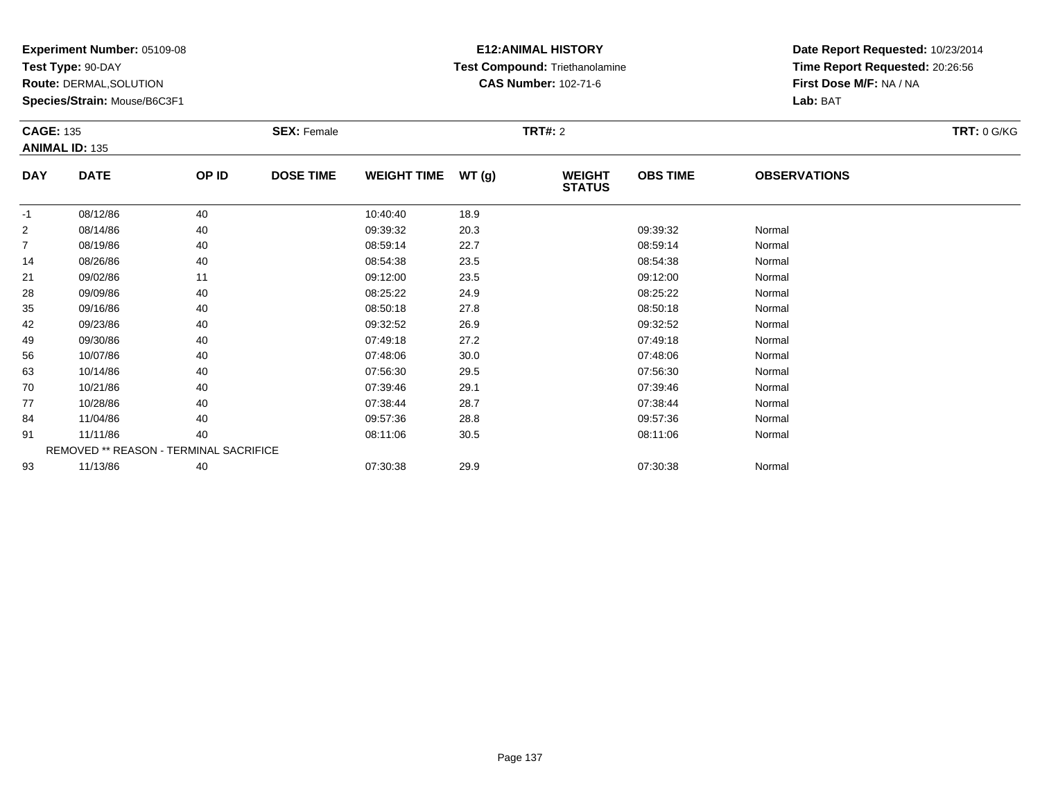**Experiment Number:** 05109-08
**Test Type:** 90-DAY
**Route:** DERMAL,SOLUTION
**Species/Strain:** Mouse/B6C3F1

**E12:ANIMAL HISTORY**
**Test Compound:** Triethanolamine
**CAS Number:** 102-71-6

**Date Report Requested:** 10/23/2014
**Time Report Requested:** 20:26:56
**First Dose M/F:** NA / NA
**Lab:** BAT

**CAGE:** 135 **SEX:** Female **TRT#:** 2 **TRT:** 0 G/KG
**ANIMAL ID:** 135

| DAY | DATE | OP ID | DOSE TIME | WEIGHT TIME | WT (g) | WEIGHT STATUS | OBS TIME | OBSERVATIONS |
|---|---|---|---|---|---|---|---|---|
| -1 | 08/12/86 | 40 | | 10:40:40 | 18.9 | | | |
| 2 | 08/14/86 | 40 | | 09:39:32 | 20.3 | | 09:39:32 | Normal |
| 7 | 08/19/86 | 40 | | 08:59:14 | 22.7 | | 08:59:14 | Normal |
| 14 | 08/26/86 | 40 | | 08:54:38 | 23.5 | | 08:54:38 | Normal |
| 21 | 09/02/86 | 11 | | 09:12:00 | 23.5 | | 09:12:00 | Normal |
| 28 | 09/09/86 | 40 | | 08:25:22 | 24.9 | | 08:25:22 | Normal |
| 35 | 09/16/86 | 40 | | 08:50:18 | 27.8 | | 08:50:18 | Normal |
| 42 | 09/23/86 | 40 | | 09:32:52 | 26.9 | | 09:32:52 | Normal |
| 49 | 09/30/86 | 40 | | 07:49:18 | 27.2 | | 07:49:18 | Normal |
| 56 | 10/07/86 | 40 | | 07:48:06 | 30.0 | | 07:48:06 | Normal |
| 63 | 10/14/86 | 40 | | 07:56:30 | 29.5 | | 07:56:30 | Normal |
| 70 | 10/21/86 | 40 | | 07:39:46 | 29.1 | | 07:39:46 | Normal |
| 77 | 10/28/86 | 40 | | 07:38:44 | 28.7 | | 07:38:44 | Normal |
| 84 | 11/04/86 | 40 | | 09:57:36 | 28.8 | | 09:57:36 | Normal |
| 91 | 11/11/86 | 40 | | 08:11:06 | 30.5 | | 08:11:06 | Normal |
| | REMOVED ** REASON - TERMINAL SACRIFICE | | | | | | | |
| 93 | 11/13/86 | 40 | | 07:30:38 | 29.9 | | 07:30:38 | Normal |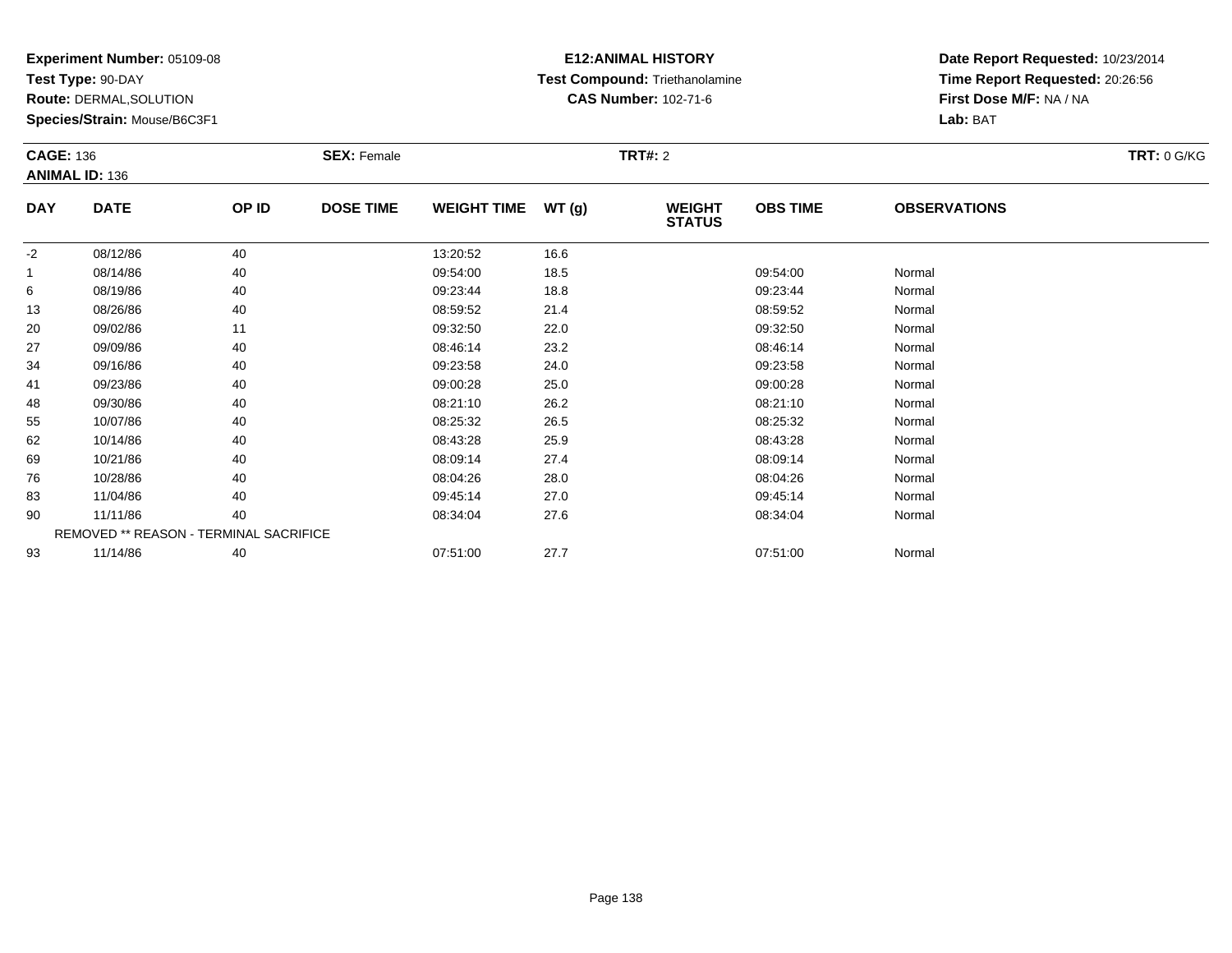**Experiment Number:** 05109-08
**Test Type:** 90-DAY
**Route:** DERMAL,SOLUTION
**Species/Strain:** Mouse/B6C3F1

**E12:ANIMAL HISTORY**
**Test Compound:** Triethanolamine
**CAS Number:** 102-71-6

**Date Report Requested:** 10/23/2014
**Time Report Requested:** 20:26:56
**First Dose M/F:** NA / NA
**Lab:** BAT

**CAGE:** 136
**ANIMAL ID:** 136
**SEX:** Female
**TRT#:** 2
**TRT:** 0 G/KG

| DAY | DATE | OP ID | DOSE TIME | WEIGHT TIME | WT (g) | WEIGHT STATUS | OBS TIME | OBSERVATIONS |
|---|---|---|---|---|---|---|---|---|
| -2 | 08/12/86 | 40 | | 13:20:52 | 16.6 | | | |
| 1 | 08/14/86 | 40 | | 09:54:00 | 18.5 | | 09:54:00 | Normal |
| 6 | 08/19/86 | 40 | | 09:23:44 | 18.8 | | 09:23:44 | Normal |
| 13 | 08/26/86 | 40 | | 08:59:52 | 21.4 | | 08:59:52 | Normal |
| 20 | 09/02/86 | 11 | | 09:32:50 | 22.0 | | 09:32:50 | Normal |
| 27 | 09/09/86 | 40 | | 08:46:14 | 23.2 | | 08:46:14 | Normal |
| 34 | 09/16/86 | 40 | | 09:23:58 | 24.0 | | 09:23:58 | Normal |
| 41 | 09/23/86 | 40 | | 09:00:28 | 25.0 | | 09:00:28 | Normal |
| 48 | 09/30/86 | 40 | | 08:21:10 | 26.2 | | 08:21:10 | Normal |
| 55 | 10/07/86 | 40 | | 08:25:32 | 26.5 | | 08:25:32 | Normal |
| 62 | 10/14/86 | 40 | | 08:43:28 | 25.9 | | 08:43:28 | Normal |
| 69 | 10/21/86 | 40 | | 08:09:14 | 27.4 | | 08:09:14 | Normal |
| 76 | 10/28/86 | 40 | | 08:04:26 | 28.0 | | 08:04:26 | Normal |
| 83 | 11/04/86 | 40 | | 09:45:14 | 27.0 | | 09:45:14 | Normal |
| 90 | 11/11/86 | 40 | | 08:34:04 | 27.6 | | 08:34:04 | Normal |
| | REMOVED ** REASON - TERMINAL SACRIFICE | | | | | | | |
| 93 | 11/14/86 | 40 | | 07:51:00 | 27.7 | | 07:51:00 | Normal |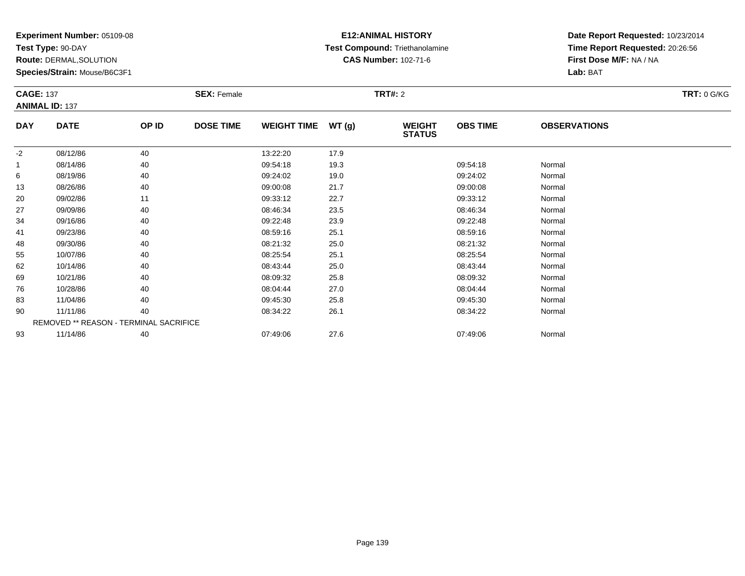**Experiment Number:** 05109-08
**Test Type:** 90-DAY
**Route:** DERMAL,SOLUTION
**Species/Strain:** Mouse/B6C3F1

**E12:ANIMAL HISTORY**
**Test Compound:** Triethanolamine
**CAS Number:** 102-71-6

**Date Report Requested:** 10/23/2014
**Time Report Requested:** 20:26:56
**First Dose M/F:** NA / NA
**Lab:** BAT

**CAGE:** 137
**ANIMAL ID:** 137
**SEX:** Female
**TRT#:** 2
**TRT:** 0 G/KG

| DAY | DATE | OP ID | DOSE TIME | WEIGHT TIME | WT (g) | WEIGHT STATUS | OBS TIME | OBSERVATIONS |
|---|---|---|---|---|---|---|---|---|
| -2 | 08/12/86 | 40 | | 13:22:20 | 17.9 | | | |
| 1 | 08/14/86 | 40 | | 09:54:18 | 19.3 | | 09:54:18 | Normal |
| 6 | 08/19/86 | 40 | | 09:24:02 | 19.0 | | 09:24:02 | Normal |
| 13 | 08/26/86 | 40 | | 09:00:08 | 21.7 | | 09:00:08 | Normal |
| 20 | 09/02/86 | 11 | | 09:33:12 | 22.7 | | 09:33:12 | Normal |
| 27 | 09/09/86 | 40 | | 08:46:34 | 23.5 | | 08:46:34 | Normal |
| 34 | 09/16/86 | 40 | | 09:22:48 | 23.9 | | 09:22:48 | Normal |
| 41 | 09/23/86 | 40 | | 08:59:16 | 25.1 | | 08:59:16 | Normal |
| 48 | 09/30/86 | 40 | | 08:21:32 | 25.0 | | 08:21:32 | Normal |
| 55 | 10/07/86 | 40 | | 08:25:54 | 25.1 | | 08:25:54 | Normal |
| 62 | 10/14/86 | 40 | | 08:43:44 | 25.0 | | 08:43:44 | Normal |
| 69 | 10/21/86 | 40 | | 08:09:32 | 25.8 | | 08:09:32 | Normal |
| 76 | 10/28/86 | 40 | | 08:04:44 | 27.0 | | 08:04:44 | Normal |
| 83 | 11/04/86 | 40 | | 09:45:30 | 25.8 | | 09:45:30 | Normal |
| 90 | 11/11/86 | 40 | | 08:34:22 | 26.1 | | 08:34:22 | Normal |
| | REMOVED ** REASON - TERMINAL SACRIFICE | | | | | | | |
| 93 | 11/14/86 | 40 | | 07:49:06 | 27.6 | | 07:49:06 | Normal |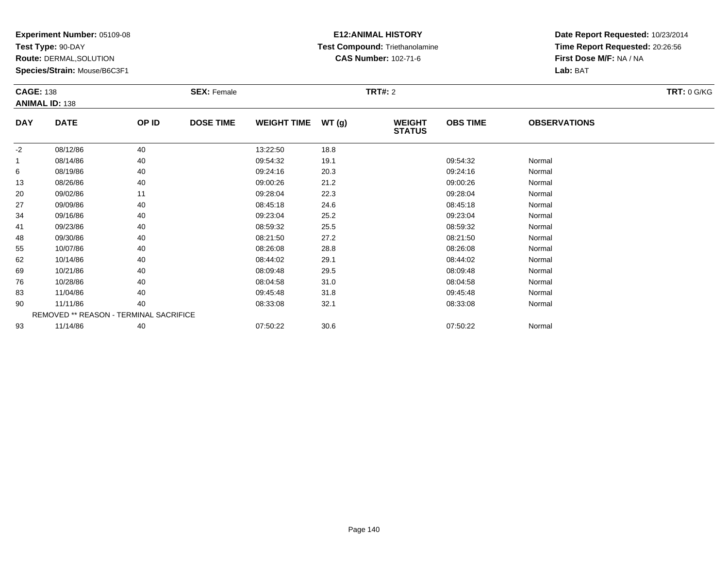**Experiment Number:** 05109-08
**Test Type:** 90-DAY
**Route:** DERMAL,SOLUTION
**Species/Strain:** Mouse/B6C3F1

**E12:ANIMAL HISTORY**
**Test Compound:** Triethanolamine
**CAS Number:** 102-71-6

**Date Report Requested:** 10/23/2014
**Time Report Requested:** 20:26:56
**First Dose M/F:** NA / NA
**Lab:** BAT

**CAGE:** 138 **SEX:** Female **TRT#:** 2 **TRT:** 0 G/KG
**ANIMAL ID:** 138

| DAY | DATE | OP ID | DOSE TIME | WEIGHT TIME | WT (g) | WEIGHT STATUS | OBS TIME | OBSERVATIONS |
|---|---|---|---|---|---|---|---|---|
| -2 | 08/12/86 | 40 | | 13:22:50 | 18.8 | | | |
| 1 | 08/14/86 | 40 | | 09:54:32 | 19.1 | | 09:54:32 | Normal |
| 6 | 08/19/86 | 40 | | 09:24:16 | 20.3 | | 09:24:16 | Normal |
| 13 | 08/26/86 | 40 | | 09:00:26 | 21.2 | | 09:00:26 | Normal |
| 20 | 09/02/86 | 11 | | 09:28:04 | 22.3 | | 09:28:04 | Normal |
| 27 | 09/09/86 | 40 | | 08:45:18 | 24.6 | | 08:45:18 | Normal |
| 34 | 09/16/86 | 40 | | 09:23:04 | 25.2 | | 09:23:04 | Normal |
| 41 | 09/23/86 | 40 | | 08:59:32 | 25.5 | | 08:59:32 | Normal |
| 48 | 09/30/86 | 40 | | 08:21:50 | 27.2 | | 08:21:50 | Normal |
| 55 | 10/07/86 | 40 | | 08:26:08 | 28.8 | | 08:26:08 | Normal |
| 62 | 10/14/86 | 40 | | 08:44:02 | 29.1 | | 08:44:02 | Normal |
| 69 | 10/21/86 | 40 | | 08:09:48 | 29.5 | | 08:09:48 | Normal |
| 76 | 10/28/86 | 40 | | 08:04:58 | 31.0 | | 08:04:58 | Normal |
| 83 | 11/04/86 | 40 | | 09:45:48 | 31.8 | | 09:45:48 | Normal |
| 90 | 11/11/86 | 40 | | 08:33:08 | 32.1 | | 08:33:08 | Normal |
| REMOVED ** REASON - TERMINAL SACRIFICE | | | | | | | | |
| 93 | 11/14/86 | 40 | | 07:50:22 | 30.6 | | 07:50:22 | Normal |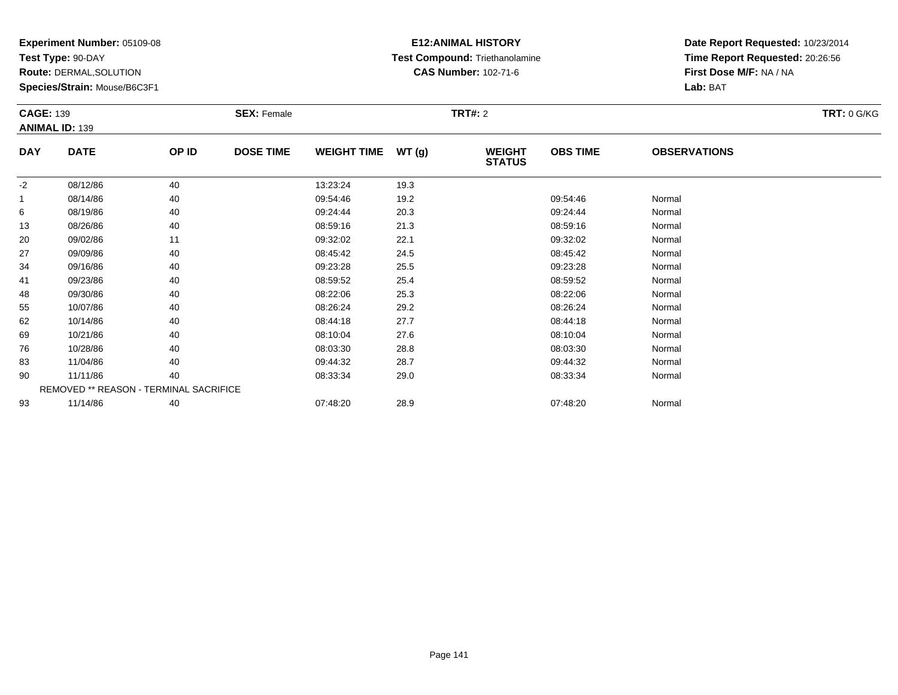**Experiment Number:** 05109-08
**Test Type:** 90-DAY
**Route:** DERMAL,SOLUTION
**Species/Strain:** Mouse/B6C3F1

**E12:ANIMAL HISTORY**
**Test Compound:** Triethanolamine
**CAS Number:** 102-71-6

**Date Report Requested:** 10/23/2014
**Time Report Requested:** 20:26:56
**First Dose M/F:** NA / NA
**Lab:** BAT

**CAGE:** 139
**ANIMAL ID:** 139
**SEX:** Female
**TRT#:** 2
**TRT:** 0 G/KG

| DAY | DATE | OP ID | DOSE TIME | WEIGHT TIME | WT (g) | WEIGHT STATUS | OBS TIME | OBSERVATIONS |
|---|---|---|---|---|---|---|---|---|
| -2 | 08/12/86 | 40 | | 13:23:24 | 19.3 | | | |
| 1 | 08/14/86 | 40 | | 09:54:46 | 19.2 | | 09:54:46 | Normal |
| 6 | 08/19/86 | 40 | | 09:24:44 | 20.3 | | 09:24:44 | Normal |
| 13 | 08/26/86 | 40 | | 08:59:16 | 21.3 | | 08:59:16 | Normal |
| 20 | 09/02/86 | 11 | | 09:32:02 | 22.1 | | 09:32:02 | Normal |
| 27 | 09/09/86 | 40 | | 08:45:42 | 24.5 | | 08:45:42 | Normal |
| 34 | 09/16/86 | 40 | | 09:23:28 | 25.5 | | 09:23:28 | Normal |
| 41 | 09/23/86 | 40 | | 08:59:52 | 25.4 | | 08:59:52 | Normal |
| 48 | 09/30/86 | 40 | | 08:22:06 | 25.3 | | 08:22:06 | Normal |
| 55 | 10/07/86 | 40 | | 08:26:24 | 29.2 | | 08:26:24 | Normal |
| 62 | 10/14/86 | 40 | | 08:44:18 | 27.7 | | 08:44:18 | Normal |
| 69 | 10/21/86 | 40 | | 08:10:04 | 27.6 | | 08:10:04 | Normal |
| 76 | 10/28/86 | 40 | | 08:03:30 | 28.8 | | 08:03:30 | Normal |
| 83 | 11/04/86 | 40 | | 09:44:32 | 28.7 | | 09:44:32 | Normal |
| 90 | 11/11/86 | 40 | | 08:33:34 | 29.0 | | 08:33:34 | Normal |
| REMOVED ** REASON - TERMINAL SACRIFICE | | | | | | | | |
| 93 | 11/14/86 | 40 | | 07:48:20 | 28.9 | | 07:48:20 | Normal |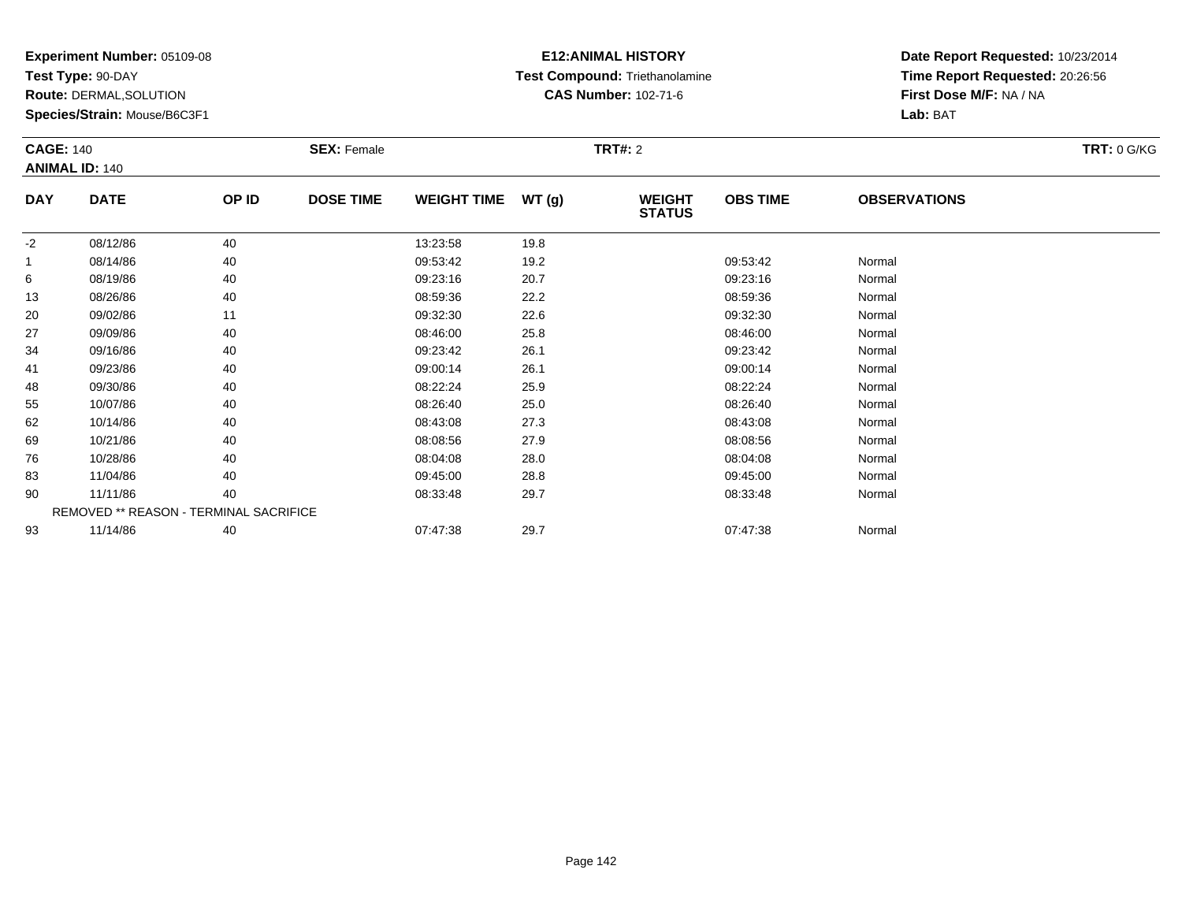**Experiment Number:** 05109-08
**Test Type:** 90-DAY
**Route:** DERMAL,SOLUTION
**Species/Strain:** Mouse/B6C3F1

**E12:ANIMAL HISTORY**
**Test Compound:** Triethanolamine
**CAS Number:** 102-71-6

**Date Report Requested:** 10/23/2014
**Time Report Requested:** 20:26:56
**First Dose M/F:** NA / NA
**Lab:** BAT

**CAGE:** 140
**ANIMAL ID:** 140
**SEX:** Female
**TRT#:** 2
**TRT:** 0 G/KG

| DAY | DATE | OP ID | DOSE TIME | WEIGHT TIME | WT (g) | WEIGHT STATUS | OBS TIME | OBSERVATIONS |
|---|---|---|---|---|---|---|---|---|
| -2 | 08/12/86 | 40 | | 13:23:58 | 19.8 | | | |
| 1 | 08/14/86 | 40 | | 09:53:42 | 19.2 | | 09:53:42 | Normal |
| 6 | 08/19/86 | 40 | | 09:23:16 | 20.7 | | 09:23:16 | Normal |
| 13 | 08/26/86 | 40 | | 08:59:36 | 22.2 | | 08:59:36 | Normal |
| 20 | 09/02/86 | 11 | | 09:32:30 | 22.6 | | 09:32:30 | Normal |
| 27 | 09/09/86 | 40 | | 08:46:00 | 25.8 | | 08:46:00 | Normal |
| 34 | 09/16/86 | 40 | | 09:23:42 | 26.1 | | 09:23:42 | Normal |
| 41 | 09/23/86 | 40 | | 09:00:14 | 26.1 | | 09:00:14 | Normal |
| 48 | 09/30/86 | 40 | | 08:22:24 | 25.9 | | 08:22:24 | Normal |
| 55 | 10/07/86 | 40 | | 08:26:40 | 25.0 | | 08:26:40 | Normal |
| 62 | 10/14/86 | 40 | | 08:43:08 | 27.3 | | 08:43:08 | Normal |
| 69 | 10/21/86 | 40 | | 08:08:56 | 27.9 | | 08:08:56 | Normal |
| 76 | 10/28/86 | 40 | | 08:04:08 | 28.0 | | 08:04:08 | Normal |
| 83 | 11/04/86 | 40 | | 09:45:00 | 28.8 | | 09:45:00 | Normal |
| 90 | 11/11/86 | 40 | | 08:33:48 | 29.7 | | 08:33:48 | Normal |
| | REMOVED ** REASON - TERMINAL SACRIFICE | | | | | | | |
| 93 | 11/14/86 | 40 | | 07:47:38 | 29.7 | | 07:47:38 | Normal |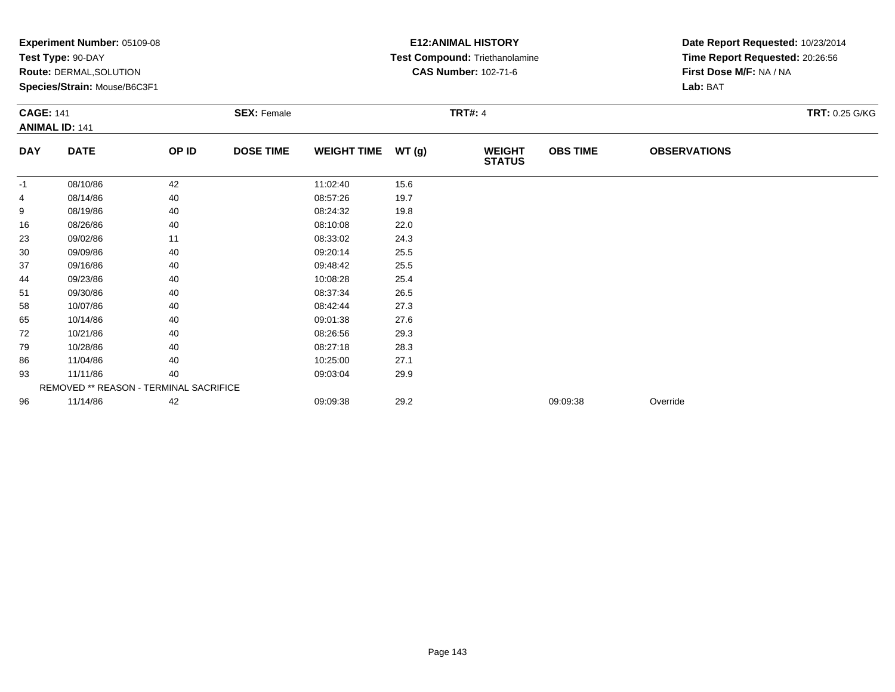**Experiment Number:** 05109-08
**Test Type:** 90-DAY
**Route:** DERMAL,SOLUTION
**Species/Strain:** Mouse/B6C3F1

**E12:ANIMAL HISTORY**
**Test Compound:** Triethanolamine
**CAS Number:** 102-71-6

**Date Report Requested:** 10/23/2014
**Time Report Requested:** 20:26:56
**First Dose M/F:** NA / NA
**Lab:** BAT

**CAGE:** 141 **SEX:** Female **TRT#:** 4 **TRT:** 0.25 G/KG
**ANIMAL ID:** 141

| DAY | DATE | OP ID | DOSE TIME | WEIGHT TIME | WT (g) | WEIGHT STATUS | OBS TIME | OBSERVATIONS |
|---|---|---|---|---|---|---|---|---|
| -1 | 08/10/86 | 42 | | 11:02:40 | 15.6 | | | |
| 4 | 08/14/86 | 40 | | 08:57:26 | 19.7 | | | |
| 9 | 08/19/86 | 40 | | 08:24:32 | 19.8 | | | |
| 16 | 08/26/86 | 40 | | 08:10:08 | 22.0 | | | |
| 23 | 09/02/86 | 11 | | 08:33:02 | 24.3 | | | |
| 30 | 09/09/86 | 40 | | 09:20:14 | 25.5 | | | |
| 37 | 09/16/86 | 40 | | 09:48:42 | 25.5 | | | |
| 44 | 09/23/86 | 40 | | 10:08:28 | 25.4 | | | |
| 51 | 09/30/86 | 40 | | 08:37:34 | 26.5 | | | |
| 58 | 10/07/86 | 40 | | 08:42:44 | 27.3 | | | |
| 65 | 10/14/86 | 40 | | 09:01:38 | 27.6 | | | |
| 72 | 10/21/86 | 40 | | 08:26:56 | 29.3 | | | |
| 79 | 10/28/86 | 40 | | 08:27:18 | 28.3 | | | |
| 86 | 11/04/86 | 40 | | 10:25:00 | 27.1 | | | |
| 93 | 11/11/86 | 40 | | 09:03:04 | 29.9 | | | |
| | REMOVED ** REASON - TERMINAL SACRIFICE | | | | | | | |
| 96 | 11/14/86 | 42 | | 09:09:38 | 29.2 | | 09:09:38 | Override |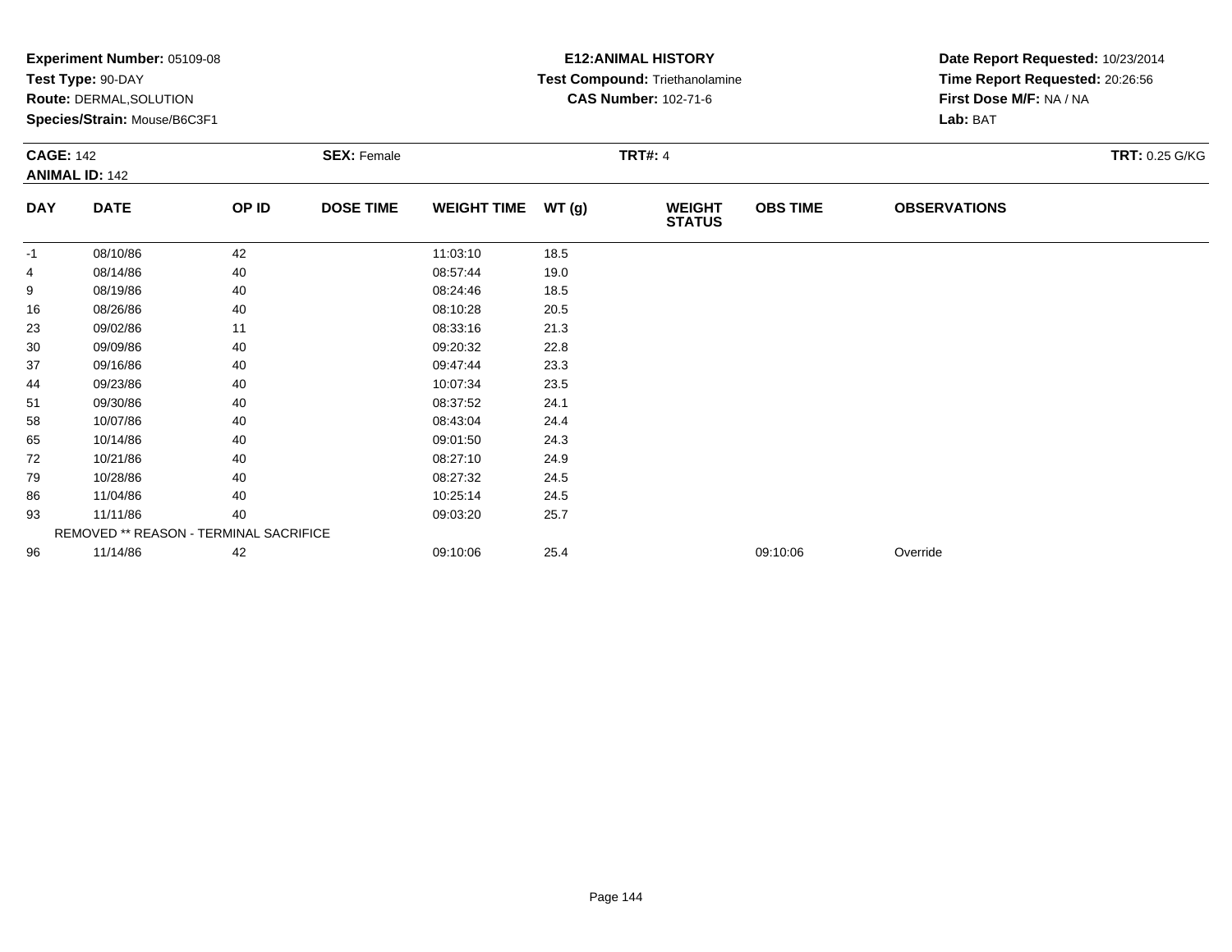**Experiment Number:** 05109-08
**Test Type:** 90-DAY
**Route:** DERMAL,SOLUTION
**Species/Strain:** Mouse/B6C3F1

**E12:ANIMAL HISTORY**
**Test Compound:** Triethanolamine
**CAS Number:** 102-71-6

**Date Report Requested:** 10/23/2014
**Time Report Requested:** 20:26:56
**First Dose M/F:** NA / NA
**Lab:** BAT

**CAGE:** 142
**ANIMAL ID:** 142
**SEX:** Female
**TRT#:** 4
**TRT:** 0.25 G/KG

| DAY | DATE | OP ID | DOSE TIME | WEIGHT TIME | WT (g) | WEIGHT STATUS | OBS TIME | OBSERVATIONS |
|---|---|---|---|---|---|---|---|---|
| -1 | 08/10/86 | 42 | | 11:03:10 | 18.5 | | | |
| 4 | 08/14/86 | 40 | | 08:57:44 | 19.0 | | | |
| 9 | 08/19/86 | 40 | | 08:24:46 | 18.5 | | | |
| 16 | 08/26/86 | 40 | | 08:10:28 | 20.5 | | | |
| 23 | 09/02/86 | 11 | | 08:33:16 | 21.3 | | | |
| 30 | 09/09/86 | 40 | | 09:20:32 | 22.8 | | | |
| 37 | 09/16/86 | 40 | | 09:47:44 | 23.3 | | | |
| 44 | 09/23/86 | 40 | | 10:07:34 | 23.5 | | | |
| 51 | 09/30/86 | 40 | | 08:37:52 | 24.1 | | | |
| 58 | 10/07/86 | 40 | | 08:43:04 | 24.4 | | | |
| 65 | 10/14/86 | 40 | | 09:01:50 | 24.3 | | | |
| 72 | 10/21/86 | 40 | | 08:27:10 | 24.9 | | | |
| 79 | 10/28/86 | 40 | | 08:27:32 | 24.5 | | | |
| 86 | 11/04/86 | 40 | | 10:25:14 | 24.5 | | | |
| 93 | 11/11/86 | 40 | | 09:03:20 | 25.7 | | | |
| | REMOVED ** REASON - TERMINAL SACRIFICE | | | | | | | |
| 96 | 11/14/86 | 42 | | 09:10:06 | 25.4 | | 09:10:06 | Override |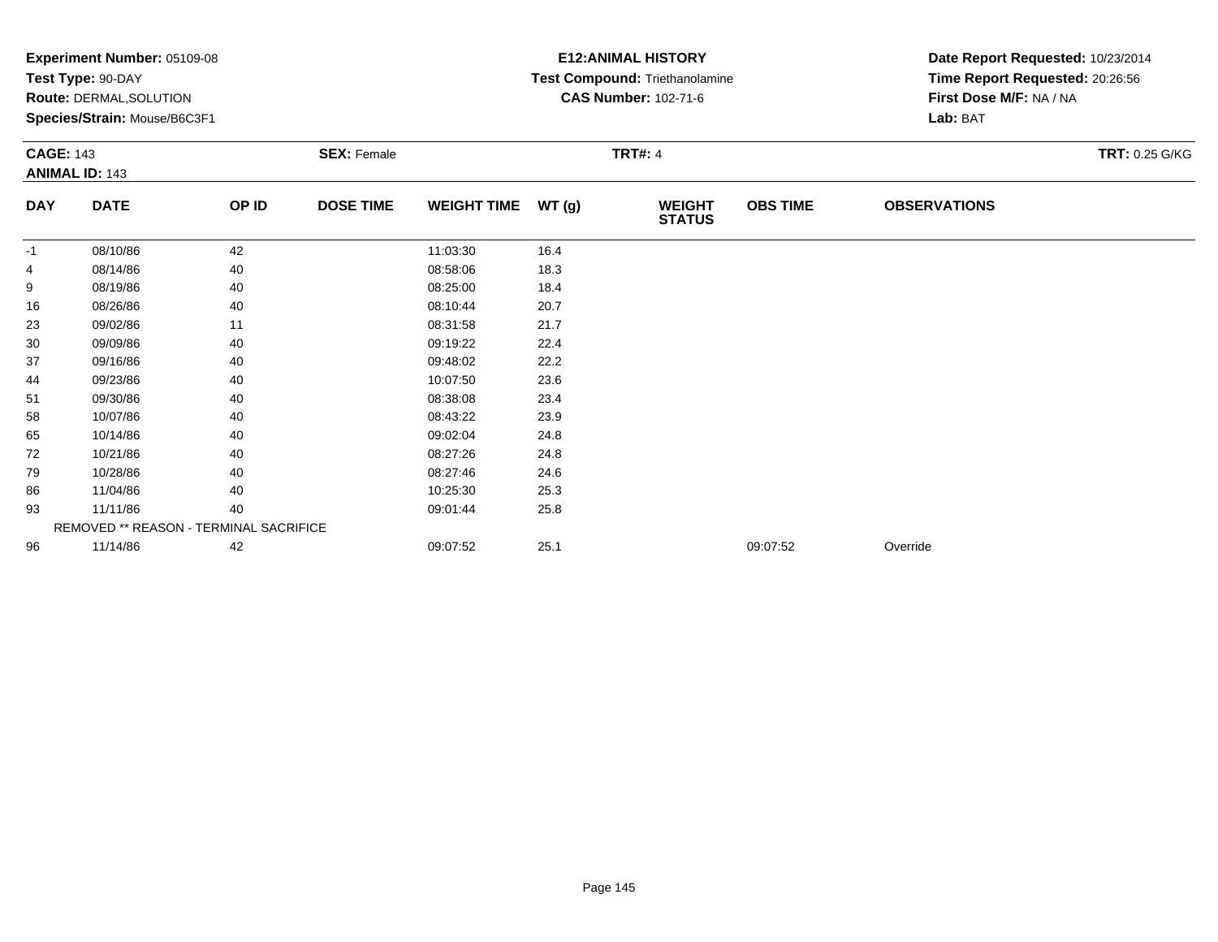**Experiment Number:** 05109-08
**Test Type:** 90-DAY
**Route:** DERMAL,SOLUTION
**Species/Strain:** Mouse/B6C3F1

**E12:ANIMAL HISTORY**
**Test Compound:** Triethanolamine
**CAS Number:** 102-71-6

**Date Report Requested:** 10/23/2014
**Time Report Requested:** 20:26:56
**First Dose M/F:** NA / NA
**Lab:** BAT

**CAGE:** 143
**ANIMAL ID:** 143
**SEX:** Female
**TRT#:** 4
**TRT:** 0.25 G/KG

| DAY | DATE | OP ID | DOSE TIME | WEIGHT TIME | WT (g) | WEIGHT STATUS | OBS TIME | OBSERVATIONS |
|---|---|---|---|---|---|---|---|---|
| -1 | 08/10/86 | 42 | | 11:03:30 | 16.4 | | | |
| 4 | 08/14/86 | 40 | | 08:58:06 | 18.3 | | | |
| 9 | 08/19/86 | 40 | | 08:25:00 | 18.4 | | | |
| 16 | 08/26/86 | 40 | | 08:10:44 | 20.7 | | | |
| 23 | 09/02/86 | 11 | | 08:31:58 | 21.7 | | | |
| 30 | 09/09/86 | 40 | | 09:19:22 | 22.4 | | | |
| 37 | 09/16/86 | 40 | | 09:48:02 | 22.2 | | | |
| 44 | 09/23/86 | 40 | | 10:07:50 | 23.6 | | | |
| 51 | 09/30/86 | 40 | | 08:38:08 | 23.4 | | | |
| 58 | 10/07/86 | 40 | | 08:43:22 | 23.9 | | | |
| 65 | 10/14/86 | 40 | | 09:02:04 | 24.8 | | | |
| 72 | 10/21/86 | 40 | | 08:27:26 | 24.8 | | | |
| 79 | 10/28/86 | 40 | | 08:27:46 | 24.6 | | | |
| 86 | 11/04/86 | 40 | | 10:25:30 | 25.3 | | | |
| 93 | 11/11/86 | 40 | | 09:01:44 | 25.8 | | | |
| | REMOVED ** REASON - TERMINAL SACRIFICE | | | | | | | |
| 96 | 11/14/86 | 42 | | 09:07:52 | 25.1 | | 09:07:52 | Override |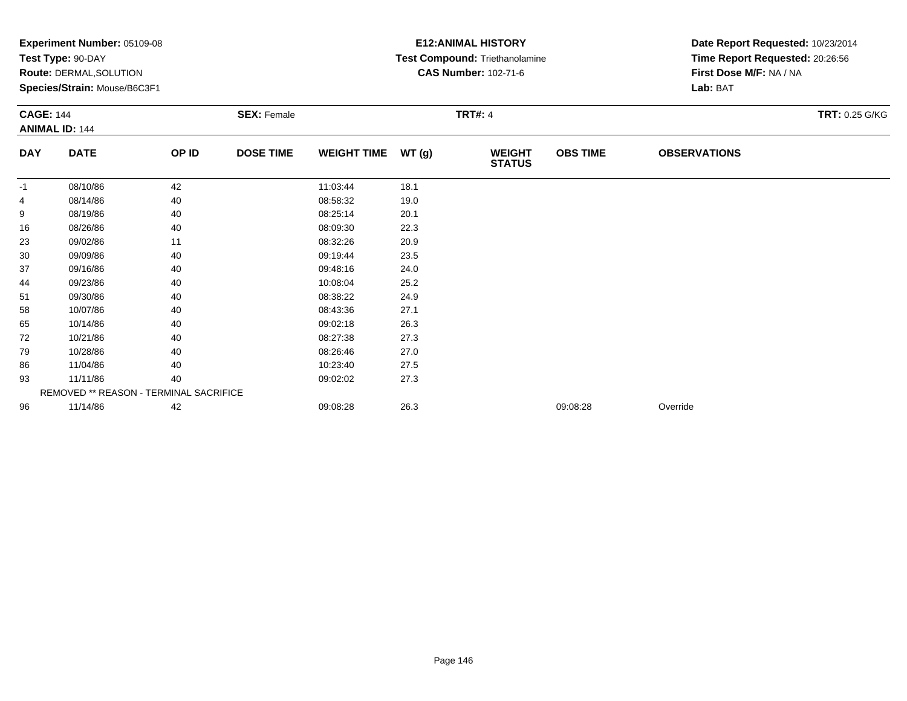**Experiment Number:** 05109-08
**Test Type:** 90-DAY
**Route:** DERMAL,SOLUTION
**Species/Strain:** Mouse/B6C3F1

**E12:ANIMAL HISTORY**
**Test Compound:** Triethanolamine
**CAS Number:** 102-71-6

**Date Report Requested:** 10/23/2014
**Time Report Requested:** 20:26:56
**First Dose M/F:** NA / NA
**Lab:** BAT

**CAGE:** 144
**ANIMAL ID:** 144
**SEX:** Female
**TRT#:** 4
**TRT:** 0.25 G/KG

| DAY | DATE | OP ID | DOSE TIME | WEIGHT TIME | WT (g) | WEIGHT STATUS | OBS TIME | OBSERVATIONS |
|---|---|---|---|---|---|---|---|---|
| -1 | 08/10/86 | 42 | | 11:03:44 | 18.1 | | | |
| 4 | 08/14/86 | 40 | | 08:58:32 | 19.0 | | | |
| 9 | 08/19/86 | 40 | | 08:25:14 | 20.1 | | | |
| 16 | 08/26/86 | 40 | | 08:09:30 | 22.3 | | | |
| 23 | 09/02/86 | 11 | | 08:32:26 | 20.9 | | | |
| 30 | 09/09/86 | 40 | | 09:19:44 | 23.5 | | | |
| 37 | 09/16/86 | 40 | | 09:48:16 | 24.0 | | | |
| 44 | 09/23/86 | 40 | | 10:08:04 | 25.2 | | | |
| 51 | 09/30/86 | 40 | | 08:38:22 | 24.9 | | | |
| 58 | 10/07/86 | 40 | | 08:43:36 | 27.1 | | | |
| 65 | 10/14/86 | 40 | | 09:02:18 | 26.3 | | | |
| 72 | 10/21/86 | 40 | | 08:27:38 | 27.3 | | | |
| 79 | 10/28/86 | 40 | | 08:26:46 | 27.0 | | | |
| 86 | 11/04/86 | 40 | | 10:23:40 | 27.5 | | | |
| 93 | 11/11/86 | 40 | | 09:02:02 | 27.3 | | | |
| | REMOVED ** REASON - TERMINAL SACRIFICE | | | | | | | |
| 96 | 11/14/86 | 42 | | 09:08:28 | 26.3 | | 09:08:28 | Override |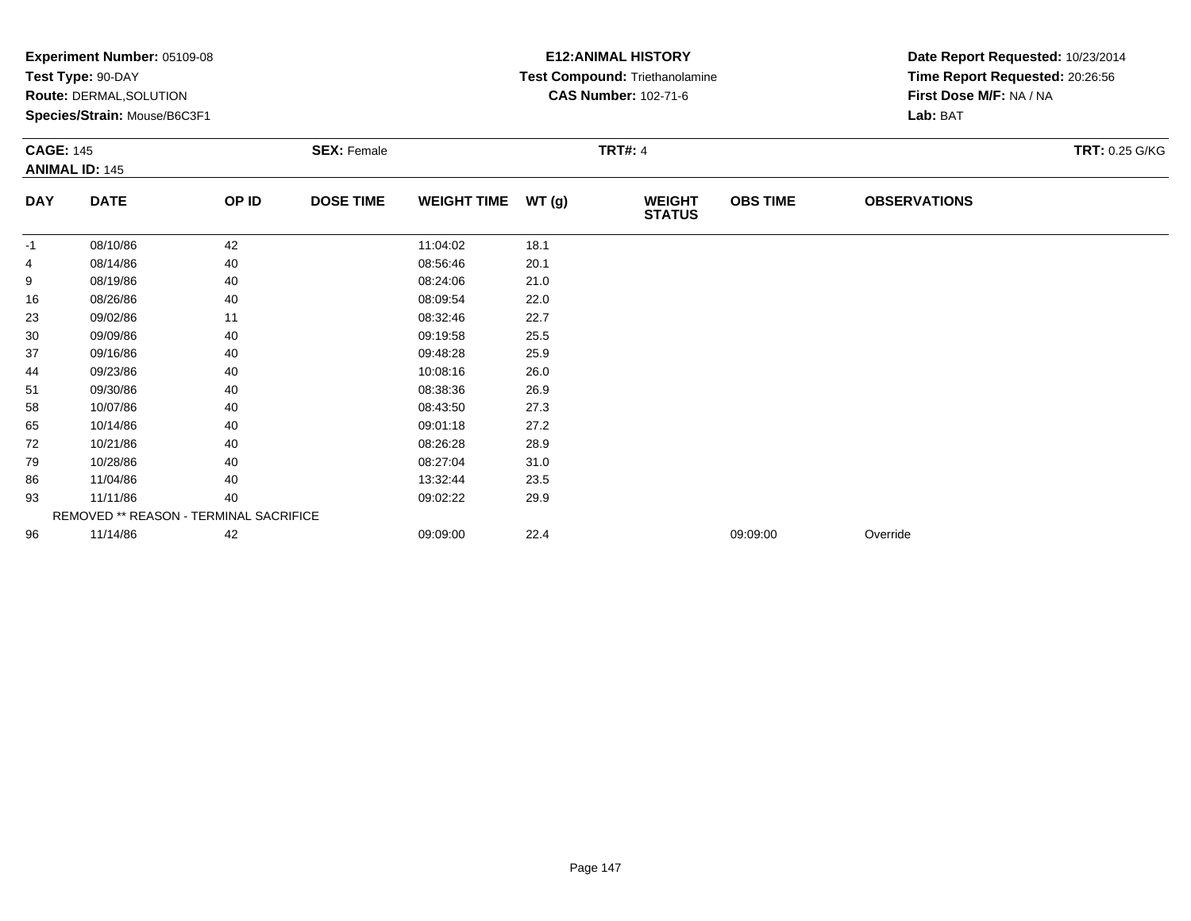**Experiment Number:** 05109-08
**Test Type:** 90-DAY
**Route:** DERMAL,SOLUTION
**Species/Strain:** Mouse/B6C3F1

**E12:ANIMAL HISTORY**
**Test Compound:** Triethanolamine
**CAS Number:** 102-71-6

**Date Report Requested:** 10/23/2014
**Time Report Requested:** 20:26:56
**First Dose M/F:** NA / NA
**Lab:** BAT

**CAGE:** 145
**ANIMAL ID:** 145
**SEX:** Female
**TRT#:** 4
**TRT:** 0.25 G/KG

| DAY | DATE | OP ID | DOSE TIME | WEIGHT TIME | WT (g) | WEIGHT STATUS | OBS TIME | OBSERVATIONS |
|---|---|---|---|---|---|---|---|---|
| -1 | 08/10/86 | 42 | | 11:04:02 | 18.1 | | | |
| 4 | 08/14/86 | 40 | | 08:56:46 | 20.1 | | | |
| 9 | 08/19/86 | 40 | | 08:24:06 | 21.0 | | | |
| 16 | 08/26/86 | 40 | | 08:09:54 | 22.0 | | | |
| 23 | 09/02/86 | 11 | | 08:32:46 | 22.7 | | | |
| 30 | 09/09/86 | 40 | | 09:19:58 | 25.5 | | | |
| 37 | 09/16/86 | 40 | | 09:48:28 | 25.9 | | | |
| 44 | 09/23/86 | 40 | | 10:08:16 | 26.0 | | | |
| 51 | 09/30/86 | 40 | | 08:38:36 | 26.9 | | | |
| 58 | 10/07/86 | 40 | | 08:43:50 | 27.3 | | | |
| 65 | 10/14/86 | 40 | | 09:01:18 | 27.2 | | | |
| 72 | 10/21/86 | 40 | | 08:26:28 | 28.9 | | | |
| 79 | 10/28/86 | 40 | | 08:27:04 | 31.0 | | | |
| 86 | 11/04/86 | 40 | | 13:32:44 | 23.5 | | | |
| 93 | 11/11/86 | 40 | | 09:02:22 | 29.9 | | | |
| | REMOVED ** REASON - TERMINAL SACRIFICE | | | | | | | |
| 96 | 11/14/86 | 42 | | 09:09:00 | 22.4 | | 09:09:00 | Override |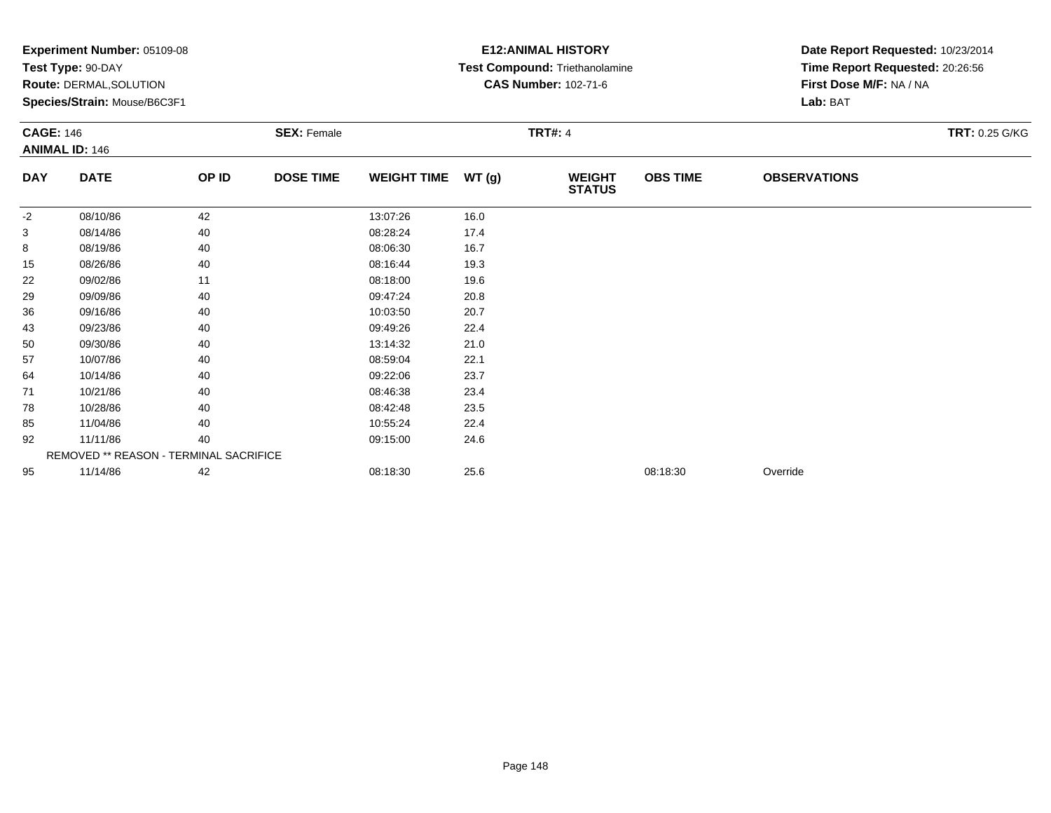**Experiment Number:** 05109-08
**Test Type:** 90-DAY
**Route:** DERMAL,SOLUTION
**Species/Strain:** Mouse/B6C3F1

**E12:ANIMAL HISTORY**
**Test Compound:** Triethanolamine
**CAS Number:** 102-71-6

**Date Report Requested:** 10/23/2014
**Time Report Requested:** 20:26:56
**First Dose M/F:** NA / NA
**Lab:** BAT

**CAGE:** 146
**ANIMAL ID:** 146
**SEX:** Female
**TRT#:** 4
**TRT:** 0.25 G/KG

| DAY | DATE | OP ID | DOSE TIME | WEIGHT TIME | WT (g) | WEIGHT STATUS | OBS TIME | OBSERVATIONS |
|---|---|---|---|---|---|---|---|---|
| -2 | 08/10/86 | 42 | | 13:07:26 | 16.0 | | | |
| 3 | 08/14/86 | 40 | | 08:28:24 | 17.4 | | | |
| 8 | 08/19/86 | 40 | | 08:06:30 | 16.7 | | | |
| 15 | 08/26/86 | 40 | | 08:16:44 | 19.3 | | | |
| 22 | 09/02/86 | 11 | | 08:18:00 | 19.6 | | | |
| 29 | 09/09/86 | 40 | | 09:47:24 | 20.8 | | | |
| 36 | 09/16/86 | 40 | | 10:03:50 | 20.7 | | | |
| 43 | 09/23/86 | 40 | | 09:49:26 | 22.4 | | | |
| 50 | 09/30/86 | 40 | | 13:14:32 | 21.0 | | | |
| 57 | 10/07/86 | 40 | | 08:59:04 | 22.1 | | | |
| 64 | 10/14/86 | 40 | | 09:22:06 | 23.7 | | | |
| 71 | 10/21/86 | 40 | | 08:46:38 | 23.4 | | | |
| 78 | 10/28/86 | 40 | | 08:42:48 | 23.5 | | | |
| 85 | 11/04/86 | 40 | | 10:55:24 | 22.4 | | | |
| 92 | 11/11/86 | 40 | | 09:15:00 | 24.6 | | | |
| REMOVED ** REASON - TERMINAL SACRIFICE | | | | | | | | |
| 95 | 11/14/86 | 42 | | 08:18:30 | 25.6 | | 08:18:30 | Override |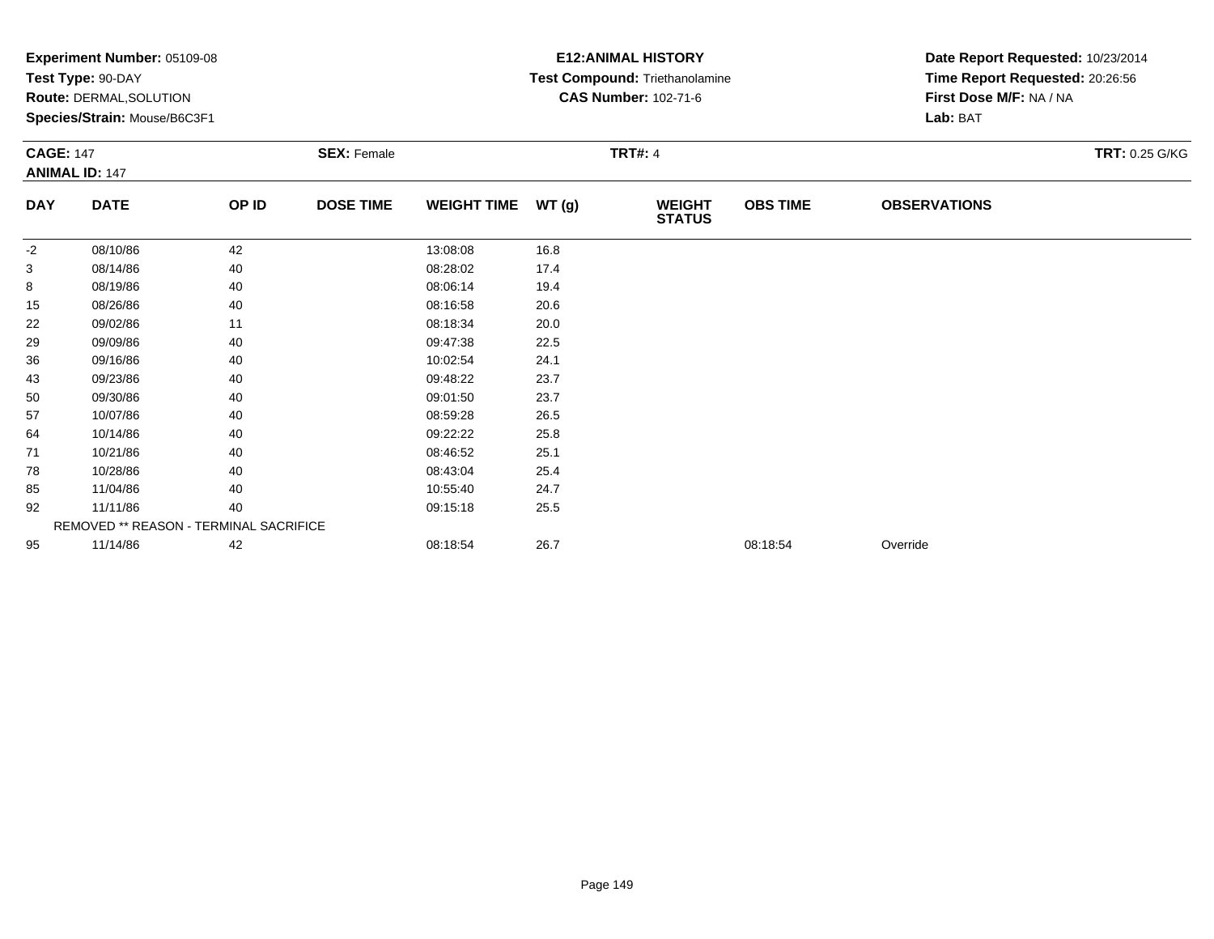**Experiment Number:** 05109-08
**Test Type:** 90-DAY
**Route:** DERMAL,SOLUTION
**Species/Strain:** Mouse/B6C3F1

**E12:ANIMAL HISTORY**
**Test Compound:** Triethanolamine
**CAS Number:** 102-71-6

**Date Report Requested:** 10/23/2014
**Time Report Requested:** 20:26:56
**First Dose M/F:** NA / NA
**Lab:** BAT

**CAGE:** 147
**ANIMAL ID:** 147
**SEX:** Female
**TRT#:** 4
**TRT:** 0.25 G/KG

| DAY | DATE | OP ID | DOSE TIME | WEIGHT TIME | WT (g) | WEIGHT STATUS | OBS TIME | OBSERVATIONS |
|---|---|---|---|---|---|---|---|---|
| -2 | 08/10/86 | 42 | | 13:08:08 | 16.8 | | | |
| 3 | 08/14/86 | 40 | | 08:28:02 | 17.4 | | | |
| 8 | 08/19/86 | 40 | | 08:06:14 | 19.4 | | | |
| 15 | 08/26/86 | 40 | | 08:16:58 | 20.6 | | | |
| 22 | 09/02/86 | 11 | | 08:18:34 | 20.0 | | | |
| 29 | 09/09/86 | 40 | | 09:47:38 | 22.5 | | | |
| 36 | 09/16/86 | 40 | | 10:02:54 | 24.1 | | | |
| 43 | 09/23/86 | 40 | | 09:48:22 | 23.7 | | | |
| 50 | 09/30/86 | 40 | | 09:01:50 | 23.7 | | | |
| 57 | 10/07/86 | 40 | | 08:59:28 | 26.5 | | | |
| 64 | 10/14/86 | 40 | | 09:22:22 | 25.8 | | | |
| 71 | 10/21/86 | 40 | | 08:46:52 | 25.1 | | | |
| 78 | 10/28/86 | 40 | | 08:43:04 | 25.4 | | | |
| 85 | 11/04/86 | 40 | | 10:55:40 | 24.7 | | | |
| 92 | 11/11/86 | 40 | | 09:15:18 | 25.5 | | | |
| | REMOVED ** REASON - TERMINAL SACRIFICE | | | | | | | |
| 95 | 11/14/86 | 42 | | 08:18:54 | 26.7 | | 08:18:54 | Override |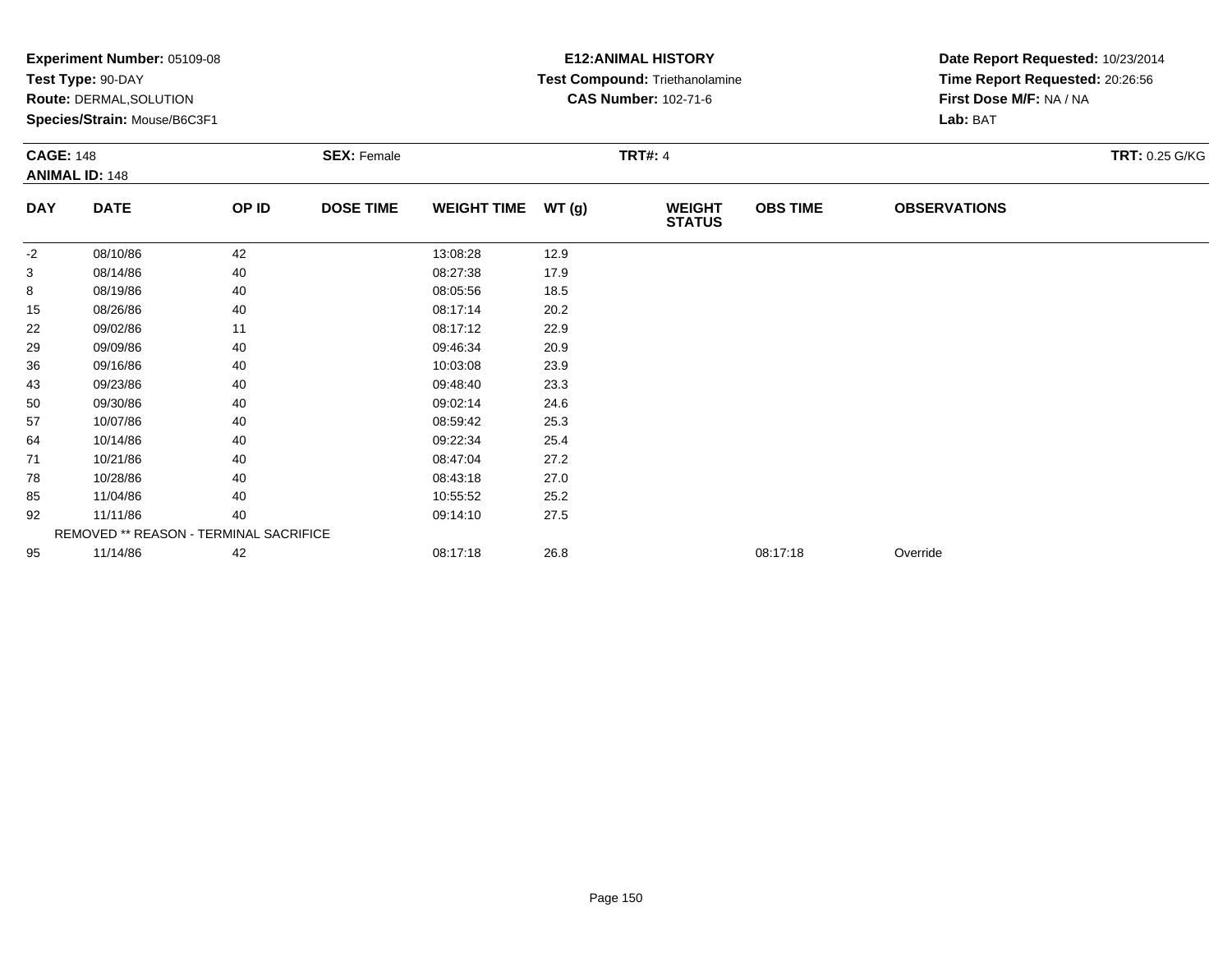**Experiment Number:** 05109-08
**Test Type:** 90-DAY
**Route:** DERMAL,SOLUTION
**Species/Strain:** Mouse/B6C3F1

**E12:ANIMAL HISTORY**
**Test Compound:** Triethanolamine
**CAS Number:** 102-71-6

**Date Report Requested:** 10/23/2014
**Time Report Requested:** 20:26:56
**First Dose M/F:** NA / NA
**Lab:** BAT

**CAGE:** 148
**ANIMAL ID:** 148
**SEX:** Female
**TRT#:** 4
**TRT:** 0.25 G/KG

| DAY | DATE | OP ID | DOSE TIME | WEIGHT TIME | WT (g) | WEIGHT STATUS | OBS TIME | OBSERVATIONS |
|---|---|---|---|---|---|---|---|---|
| -2 | 08/10/86 | 42 | | 13:08:28 | 12.9 | | | |
| 3 | 08/14/86 | 40 | | 08:27:38 | 17.9 | | | |
| 8 | 08/19/86 | 40 | | 08:05:56 | 18.5 | | | |
| 15 | 08/26/86 | 40 | | 08:17:14 | 20.2 | | | |
| 22 | 09/02/86 | 11 | | 08:17:12 | 22.9 | | | |
| 29 | 09/09/86 | 40 | | 09:46:34 | 20.9 | | | |
| 36 | 09/16/86 | 40 | | 10:03:08 | 23.9 | | | |
| 43 | 09/23/86 | 40 | | 09:48:40 | 23.3 | | | |
| 50 | 09/30/86 | 40 | | 09:02:14 | 24.6 | | | |
| 57 | 10/07/86 | 40 | | 08:59:42 | 25.3 | | | |
| 64 | 10/14/86 | 40 | | 09:22:34 | 25.4 | | | |
| 71 | 10/21/86 | 40 | | 08:47:04 | 27.2 | | | |
| 78 | 10/28/86 | 40 | | 08:43:18 | 27.0 | | | |
| 85 | 11/04/86 | 40 | | 10:55:52 | 25.2 | | | |
| 92 | 11/11/86 | 40 | | 09:14:10 | 27.5 | | | |
| | REMOVED ** REASON - TERMINAL SACRIFICE | | | | | | | |
| 95 | 11/14/86 | 42 | | 08:17:18 | 26.8 | | 08:17:18 | Override |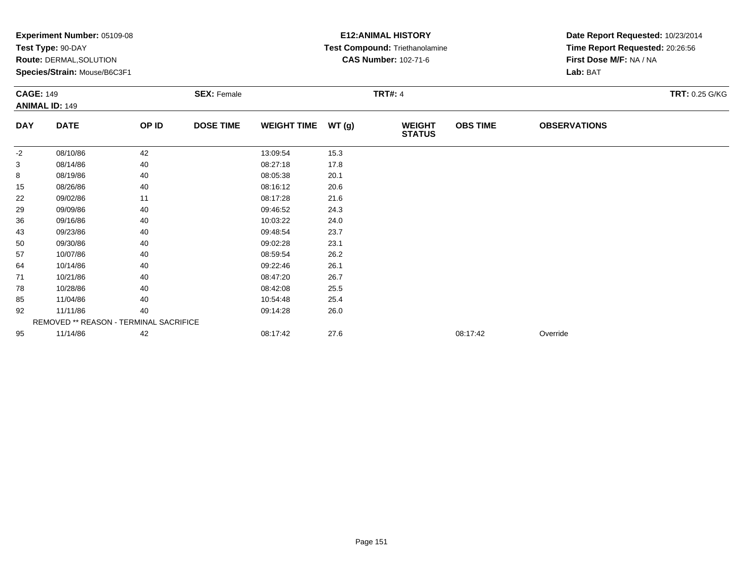**Experiment Number:** 05109-08
**Test Type:** 90-DAY
**Route:** DERMAL,SOLUTION
**Species/Strain:** Mouse/B6C3F1

**E12:ANIMAL HISTORY**
**Test Compound:** Triethanolamine
**CAS Number:** 102-71-6

**Date Report Requested:** 10/23/2014
**Time Report Requested:** 20:26:56
**First Dose M/F:** NA / NA
**Lab:** BAT

**CAGE:** 149
**ANIMAL ID:** 149
**SEX:** Female
**TRT#:** 4
**TRT:** 0.25 G/KG

| DAY | DATE | OP ID | DOSE TIME | WEIGHT TIME | WT (g) | WEIGHT STATUS | OBS TIME | OBSERVATIONS |
|---|---|---|---|---|---|---|---|---|
| -2 | 08/10/86 | 42 | | 13:09:54 | 15.3 | | | |
| 3 | 08/14/86 | 40 | | 08:27:18 | 17.8 | | | |
| 8 | 08/19/86 | 40 | | 08:05:38 | 20.1 | | | |
| 15 | 08/26/86 | 40 | | 08:16:12 | 20.6 | | | |
| 22 | 09/02/86 | 11 | | 08:17:28 | 21.6 | | | |
| 29 | 09/09/86 | 40 | | 09:46:52 | 24.3 | | | |
| 36 | 09/16/86 | 40 | | 10:03:22 | 24.0 | | | |
| 43 | 09/23/86 | 40 | | 09:48:54 | 23.7 | | | |
| 50 | 09/30/86 | 40 | | 09:02:28 | 23.1 | | | |
| 57 | 10/07/86 | 40 | | 08:59:54 | 26.2 | | | |
| 64 | 10/14/86 | 40 | | 09:22:46 | 26.1 | | | |
| 71 | 10/21/86 | 40 | | 08:47:20 | 26.7 | | | |
| 78 | 10/28/86 | 40 | | 08:42:08 | 25.5 | | | |
| 85 | 11/04/86 | 40 | | 10:54:48 | 25.4 | | | |
| 92 | 11/11/86 | 40 | | 09:14:28 | 26.0 | | | |
| | REMOVED ** REASON - TERMINAL SACRIFICE | | | | | | | |
| 95 | 11/14/86 | 42 | | 08:17:42 | 27.6 | | 08:17:42 | Override |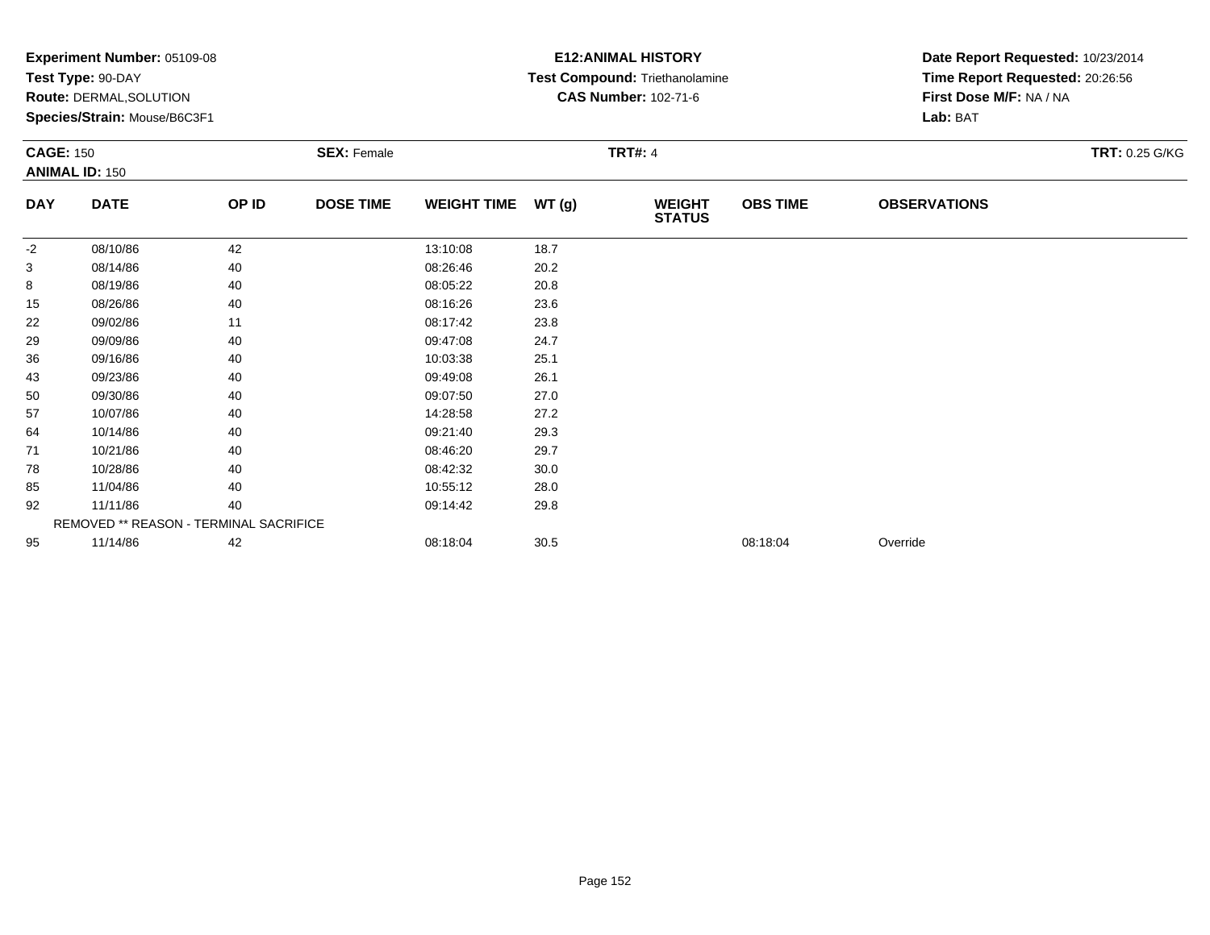**Experiment Number:** 05109-08
**Test Type:** 90-DAY
**Route:** DERMAL,SOLUTION
**Species/Strain:** Mouse/B6C3F1

**E12:ANIMAL HISTORY**
**Test Compound:** Triethanolamine
**CAS Number:** 102-71-6

**Date Report Requested:** 10/23/2014
**Time Report Requested:** 20:26:56
**First Dose M/F:** NA / NA
**Lab:** BAT

**CAGE:** 150
**ANIMAL ID:** 150
**SEX:** Female
**TRT#:** 4
**TRT:** 0.25 G/KG

| DAY | DATE | OP ID | DOSE TIME | WEIGHT TIME | WT (g) | WEIGHT STATUS | OBS TIME | OBSERVATIONS |
|---|---|---|---|---|---|---|---|---|
| -2 | 08/10/86 | 42 | | 13:10:08 | 18.7 | | | |
| 3 | 08/14/86 | 40 | | 08:26:46 | 20.2 | | | |
| 8 | 08/19/86 | 40 | | 08:05:22 | 20.8 | | | |
| 15 | 08/26/86 | 40 | | 08:16:26 | 23.6 | | | |
| 22 | 09/02/86 | 11 | | 08:17:42 | 23.8 | | | |
| 29 | 09/09/86 | 40 | | 09:47:08 | 24.7 | | | |
| 36 | 09/16/86 | 40 | | 10:03:38 | 25.1 | | | |
| 43 | 09/23/86 | 40 | | 09:49:08 | 26.1 | | | |
| 50 | 09/30/86 | 40 | | 09:07:50 | 27.0 | | | |
| 57 | 10/07/86 | 40 | | 14:28:58 | 27.2 | | | |
| 64 | 10/14/86 | 40 | | 09:21:40 | 29.3 | | | |
| 71 | 10/21/86 | 40 | | 08:46:20 | 29.7 | | | |
| 78 | 10/28/86 | 40 | | 08:42:32 | 30.0 | | | |
| 85 | 11/04/86 | 40 | | 10:55:12 | 28.0 | | | |
| 92 | 11/11/86 | 40 | | 09:14:42 | 29.8 | | | |
| | REMOVED ** REASON - TERMINAL SACRIFICE | | | | | | | |
| 95 | 11/14/86 | 42 | | 08:18:04 | 30.5 | | 08:18:04 | Override |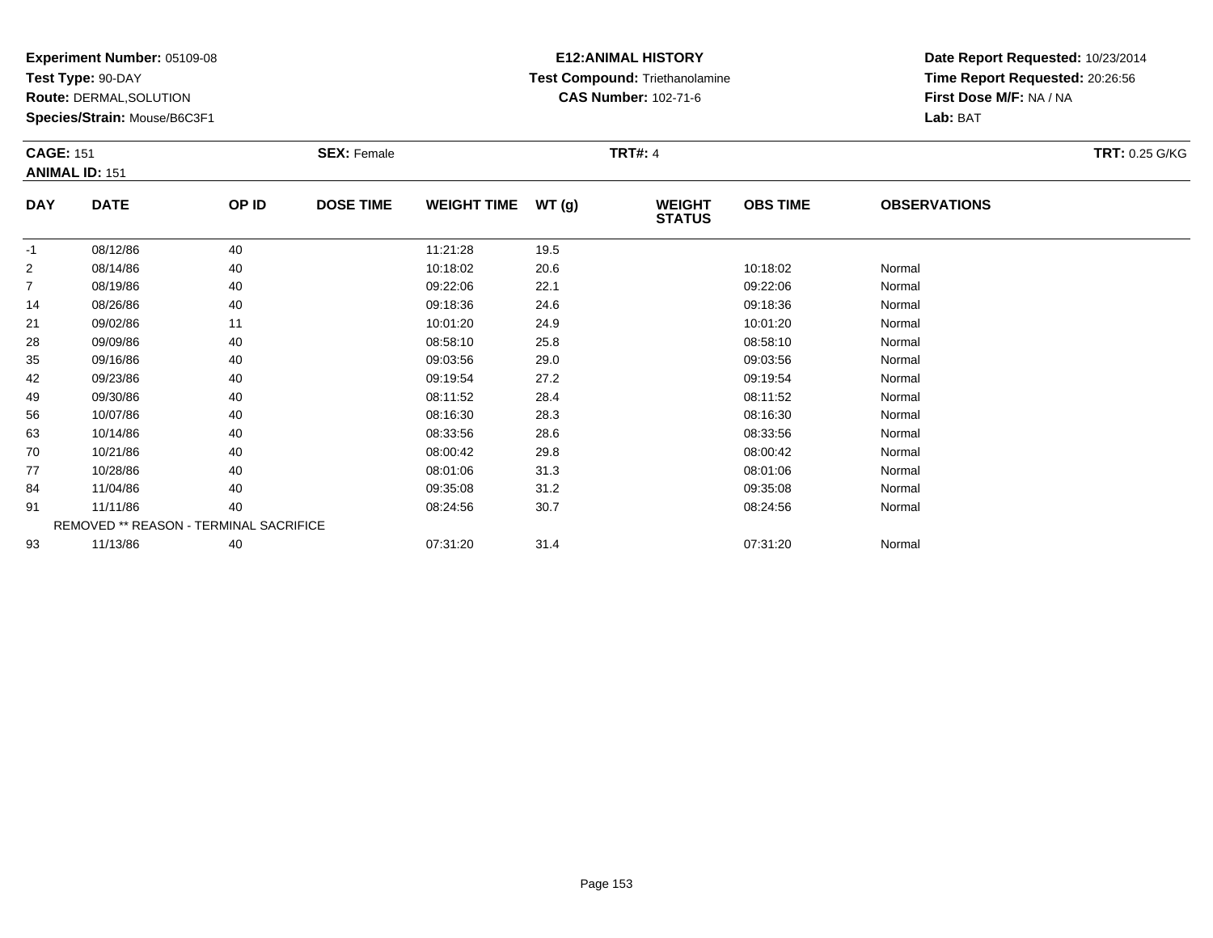**Experiment Number:** 05109-08
**Test Type:** 90-DAY
**Route:** DERMAL,SOLUTION
**Species/Strain:** Mouse/B6C3F1

**E12:ANIMAL HISTORY**
**Test Compound:** Triethanolamine
**CAS Number:** 102-71-6

**Date Report Requested:** 10/23/2014
**Time Report Requested:** 20:26:56
**First Dose M/F:** NA / NA
**Lab:** BAT

**CAGE:** 151
**ANIMAL ID:** 151
**SEX:** Female
**TRT#:** 4
**TRT:** 0.25 G/KG

| DAY | DATE | OP ID | DOSE TIME | WEIGHT TIME | WT (g) | WEIGHT STATUS | OBS TIME | OBSERVATIONS |
|---|---|---|---|---|---|---|---|---|
| -1 | 08/12/86 | 40 | | 11:21:28 | 19.5 | | | |
| 2 | 08/14/86 | 40 | | 10:18:02 | 20.6 | | 10:18:02 | Normal |
| 7 | 08/19/86 | 40 | | 09:22:06 | 22.1 | | 09:22:06 | Normal |
| 14 | 08/26/86 | 40 | | 09:18:36 | 24.6 | | 09:18:36 | Normal |
| 21 | 09/02/86 | 11 | | 10:01:20 | 24.9 | | 10:01:20 | Normal |
| 28 | 09/09/86 | 40 | | 08:58:10 | 25.8 | | 08:58:10 | Normal |
| 35 | 09/16/86 | 40 | | 09:03:56 | 29.0 | | 09:03:56 | Normal |
| 42 | 09/23/86 | 40 | | 09:19:54 | 27.2 | | 09:19:54 | Normal |
| 49 | 09/30/86 | 40 | | 08:11:52 | 28.4 | | 08:11:52 | Normal |
| 56 | 10/07/86 | 40 | | 08:16:30 | 28.3 | | 08:16:30 | Normal |
| 63 | 10/14/86 | 40 | | 08:33:56 | 28.6 | | 08:33:56 | Normal |
| 70 | 10/21/86 | 40 | | 08:00:42 | 29.8 | | 08:00:42 | Normal |
| 77 | 10/28/86 | 40 | | 08:01:06 | 31.3 | | 08:01:06 | Normal |
| 84 | 11/04/86 | 40 | | 09:35:08 | 31.2 | | 09:35:08 | Normal |
| 91 | 11/11/86 | 40 | | 08:24:56 | 30.7 | | 08:24:56 | Normal |
| | REMOVED ** REASON - TERMINAL SACRIFICE | | | | | | | |
| 93 | 11/13/86 | 40 | | 07:31:20 | 31.4 | | 07:31:20 | Normal |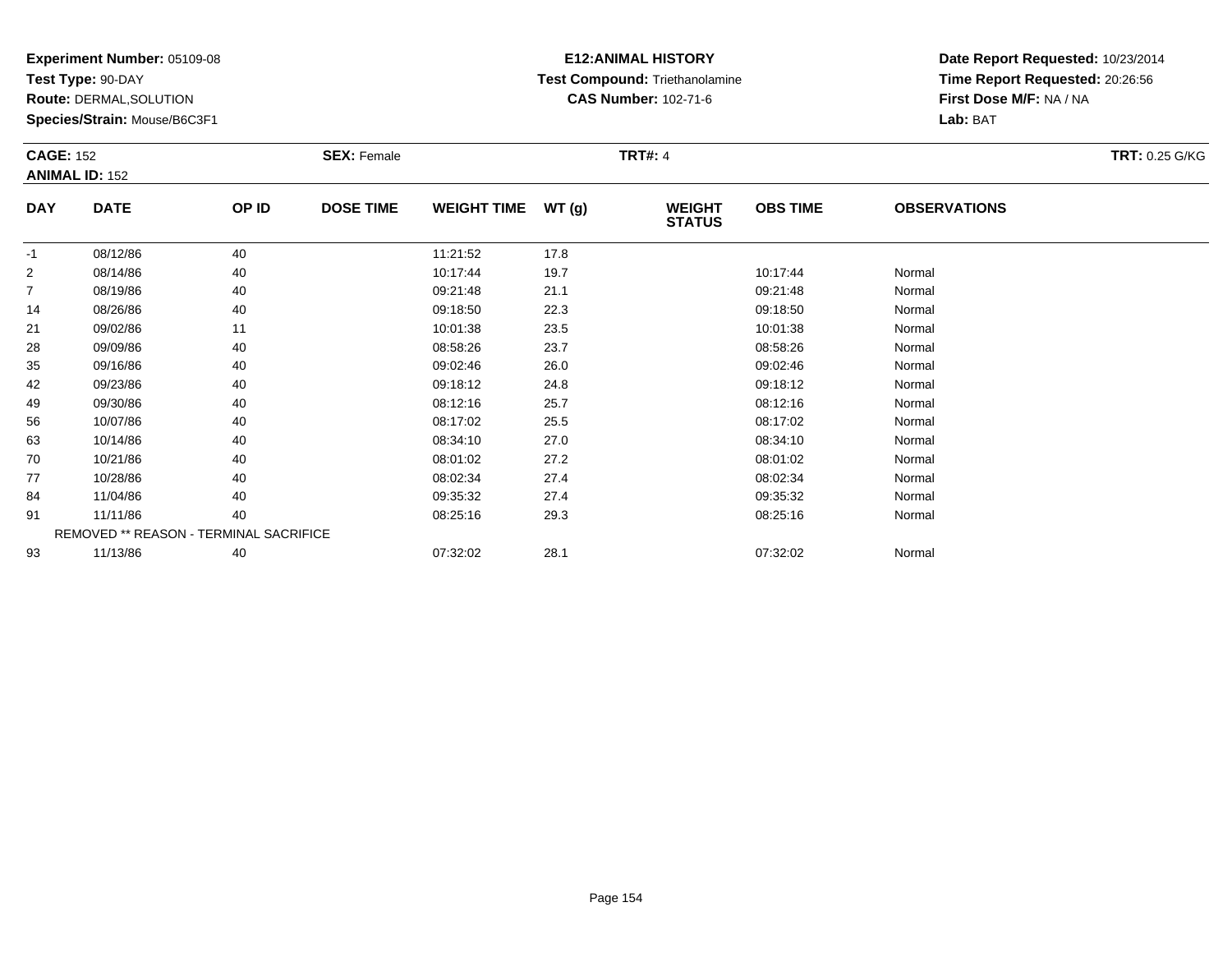**Experiment Number:** 05109-08
**Test Type:** 90-DAY
**Route:** DERMAL,SOLUTION
**Species/Strain:** Mouse/B6C3F1

**E12:ANIMAL HISTORY**
**Test Compound:** Triethanolamine
**CAS Number:** 102-71-6

**Date Report Requested:** 10/23/2014
**Time Report Requested:** 20:26:56
**First Dose M/F:** NA / NA
**Lab:** BAT

**CAGE:** 152
**ANIMAL ID:** 152
**SEX:** Female
**TRT#:** 4
**TRT:** 0.25 G/KG

| DAY | DATE | OP ID | DOSE TIME | WEIGHT TIME | WT (g) | WEIGHT STATUS | OBS TIME | OBSERVATIONS |
|---|---|---|---|---|---|---|---|---|
| -1 | 08/12/86 | 40 | | 11:21:52 | 17.8 | | | |
| 2 | 08/14/86 | 40 | | 10:17:44 | 19.7 | | 10:17:44 | Normal |
| 7 | 08/19/86 | 40 | | 09:21:48 | 21.1 | | 09:21:48 | Normal |
| 14 | 08/26/86 | 40 | | 09:18:50 | 22.3 | | 09:18:50 | Normal |
| 21 | 09/02/86 | 11 | | 10:01:38 | 23.5 | | 10:01:38 | Normal |
| 28 | 09/09/86 | 40 | | 08:58:26 | 23.7 | | 08:58:26 | Normal |
| 35 | 09/16/86 | 40 | | 09:02:46 | 26.0 | | 09:02:46 | Normal |
| 42 | 09/23/86 | 40 | | 09:18:12 | 24.8 | | 09:18:12 | Normal |
| 49 | 09/30/86 | 40 | | 08:12:16 | 25.7 | | 08:12:16 | Normal |
| 56 | 10/07/86 | 40 | | 08:17:02 | 25.5 | | 08:17:02 | Normal |
| 63 | 10/14/86 | 40 | | 08:34:10 | 27.0 | | 08:34:10 | Normal |
| 70 | 10/21/86 | 40 | | 08:01:02 | 27.2 | | 08:01:02 | Normal |
| 77 | 10/28/86 | 40 | | 08:02:34 | 27.4 | | 08:02:34 | Normal |
| 84 | 11/04/86 | 40 | | 09:35:32 | 27.4 | | 09:35:32 | Normal |
| 91 | 11/11/86 | 40 | | 08:25:16 | 29.3 | | 08:25:16 | Normal |
| | REMOVED ** REASON - TERMINAL SACRIFICE | | | | | | | |
| 93 | 11/13/86 | 40 | | 07:32:02 | 28.1 | | 07:32:02 | Normal |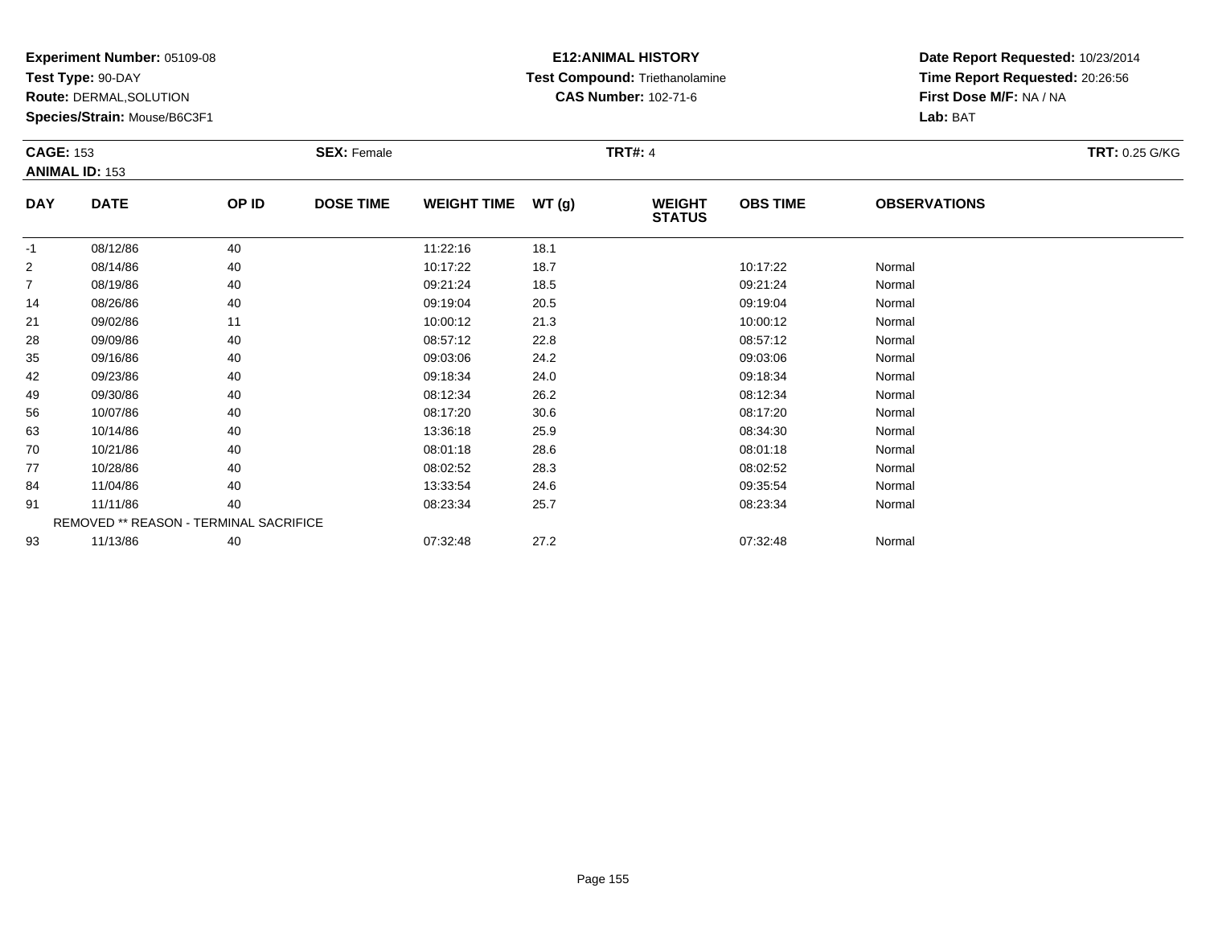**Experiment Number:** 05109-08
**Test Type:** 90-DAY
**Route:** DERMAL,SOLUTION
**Species/Strain:** Mouse/B6C3F1

**E12:ANIMAL HISTORY**
**Test Compound:** Triethanolamine
**CAS Number:** 102-71-6

**Date Report Requested:** 10/23/2014
**Time Report Requested:** 20:26:56
**First Dose M/F:** NA / NA
**Lab:** BAT

**CAGE:** 153
**ANIMAL ID:** 153
**SEX:** Female
**TRT#:** 4
**TRT:** 0.25 G/KG

| DAY | DATE | OP ID | DOSE TIME | WEIGHT TIME | WT (g) | WEIGHT STATUS | OBS TIME | OBSERVATIONS |
|---|---|---|---|---|---|---|---|---|
| -1 | 08/12/86 | 40 | | 11:22:16 | 18.1 | | | |
| 2 | 08/14/86 | 40 | | 10:17:22 | 18.7 | | 10:17:22 | Normal |
| 7 | 08/19/86 | 40 | | 09:21:24 | 18.5 | | 09:21:24 | Normal |
| 14 | 08/26/86 | 40 | | 09:19:04 | 20.5 | | 09:19:04 | Normal |
| 21 | 09/02/86 | 11 | | 10:00:12 | 21.3 | | 10:00:12 | Normal |
| 28 | 09/09/86 | 40 | | 08:57:12 | 22.8 | | 08:57:12 | Normal |
| 35 | 09/16/86 | 40 | | 09:03:06 | 24.2 | | 09:03:06 | Normal |
| 42 | 09/23/86 | 40 | | 09:18:34 | 24.0 | | 09:18:34 | Normal |
| 49 | 09/30/86 | 40 | | 08:12:34 | 26.2 | | 08:12:34 | Normal |
| 56 | 10/07/86 | 40 | | 08:17:20 | 30.6 | | 08:17:20 | Normal |
| 63 | 10/14/86 | 40 | | 13:36:18 | 25.9 | | 08:34:30 | Normal |
| 70 | 10/21/86 | 40 | | 08:01:18 | 28.6 | | 08:01:18 | Normal |
| 77 | 10/28/86 | 40 | | 08:02:52 | 28.3 | | 08:02:52 | Normal |
| 84 | 11/04/86 | 40 | | 13:33:54 | 24.6 | | 09:35:54 | Normal |
| 91 | 11/11/86 | 40 | | 08:23:34 | 25.7 | | 08:23:34 | Normal |
| | REMOVED ** REASON - TERMINAL SACRIFICE | | | | | | | |
| 93 | 11/13/86 | 40 | | 07:32:48 | 27.2 | | 07:32:48 | Normal |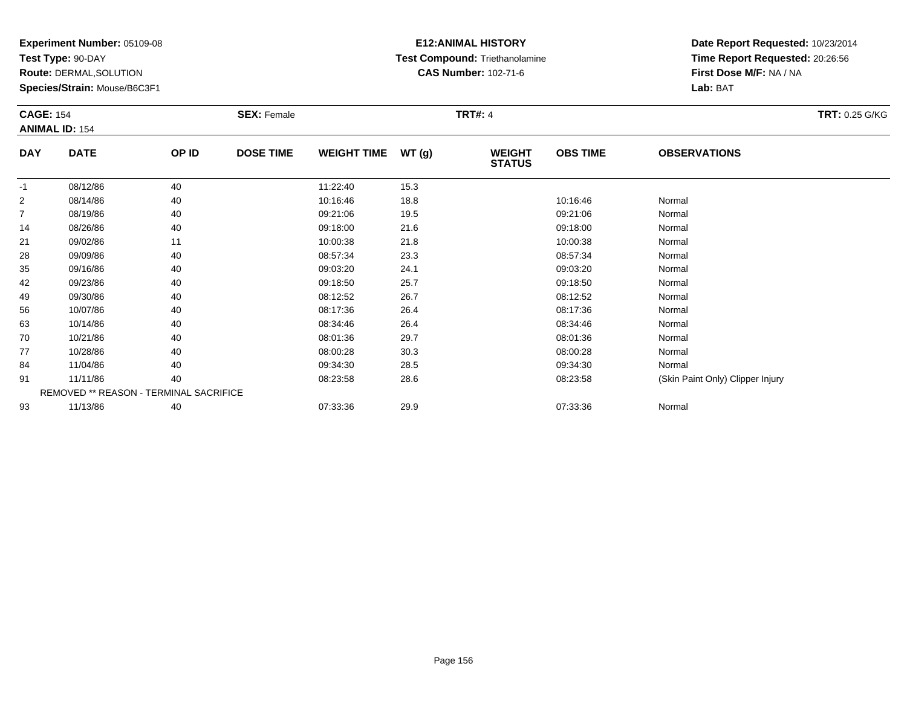**Experiment Number:** 05109-08
**Test Type:** 90-DAY
**Route:** DERMAL,SOLUTION
**Species/Strain:** Mouse/B6C3F1

**E12:ANIMAL HISTORY**
**Test Compound:** Triethanolamine
**CAS Number:** 102-71-6

**Date Report Requested:** 10/23/2014
**Time Report Requested:** 20:26:56
**First Dose M/F:** NA / NA
**Lab:** BAT

**CAGE:** 154
**ANIMAL ID:** 154
**SEX:** Female
**TRT#:** 4
**TRT:** 0.25 G/KG

| DAY | DATE | OP ID | DOSE TIME | WEIGHT TIME | WT (g) | WEIGHT STATUS | OBS TIME | OBSERVATIONS |
|---|---|---|---|---|---|---|---|---|
| -1 | 08/12/86 | 40 | | 11:22:40 | 15.3 | | | |
| 2 | 08/14/86 | 40 | | 10:16:46 | 18.8 | | 10:16:46 | Normal |
| 7 | 08/19/86 | 40 | | 09:21:06 | 19.5 | | 09:21:06 | Normal |
| 14 | 08/26/86 | 40 | | 09:18:00 | 21.6 | | 09:18:00 | Normal |
| 21 | 09/02/86 | 11 | | 10:00:38 | 21.8 | | 10:00:38 | Normal |
| 28 | 09/09/86 | 40 | | 08:57:34 | 23.3 | | 08:57:34 | Normal |
| 35 | 09/16/86 | 40 | | 09:03:20 | 24.1 | | 09:03:20 | Normal |
| 42 | 09/23/86 | 40 | | 09:18:50 | 25.7 | | 09:18:50 | Normal |
| 49 | 09/30/86 | 40 | | 08:12:52 | 26.7 | | 08:12:52 | Normal |
| 56 | 10/07/86 | 40 | | 08:17:36 | 26.4 | | 08:17:36 | Normal |
| 63 | 10/14/86 | 40 | | 08:34:46 | 26.4 | | 08:34:46 | Normal |
| 70 | 10/21/86 | 40 | | 08:01:36 | 29.7 | | 08:01:36 | Normal |
| 77 | 10/28/86 | 40 | | 08:00:28 | 30.3 | | 08:00:28 | Normal |
| 84 | 11/04/86 | 40 | | 09:34:30 | 28.5 | | 09:34:30 | Normal |
| 91 | 11/11/86 | 40 | | 08:23:58 | 28.6 | | 08:23:58 | (Skin Paint Only) Clipper Injury |
| | REMOVED ** REASON - TERMINAL SACRIFICE | | | | | | | |
| 93 | 11/13/86 | 40 | | 07:33:36 | 29.9 | | 07:33:36 | Normal |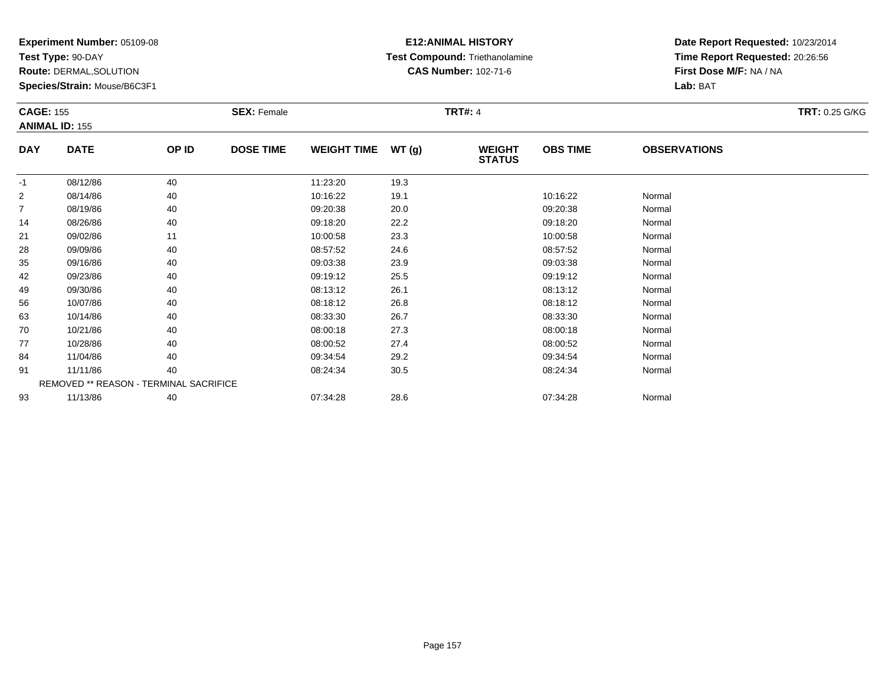**Experiment Number:** 05109-08
**Test Type:** 90-DAY
**Route:** DERMAL,SOLUTION
**Species/Strain:** Mouse/B6C3F1

**E12:ANIMAL HISTORY**
**Test Compound:** Triethanolamine
**CAS Number:** 102-71-6

**Date Report Requested:** 10/23/2014
**Time Report Requested:** 20:26:56
**First Dose M/F:** NA / NA
**Lab:** BAT

**CAGE:** 155
**ANIMAL ID:** 155
**SEX:** Female
**TRT#:** 4
**TRT:** 0.25 G/KG

| DAY | DATE | OP ID | DOSE TIME | WEIGHT TIME | WT (g) | WEIGHT STATUS | OBS TIME | OBSERVATIONS |
|---|---|---|---|---|---|---|---|---|
| -1 | 08/12/86 | 40 | | 11:23:20 | 19.3 | | | |
| 2 | 08/14/86 | 40 | | 10:16:22 | 19.1 | | 10:16:22 | Normal |
| 7 | 08/19/86 | 40 | | 09:20:38 | 20.0 | | 09:20:38 | Normal |
| 14 | 08/26/86 | 40 | | 09:18:20 | 22.2 | | 09:18:20 | Normal |
| 21 | 09/02/86 | 11 | | 10:00:58 | 23.3 | | 10:00:58 | Normal |
| 28 | 09/09/86 | 40 | | 08:57:52 | 24.6 | | 08:57:52 | Normal |
| 35 | 09/16/86 | 40 | | 09:03:38 | 23.9 | | 09:03:38 | Normal |
| 42 | 09/23/86 | 40 | | 09:19:12 | 25.5 | | 09:19:12 | Normal |
| 49 | 09/30/86 | 40 | | 08:13:12 | 26.1 | | 08:13:12 | Normal |
| 56 | 10/07/86 | 40 | | 08:18:12 | 26.8 | | 08:18:12 | Normal |
| 63 | 10/14/86 | 40 | | 08:33:30 | 26.7 | | 08:33:30 | Normal |
| 70 | 10/21/86 | 40 | | 08:00:18 | 27.3 | | 08:00:18 | Normal |
| 77 | 10/28/86 | 40 | | 08:00:52 | 27.4 | | 08:00:52 | Normal |
| 84 | 11/04/86 | 40 | | 09:34:54 | 29.2 | | 09:34:54 | Normal |
| 91 | 11/11/86 | 40 | | 08:24:34 | 30.5 | | 08:24:34 | Normal |
| | REMOVED ** REASON - TERMINAL SACRIFICE | | | | | | | |
| 93 | 11/13/86 | 40 | | 07:34:28 | 28.6 | | 07:34:28 | Normal |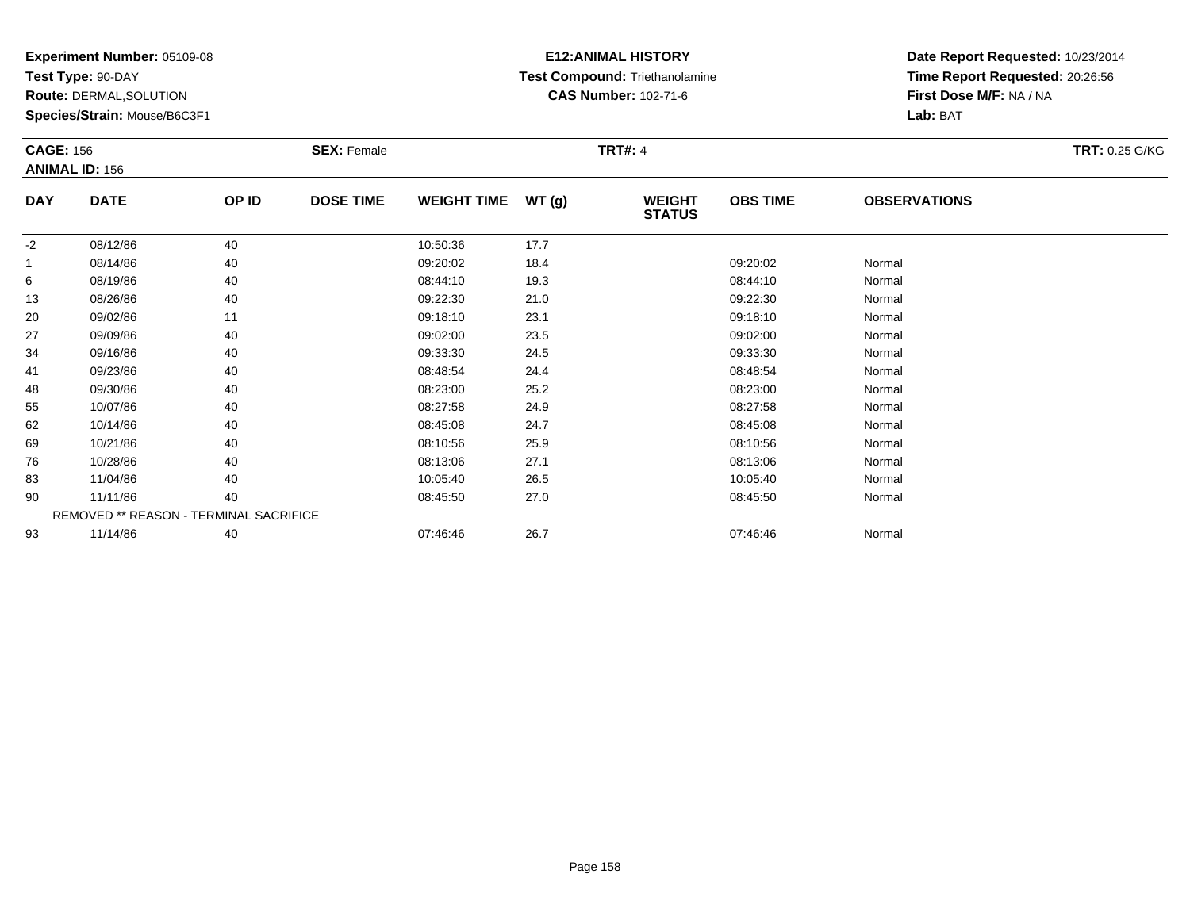**Experiment Number:** 05109-08
**Test Type:** 90-DAY
**Route:** DERMAL,SOLUTION
**Species/Strain:** Mouse/B6C3F1

**E12:ANIMAL HISTORY**
**Test Compound:** Triethanolamine
**CAS Number:** 102-71-6

**Date Report Requested:** 10/23/2014
**Time Report Requested:** 20:26:56
**First Dose M/F:** NA / NA
**Lab:** BAT

**CAGE:** 156
**ANIMAL ID:** 156
**SEX:** Female
**TRT#:** 4
**TRT:** 0.25 G/KG

| DAY | DATE | OP ID | DOSE TIME | WEIGHT TIME | WT (g) | WEIGHT STATUS | OBS TIME | OBSERVATIONS |
|---|---|---|---|---|---|---|---|---|
| -2 | 08/12/86 | 40 | | 10:50:36 | 17.7 | | | |
| 1 | 08/14/86 | 40 | | 09:20:02 | 18.4 | | 09:20:02 | Normal |
| 6 | 08/19/86 | 40 | | 08:44:10 | 19.3 | | 08:44:10 | Normal |
| 13 | 08/26/86 | 40 | | 09:22:30 | 21.0 | | 09:22:30 | Normal |
| 20 | 09/02/86 | 11 | | 09:18:10 | 23.1 | | 09:18:10 | Normal |
| 27 | 09/09/86 | 40 | | 09:02:00 | 23.5 | | 09:02:00 | Normal |
| 34 | 09/16/86 | 40 | | 09:33:30 | 24.5 | | 09:33:30 | Normal |
| 41 | 09/23/86 | 40 | | 08:48:54 | 24.4 | | 08:48:54 | Normal |
| 48 | 09/30/86 | 40 | | 08:23:00 | 25.2 | | 08:23:00 | Normal |
| 55 | 10/07/86 | 40 | | 08:27:58 | 24.9 | | 08:27:58 | Normal |
| 62 | 10/14/86 | 40 | | 08:45:08 | 24.7 | | 08:45:08 | Normal |
| 69 | 10/21/86 | 40 | | 08:10:56 | 25.9 | | 08:10:56 | Normal |
| 76 | 10/28/86 | 40 | | 08:13:06 | 27.1 | | 08:13:06 | Normal |
| 83 | 11/04/86 | 40 | | 10:05:40 | 26.5 | | 10:05:40 | Normal |
| 90 | 11/11/86 | 40 | | 08:45:50 | 27.0 | | 08:45:50 | Normal |
| | REMOVED ** REASON - TERMINAL SACRIFICE | | | | | | | |
| 93 | 11/14/86 | 40 | | 07:46:46 | 26.7 | | 07:46:46 | Normal |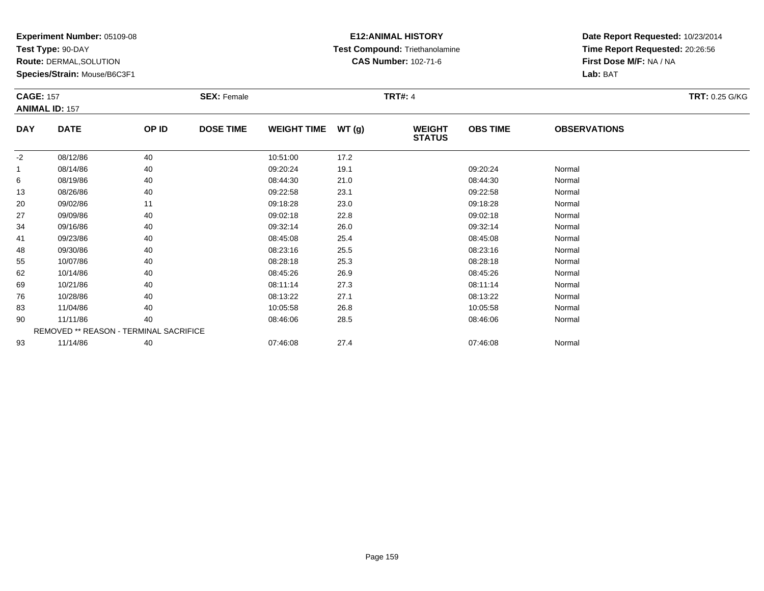**Experiment Number:** 05109-08
**Test Type:** 90-DAY
**Route:** DERMAL,SOLUTION
**Species/Strain:** Mouse/B6C3F1

**E12:ANIMAL HISTORY**
**Test Compound:** Triethanolamine
**CAS Number:** 102-71-6

**Date Report Requested:** 10/23/2014
**Time Report Requested:** 20:26:56
**First Dose M/F:** NA / NA
**Lab:** BAT

**CAGE:** 157
**ANIMAL ID:** 157
**SEX:** Female
**TRT#:** 4
**TRT:** 0.25 G/KG

| DAY | DATE | OP ID | DOSE TIME | WEIGHT TIME | WT (g) | WEIGHT STATUS | OBS TIME | OBSERVATIONS |
|---|---|---|---|---|---|---|---|---|
| -2 | 08/12/86 | 40 | | 10:51:00 | 17.2 | | | |
| 1 | 08/14/86 | 40 | | 09:20:24 | 19.1 | | 09:20:24 | Normal |
| 6 | 08/19/86 | 40 | | 08:44:30 | 21.0 | | 08:44:30 | Normal |
| 13 | 08/26/86 | 40 | | 09:22:58 | 23.1 | | 09:22:58 | Normal |
| 20 | 09/02/86 | 11 | | 09:18:28 | 23.0 | | 09:18:28 | Normal |
| 27 | 09/09/86 | 40 | | 09:02:18 | 22.8 | | 09:02:18 | Normal |
| 34 | 09/16/86 | 40 | | 09:32:14 | 26.0 | | 09:32:14 | Normal |
| 41 | 09/23/86 | 40 | | 08:45:08 | 25.4 | | 08:45:08 | Normal |
| 48 | 09/30/86 | 40 | | 08:23:16 | 25.5 | | 08:23:16 | Normal |
| 55 | 10/07/86 | 40 | | 08:28:18 | 25.3 | | 08:28:18 | Normal |
| 62 | 10/14/86 | 40 | | 08:45:26 | 26.9 | | 08:45:26 | Normal |
| 69 | 10/21/86 | 40 | | 08:11:14 | 27.3 | | 08:11:14 | Normal |
| 76 | 10/28/86 | 40 | | 08:13:22 | 27.1 | | 08:13:22 | Normal |
| 83 | 11/04/86 | 40 | | 10:05:58 | 26.8 | | 10:05:58 | Normal |
| 90 | 11/11/86 | 40 | | 08:46:06 | 28.5 | | 08:46:06 | Normal |
| | REMOVED ** REASON - TERMINAL SACRIFICE | | | | | | | |
| 93 | 11/14/86 | 40 | | 07:46:08 | 27.4 | | 07:46:08 | Normal |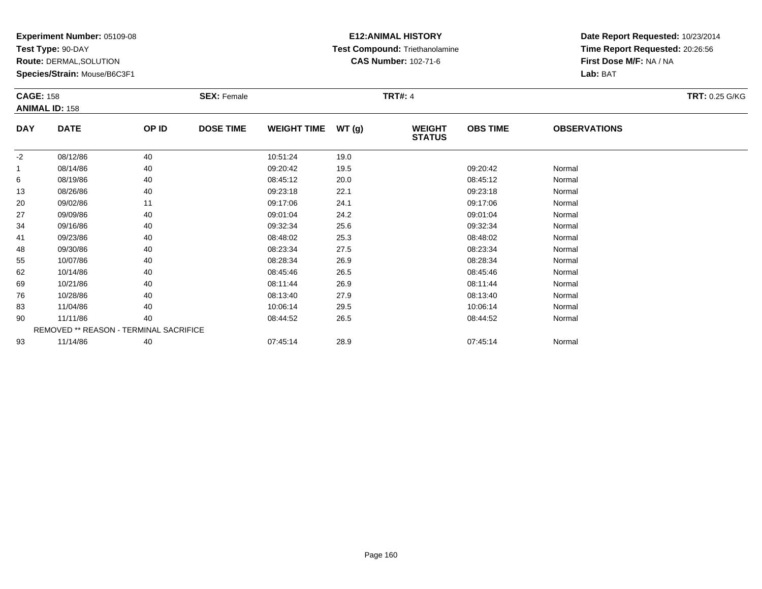**Experiment Number:** 05109-08
**Test Type:** 90-DAY
**Route:** DERMAL,SOLUTION
**Species/Strain:** Mouse/B6C3F1

**E12:ANIMAL HISTORY**
**Test Compound:** Triethanolamine
**CAS Number:** 102-71-6

**Date Report Requested:** 10/23/2014
**Time Report Requested:** 20:26:56
**First Dose M/F:** NA / NA
**Lab:** BAT

**CAGE:** 158
**ANIMAL ID:** 158
**SEX:** Female
**TRT#:** 4
**TRT:** 0.25 G/KG

| DAY | DATE | OP ID | DOSE TIME | WEIGHT TIME | WT (g) | WEIGHT STATUS | OBS TIME | OBSERVATIONS |
|---|---|---|---|---|---|---|---|---|
| -2 | 08/12/86 | 40 | | 10:51:24 | 19.0 | | | |
| 1 | 08/14/86 | 40 | | 09:20:42 | 19.5 | | 09:20:42 | Normal |
| 6 | 08/19/86 | 40 | | 08:45:12 | 20.0 | | 08:45:12 | Normal |
| 13 | 08/26/86 | 40 | | 09:23:18 | 22.1 | | 09:23:18 | Normal |
| 20 | 09/02/86 | 11 | | 09:17:06 | 24.1 | | 09:17:06 | Normal |
| 27 | 09/09/86 | 40 | | 09:01:04 | 24.2 | | 09:01:04 | Normal |
| 34 | 09/16/86 | 40 | | 09:32:34 | 25.6 | | 09:32:34 | Normal |
| 41 | 09/23/86 | 40 | | 08:48:02 | 25.3 | | 08:48:02 | Normal |
| 48 | 09/30/86 | 40 | | 08:23:34 | 27.5 | | 08:23:34 | Normal |
| 55 | 10/07/86 | 40 | | 08:28:34 | 26.9 | | 08:28:34 | Normal |
| 62 | 10/14/86 | 40 | | 08:45:46 | 26.5 | | 08:45:46 | Normal |
| 69 | 10/21/86 | 40 | | 08:11:44 | 26.9 | | 08:11:44 | Normal |
| 76 | 10/28/86 | 40 | | 08:13:40 | 27.9 | | 08:13:40 | Normal |
| 83 | 11/04/86 | 40 | | 10:06:14 | 29.5 | | 10:06:14 | Normal |
| 90 | 11/11/86 | 40 | | 08:44:52 | 26.5 | | 08:44:52 | Normal |
| | REMOVED ** REASON - TERMINAL SACRIFICE | | | | | | | |
| 93 | 11/14/86 | 40 | | 07:45:14 | 28.9 | | 07:45:14 | Normal |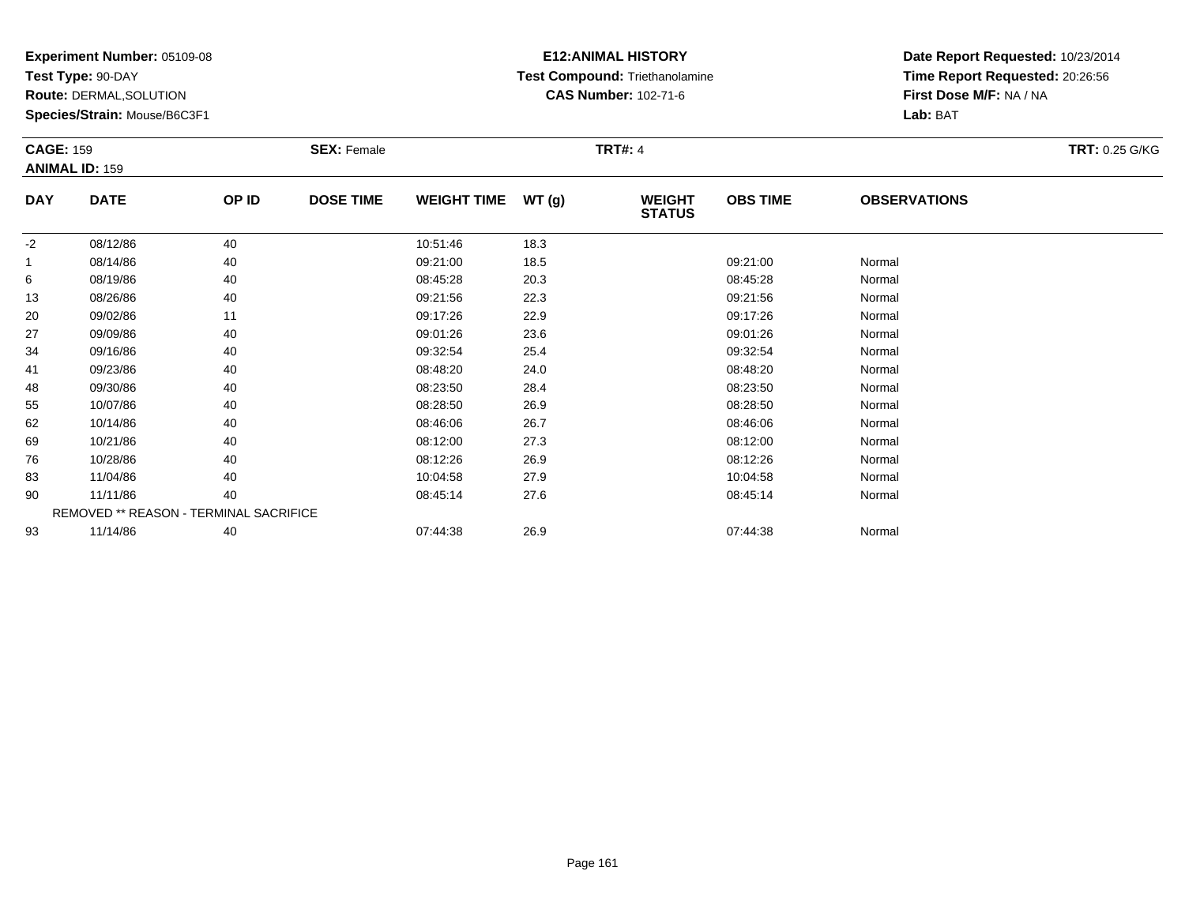**Experiment Number:** 05109-08
**Test Type:** 90-DAY
**Route:** DERMAL,SOLUTION
**Species/Strain:** Mouse/B6C3F1

**E12:ANIMAL HISTORY**
**Test Compound:** Triethanolamine
**CAS Number:** 102-71-6

**Date Report Requested:** 10/23/2014
**Time Report Requested:** 20:26:56
**First Dose M/F:** NA / NA
**Lab:** BAT

**CAGE:** 159
**ANIMAL ID:** 159
**SEX:** Female
**TRT#:** 4
**TRT:** 0.25 G/KG

| DAY | DATE | OP ID | DOSE TIME | WEIGHT TIME | WT (g) | WEIGHT STATUS | OBS TIME | OBSERVATIONS |
|---|---|---|---|---|---|---|---|---|
| -2 | 08/12/86 | 40 | | 10:51:46 | 18.3 | | | |
| 1 | 08/14/86 | 40 | | 09:21:00 | 18.5 | | 09:21:00 | Normal |
| 6 | 08/19/86 | 40 | | 08:45:28 | 20.3 | | 08:45:28 | Normal |
| 13 | 08/26/86 | 40 | | 09:21:56 | 22.3 | | 09:21:56 | Normal |
| 20 | 09/02/86 | 11 | | 09:17:26 | 22.9 | | 09:17:26 | Normal |
| 27 | 09/09/86 | 40 | | 09:01:26 | 23.6 | | 09:01:26 | Normal |
| 34 | 09/16/86 | 40 | | 09:32:54 | 25.4 | | 09:32:54 | Normal |
| 41 | 09/23/86 | 40 | | 08:48:20 | 24.0 | | 08:48:20 | Normal |
| 48 | 09/30/86 | 40 | | 08:23:50 | 28.4 | | 08:23:50 | Normal |
| 55 | 10/07/86 | 40 | | 08:28:50 | 26.9 | | 08:28:50 | Normal |
| 62 | 10/14/86 | 40 | | 08:46:06 | 26.7 | | 08:46:06 | Normal |
| 69 | 10/21/86 | 40 | | 08:12:00 | 27.3 | | 08:12:00 | Normal |
| 76 | 10/28/86 | 40 | | 08:12:26 | 26.9 | | 08:12:26 | Normal |
| 83 | 11/04/86 | 40 | | 10:04:58 | 27.9 | | 10:04:58 | Normal |
| 90 | 11/11/86 | 40 | | 08:45:14 | 27.6 | | 08:45:14 | Normal |
| | REMOVED ** REASON - TERMINAL SACRIFICE | | | | | | | |
| 93 | 11/14/86 | 40 | | 07:44:38 | 26.9 | | 07:44:38 | Normal |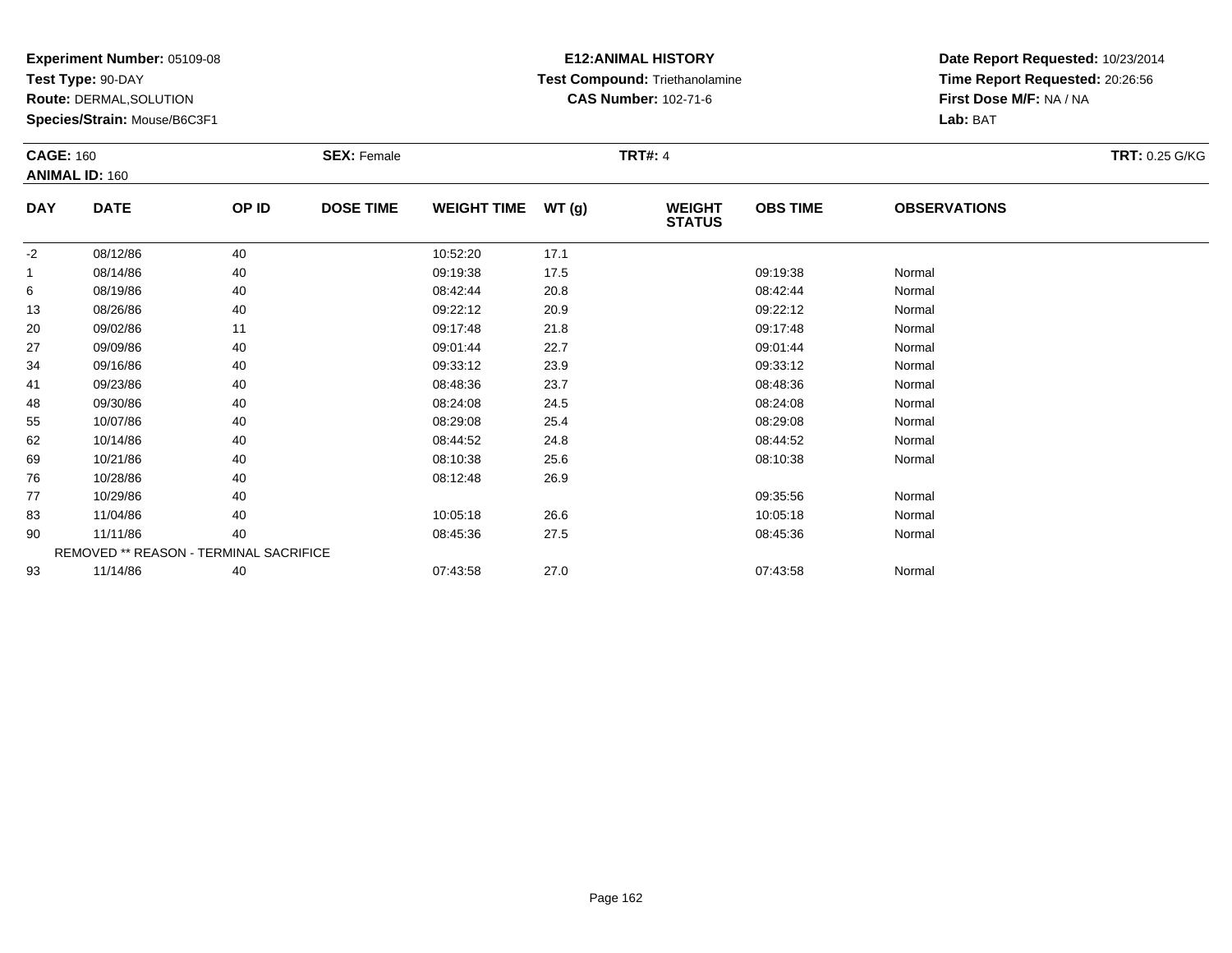**Experiment Number:** 05109-08
**Test Type:** 90-DAY
**Route:** DERMAL,SOLUTION
**Species/Strain:** Mouse/B6C3F1

**E12:ANIMAL HISTORY**
**Test Compound:** Triethanolamine
**CAS Number:** 102-71-6

**Date Report Requested:** 10/23/2014
**Time Report Requested:** 20:26:56
**First Dose M/F:** NA / NA
**Lab:** BAT

**CAGE:** 160
**ANIMAL ID:** 160
**SEX:** Female
**TRT#:** 4
**TRT:** 0.25 G/KG

| DAY | DATE | OP ID | DOSE TIME | WEIGHT TIME | WT (g) | WEIGHT STATUS | OBS TIME | OBSERVATIONS |
|---|---|---|---|---|---|---|---|---|
| -2 | 08/12/86 | 40 | | 10:52:20 | 17.1 | | | |
| 1 | 08/14/86 | 40 | | 09:19:38 | 17.5 | | 09:19:38 | Normal |
| 6 | 08/19/86 | 40 | | 08:42:44 | 20.8 | | 08:42:44 | Normal |
| 13 | 08/26/86 | 40 | | 09:22:12 | 20.9 | | 09:22:12 | Normal |
| 20 | 09/02/86 | 11 | | 09:17:48 | 21.8 | | 09:17:48 | Normal |
| 27 | 09/09/86 | 40 | | 09:01:44 | 22.7 | | 09:01:44 | Normal |
| 34 | 09/16/86 | 40 | | 09:33:12 | 23.9 | | 09:33:12 | Normal |
| 41 | 09/23/86 | 40 | | 08:48:36 | 23.7 | | 08:48:36 | Normal |
| 48 | 09/30/86 | 40 | | 08:24:08 | 24.5 | | 08:24:08 | Normal |
| 55 | 10/07/86 | 40 | | 08:29:08 | 25.4 | | 08:29:08 | Normal |
| 62 | 10/14/86 | 40 | | 08:44:52 | 24.8 | | 08:44:52 | Normal |
| 69 | 10/21/86 | 40 | | 08:10:38 | 25.6 | | 08:10:38 | Normal |
| 76 | 10/28/86 | 40 | | 08:12:48 | 26.9 | | | |
| 77 | 10/29/86 | 40 | | | | | 09:35:56 | Normal |
| 83 | 11/04/86 | 40 | | 10:05:18 | 26.6 | | 10:05:18 | Normal |
| 90 | 11/11/86 | 40 | | 08:45:36 | 27.5 | | 08:45:36 | Normal |
| | REMOVED ** REASON - TERMINAL SACRIFICE | | | | | | | |
| 93 | 11/14/86 | 40 | | 07:43:58 | 27.0 | | 07:43:58 | Normal |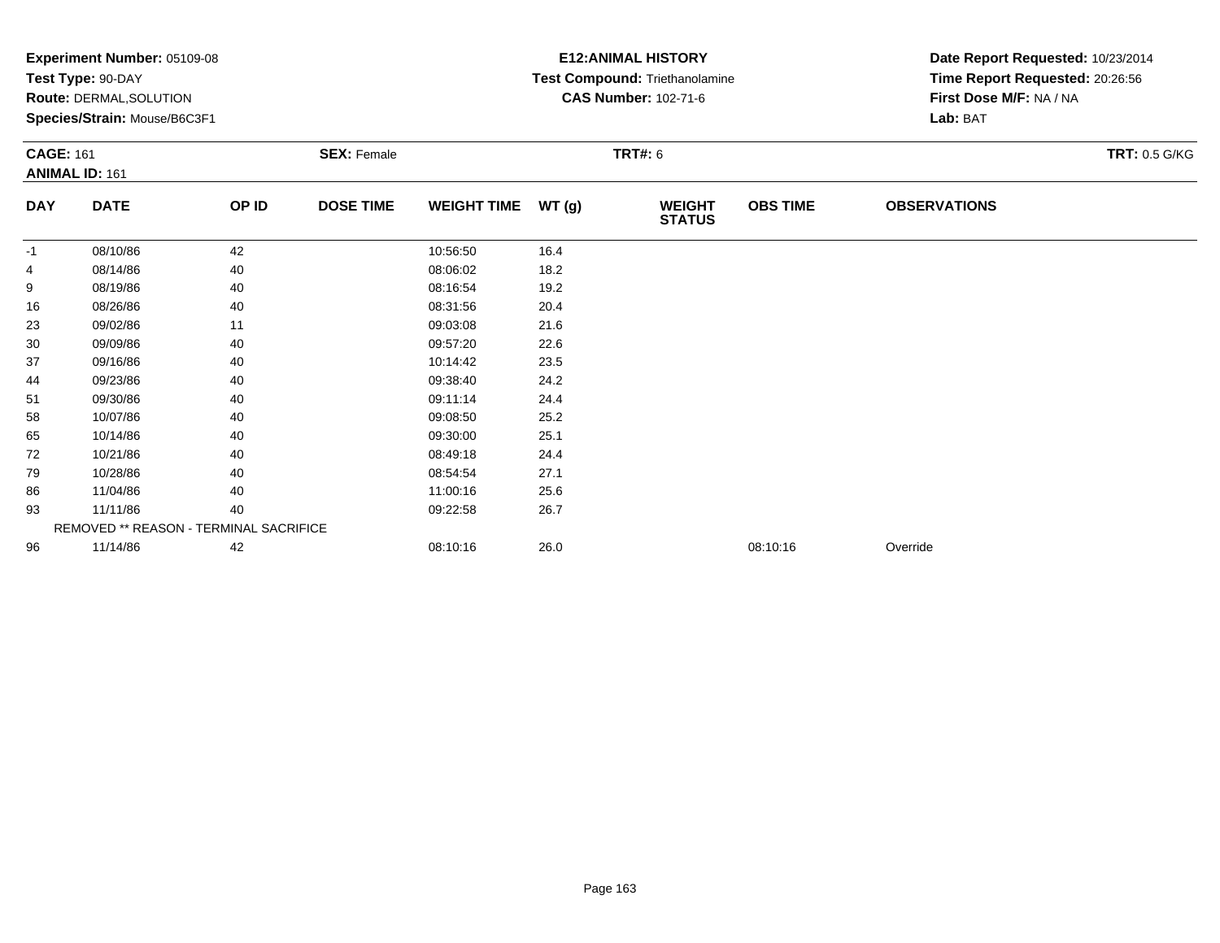**Experiment Number:** 05109-08
**Test Type:** 90-DAY
**Route:** DERMAL,SOLUTION
**Species/Strain:** Mouse/B6C3F1

**E12:ANIMAL HISTORY**
**Test Compound:** Triethanolamine
**CAS Number:** 102-71-6

**Date Report Requested:** 10/23/2014
**Time Report Requested:** 20:26:56
**First Dose M/F:** NA / NA
**Lab:** BAT

**CAGE:** 161 **SEX:** Female **TRT#:** 6 **TRT:** 0.5 G/KG
**ANIMAL ID:** 161

| DAY | DATE | OP ID | DOSE TIME | WEIGHT TIME | WT (g) | WEIGHT STATUS | OBS TIME | OBSERVATIONS |
|---|---|---|---|---|---|---|---|---|
| -1 | 08/10/86 | 42 | | 10:56:50 | 16.4 | | | |
| 4 | 08/14/86 | 40 | | 08:06:02 | 18.2 | | | |
| 9 | 08/19/86 | 40 | | 08:16:54 | 19.2 | | | |
| 16 | 08/26/86 | 40 | | 08:31:56 | 20.4 | | | |
| 23 | 09/02/86 | 11 | | 09:03:08 | 21.6 | | | |
| 30 | 09/09/86 | 40 | | 09:57:20 | 22.6 | | | |
| 37 | 09/16/86 | 40 | | 10:14:42 | 23.5 | | | |
| 44 | 09/23/86 | 40 | | 09:38:40 | 24.2 | | | |
| 51 | 09/30/86 | 40 | | 09:11:14 | 24.4 | | | |
| 58 | 10/07/86 | 40 | | 09:08:50 | 25.2 | | | |
| 65 | 10/14/86 | 40 | | 09:30:00 | 25.1 | | | |
| 72 | 10/21/86 | 40 | | 08:49:18 | 24.4 | | | |
| 79 | 10/28/86 | 40 | | 08:54:54 | 27.1 | | | |
| 86 | 11/04/86 | 40 | | 11:00:16 | 25.6 | | | |
| 93 | 11/11/86 | 40 | | 09:22:58 | 26.7 | | | |
| | REMOVED ** REASON - TERMINAL SACRIFICE | | | | | | | |
| 96 | 11/14/86 | 42 | | 08:10:16 | 26.0 | | 08:10:16 | Override |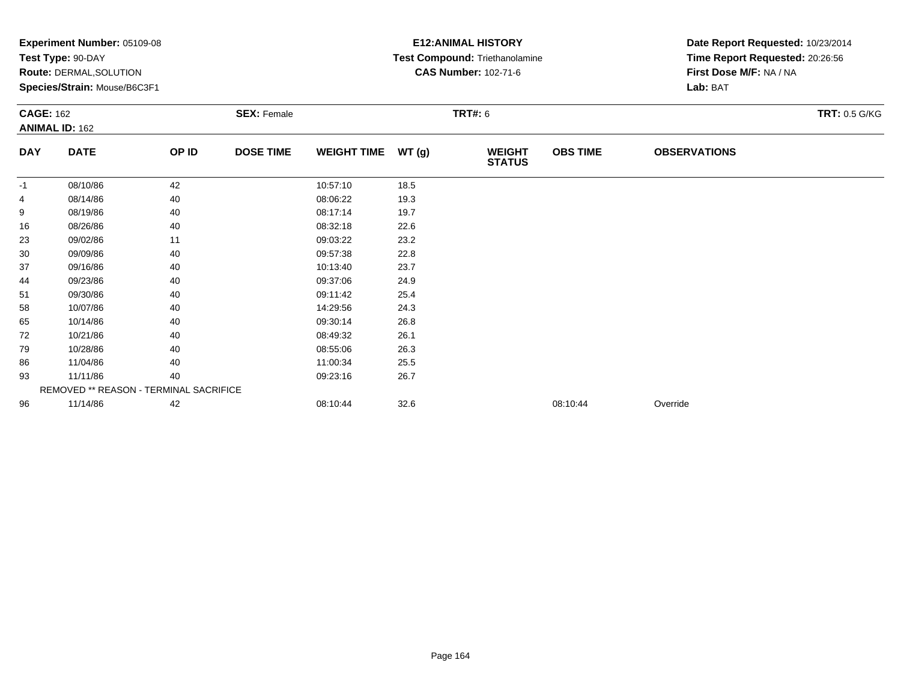**Experiment Number:** 05109-08
**Test Type:** 90-DAY
**Route:** DERMAL,SOLUTION
**Species/Strain:** Mouse/B6C3F1

**E12:ANIMAL HISTORY**
**Test Compound:** Triethanolamine
**CAS Number:** 102-71-6

**Date Report Requested:** 10/23/2014
**Time Report Requested:** 20:26:56
**First Dose M/F:** NA / NA
**Lab:** BAT

**CAGE:** 162
**ANIMAL ID:** 162
**SEX:** Female
**TRT#:** 6
**TRT:** 0.5 G/KG

| DAY | DATE | OP ID | DOSE TIME | WEIGHT TIME | WT (g) | WEIGHT STATUS | OBS TIME | OBSERVATIONS |
|---|---|---|---|---|---|---|---|---|
| -1 | 08/10/86 | 42 | | 10:57:10 | 18.5 | | | |
| 4 | 08/14/86 | 40 | | 08:06:22 | 19.3 | | | |
| 9 | 08/19/86 | 40 | | 08:17:14 | 19.7 | | | |
| 16 | 08/26/86 | 40 | | 08:32:18 | 22.6 | | | |
| 23 | 09/02/86 | 11 | | 09:03:22 | 23.2 | | | |
| 30 | 09/09/86 | 40 | | 09:57:38 | 22.8 | | | |
| 37 | 09/16/86 | 40 | | 10:13:40 | 23.7 | | | |
| 44 | 09/23/86 | 40 | | 09:37:06 | 24.9 | | | |
| 51 | 09/30/86 | 40 | | 09:11:42 | 25.4 | | | |
| 58 | 10/07/86 | 40 | | 14:29:56 | 24.3 | | | |
| 65 | 10/14/86 | 40 | | 09:30:14 | 26.8 | | | |
| 72 | 10/21/86 | 40 | | 08:49:32 | 26.1 | | | |
| 79 | 10/28/86 | 40 | | 08:55:06 | 26.3 | | | |
| 86 | 11/04/86 | 40 | | 11:00:34 | 25.5 | | | |
| 93 | 11/11/86 | 40 | | 09:23:16 | 26.7 | | | |
| | REMOVED ** REASON - TERMINAL SACRIFICE | | | | | | | |
| 96 | 11/14/86 | 42 | | 08:10:44 | 32.6 | | 08:10:44 | Override |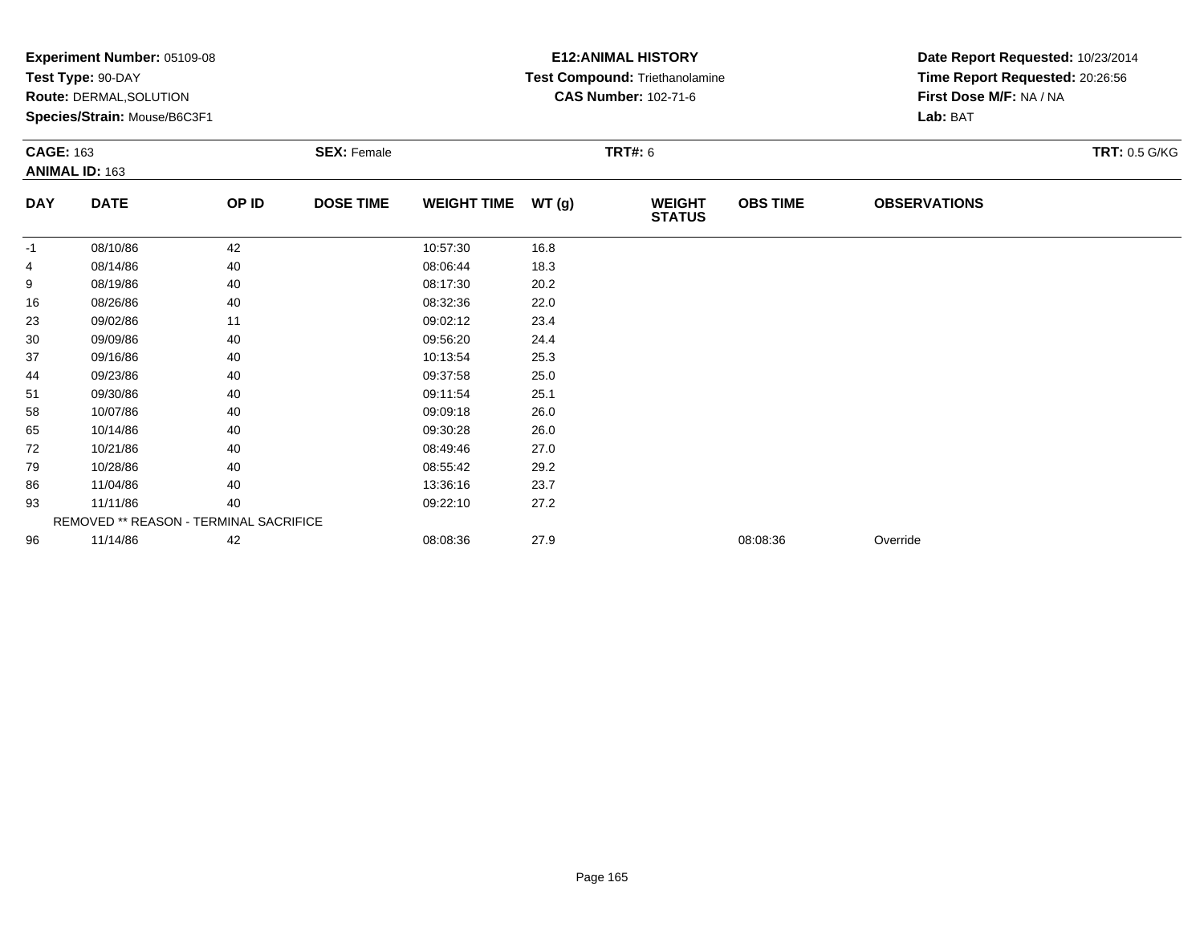**Experiment Number:** 05109-08
**Test Type:** 90-DAY
**Route:** DERMAL,SOLUTION
**Species/Strain:** Mouse/B6C3F1

**E12:ANIMAL HISTORY**
**Test Compound:** Triethanolamine
**CAS Number:** 102-71-6

**Date Report Requested:** 10/23/2014
**Time Report Requested:** 20:26:56
**First Dose M/F:** NA / NA
**Lab:** BAT

**CAGE:** 163
**ANIMAL ID:** 163
**SEX:** Female
**TRT#:** 6
**TRT:** 0.5 G/KG

| DAY | DATE | OP ID | DOSE TIME | WEIGHT TIME | WT (g) | WEIGHT STATUS | OBS TIME | OBSERVATIONS |
|---|---|---|---|---|---|---|---|---|
| -1 | 08/10/86 | 42 | | 10:57:30 | 16.8 | | | |
| 4 | 08/14/86 | 40 | | 08:06:44 | 18.3 | | | |
| 9 | 08/19/86 | 40 | | 08:17:30 | 20.2 | | | |
| 16 | 08/26/86 | 40 | | 08:32:36 | 22.0 | | | |
| 23 | 09/02/86 | 11 | | 09:02:12 | 23.4 | | | |
| 30 | 09/09/86 | 40 | | 09:56:20 | 24.4 | | | |
| 37 | 09/16/86 | 40 | | 10:13:54 | 25.3 | | | |
| 44 | 09/23/86 | 40 | | 09:37:58 | 25.0 | | | |
| 51 | 09/30/86 | 40 | | 09:11:54 | 25.1 | | | |
| 58 | 10/07/86 | 40 | | 09:09:18 | 26.0 | | | |
| 65 | 10/14/86 | 40 | | 09:30:28 | 26.0 | | | |
| 72 | 10/21/86 | 40 | | 08:49:46 | 27.0 | | | |
| 79 | 10/28/86 | 40 | | 08:55:42 | 29.2 | | | |
| 86 | 11/04/86 | 40 | | 13:36:16 | 23.7 | | | |
| 93 | 11/11/86 | 40 | | 09:22:10 | 27.2 | | | |
| | REMOVED ** REASON - TERMINAL SACRIFICE | | | | | | | |
| 96 | 11/14/86 | 42 | | 08:08:36 | 27.9 | | 08:08:36 | Override |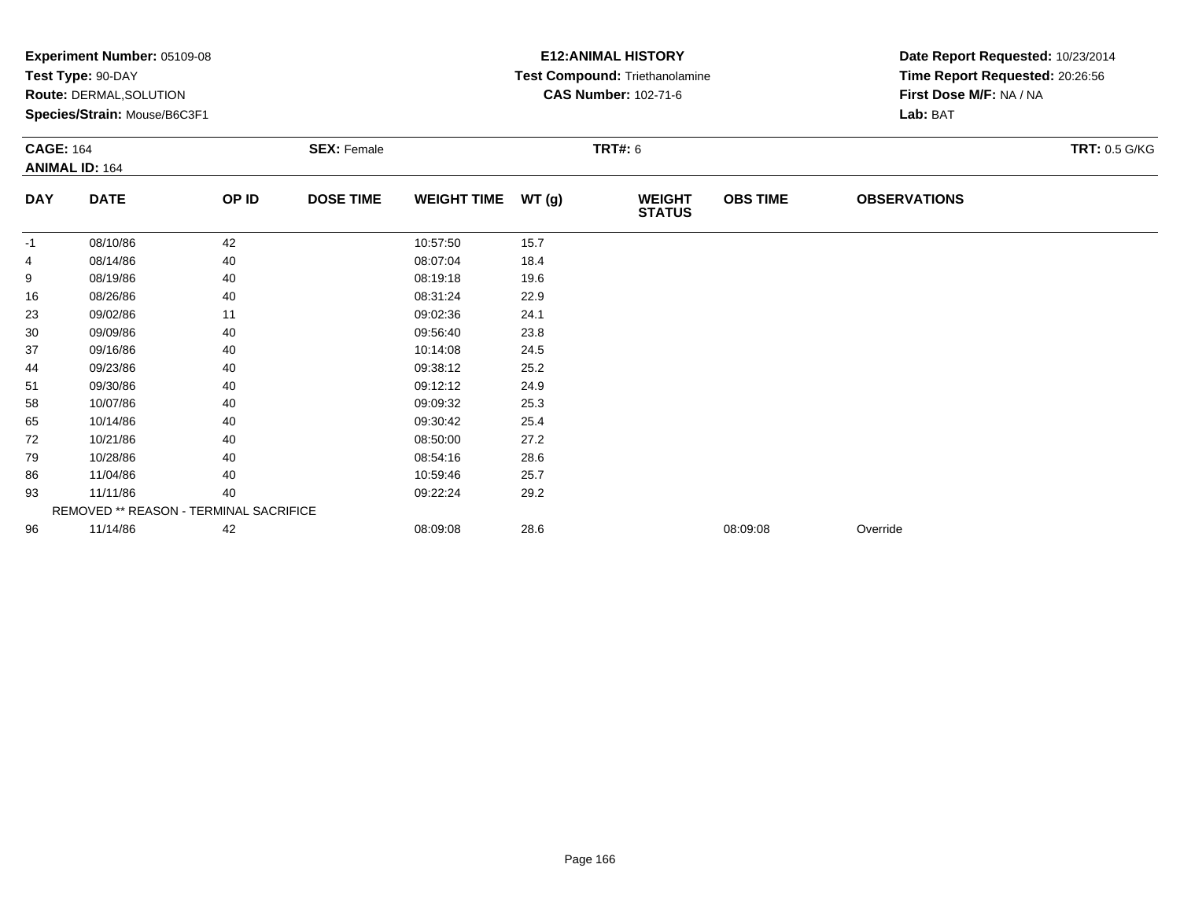**Experiment Number:** 05109-08
**Test Type:** 90-DAY
**Route:** DERMAL,SOLUTION
**Species/Strain:** Mouse/B6C3F1

**E12:ANIMAL HISTORY**
**Test Compound:** Triethanolamine
**CAS Number:** 102-71-6

**Date Report Requested:** 10/23/2014
**Time Report Requested:** 20:26:56
**First Dose M/F:** NA / NA
**Lab:** BAT

**CAGE:** 164
**ANIMAL ID:** 164
**SEX:** Female
**TRT#:** 6
**TRT:** 0.5 G/KG

| DAY | DATE | OP ID | DOSE TIME | WEIGHT TIME | WT (g) | WEIGHT STATUS | OBS TIME | OBSERVATIONS |
|---|---|---|---|---|---|---|---|---|
| -1 | 08/10/86 | 42 | | 10:57:50 | 15.7 | | | |
| 4 | 08/14/86 | 40 | | 08:07:04 | 18.4 | | | |
| 9 | 08/19/86 | 40 | | 08:19:18 | 19.6 | | | |
| 16 | 08/26/86 | 40 | | 08:31:24 | 22.9 | | | |
| 23 | 09/02/86 | 11 | | 09:02:36 | 24.1 | | | |
| 30 | 09/09/86 | 40 | | 09:56:40 | 23.8 | | | |
| 37 | 09/16/86 | 40 | | 10:14:08 | 24.5 | | | |
| 44 | 09/23/86 | 40 | | 09:38:12 | 25.2 | | | |
| 51 | 09/30/86 | 40 | | 09:12:12 | 24.9 | | | |
| 58 | 10/07/86 | 40 | | 09:09:32 | 25.3 | | | |
| 65 | 10/14/86 | 40 | | 09:30:42 | 25.4 | | | |
| 72 | 10/21/86 | 40 | | 08:50:00 | 27.2 | | | |
| 79 | 10/28/86 | 40 | | 08:54:16 | 28.6 | | | |
| 86 | 11/04/86 | 40 | | 10:59:46 | 25.7 | | | |
| 93 | 11/11/86 | 40 | | 09:22:24 | 29.2 | | | |
| | REMOVED ** REASON - TERMINAL SACRIFICE | | | | | | | |
| 96 | 11/14/86 | 42 | | 08:09:08 | 28.6 | | 08:09:08 | Override |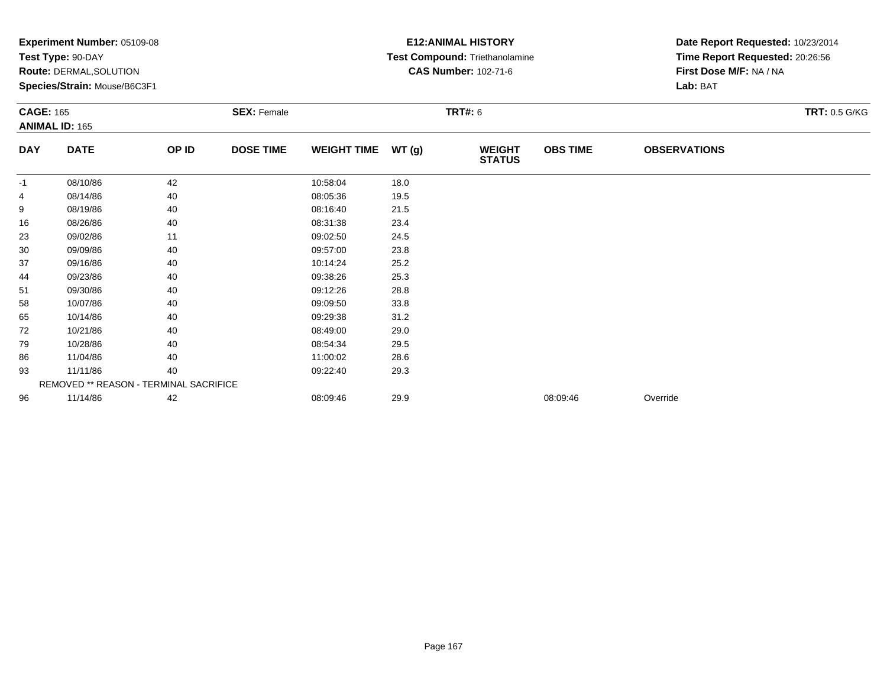**Experiment Number:** 05109-08
**Test Type:** 90-DAY
**Route:** DERMAL,SOLUTION
**Species/Strain:** Mouse/B6C3F1

**E12:ANIMAL HISTORY**
**Test Compound:** Triethanolamine
**CAS Number:** 102-71-6

**Date Report Requested:** 10/23/2014
**Time Report Requested:** 20:26:56
**First Dose M/F:** NA / NA
**Lab:** BAT

**CAGE:** 165
**ANIMAL ID:** 165
**SEX:** Female
**TRT#:** 6
**TRT:** 0.5 G/KG

| DAY | DATE | OP ID | DOSE TIME | WEIGHT TIME | WT (g) | WEIGHT STATUS | OBS TIME | OBSERVATIONS |
|---|---|---|---|---|---|---|---|---|
| -1 | 08/10/86 | 42 | | 10:58:04 | 18.0 | | | |
| 4 | 08/14/86 | 40 | | 08:05:36 | 19.5 | | | |
| 9 | 08/19/86 | 40 | | 08:16:40 | 21.5 | | | |
| 16 | 08/26/86 | 40 | | 08:31:38 | 23.4 | | | |
| 23 | 09/02/86 | 11 | | 09:02:50 | 24.5 | | | |
| 30 | 09/09/86 | 40 | | 09:57:00 | 23.8 | | | |
| 37 | 09/16/86 | 40 | | 10:14:24 | 25.2 | | | |
| 44 | 09/23/86 | 40 | | 09:38:26 | 25.3 | | | |
| 51 | 09/30/86 | 40 | | 09:12:26 | 28.8 | | | |
| 58 | 10/07/86 | 40 | | 09:09:50 | 33.8 | | | |
| 65 | 10/14/86 | 40 | | 09:29:38 | 31.2 | | | |
| 72 | 10/21/86 | 40 | | 08:49:00 | 29.0 | | | |
| 79 | 10/28/86 | 40 | | 08:54:34 | 29.5 | | | |
| 86 | 11/04/86 | 40 | | 11:00:02 | 28.6 | | | |
| 93 | 11/11/86 | 40 | | 09:22:40 | 29.3 | | | |
| | REMOVED ** REASON - TERMINAL SACRIFICE | | | | | | | |
| 96 | 11/14/86 | 42 | | 08:09:46 | 29.9 | | 08:09:46 | Override |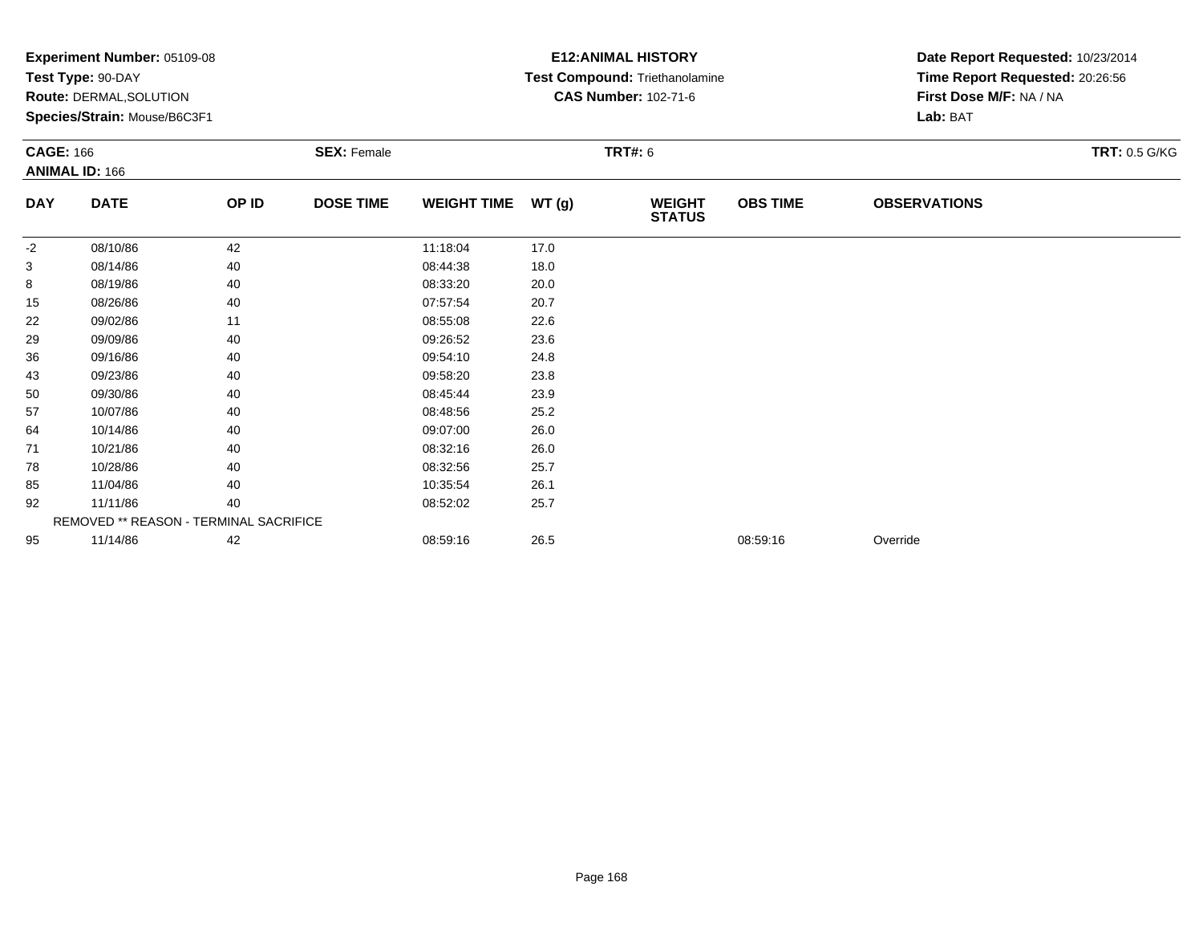**Experiment Number:** 05109-08
**Test Type:** 90-DAY
**Route:** DERMAL,SOLUTION
**Species/Strain:** Mouse/B6C3F1

**E12:ANIMAL HISTORY**
**Test Compound:** Triethanolamine
**CAS Number:** 102-71-6

**Date Report Requested:** 10/23/2014
**Time Report Requested:** 20:26:56
**First Dose M/F:** NA / NA
**Lab:** BAT

**CAGE:** 166
**ANIMAL ID:** 166
**SEX:** Female
**TRT#:** 6
**TRT:** 0.5 G/KG

| DAY | DATE | OP ID | DOSE TIME | WEIGHT TIME | WT (g) | WEIGHT STATUS | OBS TIME | OBSERVATIONS |
|---|---|---|---|---|---|---|---|---|
| -2 | 08/10/86 | 42 | | 11:18:04 | 17.0 | | | |
| 3 | 08/14/86 | 40 | | 08:44:38 | 18.0 | | | |
| 8 | 08/19/86 | 40 | | 08:33:20 | 20.0 | | | |
| 15 | 08/26/86 | 40 | | 07:57:54 | 20.7 | | | |
| 22 | 09/02/86 | 11 | | 08:55:08 | 22.6 | | | |
| 29 | 09/09/86 | 40 | | 09:26:52 | 23.6 | | | |
| 36 | 09/16/86 | 40 | | 09:54:10 | 24.8 | | | |
| 43 | 09/23/86 | 40 | | 09:58:20 | 23.8 | | | |
| 50 | 09/30/86 | 40 | | 08:45:44 | 23.9 | | | |
| 57 | 10/07/86 | 40 | | 08:48:56 | 25.2 | | | |
| 64 | 10/14/86 | 40 | | 09:07:00 | 26.0 | | | |
| 71 | 10/21/86 | 40 | | 08:32:16 | 26.0 | | | |
| 78 | 10/28/86 | 40 | | 08:32:56 | 25.7 | | | |
| 85 | 11/04/86 | 40 | | 10:35:54 | 26.1 | | | |
| 92 | 11/11/86 | 40 | | 08:52:02 | 25.7 | | | |
| | REMOVED ** REASON - TERMINAL SACRIFICE | | | | | | | |
| 95 | 11/14/86 | 42 | | 08:59:16 | 26.5 | | 08:59:16 | Override |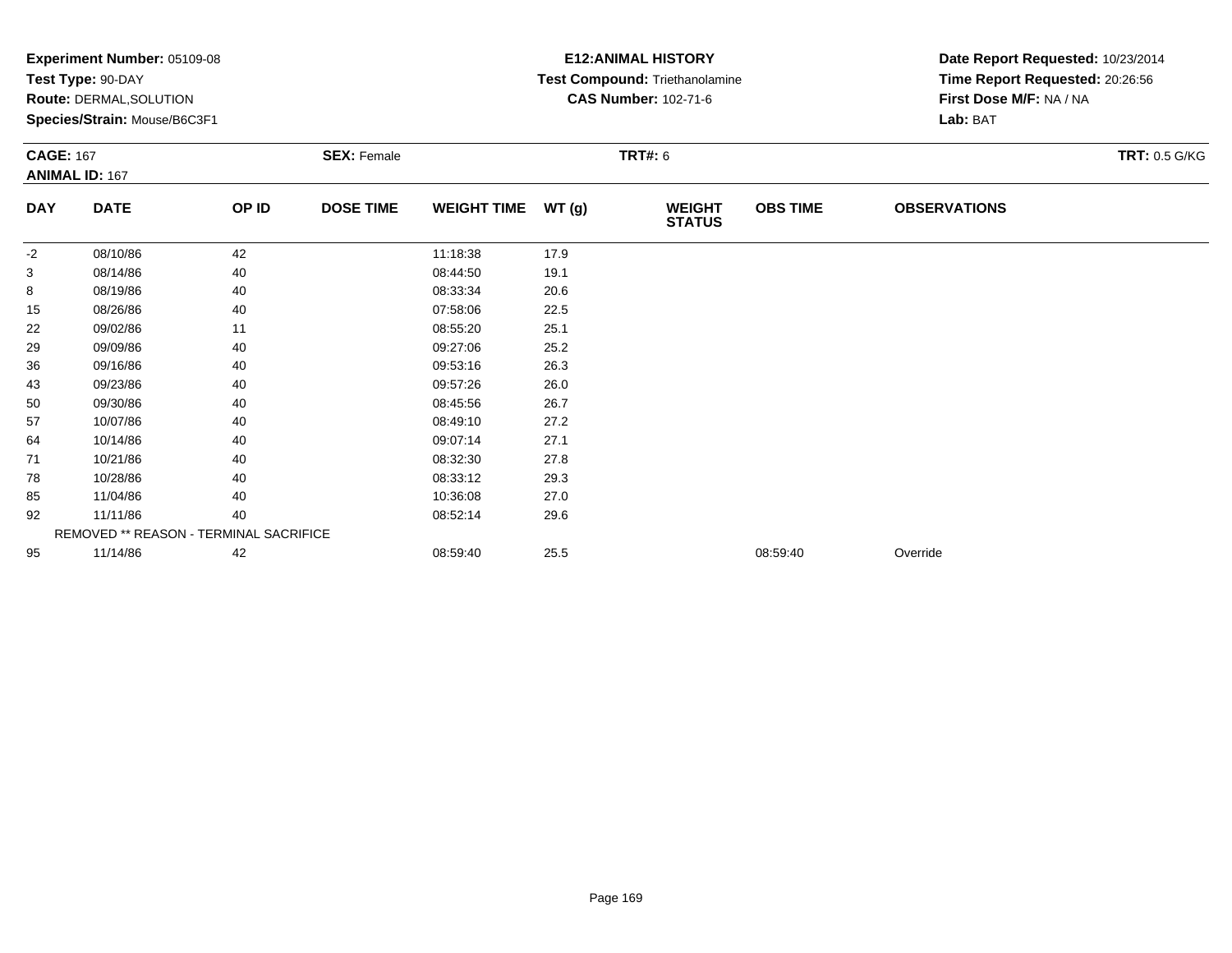**Experiment Number:** 05109-08
**Test Type:** 90-DAY
**Route:** DERMAL,SOLUTION
**Species/Strain:** Mouse/B6C3F1

**E12:ANIMAL HISTORY**
**Test Compound:** Triethanolamine
**CAS Number:** 102-71-6

**Date Report Requested:** 10/23/2014
**Time Report Requested:** 20:26:56
**First Dose M/F:** NA / NA
**Lab:** BAT

**CAGE:** 167
**ANIMAL ID:** 167
**SEX:** Female
**TRT#:** 6
**TRT:** 0.5 G/KG

| DAY | DATE | OP ID | DOSE TIME | WEIGHT TIME | WT (g) | WEIGHT STATUS | OBS TIME | OBSERVATIONS |
|---|---|---|---|---|---|---|---|---|
| -2 | 08/10/86 | 42 | | 11:18:38 | 17.9 | | | |
| 3 | 08/14/86 | 40 | | 08:44:50 | 19.1 | | | |
| 8 | 08/19/86 | 40 | | 08:33:34 | 20.6 | | | |
| 15 | 08/26/86 | 40 | | 07:58:06 | 22.5 | | | |
| 22 | 09/02/86 | 11 | | 08:55:20 | 25.1 | | | |
| 29 | 09/09/86 | 40 | | 09:27:06 | 25.2 | | | |
| 36 | 09/16/86 | 40 | | 09:53:16 | 26.3 | | | |
| 43 | 09/23/86 | 40 | | 09:57:26 | 26.0 | | | |
| 50 | 09/30/86 | 40 | | 08:45:56 | 26.7 | | | |
| 57 | 10/07/86 | 40 | | 08:49:10 | 27.2 | | | |
| 64 | 10/14/86 | 40 | | 09:07:14 | 27.1 | | | |
| 71 | 10/21/86 | 40 | | 08:32:30 | 27.8 | | | |
| 78 | 10/28/86 | 40 | | 08:33:12 | 29.3 | | | |
| 85 | 11/04/86 | 40 | | 10:36:08 | 27.0 | | | |
| 92 | 11/11/86 | 40 | | 08:52:14 | 29.6 | | | |
| | REMOVED ** REASON - TERMINAL SACRIFICE | | | | | | | |
| 95 | 11/14/86 | 42 | | 08:59:40 | 25.5 | | 08:59:40 | Override |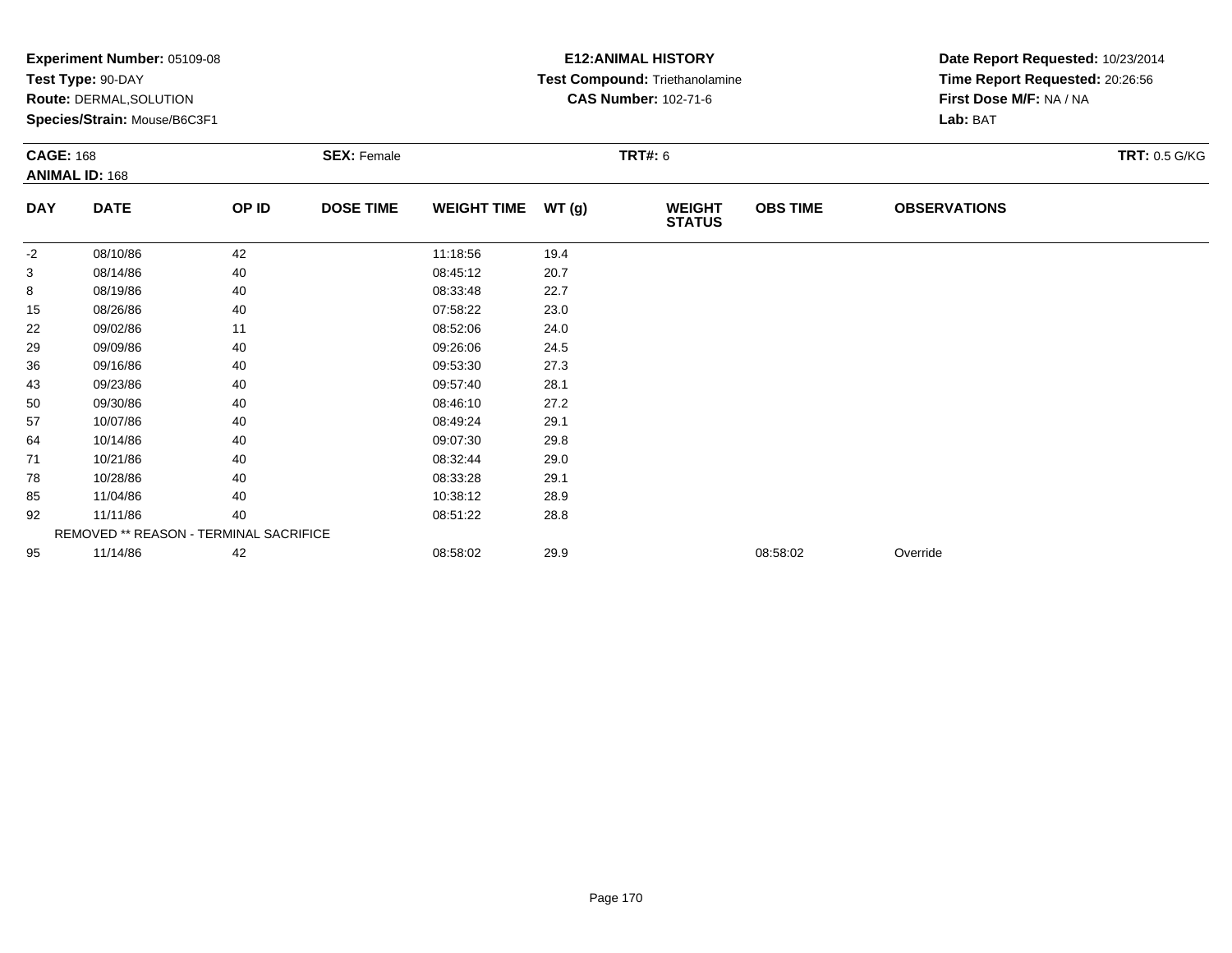**Experiment Number:** 05109-08
**Test Type:** 90-DAY
**Route:** DERMAL,SOLUTION
**Species/Strain:** Mouse/B6C3F1

**E12:ANIMAL HISTORY**
**Test Compound:** Triethanolamine
**CAS Number:** 102-71-6

**Date Report Requested:** 10/23/2014
**Time Report Requested:** 20:26:56
**First Dose M/F:** NA / NA
**Lab:** BAT

**CAGE:** 168
**ANIMAL ID:** 168
**SEX:** Female
**TRT#:** 6
**TRT:** 0.5 G/KG

| DAY | DATE | OP ID | DOSE TIME | WEIGHT TIME | WT (g) | WEIGHT STATUS | OBS TIME | OBSERVATIONS |
|---|---|---|---|---|---|---|---|---|
| -2 | 08/10/86 | 42 | | 11:18:56 | 19.4 | | | |
| 3 | 08/14/86 | 40 | | 08:45:12 | 20.7 | | | |
| 8 | 08/19/86 | 40 | | 08:33:48 | 22.7 | | | |
| 15 | 08/26/86 | 40 | | 07:58:22 | 23.0 | | | |
| 22 | 09/02/86 | 11 | | 08:52:06 | 24.0 | | | |
| 29 | 09/09/86 | 40 | | 09:26:06 | 24.5 | | | |
| 36 | 09/16/86 | 40 | | 09:53:30 | 27.3 | | | |
| 43 | 09/23/86 | 40 | | 09:57:40 | 28.1 | | | |
| 50 | 09/30/86 | 40 | | 08:46:10 | 27.2 | | | |
| 57 | 10/07/86 | 40 | | 08:49:24 | 29.1 | | | |
| 64 | 10/14/86 | 40 | | 09:07:30 | 29.8 | | | |
| 71 | 10/21/86 | 40 | | 08:32:44 | 29.0 | | | |
| 78 | 10/28/86 | 40 | | 08:33:28 | 29.1 | | | |
| 85 | 11/04/86 | 40 | | 10:38:12 | 28.9 | | | |
| 92 | 11/11/86 | 40 | | 08:51:22 | 28.8 | | | |
| REMOVED ** REASON - TERMINAL SACRIFICE | | | | | | | | |
| 95 | 11/14/86 | 42 | | 08:58:02 | 29.9 | | 08:58:02 | Override |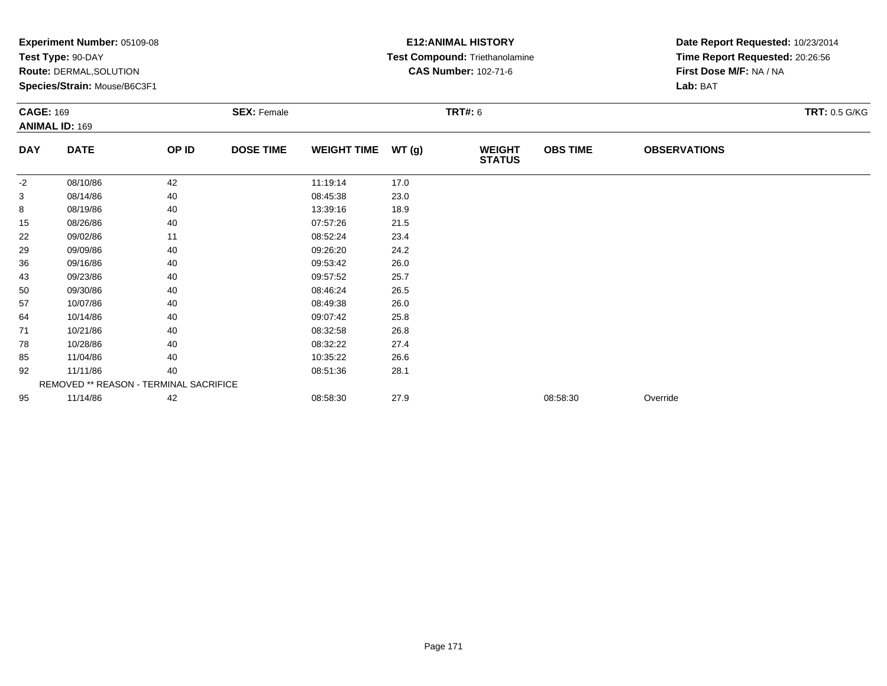**Experiment Number:** 05109-08
**Test Type:** 90-DAY
**Route:** DERMAL,SOLUTION
**Species/Strain:** Mouse/B6C3F1

**E12:ANIMAL HISTORY**
**Test Compound:** Triethanolamine
**CAS Number:** 102-71-6

**Date Report Requested:** 10/23/2014
**Time Report Requested:** 20:26:56
**First Dose M/F:** NA / NA
**Lab:** BAT

**CAGE:** 169
**ANIMAL ID:** 169
**SEX:** Female
**TRT#:** 6
**TRT:** 0.5 G/KG

| DAY | DATE | OP ID | DOSE TIME | WEIGHT TIME | WT (g) | WEIGHT STATUS | OBS TIME | OBSERVATIONS |
|---|---|---|---|---|---|---|---|---|
| -2 | 08/10/86 | 42 | | 11:19:14 | 17.0 | | | |
| 3 | 08/14/86 | 40 | | 08:45:38 | 23.0 | | | |
| 8 | 08/19/86 | 40 | | 13:39:16 | 18.9 | | | |
| 15 | 08/26/86 | 40 | | 07:57:26 | 21.5 | | | |
| 22 | 09/02/86 | 11 | | 08:52:24 | 23.4 | | | |
| 29 | 09/09/86 | 40 | | 09:26:20 | 24.2 | | | |
| 36 | 09/16/86 | 40 | | 09:53:42 | 26.0 | | | |
| 43 | 09/23/86 | 40 | | 09:57:52 | 25.7 | | | |
| 50 | 09/30/86 | 40 | | 08:46:24 | 26.5 | | | |
| 57 | 10/07/86 | 40 | | 08:49:38 | 26.0 | | | |
| 64 | 10/14/86 | 40 | | 09:07:42 | 25.8 | | | |
| 71 | 10/21/86 | 40 | | 08:32:58 | 26.8 | | | |
| 78 | 10/28/86 | 40 | | 08:32:22 | 27.4 | | | |
| 85 | 11/04/86 | 40 | | 10:35:22 | 26.6 | | | |
| 92 | 11/11/86 | 40 | | 08:51:36 | 28.1 | | | |
| REMOVED ** REASON - TERMINAL SACRIFICE | | | | | | | | |
| 95 | 11/14/86 | 42 | | 08:58:30 | 27.9 | | 08:58:30 | Override |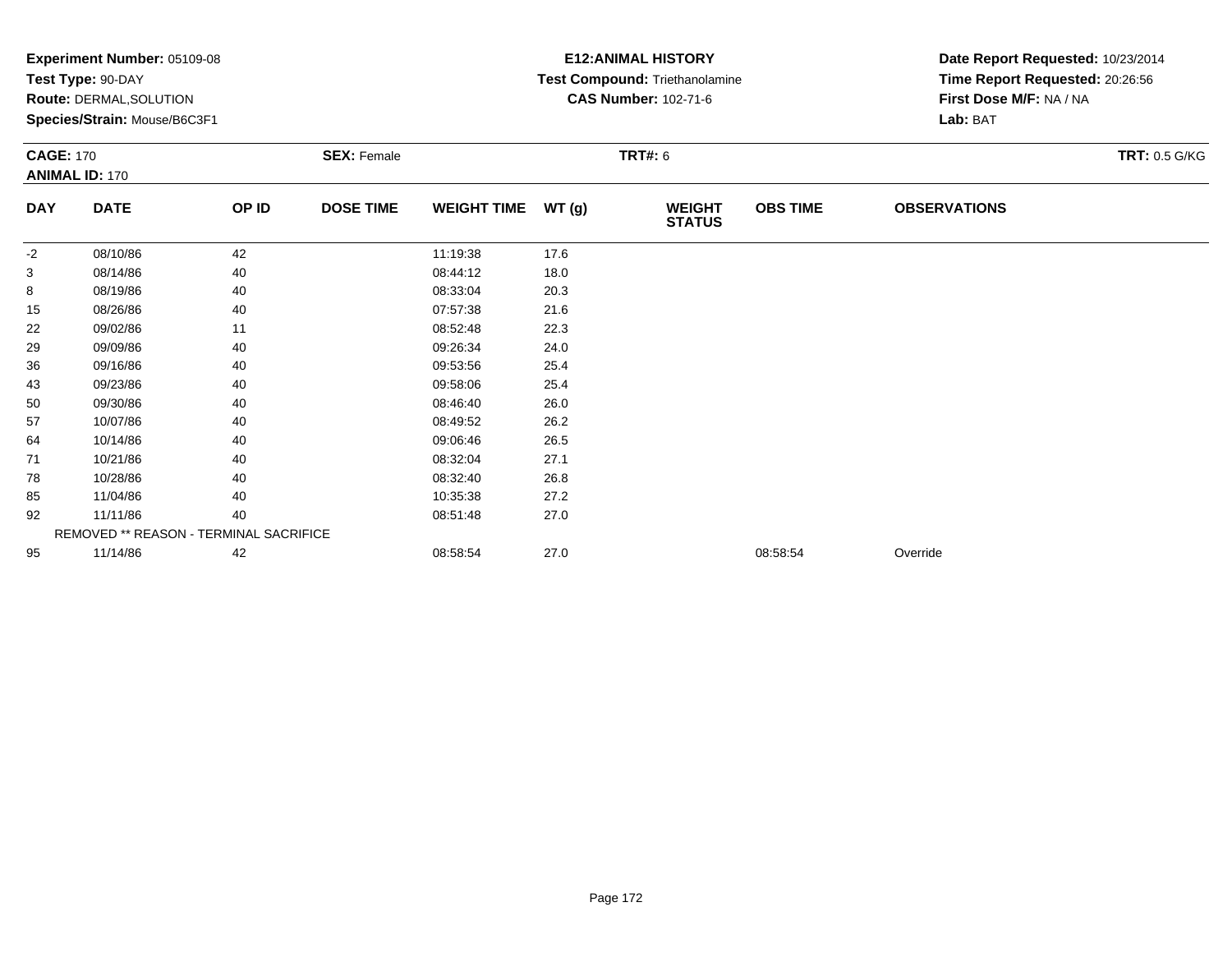**Experiment Number:** 05109-08
**Test Type:** 90-DAY
**Route:** DERMAL,SOLUTION
**Species/Strain:** Mouse/B6C3F1

**E12:ANIMAL HISTORY**
**Test Compound:** Triethanolamine
**CAS Number:** 102-71-6

**Date Report Requested:** 10/23/2014
**Time Report Requested:** 20:26:56
**First Dose M/F:** NA / NA
**Lab:** BAT

**CAGE:** 170
**ANIMAL ID:** 170
**SEX:** Female
**TRT#:** 6
**TRT:** 0.5 G/KG

| DAY | DATE | OP ID | DOSE TIME | WEIGHT TIME | WT (g) | WEIGHT STATUS | OBS TIME | OBSERVATIONS |
|---|---|---|---|---|---|---|---|---|
| -2 | 08/10/86 | 42 | | 11:19:38 | 17.6 | | | |
| 3 | 08/14/86 | 40 | | 08:44:12 | 18.0 | | | |
| 8 | 08/19/86 | 40 | | 08:33:04 | 20.3 | | | |
| 15 | 08/26/86 | 40 | | 07:57:38 | 21.6 | | | |
| 22 | 09/02/86 | 11 | | 08:52:48 | 22.3 | | | |
| 29 | 09/09/86 | 40 | | 09:26:34 | 24.0 | | | |
| 36 | 09/16/86 | 40 | | 09:53:56 | 25.4 | | | |
| 43 | 09/23/86 | 40 | | 09:58:06 | 25.4 | | | |
| 50 | 09/30/86 | 40 | | 08:46:40 | 26.0 | | | |
| 57 | 10/07/86 | 40 | | 08:49:52 | 26.2 | | | |
| 64 | 10/14/86 | 40 | | 09:06:46 | 26.5 | | | |
| 71 | 10/21/86 | 40 | | 08:32:04 | 27.1 | | | |
| 78 | 10/28/86 | 40 | | 08:32:40 | 26.8 | | | |
| 85 | 11/04/86 | 40 | | 10:35:38 | 27.2 | | | |
| 92 | 11/11/86 | 40 | | 08:51:48 | 27.0 | | | |
| REMOVED ** REASON - TERMINAL SACRIFICE | | | | | | | | |
| 95 | 11/14/86 | 42 | | 08:58:54 | 27.0 | | 08:58:54 | Override |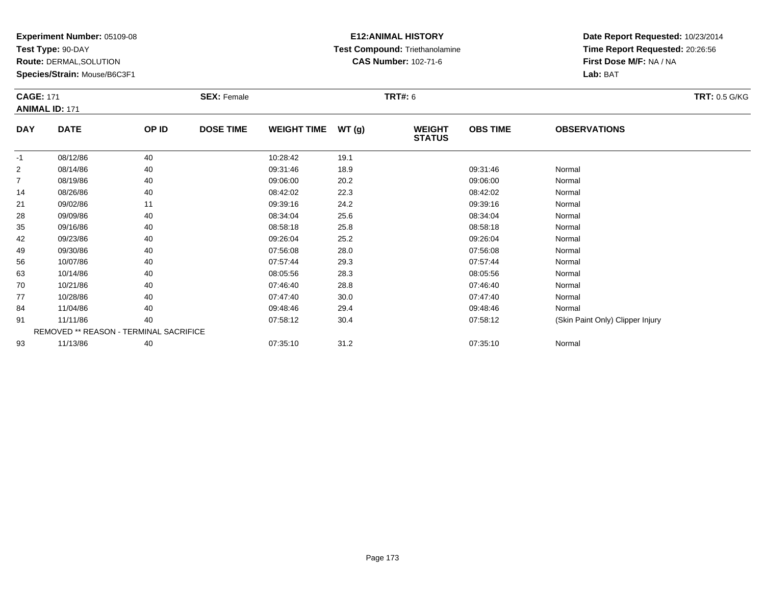**Experiment Number:** 05109-08
**Test Type:** 90-DAY
**Route:** DERMAL,SOLUTION
**Species/Strain:** Mouse/B6C3F1

**E12:ANIMAL HISTORY**
**Test Compound:** Triethanolamine
**CAS Number:** 102-71-6

**Date Report Requested:** 10/23/2014
**Time Report Requested:** 20:26:56
**First Dose M/F:** NA / NA
**Lab:** BAT

**CAGE:** 171
**ANIMAL ID:** 171
**SEX:** Female
**TRT#:** 6
**TRT:** 0.5 G/KG

| DAY | DATE | OP ID | DOSE TIME | WEIGHT TIME | WT (g) | WEIGHT STATUS | OBS TIME | OBSERVATIONS |
|---|---|---|---|---|---|---|---|---|
| -1 | 08/12/86 | 40 | | 10:28:42 | 19.1 | | | |
| 2 | 08/14/86 | 40 | | 09:31:46 | 18.9 | | 09:31:46 | Normal |
| 7 | 08/19/86 | 40 | | 09:06:00 | 20.2 | | 09:06:00 | Normal |
| 14 | 08/26/86 | 40 | | 08:42:02 | 22.3 | | 08:42:02 | Normal |
| 21 | 09/02/86 | 11 | | 09:39:16 | 24.2 | | 09:39:16 | Normal |
| 28 | 09/09/86 | 40 | | 08:34:04 | 25.6 | | 08:34:04 | Normal |
| 35 | 09/16/86 | 40 | | 08:58:18 | 25.8 | | 08:58:18 | Normal |
| 42 | 09/23/86 | 40 | | 09:26:04 | 25.2 | | 09:26:04 | Normal |
| 49 | 09/30/86 | 40 | | 07:56:08 | 28.0 | | 07:56:08 | Normal |
| 56 | 10/07/86 | 40 | | 07:57:44 | 29.3 | | 07:57:44 | Normal |
| 63 | 10/14/86 | 40 | | 08:05:56 | 28.3 | | 08:05:56 | Normal |
| 70 | 10/21/86 | 40 | | 07:46:40 | 28.8 | | 07:46:40 | Normal |
| 77 | 10/28/86 | 40 | | 07:47:40 | 30.0 | | 07:47:40 | Normal |
| 84 | 11/04/86 | 40 | | 09:48:46 | 29.4 | | 09:48:46 | Normal |
| 91 | 11/11/86 | 40 | | 07:58:12 | 30.4 | | 07:58:12 | (Skin Paint Only) Clipper Injury |
| REMOVED ** REASON - TERMINAL SACRIFICE | | | | | | | | |
| 93 | 11/13/86 | 40 | | 07:35:10 | 31.2 | | 07:35:10 | Normal |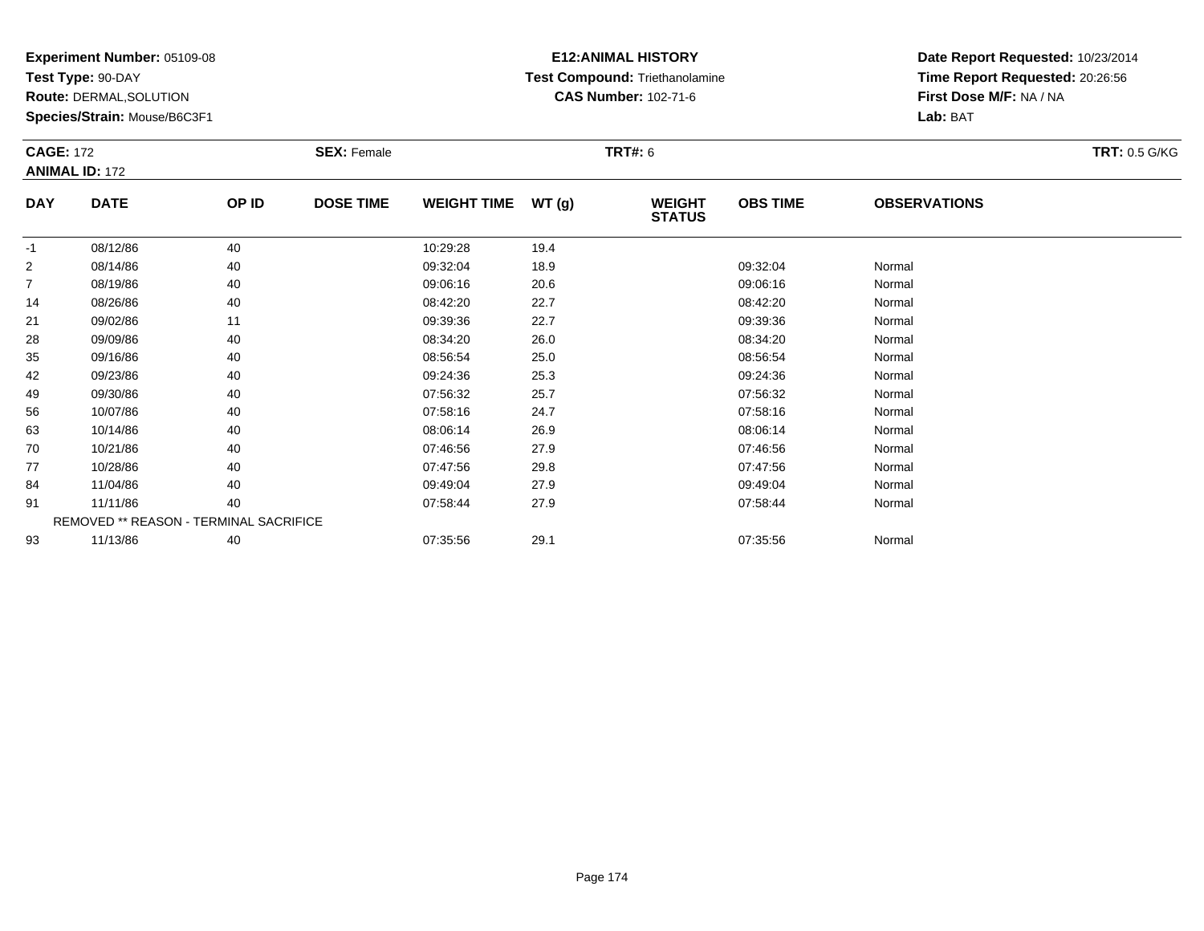**Experiment Number:** 05109-08
**Test Type:** 90-DAY
**Route:** DERMAL,SOLUTION
**Species/Strain:** Mouse/B6C3F1

**E12:ANIMAL HISTORY**
**Test Compound:** Triethanolamine
**CAS Number:** 102-71-6

**Date Report Requested:** 10/23/2014
**Time Report Requested:** 20:26:56
**First Dose M/F:** NA / NA
**Lab:** BAT

**CAGE:** 172
**ANIMAL ID:** 172
**SEX:** Female
**TRT#:** 6
**TRT:** 0.5 G/KG

| DAY | DATE | OP ID | DOSE TIME | WEIGHT TIME | WT (g) | WEIGHT STATUS | OBS TIME | OBSERVATIONS |
|---|---|---|---|---|---|---|---|---|
| -1 | 08/12/86 | 40 | | 10:29:28 | 19.4 | | | |
| 2 | 08/14/86 | 40 | | 09:32:04 | 18.9 | | 09:32:04 | Normal |
| 7 | 08/19/86 | 40 | | 09:06:16 | 20.6 | | 09:06:16 | Normal |
| 14 | 08/26/86 | 40 | | 08:42:20 | 22.7 | | 08:42:20 | Normal |
| 21 | 09/02/86 | 11 | | 09:39:36 | 22.7 | | 09:39:36 | Normal |
| 28 | 09/09/86 | 40 | | 08:34:20 | 26.0 | | 08:34:20 | Normal |
| 35 | 09/16/86 | 40 | | 08:56:54 | 25.0 | | 08:56:54 | Normal |
| 42 | 09/23/86 | 40 | | 09:24:36 | 25.3 | | 09:24:36 | Normal |
| 49 | 09/30/86 | 40 | | 07:56:32 | 25.7 | | 07:56:32 | Normal |
| 56 | 10/07/86 | 40 | | 07:58:16 | 24.7 | | 07:58:16 | Normal |
| 63 | 10/14/86 | 40 | | 08:06:14 | 26.9 | | 08:06:14 | Normal |
| 70 | 10/21/86 | 40 | | 07:46:56 | 27.9 | | 07:46:56 | Normal |
| 77 | 10/28/86 | 40 | | 07:47:56 | 29.8 | | 07:47:56 | Normal |
| 84 | 11/04/86 | 40 | | 09:49:04 | 27.9 | | 09:49:04 | Normal |
| 91 | 11/11/86 | 40 | | 07:58:44 | 27.9 | | 07:58:44 | Normal |
| REMOVED ** REASON - TERMINAL SACRIFICE | | | | | | | | |
| 93 | 11/13/86 | 40 | | 07:35:56 | 29.1 | | 07:35:56 | Normal |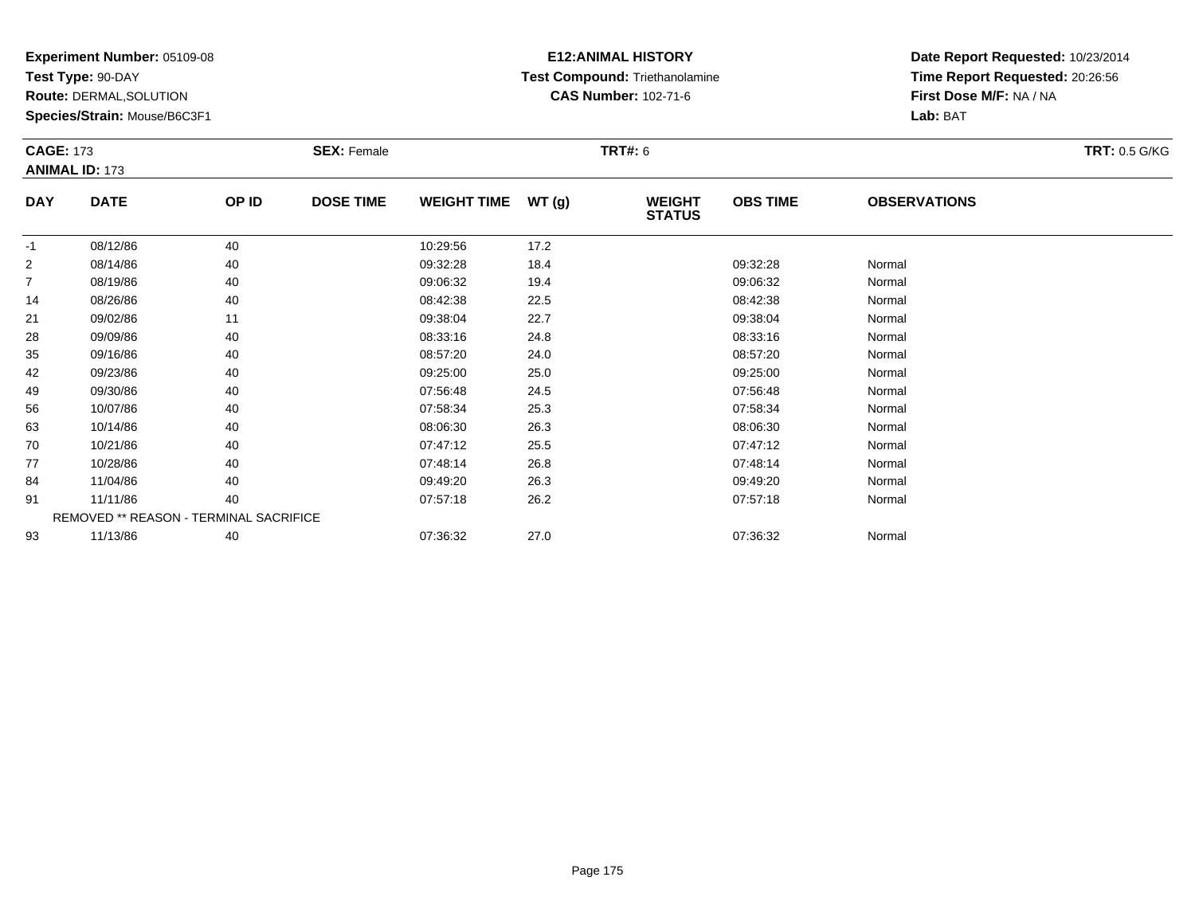**Experiment Number:** 05109-08
**Test Type:** 90-DAY
**Route:** DERMAL,SOLUTION
**Species/Strain:** Mouse/B6C3F1

**E12:ANIMAL HISTORY**
**Test Compound:** Triethanolamine
**CAS Number:** 102-71-6

**Date Report Requested:** 10/23/2014
**Time Report Requested:** 20:26:56
**First Dose M/F:** NA / NA
**Lab:** BAT

**CAGE:** 173
**ANIMAL ID:** 173
**SEX:** Female
**TRT#:** 6
**TRT:** 0.5 G/KG

| DAY | DATE | OP ID | DOSE TIME | WEIGHT TIME | WT (g) | WEIGHT STATUS | OBS TIME | OBSERVATIONS |
|---|---|---|---|---|---|---|---|---|
| -1 | 08/12/86 | 40 | | 10:29:56 | 17.2 | | | |
| 2 | 08/14/86 | 40 | | 09:32:28 | 18.4 | | 09:32:28 | Normal |
| 7 | 08/19/86 | 40 | | 09:06:32 | 19.4 | | 09:06:32 | Normal |
| 14 | 08/26/86 | 40 | | 08:42:38 | 22.5 | | 08:42:38 | Normal |
| 21 | 09/02/86 | 11 | | 09:38:04 | 22.7 | | 09:38:04 | Normal |
| 28 | 09/09/86 | 40 | | 08:33:16 | 24.8 | | 08:33:16 | Normal |
| 35 | 09/16/86 | 40 | | 08:57:20 | 24.0 | | 08:57:20 | Normal |
| 42 | 09/23/86 | 40 | | 09:25:00 | 25.0 | | 09:25:00 | Normal |
| 49 | 09/30/86 | 40 | | 07:56:48 | 24.5 | | 07:56:48 | Normal |
| 56 | 10/07/86 | 40 | | 07:58:34 | 25.3 | | 07:58:34 | Normal |
| 63 | 10/14/86 | 40 | | 08:06:30 | 26.3 | | 08:06:30 | Normal |
| 70 | 10/21/86 | 40 | | 07:47:12 | 25.5 | | 07:47:12 | Normal |
| 77 | 10/28/86 | 40 | | 07:48:14 | 26.8 | | 07:48:14 | Normal |
| 84 | 11/04/86 | 40 | | 09:49:20 | 26.3 | | 09:49:20 | Normal |
| 91 | 11/11/86 | 40 | | 07:57:18 | 26.2 | | 07:57:18 | Normal |
| | REMOVED ** REASON - TERMINAL SACRIFICE | | | | | | | |
| 93 | 11/13/86 | 40 | | 07:36:32 | 27.0 | | 07:36:32 | Normal |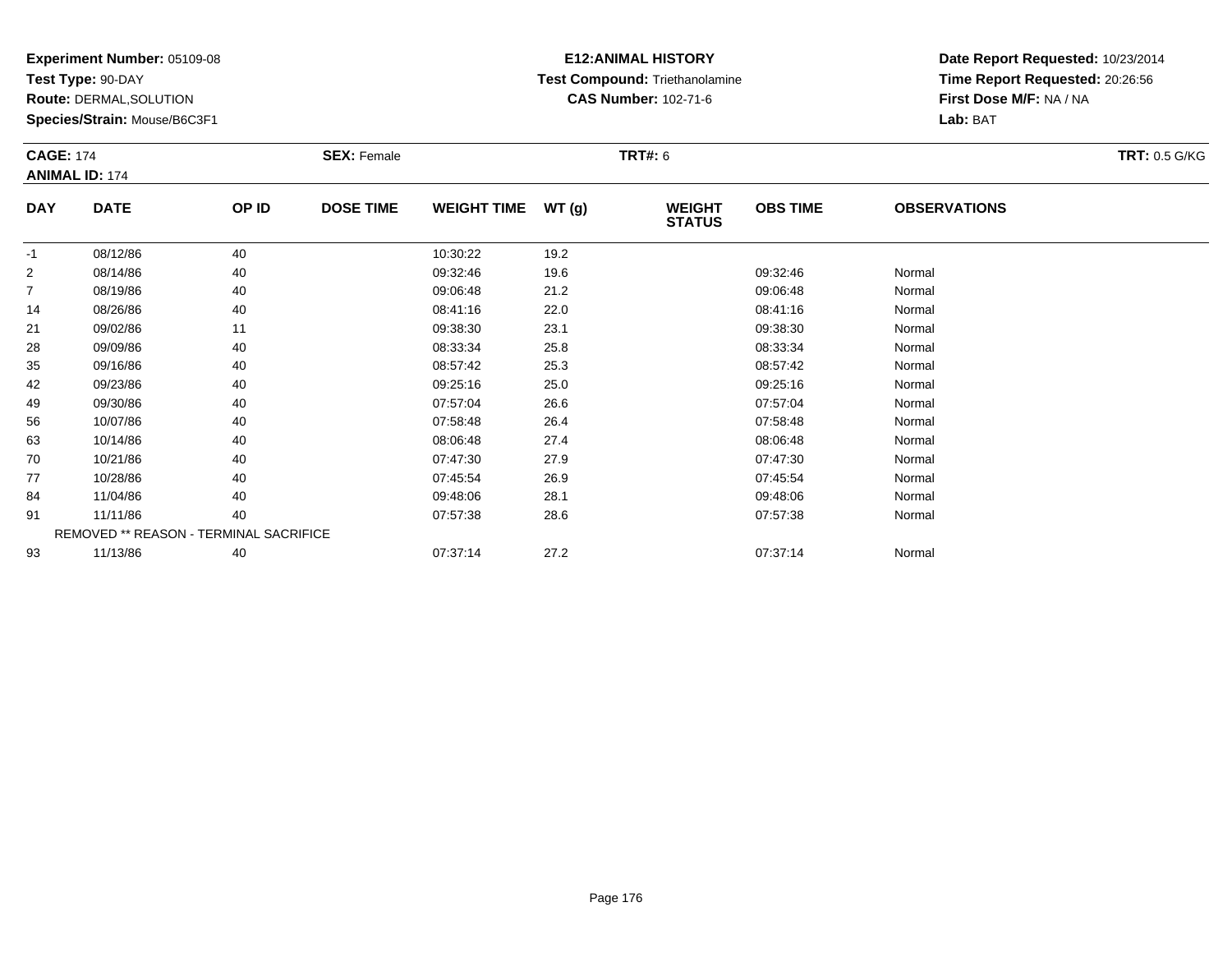**Experiment Number:** 05109-08
**Test Type:** 90-DAY
**Route:** DERMAL,SOLUTION
**Species/Strain:** Mouse/B6C3F1

**E12:ANIMAL HISTORY**
**Test Compound:** Triethanolamine
**CAS Number:** 102-71-6

**Date Report Requested:** 10/23/2014
**Time Report Requested:** 20:26:56
**First Dose M/F:** NA / NA
**Lab:** BAT

**CAGE:** 174
**ANIMAL ID:** 174
**SEX:** Female
**TRT#:** 6
**TRT:** 0.5 G/KG

| DAY | DATE | OP ID | DOSE TIME | WEIGHT TIME | WT (g) | WEIGHT STATUS | OBS TIME | OBSERVATIONS |
|---|---|---|---|---|---|---|---|---|
| -1 | 08/12/86 | 40 | | 10:30:22 | 19.2 | | | |
| 2 | 08/14/86 | 40 | | 09:32:46 | 19.6 | | 09:32:46 | Normal |
| 7 | 08/19/86 | 40 | | 09:06:48 | 21.2 | | 09:06:48 | Normal |
| 14 | 08/26/86 | 40 | | 08:41:16 | 22.0 | | 08:41:16 | Normal |
| 21 | 09/02/86 | 11 | | 09:38:30 | 23.1 | | 09:38:30 | Normal |
| 28 | 09/09/86 | 40 | | 08:33:34 | 25.8 | | 08:33:34 | Normal |
| 35 | 09/16/86 | 40 | | 08:57:42 | 25.3 | | 08:57:42 | Normal |
| 42 | 09/23/86 | 40 | | 09:25:16 | 25.0 | | 09:25:16 | Normal |
| 49 | 09/30/86 | 40 | | 07:57:04 | 26.6 | | 07:57:04 | Normal |
| 56 | 10/07/86 | 40 | | 07:58:48 | 26.4 | | 07:58:48 | Normal |
| 63 | 10/14/86 | 40 | | 08:06:48 | 27.4 | | 08:06:48 | Normal |
| 70 | 10/21/86 | 40 | | 07:47:30 | 27.9 | | 07:47:30 | Normal |
| 77 | 10/28/86 | 40 | | 07:45:54 | 26.9 | | 07:45:54 | Normal |
| 84 | 11/04/86 | 40 | | 09:48:06 | 28.1 | | 09:48:06 | Normal |
| 91 | 11/11/86 | 40 | | 07:57:38 | 28.6 | | 07:57:38 | Normal |
| REMOVED ** REASON - TERMINAL SACRIFICE | | | | | | | | |
| 93 | 11/13/86 | 40 | | 07:37:14 | 27.2 | | 07:37:14 | Normal |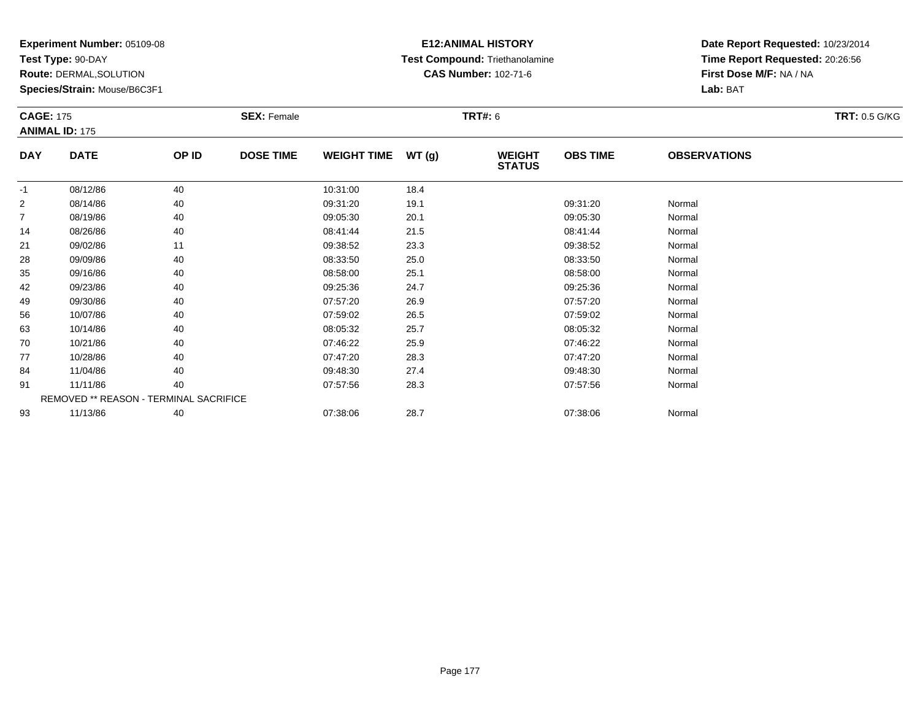**Experiment Number:** 05109-08
**Test Type:** 90-DAY
**Route:** DERMAL,SOLUTION
**Species/Strain:** Mouse/B6C3F1

**E12:ANIMAL HISTORY**
**Test Compound:** Triethanolamine
**CAS Number:** 102-71-6

**Date Report Requested:** 10/23/2014
**Time Report Requested:** 20:26:56
**First Dose M/F:** NA / NA
**Lab:** BAT

**CAGE:** 175 **SEX:** Female **TRT#:** 6 **TRT:** 0.5 G/KG
**ANIMAL ID:** 175

| DAY | DATE | OP ID | DOSE TIME | WEIGHT TIME | WT (g) | WEIGHT STATUS | OBS TIME | OBSERVATIONS |
|---|---|---|---|---|---|---|---|---|
| -1 | 08/12/86 | 40 | | 10:31:00 | 18.4 | | | |
| 2 | 08/14/86 | 40 | | 09:31:20 | 19.1 | | 09:31:20 | Normal |
| 7 | 08/19/86 | 40 | | 09:05:30 | 20.1 | | 09:05:30 | Normal |
| 14 | 08/26/86 | 40 | | 08:41:44 | 21.5 | | 08:41:44 | Normal |
| 21 | 09/02/86 | 11 | | 09:38:52 | 23.3 | | 09:38:52 | Normal |
| 28 | 09/09/86 | 40 | | 08:33:50 | 25.0 | | 08:33:50 | Normal |
| 35 | 09/16/86 | 40 | | 08:58:00 | 25.1 | | 08:58:00 | Normal |
| 42 | 09/23/86 | 40 | | 09:25:36 | 24.7 | | 09:25:36 | Normal |
| 49 | 09/30/86 | 40 | | 07:57:20 | 26.9 | | 07:57:20 | Normal |
| 56 | 10/07/86 | 40 | | 07:59:02 | 26.5 | | 07:59:02 | Normal |
| 63 | 10/14/86 | 40 | | 08:05:32 | 25.7 | | 08:05:32 | Normal |
| 70 | 10/21/86 | 40 | | 07:46:22 | 25.9 | | 07:46:22 | Normal |
| 77 | 10/28/86 | 40 | | 07:47:20 | 28.3 | | 07:47:20 | Normal |
| 84 | 11/04/86 | 40 | | 09:48:30 | 27.4 | | 09:48:30 | Normal |
| 91 | 11/11/86 | 40 | | 07:57:56 | 28.3 | | 07:57:56 | Normal |
| REMOVED ** REASON - TERMINAL SACRIFICE | | | | | | | | |
| 93 | 11/13/86 | 40 | | 07:38:06 | 28.7 | | 07:38:06 | Normal |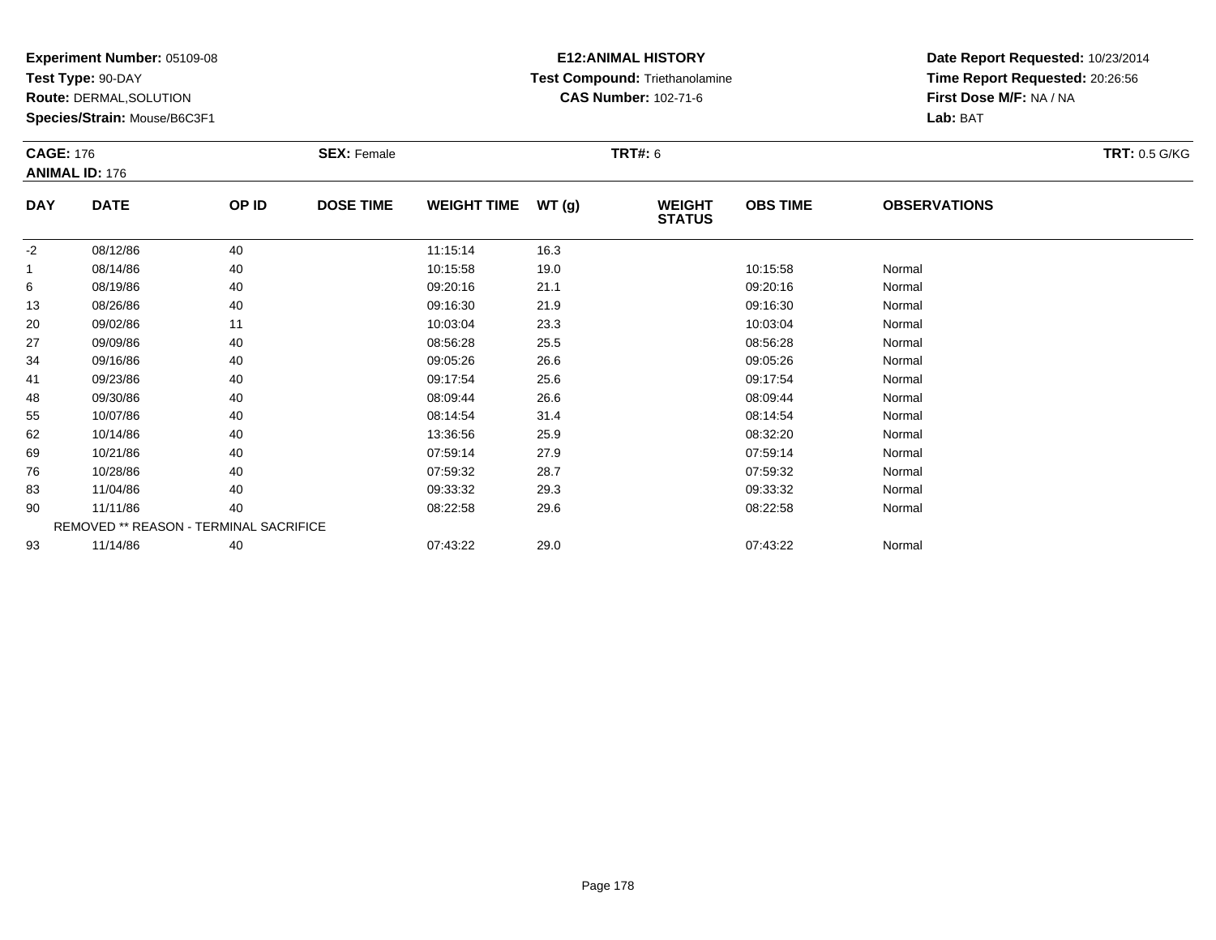**Experiment Number:** 05109-08
**Test Type:** 90-DAY
**Route:** DERMAL,SOLUTION
**Species/Strain:** Mouse/B6C3F1

**E12:ANIMAL HISTORY**
**Test Compound:** Triethanolamine
**CAS Number:** 102-71-6

**Date Report Requested:** 10/23/2014
**Time Report Requested:** 20:26:56
**First Dose M/F:** NA / NA
**Lab:** BAT

**CAGE:** 176 **SEX:** Female **TRT#:** 6 **TRT:** 0.5 G/KG
**ANIMAL ID:** 176

| DAY | DATE | OP ID | DOSE TIME | WEIGHT TIME | WT (g) | WEIGHT STATUS | OBS TIME | OBSERVATIONS |
|---|---|---|---|---|---|---|---|---|
| -2 | 08/12/86 | 40 | | 11:15:14 | 16.3 | | | |
| 1 | 08/14/86 | 40 | | 10:15:58 | 19.0 | | 10:15:58 | Normal |
| 6 | 08/19/86 | 40 | | 09:20:16 | 21.1 | | 09:20:16 | Normal |
| 13 | 08/26/86 | 40 | | 09:16:30 | 21.9 | | 09:16:30 | Normal |
| 20 | 09/02/86 | 11 | | 10:03:04 | 23.3 | | 10:03:04 | Normal |
| 27 | 09/09/86 | 40 | | 08:56:28 | 25.5 | | 08:56:28 | Normal |
| 34 | 09/16/86 | 40 | | 09:05:26 | 26.6 | | 09:05:26 | Normal |
| 41 | 09/23/86 | 40 | | 09:17:54 | 25.6 | | 09:17:54 | Normal |
| 48 | 09/30/86 | 40 | | 08:09:44 | 26.6 | | 08:09:44 | Normal |
| 55 | 10/07/86 | 40 | | 08:14:54 | 31.4 | | 08:14:54 | Normal |
| 62 | 10/14/86 | 40 | | 13:36:56 | 25.9 | | 08:32:20 | Normal |
| 69 | 10/21/86 | 40 | | 07:59:14 | 27.9 | | 07:59:14 | Normal |
| 76 | 10/28/86 | 40 | | 07:59:32 | 28.7 | | 07:59:32 | Normal |
| 83 | 11/04/86 | 40 | | 09:33:32 | 29.3 | | 09:33:32 | Normal |
| 90 | 11/11/86 | 40 | | 08:22:58 | 29.6 | | 08:22:58 | Normal |
| REMOVED ** REASON - TERMINAL SACRIFICE | | | | | | | | |
| 93 | 11/14/86 | 40 | | 07:43:22 | 29.0 | | 07:43:22 | Normal |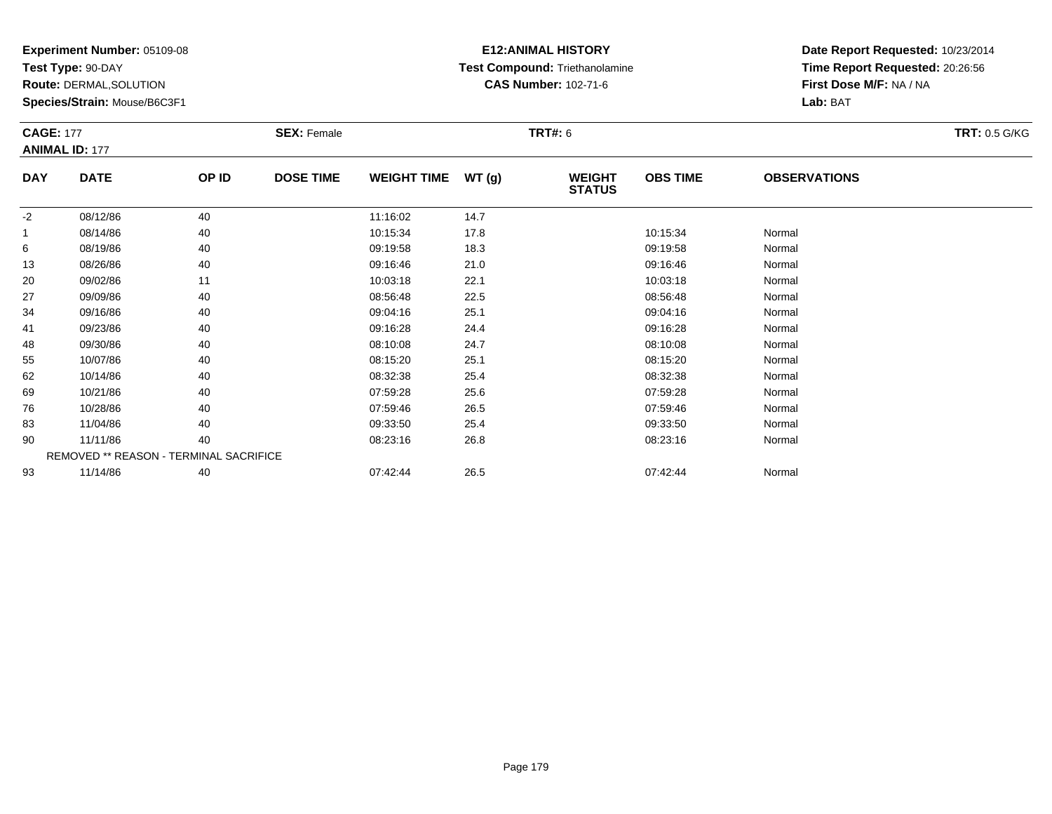**Experiment Number:** 05109-08
**Test Type:** 90-DAY
**Route:** DERMAL,SOLUTION
**Species/Strain:** Mouse/B6C3F1

**E12:ANIMAL HISTORY**
**Test Compound:** Triethanolamine
**CAS Number:** 102-71-6

**Date Report Requested:** 10/23/2014
**Time Report Requested:** 20:26:56
**First Dose M/F:** NA / NA
**Lab:** BAT

**CAGE:** 177 **SEX:** Female **TRT#:** 6 **TRT:** 0.5 G/KG
**ANIMAL ID:** 177

| DAY | DATE | OP ID | DOSE TIME | WEIGHT TIME | WT (g) | WEIGHT STATUS | OBS TIME | OBSERVATIONS |
|---|---|---|---|---|---|---|---|---|
| -2 | 08/12/86 | 40 | | 11:16:02 | 14.7 | | | |
| 1 | 08/14/86 | 40 | | 10:15:34 | 17.8 | | 10:15:34 | Normal |
| 6 | 08/19/86 | 40 | | 09:19:58 | 18.3 | | 09:19:58 | Normal |
| 13 | 08/26/86 | 40 | | 09:16:46 | 21.0 | | 09:16:46 | Normal |
| 20 | 09/02/86 | 11 | | 10:03:18 | 22.1 | | 10:03:18 | Normal |
| 27 | 09/09/86 | 40 | | 08:56:48 | 22.5 | | 08:56:48 | Normal |
| 34 | 09/16/86 | 40 | | 09:04:16 | 25.1 | | 09:04:16 | Normal |
| 41 | 09/23/86 | 40 | | 09:16:28 | 24.4 | | 09:16:28 | Normal |
| 48 | 09/30/86 | 40 | | 08:10:08 | 24.7 | | 08:10:08 | Normal |
| 55 | 10/07/86 | 40 | | 08:15:20 | 25.1 | | 08:15:20 | Normal |
| 62 | 10/14/86 | 40 | | 08:32:38 | 25.4 | | 08:32:38 | Normal |
| 69 | 10/21/86 | 40 | | 07:59:28 | 25.6 | | 07:59:28 | Normal |
| 76 | 10/28/86 | 40 | | 07:59:46 | 26.5 | | 07:59:46 | Normal |
| 83 | 11/04/86 | 40 | | 09:33:50 | 25.4 | | 09:33:50 | Normal |
| 90 | 11/11/86 | 40 | | 08:23:16 | 26.8 | | 08:23:16 | Normal |
| REMOVED ** REASON - TERMINAL SACRIFICE | | | | | | | | |
| 93 | 11/14/86 | 40 | | 07:42:44 | 26.5 | | 07:42:44 | Normal |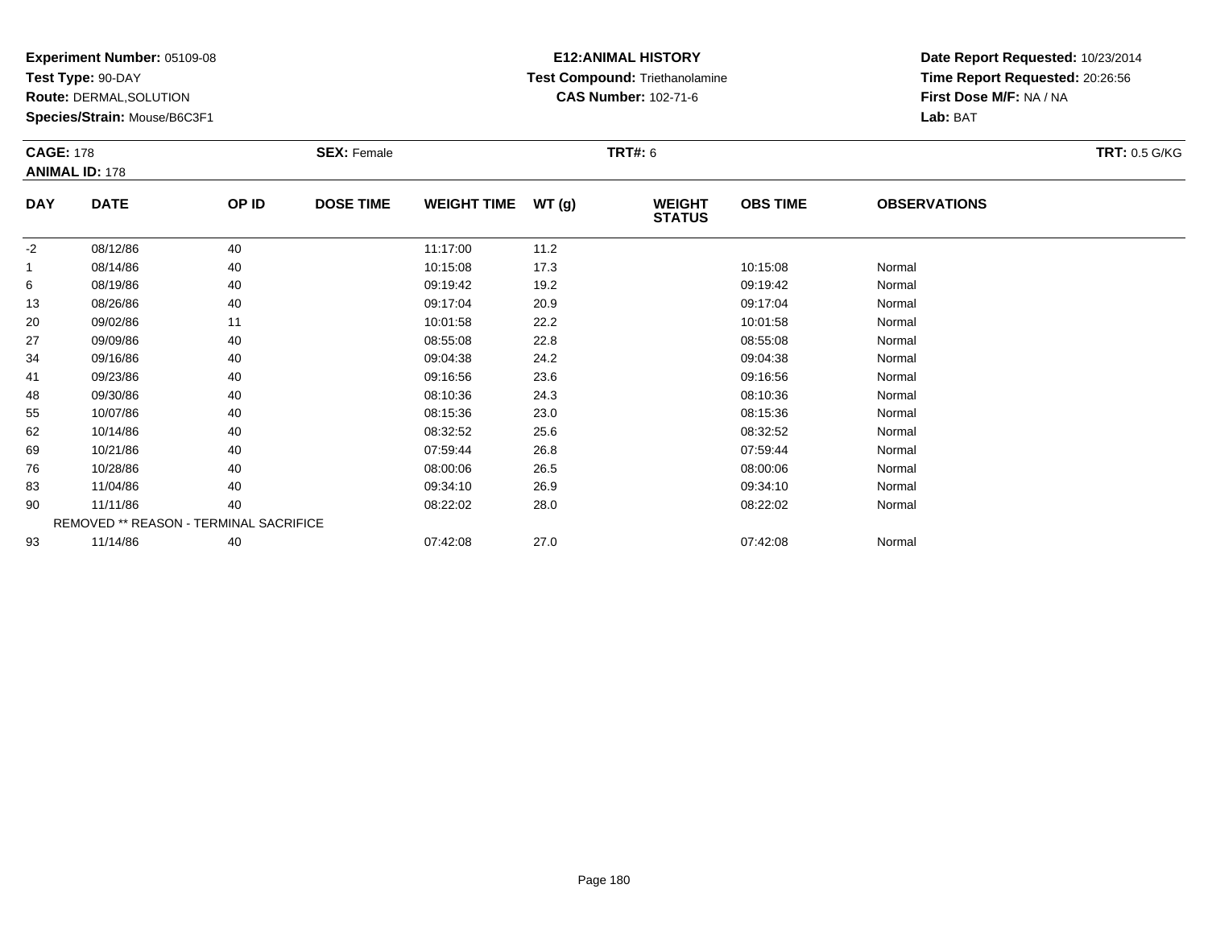**Experiment Number:** 05109-08
**Test Type:** 90-DAY
**Route:** DERMAL,SOLUTION
**Species/Strain:** Mouse/B6C3F1

**E12:ANIMAL HISTORY**
**Test Compound:** Triethanolamine
**CAS Number:** 102-71-6

**Date Report Requested:** 10/23/2014
**Time Report Requested:** 20:26:56
**First Dose M/F:** NA / NA
**Lab:** BAT

**CAGE:** 178 **SEX:** Female **TRT#:** 6 **TRT:** 0.5 G/KG
**ANIMAL ID:** 178

| DAY | DATE | OP ID | DOSE TIME | WEIGHT TIME | WT (g) | WEIGHT STATUS | OBS TIME | OBSERVATIONS |
|---|---|---|---|---|---|---|---|---|
| -2 | 08/12/86 | 40 | | 11:17:00 | 11.2 | | | |
| 1 | 08/14/86 | 40 | | 10:15:08 | 17.3 | | 10:15:08 | Normal |
| 6 | 08/19/86 | 40 | | 09:19:42 | 19.2 | | 09:19:42 | Normal |
| 13 | 08/26/86 | 40 | | 09:17:04 | 20.9 | | 09:17:04 | Normal |
| 20 | 09/02/86 | 11 | | 10:01:58 | 22.2 | | 10:01:58 | Normal |
| 27 | 09/09/86 | 40 | | 08:55:08 | 22.8 | | 08:55:08 | Normal |
| 34 | 09/16/86 | 40 | | 09:04:38 | 24.2 | | 09:04:38 | Normal |
| 41 | 09/23/86 | 40 | | 09:16:56 | 23.6 | | 09:16:56 | Normal |
| 48 | 09/30/86 | 40 | | 08:10:36 | 24.3 | | 08:10:36 | Normal |
| 55 | 10/07/86 | 40 | | 08:15:36 | 23.0 | | 08:15:36 | Normal |
| 62 | 10/14/86 | 40 | | 08:32:52 | 25.6 | | 08:32:52 | Normal |
| 69 | 10/21/86 | 40 | | 07:59:44 | 26.8 | | 07:59:44 | Normal |
| 76 | 10/28/86 | 40 | | 08:00:06 | 26.5 | | 08:00:06 | Normal |
| 83 | 11/04/86 | 40 | | 09:34:10 | 26.9 | | 09:34:10 | Normal |
| 90 | 11/11/86 | 40 | | 08:22:02 | 28.0 | | 08:22:02 | Normal |
| | REMOVED ** REASON - TERMINAL SACRIFICE | | | | | | | |
| 93 | 11/14/86 | 40 | | 07:42:08 | 27.0 | | 07:42:08 | Normal |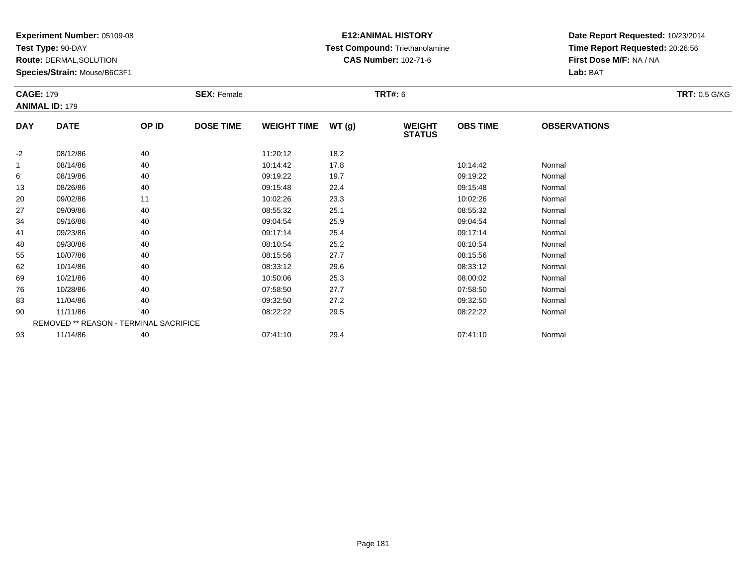**Experiment Number:** 05109-08
**Test Type:** 90-DAY
**Route:** DERMAL,SOLUTION
**Species/Strain:** Mouse/B6C3F1

**E12:ANIMAL HISTORY**
**Test Compound:** Triethanolamine
**CAS Number:** 102-71-6

**Date Report Requested:** 10/23/2014
**Time Report Requested:** 20:26:56
**First Dose M/F:** NA / NA
**Lab:** BAT

**CAGE:** 179
**ANIMAL ID:** 179
**SEX:** Female
**TRT#:** 6
**TRT:** 0.5 G/KG

| DAY | DATE | OP ID | DOSE TIME | WEIGHT TIME | WT (g) | WEIGHT STATUS | OBS TIME | OBSERVATIONS |
|---|---|---|---|---|---|---|---|---|
| -2 | 08/12/86 | 40 | | 11:20:12 | 18.2 | | | |
| 1 | 08/14/86 | 40 | | 10:14:42 | 17.8 | | 10:14:42 | Normal |
| 6 | 08/19/86 | 40 | | 09:19:22 | 19.7 | | 09:19:22 | Normal |
| 13 | 08/26/86 | 40 | | 09:15:48 | 22.4 | | 09:15:48 | Normal |
| 20 | 09/02/86 | 11 | | 10:02:26 | 23.3 | | 10:02:26 | Normal |
| 27 | 09/09/86 | 40 | | 08:55:32 | 25.1 | | 08:55:32 | Normal |
| 34 | 09/16/86 | 40 | | 09:04:54 | 25.9 | | 09:04:54 | Normal |
| 41 | 09/23/86 | 40 | | 09:17:14 | 25.4 | | 09:17:14 | Normal |
| 48 | 09/30/86 | 40 | | 08:10:54 | 25.2 | | 08:10:54 | Normal |
| 55 | 10/07/86 | 40 | | 08:15:56 | 27.7 | | 08:15:56 | Normal |
| 62 | 10/14/86 | 40 | | 08:33:12 | 29.6 | | 08:33:12 | Normal |
| 69 | 10/21/86 | 40 | | 10:50:06 | 25.3 | | 08:00:02 | Normal |
| 76 | 10/28/86 | 40 | | 07:58:50 | 27.7 | | 07:58:50 | Normal |
| 83 | 11/04/86 | 40 | | 09:32:50 | 27.2 | | 09:32:50 | Normal |
| 90 | 11/11/86 | 40 | | 08:22:22 | 29.5 | | 08:22:22 | Normal |
| | REMOVED ** REASON - TERMINAL SACRIFICE | | | | | | | |
| 93 | 11/14/86 | 40 | | 07:41:10 | 29.4 | | 07:41:10 | Normal |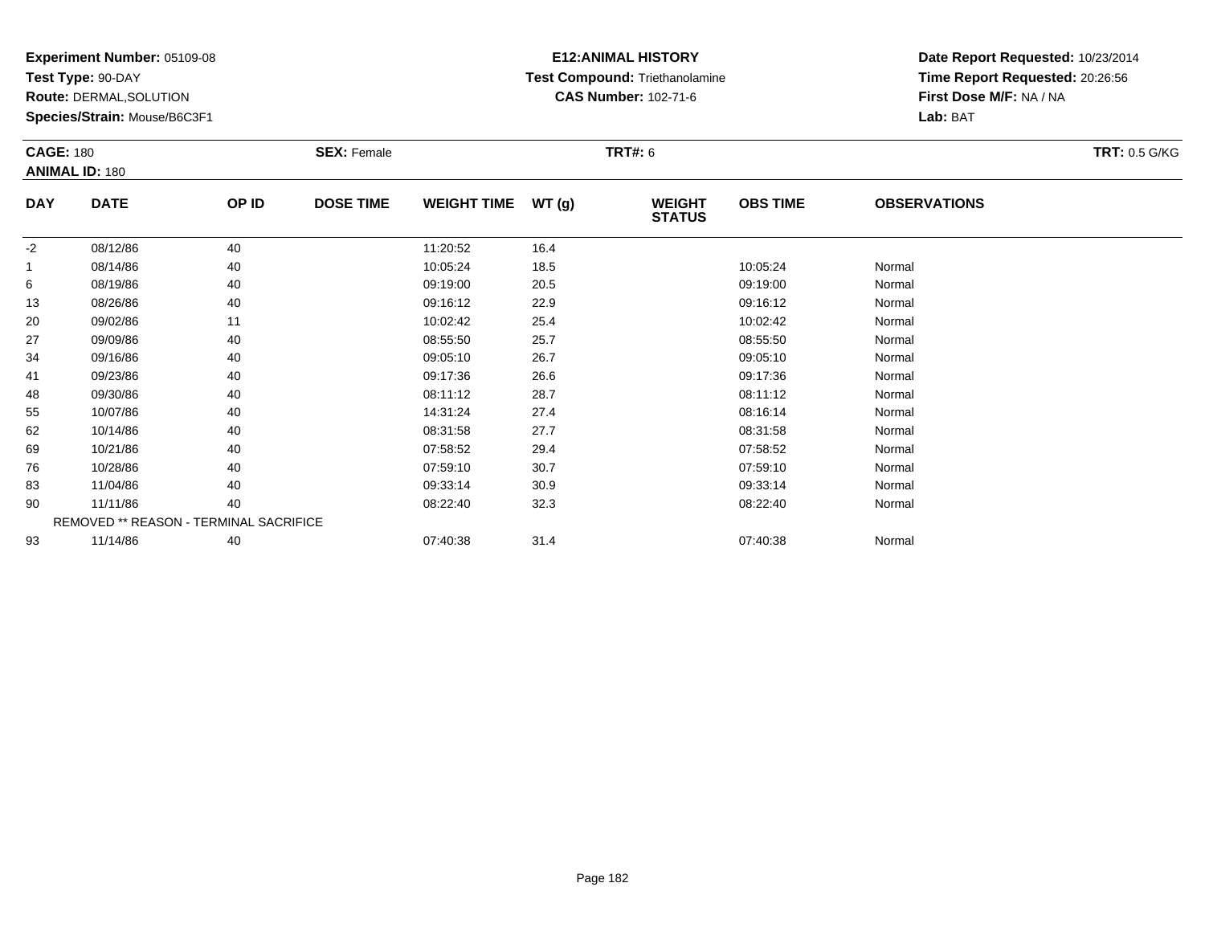**Experiment Number:** 05109-08
**Test Type:** 90-DAY
**Route:** DERMAL,SOLUTION
**Species/Strain:** Mouse/B6C3F1

**E12:ANIMAL HISTORY**
**Test Compound:** Triethanolamine
**CAS Number:** 102-71-6

**Date Report Requested:** 10/23/2014
**Time Report Requested:** 20:26:56
**First Dose M/F:** NA / NA
**Lab:** BAT

**CAGE:** 180 **SEX:** Female **TRT#:** 6 **TRT:** 0.5 G/KG
**ANIMAL ID:** 180

| DAY | DATE | OP ID | DOSE TIME | WEIGHT TIME | WT (g) | WEIGHT STATUS | OBS TIME | OBSERVATIONS |
|---|---|---|---|---|---|---|---|---|
| -2 | 08/12/86 | 40 | | 11:20:52 | 16.4 | | | |
| 1 | 08/14/86 | 40 | | 10:05:24 | 18.5 | | 10:05:24 | Normal |
| 6 | 08/19/86 | 40 | | 09:19:00 | 20.5 | | 09:19:00 | Normal |
| 13 | 08/26/86 | 40 | | 09:16:12 | 22.9 | | 09:16:12 | Normal |
| 20 | 09/02/86 | 11 | | 10:02:42 | 25.4 | | 10:02:42 | Normal |
| 27 | 09/09/86 | 40 | | 08:55:50 | 25.7 | | 08:55:50 | Normal |
| 34 | 09/16/86 | 40 | | 09:05:10 | 26.7 | | 09:05:10 | Normal |
| 41 | 09/23/86 | 40 | | 09:17:36 | 26.6 | | 09:17:36 | Normal |
| 48 | 09/30/86 | 40 | | 08:11:12 | 28.7 | | 08:11:12 | Normal |
| 55 | 10/07/86 | 40 | | 14:31:24 | 27.4 | | 08:16:14 | Normal |
| 62 | 10/14/86 | 40 | | 08:31:58 | 27.7 | | 08:31:58 | Normal |
| 69 | 10/21/86 | 40 | | 07:58:52 | 29.4 | | 07:58:52 | Normal |
| 76 | 10/28/86 | 40 | | 07:59:10 | 30.7 | | 07:59:10 | Normal |
| 83 | 11/04/86 | 40 | | 09:33:14 | 30.9 | | 09:33:14 | Normal |
| 90 | 11/11/86 | 40 | | 08:22:40 | 32.3 | | 08:22:40 | Normal |
| REMOVED ** REASON - TERMINAL SACRIFICE | | | | | | | | |
| 93 | 11/14/86 | 40 | | 07:40:38 | 31.4 | | 07:40:38 | Normal |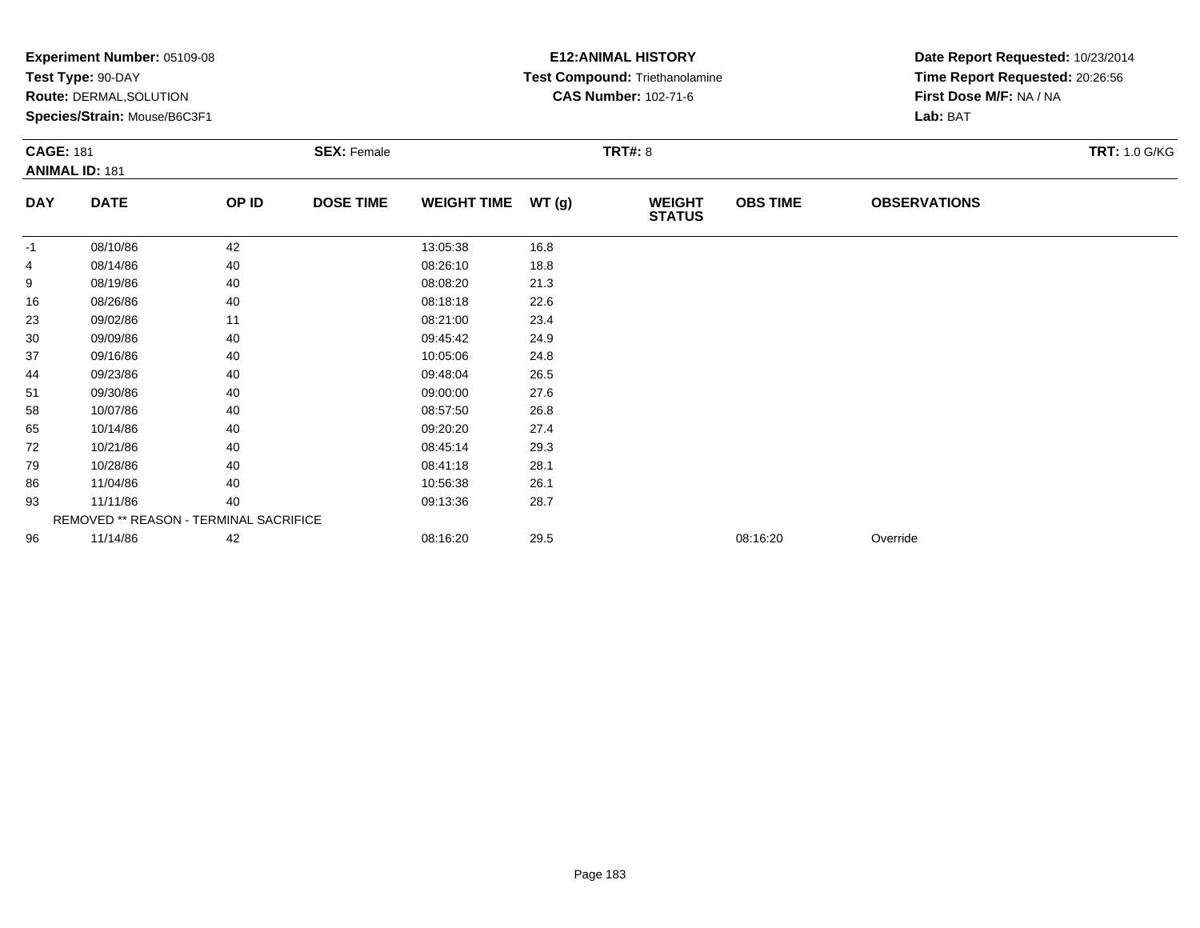**Experiment Number:** 05109-08
**Test Type:** 90-DAY
**Route:** DERMAL,SOLUTION
**Species/Strain:** Mouse/B6C3F1

**E12:ANIMAL HISTORY**
**Test Compound:** Triethanolamine
**CAS Number:** 102-71-6

**Date Report Requested:** 10/23/2014
**Time Report Requested:** 20:26:56
**First Dose M/F:** NA / NA
**Lab:** BAT

**CAGE:** 181
**ANIMAL ID:** 181
**SEX:** Female
**TRT#:** 8
**TRT:** 1.0 G/KG

| DAY | DATE | OP ID | DOSE TIME | WEIGHT TIME | WT (g) | WEIGHT STATUS | OBS TIME | OBSERVATIONS |
|---|---|---|---|---|---|---|---|---|
| -1 | 08/10/86 | 42 | | 13:05:38 | 16.8 | | | |
| 4 | 08/14/86 | 40 | | 08:26:10 | 18.8 | | | |
| 9 | 08/19/86 | 40 | | 08:08:20 | 21.3 | | | |
| 16 | 08/26/86 | 40 | | 08:18:18 | 22.6 | | | |
| 23 | 09/02/86 | 11 | | 08:21:00 | 23.4 | | | |
| 30 | 09/09/86 | 40 | | 09:45:42 | 24.9 | | | |
| 37 | 09/16/86 | 40 | | 10:05:06 | 24.8 | | | |
| 44 | 09/23/86 | 40 | | 09:48:04 | 26.5 | | | |
| 51 | 09/30/86 | 40 | | 09:00:00 | 27.6 | | | |
| 58 | 10/07/86 | 40 | | 08:57:50 | 26.8 | | | |
| 65 | 10/14/86 | 40 | | 09:20:20 | 27.4 | | | |
| 72 | 10/21/86 | 40 | | 08:45:14 | 29.3 | | | |
| 79 | 10/28/86 | 40 | | 08:41:18 | 28.1 | | | |
| 86 | 11/04/86 | 40 | | 10:56:38 | 26.1 | | | |
| 93 | 11/11/86 | 40 | | 09:13:36 | 28.7 | | | |
| | REMOVED ** REASON - TERMINAL SACRIFICE | | | | | | | |
| 96 | 11/14/86 | 42 | | 08:16:20 | 29.5 | | 08:16:20 | Override |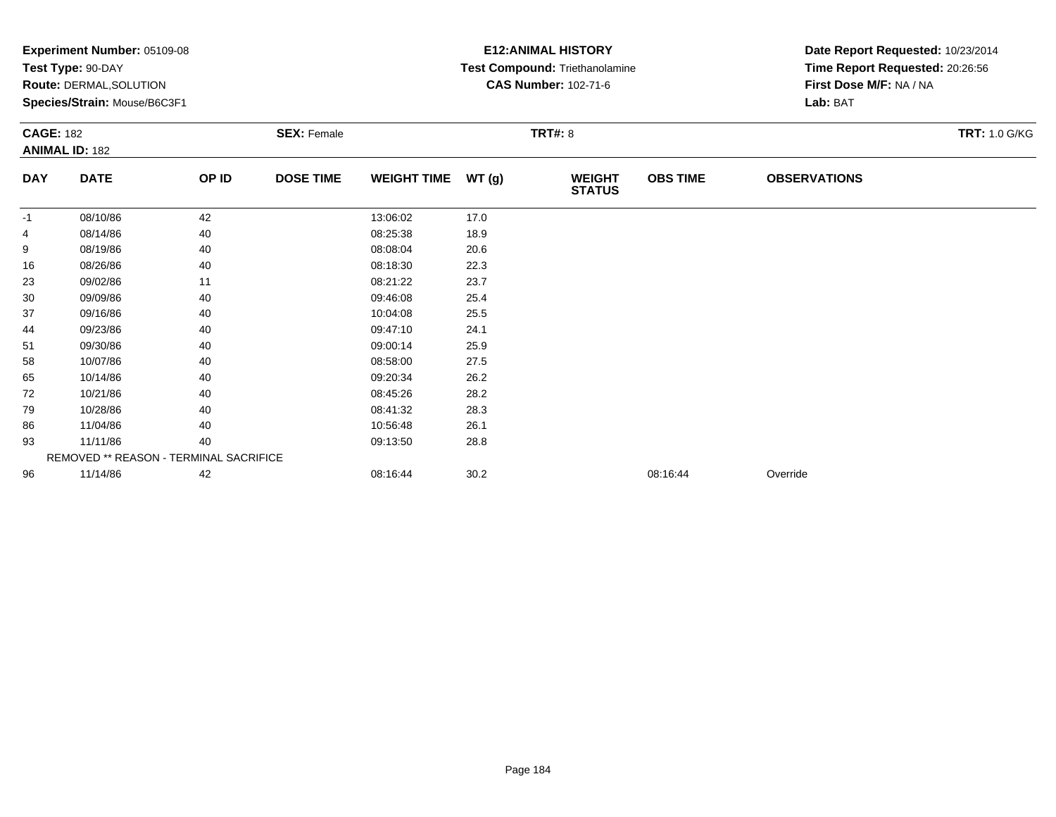**Experiment Number:** 05109-08
**Test Type:** 90-DAY
**Route:** DERMAL,SOLUTION
**Species/Strain:** Mouse/B6C3F1

**E12:ANIMAL HISTORY**
**Test Compound:** Triethanolamine
**CAS Number:** 102-71-6

**Date Report Requested:** 10/23/2014
**Time Report Requested:** 20:26:56
**First Dose M/F:** NA / NA
**Lab:** BAT

**CAGE:** 182
**ANIMAL ID:** 182
**SEX:** Female
**TRT#:** 8
**TRT:** 1.0 G/KG

| DAY | DATE | OP ID | DOSE TIME | WEIGHT TIME | WT (g) | WEIGHT STATUS | OBS TIME | OBSERVATIONS |
|---|---|---|---|---|---|---|---|---|
| -1 | 08/10/86 | 42 | | 13:06:02 | 17.0 | | | |
| 4 | 08/14/86 | 40 | | 08:25:38 | 18.9 | | | |
| 9 | 08/19/86 | 40 | | 08:08:04 | 20.6 | | | |
| 16 | 08/26/86 | 40 | | 08:18:30 | 22.3 | | | |
| 23 | 09/02/86 | 11 | | 08:21:22 | 23.7 | | | |
| 30 | 09/09/86 | 40 | | 09:46:08 | 25.4 | | | |
| 37 | 09/16/86 | 40 | | 10:04:08 | 25.5 | | | |
| 44 | 09/23/86 | 40 | | 09:47:10 | 24.1 | | | |
| 51 | 09/30/86 | 40 | | 09:00:14 | 25.9 | | | |
| 58 | 10/07/86 | 40 | | 08:58:00 | 27.5 | | | |
| 65 | 10/14/86 | 40 | | 09:20:34 | 26.2 | | | |
| 72 | 10/21/86 | 40 | | 08:45:26 | 28.2 | | | |
| 79 | 10/28/86 | 40 | | 08:41:32 | 28.3 | | | |
| 86 | 11/04/86 | 40 | | 10:56:48 | 26.1 | | | |
| 93 | 11/11/86 | 40 | | 09:13:50 | 28.8 | | | |
| | REMOVED ** REASON - TERMINAL SACRIFICE | | | | | | | |
| 96 | 11/14/86 | 42 | | 08:16:44 | 30.2 | | 08:16:44 | Override |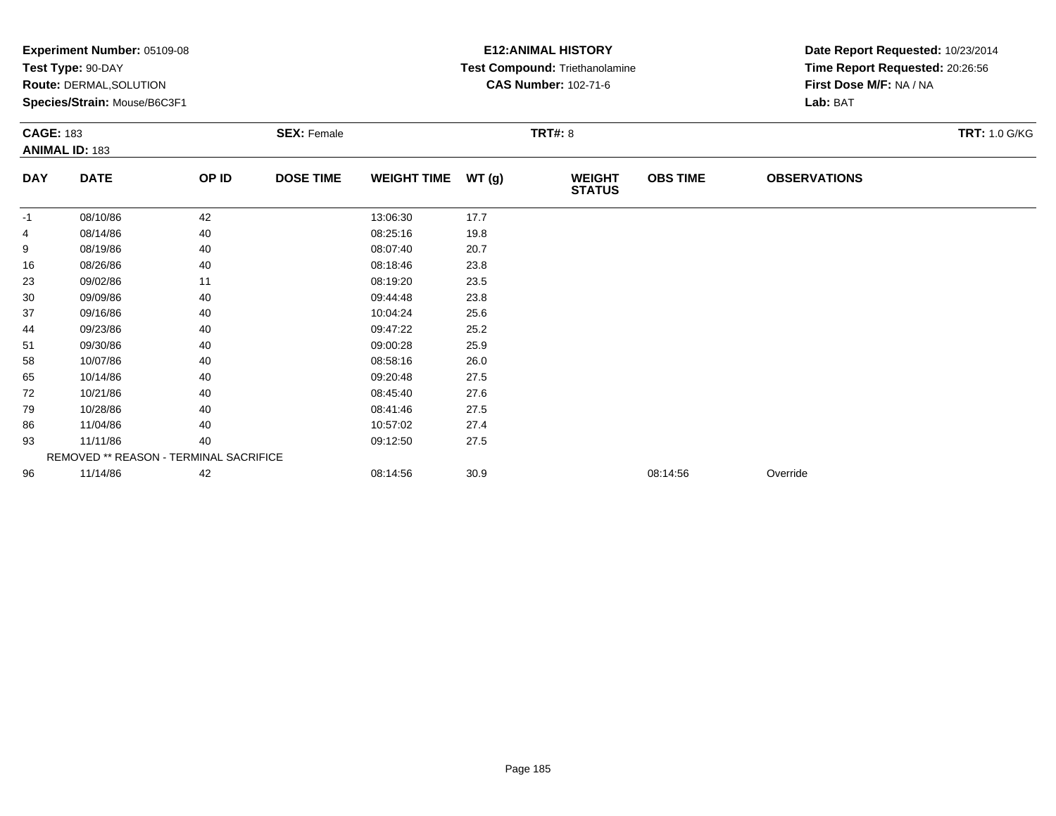**Experiment Number:** 05109-08
**Test Type:** 90-DAY
**Route:** DERMAL,SOLUTION
**Species/Strain:** Mouse/B6C3F1

**E12:ANIMAL HISTORY**
**Test Compound:** Triethanolamine
**CAS Number:** 102-71-6

**Date Report Requested:** 10/23/2014
**Time Report Requested:** 20:26:56
**First Dose M/F:** NA / NA
**Lab:** BAT

**CAGE:** 183 **SEX:** Female **TRT#:** 8 **TRT:** 1.0 G/KG
**ANIMAL ID:** 183

| DAY | DATE | OP ID | DOSE TIME | WEIGHT TIME | WT (g) | WEIGHT STATUS | OBS TIME | OBSERVATIONS |
|---|---|---|---|---|---|---|---|---|
| -1 | 08/10/86 | 42 | | 13:06:30 | 17.7 | | | |
| 4 | 08/14/86 | 40 | | 08:25:16 | 19.8 | | | |
| 9 | 08/19/86 | 40 | | 08:07:40 | 20.7 | | | |
| 16 | 08/26/86 | 40 | | 08:18:46 | 23.8 | | | |
| 23 | 09/02/86 | 11 | | 08:19:20 | 23.5 | | | |
| 30 | 09/09/86 | 40 | | 09:44:48 | 23.8 | | | |
| 37 | 09/16/86 | 40 | | 10:04:24 | 25.6 | | | |
| 44 | 09/23/86 | 40 | | 09:47:22 | 25.2 | | | |
| 51 | 09/30/86 | 40 | | 09:00:28 | 25.9 | | | |
| 58 | 10/07/86 | 40 | | 08:58:16 | 26.0 | | | |
| 65 | 10/14/86 | 40 | | 09:20:48 | 27.5 | | | |
| 72 | 10/21/86 | 40 | | 08:45:40 | 27.6 | | | |
| 79 | 10/28/86 | 40 | | 08:41:46 | 27.5 | | | |
| 86 | 11/04/86 | 40 | | 10:57:02 | 27.4 | | | |
| 93 | 11/11/86 | 40 | | 09:12:50 | 27.5 | | | |
| | REMOVED ** REASON - TERMINAL SACRIFICE | | | | | | | |
| 96 | 11/14/86 | 42 | | 08:14:56 | 30.9 | | 08:14:56 | Override |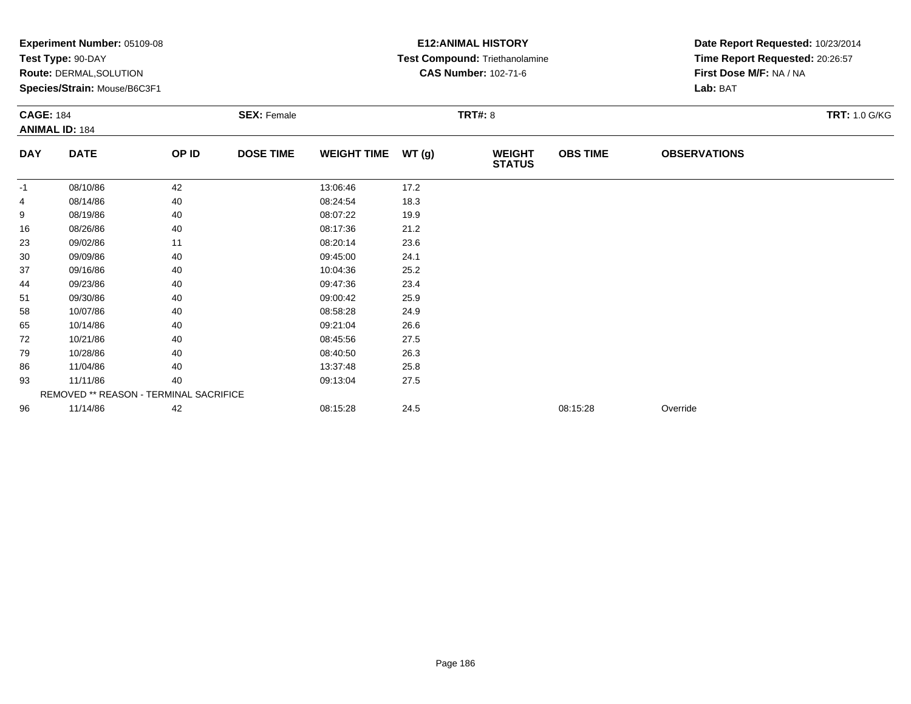**Experiment Number:** 05109-08
**Test Type:** 90-DAY
**Route:** DERMAL,SOLUTION
**Species/Strain:** Mouse/B6C3F1

**E12:ANIMAL HISTORY**
**Test Compound:** Triethanolamine
**CAS Number:** 102-71-6

**Date Report Requested:** 10/23/2014
**Time Report Requested:** 20:26:57
**First Dose M/F:** NA / NA
**Lab:** BAT

**CAGE:** 184 **SEX:** Female **TRT#:** 8 **TRT:** 1.0 G/KG
**ANIMAL ID:** 184

| DAY | DATE | OP ID | DOSE TIME | WEIGHT TIME | WT (g) | WEIGHT STATUS | OBS TIME | OBSERVATIONS |
|---|---|---|---|---|---|---|---|---|
| -1 | 08/10/86 | 42 | | 13:06:46 | 17.2 | | | |
| 4 | 08/14/86 | 40 | | 08:24:54 | 18.3 | | | |
| 9 | 08/19/86 | 40 | | 08:07:22 | 19.9 | | | |
| 16 | 08/26/86 | 40 | | 08:17:36 | 21.2 | | | |
| 23 | 09/02/86 | 11 | | 08:20:14 | 23.6 | | | |
| 30 | 09/09/86 | 40 | | 09:45:00 | 24.1 | | | |
| 37 | 09/16/86 | 40 | | 10:04:36 | 25.2 | | | |
| 44 | 09/23/86 | 40 | | 09:47:36 | 23.4 | | | |
| 51 | 09/30/86 | 40 | | 09:00:42 | 25.9 | | | |
| 58 | 10/07/86 | 40 | | 08:58:28 | 24.9 | | | |
| 65 | 10/14/86 | 40 | | 09:21:04 | 26.6 | | | |
| 72 | 10/21/86 | 40 | | 08:45:56 | 27.5 | | | |
| 79 | 10/28/86 | 40 | | 08:40:50 | 26.3 | | | |
| 86 | 11/04/86 | 40 | | 13:37:48 | 25.8 | | | |
| 93 | 11/11/86 | 40 | | 09:13:04 | 27.5 | | | |
| | REMOVED ** REASON - TERMINAL SACRIFICE | | | | | | | |
| 96 | 11/14/86 | 42 | | 08:15:28 | 24.5 | | 08:15:28 | Override |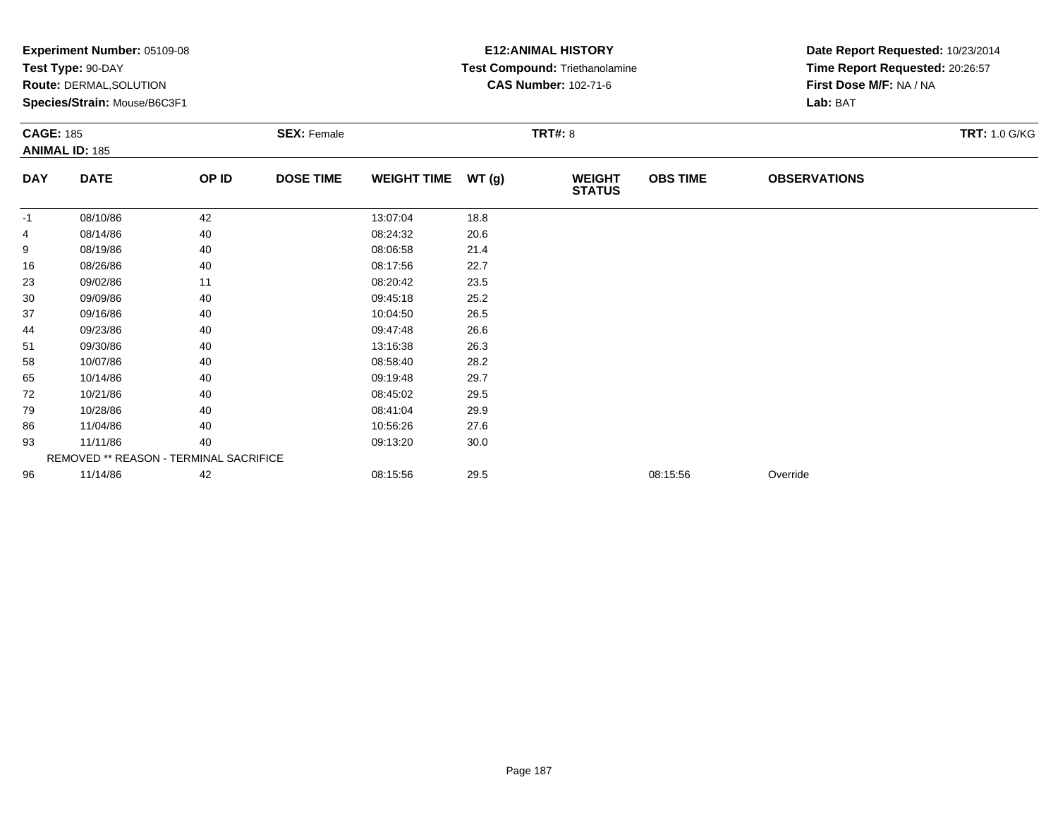**Experiment Number:** 05109-08
**Test Type:** 90-DAY
**Route:** DERMAL,SOLUTION
**Species/Strain:** Mouse/B6C3F1

**E12:ANIMAL HISTORY**
**Test Compound:** Triethanolamine
**CAS Number:** 102-71-6

**Date Report Requested:** 10/23/2014
**Time Report Requested:** 20:26:57
**First Dose M/F:** NA / NA
**Lab:** BAT

**CAGE:** 185
**ANIMAL ID:** 185
**SEX:** Female
**TRT#:** 8
**TRT:** 1.0 G/KG

| DAY | DATE | OP ID | DOSE TIME | WEIGHT TIME | WT (g) | WEIGHT STATUS | OBS TIME | OBSERVATIONS |
|---|---|---|---|---|---|---|---|---|
| -1 | 08/10/86 | 42 | | 13:07:04 | 18.8 | | | |
| 4 | 08/14/86 | 40 | | 08:24:32 | 20.6 | | | |
| 9 | 08/19/86 | 40 | | 08:06:58 | 21.4 | | | |
| 16 | 08/26/86 | 40 | | 08:17:56 | 22.7 | | | |
| 23 | 09/02/86 | 11 | | 08:20:42 | 23.5 | | | |
| 30 | 09/09/86 | 40 | | 09:45:18 | 25.2 | | | |
| 37 | 09/16/86 | 40 | | 10:04:50 | 26.5 | | | |
| 44 | 09/23/86 | 40 | | 09:47:48 | 26.6 | | | |
| 51 | 09/30/86 | 40 | | 13:16:38 | 26.3 | | | |
| 58 | 10/07/86 | 40 | | 08:58:40 | 28.2 | | | |
| 65 | 10/14/86 | 40 | | 09:19:48 | 29.7 | | | |
| 72 | 10/21/86 | 40 | | 08:45:02 | 29.5 | | | |
| 79 | 10/28/86 | 40 | | 08:41:04 | 29.9 | | | |
| 86 | 11/04/86 | 40 | | 10:56:26 | 27.6 | | | |
| 93 | 11/11/86 | 40 | | 09:13:20 | 30.0 | | | |
| | REMOVED ** REASON - TERMINAL SACRIFICE | | | | | | | |
| 96 | 11/14/86 | 42 | | 08:15:56 | 29.5 | | 08:15:56 | Override |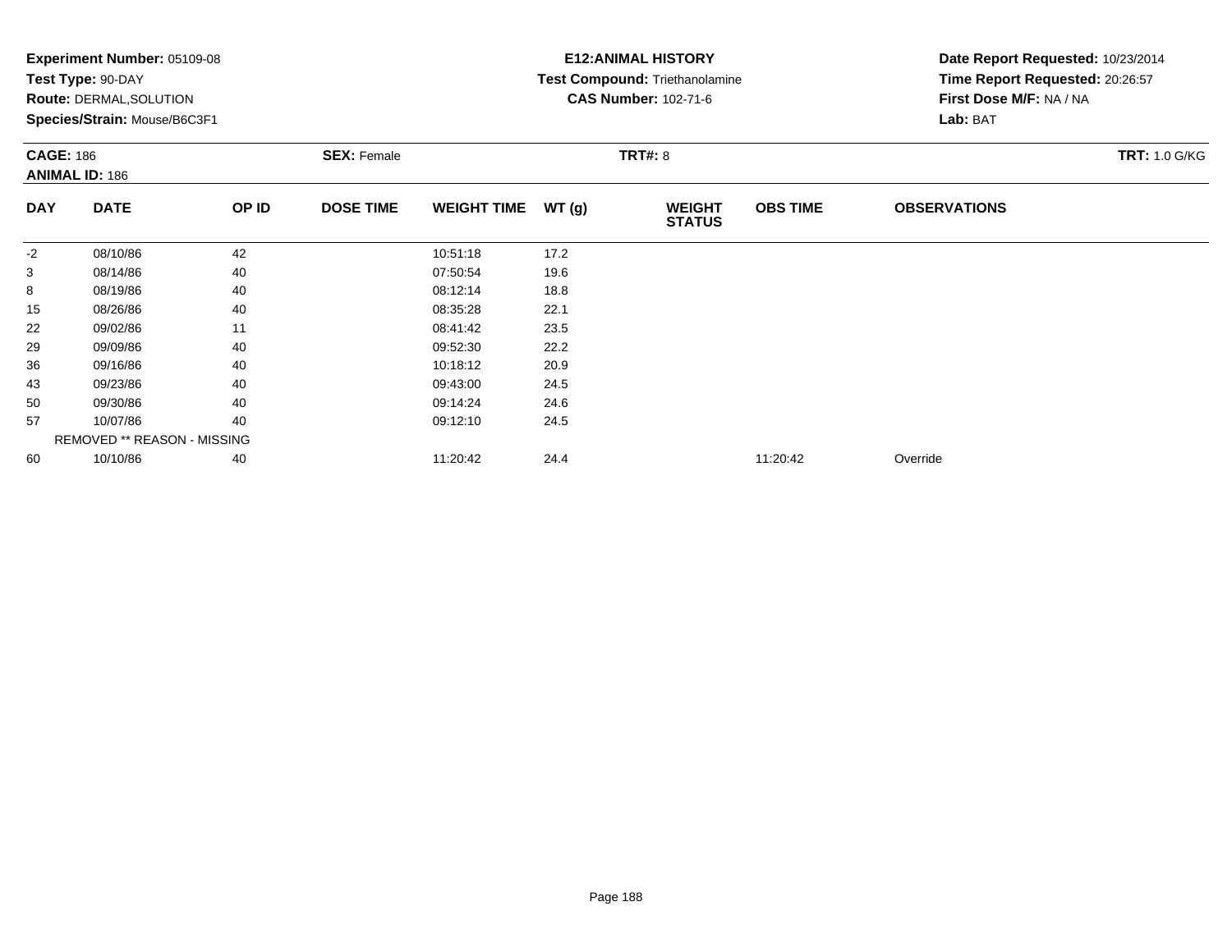**Experiment Number:** 05109-08
**Test Type:** 90-DAY
**Route:** DERMAL,SOLUTION
**Species/Strain:** Mouse/B6C3F1

**E12:ANIMAL HISTORY**
**Test Compound:** Triethanolamine
**CAS Number:** 102-71-6

**Date Report Requested:** 10/23/2014
**Time Report Requested:** 20:26:57
**First Dose M/F:** NA / NA
**Lab:** BAT

**CAGE:** 186
**ANIMAL ID:** 186
**SEX:** Female
**TRT#:** 8
**TRT:** 1.0 G/KG

| DAY | DATE | OP ID | DOSE TIME | WEIGHT TIME | WT (g) | WEIGHT STATUS | OBS TIME | OBSERVATIONS |
|---|---|---|---|---|---|---|---|---|
| -2 | 08/10/86 | 42 | | 10:51:18 | 17.2 | | | |
| 3 | 08/14/86 | 40 | | 07:50:54 | 19.6 | | | |
| 8 | 08/19/86 | 40 | | 08:12:14 | 18.8 | | | |
| 15 | 08/26/86 | 40 | | 08:35:28 | 22.1 | | | |
| 22 | 09/02/86 | 11 | | 08:41:42 | 23.5 | | | |
| 29 | 09/09/86 | 40 | | 09:52:30 | 22.2 | | | |
| 36 | 09/16/86 | 40 | | 10:18:12 | 20.9 | | | |
| 43 | 09/23/86 | 40 | | 09:43:00 | 24.5 | | | |
| 50 | 09/30/86 | 40 | | 09:14:24 | 24.6 | | | |
| 57 | 10/07/86 | 40 | | 09:12:10 | 24.5 | | | |
| | REMOVED ** REASON - MISSING | | | | | | | |
| 60 | 10/10/86 | 40 | | 11:20:42 | 24.4 | | 11:20:42 | Override |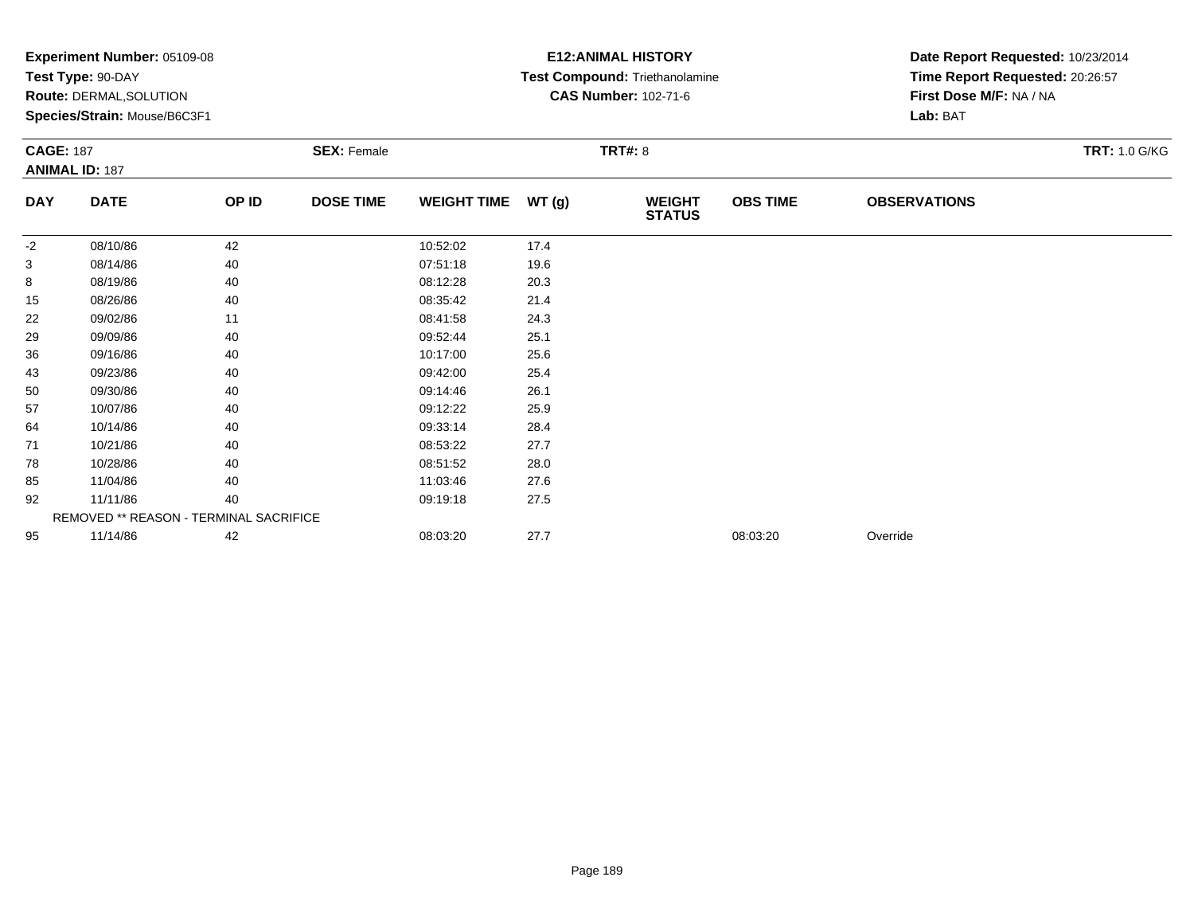**Experiment Number:** 05109-08
**Test Type:** 90-DAY
**Route:** DERMAL,SOLUTION
**Species/Strain:** Mouse/B6C3F1

**E12:ANIMAL HISTORY**
**Test Compound:** Triethanolamine
**CAS Number:** 102-71-6

**Date Report Requested:** 10/23/2014
**Time Report Requested:** 20:26:57
**First Dose M/F:** NA / NA
**Lab:** BAT

**CAGE:** 187
**ANIMAL ID:** 187
**SEX:** Female
**TRT#:** 8
**TRT:** 1.0 G/KG

| DAY | DATE | OP ID | DOSE TIME | WEIGHT TIME | WT (g) | WEIGHT STATUS | OBS TIME | OBSERVATIONS |
|---|---|---|---|---|---|---|---|---|
| -2 | 08/10/86 | 42 | | 10:52:02 | 17.4 | | | |
| 3 | 08/14/86 | 40 | | 07:51:18 | 19.6 | | | |
| 8 | 08/19/86 | 40 | | 08:12:28 | 20.3 | | | |
| 15 | 08/26/86 | 40 | | 08:35:42 | 21.4 | | | |
| 22 | 09/02/86 | 11 | | 08:41:58 | 24.3 | | | |
| 29 | 09/09/86 | 40 | | 09:52:44 | 25.1 | | | |
| 36 | 09/16/86 | 40 | | 10:17:00 | 25.6 | | | |
| 43 | 09/23/86 | 40 | | 09:42:00 | 25.4 | | | |
| 50 | 09/30/86 | 40 | | 09:14:46 | 26.1 | | | |
| 57 | 10/07/86 | 40 | | 09:12:22 | 25.9 | | | |
| 64 | 10/14/86 | 40 | | 09:33:14 | 28.4 | | | |
| 71 | 10/21/86 | 40 | | 08:53:22 | 27.7 | | | |
| 78 | 10/28/86 | 40 | | 08:51:52 | 28.0 | | | |
| 85 | 11/04/86 | 40 | | 11:03:46 | 27.6 | | | |
| 92 | 11/11/86 | 40 | | 09:19:18 | 27.5 | | | |
| REMOVED ** REASON - TERMINAL SACRIFICE | | | | | | | | |
| 95 | 11/14/86 | 42 | | 08:03:20 | 27.7 | | 08:03:20 | Override |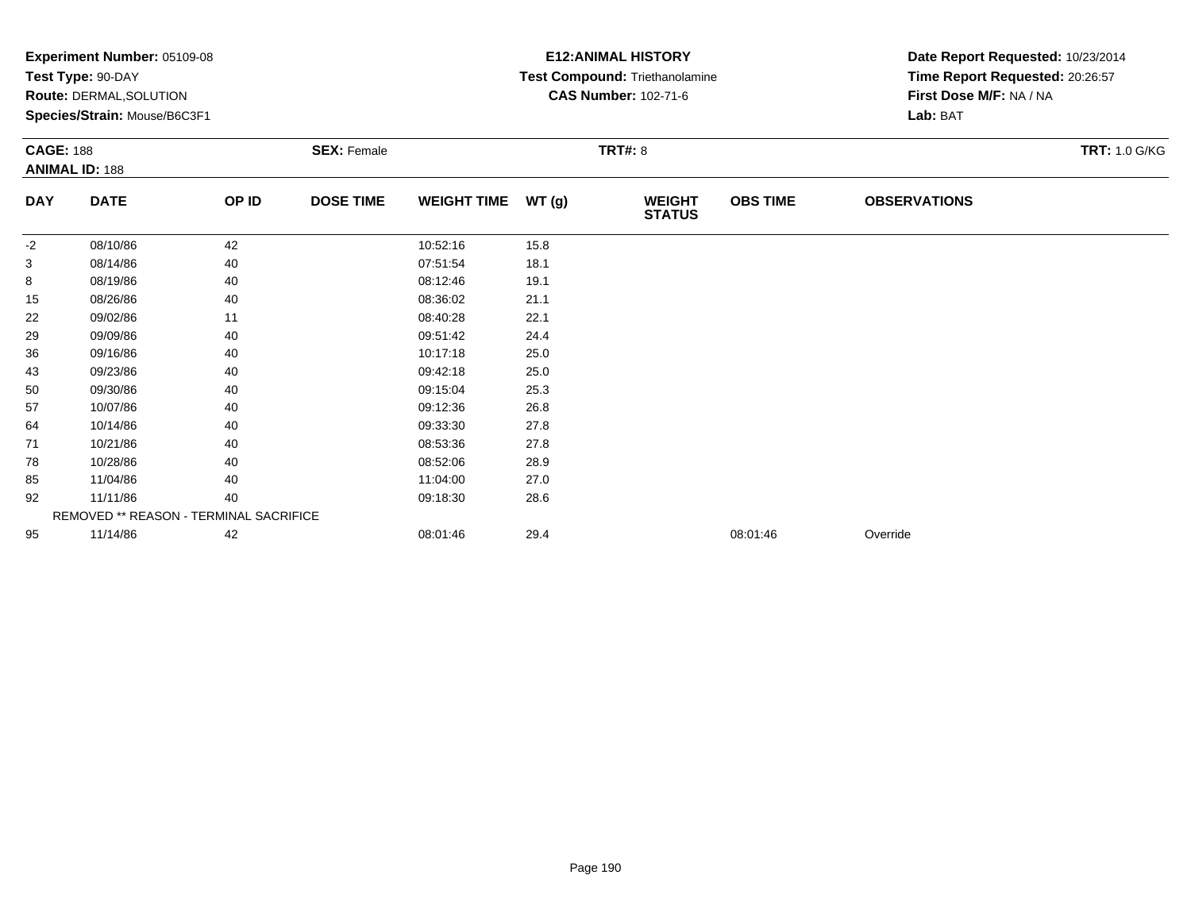**Experiment Number:** 05109-08
**Test Type:** 90-DAY
**Route:** DERMAL,SOLUTION
**Species/Strain:** Mouse/B6C3F1

**E12:ANIMAL HISTORY**
**Test Compound:** Triethanolamine
**CAS Number:** 102-71-6

**Date Report Requested:** 10/23/2014
**Time Report Requested:** 20:26:57
**First Dose M/F:** NA / NA
**Lab:** BAT

**CAGE:** 188
**ANIMAL ID:** 188
**SEX:** Female
**TRT#:** 8
**TRT:** 1.0 G/KG

| DAY | DATE | OP ID | DOSE TIME | WEIGHT TIME | WT (g) | WEIGHT STATUS | OBS TIME | OBSERVATIONS |
|---|---|---|---|---|---|---|---|---|
| -2 | 08/10/86 | 42 | | 10:52:16 | 15.8 | | | |
| 3 | 08/14/86 | 40 | | 07:51:54 | 18.1 | | | |
| 8 | 08/19/86 | 40 | | 08:12:46 | 19.1 | | | |
| 15 | 08/26/86 | 40 | | 08:36:02 | 21.1 | | | |
| 22 | 09/02/86 | 11 | | 08:40:28 | 22.1 | | | |
| 29 | 09/09/86 | 40 | | 09:51:42 | 24.4 | | | |
| 36 | 09/16/86 | 40 | | 10:17:18 | 25.0 | | | |
| 43 | 09/23/86 | 40 | | 09:42:18 | 25.0 | | | |
| 50 | 09/30/86 | 40 | | 09:15:04 | 25.3 | | | |
| 57 | 10/07/86 | 40 | | 09:12:36 | 26.8 | | | |
| 64 | 10/14/86 | 40 | | 09:33:30 | 27.8 | | | |
| 71 | 10/21/86 | 40 | | 08:53:36 | 27.8 | | | |
| 78 | 10/28/86 | 40 | | 08:52:06 | 28.9 | | | |
| 85 | 11/04/86 | 40 | | 11:04:00 | 27.0 | | | |
| 92 | 11/11/86 | 40 | | 09:18:30 | 28.6 | | | |
| | REMOVED ** REASON - TERMINAL SACRIFICE | | | | | | | |
| 95 | 11/14/86 | 42 | | 08:01:46 | 29.4 | | 08:01:46 | Override |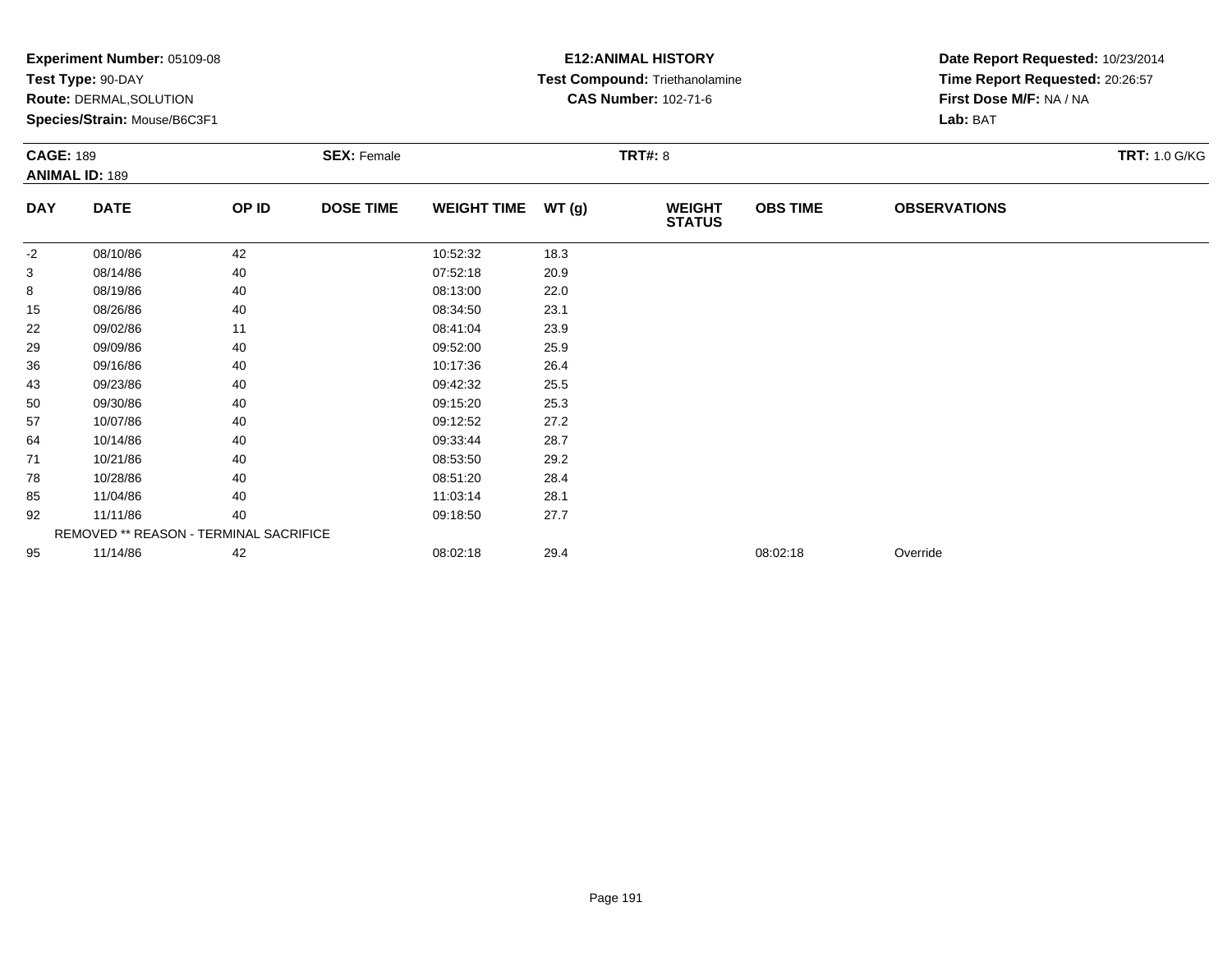**Experiment Number:** 05109-08
**Test Type:** 90-DAY
**Route:** DERMAL,SOLUTION
**Species/Strain:** Mouse/B6C3F1

**E12:ANIMAL HISTORY**
**Test Compound:** Triethanolamine
**CAS Number:** 102-71-6

**Date Report Requested:** 10/23/2014
**Time Report Requested:** 20:26:57
**First Dose M/F:** NA / NA
**Lab:** BAT

**CAGE:** 189 **SEX:** Female **TRT#:** 8 **TRT:** 1.0 G/KG
**ANIMAL ID:** 189

| DAY | DATE | OP ID | DOSE TIME | WEIGHT TIME | WT (g) | WEIGHT STATUS | OBS TIME | OBSERVATIONS |
|---|---|---|---|---|---|---|---|---|
| -2 | 08/10/86 | 42 | | 10:52:32 | 18.3 | | | |
| 3 | 08/14/86 | 40 | | 07:52:18 | 20.9 | | | |
| 8 | 08/19/86 | 40 | | 08:13:00 | 22.0 | | | |
| 15 | 08/26/86 | 40 | | 08:34:50 | 23.1 | | | |
| 22 | 09/02/86 | 11 | | 08:41:04 | 23.9 | | | |
| 29 | 09/09/86 | 40 | | 09:52:00 | 25.9 | | | |
| 36 | 09/16/86 | 40 | | 10:17:36 | 26.4 | | | |
| 43 | 09/23/86 | 40 | | 09:42:32 | 25.5 | | | |
| 50 | 09/30/86 | 40 | | 09:15:20 | 25.3 | | | |
| 57 | 10/07/86 | 40 | | 09:12:52 | 27.2 | | | |
| 64 | 10/14/86 | 40 | | 09:33:44 | 28.7 | | | |
| 71 | 10/21/86 | 40 | | 08:53:50 | 29.2 | | | |
| 78 | 10/28/86 | 40 | | 08:51:20 | 28.4 | | | |
| 85 | 11/04/86 | 40 | | 11:03:14 | 28.1 | | | |
| 92 | 11/11/86 | 40 | | 09:18:50 | 27.7 | | | |
| | REMOVED ** REASON - TERMINAL SACRIFICE | | | | | | | |
| 95 | 11/14/86 | 42 | | 08:02:18 | 29.4 | | 08:02:18 | Override |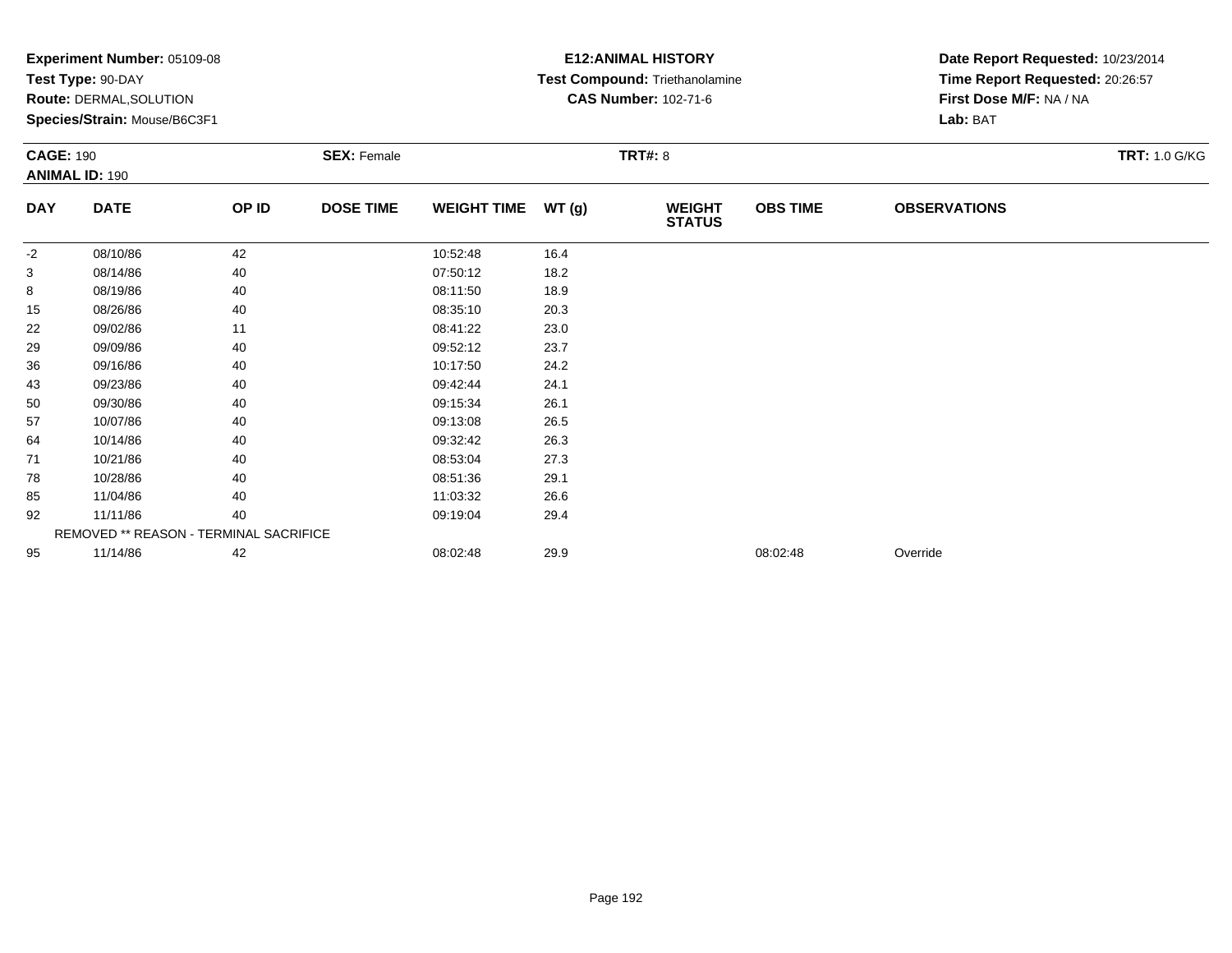**Experiment Number:** 05109-08
**Test Type:** 90-DAY
**Route:** DERMAL,SOLUTION
**Species/Strain:** Mouse/B6C3F1

**E12:ANIMAL HISTORY**
**Test Compound:** Triethanolamine
**CAS Number:** 102-71-6

**Date Report Requested:** 10/23/2014
**Time Report Requested:** 20:26:57
**First Dose M/F:** NA / NA
**Lab:** BAT

**CAGE:** 190
**ANIMAL ID:** 190
**SEX:** Female
**TRT#:** 8
**TRT:** 1.0 G/KG

| DAY | DATE | OP ID | DOSE TIME | WEIGHT TIME | WT (g) | WEIGHT STATUS | OBS TIME | OBSERVATIONS |
|---|---|---|---|---|---|---|---|---|
| -2 | 08/10/86 | 42 | | 10:52:48 | 16.4 | | | |
| 3 | 08/14/86 | 40 | | 07:50:12 | 18.2 | | | |
| 8 | 08/19/86 | 40 | | 08:11:50 | 18.9 | | | |
| 15 | 08/26/86 | 40 | | 08:35:10 | 20.3 | | | |
| 22 | 09/02/86 | 11 | | 08:41:22 | 23.0 | | | |
| 29 | 09/09/86 | 40 | | 09:52:12 | 23.7 | | | |
| 36 | 09/16/86 | 40 | | 10:17:50 | 24.2 | | | |
| 43 | 09/23/86 | 40 | | 09:42:44 | 24.1 | | | |
| 50 | 09/30/86 | 40 | | 09:15:34 | 26.1 | | | |
| 57 | 10/07/86 | 40 | | 09:13:08 | 26.5 | | | |
| 64 | 10/14/86 | 40 | | 09:32:42 | 26.3 | | | |
| 71 | 10/21/86 | 40 | | 08:53:04 | 27.3 | | | |
| 78 | 10/28/86 | 40 | | 08:51:36 | 29.1 | | | |
| 85 | 11/04/86 | 40 | | 11:03:32 | 26.6 | | | |
| 92 | 11/11/86 | 40 | | 09:19:04 | 29.4 | | | |
| | REMOVED ** REASON - TERMINAL SACRIFICE | | | | | | | |
| 95 | 11/14/86 | 42 | | 08:02:48 | 29.9 | | 08:02:48 | Override |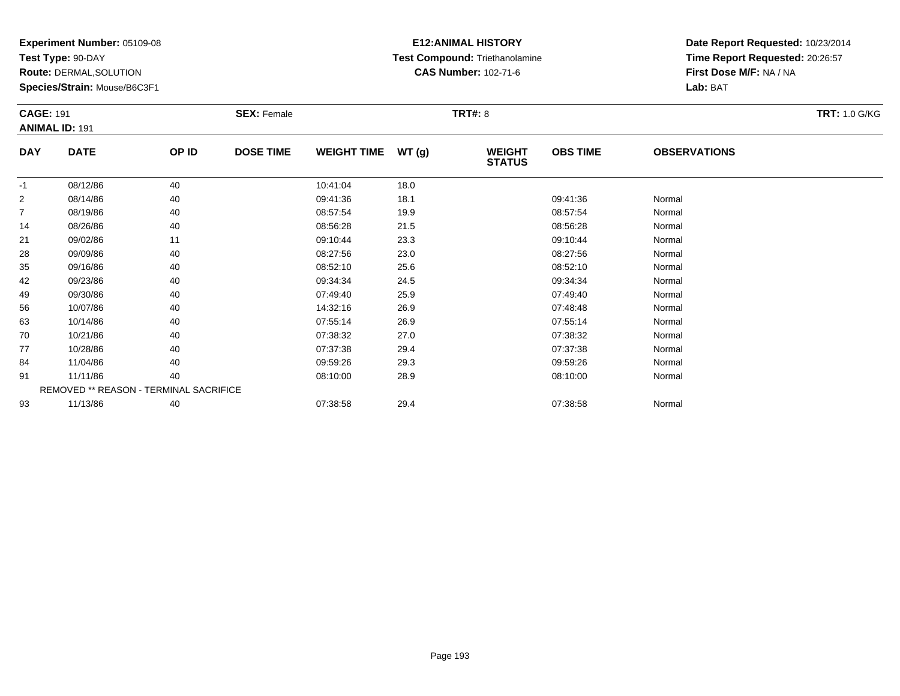**Experiment Number:** 05109-08
**Test Type:** 90-DAY
**Route:** DERMAL,SOLUTION
**Species/Strain:** Mouse/B6C3F1

**E12:ANIMAL HISTORY**
**Test Compound:** Triethanolamine
**CAS Number:** 102-71-6

**Date Report Requested:** 10/23/2014
**Time Report Requested:** 20:26:57
**First Dose M/F:** NA / NA
**Lab:** BAT

**CAGE:** 191
**ANIMAL ID:** 191
**SEX:** Female
**TRT#:** 8
**TRT:** 1.0 G/KG

| DAY | DATE | OP ID | DOSE TIME | WEIGHT TIME | WT (g) | WEIGHT STATUS | OBS TIME | OBSERVATIONS |
|---|---|---|---|---|---|---|---|---|
| -1 | 08/12/86 | 40 | | 10:41:04 | 18.0 | | | |
| 2 | 08/14/86 | 40 | | 09:41:36 | 18.1 | | 09:41:36 | Normal |
| 7 | 08/19/86 | 40 | | 08:57:54 | 19.9 | | 08:57:54 | Normal |
| 14 | 08/26/86 | 40 | | 08:56:28 | 21.5 | | 08:56:28 | Normal |
| 21 | 09/02/86 | 11 | | 09:10:44 | 23.3 | | 09:10:44 | Normal |
| 28 | 09/09/86 | 40 | | 08:27:56 | 23.0 | | 08:27:56 | Normal |
| 35 | 09/16/86 | 40 | | 08:52:10 | 25.6 | | 08:52:10 | Normal |
| 42 | 09/23/86 | 40 | | 09:34:34 | 24.5 | | 09:34:34 | Normal |
| 49 | 09/30/86 | 40 | | 07:49:40 | 25.9 | | 07:49:40 | Normal |
| 56 | 10/07/86 | 40 | | 14:32:16 | 26.9 | | 07:48:48 | Normal |
| 63 | 10/14/86 | 40 | | 07:55:14 | 26.9 | | 07:55:14 | Normal |
| 70 | 10/21/86 | 40 | | 07:38:32 | 27.0 | | 07:38:32 | Normal |
| 77 | 10/28/86 | 40 | | 07:37:38 | 29.4 | | 07:37:38 | Normal |
| 84 | 11/04/86 | 40 | | 09:59:26 | 29.3 | | 09:59:26 | Normal |
| 91 | 11/11/86 | 40 | | 08:10:00 | 28.9 | | 08:10:00 | Normal |
| REMOVED ** REASON - TERMINAL SACRIFICE | | | | | | | | |
| 93 | 11/13/86 | 40 | | 07:38:58 | 29.4 | | 07:38:58 | Normal |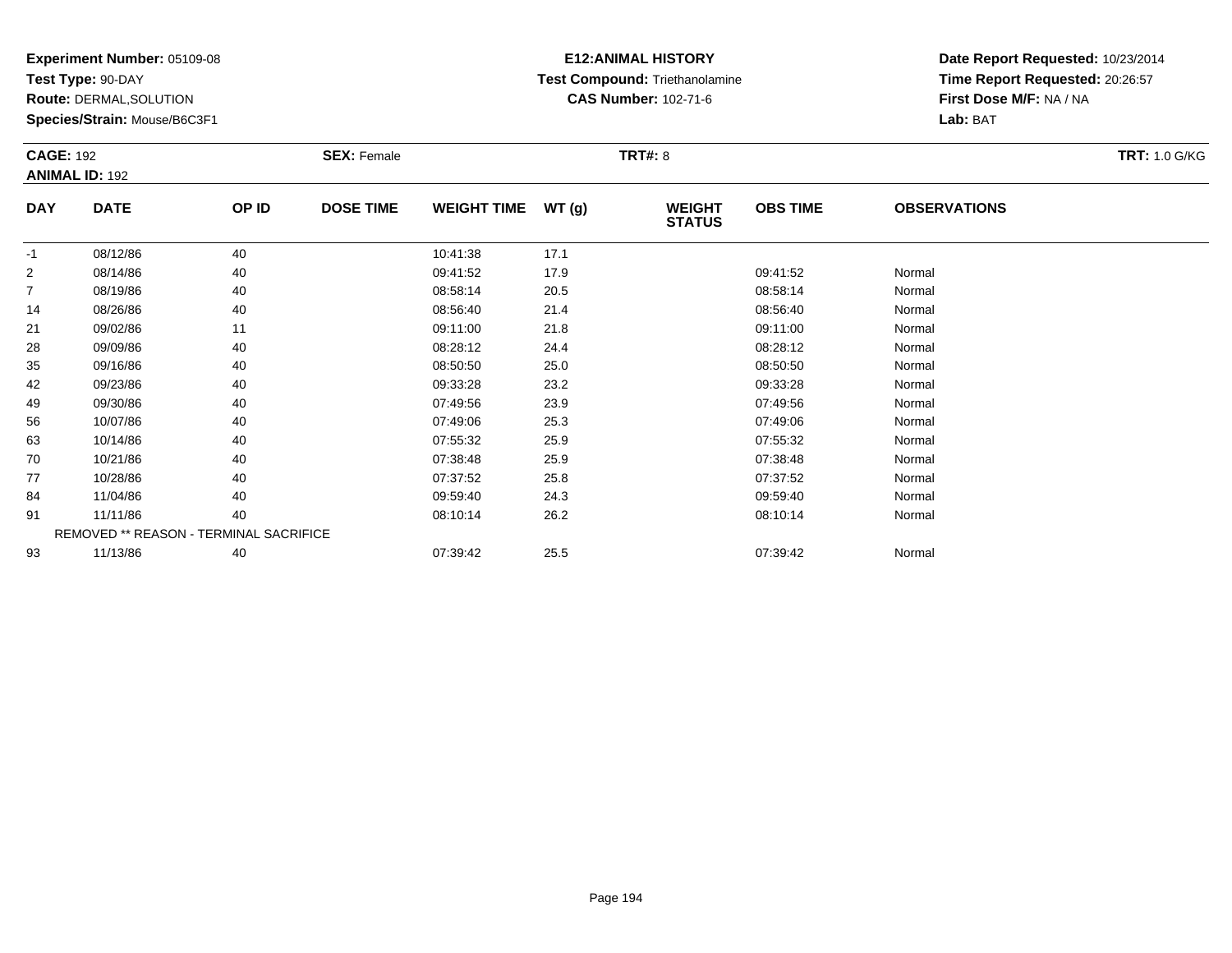**Experiment Number:** 05109-08
**Test Type:** 90-DAY
**Route:** DERMAL,SOLUTION
**Species/Strain:** Mouse/B6C3F1

**E12:ANIMAL HISTORY**
**Test Compound:** Triethanolamine
**CAS Number:** 102-71-6

**Date Report Requested:** 10/23/2014
**Time Report Requested:** 20:26:57
**First Dose M/F:** NA / NA
**Lab:** BAT

**CAGE:** 192
**ANIMAL ID:** 192
**SEX:** Female
**TRT#:** 8
**TRT:** 1.0 G/KG

| DAY | DATE | OP ID | DOSE TIME | WEIGHT TIME | WT (g) | WEIGHT STATUS | OBS TIME | OBSERVATIONS |
|---|---|---|---|---|---|---|---|---|
| -1 | 08/12/86 | 40 | | 10:41:38 | 17.1 | | | |
| 2 | 08/14/86 | 40 | | 09:41:52 | 17.9 | | 09:41:52 | Normal |
| 7 | 08/19/86 | 40 | | 08:58:14 | 20.5 | | 08:58:14 | Normal |
| 14 | 08/26/86 | 40 | | 08:56:40 | 21.4 | | 08:56:40 | Normal |
| 21 | 09/02/86 | 11 | | 09:11:00 | 21.8 | | 09:11:00 | Normal |
| 28 | 09/09/86 | 40 | | 08:28:12 | 24.4 | | 08:28:12 | Normal |
| 35 | 09/16/86 | 40 | | 08:50:50 | 25.0 | | 08:50:50 | Normal |
| 42 | 09/23/86 | 40 | | 09:33:28 | 23.2 | | 09:33:28 | Normal |
| 49 | 09/30/86 | 40 | | 07:49:56 | 23.9 | | 07:49:56 | Normal |
| 56 | 10/07/86 | 40 | | 07:49:06 | 25.3 | | 07:49:06 | Normal |
| 63 | 10/14/86 | 40 | | 07:55:32 | 25.9 | | 07:55:32 | Normal |
| 70 | 10/21/86 | 40 | | 07:38:48 | 25.9 | | 07:38:48 | Normal |
| 77 | 10/28/86 | 40 | | 07:37:52 | 25.8 | | 07:37:52 | Normal |
| 84 | 11/04/86 | 40 | | 09:59:40 | 24.3 | | 09:59:40 | Normal |
| 91 | 11/11/86 | 40 | | 08:10:14 | 26.2 | | 08:10:14 | Normal |
| | REMOVED ** REASON - TERMINAL SACRIFICE | | | | | | | |
| 93 | 11/13/86 | 40 | | 07:39:42 | 25.5 | | 07:39:42 | Normal |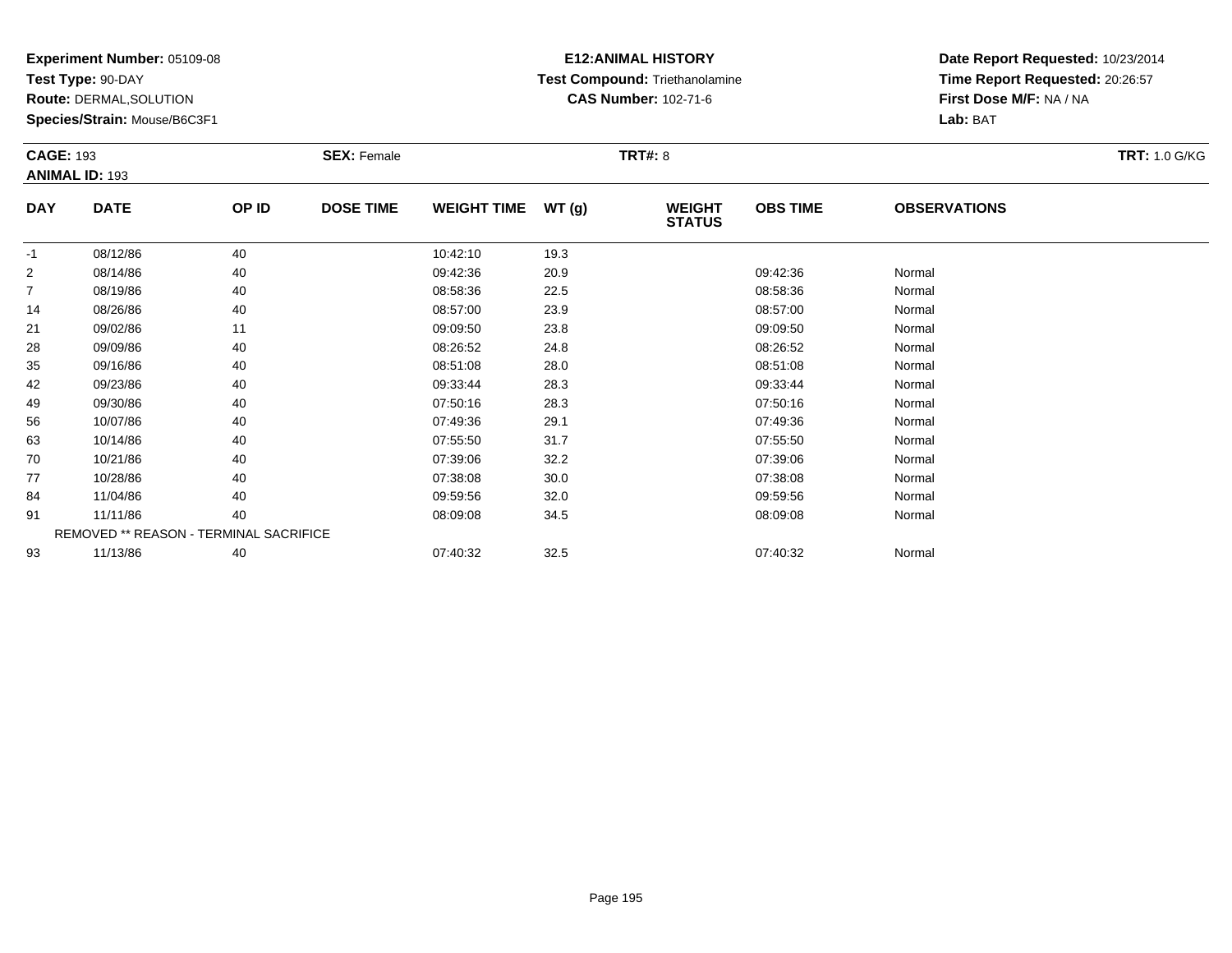**Experiment Number:** 05109-08
**Test Type:** 90-DAY
**Route:** DERMAL,SOLUTION
**Species/Strain:** Mouse/B6C3F1

**E12:ANIMAL HISTORY**
**Test Compound:** Triethanolamine
**CAS Number:** 102-71-6

**Date Report Requested:** 10/23/2014
**Time Report Requested:** 20:26:57
**First Dose M/F:** NA / NA
**Lab:** BAT

**CAGE:** 193
**ANIMAL ID:** 193
**SEX:** Female
**TRT#:** 8
**TRT:** 1.0 G/KG

| DAY | DATE | OP ID | DOSE TIME | WEIGHT TIME | WT (g) | WEIGHT STATUS | OBS TIME | OBSERVATIONS |
|---|---|---|---|---|---|---|---|---|
| -1 | 08/12/86 | 40 | | 10:42:10 | 19.3 | | | |
| 2 | 08/14/86 | 40 | | 09:42:36 | 20.9 | | 09:42:36 | Normal |
| 7 | 08/19/86 | 40 | | 08:58:36 | 22.5 | | 08:58:36 | Normal |
| 14 | 08/26/86 | 40 | | 08:57:00 | 23.9 | | 08:57:00 | Normal |
| 21 | 09/02/86 | 11 | | 09:09:50 | 23.8 | | 09:09:50 | Normal |
| 28 | 09/09/86 | 40 | | 08:26:52 | 24.8 | | 08:26:52 | Normal |
| 35 | 09/16/86 | 40 | | 08:51:08 | 28.0 | | 08:51:08 | Normal |
| 42 | 09/23/86 | 40 | | 09:33:44 | 28.3 | | 09:33:44 | Normal |
| 49 | 09/30/86 | 40 | | 07:50:16 | 28.3 | | 07:50:16 | Normal |
| 56 | 10/07/86 | 40 | | 07:49:36 | 29.1 | | 07:49:36 | Normal |
| 63 | 10/14/86 | 40 | | 07:55:50 | 31.7 | | 07:55:50 | Normal |
| 70 | 10/21/86 | 40 | | 07:39:06 | 32.2 | | 07:39:06 | Normal |
| 77 | 10/28/86 | 40 | | 07:38:08 | 30.0 | | 07:38:08 | Normal |
| 84 | 11/04/86 | 40 | | 09:59:56 | 32.0 | | 09:59:56 | Normal |
| 91 | 11/11/86 | 40 | | 08:09:08 | 34.5 | | 08:09:08 | Normal |
| | REMOVED ** REASON - TERMINAL SACRIFICE | | | | | | | |
| 93 | 11/13/86 | 40 | | 07:40:32 | 32.5 | | 07:40:32 | Normal |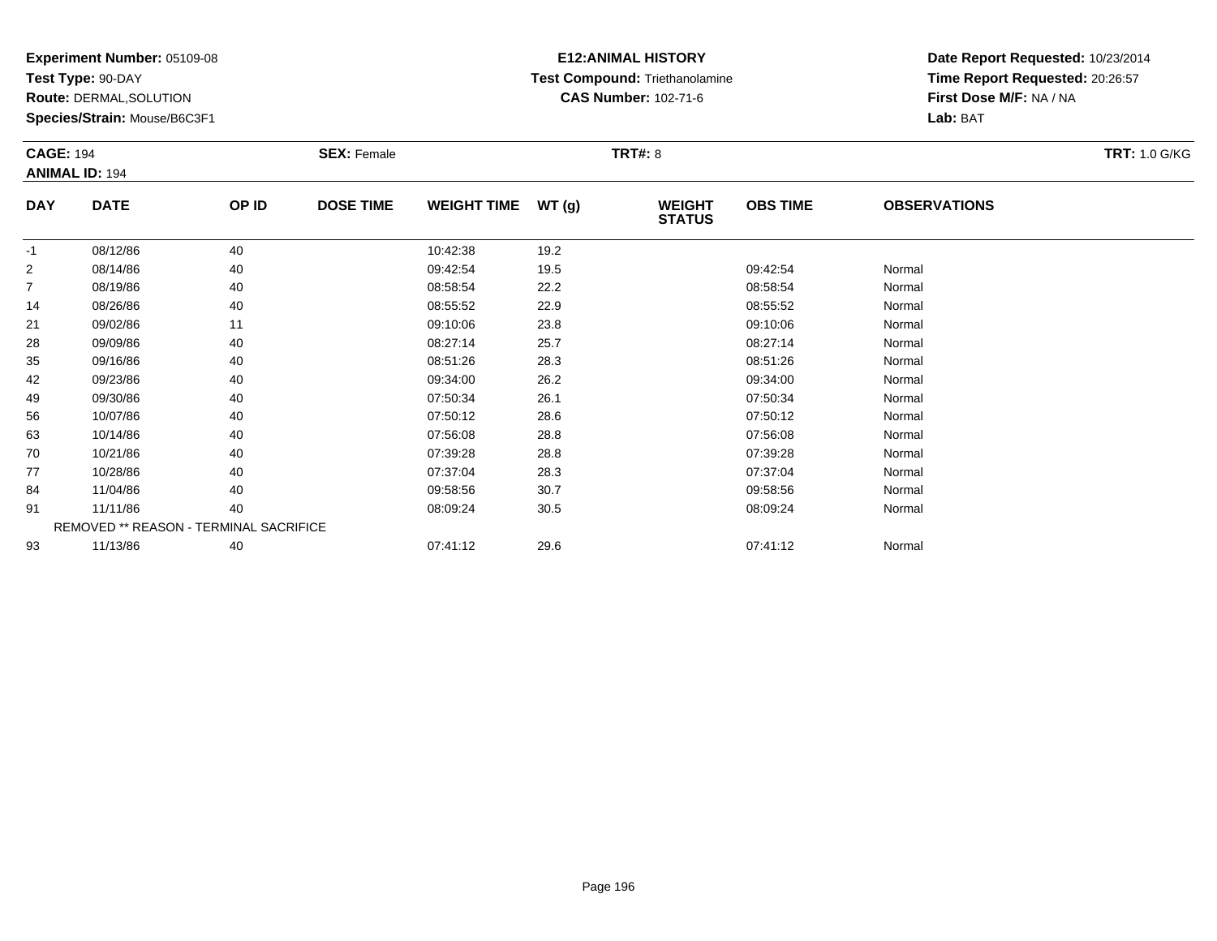**Experiment Number:** 05109-08
**Test Type:** 90-DAY
**Route:** DERMAL,SOLUTION
**Species/Strain:** Mouse/B6C3F1

**E12:ANIMAL HISTORY**
**Test Compound:** Triethanolamine
**CAS Number:** 102-71-6

**Date Report Requested:** 10/23/2014
**Time Report Requested:** 20:26:57
**First Dose M/F:** NA / NA
**Lab:** BAT

**CAGE:** 194
**ANIMAL ID:** 194
**SEX:** Female
**TRT#:** 8
**TRT:** 1.0 G/KG

| DAY | DATE | OP ID | DOSE TIME | WEIGHT TIME | WT (g) | WEIGHT STATUS | OBS TIME | OBSERVATIONS |
|---|---|---|---|---|---|---|---|---|
| -1 | 08/12/86 | 40 | | 10:42:38 | 19.2 | | | |
| 2 | 08/14/86 | 40 | | 09:42:54 | 19.5 | | 09:42:54 | Normal |
| 7 | 08/19/86 | 40 | | 08:58:54 | 22.2 | | 08:58:54 | Normal |
| 14 | 08/26/86 | 40 | | 08:55:52 | 22.9 | | 08:55:52 | Normal |
| 21 | 09/02/86 | 11 | | 09:10:06 | 23.8 | | 09:10:06 | Normal |
| 28 | 09/09/86 | 40 | | 08:27:14 | 25.7 | | 08:27:14 | Normal |
| 35 | 09/16/86 | 40 | | 08:51:26 | 28.3 | | 08:51:26 | Normal |
| 42 | 09/23/86 | 40 | | 09:34:00 | 26.2 | | 09:34:00 | Normal |
| 49 | 09/30/86 | 40 | | 07:50:34 | 26.1 | | 07:50:34 | Normal |
| 56 | 10/07/86 | 40 | | 07:50:12 | 28.6 | | 07:50:12 | Normal |
| 63 | 10/14/86 | 40 | | 07:56:08 | 28.8 | | 07:56:08 | Normal |
| 70 | 10/21/86 | 40 | | 07:39:28 | 28.8 | | 07:39:28 | Normal |
| 77 | 10/28/86 | 40 | | 07:37:04 | 28.3 | | 07:37:04 | Normal |
| 84 | 11/04/86 | 40 | | 09:58:56 | 30.7 | | 09:58:56 | Normal |
| 91 | 11/11/86 | 40 | | 08:09:24 | 30.5 | | 08:09:24 | Normal |
| | REMOVED ** REASON - TERMINAL SACRIFICE | | | | | | | |
| 93 | 11/13/86 | 40 | | 07:41:12 | 29.6 | | 07:41:12 | Normal |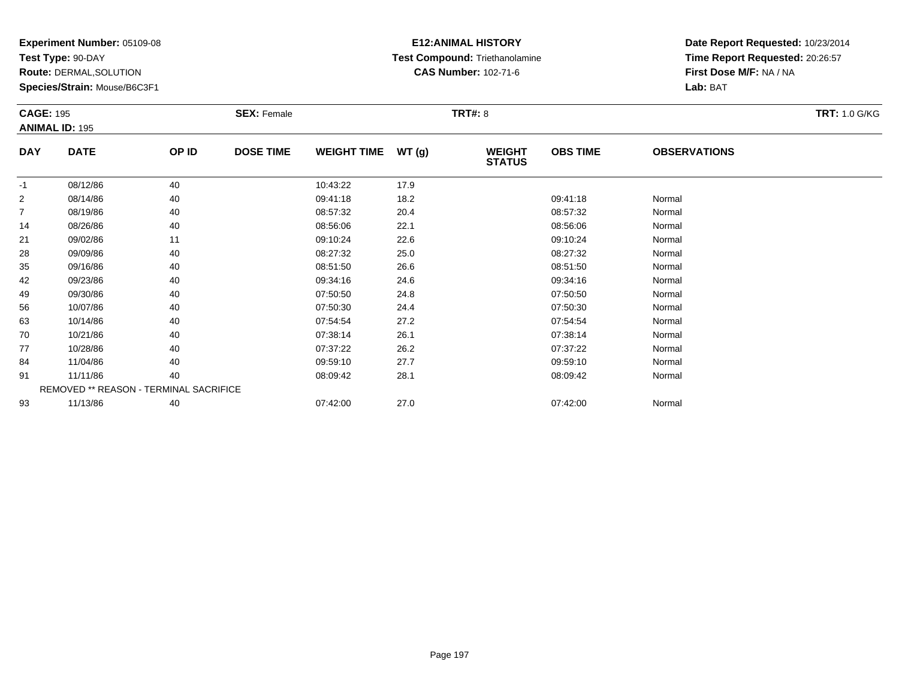**Experiment Number:** 05109-08
**Test Type:** 90-DAY
**Route:** DERMAL,SOLUTION
**Species/Strain:** Mouse/B6C3F1

**E12:ANIMAL HISTORY**
**Test Compound:** Triethanolamine
**CAS Number:** 102-71-6

**Date Report Requested:** 10/23/2014
**Time Report Requested:** 20:26:57
**First Dose M/F:** NA / NA
**Lab:** BAT

**CAGE:** 195 **SEX:** Female **TRT#:** 8 **TRT:** 1.0 G/KG
**ANIMAL ID:** 195

| DAY | DATE | OP ID | DOSE TIME | WEIGHT TIME | WT (g) | WEIGHT STATUS | OBS TIME | OBSERVATIONS |
|---|---|---|---|---|---|---|---|---|
| -1 | 08/12/86 | 40 | | 10:43:22 | 17.9 | | | |
| 2 | 08/14/86 | 40 | | 09:41:18 | 18.2 | | 09:41:18 | Normal |
| 7 | 08/19/86 | 40 | | 08:57:32 | 20.4 | | 08:57:32 | Normal |
| 14 | 08/26/86 | 40 | | 08:56:06 | 22.1 | | 08:56:06 | Normal |
| 21 | 09/02/86 | 11 | | 09:10:24 | 22.6 | | 09:10:24 | Normal |
| 28 | 09/09/86 | 40 | | 08:27:32 | 25.0 | | 08:27:32 | Normal |
| 35 | 09/16/86 | 40 | | 08:51:50 | 26.6 | | 08:51:50 | Normal |
| 42 | 09/23/86 | 40 | | 09:34:16 | 24.6 | | 09:34:16 | Normal |
| 49 | 09/30/86 | 40 | | 07:50:50 | 24.8 | | 07:50:50 | Normal |
| 56 | 10/07/86 | 40 | | 07:50:30 | 24.4 | | 07:50:30 | Normal |
| 63 | 10/14/86 | 40 | | 07:54:54 | 27.2 | | 07:54:54 | Normal |
| 70 | 10/21/86 | 40 | | 07:38:14 | 26.1 | | 07:38:14 | Normal |
| 77 | 10/28/86 | 40 | | 07:37:22 | 26.2 | | 07:37:22 | Normal |
| 84 | 11/04/86 | 40 | | 09:59:10 | 27.7 | | 09:59:10 | Normal |
| 91 | 11/11/86 | 40 | | 08:09:42 | 28.1 | | 08:09:42 | Normal |
| | REMOVED ** REASON - TERMINAL SACRIFICE | | | | | | | |
| 93 | 11/13/86 | 40 | | 07:42:00 | 27.0 | | 07:42:00 | Normal |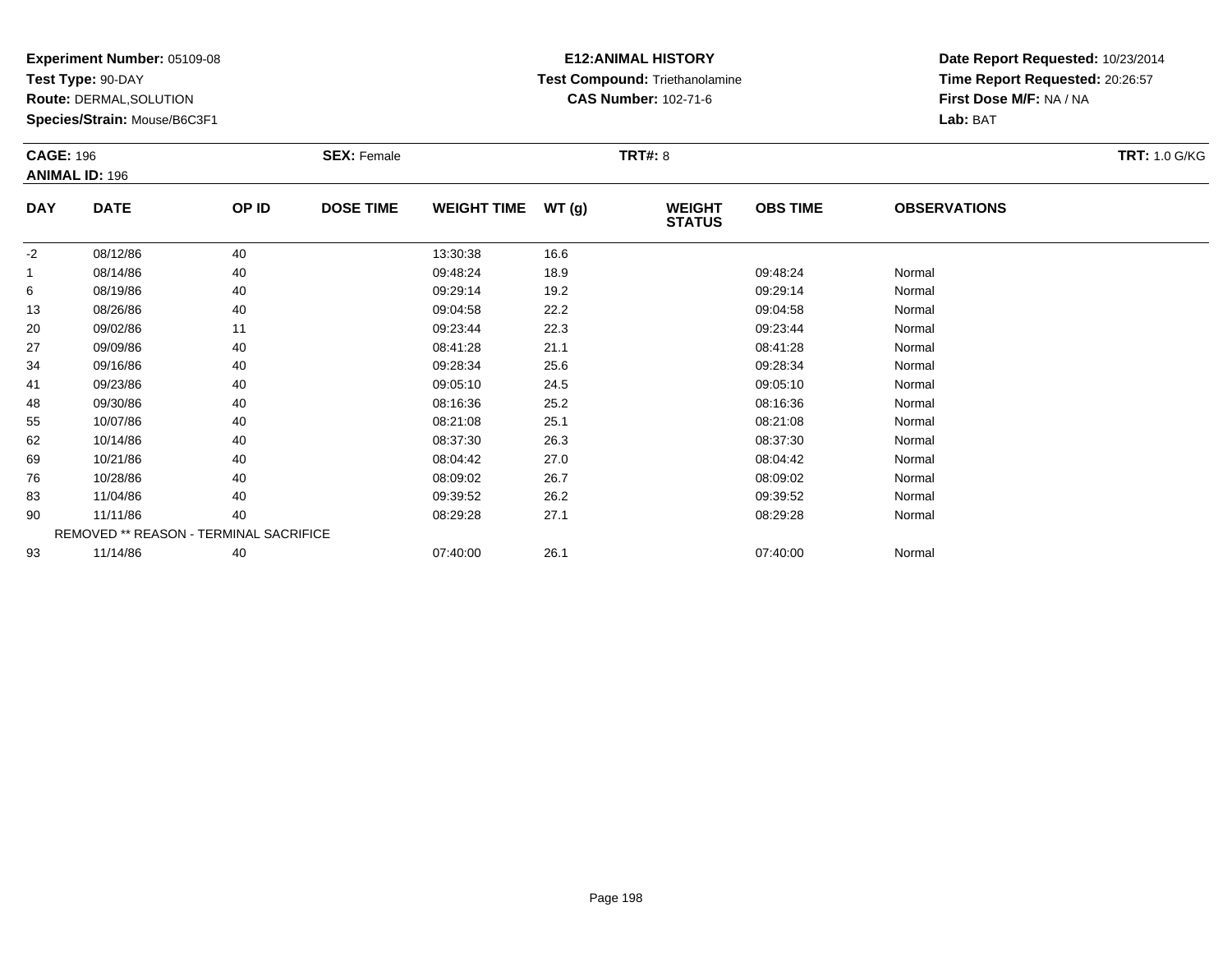**Experiment Number:** 05109-08
**Test Type:** 90-DAY
**Route:** DERMAL,SOLUTION
**Species/Strain:** Mouse/B6C3F1

**E12:ANIMAL HISTORY**
**Test Compound:** Triethanolamine
**CAS Number:** 102-71-6

**Date Report Requested:** 10/23/2014
**Time Report Requested:** 20:26:57
**First Dose M/F:** NA / NA
**Lab:** BAT

**CAGE:** 196
**ANIMAL ID:** 196
**SEX:** Female
**TRT#:** 8
**TRT:** 1.0 G/KG

| DAY | DATE | OP ID | DOSE TIME | WEIGHT TIME | WT (g) | WEIGHT STATUS | OBS TIME | OBSERVATIONS |
|---|---|---|---|---|---|---|---|---|
| -2 | 08/12/86 | 40 | | 13:30:38 | 16.6 | | | |
| 1 | 08/14/86 | 40 | | 09:48:24 | 18.9 | | 09:48:24 | Normal |
| 6 | 08/19/86 | 40 | | 09:29:14 | 19.2 | | 09:29:14 | Normal |
| 13 | 08/26/86 | 40 | | 09:04:58 | 22.2 | | 09:04:58 | Normal |
| 20 | 09/02/86 | 11 | | 09:23:44 | 22.3 | | 09:23:44 | Normal |
| 27 | 09/09/86 | 40 | | 08:41:28 | 21.1 | | 08:41:28 | Normal |
| 34 | 09/16/86 | 40 | | 09:28:34 | 25.6 | | 09:28:34 | Normal |
| 41 | 09/23/86 | 40 | | 09:05:10 | 24.5 | | 09:05:10 | Normal |
| 48 | 09/30/86 | 40 | | 08:16:36 | 25.2 | | 08:16:36 | Normal |
| 55 | 10/07/86 | 40 | | 08:21:08 | 25.1 | | 08:21:08 | Normal |
| 62 | 10/14/86 | 40 | | 08:37:30 | 26.3 | | 08:37:30 | Normal |
| 69 | 10/21/86 | 40 | | 08:04:42 | 27.0 | | 08:04:42 | Normal |
| 76 | 10/28/86 | 40 | | 08:09:02 | 26.7 | | 08:09:02 | Normal |
| 83 | 11/04/86 | 40 | | 09:39:52 | 26.2 | | 09:39:52 | Normal |
| 90 | 11/11/86 | 40 | | 08:29:28 | 27.1 | | 08:29:28 | Normal |
| | REMOVED ** REASON - TERMINAL SACRIFICE | | | | | | | |
| 93 | 11/14/86 | 40 | | 07:40:00 | 26.1 | | 07:40:00 | Normal |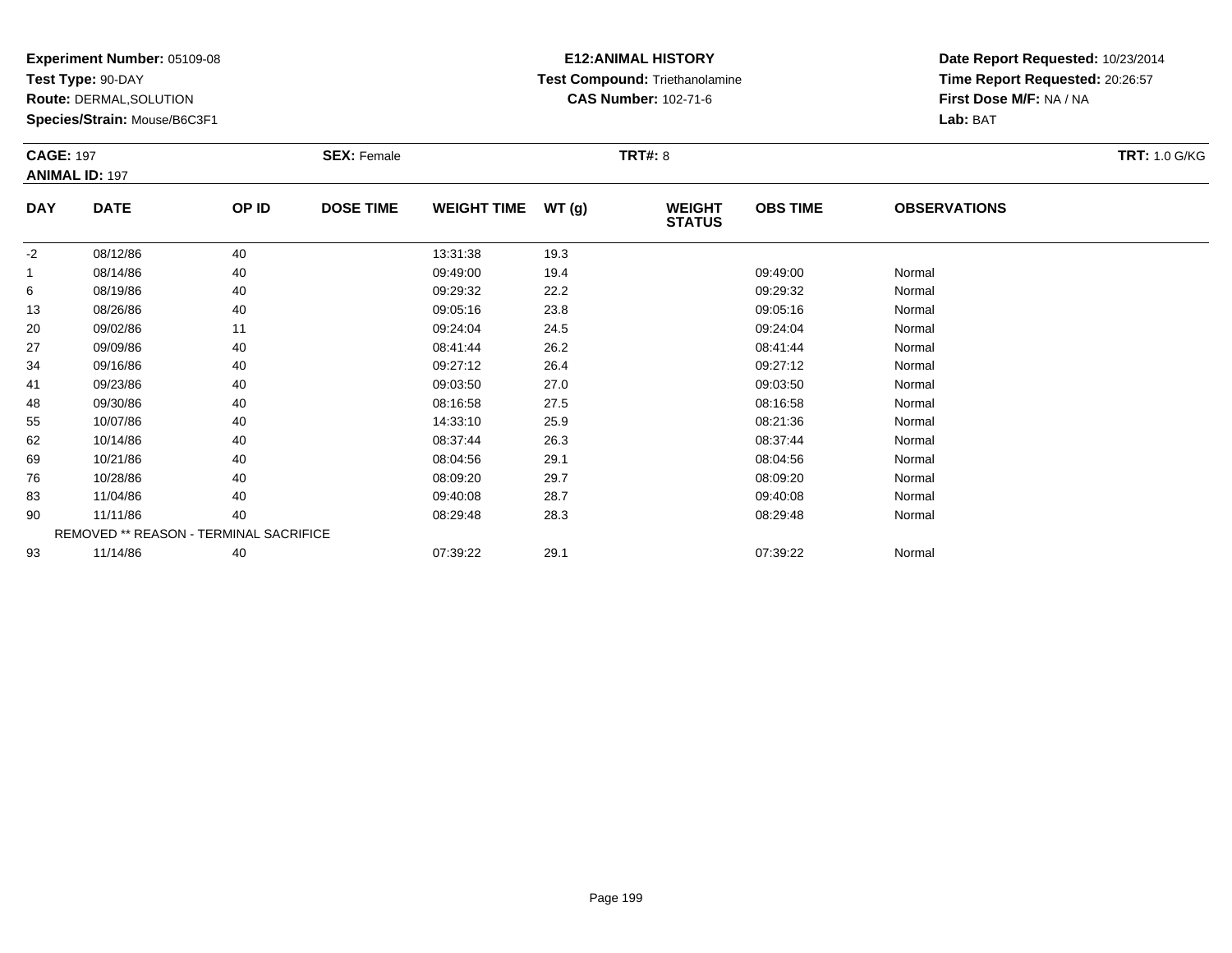**Experiment Number:** 05109-08
**Test Type:** 90-DAY
**Route:** DERMAL,SOLUTION
**Species/Strain:** Mouse/B6C3F1

**E12:ANIMAL HISTORY**
**Test Compound:** Triethanolamine
**CAS Number:** 102-71-6

**Date Report Requested:** 10/23/2014
**Time Report Requested:** 20:26:57
**First Dose M/F:** NA / NA
**Lab:** BAT

**CAGE:** 197
**ANIMAL ID:** 197
**SEX:** Female
**TRT#:** 8
**TRT:** 1.0 G/KG

| DAY | DATE | OP ID | DOSE TIME | WEIGHT TIME | WT (g) | WEIGHT STATUS | OBS TIME | OBSERVATIONS |
|---|---|---|---|---|---|---|---|---|
| -2 | 08/12/86 | 40 | | 13:31:38 | 19.3 | | | |
| 1 | 08/14/86 | 40 | | 09:49:00 | 19.4 | | 09:49:00 | Normal |
| 6 | 08/19/86 | 40 | | 09:29:32 | 22.2 | | 09:29:32 | Normal |
| 13 | 08/26/86 | 40 | | 09:05:16 | 23.8 | | 09:05:16 | Normal |
| 20 | 09/02/86 | 11 | | 09:24:04 | 24.5 | | 09:24:04 | Normal |
| 27 | 09/09/86 | 40 | | 08:41:44 | 26.2 | | 08:41:44 | Normal |
| 34 | 09/16/86 | 40 | | 09:27:12 | 26.4 | | 09:27:12 | Normal |
| 41 | 09/23/86 | 40 | | 09:03:50 | 27.0 | | 09:03:50 | Normal |
| 48 | 09/30/86 | 40 | | 08:16:58 | 27.5 | | 08:16:58 | Normal |
| 55 | 10/07/86 | 40 | | 14:33:10 | 25.9 | | 08:21:36 | Normal |
| 62 | 10/14/86 | 40 | | 08:37:44 | 26.3 | | 08:37:44 | Normal |
| 69 | 10/21/86 | 40 | | 08:04:56 | 29.1 | | 08:04:56 | Normal |
| 76 | 10/28/86 | 40 | | 08:09:20 | 29.7 | | 08:09:20 | Normal |
| 83 | 11/04/86 | 40 | | 09:40:08 | 28.7 | | 09:40:08 | Normal |
| 90 | 11/11/86 | 40 | | 08:29:48 | 28.3 | | 08:29:48 | Normal |
| | REMOVED ** REASON - TERMINAL SACRIFICE | | | | | | | |
| 93 | 11/14/86 | 40 | | 07:39:22 | 29.1 | | 07:39:22 | Normal |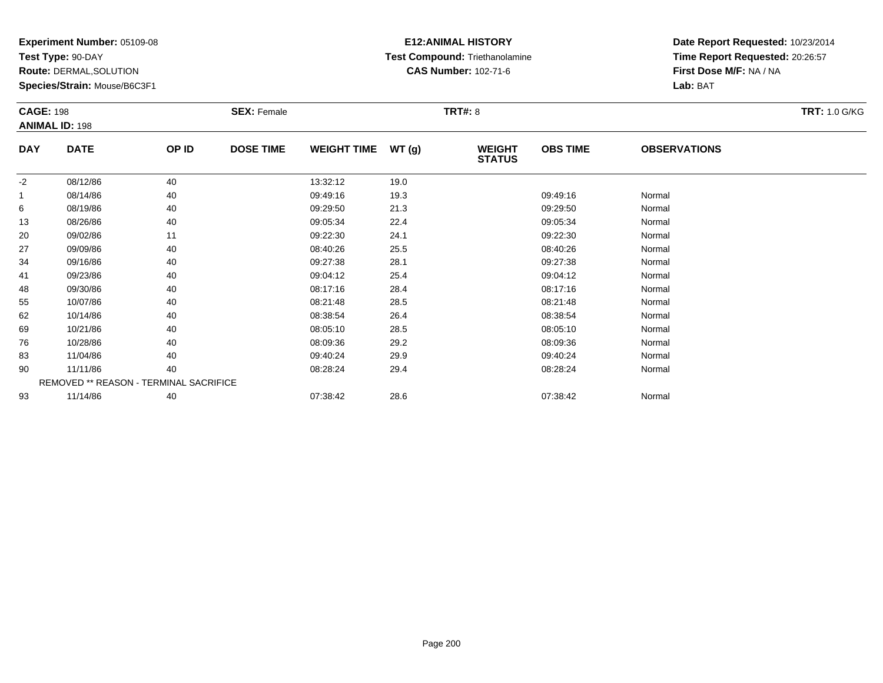**Experiment Number:** 05109-08
**Test Type:** 90-DAY
**Route:** DERMAL,SOLUTION
**Species/Strain:** Mouse/B6C3F1

**E12:ANIMAL HISTORY**
**Test Compound:** Triethanolamine
**CAS Number:** 102-71-6

**Date Report Requested:** 10/23/2014
**Time Report Requested:** 20:26:57
**First Dose M/F:** NA / NA
**Lab:** BAT

**CAGE:** 198
**ANIMAL ID:** 198
**SEX:** Female
**TRT#:** 8
**TRT:** 1.0 G/KG

| DAY | DATE | OP ID | DOSE TIME | WEIGHT TIME | WT (g) | WEIGHT STATUS | OBS TIME | OBSERVATIONS |
|---|---|---|---|---|---|---|---|---|
| -2 | 08/12/86 | 40 | | 13:32:12 | 19.0 | | | |
| 1 | 08/14/86 | 40 | | 09:49:16 | 19.3 | | 09:49:16 | Normal |
| 6 | 08/19/86 | 40 | | 09:29:50 | 21.3 | | 09:29:50 | Normal |
| 13 | 08/26/86 | 40 | | 09:05:34 | 22.4 | | 09:05:34 | Normal |
| 20 | 09/02/86 | 11 | | 09:22:30 | 24.1 | | 09:22:30 | Normal |
| 27 | 09/09/86 | 40 | | 08:40:26 | 25.5 | | 08:40:26 | Normal |
| 34 | 09/16/86 | 40 | | 09:27:38 | 28.1 | | 09:27:38 | Normal |
| 41 | 09/23/86 | 40 | | 09:04:12 | 25.4 | | 09:04:12 | Normal |
| 48 | 09/30/86 | 40 | | 08:17:16 | 28.4 | | 08:17:16 | Normal |
| 55 | 10/07/86 | 40 | | 08:21:48 | 28.5 | | 08:21:48 | Normal |
| 62 | 10/14/86 | 40 | | 08:38:54 | 26.4 | | 08:38:54 | Normal |
| 69 | 10/21/86 | 40 | | 08:05:10 | 28.5 | | 08:05:10 | Normal |
| 76 | 10/28/86 | 40 | | 08:09:36 | 29.2 | | 08:09:36 | Normal |
| 83 | 11/04/86 | 40 | | 09:40:24 | 29.9 | | 09:40:24 | Normal |
| 90 | 11/11/86 | 40 | | 08:28:24 | 29.4 | | 08:28:24 | Normal |
| | REMOVED ** REASON - TERMINAL SACRIFICE | | | | | | | |
| 93 | 11/14/86 | 40 | | 07:38:42 | 28.6 | | 07:38:42 | Normal |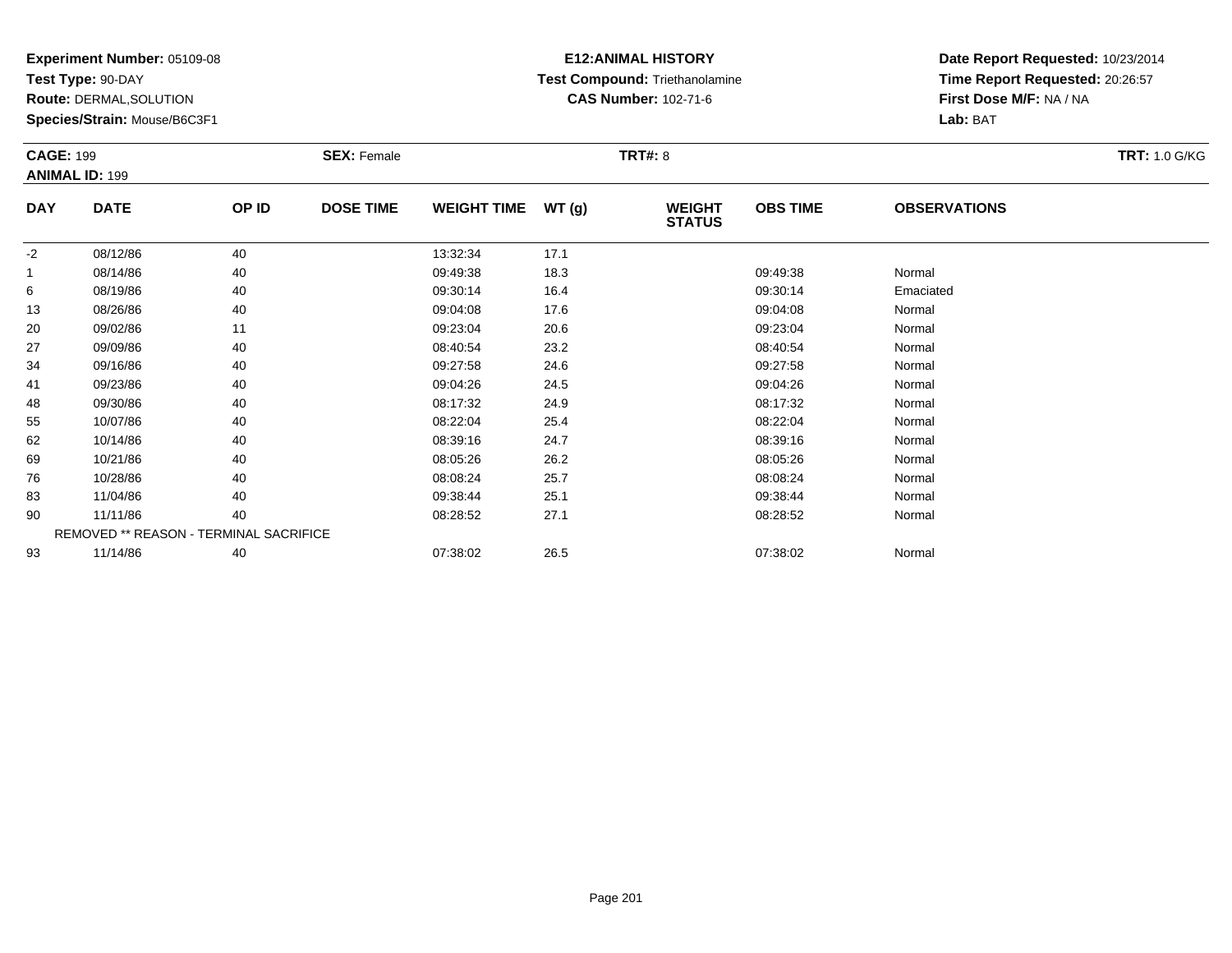**Experiment Number:** 05109-08
**Test Type:** 90-DAY
**Route:** DERMAL,SOLUTION
**Species/Strain:** Mouse/B6C3F1

**E12:ANIMAL HISTORY**
**Test Compound:** Triethanolamine
**CAS Number:** 102-71-6

**Date Report Requested:** 10/23/2014
**Time Report Requested:** 20:26:57
**First Dose M/F:** NA / NA
**Lab:** BAT

**CAGE:** 199 **SEX:** Female **TRT#:** 8 **TRT:** 1.0 G/KG
**ANIMAL ID:** 199

| DAY | DATE | OP ID | DOSE TIME | WEIGHT TIME | WT (g) | WEIGHT STATUS | OBS TIME | OBSERVATIONS |
|---|---|---|---|---|---|---|---|---|
| -2 | 08/12/86 | 40 | | 13:32:34 | 17.1 | | | |
| 1 | 08/14/86 | 40 | | 09:49:38 | 18.3 | | 09:49:38 | Normal |
| 6 | 08/19/86 | 40 | | 09:30:14 | 16.4 | | 09:30:14 | Emaciated |
| 13 | 08/26/86 | 40 | | 09:04:08 | 17.6 | | 09:04:08 | Normal |
| 20 | 09/02/86 | 11 | | 09:23:04 | 20.6 | | 09:23:04 | Normal |
| 27 | 09/09/86 | 40 | | 08:40:54 | 23.2 | | 08:40:54 | Normal |
| 34 | 09/16/86 | 40 | | 09:27:58 | 24.6 | | 09:27:58 | Normal |
| 41 | 09/23/86 | 40 | | 09:04:26 | 24.5 | | 09:04:26 | Normal |
| 48 | 09/30/86 | 40 | | 08:17:32 | 24.9 | | 08:17:32 | Normal |
| 55 | 10/07/86 | 40 | | 08:22:04 | 25.4 | | 08:22:04 | Normal |
| 62 | 10/14/86 | 40 | | 08:39:16 | 24.7 | | 08:39:16 | Normal |
| 69 | 10/21/86 | 40 | | 08:05:26 | 26.2 | | 08:05:26 | Normal |
| 76 | 10/28/86 | 40 | | 08:08:24 | 25.7 | | 08:08:24 | Normal |
| 83 | 11/04/86 | 40 | | 09:38:44 | 25.1 | | 09:38:44 | Normal |
| 90 | 11/11/86 | 40 | | 08:28:52 | 27.1 | | 08:28:52 | Normal |
| | REMOVED ** REASON - TERMINAL SACRIFICE | | | | | | | |
| 93 | 11/14/86 | 40 | | 07:38:02 | 26.5 | | 07:38:02 | Normal |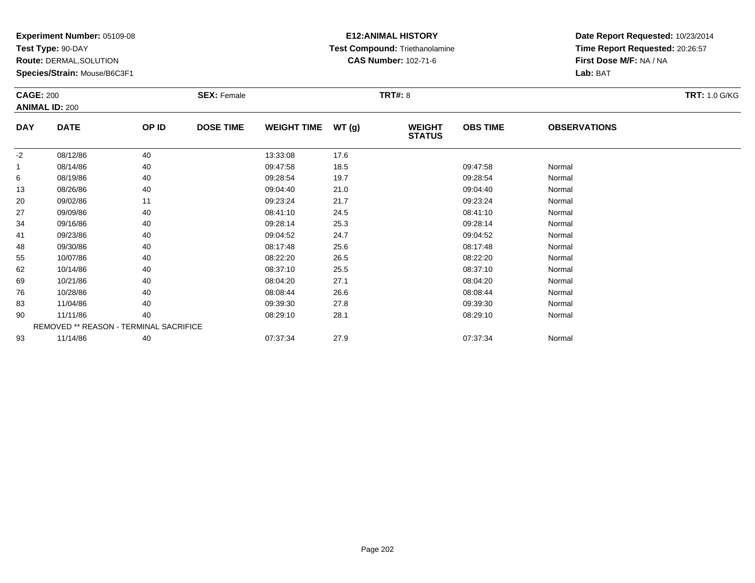**Experiment Number:** 05109-08
**Test Type:** 90-DAY
**Route:** DERMAL,SOLUTION
**Species/Strain:** Mouse/B6C3F1

**E12:ANIMAL HISTORY**
**Test Compound:** Triethanolamine
**CAS Number:** 102-71-6

**Date Report Requested:** 10/23/2014
**Time Report Requested:** 20:26:57
**First Dose M/F:** NA / NA
**Lab:** BAT

**CAGE:** 200
**ANIMAL ID:** 200
**SEX:** Female
**TRT#:** 8
**TRT:** 1.0 G/KG

| DAY | DATE | OP ID | DOSE TIME | WEIGHT TIME | WT (g) | WEIGHT STATUS | OBS TIME | OBSERVATIONS |
|---|---|---|---|---|---|---|---|---|
| -2 | 08/12/86 | 40 | | 13:33:08 | 17.6 | | | |
| 1 | 08/14/86 | 40 | | 09:47:58 | 18.5 | | 09:47:58 | Normal |
| 6 | 08/19/86 | 40 | | 09:28:54 | 19.7 | | 09:28:54 | Normal |
| 13 | 08/26/86 | 40 | | 09:04:40 | 21.0 | | 09:04:40 | Normal |
| 20 | 09/02/86 | 11 | | 09:23:24 | 21.7 | | 09:23:24 | Normal |
| 27 | 09/09/86 | 40 | | 08:41:10 | 24.5 | | 08:41:10 | Normal |
| 34 | 09/16/86 | 40 | | 09:28:14 | 25.3 | | 09:28:14 | Normal |
| 41 | 09/23/86 | 40 | | 09:04:52 | 24.7 | | 09:04:52 | Normal |
| 48 | 09/30/86 | 40 | | 08:17:48 | 25.6 | | 08:17:48 | Normal |
| 55 | 10/07/86 | 40 | | 08:22:20 | 26.5 | | 08:22:20 | Normal |
| 62 | 10/14/86 | 40 | | 08:37:10 | 25.5 | | 08:37:10 | Normal |
| 69 | 10/21/86 | 40 | | 08:04:20 | 27.1 | | 08:04:20 | Normal |
| 76 | 10/28/86 | 40 | | 08:08:44 | 26.6 | | 08:08:44 | Normal |
| 83 | 11/04/86 | 40 | | 09:39:30 | 27.8 | | 09:39:30 | Normal |
| 90 | 11/11/86 | 40 | | 08:29:10 | 28.1 | | 08:29:10 | Normal |
| | REMOVED ** REASON - TERMINAL SACRIFICE | | | | | | | |
| 93 | 11/14/86 | 40 | | 07:37:34 | 27.9 | | 07:37:34 | Normal |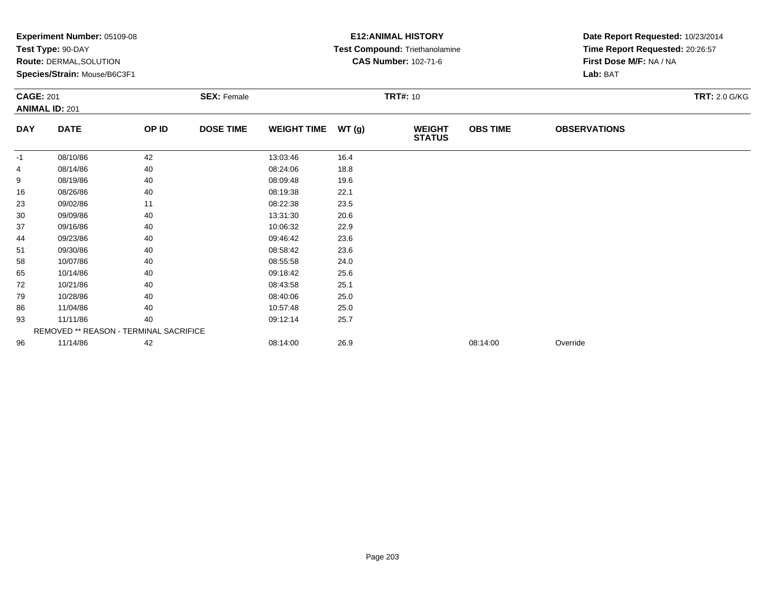**Experiment Number:** 05109-08
**Test Type:** 90-DAY
**Route:** DERMAL,SOLUTION
**Species/Strain:** Mouse/B6C3F1

**E12:ANIMAL HISTORY**
**Test Compound:** Triethanolamine
**CAS Number:** 102-71-6

**Date Report Requested:** 10/23/2014
**Time Report Requested:** 20:26:57
**First Dose M/F:** NA / NA
**Lab:** BAT

**CAGE:** 201 **SEX:** Female **TRT#:** 10 **TRT:** 2.0 G/KG
**ANIMAL ID:** 201

| DAY | DATE | OP ID | DOSE TIME | WEIGHT TIME | WT (g) | WEIGHT STATUS | OBS TIME | OBSERVATIONS |
|---|---|---|---|---|---|---|---|---|
| -1 | 08/10/86 | 42 | | 13:03:46 | 16.4 | | | |
| 4 | 08/14/86 | 40 | | 08:24:06 | 18.8 | | | |
| 9 | 08/19/86 | 40 | | 08:09:48 | 19.6 | | | |
| 16 | 08/26/86 | 40 | | 08:19:38 | 22.1 | | | |
| 23 | 09/02/86 | 11 | | 08:22:38 | 23.5 | | | |
| 30 | 09/09/86 | 40 | | 13:31:30 | 20.6 | | | |
| 37 | 09/16/86 | 40 | | 10:06:32 | 22.9 | | | |
| 44 | 09/23/86 | 40 | | 09:46:42 | 23.6 | | | |
| 51 | 09/30/86 | 40 | | 08:58:42 | 23.6 | | | |
| 58 | 10/07/86 | 40 | | 08:55:58 | 24.0 | | | |
| 65 | 10/14/86 | 40 | | 09:18:42 | 25.6 | | | |
| 72 | 10/21/86 | 40 | | 08:43:58 | 25.1 | | | |
| 79 | 10/28/86 | 40 | | 08:40:06 | 25.0 | | | |
| 86 | 11/04/86 | 40 | | 10:57:48 | 25.0 | | | |
| 93 | 11/11/86 | 40 | | 09:12:14 | 25.7 | | | |
| | REMOVED ** REASON - TERMINAL SACRIFICE | | | | | | | |
| 96 | 11/14/86 | 42 | | 08:14:00 | 26.9 | | 08:14:00 | Override |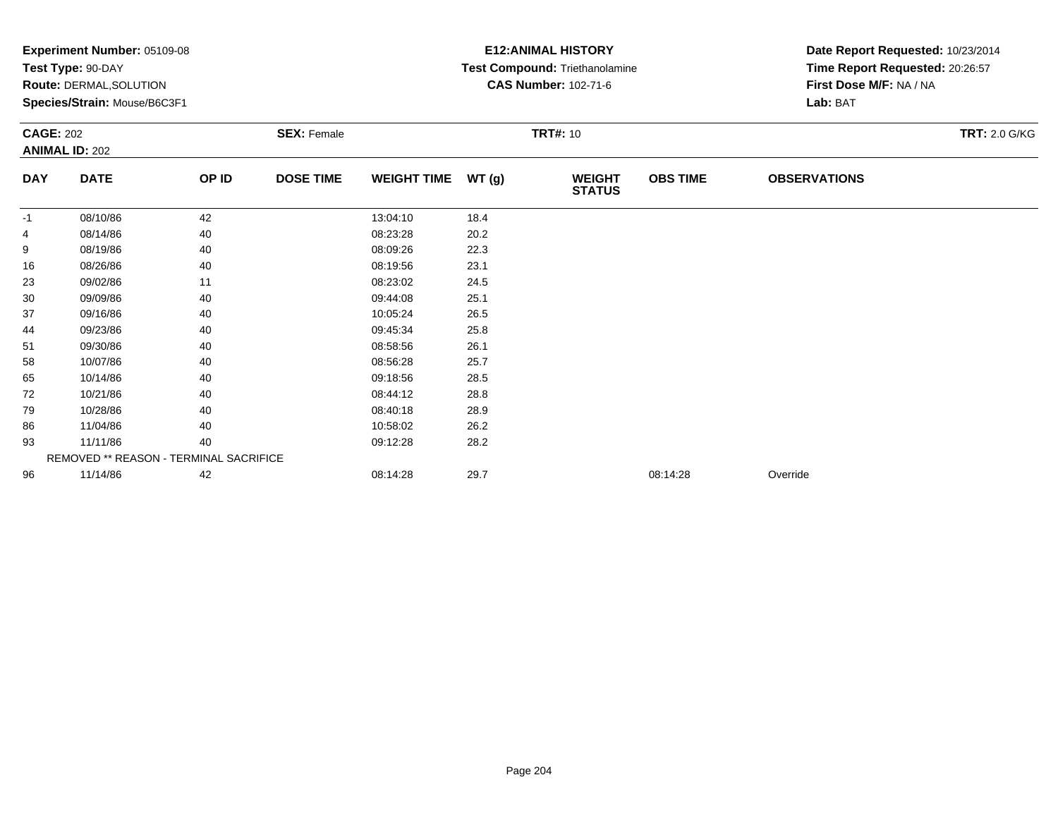**Experiment Number:** 05109-08
**Test Type:** 90-DAY
**Route:** DERMAL,SOLUTION
**Species/Strain:** Mouse/B6C3F1

**E12:ANIMAL HISTORY**
**Test Compound:** Triethanolamine
**CAS Number:** 102-71-6

**Date Report Requested:** 10/23/2014
**Time Report Requested:** 20:26:57
**First Dose M/F:** NA / NA
**Lab:** BAT

**CAGE:** 202
**ANIMAL ID:** 202
**SEX:** Female
**TRT#:** 10
**TRT:** 2.0 G/KG

| DAY | DATE | OP ID | DOSE TIME | WEIGHT TIME | WT (g) | WEIGHT STATUS | OBS TIME | OBSERVATIONS |
|---|---|---|---|---|---|---|---|---|
| -1 | 08/10/86 | 42 | | 13:04:10 | 18.4 | | | |
| 4 | 08/14/86 | 40 | | 08:23:28 | 20.2 | | | |
| 9 | 08/19/86 | 40 | | 08:09:26 | 22.3 | | | |
| 16 | 08/26/86 | 40 | | 08:19:56 | 23.1 | | | |
| 23 | 09/02/86 | 11 | | 08:23:02 | 24.5 | | | |
| 30 | 09/09/86 | 40 | | 09:44:08 | 25.1 | | | |
| 37 | 09/16/86 | 40 | | 10:05:24 | 26.5 | | | |
| 44 | 09/23/86 | 40 | | 09:45:34 | 25.8 | | | |
| 51 | 09/30/86 | 40 | | 08:58:56 | 26.1 | | | |
| 58 | 10/07/86 | 40 | | 08:56:28 | 25.7 | | | |
| 65 | 10/14/86 | 40 | | 09:18:56 | 28.5 | | | |
| 72 | 10/21/86 | 40 | | 08:44:12 | 28.8 | | | |
| 79 | 10/28/86 | 40 | | 08:40:18 | 28.9 | | | |
| 86 | 11/04/86 | 40 | | 10:58:02 | 26.2 | | | |
| 93 | 11/11/86 | 40 | | 09:12:28 | 28.2 | | | |
| | REMOVED ** REASON - TERMINAL SACRIFICE | | | | | | | |
| 96 | 11/14/86 | 42 | | 08:14:28 | 29.7 | | 08:14:28 | Override |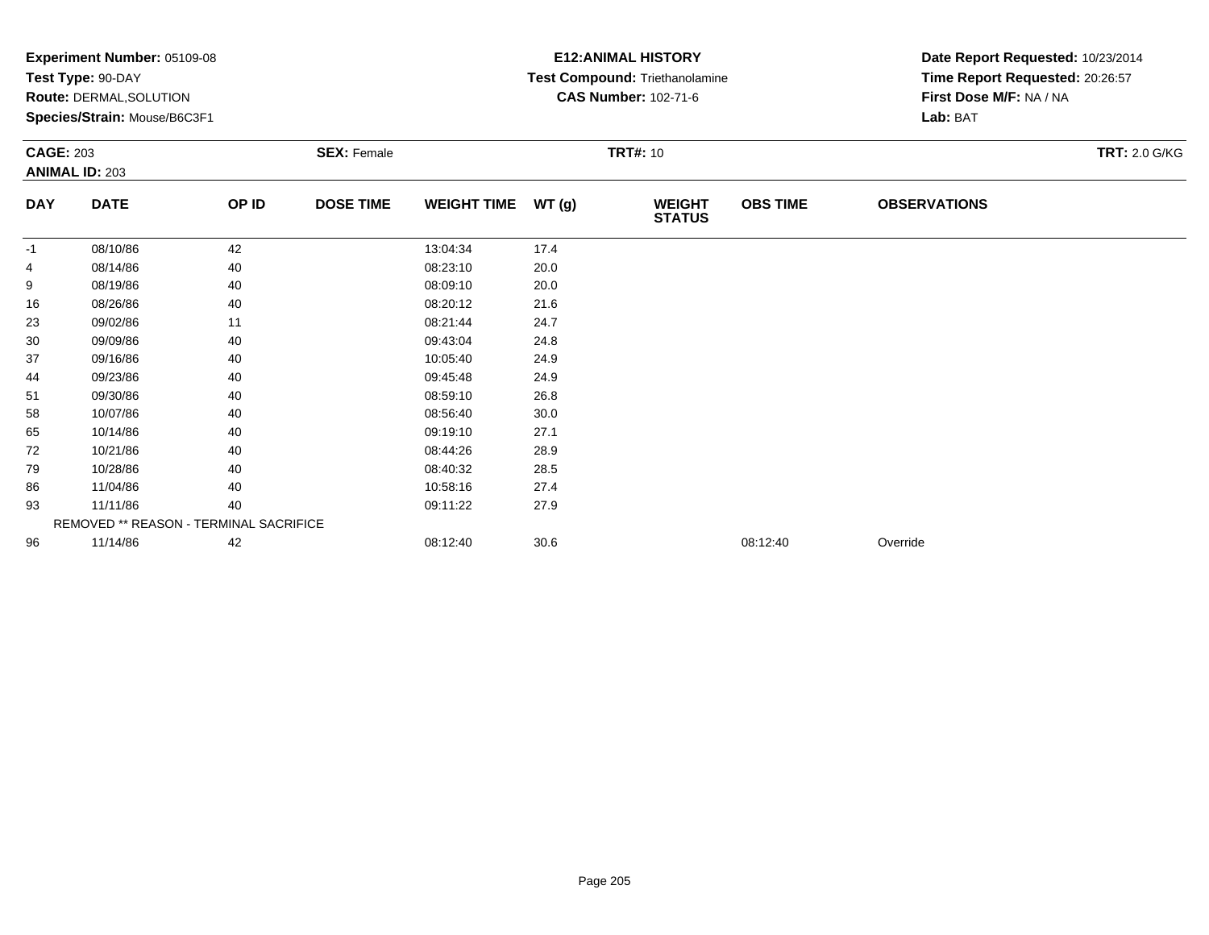**Experiment Number:** 05109-08
**Test Type:** 90-DAY
**Route:** DERMAL,SOLUTION
**Species/Strain:** Mouse/B6C3F1

**E12:ANIMAL HISTORY**
**Test Compound:** Triethanolamine
**CAS Number:** 102-71-6

**Date Report Requested:** 10/23/2014
**Time Report Requested:** 20:26:57
**First Dose M/F:** NA / NA
**Lab:** BAT

**CAGE:** 203
**ANIMAL ID:** 203
**SEX:** Female
**TRT#:** 10
**TRT:** 2.0 G/KG

| DAY | DATE | OP ID | DOSE TIME | WEIGHT TIME | WT (g) | WEIGHT STATUS | OBS TIME | OBSERVATIONS |
|---|---|---|---|---|---|---|---|---|
| -1 | 08/10/86 | 42 | | 13:04:34 | 17.4 | | | |
| 4 | 08/14/86 | 40 | | 08:23:10 | 20.0 | | | |
| 9 | 08/19/86 | 40 | | 08:09:10 | 20.0 | | | |
| 16 | 08/26/86 | 40 | | 08:20:12 | 21.6 | | | |
| 23 | 09/02/86 | 11 | | 08:21:44 | 24.7 | | | |
| 30 | 09/09/86 | 40 | | 09:43:04 | 24.8 | | | |
| 37 | 09/16/86 | 40 | | 10:05:40 | 24.9 | | | |
| 44 | 09/23/86 | 40 | | 09:45:48 | 24.9 | | | |
| 51 | 09/30/86 | 40 | | 08:59:10 | 26.8 | | | |
| 58 | 10/07/86 | 40 | | 08:56:40 | 30.0 | | | |
| 65 | 10/14/86 | 40 | | 09:19:10 | 27.1 | | | |
| 72 | 10/21/86 | 40 | | 08:44:26 | 28.9 | | | |
| 79 | 10/28/86 | 40 | | 08:40:32 | 28.5 | | | |
| 86 | 11/04/86 | 40 | | 10:58:16 | 27.4 | | | |
| 93 | 11/11/86 | 40 | | 09:11:22 | 27.9 | | | |
| | REMOVED ** REASON - TERMINAL SACRIFICE | | | | | | | |
| 96 | 11/14/86 | 42 | | 08:12:40 | 30.6 | | 08:12:40 | Override |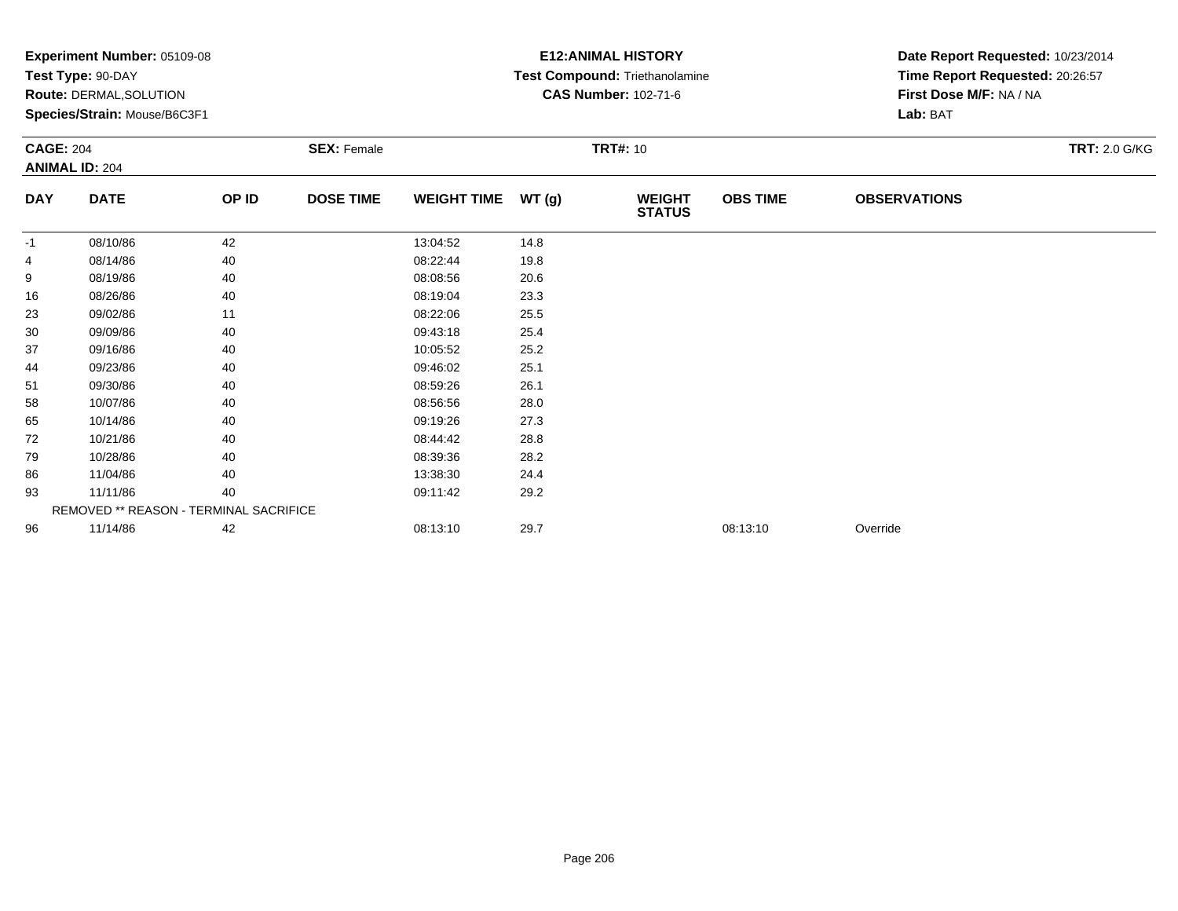**Experiment Number:** 05109-08
**Test Type:** 90-DAY
**Route:** DERMAL,SOLUTION
**Species/Strain:** Mouse/B6C3F1

**E12:ANIMAL HISTORY**
**Test Compound:** Triethanolamine
**CAS Number:** 102-71-6

**Date Report Requested:** 10/23/2014
**Time Report Requested:** 20:26:57
**First Dose M/F:** NA / NA
**Lab:** BAT

**CAGE:** 204
**ANIMAL ID:** 204
**SEX:** Female
**TRT#:** 10
**TRT:** 2.0 G/KG

| DAY | DATE | OP ID | DOSE TIME | WEIGHT TIME | WT (g) | WEIGHT STATUS | OBS TIME | OBSERVATIONS |
|---|---|---|---|---|---|---|---|---|
| -1 | 08/10/86 | 42 | | 13:04:52 | 14.8 | | | |
| 4 | 08/14/86 | 40 | | 08:22:44 | 19.8 | | | |
| 9 | 08/19/86 | 40 | | 08:08:56 | 20.6 | | | |
| 16 | 08/26/86 | 40 | | 08:19:04 | 23.3 | | | |
| 23 | 09/02/86 | 11 | | 08:22:06 | 25.5 | | | |
| 30 | 09/09/86 | 40 | | 09:43:18 | 25.4 | | | |
| 37 | 09/16/86 | 40 | | 10:05:52 | 25.2 | | | |
| 44 | 09/23/86 | 40 | | 09:46:02 | 25.1 | | | |
| 51 | 09/30/86 | 40 | | 08:59:26 | 26.1 | | | |
| 58 | 10/07/86 | 40 | | 08:56:56 | 28.0 | | | |
| 65 | 10/14/86 | 40 | | 09:19:26 | 27.3 | | | |
| 72 | 10/21/86 | 40 | | 08:44:42 | 28.8 | | | |
| 79 | 10/28/86 | 40 | | 08:39:36 | 28.2 | | | |
| 86 | 11/04/86 | 40 | | 13:38:30 | 24.4 | | | |
| 93 | 11/11/86 | 40 | | 09:11:42 | 29.2 | | | |
| | REMOVED ** REASON - TERMINAL SACRIFICE | | | | | | | |
| 96 | 11/14/86 | 42 | | 08:13:10 | 29.7 | | 08:13:10 | Override |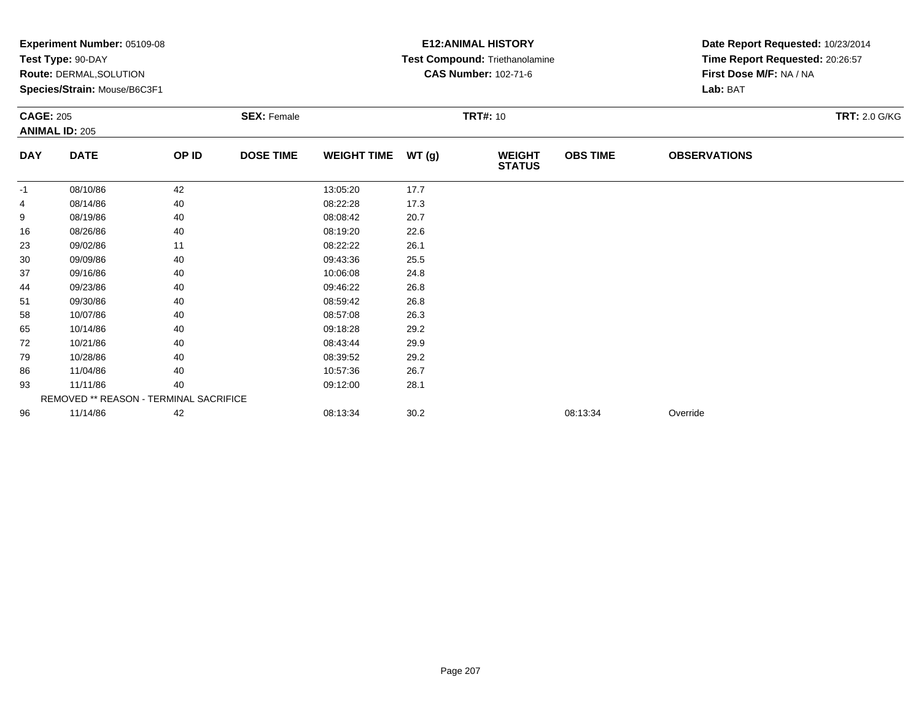**Experiment Number:** 05109-08
**Test Type:** 90-DAY
**Route:** DERMAL,SOLUTION
**Species/Strain:** Mouse/B6C3F1

**E12:ANIMAL HISTORY**
**Test Compound:** Triethanolamine
**CAS Number:** 102-71-6

**Date Report Requested:** 10/23/2014
**Time Report Requested:** 20:26:57
**First Dose M/F:** NA / NA
**Lab:** BAT

**CAGE:** 205 **SEX:** Female **TRT#:** 10 **TRT:** 2.0 G/KG
**ANIMAL ID:** 205

| DAY | DATE | OP ID | DOSE TIME | WEIGHT TIME | WT (g) | WEIGHT STATUS | OBS TIME | OBSERVATIONS |
|---|---|---|---|---|---|---|---|---|
| -1 | 08/10/86 | 42 | | 13:05:20 | 17.7 | | | |
| 4 | 08/14/86 | 40 | | 08:22:28 | 17.3 | | | |
| 9 | 08/19/86 | 40 | | 08:08:42 | 20.7 | | | |
| 16 | 08/26/86 | 40 | | 08:19:20 | 22.6 | | | |
| 23 | 09/02/86 | 11 | | 08:22:22 | 26.1 | | | |
| 30 | 09/09/86 | 40 | | 09:43:36 | 25.5 | | | |
| 37 | 09/16/86 | 40 | | 10:06:08 | 24.8 | | | |
| 44 | 09/23/86 | 40 | | 09:46:22 | 26.8 | | | |
| 51 | 09/30/86 | 40 | | 08:59:42 | 26.8 | | | |
| 58 | 10/07/86 | 40 | | 08:57:08 | 26.3 | | | |
| 65 | 10/14/86 | 40 | | 09:18:28 | 29.2 | | | |
| 72 | 10/21/86 | 40 | | 08:43:44 | 29.9 | | | |
| 79 | 10/28/86 | 40 | | 08:39:52 | 29.2 | | | |
| 86 | 11/04/86 | 40 | | 10:57:36 | 26.7 | | | |
| 93 | 11/11/86 | 40 | | 09:12:00 | 28.1 | | | |
| | REMOVED ** REASON - TERMINAL SACRIFICE | | | | | | | |
| 96 | 11/14/86 | 42 | | 08:13:34 | 30.2 | | 08:13:34 | Override |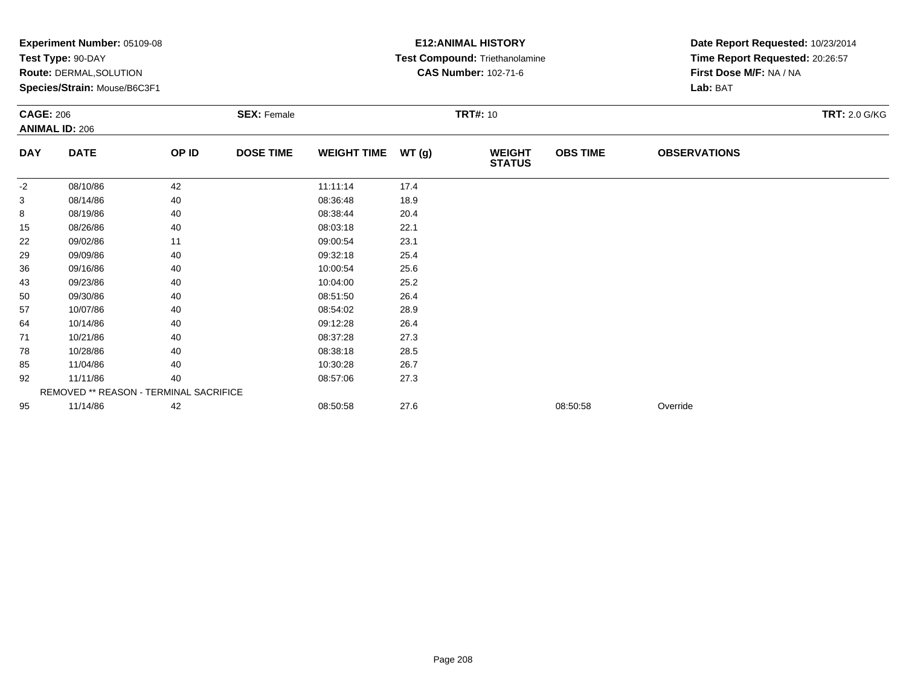**Experiment Number:** 05109-08
**Test Type:** 90-DAY
**Route:** DERMAL,SOLUTION
**Species/Strain:** Mouse/B6C3F1

**E12:ANIMAL HISTORY**
**Test Compound:** Triethanolamine
**CAS Number:** 102-71-6

**Date Report Requested:** 10/23/2014
**Time Report Requested:** 20:26:57
**First Dose M/F:** NA / NA
**Lab:** BAT

**CAGE:** 206
**ANIMAL ID:** 206
**SEX:** Female
**TRT#:** 10
**TRT:** 2.0 G/KG

| DAY | DATE | OP ID | DOSE TIME | WEIGHT TIME | WT (g) | WEIGHT STATUS | OBS TIME | OBSERVATIONS |
|---|---|---|---|---|---|---|---|---|
| -2 | 08/10/86 | 42 | | 11:11:14 | 17.4 | | | |
| 3 | 08/14/86 | 40 | | 08:36:48 | 18.9 | | | |
| 8 | 08/19/86 | 40 | | 08:38:44 | 20.4 | | | |
| 15 | 08/26/86 | 40 | | 08:03:18 | 22.1 | | | |
| 22 | 09/02/86 | 11 | | 09:00:54 | 23.1 | | | |
| 29 | 09/09/86 | 40 | | 09:32:18 | 25.4 | | | |
| 36 | 09/16/86 | 40 | | 10:00:54 | 25.6 | | | |
| 43 | 09/23/86 | 40 | | 10:04:00 | 25.2 | | | |
| 50 | 09/30/86 | 40 | | 08:51:50 | 26.4 | | | |
| 57 | 10/07/86 | 40 | | 08:54:02 | 28.9 | | | |
| 64 | 10/14/86 | 40 | | 09:12:28 | 26.4 | | | |
| 71 | 10/21/86 | 40 | | 08:37:28 | 27.3 | | | |
| 78 | 10/28/86 | 40 | | 08:38:18 | 28.5 | | | |
| 85 | 11/04/86 | 40 | | 10:30:28 | 26.7 | | | |
| 92 | 11/11/86 | 40 | | 08:57:06 | 27.3 | | | |
| | REMOVED ** REASON - TERMINAL SACRIFICE | | | | | | | |
| 95 | 11/14/86 | 42 | | 08:50:58 | 27.6 | | 08:50:58 | Override |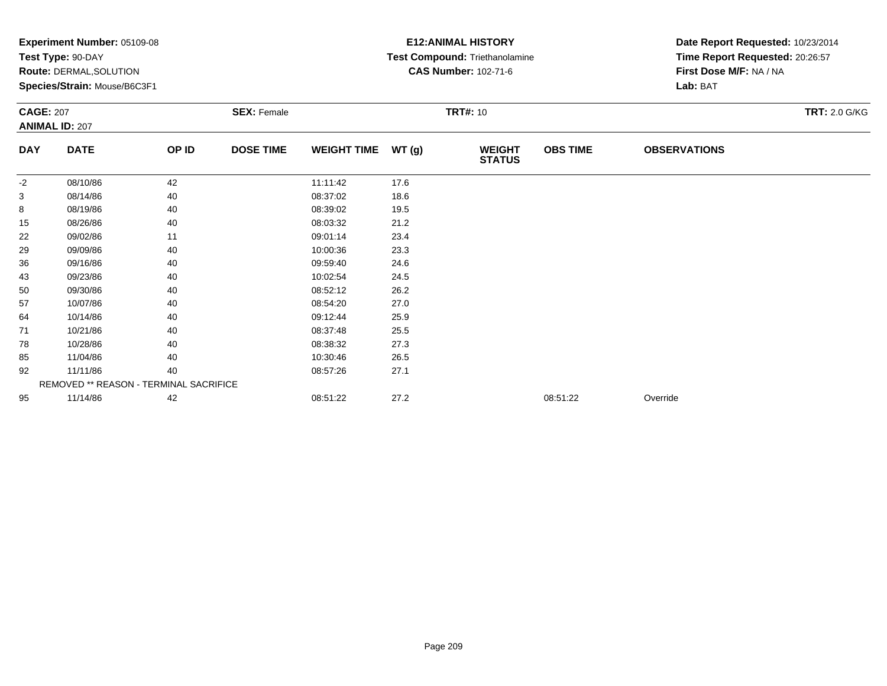**Experiment Number:** 05109-08
**Test Type:** 90-DAY
**Route:** DERMAL,SOLUTION
**Species/Strain:** Mouse/B6C3F1

**E12:ANIMAL HISTORY**
**Test Compound:** Triethanolamine
**CAS Number:** 102-71-6

**Date Report Requested:** 10/23/2014
**Time Report Requested:** 20:26:57
**First Dose M/F:** NA / NA
**Lab:** BAT

**CAGE:** 207
**ANIMAL ID:** 207
**SEX:** Female
**TRT#:** 10
**TRT:** 2.0 G/KG

| DAY | DATE | OP ID | DOSE TIME | WEIGHT TIME | WT (g) | WEIGHT STATUS | OBS TIME | OBSERVATIONS |
|---|---|---|---|---|---|---|---|---|
| -2 | 08/10/86 | 42 | | 11:11:42 | 17.6 | | | |
| 3 | 08/14/86 | 40 | | 08:37:02 | 18.6 | | | |
| 8 | 08/19/86 | 40 | | 08:39:02 | 19.5 | | | |
| 15 | 08/26/86 | 40 | | 08:03:32 | 21.2 | | | |
| 22 | 09/02/86 | 11 | | 09:01:14 | 23.4 | | | |
| 29 | 09/09/86 | 40 | | 10:00:36 | 23.3 | | | |
| 36 | 09/16/86 | 40 | | 09:59:40 | 24.6 | | | |
| 43 | 09/23/86 | 40 | | 10:02:54 | 24.5 | | | |
| 50 | 09/30/86 | 40 | | 08:52:12 | 26.2 | | | |
| 57 | 10/07/86 | 40 | | 08:54:20 | 27.0 | | | |
| 64 | 10/14/86 | 40 | | 09:12:44 | 25.9 | | | |
| 71 | 10/21/86 | 40 | | 08:37:48 | 25.5 | | | |
| 78 | 10/28/86 | 40 | | 08:38:32 | 27.3 | | | |
| 85 | 11/04/86 | 40 | | 10:30:46 | 26.5 | | | |
| 92 | 11/11/86 | 40 | | 08:57:26 | 27.1 | | | |
| | REMOVED ** REASON - TERMINAL SACRIFICE | | | | | | | |
| 95 | 11/14/86 | 42 | | 08:51:22 | 27.2 | | 08:51:22 | Override |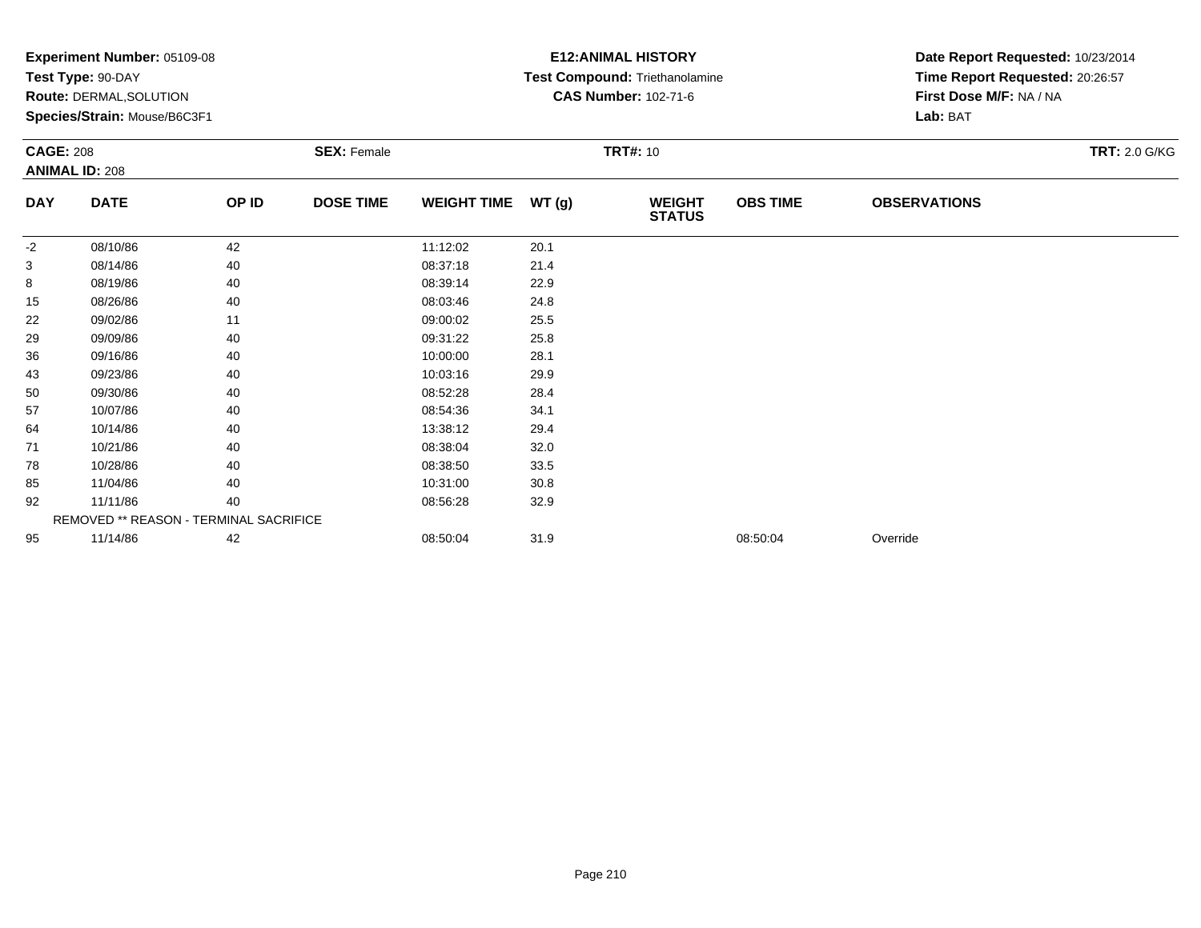**Experiment Number:** 05109-08
**Test Type:** 90-DAY
**Route:** DERMAL,SOLUTION
**Species/Strain:** Mouse/B6C3F1

**E12:ANIMAL HISTORY**
**Test Compound:** Triethanolamine
**CAS Number:** 102-71-6

**Date Report Requested:** 10/23/2014
**Time Report Requested:** 20:26:57
**First Dose M/F:** NA / NA
**Lab:** BAT

**CAGE:** 208
**ANIMAL ID:** 208
**SEX:** Female
**TRT#:** 10
**TRT:** 2.0 G/KG

| DAY | DATE | OP ID | DOSE TIME | WEIGHT TIME | WT (g) | WEIGHT STATUS | OBS TIME | OBSERVATIONS |
|---|---|---|---|---|---|---|---|---|
| -2 | 08/10/86 | 42 | | 11:12:02 | 20.1 | | | |
| 3 | 08/14/86 | 40 | | 08:37:18 | 21.4 | | | |
| 8 | 08/19/86 | 40 | | 08:39:14 | 22.9 | | | |
| 15 | 08/26/86 | 40 | | 08:03:46 | 24.8 | | | |
| 22 | 09/02/86 | 11 | | 09:00:02 | 25.5 | | | |
| 29 | 09/09/86 | 40 | | 09:31:22 | 25.8 | | | |
| 36 | 09/16/86 | 40 | | 10:00:00 | 28.1 | | | |
| 43 | 09/23/86 | 40 | | 10:03:16 | 29.9 | | | |
| 50 | 09/30/86 | 40 | | 08:52:28 | 28.4 | | | |
| 57 | 10/07/86 | 40 | | 08:54:36 | 34.1 | | | |
| 64 | 10/14/86 | 40 | | 13:38:12 | 29.4 | | | |
| 71 | 10/21/86 | 40 | | 08:38:04 | 32.0 | | | |
| 78 | 10/28/86 | 40 | | 08:38:50 | 33.5 | | | |
| 85 | 11/04/86 | 40 | | 10:31:00 | 30.8 | | | |
| 92 | 11/11/86 | 40 | | 08:56:28 | 32.9 | | | |
| | REMOVED ** REASON - TERMINAL SACRIFICE | | | | | | | |
| 95 | 11/14/86 | 42 | | 08:50:04 | 31.9 | | 08:50:04 | Override |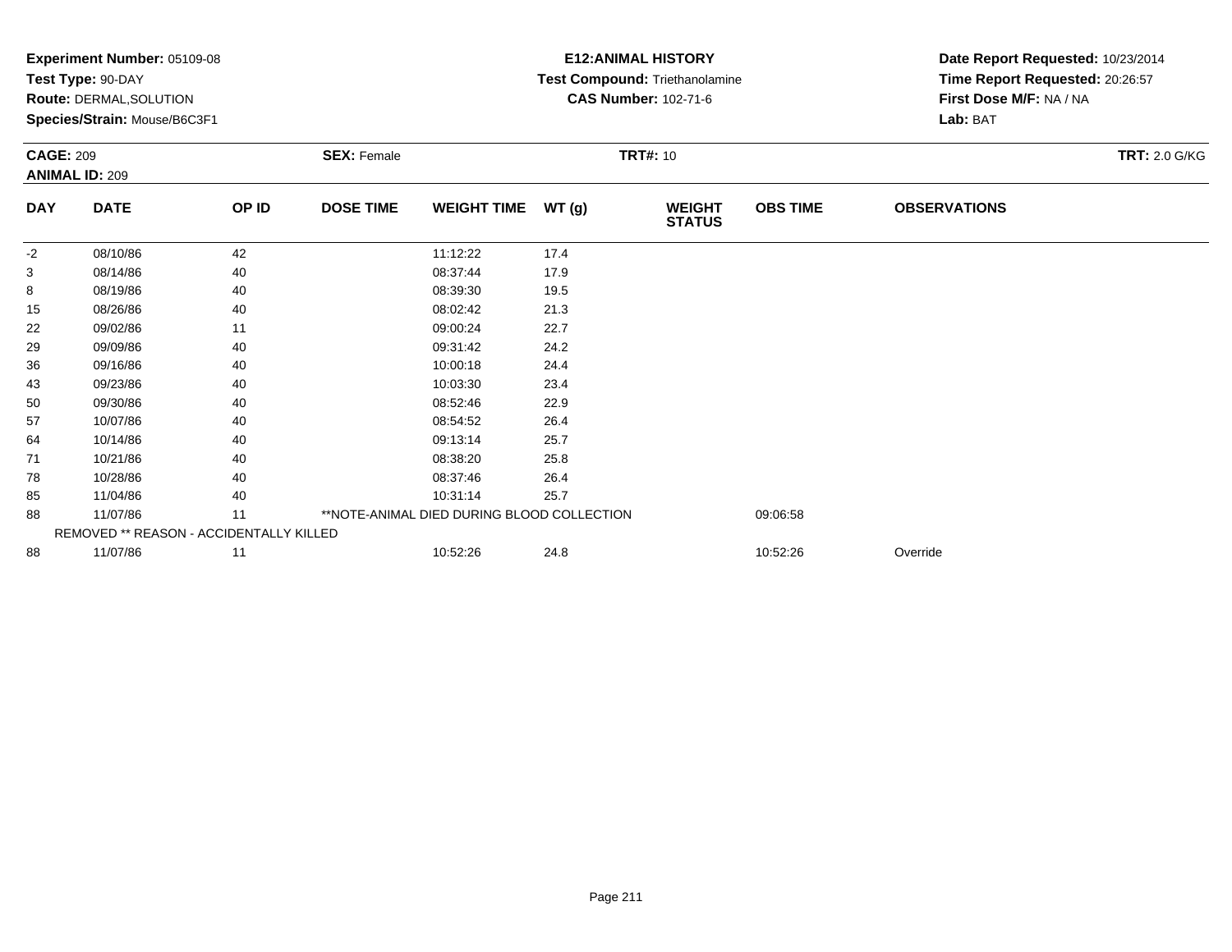**Experiment Number:** 05109-08
**Test Type:** 90-DAY
**Route:** DERMAL,SOLUTION
**Species/Strain:** Mouse/B6C3F1

**E12:ANIMAL HISTORY**
**Test Compound:** Triethanolamine
**CAS Number:** 102-71-6

**Date Report Requested:** 10/23/2014
**Time Report Requested:** 20:26:57
**First Dose M/F:** NA / NA
**Lab:** BAT

**CAGE:** 209 **SEX:** Female **TRT#:** 10 **TRT:** 2.0 G/KG
**ANIMAL ID:** 209

| DAY | DATE | OP ID | DOSE TIME | WEIGHT TIME | WT (g) | WEIGHT STATUS | OBS TIME | OBSERVATIONS |
|---|---|---|---|---|---|---|---|---|
| -2 | 08/10/86 | 42 | | 11:12:22 | 17.4 | | | |
| 3 | 08/14/86 | 40 | | 08:37:44 | 17.9 | | | |
| 8 | 08/19/86 | 40 | | 08:39:30 | 19.5 | | | |
| 15 | 08/26/86 | 40 | | 08:02:42 | 21.3 | | | |
| 22 | 09/02/86 | 11 | | 09:00:24 | 22.7 | | | |
| 29 | 09/09/86 | 40 | | 09:31:42 | 24.2 | | | |
| 36 | 09/16/86 | 40 | | 10:00:18 | 24.4 | | | |
| 43 | 09/23/86 | 40 | | 10:03:30 | 23.4 | | | |
| 50 | 09/30/86 | 40 | | 08:52:46 | 22.9 | | | |
| 57 | 10/07/86 | 40 | | 08:54:52 | 26.4 | | | |
| 64 | 10/14/86 | 40 | | 09:13:14 | 25.7 | | | |
| 71 | 10/21/86 | 40 | | 08:38:20 | 25.8 | | | |
| 78 | 10/28/86 | 40 | | 08:37:46 | 26.4 | | | |
| 85 | 11/04/86 | 40 | | 10:31:14 | 25.7 | | | |
| 88 | 11/07/86 | 11 | **NOTE-ANIMAL DIED DURING BLOOD COLLECTION | | | | 09:06:58 | |
| REMOVED ** REASON - ACCIDENTALLY KILLED | | | | | | | | |
| 88 | 11/07/86 | 11 | | 10:52:26 | 24.8 | | 10:52:26 | Override |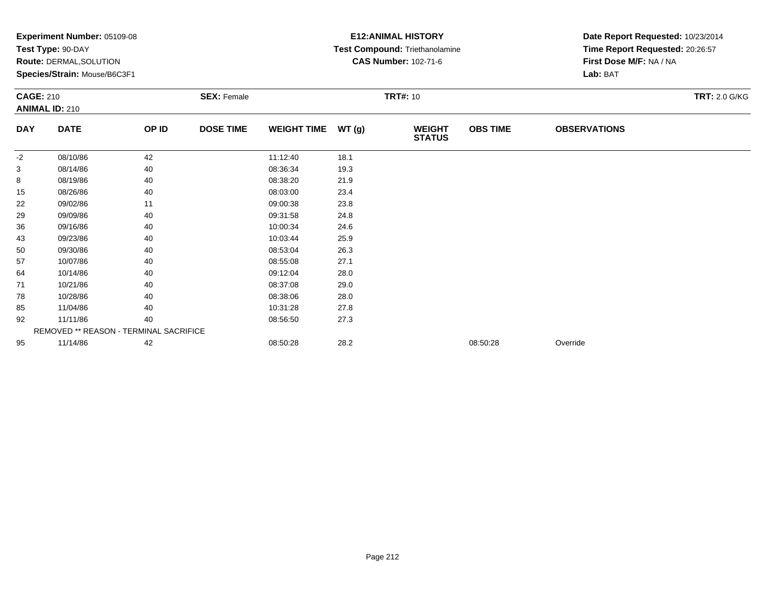**Experiment Number:** 05109-08
**Test Type:** 90-DAY
**Route:** DERMAL,SOLUTION
**Species/Strain:** Mouse/B6C3F1

**E12:ANIMAL HISTORY**
**Test Compound:** Triethanolamine
**CAS Number:** 102-71-6

**Date Report Requested:** 10/23/2014
**Time Report Requested:** 20:26:57
**First Dose M/F:** NA / NA
**Lab:** BAT

**CAGE:** 210
**ANIMAL ID:** 210
**SEX:** Female
**TRT#:** 10
**TRT:** 2.0 G/KG

| DAY | DATE | OP ID | DOSE TIME | WEIGHT TIME | WT (g) | WEIGHT STATUS | OBS TIME | OBSERVATIONS |
|---|---|---|---|---|---|---|---|---|
| -2 | 08/10/86 | 42 | | 11:12:40 | 18.1 | | | |
| 3 | 08/14/86 | 40 | | 08:36:34 | 19.3 | | | |
| 8 | 08/19/86 | 40 | | 08:38:20 | 21.9 | | | |
| 15 | 08/26/86 | 40 | | 08:03:00 | 23.4 | | | |
| 22 | 09/02/86 | 11 | | 09:00:38 | 23.8 | | | |
| 29 | 09/09/86 | 40 | | 09:31:58 | 24.8 | | | |
| 36 | 09/16/86 | 40 | | 10:00:34 | 24.6 | | | |
| 43 | 09/23/86 | 40 | | 10:03:44 | 25.9 | | | |
| 50 | 09/30/86 | 40 | | 08:53:04 | 26.3 | | | |
| 57 | 10/07/86 | 40 | | 08:55:08 | 27.1 | | | |
| 64 | 10/14/86 | 40 | | 09:12:04 | 28.0 | | | |
| 71 | 10/21/86 | 40 | | 08:37:08 | 29.0 | | | |
| 78 | 10/28/86 | 40 | | 08:38:06 | 28.0 | | | |
| 85 | 11/04/86 | 40 | | 10:31:28 | 27.8 | | | |
| 92 | 11/11/86 | 40 | | 08:56:50 | 27.3 | | | |
| | REMOVED ** REASON - TERMINAL SACRIFICE | | | | | | | |
| 95 | 11/14/86 | 42 | | 08:50:28 | 28.2 | | 08:50:28 | Override |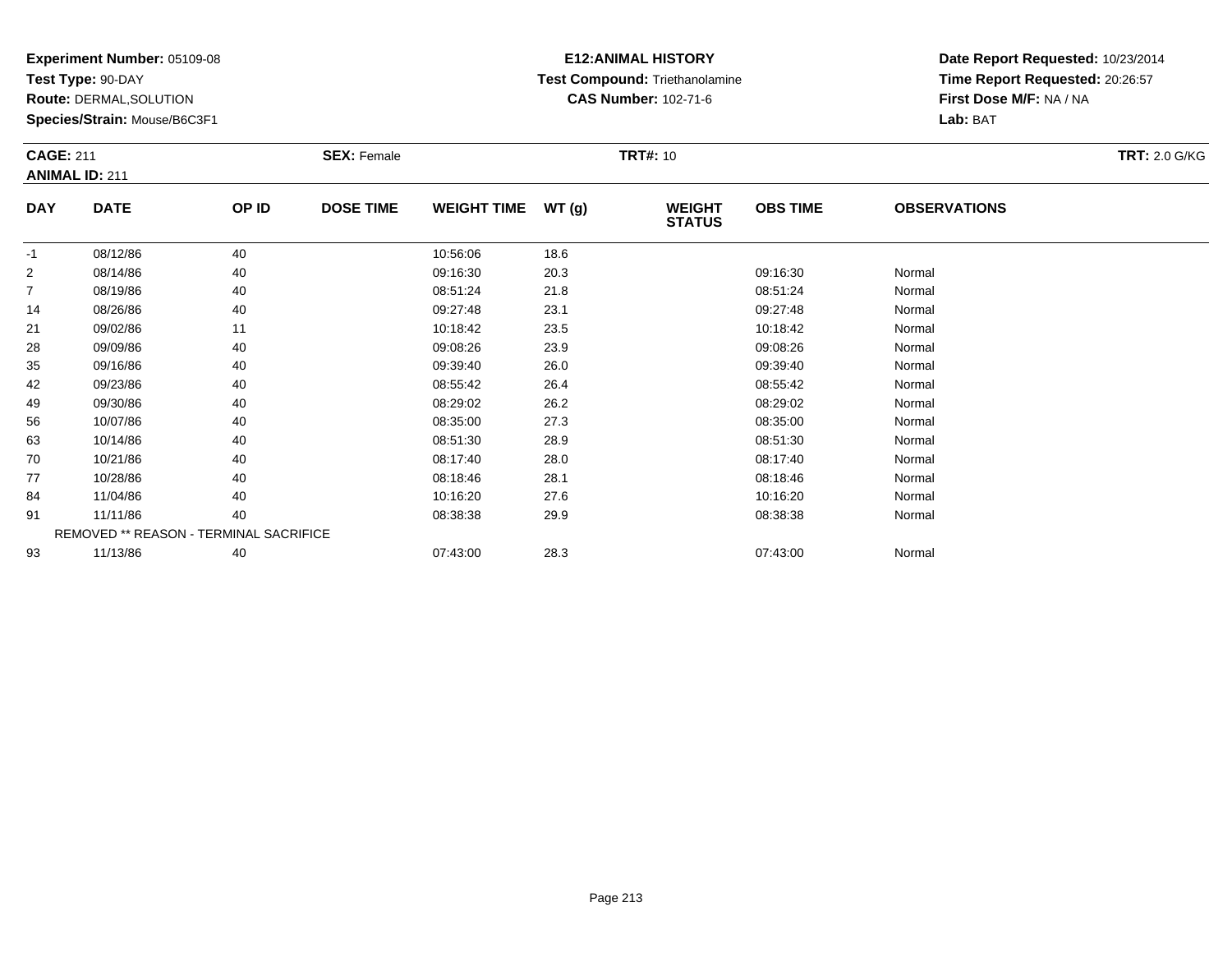**Experiment Number:** 05109-08
**Test Type:** 90-DAY
**Route:** DERMAL,SOLUTION
**Species/Strain:** Mouse/B6C3F1

**E12:ANIMAL HISTORY**
**Test Compound:** Triethanolamine
**CAS Number:** 102-71-6

**Date Report Requested:** 10/23/2014
**Time Report Requested:** 20:26:57
**First Dose M/F:** NA / NA
**Lab:** BAT

**CAGE:** 211 **SEX:** Female **TRT#:** 10 **TRT:** 2.0 G/KG
**ANIMAL ID:** 211

| DAY | DATE | OP ID | DOSE TIME | WEIGHT TIME | WT (g) | WEIGHT STATUS | OBS TIME | OBSERVATIONS |
|---|---|---|---|---|---|---|---|---|
| -1 | 08/12/86 | 40 | | 10:56:06 | 18.6 | | | |
| 2 | 08/14/86 | 40 | | 09:16:30 | 20.3 | | 09:16:30 | Normal |
| 7 | 08/19/86 | 40 | | 08:51:24 | 21.8 | | 08:51:24 | Normal |
| 14 | 08/26/86 | 40 | | 09:27:48 | 23.1 | | 09:27:48 | Normal |
| 21 | 09/02/86 | 11 | | 10:18:42 | 23.5 | | 10:18:42 | Normal |
| 28 | 09/09/86 | 40 | | 09:08:26 | 23.9 | | 09:08:26 | Normal |
| 35 | 09/16/86 | 40 | | 09:39:40 | 26.0 | | 09:39:40 | Normal |
| 42 | 09/23/86 | 40 | | 08:55:42 | 26.4 | | 08:55:42 | Normal |
| 49 | 09/30/86 | 40 | | 08:29:02 | 26.2 | | 08:29:02 | Normal |
| 56 | 10/07/86 | 40 | | 08:35:00 | 27.3 | | 08:35:00 | Normal |
| 63 | 10/14/86 | 40 | | 08:51:30 | 28.9 | | 08:51:30 | Normal |
| 70 | 10/21/86 | 40 | | 08:17:40 | 28.0 | | 08:17:40 | Normal |
| 77 | 10/28/86 | 40 | | 08:18:46 | 28.1 | | 08:18:46 | Normal |
| 84 | 11/04/86 | 40 | | 10:16:20 | 27.6 | | 10:16:20 | Normal |
| 91 | 11/11/86 | 40 | | 08:38:38 | 29.9 | | 08:38:38 | Normal |
| | REMOVED ** REASON - TERMINAL SACRIFICE | | | | | | | |
| 93 | 11/13/86 | 40 | | 07:43:00 | 28.3 | | 07:43:00 | Normal |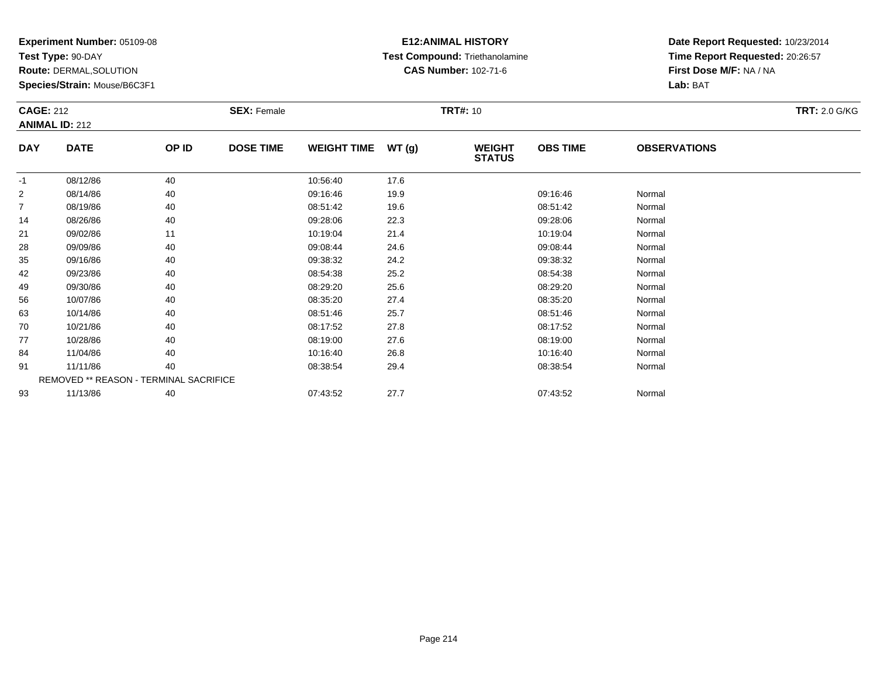**Experiment Number:** 05109-08
**Test Type:** 90-DAY
**Route:** DERMAL,SOLUTION
**Species/Strain:** Mouse/B6C3F1

**E12:ANIMAL HISTORY**
**Test Compound:** Triethanolamine
**CAS Number:** 102-71-6

**Date Report Requested:** 10/23/2014
**Time Report Requested:** 20:26:57
**First Dose M/F:** NA / NA
**Lab:** BAT

**CAGE:** 212 **SEX:** Female **TRT#:** 10 **TRT:** 2.0 G/KG
**ANIMAL ID:** 212

| DAY | DATE | OP ID | DOSE TIME | WEIGHT TIME | WT (g) | WEIGHT STATUS | OBS TIME | OBSERVATIONS |
|---|---|---|---|---|---|---|---|---|
| -1 | 08/12/86 | 40 | | 10:56:40 | 17.6 | | | |
| 2 | 08/14/86 | 40 | | 09:16:46 | 19.9 | | 09:16:46 | Normal |
| 7 | 08/19/86 | 40 | | 08:51:42 | 19.6 | | 08:51:42 | Normal |
| 14 | 08/26/86 | 40 | | 09:28:06 | 22.3 | | 09:28:06 | Normal |
| 21 | 09/02/86 | 11 | | 10:19:04 | 21.4 | | 10:19:04 | Normal |
| 28 | 09/09/86 | 40 | | 09:08:44 | 24.6 | | 09:08:44 | Normal |
| 35 | 09/16/86 | 40 | | 09:38:32 | 24.2 | | 09:38:32 | Normal |
| 42 | 09/23/86 | 40 | | 08:54:38 | 25.2 | | 08:54:38 | Normal |
| 49 | 09/30/86 | 40 | | 08:29:20 | 25.6 | | 08:29:20 | Normal |
| 56 | 10/07/86 | 40 | | 08:35:20 | 27.4 | | 08:35:20 | Normal |
| 63 | 10/14/86 | 40 | | 08:51:46 | 25.7 | | 08:51:46 | Normal |
| 70 | 10/21/86 | 40 | | 08:17:52 | 27.8 | | 08:17:52 | Normal |
| 77 | 10/28/86 | 40 | | 08:19:00 | 27.6 | | 08:19:00 | Normal |
| 84 | 11/04/86 | 40 | | 10:16:40 | 26.8 | | 10:16:40 | Normal |
| 91 | 11/11/86 | 40 | | 08:38:54 | 29.4 | | 08:38:54 | Normal |
| | REMOVED ** REASON - TERMINAL SACRIFICE | | | | | | | |
| 93 | 11/13/86 | 40 | | 07:43:52 | 27.7 | | 07:43:52 | Normal |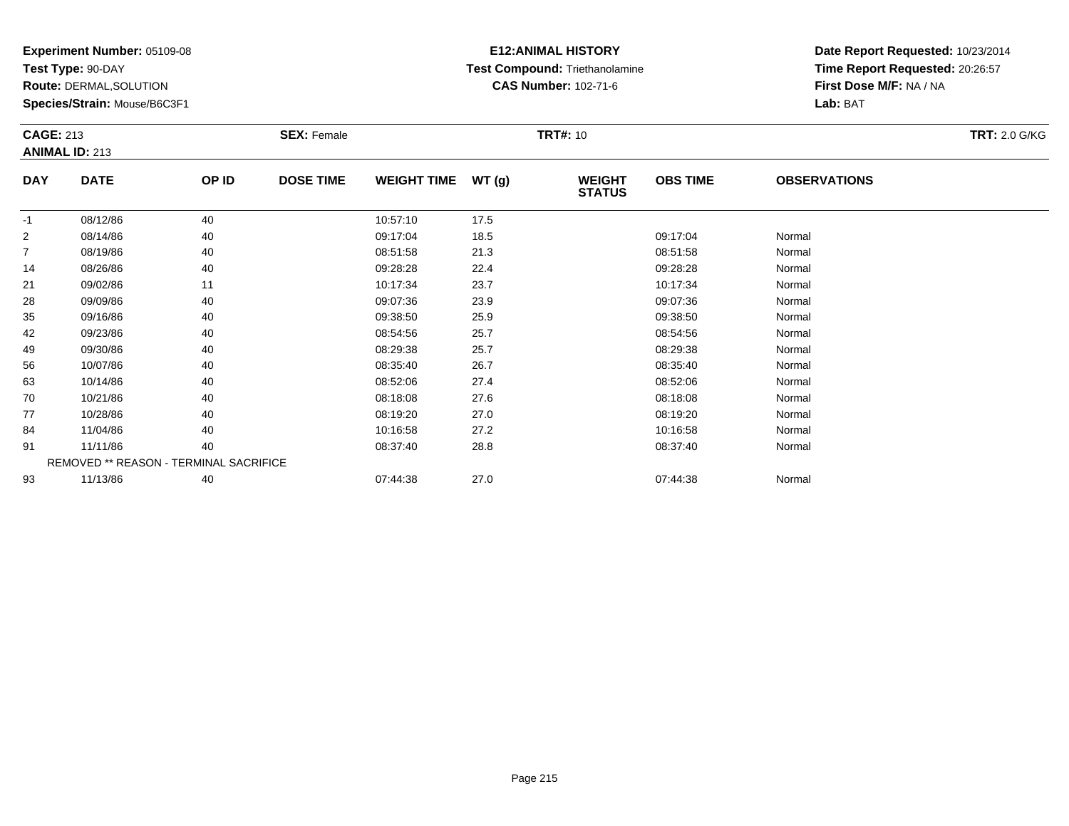**Experiment Number:** 05109-08
**Test Type:** 90-DAY
**Route:** DERMAL,SOLUTION
**Species/Strain:** Mouse/B6C3F1

**E12:ANIMAL HISTORY**
**Test Compound:** Triethanolamine
**CAS Number:** 102-71-6

**Date Report Requested:** 10/23/2014
**Time Report Requested:** 20:26:57
**First Dose M/F:** NA / NA
**Lab:** BAT

**CAGE:** 213
**ANIMAL ID:** 213
**SEX:** Female
**TRT#:** 10
**TRT:** 2.0 G/KG

| DAY | DATE | OP ID | DOSE TIME | WEIGHT TIME | WT (g) | WEIGHT STATUS | OBS TIME | OBSERVATIONS |
|---|---|---|---|---|---|---|---|---|
| -1 | 08/12/86 | 40 | | 10:57:10 | 17.5 | | | |
| 2 | 08/14/86 | 40 | | 09:17:04 | 18.5 | | 09:17:04 | Normal |
| 7 | 08/19/86 | 40 | | 08:51:58 | 21.3 | | 08:51:58 | Normal |
| 14 | 08/26/86 | 40 | | 09:28:28 | 22.4 | | 09:28:28 | Normal |
| 21 | 09/02/86 | 11 | | 10:17:34 | 23.7 | | 10:17:34 | Normal |
| 28 | 09/09/86 | 40 | | 09:07:36 | 23.9 | | 09:07:36 | Normal |
| 35 | 09/16/86 | 40 | | 09:38:50 | 25.9 | | 09:38:50 | Normal |
| 42 | 09/23/86 | 40 | | 08:54:56 | 25.7 | | 08:54:56 | Normal |
| 49 | 09/30/86 | 40 | | 08:29:38 | 25.7 | | 08:29:38 | Normal |
| 56 | 10/07/86 | 40 | | 08:35:40 | 26.7 | | 08:35:40 | Normal |
| 63 | 10/14/86 | 40 | | 08:52:06 | 27.4 | | 08:52:06 | Normal |
| 70 | 10/21/86 | 40 | | 08:18:08 | 27.6 | | 08:18:08 | Normal |
| 77 | 10/28/86 | 40 | | 08:19:20 | 27.0 | | 08:19:20 | Normal |
| 84 | 11/04/86 | 40 | | 10:16:58 | 27.2 | | 10:16:58 | Normal |
| 91 | 11/11/86 | 40 | | 08:37:40 | 28.8 | | 08:37:40 | Normal |
| REMOVED ** REASON - TERMINAL SACRIFICE | | | | | | | | |
| 93 | 11/13/86 | 40 | | 07:44:38 | 27.0 | | 07:44:38 | Normal |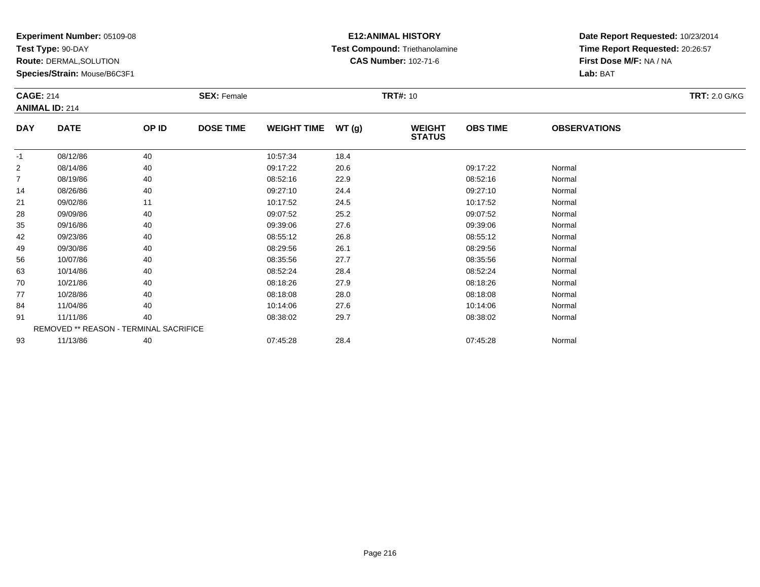**Experiment Number:** 05109-08
**Test Type:** 90-DAY
**Route:** DERMAL,SOLUTION
**Species/Strain:** Mouse/B6C3F1

**E12:ANIMAL HISTORY**
**Test Compound:** Triethanolamine
**CAS Number:** 102-71-6

**Date Report Requested:** 10/23/2014
**Time Report Requested:** 20:26:57
**First Dose M/F:** NA / NA
**Lab:** BAT

**CAGE:** 214
**ANIMAL ID:** 214
**SEX:** Female
**TRT#:** 10
**TRT:** 2.0 G/KG

| DAY | DATE | OP ID | DOSE TIME | WEIGHT TIME | WT (g) | WEIGHT STATUS | OBS TIME | OBSERVATIONS |
|---|---|---|---|---|---|---|---|---|
| -1 | 08/12/86 | 40 | | 10:57:34 | 18.4 | | | |
| 2 | 08/14/86 | 40 | | 09:17:22 | 20.6 | | 09:17:22 | Normal |
| 7 | 08/19/86 | 40 | | 08:52:16 | 22.9 | | 08:52:16 | Normal |
| 14 | 08/26/86 | 40 | | 09:27:10 | 24.4 | | 09:27:10 | Normal |
| 21 | 09/02/86 | 11 | | 10:17:52 | 24.5 | | 10:17:52 | Normal |
| 28 | 09/09/86 | 40 | | 09:07:52 | 25.2 | | 09:07:52 | Normal |
| 35 | 09/16/86 | 40 | | 09:39:06 | 27.6 | | 09:39:06 | Normal |
| 42 | 09/23/86 | 40 | | 08:55:12 | 26.8 | | 08:55:12 | Normal |
| 49 | 09/30/86 | 40 | | 08:29:56 | 26.1 | | 08:29:56 | Normal |
| 56 | 10/07/86 | 40 | | 08:35:56 | 27.7 | | 08:35:56 | Normal |
| 63 | 10/14/86 | 40 | | 08:52:24 | 28.4 | | 08:52:24 | Normal |
| 70 | 10/21/86 | 40 | | 08:18:26 | 27.9 | | 08:18:26 | Normal |
| 77 | 10/28/86 | 40 | | 08:18:08 | 28.0 | | 08:18:08 | Normal |
| 84 | 11/04/86 | 40 | | 10:14:06 | 27.6 | | 10:14:06 | Normal |
| 91 | 11/11/86 | 40 | | 08:38:02 | 29.7 | | 08:38:02 | Normal |
| | REMOVED ** REASON - TERMINAL SACRIFICE | | | | | | | |
| 93 | 11/13/86 | 40 | | 07:45:28 | 28.4 | | 07:45:28 | Normal |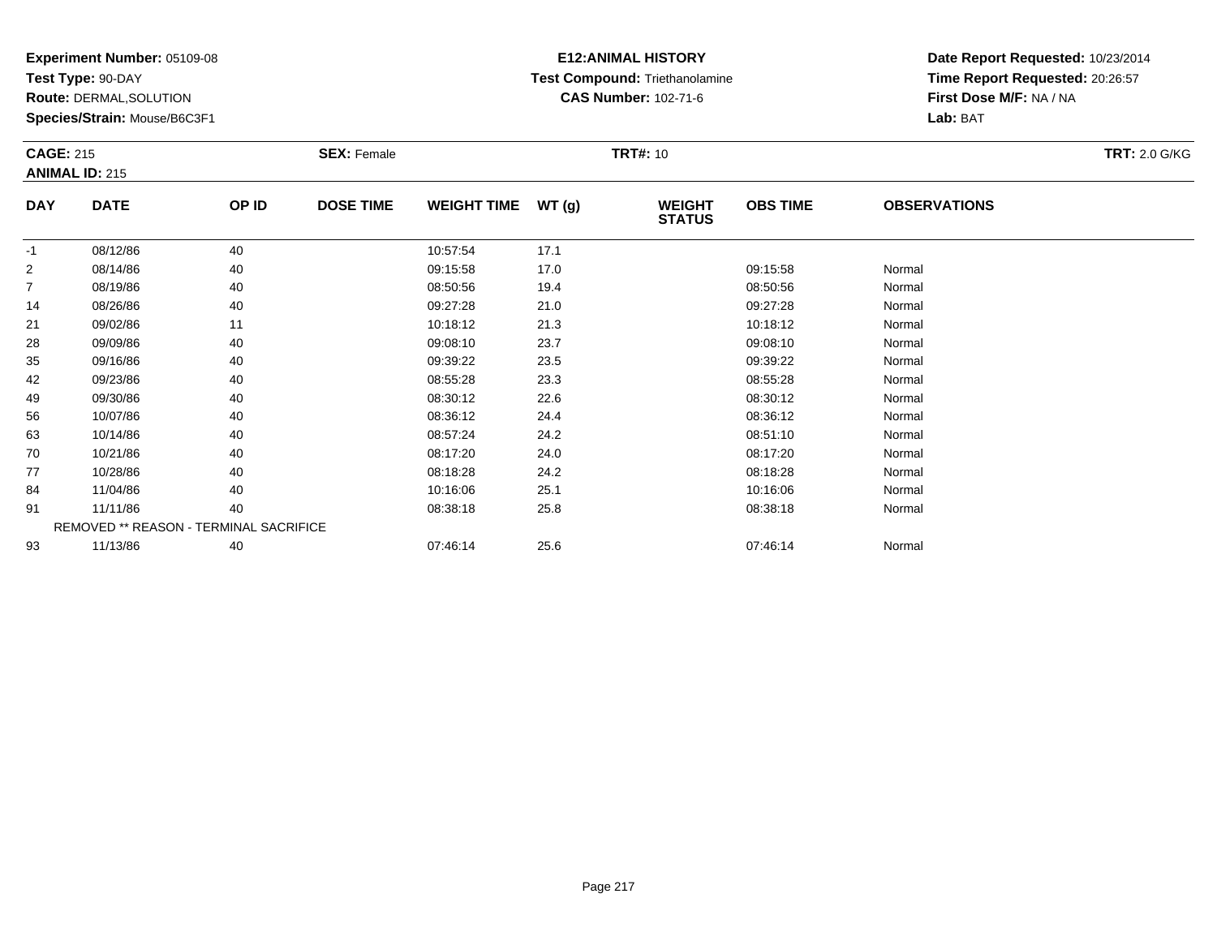**Experiment Number:** 05109-08
**Test Type:** 90-DAY
**Route:** DERMAL,SOLUTION
**Species/Strain:** Mouse/B6C3F1

**E12:ANIMAL HISTORY**
**Test Compound:** Triethanolamine
**CAS Number:** 102-71-6

**Date Report Requested:** 10/23/2014
**Time Report Requested:** 20:26:57
**First Dose M/F:** NA / NA
**Lab:** BAT

**CAGE:** 215
**ANIMAL ID:** 215
**SEX:** Female
**TRT#:** 10
**TRT:** 2.0 G/KG

| DAY | DATE | OP ID | DOSE TIME | WEIGHT TIME | WT (g) | WEIGHT STATUS | OBS TIME | OBSERVATIONS |
|---|---|---|---|---|---|---|---|---|
| -1 | 08/12/86 | 40 | | 10:57:54 | 17.1 | | | |
| 2 | 08/14/86 | 40 | | 09:15:58 | 17.0 | | 09:15:58 | Normal |
| 7 | 08/19/86 | 40 | | 08:50:56 | 19.4 | | 08:50:56 | Normal |
| 14 | 08/26/86 | 40 | | 09:27:28 | 21.0 | | 09:27:28 | Normal |
| 21 | 09/02/86 | 11 | | 10:18:12 | 21.3 | | 10:18:12 | Normal |
| 28 | 09/09/86 | 40 | | 09:08:10 | 23.7 | | 09:08:10 | Normal |
| 35 | 09/16/86 | 40 | | 09:39:22 | 23.5 | | 09:39:22 | Normal |
| 42 | 09/23/86 | 40 | | 08:55:28 | 23.3 | | 08:55:28 | Normal |
| 49 | 09/30/86 | 40 | | 08:30:12 | 22.6 | | 08:30:12 | Normal |
| 56 | 10/07/86 | 40 | | 08:36:12 | 24.4 | | 08:36:12 | Normal |
| 63 | 10/14/86 | 40 | | 08:57:24 | 24.2 | | 08:51:10 | Normal |
| 70 | 10/21/86 | 40 | | 08:17:20 | 24.0 | | 08:17:20 | Normal |
| 77 | 10/28/86 | 40 | | 08:18:28 | 24.2 | | 08:18:28 | Normal |
| 84 | 11/04/86 | 40 | | 10:16:06 | 25.1 | | 10:16:06 | Normal |
| 91 | 11/11/86 | 40 | | 08:38:18 | 25.8 | | 08:38:18 | Normal |
| REMOVED ** REASON - TERMINAL SACRIFICE | | | | | | | | |
| 93 | 11/13/86 | 40 | | 07:46:14 | 25.6 | | 07:46:14 | Normal |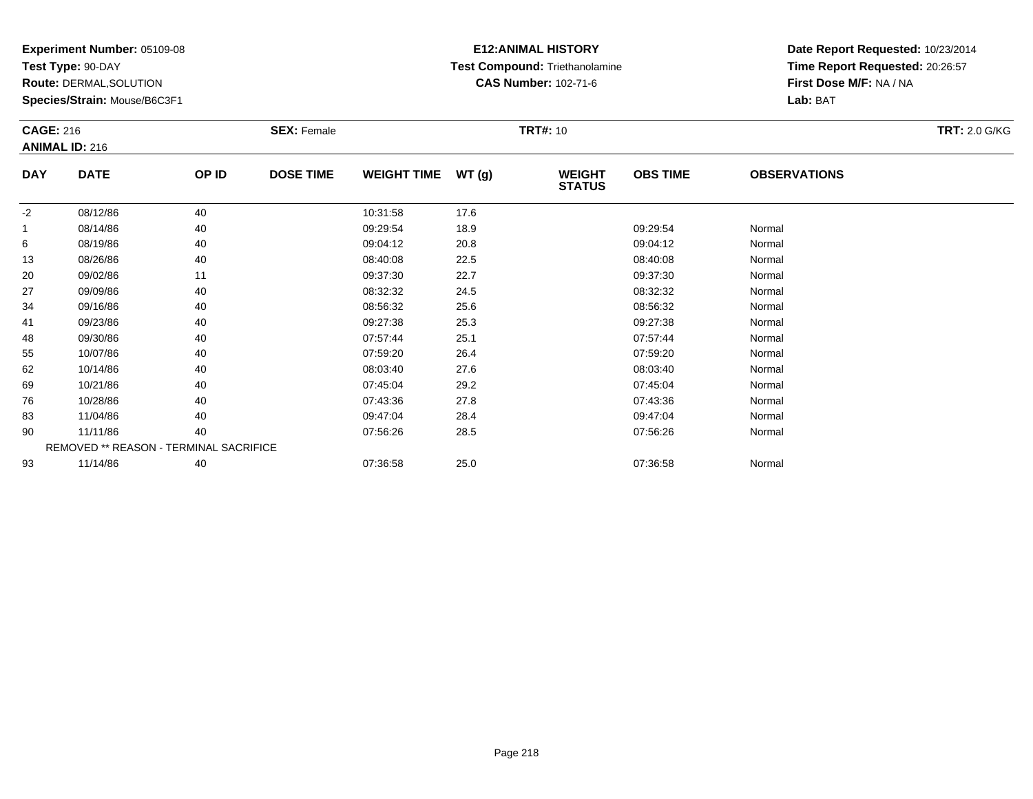**Experiment Number:** 05109-08
**Test Type:** 90-DAY
**Route:** DERMAL,SOLUTION
**Species/Strain:** Mouse/B6C3F1

**E12:ANIMAL HISTORY**
**Test Compound:** Triethanolamine
**CAS Number:** 102-71-6

**Date Report Requested:** 10/23/2014
**Time Report Requested:** 20:26:57
**First Dose M/F:** NA / NA
**Lab:** BAT

**CAGE:** 216
**ANIMAL ID:** 216
**SEX:** Female
**TRT#:** 10
**TRT:** 2.0 G/KG

| DAY | DATE | OP ID | DOSE TIME | WEIGHT TIME | WT (g) | WEIGHT STATUS | OBS TIME | OBSERVATIONS |
|---|---|---|---|---|---|---|---|---|
| -2 | 08/12/86 | 40 | | 10:31:58 | 17.6 | | | |
| 1 | 08/14/86 | 40 | | 09:29:54 | 18.9 | | 09:29:54 | Normal |
| 6 | 08/19/86 | 40 | | 09:04:12 | 20.8 | | 09:04:12 | Normal |
| 13 | 08/26/86 | 40 | | 08:40:08 | 22.5 | | 08:40:08 | Normal |
| 20 | 09/02/86 | 11 | | 09:37:30 | 22.7 | | 09:37:30 | Normal |
| 27 | 09/09/86 | 40 | | 08:32:32 | 24.5 | | 08:32:32 | Normal |
| 34 | 09/16/86 | 40 | | 08:56:32 | 25.6 | | 08:56:32 | Normal |
| 41 | 09/23/86 | 40 | | 09:27:38 | 25.3 | | 09:27:38 | Normal |
| 48 | 09/30/86 | 40 | | 07:57:44 | 25.1 | | 07:57:44 | Normal |
| 55 | 10/07/86 | 40 | | 07:59:20 | 26.4 | | 07:59:20 | Normal |
| 62 | 10/14/86 | 40 | | 08:03:40 | 27.6 | | 08:03:40 | Normal |
| 69 | 10/21/86 | 40 | | 07:45:04 | 29.2 | | 07:45:04 | Normal |
| 76 | 10/28/86 | 40 | | 07:43:36 | 27.8 | | 07:43:36 | Normal |
| 83 | 11/04/86 | 40 | | 09:47:04 | 28.4 | | 09:47:04 | Normal |
| 90 | 11/11/86 | 40 | | 07:56:26 | 28.5 | | 07:56:26 | Normal |
| REMOVED ** REASON - TERMINAL SACRIFICE | | | | | | | | |
| 93 | 11/14/86 | 40 | | 07:36:58 | 25.0 | | 07:36:58 | Normal |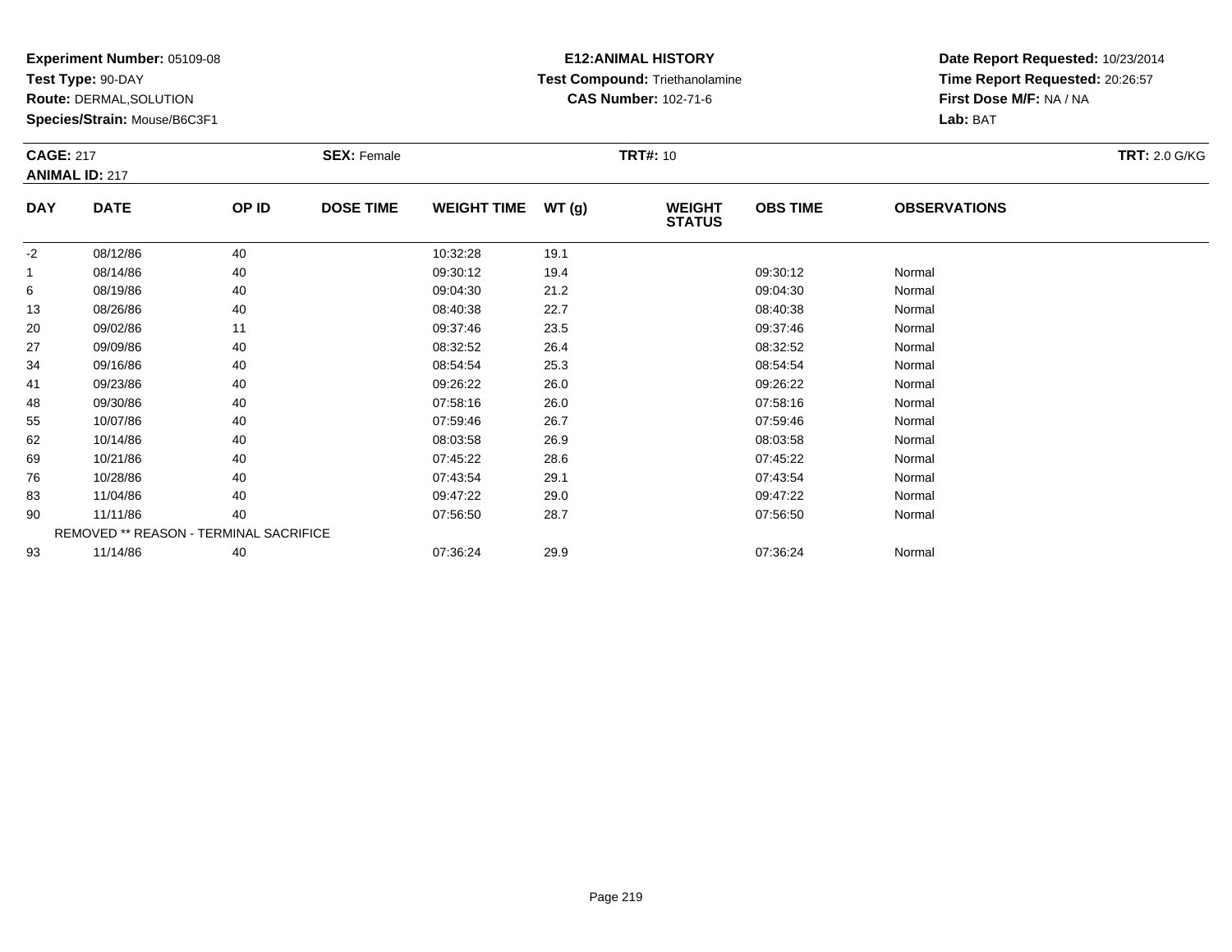**Experiment Number:** 05109-08
**Test Type:** 90-DAY
**Route:** DERMAL,SOLUTION
**Species/Strain:** Mouse/B6C3F1

# E12:ANIMAL HISTORY

**Test Compound:** Triethanolamine
**CAS Number:** 102-71-6

**Date Report Requested:** 10/23/2014
**Time Report Requested:** 20:26:57
**First Dose M/F:** NA / NA
**Lab:** BAT

**CAGE:** 217 **SEX:** Female **TRT#:** 10 **TRT:** 2.0 G/KG
**ANIMAL ID:** 217

| DAY | DATE | OP ID | DOSE TIME | WEIGHT TIME | WT (g) | WEIGHT STATUS | OBS TIME | OBSERVATIONS |
|---|---|---|---|---|---|---|---|---|
| -2 | 08/12/86 | 40 | | 10:32:28 | 19.1 | | | |
| 1 | 08/14/86 | 40 | | 09:30:12 | 19.4 | | 09:30:12 | Normal |
| 6 | 08/19/86 | 40 | | 09:04:30 | 21.2 | | 09:04:30 | Normal |
| 13 | 08/26/86 | 40 | | 08:40:38 | 22.7 | | 08:40:38 | Normal |
| 20 | 09/02/86 | 11 | | 09:37:46 | 23.5 | | 09:37:46 | Normal |
| 27 | 09/09/86 | 40 | | 08:32:52 | 26.4 | | 08:32:52 | Normal |
| 34 | 09/16/86 | 40 | | 08:54:54 | 25.3 | | 08:54:54 | Normal |
| 41 | 09/23/86 | 40 | | 09:26:22 | 26.0 | | 09:26:22 | Normal |
| 48 | 09/30/86 | 40 | | 07:58:16 | 26.0 | | 07:58:16 | Normal |
| 55 | 10/07/86 | 40 | | 07:59:46 | 26.7 | | 07:59:46 | Normal |
| 62 | 10/14/86 | 40 | | 08:03:58 | 26.9 | | 08:03:58 | Normal |
| 69 | 10/21/86 | 40 | | 07:45:22 | 28.6 | | 07:45:22 | Normal |
| 76 | 10/28/86 | 40 | | 07:43:54 | 29.1 | | 07:43:54 | Normal |
| 83 | 11/04/86 | 40 | | 09:47:22 | 29.0 | | 09:47:22 | Normal |
| 90 | 11/11/86 | 40 | | 07:56:50 | 28.7 | | 07:56:50 | Normal |
| REMOVED ** REASON - TERMINAL SACRIFICE | | | | | | | | |
| 93 | 11/14/86 | 40 | | 07:36:24 | 29.9 | | 07:36:24 | Normal |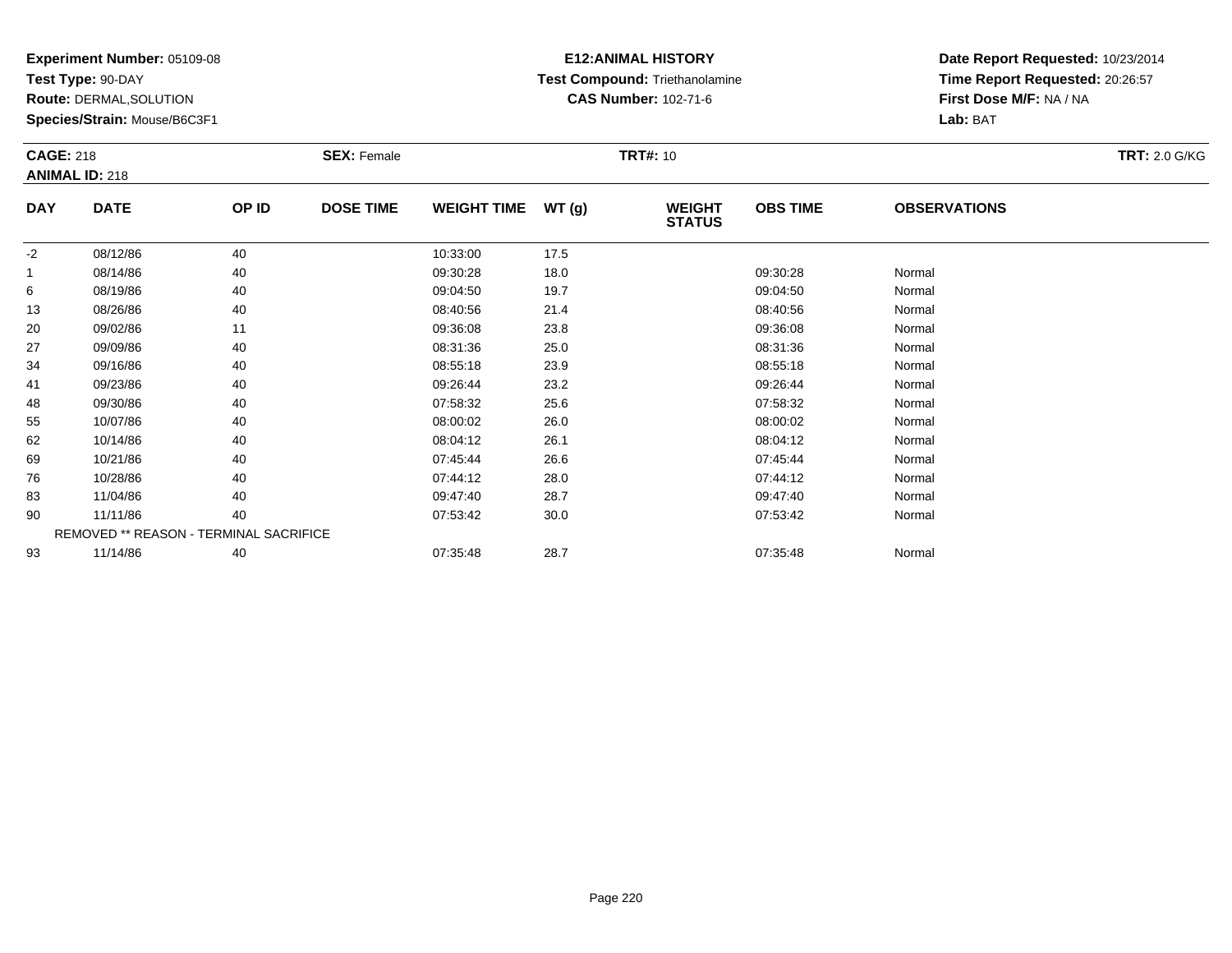**Experiment Number:** 05109-08
**Test Type:** 90-DAY
**Route:** DERMAL,SOLUTION
**Species/Strain:** Mouse/B6C3F1

**E12:ANIMAL HISTORY**
**Test Compound:** Triethanolamine
**CAS Number:** 102-71-6

**Date Report Requested:** 10/23/2014
**Time Report Requested:** 20:26:57
**First Dose M/F:** NA / NA
**Lab:** BAT

**CAGE:** 218 **SEX:** Female **TRT#:** 10 **TRT:** 2.0 G/KG
**ANIMAL ID:** 218

| DAY | DATE | OP ID | DOSE TIME | WEIGHT TIME | WT (g) | WEIGHT STATUS | OBS TIME | OBSERVATIONS |
|---|---|---|---|---|---|---|---|---|
| -2 | 08/12/86 | 40 | | 10:33:00 | 17.5 | | | |
| 1 | 08/14/86 | 40 | | 09:30:28 | 18.0 | | 09:30:28 | Normal |
| 6 | 08/19/86 | 40 | | 09:04:50 | 19.7 | | 09:04:50 | Normal |
| 13 | 08/26/86 | 40 | | 08:40:56 | 21.4 | | 08:40:56 | Normal |
| 20 | 09/02/86 | 11 | | 09:36:08 | 23.8 | | 09:36:08 | Normal |
| 27 | 09/09/86 | 40 | | 08:31:36 | 25.0 | | 08:31:36 | Normal |
| 34 | 09/16/86 | 40 | | 08:55:18 | 23.9 | | 08:55:18 | Normal |
| 41 | 09/23/86 | 40 | | 09:26:44 | 23.2 | | 09:26:44 | Normal |
| 48 | 09/30/86 | 40 | | 07:58:32 | 25.6 | | 07:58:32 | Normal |
| 55 | 10/07/86 | 40 | | 08:00:02 | 26.0 | | 08:00:02 | Normal |
| 62 | 10/14/86 | 40 | | 08:04:12 | 26.1 | | 08:04:12 | Normal |
| 69 | 10/21/86 | 40 | | 07:45:44 | 26.6 | | 07:45:44 | Normal |
| 76 | 10/28/86 | 40 | | 07:44:12 | 28.0 | | 07:44:12 | Normal |
| 83 | 11/04/86 | 40 | | 09:47:40 | 28.7 | | 09:47:40 | Normal |
| 90 | 11/11/86 | 40 | | 07:53:42 | 30.0 | | 07:53:42 | Normal |
| | REMOVED ** REASON - TERMINAL SACRIFICE | | | | | | | |
| 93 | 11/14/86 | 40 | | 07:35:48 | 28.7 | | 07:35:48 | Normal |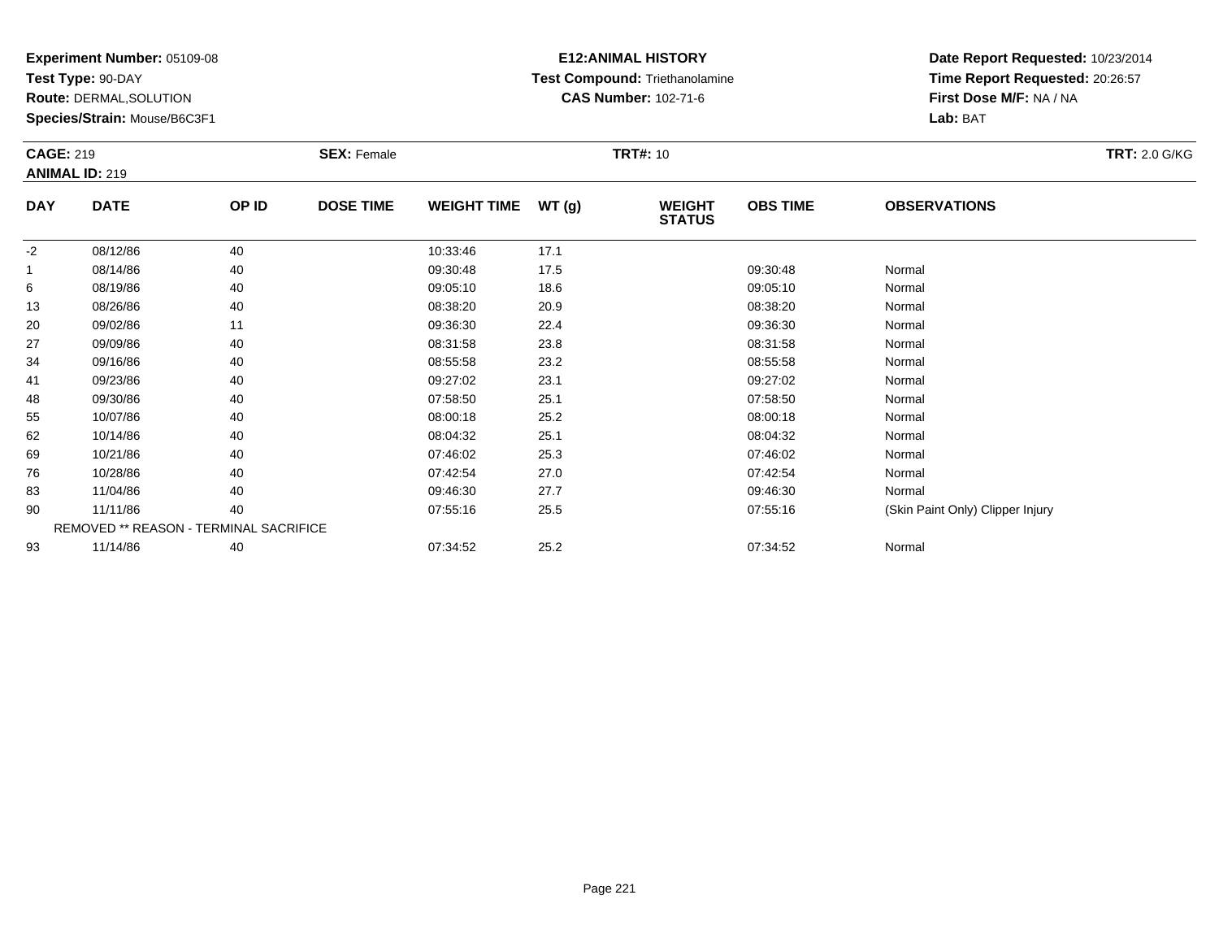**Experiment Number:** 05109-08
**Test Type:** 90-DAY
**Route:** DERMAL,SOLUTION
**Species/Strain:** Mouse/B6C3F1

**E12:ANIMAL HISTORY**
**Test Compound:** Triethanolamine
**CAS Number:** 102-71-6

**Date Report Requested:** 10/23/2014
**Time Report Requested:** 20:26:57
**First Dose M/F:** NA / NA
**Lab:** BAT

**CAGE:** 219 **SEX:** Female **TRT#:** 10 **TRT:** 2.0 G/KG
**ANIMAL ID:** 219

| DAY | DATE | OP ID | DOSE TIME | WEIGHT TIME | WT (g) | WEIGHT STATUS | OBS TIME | OBSERVATIONS |
|---|---|---|---|---|---|---|---|---|
| -2 | 08/12/86 | 40 | | 10:33:46 | 17.1 | | | |
| 1 | 08/14/86 | 40 | | 09:30:48 | 17.5 | | 09:30:48 | Normal |
| 6 | 08/19/86 | 40 | | 09:05:10 | 18.6 | | 09:05:10 | Normal |
| 13 | 08/26/86 | 40 | | 08:38:20 | 20.9 | | 08:38:20 | Normal |
| 20 | 09/02/86 | 11 | | 09:36:30 | 22.4 | | 09:36:30 | Normal |
| 27 | 09/09/86 | 40 | | 08:31:58 | 23.8 | | 08:31:58 | Normal |
| 34 | 09/16/86 | 40 | | 08:55:58 | 23.2 | | 08:55:58 | Normal |
| 41 | 09/23/86 | 40 | | 09:27:02 | 23.1 | | 09:27:02 | Normal |
| 48 | 09/30/86 | 40 | | 07:58:50 | 25.1 | | 07:58:50 | Normal |
| 55 | 10/07/86 | 40 | | 08:00:18 | 25.2 | | 08:00:18 | Normal |
| 62 | 10/14/86 | 40 | | 08:04:32 | 25.1 | | 08:04:32 | Normal |
| 69 | 10/21/86 | 40 | | 07:46:02 | 25.3 | | 07:46:02 | Normal |
| 76 | 10/28/86 | 40 | | 07:42:54 | 27.0 | | 07:42:54 | Normal |
| 83 | 11/04/86 | 40 | | 09:46:30 | 27.7 | | 09:46:30 | Normal |
| 90 | 11/11/86 | 40 | | 07:55:16 | 25.5 | | 07:55:16 | (Skin Paint Only) Clipper Injury |
| REMOVED ** REASON - TERMINAL SACRIFICE | | | | | | | | |
| 93 | 11/14/86 | 40 | | 07:34:52 | 25.2 | | 07:34:52 | Normal |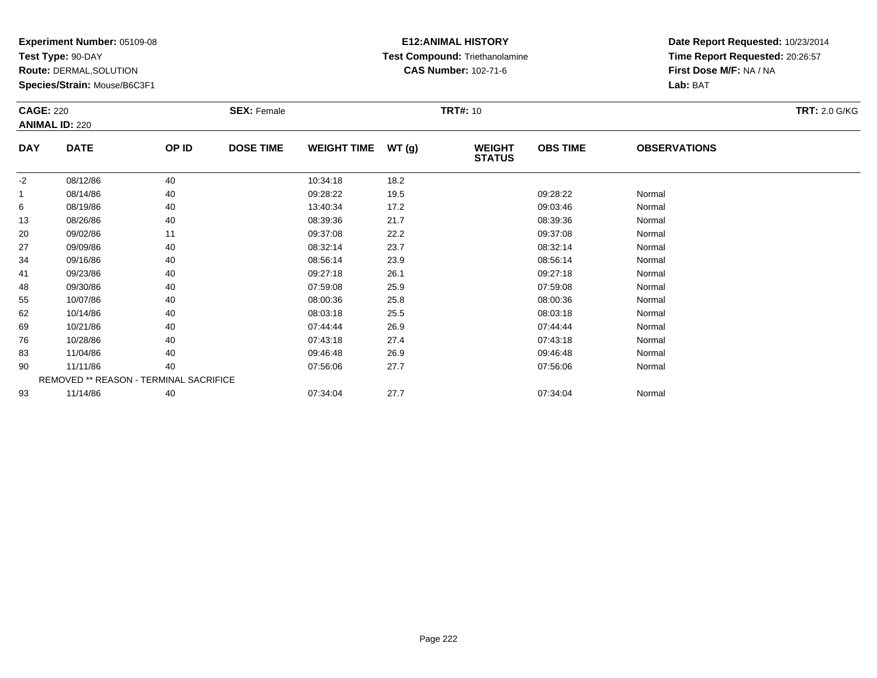**Experiment Number:** 05109-08
**Test Type:** 90-DAY
**Route:** DERMAL,SOLUTION
**Species/Strain:** Mouse/B6C3F1

**E12:ANIMAL HISTORY**
**Test Compound:** Triethanolamine
**CAS Number:** 102-71-6

**Date Report Requested:** 10/23/2014
**Time Report Requested:** 20:26:57
**First Dose M/F:** NA / NA
**Lab:** BAT

**CAGE:** 220
**ANIMAL ID:** 220
**SEX:** Female
**TRT#:** 10
**TRT:** 2.0 G/KG

| DAY | DATE | OP ID | DOSE TIME | WEIGHT TIME | WT (g) | WEIGHT STATUS | OBS TIME | OBSERVATIONS |
|---|---|---|---|---|---|---|---|---|
| -2 | 08/12/86 | 40 | | 10:34:18 | 18.2 | | | |
| 1 | 08/14/86 | 40 | | 09:28:22 | 19.5 | | 09:28:22 | Normal |
| 6 | 08/19/86 | 40 | | 13:40:34 | 17.2 | | 09:03:46 | Normal |
| 13 | 08/26/86 | 40 | | 08:39:36 | 21.7 | | 08:39:36 | Normal |
| 20 | 09/02/86 | 11 | | 09:37:08 | 22.2 | | 09:37:08 | Normal |
| 27 | 09/09/86 | 40 | | 08:32:14 | 23.7 | | 08:32:14 | Normal |
| 34 | 09/16/86 | 40 | | 08:56:14 | 23.9 | | 08:56:14 | Normal |
| 41 | 09/23/86 | 40 | | 09:27:18 | 26.1 | | 09:27:18 | Normal |
| 48 | 09/30/86 | 40 | | 07:59:08 | 25.9 | | 07:59:08 | Normal |
| 55 | 10/07/86 | 40 | | 08:00:36 | 25.8 | | 08:00:36 | Normal |
| 62 | 10/14/86 | 40 | | 08:03:18 | 25.5 | | 08:03:18 | Normal |
| 69 | 10/21/86 | 40 | | 07:44:44 | 26.9 | | 07:44:44 | Normal |
| 76 | 10/28/86 | 40 | | 07:43:18 | 27.4 | | 07:43:18 | Normal |
| 83 | 11/04/86 | 40 | | 09:46:48 | 26.9 | | 09:46:48 | Normal |
| 90 | 11/11/86 | 40 | | 07:56:06 | 27.7 | | 07:56:06 | Normal |
| | REMOVED ** REASON - TERMINAL SACRIFICE | | | | | | | |
| 93 | 11/14/86 | 40 | | 07:34:04 | 27.7 | | 07:34:04 | Normal |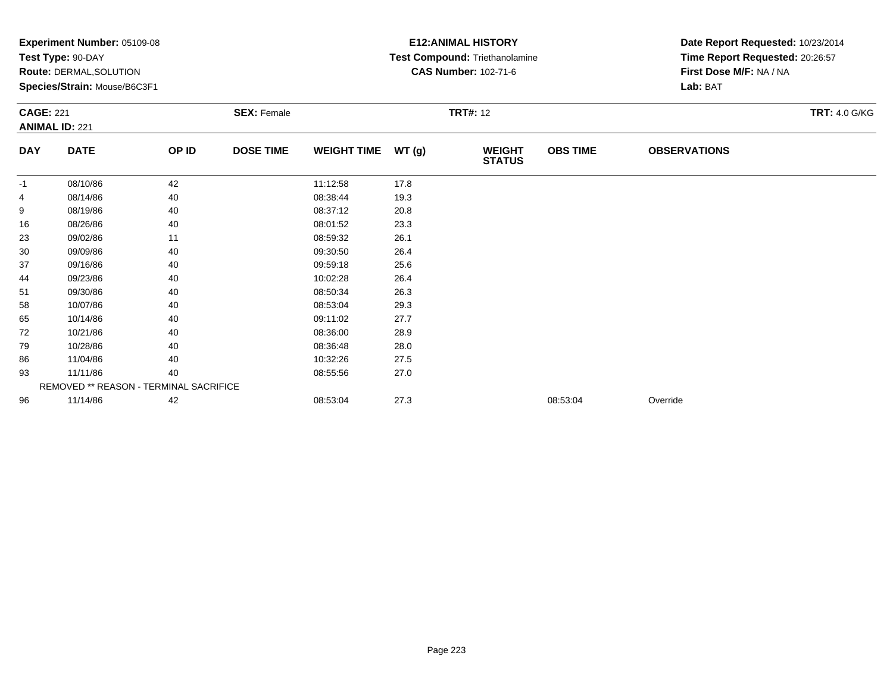**Experiment Number:** 05109-08
**Test Type:** 90-DAY
**Route:** DERMAL,SOLUTION
**Species/Strain:** Mouse/B6C3F1

**E12:ANIMAL HISTORY**
**Test Compound:** Triethanolamine
**CAS Number:** 102-71-6

**Date Report Requested:** 10/23/2014
**Time Report Requested:** 20:26:57
**First Dose M/F:** NA / NA
**Lab:** BAT

**CAGE:** 221
**ANIMAL ID:** 221
**SEX:** Female
**TRT#:** 12
**TRT:** 4.0 G/KG

| DAY | DATE | OP ID | DOSE TIME | WEIGHT TIME | WT (g) | WEIGHT STATUS | OBS TIME | OBSERVATIONS |
|---|---|---|---|---|---|---|---|---|
| -1 | 08/10/86 | 42 | | 11:12:58 | 17.8 | | | |
| 4 | 08/14/86 | 40 | | 08:38:44 | 19.3 | | | |
| 9 | 08/19/86 | 40 | | 08:37:12 | 20.8 | | | |
| 16 | 08/26/86 | 40 | | 08:01:52 | 23.3 | | | |
| 23 | 09/02/86 | 11 | | 08:59:32 | 26.1 | | | |
| 30 | 09/09/86 | 40 | | 09:30:50 | 26.4 | | | |
| 37 | 09/16/86 | 40 | | 09:59:18 | 25.6 | | | |
| 44 | 09/23/86 | 40 | | 10:02:28 | 26.4 | | | |
| 51 | 09/30/86 | 40 | | 08:50:34 | 26.3 | | | |
| 58 | 10/07/86 | 40 | | 08:53:04 | 29.3 | | | |
| 65 | 10/14/86 | 40 | | 09:11:02 | 27.7 | | | |
| 72 | 10/21/86 | 40 | | 08:36:00 | 28.9 | | | |
| 79 | 10/28/86 | 40 | | 08:36:48 | 28.0 | | | |
| 86 | 11/04/86 | 40 | | 10:32:26 | 27.5 | | | |
| 93 | 11/11/86 | 40 | | 08:55:56 | 27.0 | | | |
| REMOVED ** REASON - TERMINAL SACRIFICE | | | | | | | | |
| 96 | 11/14/86 | 42 | | 08:53:04 | 27.3 | | 08:53:04 | Override |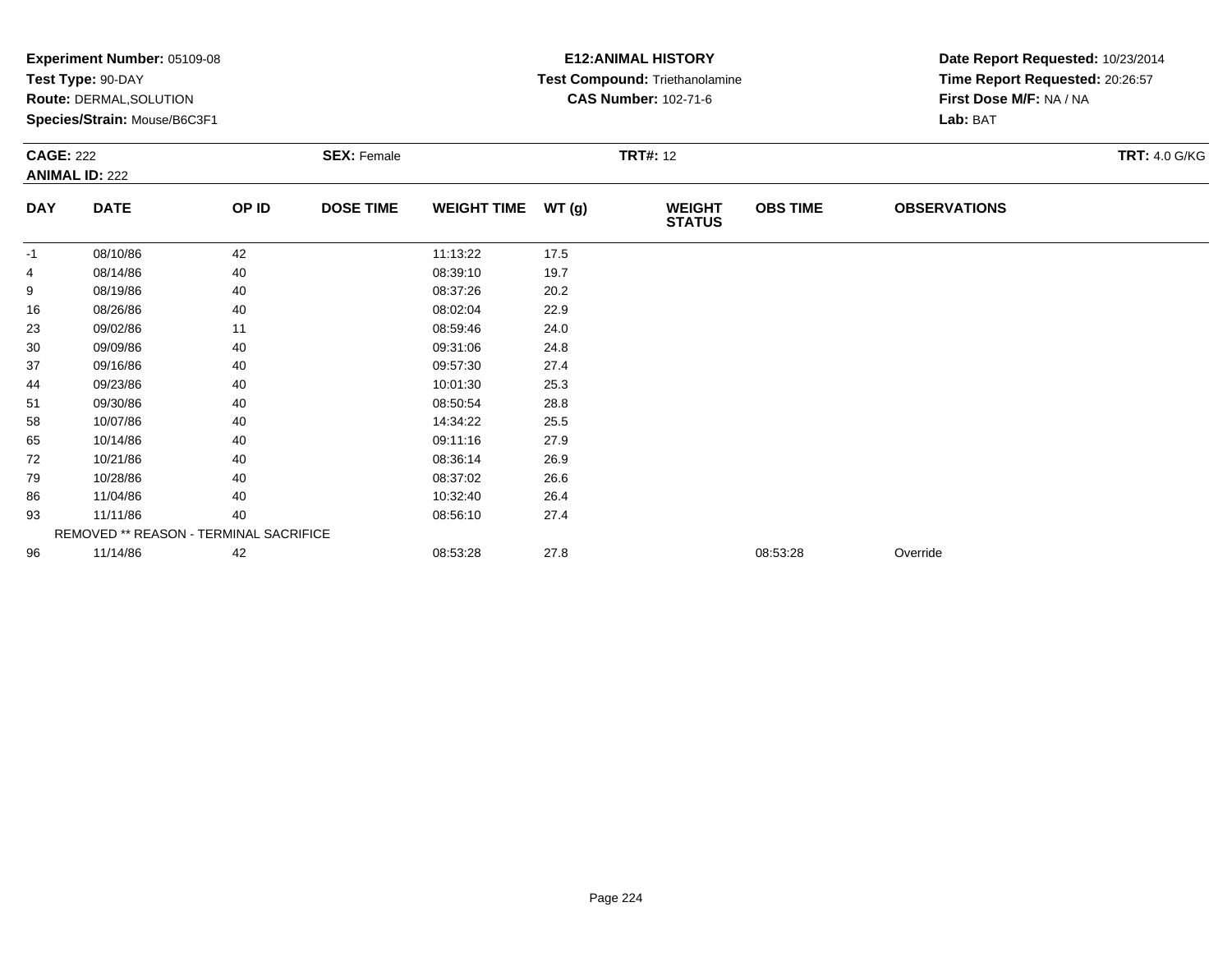**Experiment Number:** 05109-08
**Test Type:** 90-DAY
**Route:** DERMAL,SOLUTION
**Species/Strain:** Mouse/B6C3F1

**E12:ANIMAL HISTORY**
**Test Compound:** Triethanolamine
**CAS Number:** 102-71-6

**Date Report Requested:** 10/23/2014
**Time Report Requested:** 20:26:57
**First Dose M/F:** NA / NA
**Lab:** BAT

**CAGE:** 222
**ANIMAL ID:** 222
**SEX:** Female
**TRT#:** 12
**TRT:** 4.0 G/KG

| DAY | DATE | OP ID | DOSE TIME | WEIGHT TIME | WT (g) | WEIGHT STATUS | OBS TIME | OBSERVATIONS |
|---|---|---|---|---|---|---|---|---|
| -1 | 08/10/86 | 42 | | 11:13:22 | 17.5 | | | |
| 4 | 08/14/86 | 40 | | 08:39:10 | 19.7 | | | |
| 9 | 08/19/86 | 40 | | 08:37:26 | 20.2 | | | |
| 16 | 08/26/86 | 40 | | 08:02:04 | 22.9 | | | |
| 23 | 09/02/86 | 11 | | 08:59:46 | 24.0 | | | |
| 30 | 09/09/86 | 40 | | 09:31:06 | 24.8 | | | |
| 37 | 09/16/86 | 40 | | 09:57:30 | 27.4 | | | |
| 44 | 09/23/86 | 40 | | 10:01:30 | 25.3 | | | |
| 51 | 09/30/86 | 40 | | 08:50:54 | 28.8 | | | |
| 58 | 10/07/86 | 40 | | 14:34:22 | 25.5 | | | |
| 65 | 10/14/86 | 40 | | 09:11:16 | 27.9 | | | |
| 72 | 10/21/86 | 40 | | 08:36:14 | 26.9 | | | |
| 79 | 10/28/86 | 40 | | 08:37:02 | 26.6 | | | |
| 86 | 11/04/86 | 40 | | 10:32:40 | 26.4 | | | |
| 93 | 11/11/86 | 40 | | 08:56:10 | 27.4 | | | |
| | REMOVED ** REASON - TERMINAL SACRIFICE | | | | | | | |
| 96 | 11/14/86 | 42 | | 08:53:28 | 27.8 | | 08:53:28 | Override |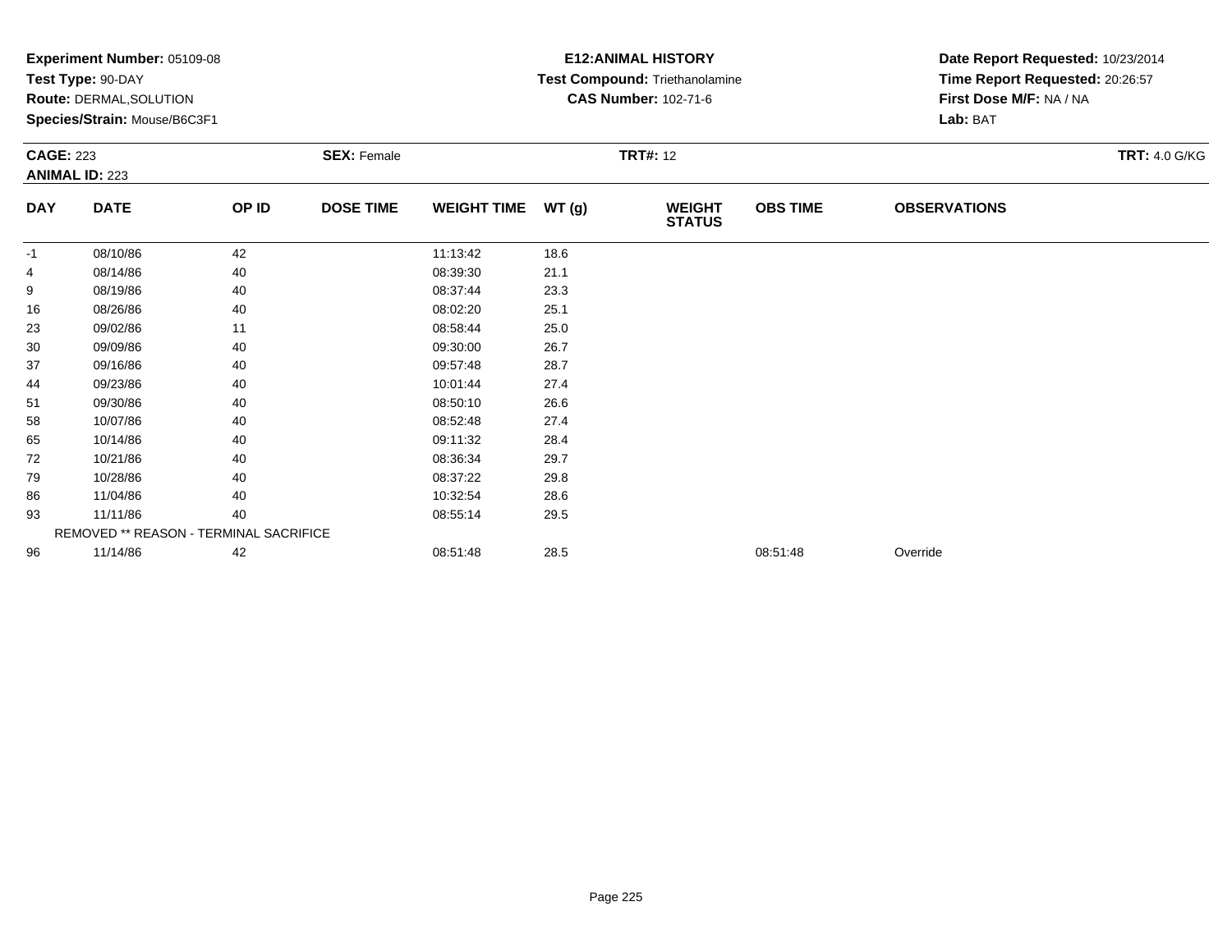**Experiment Number:** 05109-08
**Test Type:** 90-DAY
**Route:** DERMAL,SOLUTION
**Species/Strain:** Mouse/B6C3F1

**E12:ANIMAL HISTORY**
**Test Compound:** Triethanolamine
**CAS Number:** 102-71-6

**Date Report Requested:** 10/23/2014
**Time Report Requested:** 20:26:57
**First Dose M/F:** NA / NA
**Lab:** BAT

**CAGE:** 223
**ANIMAL ID:** 223
**SEX:** Female
**TRT#:** 12
**TRT:** 4.0 G/KG

| DAY | DATE | OP ID | DOSE TIME | WEIGHT TIME | WT (g) | WEIGHT STATUS | OBS TIME | OBSERVATIONS |
|---|---|---|---|---|---|---|---|---|
| -1 | 08/10/86 | 42 | | 11:13:42 | 18.6 | | | |
| 4 | 08/14/86 | 40 | | 08:39:30 | 21.1 | | | |
| 9 | 08/19/86 | 40 | | 08:37:44 | 23.3 | | | |
| 16 | 08/26/86 | 40 | | 08:02:20 | 25.1 | | | |
| 23 | 09/02/86 | 11 | | 08:58:44 | 25.0 | | | |
| 30 | 09/09/86 | 40 | | 09:30:00 | 26.7 | | | |
| 37 | 09/16/86 | 40 | | 09:57:48 | 28.7 | | | |
| 44 | 09/23/86 | 40 | | 10:01:44 | 27.4 | | | |
| 51 | 09/30/86 | 40 | | 08:50:10 | 26.6 | | | |
| 58 | 10/07/86 | 40 | | 08:52:48 | 27.4 | | | |
| 65 | 10/14/86 | 40 | | 09:11:32 | 28.4 | | | |
| 72 | 10/21/86 | 40 | | 08:36:34 | 29.7 | | | |
| 79 | 10/28/86 | 40 | | 08:37:22 | 29.8 | | | |
| 86 | 11/04/86 | 40 | | 10:32:54 | 28.6 | | | |
| 93 | 11/11/86 | 40 | | 08:55:14 | 29.5 | | | |
| | REMOVED ** REASON - TERMINAL SACRIFICE | | | | | | | |
| 96 | 11/14/86 | 42 | | 08:51:48 | 28.5 | | 08:51:48 | Override |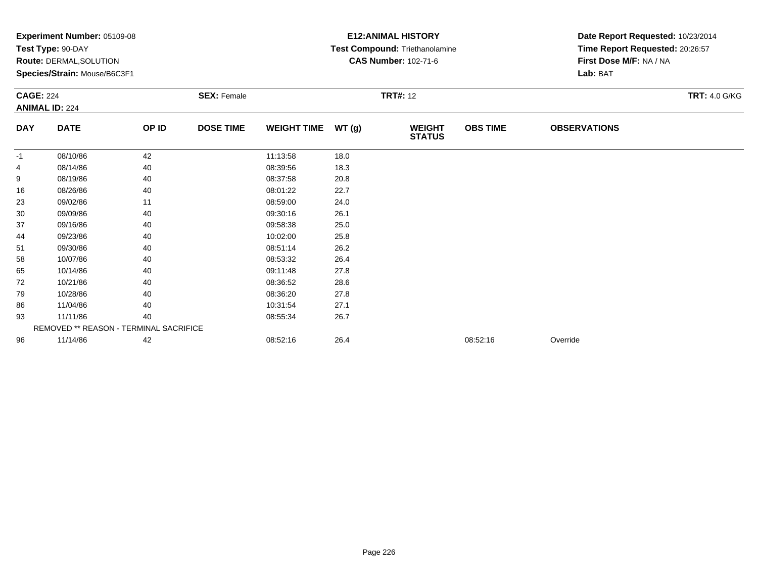**Experiment Number:** 05109-08
**Test Type:** 90-DAY
**Route:** DERMAL,SOLUTION
**Species/Strain:** Mouse/B6C3F1

**E12:ANIMAL HISTORY**
**Test Compound:** Triethanolamine
**CAS Number:** 102-71-6

**Date Report Requested:** 10/23/2014
**Time Report Requested:** 20:26:57
**First Dose M/F:** NA / NA
**Lab:** BAT

**CAGE:** 224
**ANIMAL ID:** 224
**SEX:** Female
**TRT#:** 12
**TRT:** 4.0 G/KG

| DAY | DATE | OP ID | DOSE TIME | WEIGHT TIME | WT (g) | WEIGHT STATUS | OBS TIME | OBSERVATIONS |
|---|---|---|---|---|---|---|---|---|
| -1 | 08/10/86 | 42 | | 11:13:58 | 18.0 | | | |
| 4 | 08/14/86 | 40 | | 08:39:56 | 18.3 | | | |
| 9 | 08/19/86 | 40 | | 08:37:58 | 20.8 | | | |
| 16 | 08/26/86 | 40 | | 08:01:22 | 22.7 | | | |
| 23 | 09/02/86 | 11 | | 08:59:00 | 24.0 | | | |
| 30 | 09/09/86 | 40 | | 09:30:16 | 26.1 | | | |
| 37 | 09/16/86 | 40 | | 09:58:38 | 25.0 | | | |
| 44 | 09/23/86 | 40 | | 10:02:00 | 25.8 | | | |
| 51 | 09/30/86 | 40 | | 08:51:14 | 26.2 | | | |
| 58 | 10/07/86 | 40 | | 08:53:32 | 26.4 | | | |
| 65 | 10/14/86 | 40 | | 09:11:48 | 27.8 | | | |
| 72 | 10/21/86 | 40 | | 08:36:52 | 28.6 | | | |
| 79 | 10/28/86 | 40 | | 08:36:20 | 27.8 | | | |
| 86 | 11/04/86 | 40 | | 10:31:54 | 27.1 | | | |
| 93 | 11/11/86 | 40 | | 08:55:34 | 26.7 | | | |
| | REMOVED ** REASON - TERMINAL SACRIFICE | | | | | | | |
| 96 | 11/14/86 | 42 | | 08:52:16 | 26.4 | | 08:52:16 | Override |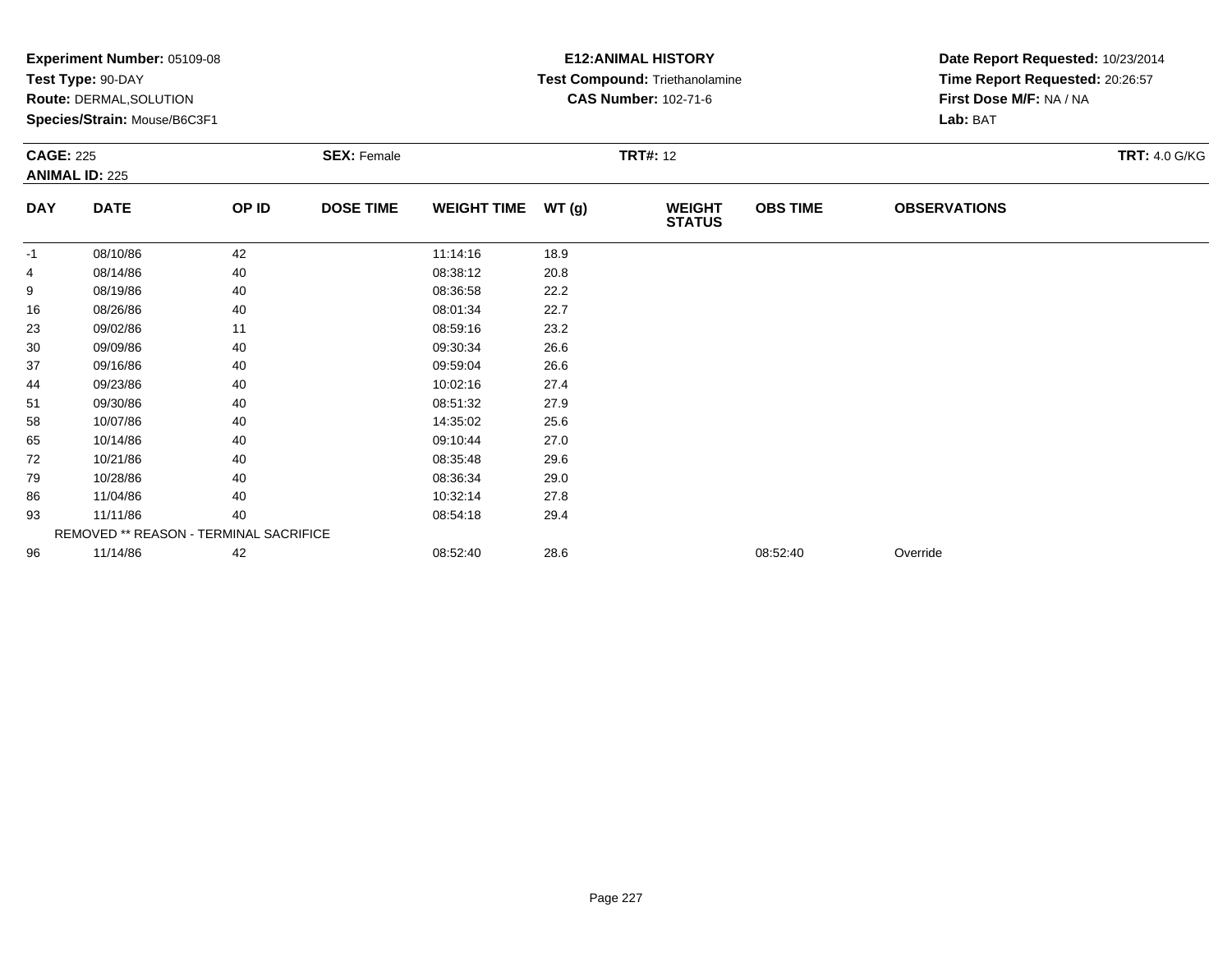**Experiment Number:** 05109-08
**Test Type:** 90-DAY
**Route:** DERMAL,SOLUTION
**Species/Strain:** Mouse/B6C3F1

**E12:ANIMAL HISTORY**
**Test Compound:** Triethanolamine
**CAS Number:** 102-71-6

**Date Report Requested:** 10/23/2014
**Time Report Requested:** 20:26:57
**First Dose M/F:** NA / NA
**Lab:** BAT

**CAGE:** 225
**ANIMAL ID:** 225
**SEX:** Female
**TRT#:** 12
**TRT:** 4.0 G/KG

| DAY | DATE | OP ID | DOSE TIME | WEIGHT TIME | WT (g) | WEIGHT STATUS | OBS TIME | OBSERVATIONS |
|---|---|---|---|---|---|---|---|---|
| -1 | 08/10/86 | 42 | | 11:14:16 | 18.9 | | | |
| 4 | 08/14/86 | 40 | | 08:38:12 | 20.8 | | | |
| 9 | 08/19/86 | 40 | | 08:36:58 | 22.2 | | | |
| 16 | 08/26/86 | 40 | | 08:01:34 | 22.7 | | | |
| 23 | 09/02/86 | 11 | | 08:59:16 | 23.2 | | | |
| 30 | 09/09/86 | 40 | | 09:30:34 | 26.6 | | | |
| 37 | 09/16/86 | 40 | | 09:59:04 | 26.6 | | | |
| 44 | 09/23/86 | 40 | | 10:02:16 | 27.4 | | | |
| 51 | 09/30/86 | 40 | | 08:51:32 | 27.9 | | | |
| 58 | 10/07/86 | 40 | | 14:35:02 | 25.6 | | | |
| 65 | 10/14/86 | 40 | | 09:10:44 | 27.0 | | | |
| 72 | 10/21/86 | 40 | | 08:35:48 | 29.6 | | | |
| 79 | 10/28/86 | 40 | | 08:36:34 | 29.0 | | | |
| 86 | 11/04/86 | 40 | | 10:32:14 | 27.8 | | | |
| 93 | 11/11/86 | 40 | | 08:54:18 | 29.4 | | | |
| | REMOVED ** REASON - TERMINAL SACRIFICE | | | | | | | |
| 96 | 11/14/86 | 42 | | 08:52:40 | 28.6 | | 08:52:40 | Override |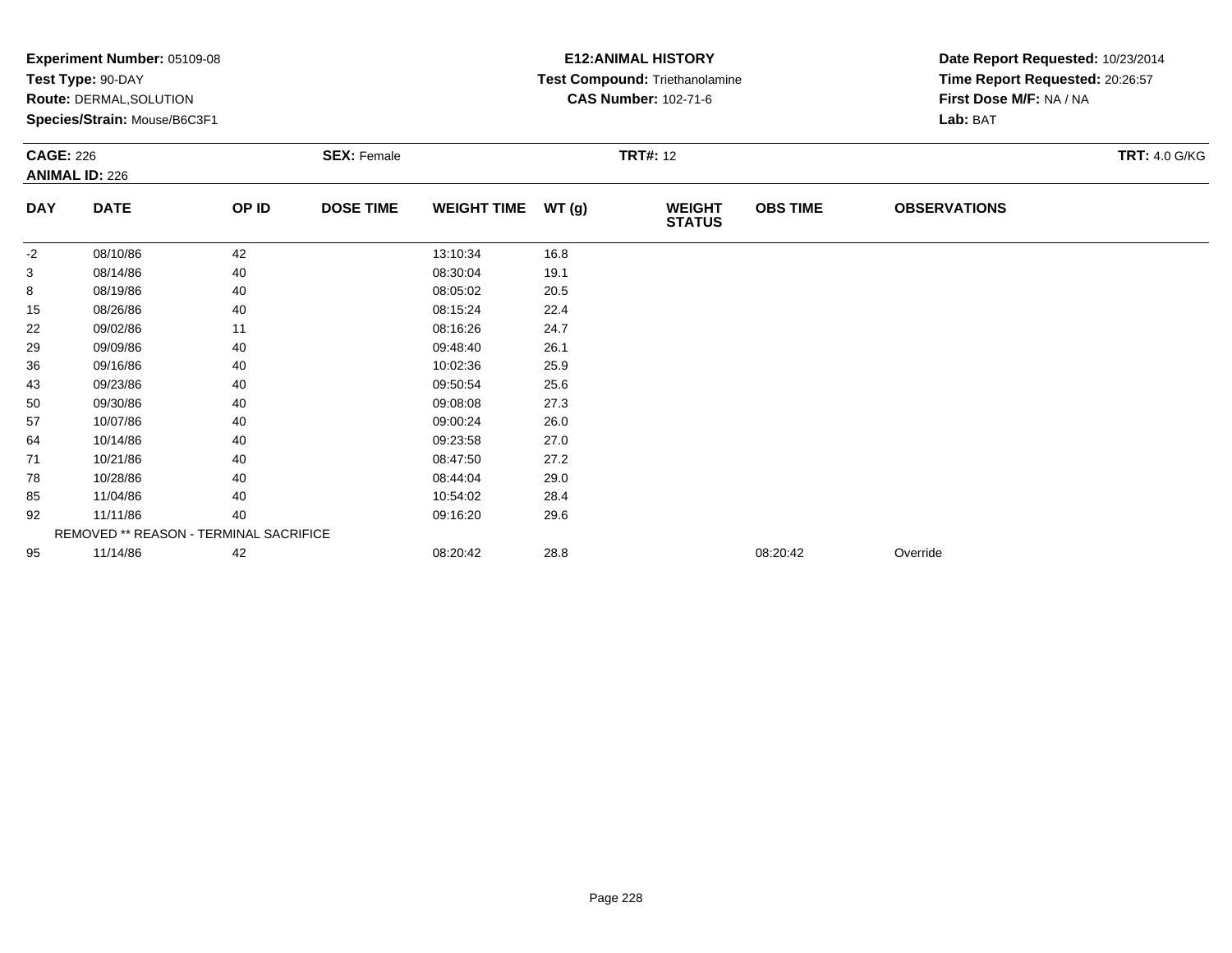**Experiment Number:** 05109-08
**Test Type:** 90-DAY
**Route:** DERMAL,SOLUTION
**Species/Strain:** Mouse/B6C3F1

**E12:ANIMAL HISTORY**
**Test Compound:** Triethanolamine
**CAS Number:** 102-71-6

**Date Report Requested:** 10/23/2014
**Time Report Requested:** 20:26:57
**First Dose M/F:** NA / NA
**Lab:** BAT

**CAGE:** 226
**ANIMAL ID:** 226
**SEX:** Female
**TRT#:** 12
**TRT:** 4.0 G/KG

| DAY | DATE | OP ID | DOSE TIME | WEIGHT TIME | WT (g) | WEIGHT STATUS | OBS TIME | OBSERVATIONS |
|---|---|---|---|---|---|---|---|---|
| -2 | 08/10/86 | 42 | | 13:10:34 | 16.8 | | | |
| 3 | 08/14/86 | 40 | | 08:30:04 | 19.1 | | | |
| 8 | 08/19/86 | 40 | | 08:05:02 | 20.5 | | | |
| 15 | 08/26/86 | 40 | | 08:15:24 | 22.4 | | | |
| 22 | 09/02/86 | 11 | | 08:16:26 | 24.7 | | | |
| 29 | 09/09/86 | 40 | | 09:48:40 | 26.1 | | | |
| 36 | 09/16/86 | 40 | | 10:02:36 | 25.9 | | | |
| 43 | 09/23/86 | 40 | | 09:50:54 | 25.6 | | | |
| 50 | 09/30/86 | 40 | | 09:08:08 | 27.3 | | | |
| 57 | 10/07/86 | 40 | | 09:00:24 | 26.0 | | | |
| 64 | 10/14/86 | 40 | | 09:23:58 | 27.0 | | | |
| 71 | 10/21/86 | 40 | | 08:47:50 | 27.2 | | | |
| 78 | 10/28/86 | 40 | | 08:44:04 | 29.0 | | | |
| 85 | 11/04/86 | 40 | | 10:54:02 | 28.4 | | | |
| 92 | 11/11/86 | 40 | | 09:16:20 | 29.6 | | | |
| REMOVED ** REASON - TERMINAL SACRIFICE | | | | | | | | |
| 95 | 11/14/86 | 42 | | 08:20:42 | 28.8 | | 08:20:42 | Override |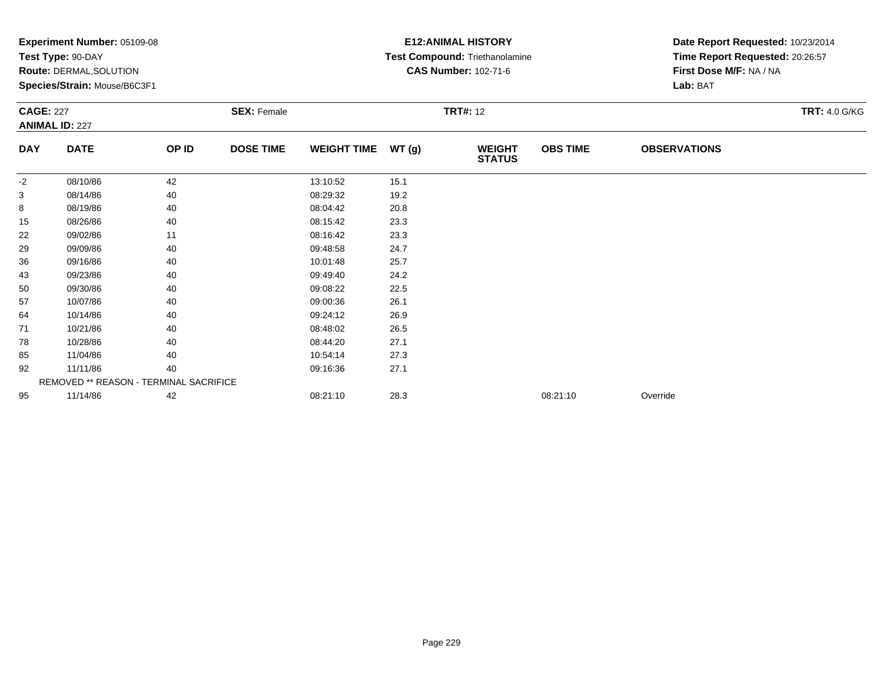**Experiment Number:** 05109-08
**Test Type:** 90-DAY
**Route:** DERMAL,SOLUTION
**Species/Strain:** Mouse/B6C3F1

**E12:ANIMAL HISTORY**
**Test Compound:** Triethanolamine
**CAS Number:** 102-71-6

**Date Report Requested:** 10/23/2014
**Time Report Requested:** 20:26:57
**First Dose M/F:** NA / NA
**Lab:** BAT

**CAGE:** 227
**ANIMAL ID:** 227
**SEX:** Female
**TRT#:** 12
**TRT:** 4.0 G/KG

| DAY | DATE | OP ID | DOSE TIME | WEIGHT TIME | WT (g) | WEIGHT STATUS | OBS TIME | OBSERVATIONS |
|---|---|---|---|---|---|---|---|---|
| -2 | 08/10/86 | 42 | | 13:10:52 | 15.1 | | | |
| 3 | 08/14/86 | 40 | | 08:29:32 | 19.2 | | | |
| 8 | 08/19/86 | 40 | | 08:04:42 | 20.8 | | | |
| 15 | 08/26/86 | 40 | | 08:15:42 | 23.3 | | | |
| 22 | 09/02/86 | 11 | | 08:16:42 | 23.3 | | | |
| 29 | 09/09/86 | 40 | | 09:48:58 | 24.7 | | | |
| 36 | 09/16/86 | 40 | | 10:01:48 | 25.7 | | | |
| 43 | 09/23/86 | 40 | | 09:49:40 | 24.2 | | | |
| 50 | 09/30/86 | 40 | | 09:08:22 | 22.5 | | | |
| 57 | 10/07/86 | 40 | | 09:00:36 | 26.1 | | | |
| 64 | 10/14/86 | 40 | | 09:24:12 | 26.9 | | | |
| 71 | 10/21/86 | 40 | | 08:48:02 | 26.5 | | | |
| 78 | 10/28/86 | 40 | | 08:44:20 | 27.1 | | | |
| 85 | 11/04/86 | 40 | | 10:54:14 | 27.3 | | | |
| 92 | 11/11/86 | 40 | | 09:16:36 | 27.1 | | | |
| | REMOVED ** REASON - TERMINAL SACRIFICE | | | | | | | |
| 95 | 11/14/86 | 42 | | 08:21:10 | 28.3 | | 08:21:10 | Override |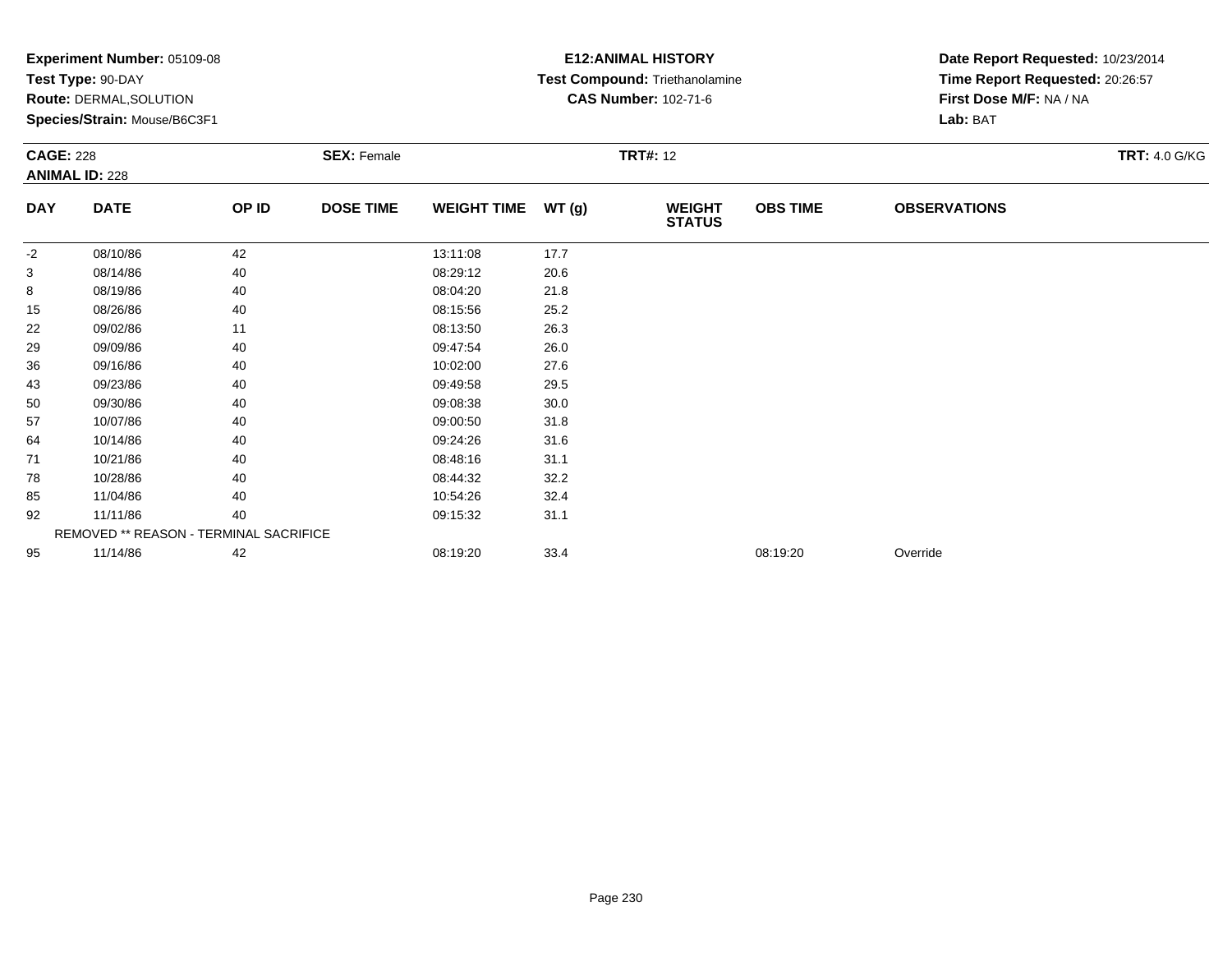**Experiment Number:** 05109-08
**Test Type:** 90-DAY
**Route:** DERMAL,SOLUTION
**Species/Strain:** Mouse/B6C3F1

**E12:ANIMAL HISTORY**
**Test Compound:** Triethanolamine
**CAS Number:** 102-71-6

**Date Report Requested:** 10/23/2014
**Time Report Requested:** 20:26:57
**First Dose M/F:** NA / NA
**Lab:** BAT

**CAGE:** 228
**ANIMAL ID:** 228
**SEX:** Female
**TRT#:** 12
**TRT:** 4.0 G/KG

| DAY | DATE | OP ID | DOSE TIME | WEIGHT TIME | WT (g) | WEIGHT STATUS | OBS TIME | OBSERVATIONS |
|---|---|---|---|---|---|---|---|---|
| -2 | 08/10/86 | 42 | | 13:11:08 | 17.7 | | | |
| 3 | 08/14/86 | 40 | | 08:29:12 | 20.6 | | | |
| 8 | 08/19/86 | 40 | | 08:04:20 | 21.8 | | | |
| 15 | 08/26/86 | 40 | | 08:15:56 | 25.2 | | | |
| 22 | 09/02/86 | 11 | | 08:13:50 | 26.3 | | | |
| 29 | 09/09/86 | 40 | | 09:47:54 | 26.0 | | | |
| 36 | 09/16/86 | 40 | | 10:02:00 | 27.6 | | | |
| 43 | 09/23/86 | 40 | | 09:49:58 | 29.5 | | | |
| 50 | 09/30/86 | 40 | | 09:08:38 | 30.0 | | | |
| 57 | 10/07/86 | 40 | | 09:00:50 | 31.8 | | | |
| 64 | 10/14/86 | 40 | | 09:24:26 | 31.6 | | | |
| 71 | 10/21/86 | 40 | | 08:48:16 | 31.1 | | | |
| 78 | 10/28/86 | 40 | | 08:44:32 | 32.2 | | | |
| 85 | 11/04/86 | 40 | | 10:54:26 | 32.4 | | | |
| 92 | 11/11/86 | 40 | | 09:15:32 | 31.1 | | | |
| REMOVED ** REASON - TERMINAL SACRIFICE | | | | | | | | |
| 95 | 11/14/86 | 42 | | 08:19:20 | 33.4 | | 08:19:20 | Override |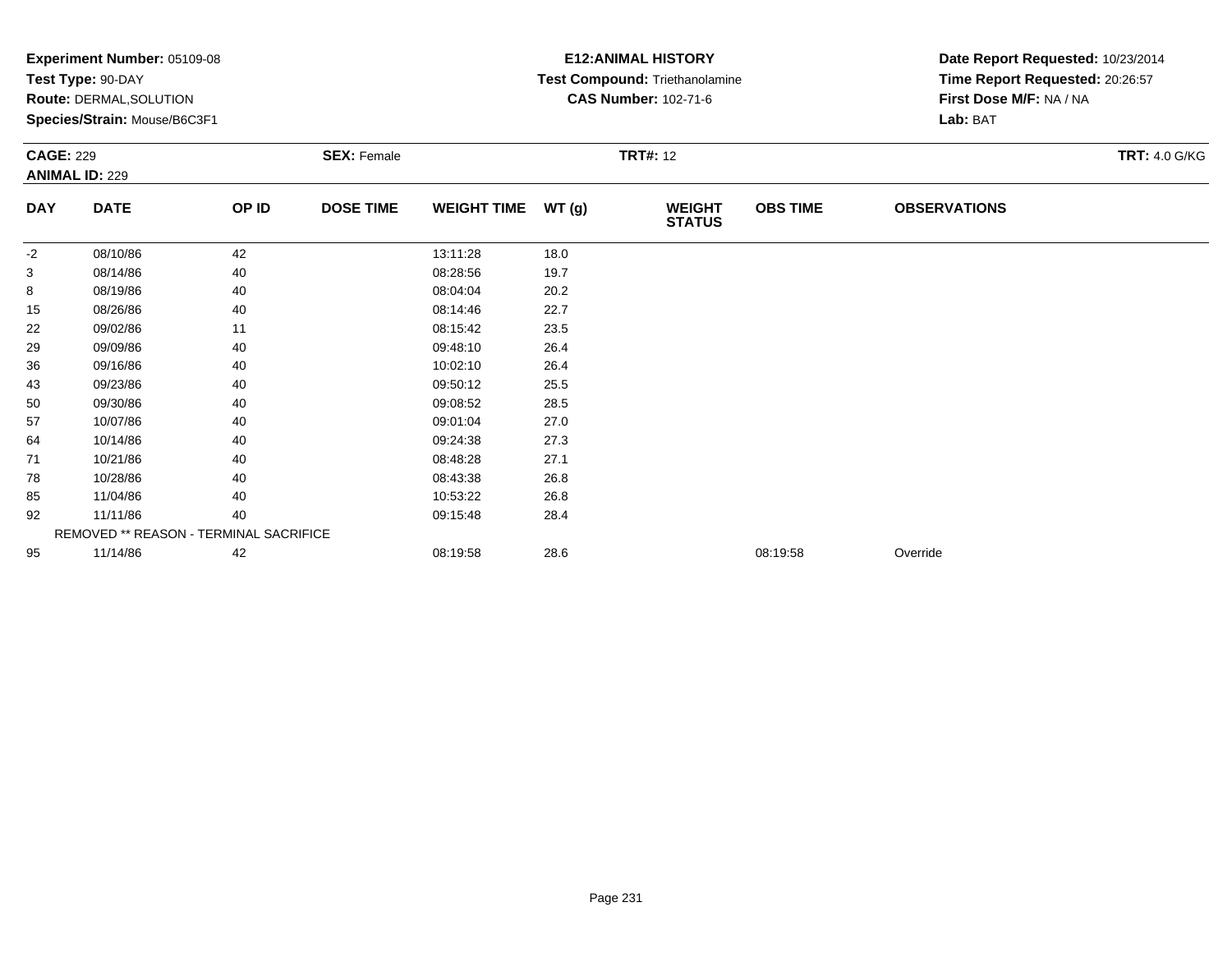**Experiment Number:** 05109-08
**Test Type:** 90-DAY
**Route:** DERMAL,SOLUTION
**Species/Strain:** Mouse/B6C3F1

**E12:ANIMAL HISTORY**
**Test Compound:** Triethanolamine
**CAS Number:** 102-71-6

**Date Report Requested:** 10/23/2014
**Time Report Requested:** 20:26:57
**First Dose M/F:** NA / NA
**Lab:** BAT

**CAGE:** 229
**ANIMAL ID:** 229
**SEX:** Female
**TRT#:** 12
**TRT:** 4.0 G/KG

| DAY | DATE | OP ID | DOSE TIME | WEIGHT TIME | WT (g) | WEIGHT STATUS | OBS TIME | OBSERVATIONS |
|---|---|---|---|---|---|---|---|---|
| -2 | 08/10/86 | 42 | | 13:11:28 | 18.0 | | | |
| 3 | 08/14/86 | 40 | | 08:28:56 | 19.7 | | | |
| 8 | 08/19/86 | 40 | | 08:04:04 | 20.2 | | | |
| 15 | 08/26/86 | 40 | | 08:14:46 | 22.7 | | | |
| 22 | 09/02/86 | 11 | | 08:15:42 | 23.5 | | | |
| 29 | 09/09/86 | 40 | | 09:48:10 | 26.4 | | | |
| 36 | 09/16/86 | 40 | | 10:02:10 | 26.4 | | | |
| 43 | 09/23/86 | 40 | | 09:50:12 | 25.5 | | | |
| 50 | 09/30/86 | 40 | | 09:08:52 | 28.5 | | | |
| 57 | 10/07/86 | 40 | | 09:01:04 | 27.0 | | | |
| 64 | 10/14/86 | 40 | | 09:24:38 | 27.3 | | | |
| 71 | 10/21/86 | 40 | | 08:48:28 | 27.1 | | | |
| 78 | 10/28/86 | 40 | | 08:43:38 | 26.8 | | | |
| 85 | 11/04/86 | 40 | | 10:53:22 | 26.8 | | | |
| 92 | 11/11/86 | 40 | | 09:15:48 | 28.4 | | | |
| | REMOVED ** REASON - TERMINAL SACRIFICE | | | | | | | |
| 95 | 11/14/86 | 42 | | 08:19:58 | 28.6 | | 08:19:58 | Override |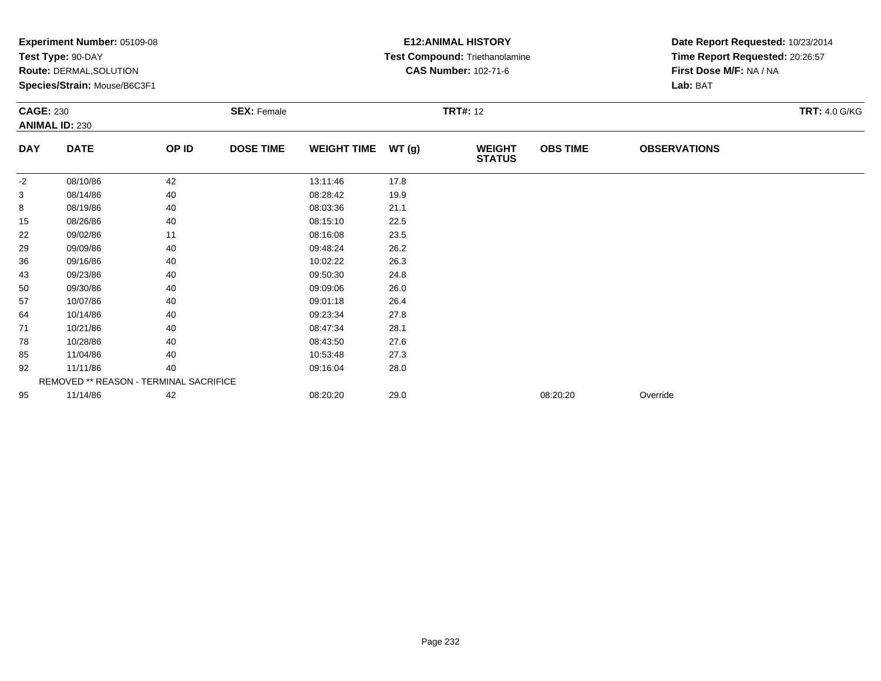**Experiment Number:** 05109-08
**Test Type:** 90-DAY
**Route:** DERMAL,SOLUTION
**Species/Strain:** Mouse/B6C3F1

**E12:ANIMAL HISTORY**
**Test Compound:** Triethanolamine
**CAS Number:** 102-71-6

**Date Report Requested:** 10/23/2014
**Time Report Requested:** 20:26:57
**First Dose M/F:** NA / NA
**Lab:** BAT

**CAGE:** 230
**ANIMAL ID:** 230
**SEX:** Female
**TRT#:** 12
**TRT:** 4.0 G/KG

| DAY | DATE | OP ID | DOSE TIME | WEIGHT TIME | WT (g) | WEIGHT STATUS | OBS TIME | OBSERVATIONS |
|---|---|---|---|---|---|---|---|---|
| -2 | 08/10/86 | 42 | | 13:11:46 | 17.8 | | | |
| 3 | 08/14/86 | 40 | | 08:28:42 | 19.9 | | | |
| 8 | 08/19/86 | 40 | | 08:03:36 | 21.1 | | | |
| 15 | 08/26/86 | 40 | | 08:15:10 | 22.5 | | | |
| 22 | 09/02/86 | 11 | | 08:16:08 | 23.5 | | | |
| 29 | 09/09/86 | 40 | | 09:48:24 | 26.2 | | | |
| 36 | 09/16/86 | 40 | | 10:02:22 | 26.3 | | | |
| 43 | 09/23/86 | 40 | | 09:50:30 | 24.8 | | | |
| 50 | 09/30/86 | 40 | | 09:09:06 | 26.0 | | | |
| 57 | 10/07/86 | 40 | | 09:01:18 | 26.4 | | | |
| 64 | 10/14/86 | 40 | | 09:23:34 | 27.8 | | | |
| 71 | 10/21/86 | 40 | | 08:47:34 | 28.1 | | | |
| 78 | 10/28/86 | 40 | | 08:43:50 | 27.6 | | | |
| 85 | 11/04/86 | 40 | | 10:53:48 | 27.3 | | | |
| 92 | 11/11/86 | 40 | | 09:16:04 | 28.0 | | | |
| REMOVED ** REASON - TERMINAL SACRIFICE | | | | | | | | |
| 95 | 11/14/86 | 42 | | 08:20:20 | 29.0 | | 08:20:20 | Override |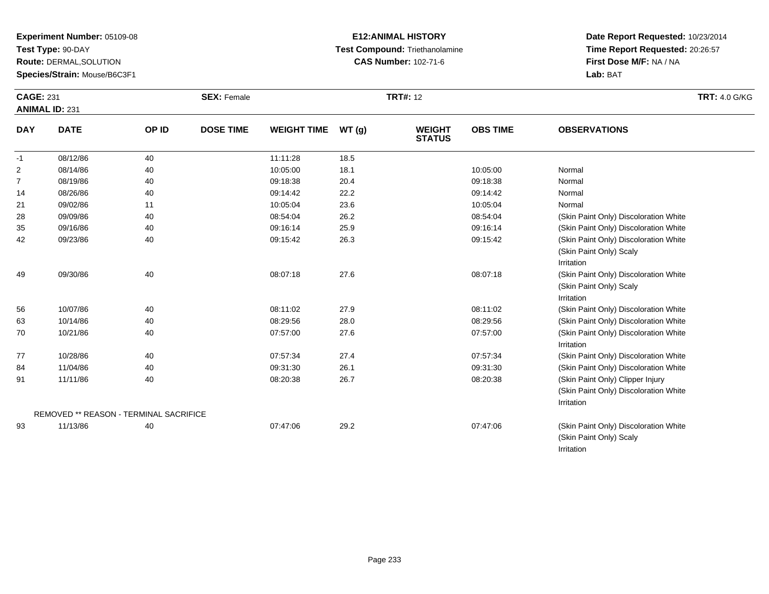**Experiment Number:** 05109-08
**Test Type:** 90-DAY
**Route:** DERMAL,SOLUTION
**Species/Strain:** Mouse/B6C3F1

**E12:ANIMAL HISTORY**
**Test Compound:** Triethanolamine
**CAS Number:** 102-71-6

**Date Report Requested:** 10/23/2014
**Time Report Requested:** 20:26:57
**First Dose M/F:** NA / NA
**Lab:** BAT

**CAGE:** 231
**ANIMAL ID:** 231
**SEX:** Female
**TRT#:** 12
**TRT:** 4.0 G/KG

| DAY | DATE | OP ID | DOSE TIME | WEIGHT TIME | WT (g) | WEIGHT STATUS | OBS TIME | OBSERVATIONS |
|---|---|---|---|---|---|---|---|---|
| -1 | 08/12/86 | 40 | | 11:11:28 | 18.5 | | | |
| 2 | 08/14/86 | 40 | | 10:05:00 | 18.1 | | 10:05:00 | Normal |
| 7 | 08/19/86 | 40 | | 09:18:38 | 20.4 | | 09:18:38 | Normal |
| 14 | 08/26/86 | 40 | | 09:14:42 | 22.2 | | 09:14:42 | Normal |
| 21 | 09/02/86 | 11 | | 10:05:04 | 23.6 | | 10:05:04 | Normal |
| 28 | 09/09/86 | 40 | | 08:54:04 | 26.2 | | 08:54:04 | (Skin Paint Only) Discoloration White |
| 35 | 09/16/86 | 40 | | 09:16:14 | 25.9 | | 09:16:14 | (Skin Paint Only) Discoloration White |
| 42 | 09/23/86 | 40 | | 09:15:42 | 26.3 | | 09:15:42 | (Skin Paint Only) Discoloration White<br>(Skin Paint Only) Scaly<br>Irritation |
| 49 | 09/30/86 | 40 | | 08:07:18 | 27.6 | | 08:07:18 | (Skin Paint Only) Discoloration White<br>(Skin Paint Only) Scaly<br>Irritation |
| 56 | 10/07/86 | 40 | | 08:11:02 | 27.9 | | 08:11:02 | (Skin Paint Only) Discoloration White |
| 63 | 10/14/86 | 40 | | 08:29:56 | 28.0 | | 08:29:56 | (Skin Paint Only) Discoloration White |
| 70 | 10/21/86 | 40 | | 07:57:00 | 27.6 | | 07:57:00 | (Skin Paint Only) Discoloration White<br>Irritation |
| 77 | 10/28/86 | 40 | | 07:57:34 | 27.4 | | 07:57:34 | (Skin Paint Only) Discoloration White |
| 84 | 11/04/86 | 40 | | 09:31:30 | 26.1 | | 09:31:30 | (Skin Paint Only) Discoloration White |
| 91 | 11/11/86 | 40 | | 08:20:38 | 26.7 | | 08:20:38 | (Skin Paint Only) Clipper Injury<br>(Skin Paint Only) Discoloration White<br>Irritation |
| | REMOVED ** REASON - TERMINAL SACRIFICE | | | | | | | |
| 93 | 11/13/86 | 40 | | 07:47:06 | 29.2 | | 07:47:06 | (Skin Paint Only) Discoloration White<br>(Skin Paint Only) Scaly<br>Irritation |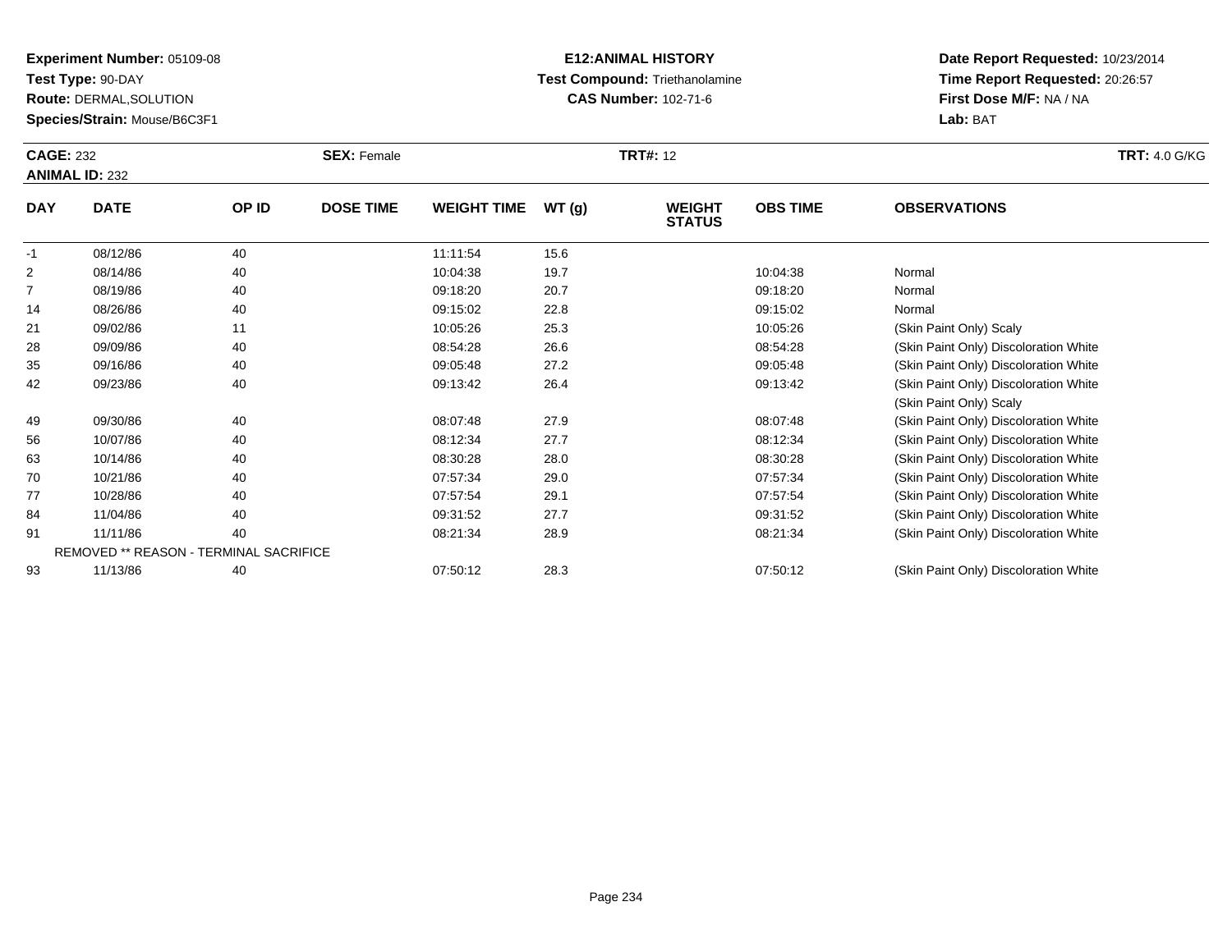**Experiment Number:** 05109-08
**Test Type:** 90-DAY
**Route:** DERMAL,SOLUTION
**Species/Strain:** Mouse/B6C3F1

**E12:ANIMAL HISTORY**
**Test Compound:** Triethanolamine
**CAS Number:** 102-71-6

**Date Report Requested:** 10/23/2014
**Time Report Requested:** 20:26:57
**First Dose M/F:** NA / NA
**Lab:** BAT

**CAGE:** 232 **SEX:** Female **TRT#:** 12 **TRT:** 4.0 G/KG
**ANIMAL ID:** 232

| DAY | DATE | OP ID | DOSE TIME | WEIGHT TIME | WT (g) | WEIGHT STATUS | OBS TIME | OBSERVATIONS |
|---|---|---|---|---|---|---|---|---|
| -1 | 08/12/86 | 40 | | 11:11:54 | 15.6 | | | |
| 2 | 08/14/86 | 40 | | 10:04:38 | 19.7 | | 10:04:38 | Normal |
| 7 | 08/19/86 | 40 | | 09:18:20 | 20.7 | | 09:18:20 | Normal |
| 14 | 08/26/86 | 40 | | 09:15:02 | 22.8 | | 09:15:02 | Normal |
| 21 | 09/02/86 | 11 | | 10:05:26 | 25.3 | | 10:05:26 | (Skin Paint Only) Scaly |
| 28 | 09/09/86 | 40 | | 08:54:28 | 26.6 | | 08:54:28 | (Skin Paint Only) Discoloration White |
| 35 | 09/16/86 | 40 | | 09:05:48 | 27.2 | | 09:05:48 | (Skin Paint Only) Discoloration White |
| 42 | 09/23/86 | 40 | | 09:13:42 | 26.4 | | 09:13:42 | (Skin Paint Only) Discoloration White |
| | | | | | | | | (Skin Paint Only) Scaly |
| 49 | 09/30/86 | 40 | | 08:07:48 | 27.9 | | 08:07:48 | (Skin Paint Only) Discoloration White |
| 56 | 10/07/86 | 40 | | 08:12:34 | 27.7 | | 08:12:34 | (Skin Paint Only) Discoloration White |
| 63 | 10/14/86 | 40 | | 08:30:28 | 28.0 | | 08:30:28 | (Skin Paint Only) Discoloration White |
| 70 | 10/21/86 | 40 | | 07:57:34 | 29.0 | | 07:57:34 | (Skin Paint Only) Discoloration White |
| 77 | 10/28/86 | 40 | | 07:57:54 | 29.1 | | 07:57:54 | (Skin Paint Only) Discoloration White |
| 84 | 11/04/86 | 40 | | 09:31:52 | 27.7 | | 09:31:52 | (Skin Paint Only) Discoloration White |
| 91 | 11/11/86 | 40 | | 08:21:34 | 28.9 | | 08:21:34 | (Skin Paint Only) Discoloration White |
| REMOVED ** REASON - TERMINAL SACRIFICE | | | | | | | | |
| 93 | 11/13/86 | 40 | | 07:50:12 | 28.3 | | 07:50:12 | (Skin Paint Only) Discoloration White |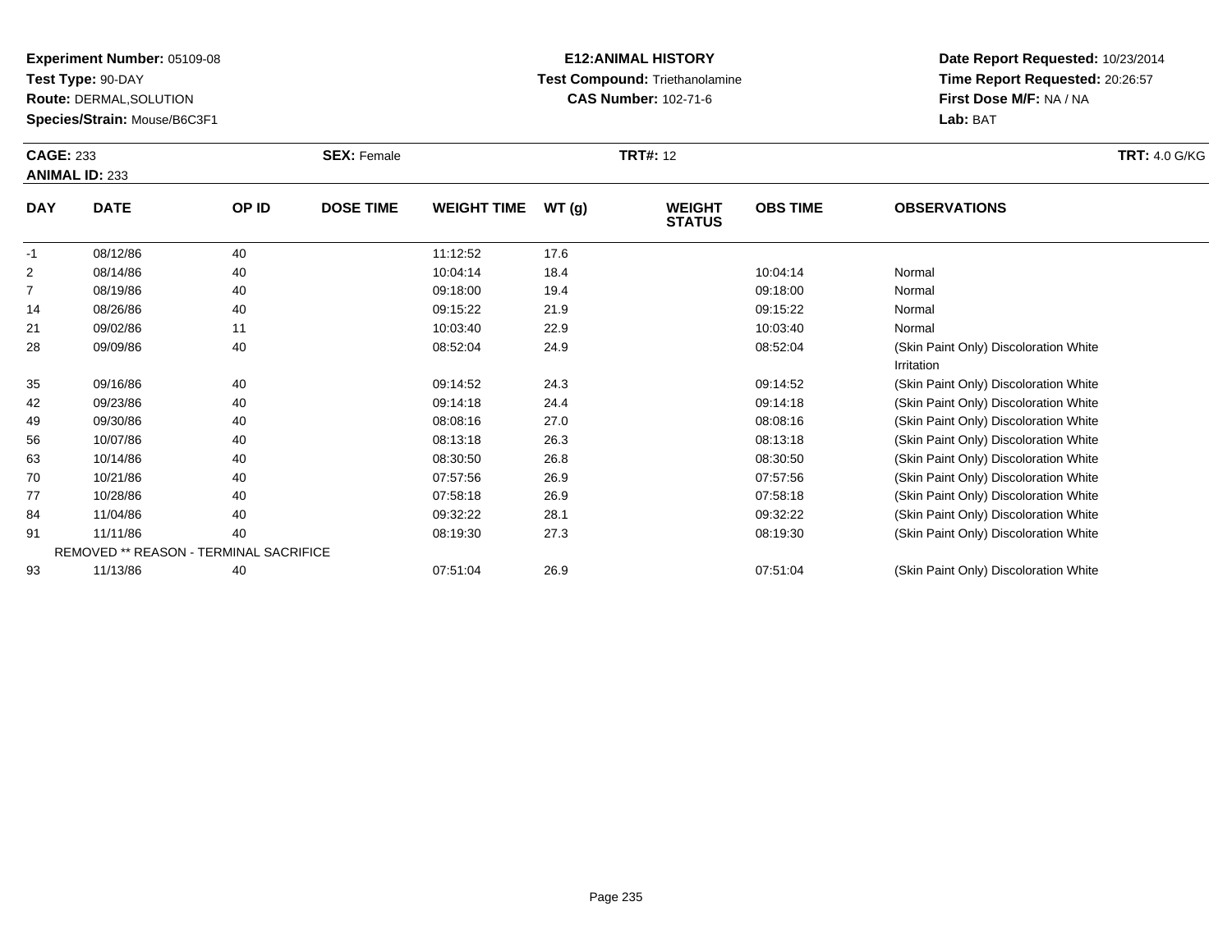**Experiment Number:** 05109-08
**Test Type:** 90-DAY
**Route:** DERMAL,SOLUTION
**Species/Strain:** Mouse/B6C3F1

**E12:ANIMAL HISTORY**
**Test Compound:** Triethanolamine
**CAS Number:** 102-71-6

**Date Report Requested:** 10/23/2014
**Time Report Requested:** 20:26:57
**First Dose M/F:** NA / NA
**Lab:** BAT

**CAGE:** 233
**ANIMAL ID:** 233
**SEX:** Female
**TRT#:** 12
**TRT:** 4.0 G/KG

| DAY | DATE | OP ID | DOSE TIME | WEIGHT TIME | WT (g) | WEIGHT STATUS | OBS TIME | OBSERVATIONS |
|---|---|---|---|---|---|---|---|---|
| -1 | 08/12/86 | 40 | | 11:12:52 | 17.6 | | | |
| 2 | 08/14/86 | 40 | | 10:04:14 | 18.4 | | 10:04:14 | Normal |
| 7 | 08/19/86 | 40 | | 09:18:00 | 19.4 | | 09:18:00 | Normal |
| 14 | 08/26/86 | 40 | | 09:15:22 | 21.9 | | 09:15:22 | Normal |
| 21 | 09/02/86 | 11 | | 10:03:40 | 22.9 | | 10:03:40 | Normal |
| 28 | 09/09/86 | 40 | | 08:52:04 | 24.9 | | 08:52:04 | (Skin Paint Only) Discoloration White Irritation |
| 35 | 09/16/86 | 40 | | 09:14:52 | 24.3 | | 09:14:52 | (Skin Paint Only) Discoloration White |
| 42 | 09/23/86 | 40 | | 09:14:18 | 24.4 | | 09:14:18 | (Skin Paint Only) Discoloration White |
| 49 | 09/30/86 | 40 | | 08:08:16 | 27.0 | | 08:08:16 | (Skin Paint Only) Discoloration White |
| 56 | 10/07/86 | 40 | | 08:13:18 | 26.3 | | 08:13:18 | (Skin Paint Only) Discoloration White |
| 63 | 10/14/86 | 40 | | 08:30:50 | 26.8 | | 08:30:50 | (Skin Paint Only) Discoloration White |
| 70 | 10/21/86 | 40 | | 07:57:56 | 26.9 | | 07:57:56 | (Skin Paint Only) Discoloration White |
| 77 | 10/28/86 | 40 | | 07:58:18 | 26.9 | | 07:58:18 | (Skin Paint Only) Discoloration White |
| 84 | 11/04/86 | 40 | | 09:32:22 | 28.1 | | 09:32:22 | (Skin Paint Only) Discoloration White |
| 91 | 11/11/86 | 40 | | 08:19:30 | 27.3 | | 08:19:30 | (Skin Paint Only) Discoloration White |
| REMOVED ** REASON - TERMINAL SACRIFICE | | | | | | | | |
| 93 | 11/13/86 | 40 | | 07:51:04 | 26.9 | | 07:51:04 | (Skin Paint Only) Discoloration White |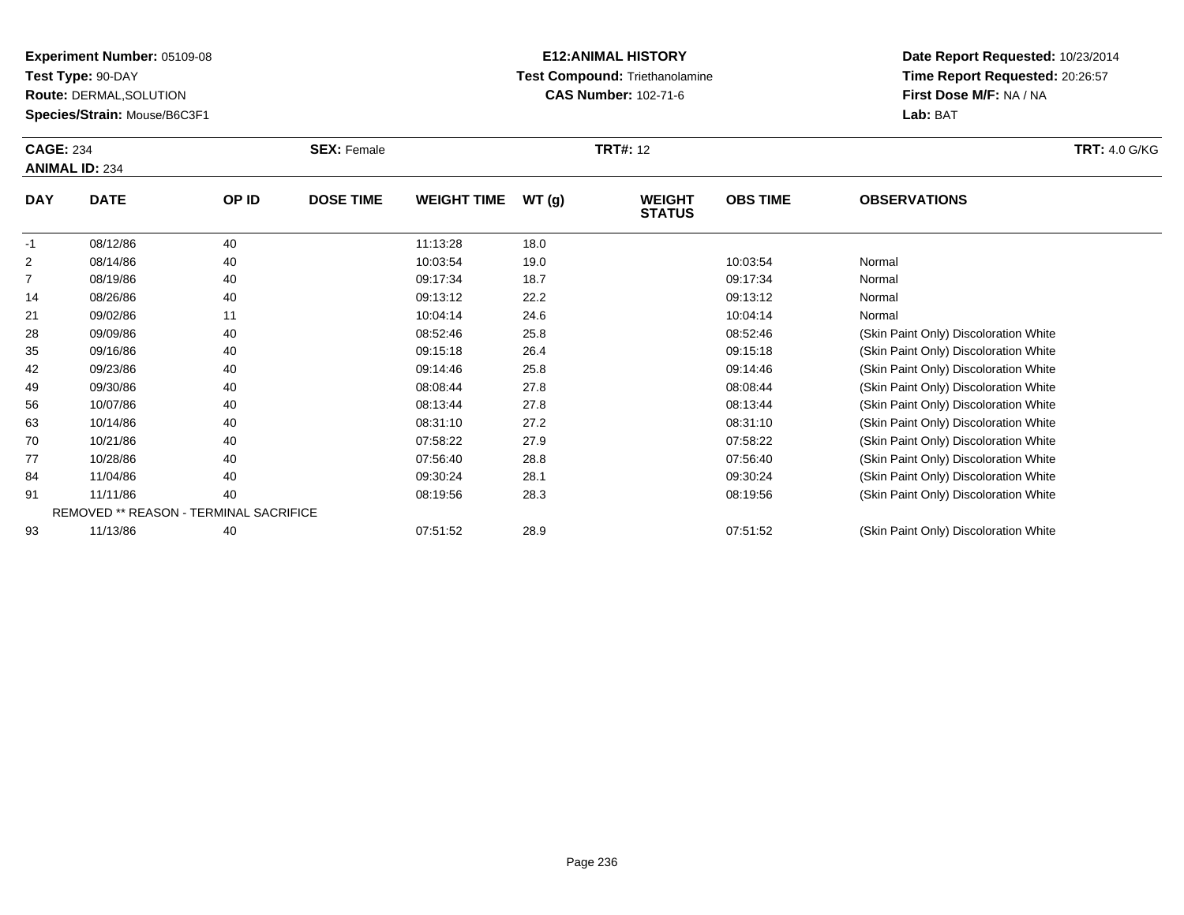**Experiment Number:** 05109-08
**Test Type:** 90-DAY
**Route:** DERMAL,SOLUTION
**Species/Strain:** Mouse/B6C3F1

**E12:ANIMAL HISTORY**
**Test Compound:** Triethanolamine
**CAS Number:** 102-71-6

**Date Report Requested:** 10/23/2014
**Time Report Requested:** 20:26:57
**First Dose M/F:** NA / NA
**Lab:** BAT

**CAGE:** 234
**ANIMAL ID:** 234
**SEX:** Female
**TRT#:** 12
**TRT:** 4.0 G/KG

| DAY | DATE | OP ID | DOSE TIME | WEIGHT TIME | WT (g) | WEIGHT STATUS | OBS TIME | OBSERVATIONS |
|---|---|---|---|---|---|---|---|---|
| -1 | 08/12/86 | 40 | | 11:13:28 | 18.0 | | | |
| 2 | 08/14/86 | 40 | | 10:03:54 | 19.0 | | 10:03:54 | Normal |
| 7 | 08/19/86 | 40 | | 09:17:34 | 18.7 | | 09:17:34 | Normal |
| 14 | 08/26/86 | 40 | | 09:13:12 | 22.2 | | 09:13:12 | Normal |
| 21 | 09/02/86 | 11 | | 10:04:14 | 24.6 | | 10:04:14 | Normal |
| 28 | 09/09/86 | 40 | | 08:52:46 | 25.8 | | 08:52:46 | (Skin Paint Only) Discoloration White |
| 35 | 09/16/86 | 40 | | 09:15:18 | 26.4 | | 09:15:18 | (Skin Paint Only) Discoloration White |
| 42 | 09/23/86 | 40 | | 09:14:46 | 25.8 | | 09:14:46 | (Skin Paint Only) Discoloration White |
| 49 | 09/30/86 | 40 | | 08:08:44 | 27.8 | | 08:08:44 | (Skin Paint Only) Discoloration White |
| 56 | 10/07/86 | 40 | | 08:13:44 | 27.8 | | 08:13:44 | (Skin Paint Only) Discoloration White |
| 63 | 10/14/86 | 40 | | 08:31:10 | 27.2 | | 08:31:10 | (Skin Paint Only) Discoloration White |
| 70 | 10/21/86 | 40 | | 07:58:22 | 27.9 | | 07:58:22 | (Skin Paint Only) Discoloration White |
| 77 | 10/28/86 | 40 | | 07:56:40 | 28.8 | | 07:56:40 | (Skin Paint Only) Discoloration White |
| 84 | 11/04/86 | 40 | | 09:30:24 | 28.1 | | 09:30:24 | (Skin Paint Only) Discoloration White |
| 91 | 11/11/86 | 40 | | 08:19:56 | 28.3 | | 08:19:56 | (Skin Paint Only) Discoloration White |
| | REMOVED ** REASON - TERMINAL SACRIFICE | | | | | | | |
| 93 | 11/13/86 | 40 | | 07:51:52 | 28.9 | | 07:51:52 | (Skin Paint Only) Discoloration White |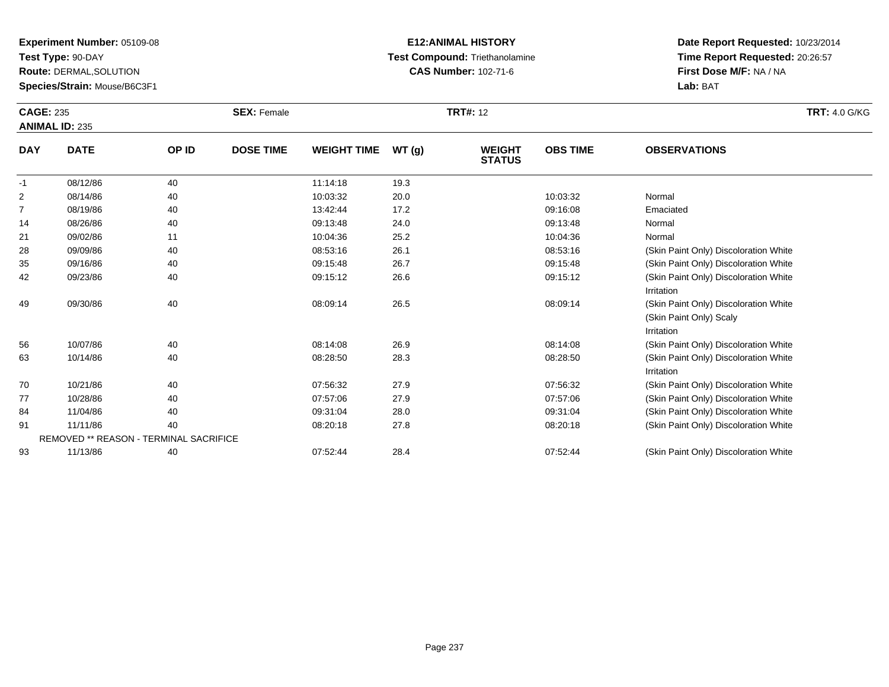**Experiment Number:** 05109-08
**Test Type:** 90-DAY
**Route:** DERMAL,SOLUTION
**Species/Strain:** Mouse/B6C3F1

**E12:ANIMAL HISTORY**
**Test Compound:** Triethanolamine
**CAS Number:** 102-71-6

**Date Report Requested:** 10/23/2014
**Time Report Requested:** 20:26:57
**First Dose M/F:** NA / NA
**Lab:** BAT

**CAGE:** 235 **SEX:** Female **TRT#:** 12 **TRT:** 4.0 G/KG
**ANIMAL ID:** 235

| DAY | DATE | OP ID | DOSE TIME | WEIGHT TIME | WT (g) | WEIGHT STATUS | OBS TIME | OBSERVATIONS |
|---|---|---|---|---|---|---|---|---|
| -1 | 08/12/86 | 40 | | 11:14:18 | 19.3 | | | |
| 2 | 08/14/86 | 40 | | 10:03:32 | 20.0 | | 10:03:32 | Normal |
| 7 | 08/19/86 | 40 | | 13:42:44 | 17.2 | | 09:16:08 | Emaciated |
| 14 | 08/26/86 | 40 | | 09:13:48 | 24.0 | | 09:13:48 | Normal |
| 21 | 09/02/86 | 11 | | 10:04:36 | 25.2 | | 10:04:36 | Normal |
| 28 | 09/09/86 | 40 | | 08:53:16 | 26.1 | | 08:53:16 | (Skin Paint Only) Discoloration White |
| 35 | 09/16/86 | 40 | | 09:15:48 | 26.7 | | 09:15:48 | (Skin Paint Only) Discoloration White |
| 42 | 09/23/86 | 40 | | 09:15:12 | 26.6 | | 09:15:12 | (Skin Paint Only) Discoloration White<br>Irritation |
| 49 | 09/30/86 | 40 | | 08:09:14 | 26.5 | | 08:09:14 | (Skin Paint Only) Discoloration White<br>(Skin Paint Only) Scaly<br>Irritation |
| 56 | 10/07/86 | 40 | | 08:14:08 | 26.9 | | 08:14:08 | (Skin Paint Only) Discoloration White |
| 63 | 10/14/86 | 40 | | 08:28:50 | 28.3 | | 08:28:50 | (Skin Paint Only) Discoloration White<br>Irritation |
| 70 | 10/21/86 | 40 | | 07:56:32 | 27.9 | | 07:56:32 | (Skin Paint Only) Discoloration White |
| 77 | 10/28/86 | 40 | | 07:57:06 | 27.9 | | 07:57:06 | (Skin Paint Only) Discoloration White |
| 84 | 11/04/86 | 40 | | 09:31:04 | 28.0 | | 09:31:04 | (Skin Paint Only) Discoloration White |
| 91 | 11/11/86 | 40 | | 08:20:18 | 27.8 | | 08:20:18 | (Skin Paint Only) Discoloration White |
| REMOVED ** REASON - TERMINAL SACRIFICE | | | | | | | | |
| 93 | 11/13/86 | 40 | | 07:52:44 | 28.4 | | 07:52:44 | (Skin Paint Only) Discoloration White |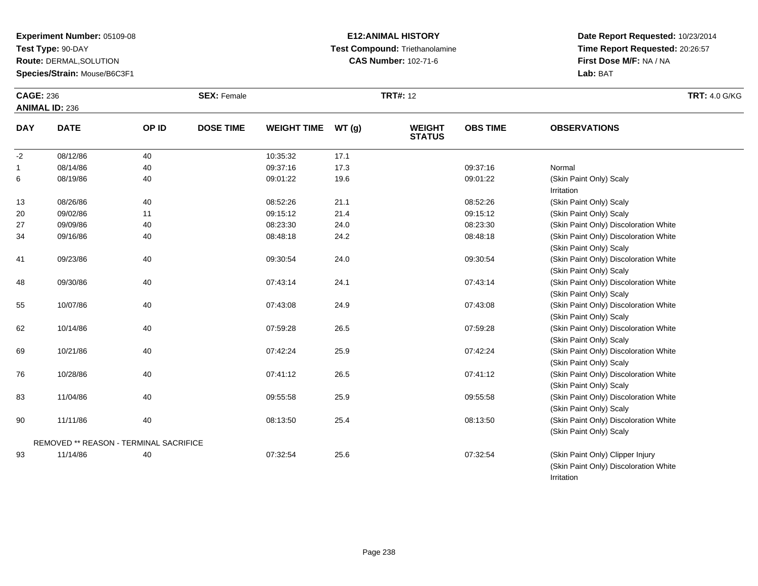**Experiment Number:** 05109-08
**Test Type:** 90-DAY
**Route:** DERMAL,SOLUTION
**Species/Strain:** Mouse/B6C3F1

**E12:ANIMAL HISTORY**
**Test Compound:** Triethanolamine
**CAS Number:** 102-71-6

**Date Report Requested:** 10/23/2014
**Time Report Requested:** 20:26:57
**First Dose M/F:** NA / NA
**Lab:** BAT

**CAGE:** 236
**ANIMAL ID:** 236
**SEX:** Female
**TRT#:** 12
**TRT:** 4.0 G/KG

| DAY | DATE | OP ID | DOSE TIME | WEIGHT TIME | WT (g) | WEIGHT STATUS | OBS TIME | OBSERVATIONS |
|---|---|---|---|---|---|---|---|---|
| -2 | 08/12/86 | 40 | | 10:35:32 | 17.1 | | | |
| 1 | 08/14/86 | 40 | | 09:37:16 | 17.3 | | 09:37:16 | Normal |
| 6 | 08/19/86 | 40 | | 09:01:22 | 19.6 | | 09:01:22 | (Skin Paint Only) Scaly<br>Irritation |
| 13 | 08/26/86 | 40 | | 08:52:26 | 21.1 | | 08:52:26 | (Skin Paint Only) Scaly |
| 20 | 09/02/86 | 11 | | 09:15:12 | 21.4 | | 09:15:12 | (Skin Paint Only) Scaly |
| 27 | 09/09/86 | 40 | | 08:23:30 | 24.0 | | 08:23:30 | (Skin Paint Only) Discoloration White |
| 34 | 09/16/86 | 40 | | 08:48:18 | 24.2 | | 08:48:18 | (Skin Paint Only) Discoloration White<br>(Skin Paint Only) Scaly |
| 41 | 09/23/86 | 40 | | 09:30:54 | 24.0 | | 09:30:54 | (Skin Paint Only) Discoloration White<br>(Skin Paint Only) Scaly |
| 48 | 09/30/86 | 40 | | 07:43:14 | 24.1 | | 07:43:14 | (Skin Paint Only) Discoloration White<br>(Skin Paint Only) Scaly |
| 55 | 10/07/86 | 40 | | 07:43:08 | 24.9 | | 07:43:08 | (Skin Paint Only) Discoloration White<br>(Skin Paint Only) Scaly |
| 62 | 10/14/86 | 40 | | 07:59:28 | 26.5 | | 07:59:28 | (Skin Paint Only) Discoloration White<br>(Skin Paint Only) Scaly |
| 69 | 10/21/86 | 40 | | 07:42:24 | 25.9 | | 07:42:24 | (Skin Paint Only) Discoloration White<br>(Skin Paint Only) Scaly |
| 76 | 10/28/86 | 40 | | 07:41:12 | 26.5 | | 07:41:12 | (Skin Paint Only) Discoloration White<br>(Skin Paint Only) Scaly |
| 83 | 11/04/86 | 40 | | 09:55:58 | 25.9 | | 09:55:58 | (Skin Paint Only) Discoloration White<br>(Skin Paint Only) Scaly |
| 90 | 11/11/86 | 40 | | 08:13:50 | 25.4 | | 08:13:50 | (Skin Paint Only) Discoloration White<br>(Skin Paint Only) Scaly |
| | REMOVED ** REASON - TERMINAL SACRIFICE | | | | | | | |
| 93 | 11/14/86 | 40 | | 07:32:54 | 25.6 | | 07:32:54 | (Skin Paint Only) Clipper Injury<br>(Skin Paint Only) Discoloration White<br>Irritation |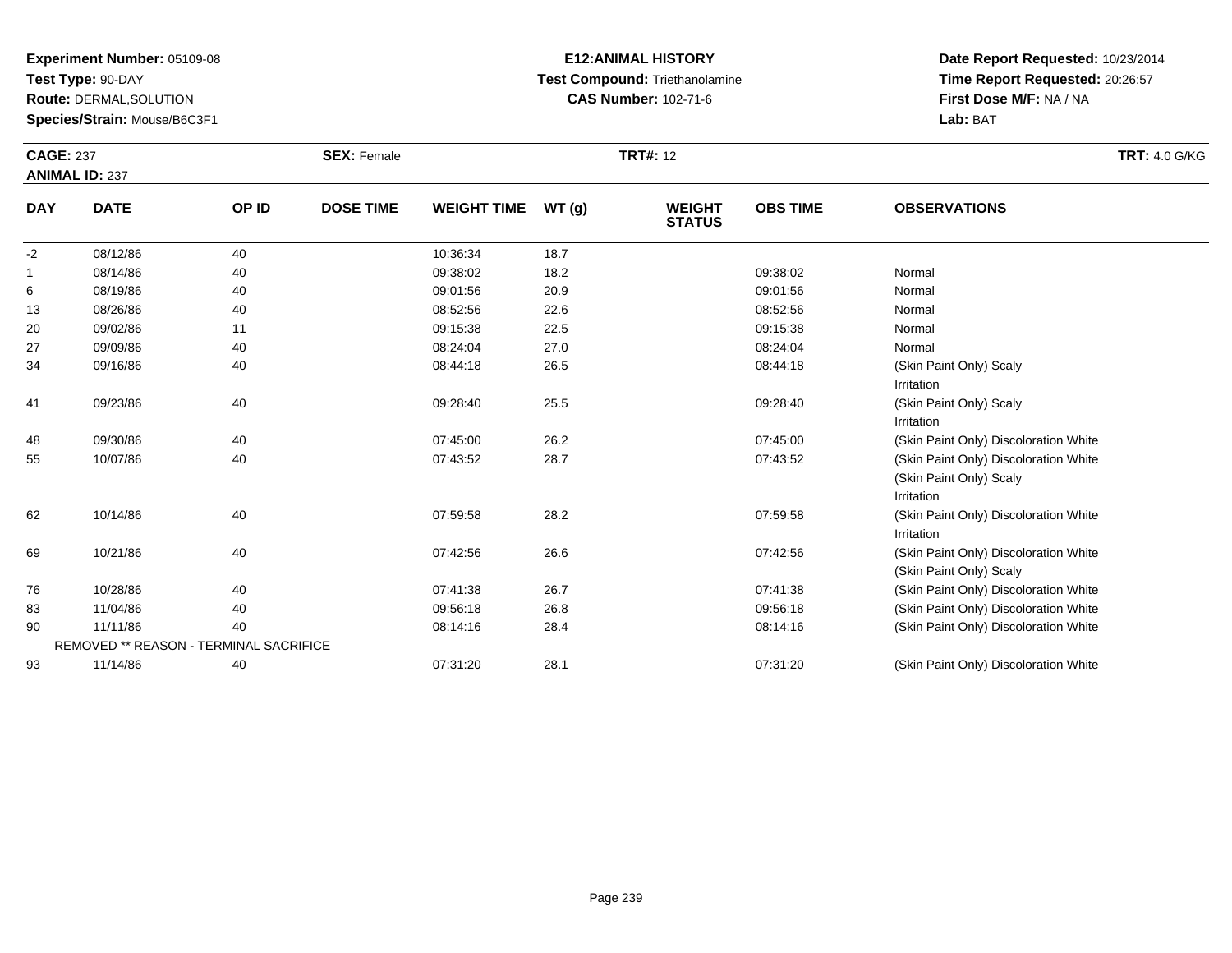**Experiment Number:** 05109-08
**Test Type:** 90-DAY
**Route:** DERMAL,SOLUTION
**Species/Strain:** Mouse/B6C3F1

**E12:ANIMAL HISTORY**
**Test Compound:** Triethanolamine
**CAS Number:** 102-71-6

**Date Report Requested:** 10/23/2014
**Time Report Requested:** 20:26:57
**First Dose M/F:** NA / NA
**Lab:** BAT

**CAGE:** 237
**ANIMAL ID:** 237
**SEX:** Female
**TRT#:** 12
**TRT:** 4.0 G/KG

| DAY | DATE | OP ID | DOSE TIME | WEIGHT TIME | WT (g) | WEIGHT STATUS | OBS TIME | OBSERVATIONS |
|---|---|---|---|---|---|---|---|---|
| -2 | 08/12/86 | 40 | | 10:36:34 | 18.7 | | | |
| 1 | 08/14/86 | 40 | | 09:38:02 | 18.2 | | 09:38:02 | Normal |
| 6 | 08/19/86 | 40 | | 09:01:56 | 20.9 | | 09:01:56 | Normal |
| 13 | 08/26/86 | 40 | | 08:52:56 | 22.6 | | 08:52:56 | Normal |
| 20 | 09/02/86 | 11 | | 09:15:38 | 22.5 | | 09:15:38 | Normal |
| 27 | 09/09/86 | 40 | | 08:24:04 | 27.0 | | 08:24:04 | Normal |
| 34 | 09/16/86 | 40 | | 08:44:18 | 26.5 | | 08:44:18 | (Skin Paint Only) Scaly<br>Irritation |
| 41 | 09/23/86 | 40 | | 09:28:40 | 25.5 | | 09:28:40 | (Skin Paint Only) Scaly<br>Irritation |
| 48 | 09/30/86 | 40 | | 07:45:00 | 26.2 | | 07:45:00 | (Skin Paint Only) Discoloration White |
| 55 | 10/07/86 | 40 | | 07:43:52 | 28.7 | | 07:43:52 | (Skin Paint Only) Discoloration White<br>(Skin Paint Only) Scaly<br>Irritation |
| 62 | 10/14/86 | 40 | | 07:59:58 | 28.2 | | 07:59:58 | (Skin Paint Only) Discoloration White<br>Irritation |
| 69 | 10/21/86 | 40 | | 07:42:56 | 26.6 | | 07:42:56 | (Skin Paint Only) Discoloration White<br>(Skin Paint Only) Scaly |
| 76 | 10/28/86 | 40 | | 07:41:38 | 26.7 | | 07:41:38 | (Skin Paint Only) Discoloration White |
| 83 | 11/04/86 | 40 | | 09:56:18 | 26.8 | | 09:56:18 | (Skin Paint Only) Discoloration White |
| 90 | 11/11/86 | 40 | | 08:14:16 | 28.4 | | 08:14:16 | (Skin Paint Only) Discoloration White |
| | REMOVED ** REASON - TERMINAL SACRIFICE | | | | | | | |
| 93 | 11/14/86 | 40 | | 07:31:20 | 28.1 | | 07:31:20 | (Skin Paint Only) Discoloration White |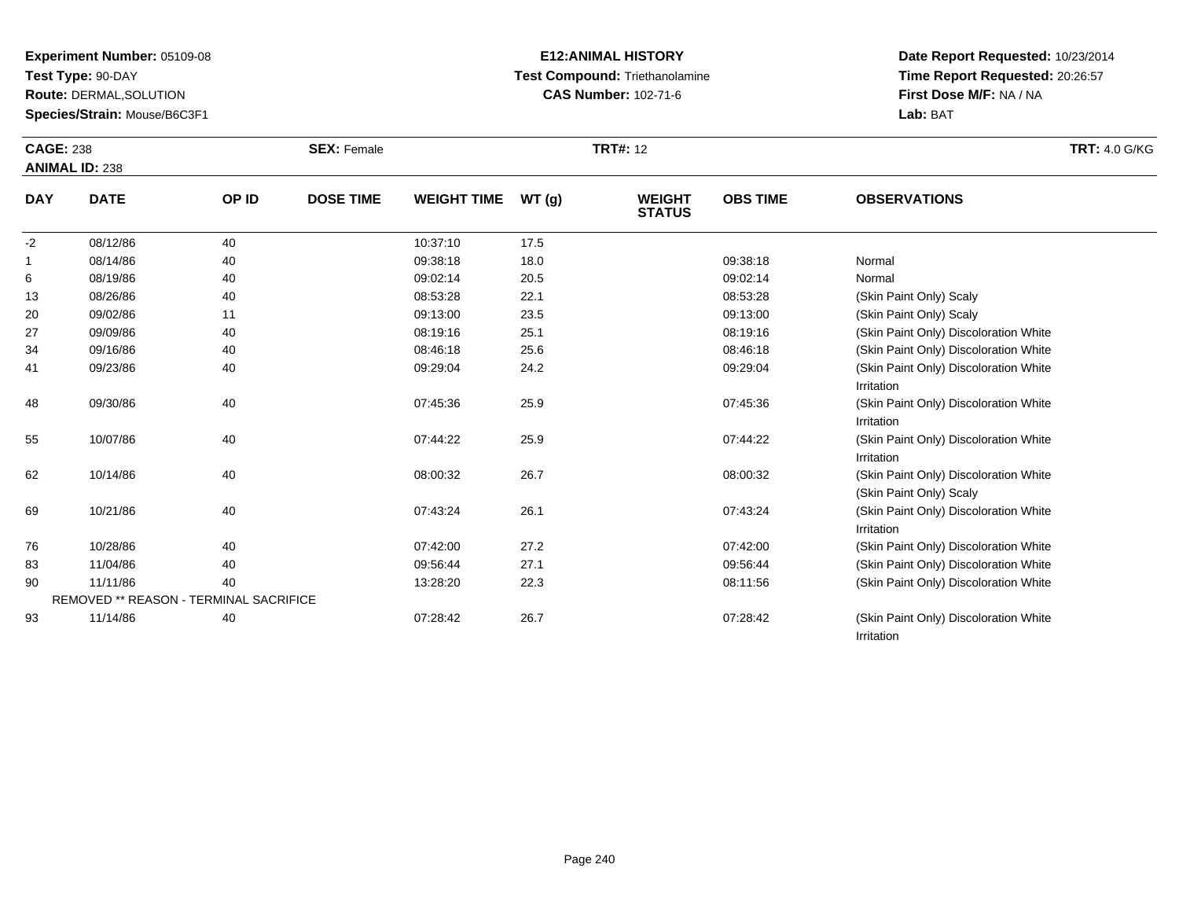**Experiment Number:** 05109-08
**Test Type:** 90-DAY
**Route:** DERMAL,SOLUTION
**Species/Strain:** Mouse/B6C3F1

**E12:ANIMAL HISTORY**
**Test Compound:** Triethanolamine
**CAS Number:** 102-71-6

**Date Report Requested:** 10/23/2014
**Time Report Requested:** 20:26:57
**First Dose M/F:** NA / NA
**Lab:** BAT

**CAGE:** 238
**ANIMAL ID:** 238
**SEX:** Female
**TRT#:** 12
**TRT:** 4.0 G/KG

| DAY | DATE | OP ID | DOSE TIME | WEIGHT TIME | WT (g) | WEIGHT STATUS | OBS TIME | OBSERVATIONS |
|---|---|---|---|---|---|---|---|---|
| -2 | 08/12/86 | 40 | | 10:37:10 | 17.5 | | | |
| 1 | 08/14/86 | 40 | | 09:38:18 | 18.0 | | 09:38:18 | Normal |
| 6 | 08/19/86 | 40 | | 09:02:14 | 20.5 | | 09:02:14 | Normal |
| 13 | 08/26/86 | 40 | | 08:53:28 | 22.1 | | 08:53:28 | (Skin Paint Only) Scaly |
| 20 | 09/02/86 | 11 | | 09:13:00 | 23.5 | | 09:13:00 | (Skin Paint Only) Scaly |
| 27 | 09/09/86 | 40 | | 08:19:16 | 25.1 | | 08:19:16 | (Skin Paint Only) Discoloration White |
| 34 | 09/16/86 | 40 | | 08:46:18 | 25.6 | | 08:46:18 | (Skin Paint Only) Discoloration White |
| 41 | 09/23/86 | 40 | | 09:29:04 | 24.2 | | 09:29:04 | (Skin Paint Only) Discoloration White<br>Irritation |
| 48 | 09/30/86 | 40 | | 07:45:36 | 25.9 | | 07:45:36 | (Skin Paint Only) Discoloration White<br>Irritation |
| 55 | 10/07/86 | 40 | | 07:44:22 | 25.9 | | 07:44:22 | (Skin Paint Only) Discoloration White<br>Irritation |
| 62 | 10/14/86 | 40 | | 08:00:32 | 26.7 | | 08:00:32 | (Skin Paint Only) Discoloration White<br>(Skin Paint Only) Scaly |
| 69 | 10/21/86 | 40 | | 07:43:24 | 26.1 | | 07:43:24 | (Skin Paint Only) Discoloration White<br>Irritation |
| 76 | 10/28/86 | 40 | | 07:42:00 | 27.2 | | 07:42:00 | (Skin Paint Only) Discoloration White |
| 83 | 11/04/86 | 40 | | 09:56:44 | 27.1 | | 09:56:44 | (Skin Paint Only) Discoloration White |
| 90 | 11/11/86 | 40 | | 13:28:20 | 22.3 | | 08:11:56 | (Skin Paint Only) Discoloration White |
| REMOVED ** REASON - TERMINAL SACRIFICE | | | | | | | | |
| 93 | 11/14/86 | 40 | | 07:28:42 | 26.7 | | 07:28:42 | (Skin Paint Only) Discoloration White<br>Irritation |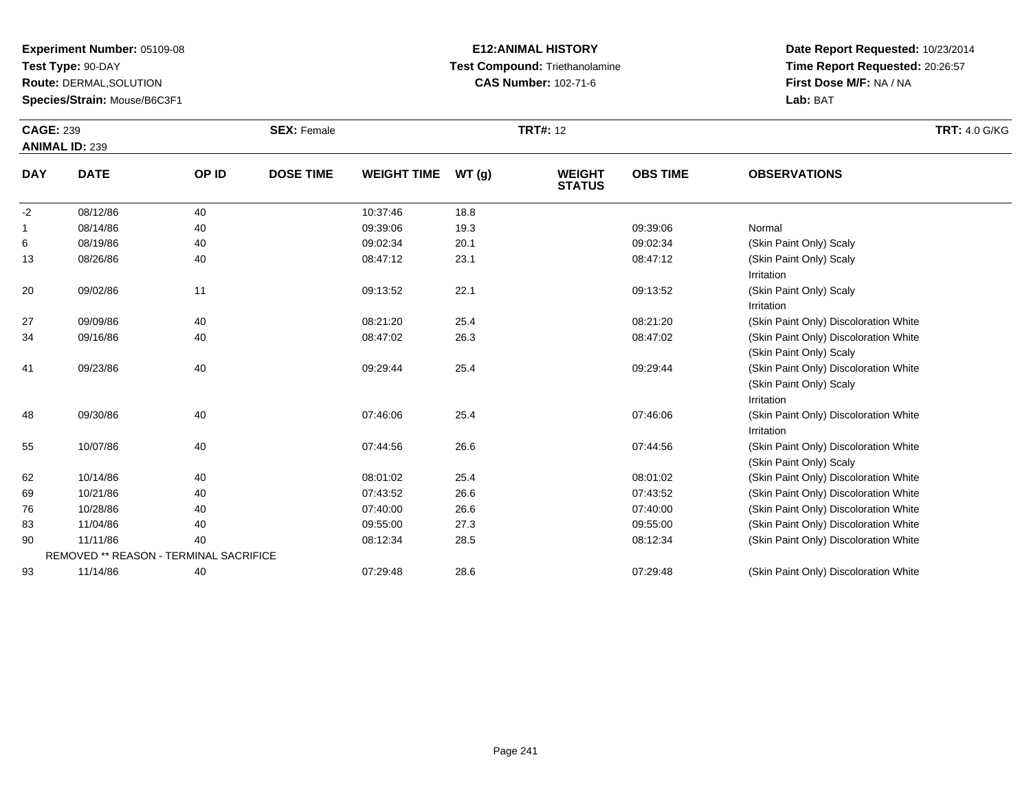**Experiment Number:** 05109-08
**Test Type:** 90-DAY
**Route:** DERMAL,SOLUTION
**Species/Strain:** Mouse/B6C3F1

**E12:ANIMAL HISTORY**
**Test Compound:** Triethanolamine
**CAS Number:** 102-71-6

**Date Report Requested:** 10/23/2014
**Time Report Requested:** 20:26:57
**First Dose M/F:** NA / NA
**Lab:** BAT

**CAGE:** 239
**ANIMAL ID:** 239
**SEX:** Female
**TRT#:** 12
**TRT:** 4.0 G/KG

| DAY | DATE | OP ID | DOSE TIME | WEIGHT TIME | WT (g) | WEIGHT STATUS | OBS TIME | OBSERVATIONS |
|---|---|---|---|---|---|---|---|---|
| -2 | 08/12/86 | 40 | | 10:37:46 | 18.8 | | | |
| 1 | 08/14/86 | 40 | | 09:39:06 | 19.3 | | 09:39:06 | Normal |
| 6 | 08/19/86 | 40 | | 09:02:34 | 20.1 | | 09:02:34 | (Skin Paint Only) Scaly |
| 13 | 08/26/86 | 40 | | 08:47:12 | 23.1 | | 08:47:12 | (Skin Paint Only) Scaly<br>Irritation |
| 20 | 09/02/86 | 11 | | 09:13:52 | 22.1 | | 09:13:52 | (Skin Paint Only) Scaly<br>Irritation |
| 27 | 09/09/86 | 40 | | 08:21:20 | 25.4 | | 08:21:20 | (Skin Paint Only) Discoloration White |
| 34 | 09/16/86 | 40 | | 08:47:02 | 26.3 | | 08:47:02 | (Skin Paint Only) Discoloration White<br>(Skin Paint Only) Scaly |
| 41 | 09/23/86 | 40 | | 09:29:44 | 25.4 | | 09:29:44 | (Skin Paint Only) Discoloration White<br>(Skin Paint Only) Scaly<br>Irritation |
| 48 | 09/30/86 | 40 | | 07:46:06 | 25.4 | | 07:46:06 | (Skin Paint Only) Discoloration White<br>Irritation |
| 55 | 10/07/86 | 40 | | 07:44:56 | 26.6 | | 07:44:56 | (Skin Paint Only) Discoloration White<br>(Skin Paint Only) Scaly |
| 62 | 10/14/86 | 40 | | 08:01:02 | 25.4 | | 08:01:02 | (Skin Paint Only) Discoloration White |
| 69 | 10/21/86 | 40 | | 07:43:52 | 26.6 | | 07:43:52 | (Skin Paint Only) Discoloration White |
| 76 | 10/28/86 | 40 | | 07:40:00 | 26.6 | | 07:40:00 | (Skin Paint Only) Discoloration White |
| 83 | 11/04/86 | 40 | | 09:55:00 | 27.3 | | 09:55:00 | (Skin Paint Only) Discoloration White |
| 90 | 11/11/86 | 40 | | 08:12:34 | 28.5 | | 08:12:34 | (Skin Paint Only) Discoloration White |
| | REMOVED ** REASON - TERMINAL SACRIFICE | | | | | | | |
| 93 | 11/14/86 | 40 | | 07:29:48 | 28.6 | | 07:29:48 | (Skin Paint Only) Discoloration White |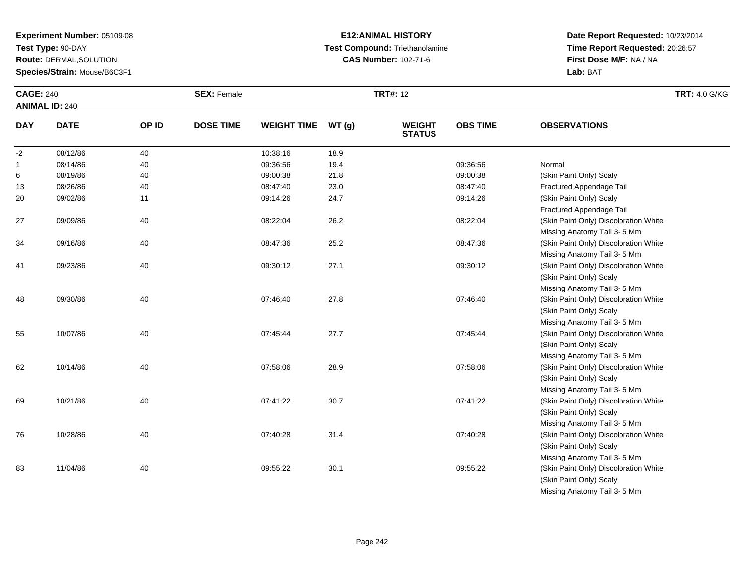**Experiment Number:** 05109-08
**Test Type:** 90-DAY
**Route:** DERMAL,SOLUTION
**Species/Strain:** Mouse/B6C3F1

**E12:ANIMAL HISTORY**
**Test Compound:** Triethanolamine
**CAS Number:** 102-71-6

**Date Report Requested:** 10/23/2014
**Time Report Requested:** 20:26:57
**First Dose M/F:** NA / NA
**Lab:** BAT

**CAGE:** 240 **SEX:** Female **TRT#:** 12 **TRT:** 4.0 G/KG
**ANIMAL ID:** 240

| DAY | DATE | OP ID | DOSE TIME | WEIGHT TIME | WT (g) | WEIGHT STATUS | OBS TIME | OBSERVATIONS |
|---|---|---|---|---|---|---|---|---|
| -2 | 08/12/86 | 40 | | 10:38:16 | 18.9 | | | |
| 1 | 08/14/86 | 40 | | 09:36:56 | 19.4 | | 09:36:56 | Normal |
| 6 | 08/19/86 | 40 | | 09:00:38 | 21.8 | | 09:00:38 | (Skin Paint Only) Scaly |
| 13 | 08/26/86 | 40 | | 08:47:40 | 23.0 | | 08:47:40 | Fractured Appendage Tail |
| 20 | 09/02/86 | 11 | | 09:14:26 | 24.7 | | 09:14:26 | (Skin Paint Only) Scaly<br>Fractured Appendage Tail |
| 27 | 09/09/86 | 40 | | 08:22:04 | 26.2 | | 08:22:04 | (Skin Paint Only) Discoloration White<br>Missing Anatomy Tail 3- 5 Mm |
| 34 | 09/16/86 | 40 | | 08:47:36 | 25.2 | | 08:47:36 | (Skin Paint Only) Discoloration White<br>Missing Anatomy Tail 3- 5 Mm |
| 41 | 09/23/86 | 40 | | 09:30:12 | 27.1 | | 09:30:12 | (Skin Paint Only) Discoloration White<br>(Skin Paint Only) Scaly<br>Missing Anatomy Tail 3- 5 Mm |
| 48 | 09/30/86 | 40 | | 07:46:40 | 27.8 | | 07:46:40 | (Skin Paint Only) Discoloration White<br>(Skin Paint Only) Scaly<br>Missing Anatomy Tail 3- 5 Mm |
| 55 | 10/07/86 | 40 | | 07:45:44 | 27.7 | | 07:45:44 | (Skin Paint Only) Discoloration White<br>(Skin Paint Only) Scaly<br>Missing Anatomy Tail 3- 5 Mm |
| 62 | 10/14/86 | 40 | | 07:58:06 | 28.9 | | 07:58:06 | (Skin Paint Only) Discoloration White<br>(Skin Paint Only) Scaly<br>Missing Anatomy Tail 3- 5 Mm |
| 69 | 10/21/86 | 40 | | 07:41:22 | 30.7 | | 07:41:22 | (Skin Paint Only) Discoloration White<br>(Skin Paint Only) Scaly<br>Missing Anatomy Tail 3- 5 Mm |
| 76 | 10/28/86 | 40 | | 07:40:28 | 31.4 | | 07:40:28 | (Skin Paint Only) Discoloration White<br>(Skin Paint Only) Scaly<br>Missing Anatomy Tail 3- 5 Mm |
| 83 | 11/04/86 | 40 | | 09:55:22 | 30.1 | | 09:55:22 | (Skin Paint Only) Discoloration White<br>(Skin Paint Only) Scaly<br>Missing Anatomy Tail 3- 5 Mm |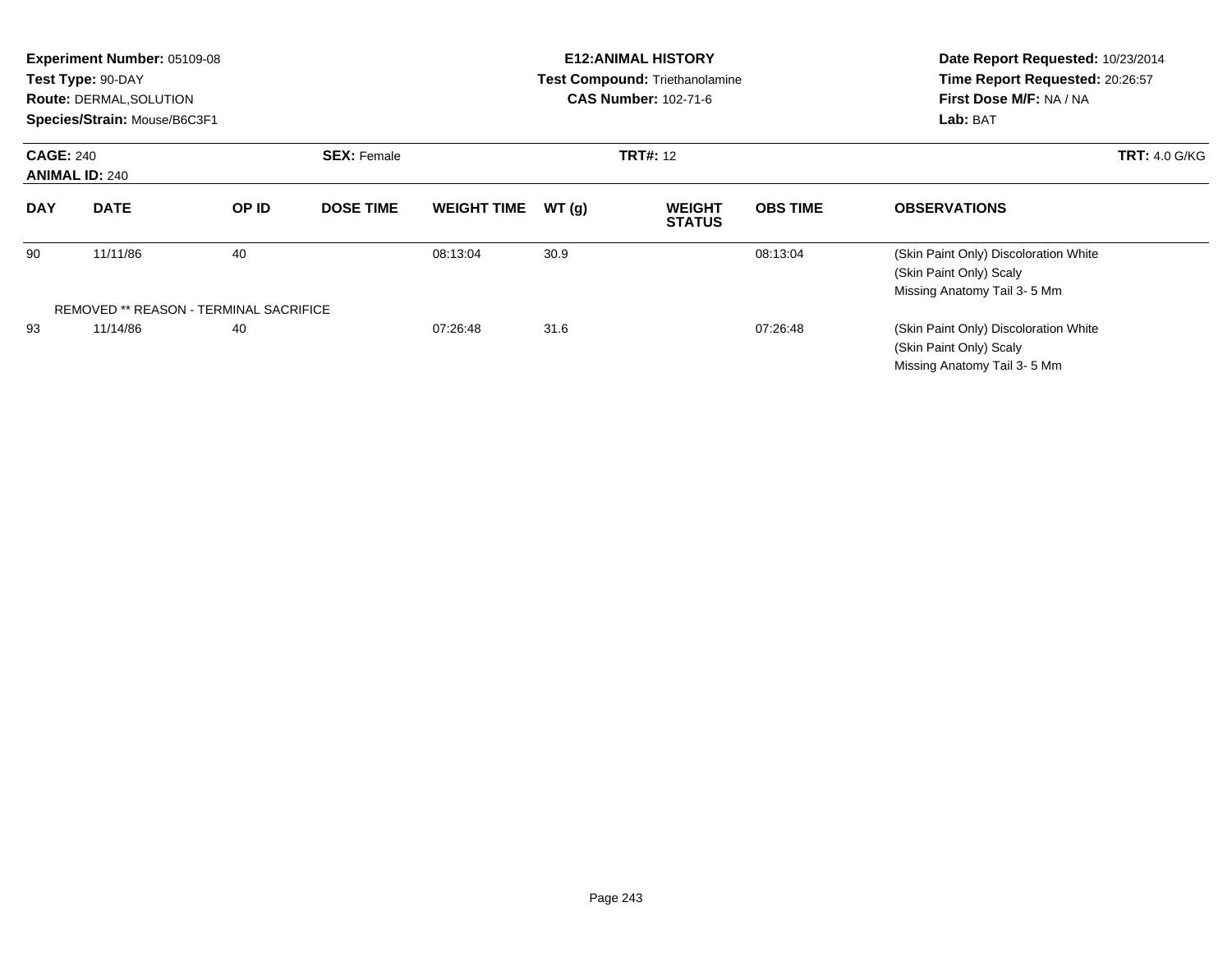**Experiment Number:** 05109-08
**Test Type:** 90-DAY
**Route:** DERMAL,SOLUTION
**Species/Strain:** Mouse/B6C3F1

**E12:ANIMAL HISTORY**
**Test Compound:** Triethanolamine
**CAS Number:** 102-71-6

**Date Report Requested:** 10/23/2014
**Time Report Requested:** 20:26:57
**First Dose M/F:** NA / NA
**Lab:** BAT

**CAGE:** 240
**ANIMAL ID:** 240
**SEX:** Female
**TRT#:** 12
**TRT:** 4.0 G/KG

| DAY | DATE | OP ID | DOSE TIME | WEIGHT TIME | WT (g) | WEIGHT STATUS | OBS TIME | OBSERVATIONS |
|---|---|---|---|---|---|---|---|---|
| 90 | 11/11/86 | 40 | | 08:13:04 | 30.9 | | 08:13:04 | (Skin Paint Only) Discoloration White<br>(Skin Paint Only) Scaly<br>Missing Anatomy Tail 3- 5 Mm |
| REMOVED ** REASON - TERMINAL SACRIFICE | | | | | | | | |
| 93 | 11/14/86 | 40 | | 07:26:48 | 31.6 | | 07:26:48 | (Skin Paint Only) Discoloration White<br>(Skin Paint Only) Scaly<br>Missing Anatomy Tail 3- 5 Mm |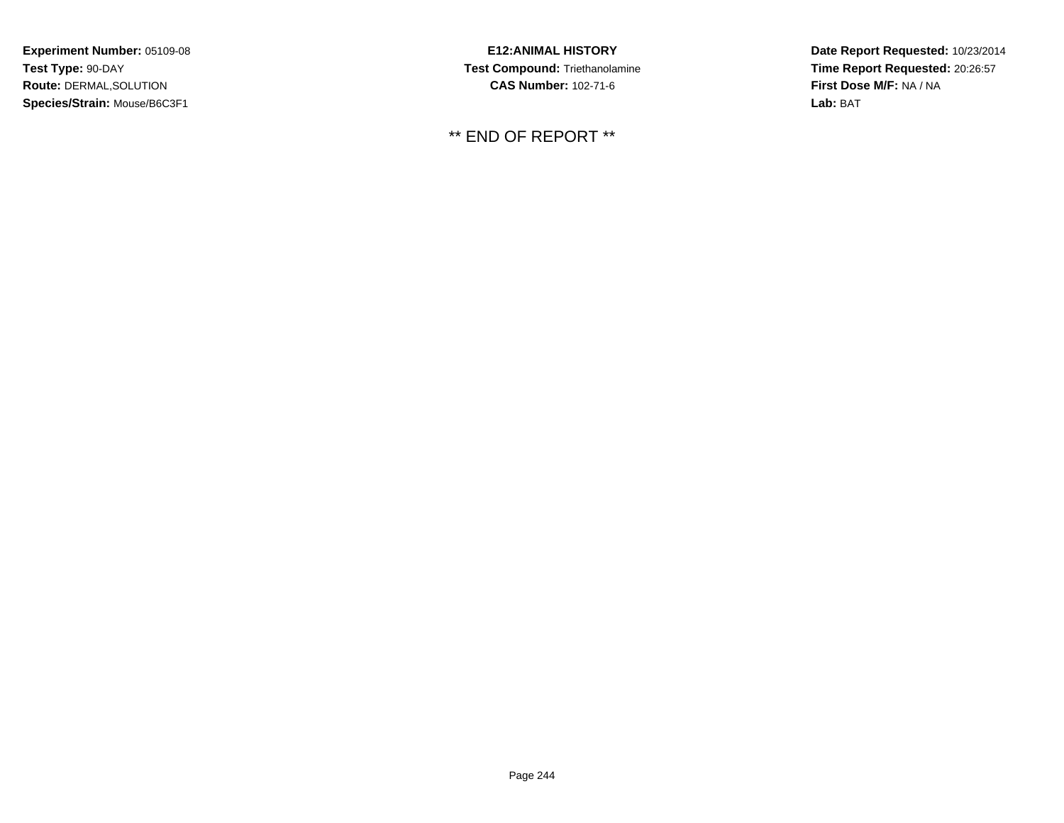**Experiment Number:** 05109-08
**Test Type:** 90-DAY
**Route:** DERMAL,SOLUTION
**Species/Strain:** Mouse/B6C3F1

**E12:ANIMAL HISTORY**
**Test Compound:** Triethanolamine
**CAS Number:** 102-71-6

**Date Report Requested:** 10/23/2014
**Time Report Requested:** 20:26:57
**First Dose M/F:** NA / NA
**Lab:** BAT

** END OF REPORT **